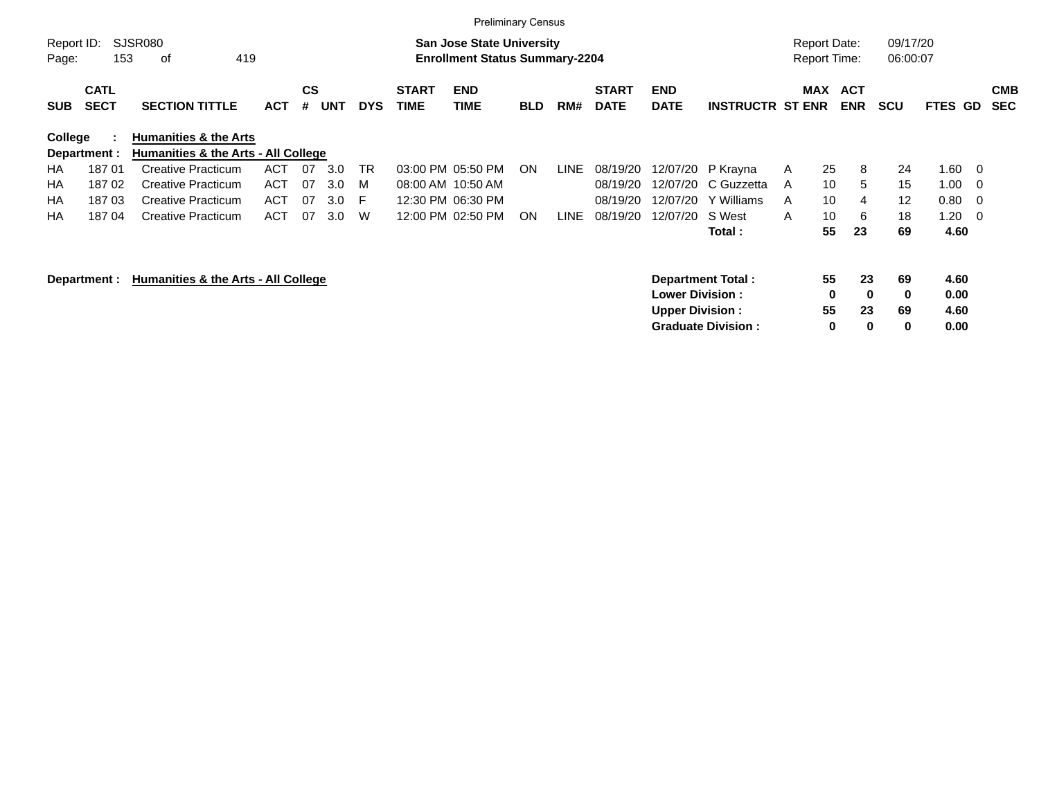Preliminary Census

Report ID: SJSR080
Page: 153 of 419

**San Jose State University**
**Enrollment Status Summary-2204**

Report Date: 09/17/20
Report Time: 06:00:07

| SUB | CATL SECT | SECTION TITTLE | ACT | CS # | UNT | DYS | START TIME | END TIME | BLD | RM# | START DATE | END DATE | INSTRUCTR | ST | MAX ENR | ACT ENR | SCU | FTES | GD | CMB SEC |
|---|---|---|---|---|---|---|---|---|---|---|---|---|---|---|---|---|---|---|---|---|
| **College :** | | **Humanities & the Arts** | | | | | | | | | | | | | | | | | | |
| **Department :** | | **Humanities & the Arts - All College** | | | | | | | | | | | | | | | | | | |
| HA | 187 01 | Creative Practicum | ACT | 07 | 3.0 | TR | 03:00 PM | 05:50 PM | ON | LINE | 08/19/20 | 12/07/20 | P Krayna | A | 25 | 8 | 24 | 1.60 | 0 | |
| HA | 187 02 | Creative Practicum | ACT | 07 | 3.0 | M | 08:00 AM | 10:50 AM | | | 08/19/20 | 12/07/20 | C Guzzetta | A | 10 | 5 | 15 | 1.00 | 0 | |
| HA | 187 03 | Creative Practicum | ACT | 07 | 3.0 | F | 12:30 PM | 06:30 PM | | | 08/19/20 | 12/07/20 | Y Williams | A | 10 | 4 | 12 | 0.80 | 0 | |
| HA | 187 04 | Creative Practicum | ACT | 07 | 3.0 | W | 12:00 PM | 02:50 PM | ON | LINE | 08/19/20 | 12/07/20 | S West | A | 10 | 6 | 18 | 1.20 | 0 | |
| | | | | | | | | | | | | | **Total :** | | **55** | **23** | **69** | **4.60** | | |

**Department : Humanities & the Arts - All College**

| | MAX ENR | ACT ENR | SCU | FTES |
|---|---|---|---|---|
| **Department Total :** | **55** | **23** | **69** | **4.60** |
| **Lower Division :** | **0** | **0** | **0** | **0.00** |
| **Upper Division :** | **55** | **23** | **69** | **4.60** |
| **Graduate Division :** | **0** | **0** | **0** | **0.00** |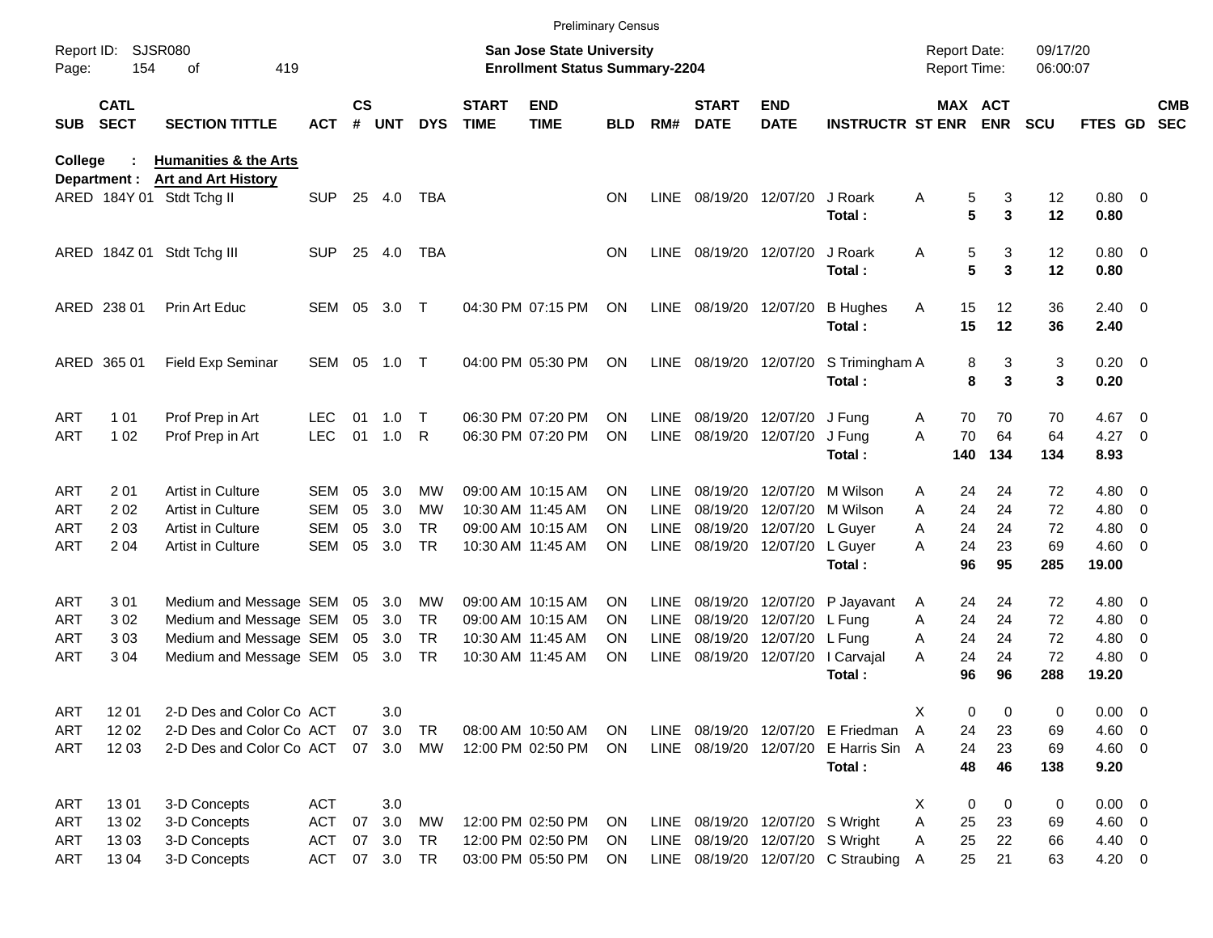Preliminary Census

Report ID: SJSR080
Page: 154 of 419

**San Jose State University**
**Enrollment Status Summary-2204**

Report Date: 09/17/20
Report Time: 06:00:07

**College : Humanities & the Arts**
**Department : Art and Art History**

| SUB | CATL SECT | SECTION TITTLE | ACT | CS # | UNT | DYS | START TIME | END TIME | BLD | RM# | START DATE | END DATE | INSTRUCTR | ST | MAX ENR | ACT ENR | SCU | FTES | GD | CMB SEC |
|---|---|---|---|---|---|---|---|---|---|---|---|---|---|---|---|---|---|---|---|---|
| ARED | 184Y 01 | Stdt Tchg II | SUP | 25 | 4.0 | TBA | | | ON | LINE | 08/19/20 | 12/07/20 | J Roark | A | 5 | 3 | 12 | 0.80 | 0 | |
| | | | | | | | | | | | | | **Total :** | | **5** | **3** | **12** | **0.80** | | |
| ARED | 184Z 01 | Stdt Tchg III | SUP | 25 | 4.0 | TBA | | | ON | LINE | 08/19/20 | 12/07/20 | J Roark | A | 5 | 3 | 12 | 0.80 | 0 | |
| | | | | | | | | | | | | | **Total :** | | **5** | **3** | **12** | **0.80** | | |
| ARED | 238 01 | Prin Art Educ | SEM | 05 | 3.0 | T | 04:30 PM | 07:15 PM | ON | LINE | 08/19/20 | 12/07/20 | B Hughes | A | 15 | 12 | 36 | 2.40 | 0 | |
| | | | | | | | | | | | | | **Total :** | | **15** | **12** | **36** | **2.40** | | |
| ARED | 365 01 | Field Exp Seminar | SEM | 05 | 1.0 | T | 04:00 PM | 05:30 PM | ON | LINE | 08/19/20 | 12/07/20 | S Trimingham | A | 8 | 3 | 3 | 0.20 | 0 | |
| | | | | | | | | | | | | | **Total :** | | **8** | **3** | **3** | **0.20** | | |
| ART | 1 01 | Prof Prep in Art | LEC | 01 | 1.0 | T | 06:30 PM | 07:20 PM | ON | LINE | 08/19/20 | 12/07/20 | J Fung | A | 70 | 70 | 70 | 4.67 | 0 | |
| ART | 1 02 | Prof Prep in Art | LEC | 01 | 1.0 | R | 06:30 PM | 07:20 PM | ON | LINE | 08/19/20 | 12/07/20 | J Fung | A | 70 | 64 | 64 | 4.27 | 0 | |
| | | | | | | | | | | | | | **Total :** | | **140** | **134** | **134** | **8.93** | | |
| ART | 2 01 | Artist in Culture | SEM | 05 | 3.0 | MW | 09:00 AM | 10:15 AM | ON | LINE | 08/19/20 | 12/07/20 | M Wilson | A | 24 | 24 | 72 | 4.80 | 0 | |
| ART | 2 02 | Artist in Culture | SEM | 05 | 3.0 | MW | 10:30 AM | 11:45 AM | ON | LINE | 08/19/20 | 12/07/20 | M Wilson | A | 24 | 24 | 72 | 4.80 | 0 | |
| ART | 2 03 | Artist in Culture | SEM | 05 | 3.0 | TR | 09:00 AM | 10:15 AM | ON | LINE | 08/19/20 | 12/07/20 | L Guyer | A | 24 | 24 | 72 | 4.80 | 0 | |
| ART | 2 04 | Artist in Culture | SEM | 05 | 3.0 | TR | 10:30 AM | 11:45 AM | ON | LINE | 08/19/20 | 12/07/20 | L Guyer | A | 24 | 23 | 69 | 4.60 | 0 | |
| | | | | | | | | | | | | | **Total :** | | **96** | **95** | **285** | **19.00** | | |
| ART | 3 01 | Medium and Message | SEM | 05 | 3.0 | MW | 09:00 AM | 10:15 AM | ON | LINE | 08/19/20 | 12/07/20 | P Jayavant | A | 24 | 24 | 72 | 4.80 | 0 | |
| ART | 3 02 | Medium and Message | SEM | 05 | 3.0 | TR | 09:00 AM | 10:15 AM | ON | LINE | 08/19/20 | 12/07/20 | L Fung | A | 24 | 24 | 72 | 4.80 | 0 | |
| ART | 3 03 | Medium and Message | SEM | 05 | 3.0 | TR | 10:30 AM | 11:45 AM | ON | LINE | 08/19/20 | 12/07/20 | L Fung | A | 24 | 24 | 72 | 4.80 | 0 | |
| ART | 3 04 | Medium and Message | SEM | 05 | 3.0 | TR | 10:30 AM | 11:45 AM | ON | LINE | 08/19/20 | 12/07/20 | I Carvajal | A | 24 | 24 | 72 | 4.80 | 0 | |
| | | | | | | | | | | | | | **Total :** | | **96** | **96** | **288** | **19.20** | | |
| ART | 12 01 | 2-D Des and Color Co | ACT | | 3.0 | | | | | | | | | X | 0 | 0 | 0 | 0.00 | 0 | |
| ART | 12 02 | 2-D Des and Color Co | ACT | 07 | 3.0 | TR | 08:00 AM | 10:50 AM | ON | LINE | 08/19/20 | 12/07/20 | E Friedman | A | 24 | 23 | 69 | 4.60 | 0 | |
| ART | 12 03 | 2-D Des and Color Co | ACT | 07 | 3.0 | MW | 12:00 PM | 02:50 PM | ON | LINE | 08/19/20 | 12/07/20 | E Harris Sin | A | 24 | 23 | 69 | 4.60 | 0 | |
| | | | | | | | | | | | | | **Total :** | | **48** | **46** | **138** | **9.20** | | |
| ART | 13 01 | 3-D Concepts | ACT | | 3.0 | | | | | | | | | X | 0 | 0 | 0 | 0.00 | 0 | |
| ART | 13 02 | 3-D Concepts | ACT | 07 | 3.0 | MW | 12:00 PM | 02:50 PM | ON | LINE | 08/19/20 | 12/07/20 | S Wright | A | 25 | 23 | 69 | 4.60 | 0 | |
| ART | 13 03 | 3-D Concepts | ACT | 07 | 3.0 | TR | 12:00 PM | 02:50 PM | ON | LINE | 08/19/20 | 12/07/20 | S Wright | A | 25 | 22 | 66 | 4.40 | 0 | |
| ART | 13 04 | 3-D Concepts | ACT | 07 | 3.0 | TR | 03:00 PM | 05:50 PM | ON | LINE | 08/19/20 | 12/07/20 | C Straubing | A | 25 | 21 | 63 | 4.20 | 0 | |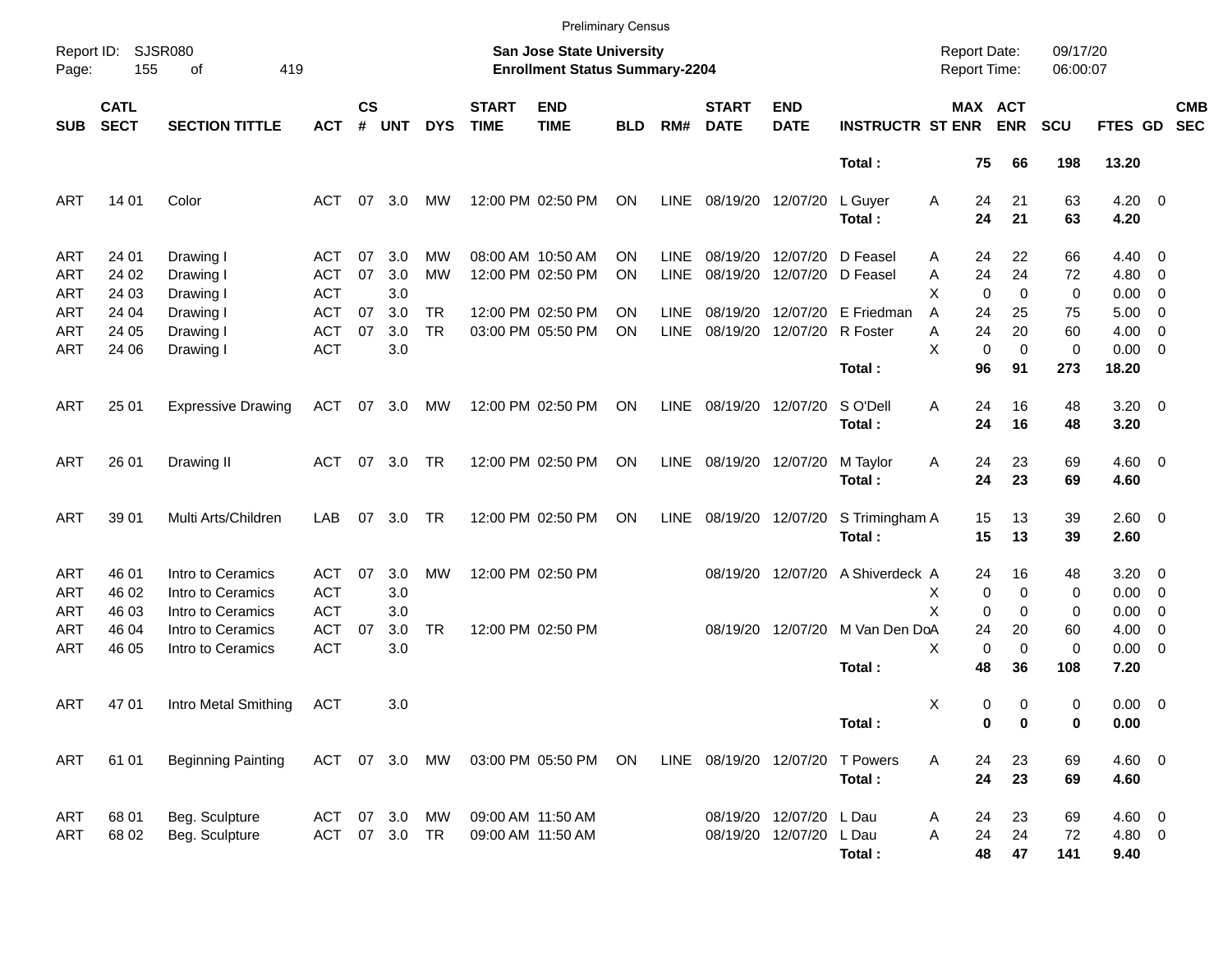Preliminary Census

Report ID: SJSR080
Page: 155 of 419

**San Jose State University**
**Enrollment Status Summary-2204**

Report Date: 09/17/20
Report Time: 06:00:07

| SUB | CATL SECT | SECTION TITTLE | ACT | CS # | UNT | DYS | START TIME | END TIME | BLD | RM# | START DATE | END DATE | INSTRUCTR | ST | MAX ENR | ACT ENR | SCU | FTES | GD | CMB SEC |
|---|---|---|---|---|---|---|---|---|---|---|---|---|---|---|---|---|---|---|---|---|
| | | | | | | | | | | | | | **Total :** | | **75** | **66** | **198** | **13.20** | | |
| ART | 14 01 | Color | ACT | 07 | 3.0 | MW | 12:00 PM | 02:50 PM | ON | LINE | 08/19/20 | 12/07/20 | L Guyer | A | 24 | 21 | 63 | 4.20 | 0 | |
| | | | | | | | | | | | | | **Total :** | | **24** | **21** | **63** | **4.20** | | |
| ART | 24 01 | Drawing I | ACT | 07 | 3.0 | MW | 08:00 AM | 10:50 AM | ON | LINE | 08/19/20 | 12/07/20 | D Feasel | A | 24 | 22 | 66 | 4.40 | 0 | |
| ART | 24 02 | Drawing I | ACT | 07 | 3.0 | MW | 12:00 PM | 02:50 PM | ON | LINE | 08/19/20 | 12/07/20 | D Feasel | A | 24 | 24 | 72 | 4.80 | 0 | |
| ART | 24 03 | Drawing I | ACT | | 3.0 | | | | | | | | | X | 0 | 0 | 0 | 0.00 | 0 | |
| ART | 24 04 | Drawing I | ACT | 07 | 3.0 | TR | 12:00 PM | 02:50 PM | ON | LINE | 08/19/20 | 12/07/20 | E Friedman | A | 24 | 25 | 75 | 5.00 | 0 | |
| ART | 24 05 | Drawing I | ACT | 07 | 3.0 | TR | 03:00 PM | 05:50 PM | ON | LINE | 08/19/20 | 12/07/20 | R Foster | A | 24 | 20 | 60 | 4.00 | 0 | |
| ART | 24 06 | Drawing I | ACT | | 3.0 | | | | | | | | | X | 0 | 0 | 0 | 0.00 | 0 | |
| | | | | | | | | | | | | | **Total :** | | **96** | **91** | **273** | **18.20** | | |
| ART | 25 01 | Expressive Drawing | ACT | 07 | 3.0 | MW | 12:00 PM | 02:50 PM | ON | LINE | 08/19/20 | 12/07/20 | S O'Dell | A | 24 | 16 | 48 | 3.20 | 0 | |
| | | | | | | | | | | | | | **Total :** | | **24** | **16** | **48** | **3.20** | | |
| ART | 26 01 | Drawing II | ACT | 07 | 3.0 | TR | 12:00 PM | 02:50 PM | ON | LINE | 08/19/20 | 12/07/20 | M Taylor | A | 24 | 23 | 69 | 4.60 | 0 | |
| | | | | | | | | | | | | | **Total :** | | **24** | **23** | **69** | **4.60** | | |
| ART | 39 01 | Multi Arts/Children | LAB | 07 | 3.0 | TR | 12:00 PM | 02:50 PM | ON | LINE | 08/19/20 | 12/07/20 | S Trimingham | A | 15 | 13 | 39 | 2.60 | 0 | |
| | | | | | | | | | | | | | **Total :** | | **15** | **13** | **39** | **2.60** | | |
| ART | 46 01 | Intro to Ceramics | ACT | 07 | 3.0 | MW | 12:00 PM | 02:50 PM | | | 08/19/20 | 12/07/20 | A Shiverdeck | A | 24 | 16 | 48 | 3.20 | 0 | |
| ART | 46 02 | Intro to Ceramics | ACT | | 3.0 | | | | | | | | | X | 0 | 0 | 0 | 0.00 | 0 | |
| ART | 46 03 | Intro to Ceramics | ACT | | 3.0 | | | | | | | | | X | 0 | 0 | 0 | 0.00 | 0 | |
| ART | 46 04 | Intro to Ceramics | ACT | 07 | 3.0 | TR | 12:00 PM | 02:50 PM | | | 08/19/20 | 12/07/20 | M Van Den Do | A | 24 | 20 | 60 | 4.00 | 0 | |
| ART | 46 05 | Intro to Ceramics | ACT | | 3.0 | | | | | | | | | X | 0 | 0 | 0 | 0.00 | 0 | |
| | | | | | | | | | | | | | **Total :** | | **48** | **36** | **108** | **7.20** | | |
| ART | 47 01 | Intro Metal Smithing | ACT | | 3.0 | | | | | | | | | X | 0 | 0 | 0 | 0.00 | 0 | |
| | | | | | | | | | | | | | **Total :** | | **0** | **0** | **0** | **0.00** | | |
| ART | 61 01 | Beginning Painting | ACT | 07 | 3.0 | MW | 03:00 PM | 05:50 PM | ON | LINE | 08/19/20 | 12/07/20 | T Powers | A | 24 | 23 | 69 | 4.60 | 0 | |
| | | | | | | | | | | | | | **Total :** | | **24** | **23** | **69** | **4.60** | | |
| ART | 68 01 | Beg. Sculpture | ACT | 07 | 3.0 | MW | 09:00 AM | 11:50 AM | | | 08/19/20 | 12/07/20 | L Dau | A | 24 | 23 | 69 | 4.60 | 0 | |
| ART | 68 02 | Beg. Sculpture | ACT | 07 | 3.0 | TR | 09:00 AM | 11:50 AM | | | 08/19/20 | 12/07/20 | L Dau | A | 24 | 24 | 72 | 4.80 | 0 | |
| | | | | | | | | | | | | | **Total :** | | **48** | **47** | **141** | **9.40** | | |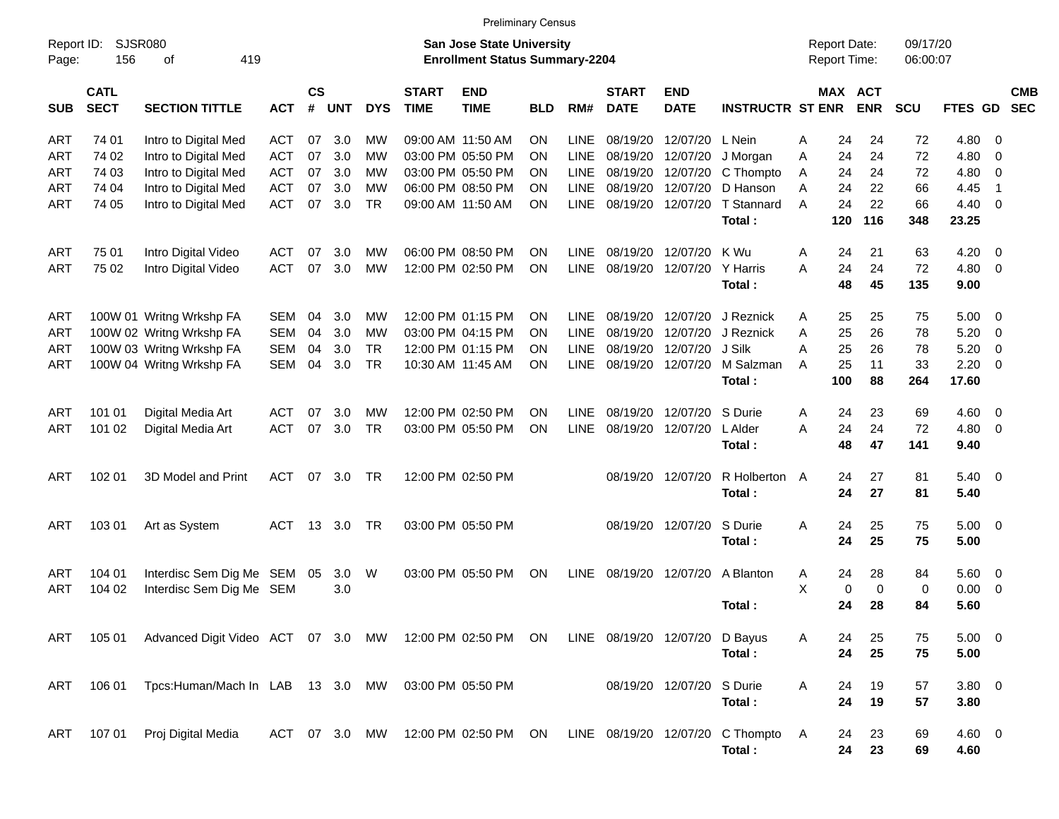Preliminary Census

Report ID: SJSR080

**San Jose State University**
**Enrollment Status Summary-2204**

Report Date: 09/17/20
Report Time: 06:00:07

| SUB | CATL SECT | SECTION TITTLE | ACT | CS # | UNT | DYS | START TIME | END TIME | BLD | RM# | START DATE | END DATE | INSTRUCTR | ST | MAX ENR | ACT ENR | SCU | FTES | GD | CMB SEC |
|---|---|---|---|---|---|---|---|---|---|---|---|---|---|---|---|---|---|---|---|---|
| ART | 74 01 | Intro to Digital Med | ACT | 07 | 3.0 | MW | 09:00 AM | 11:50 AM | ON | LINE | 08/19/20 | 12/07/20 | L Nein | A | 24 | 24 | 72 | 4.80 | 0 | |
| ART | 74 02 | Intro to Digital Med | ACT | 07 | 3.0 | MW | 03:00 PM | 05:50 PM | ON | LINE | 08/19/20 | 12/07/20 | J Morgan | A | 24 | 24 | 72 | 4.80 | 0 | |
| ART | 74 03 | Intro to Digital Med | ACT | 07 | 3.0 | MW | 03:00 PM | 05:50 PM | ON | LINE | 08/19/20 | 12/07/20 | C Thompto | A | 24 | 24 | 72 | 4.80 | 0 | |
| ART | 74 04 | Intro to Digital Med | ACT | 07 | 3.0 | MW | 06:00 PM | 08:50 PM | ON | LINE | 08/19/20 | 12/07/20 | D Hanson | A | 24 | 22 | 66 | 4.45 | 1 | |
| ART | 74 05 | Intro to Digital Med | ACT | 07 | 3.0 | TR | 09:00 AM | 11:50 AM | ON | LINE | 08/19/20 | 12/07/20 | T Stannard | A | 24 | 22 | 66 | 4.40 | 0 | |
| | | | | | | | | | | | | | **Total :** | | **120** | **116** | **348** | **23.25** | | |
| ART | 75 01 | Intro Digital Video | ACT | 07 | 3.0 | MW | 06:00 PM | 08:50 PM | ON | LINE | 08/19/20 | 12/07/20 | K Wu | A | 24 | 21 | 63 | 4.20 | 0 | |
| ART | 75 02 | Intro Digital Video | ACT | 07 | 3.0 | MW | 12:00 PM | 02:50 PM | ON | LINE | 08/19/20 | 12/07/20 | Y Harris | A | 24 | 24 | 72 | 4.80 | 0 | |
| | | | | | | | | | | | | | **Total :** | | **48** | **45** | **135** | **9.00** | | |
| ART | 100W 01 | Writng Wrkshp FA | SEM | 04 | 3.0 | MW | 12:00 PM | 01:15 PM | ON | LINE | 08/19/20 | 12/07/20 | J Reznick | A | 25 | 25 | 75 | 5.00 | 0 | |
| ART | 100W 02 | Writng Wrkshp FA | SEM | 04 | 3.0 | MW | 03:00 PM | 04:15 PM | ON | LINE | 08/19/20 | 12/07/20 | J Reznick | A | 25 | 26 | 78 | 5.20 | 0 | |
| ART | 100W 03 | Writng Wrkshp FA | SEM | 04 | 3.0 | TR | 12:00 PM | 01:15 PM | ON | LINE | 08/19/20 | 12/07/20 | J Silk | A | 25 | 26 | 78 | 5.20 | 0 | |
| ART | 100W 04 | Writng Wrkshp FA | SEM | 04 | 3.0 | TR | 10:30 AM | 11:45 AM | ON | LINE | 08/19/20 | 12/07/20 | M Salzman | A | 25 | 11 | 33 | 2.20 | 0 | |
| | | | | | | | | | | | | | **Total :** | | **100** | **88** | **264** | **17.60** | | |
| ART | 101 01 | Digital Media Art | ACT | 07 | 3.0 | MW | 12:00 PM | 02:50 PM | ON | LINE | 08/19/20 | 12/07/20 | S Durie | A | 24 | 23 | 69 | 4.60 | 0 | |
| ART | 101 02 | Digital Media Art | ACT | 07 | 3.0 | TR | 03:00 PM | 05:50 PM | ON | LINE | 08/19/20 | 12/07/20 | L Alder | A | 24 | 24 | 72 | 4.80 | 0 | |
| | | | | | | | | | | | | | **Total :** | | **48** | **47** | **141** | **9.40** | | |
| ART | 102 01 | 3D Model and Print | ACT | 07 | 3.0 | TR | 12:00 PM | 02:50 PM | | | 08/19/20 | 12/07/20 | R Holberton | A | 24 | 27 | 81 | 5.40 | 0 | |
| | | | | | | | | | | | | | **Total :** | | **24** | **27** | **81** | **5.40** | | |
| ART | 103 01 | Art as System | ACT | 13 | 3.0 | TR | 03:00 PM | 05:50 PM | | | 08/19/20 | 12/07/20 | S Durie | A | 24 | 25 | 75 | 5.00 | 0 | |
| | | | | | | | | | | | | | **Total :** | | **24** | **25** | **75** | **5.00** | | |
| ART | 104 01 | Interdisc Sem Dig Me | SEM | 05 | 3.0 | W | 03:00 PM | 05:50 PM | ON | LINE | 08/19/20 | 12/07/20 | A Blanton | A | 24 | 28 | 84 | 5.60 | 0 | |
| ART | 104 02 | Interdisc Sem Dig Me | SEM | | 3.0 | | | | | | | | | X | 0 | 0 | 0 | 0.00 | 0 | |
| | | | | | | | | | | | | | **Total :** | | **24** | **28** | **84** | **5.60** | | |
| ART | 105 01 | Advanced Digit Video | ACT | 07 | 3.0 | MW | 12:00 PM | 02:50 PM | ON | LINE | 08/19/20 | 12/07/20 | D Bayus | A | 24 | 25 | 75 | 5.00 | 0 | |
| | | | | | | | | | | | | | **Total :** | | **24** | **25** | **75** | **5.00** | | |
| ART | 106 01 | Tpcs:Human/Mach In | LAB | 13 | 3.0 | MW | 03:00 PM | 05:50 PM | | | 08/19/20 | 12/07/20 | S Durie | A | 24 | 19 | 57 | 3.80 | 0 | |
| | | | | | | | | | | | | | **Total :** | | **24** | **19** | **57** | **3.80** | | |
| ART | 107 01 | Proj Digital Media | ACT | 07 | 3.0 | MW | 12:00 PM | 02:50 PM | ON | LINE | 08/19/20 | 12/07/20 | C Thompto | A | 24 | 23 | 69 | 4.60 | 0 | |
| | | | | | | | | | | | | | **Total :** | | **24** | **23** | **69** | **4.60** | | |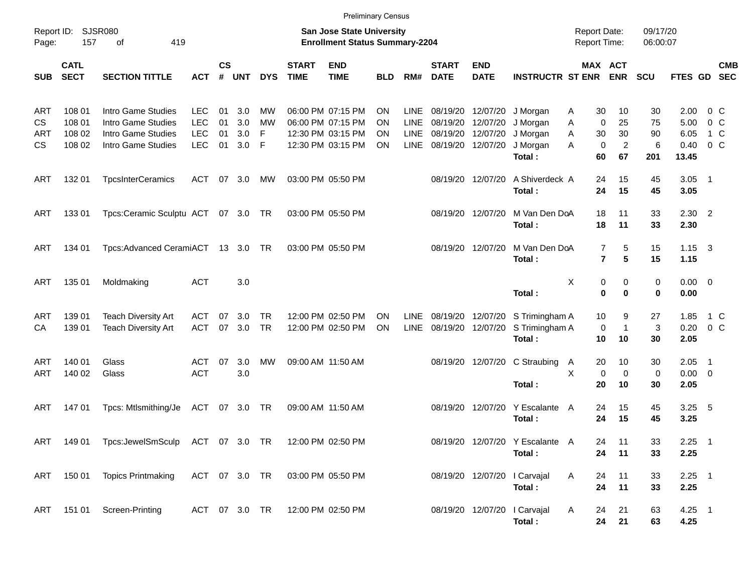Preliminary Census

Report ID: SJSR080

**San Jose State University**
**Enrollment Status Summary-2204**

Report Date: 09/17/20
Report Time: 06:00:07

| SUB | CATL SECT | SECTION TITTLE | ACT | CS # | UNT | DYS | START TIME | END TIME | BLD | RM# | START DATE | END DATE | INSTRUCTR | ST | MAX ENR | ACT ENR | SCU | FTES | GD | CMB SEC |
|---|---|---|---|---|---|---|---|---|---|---|---|---|---|---|---|---|---|---|---|---|
| ART | 108 01 | Intro Game Studies | LEC | 01 | 3.0 | MW | 06:00 PM | 07:15 PM | ON | LINE | 08/19/20 | 12/07/20 | J Morgan | A | 30 | 10 | 30 | 2.00 | 0 | C |
| CS | 108 01 | Intro Game Studies | LEC | 01 | 3.0 | MW | 06:00 PM | 07:15 PM | ON | LINE | 08/19/20 | 12/07/20 | J Morgan | A | 0 | 25 | 75 | 5.00 | 0 | C |
| ART | 108 02 | Intro Game Studies | LEC | 01 | 3.0 | F | 12:30 PM | 03:15 PM | ON | LINE | 08/19/20 | 12/07/20 | J Morgan | A | 30 | 30 | 90 | 6.05 | 1 | C |
| CS | 108 02 | Intro Game Studies | LEC | 01 | 3.0 | F | 12:30 PM | 03:15 PM | ON | LINE | 08/19/20 | 12/07/20 | J Morgan | A | 0 | 2 | 6 | 0.40 | 0 | C |
| | | | | | | | | | | | | | **Total :** | | **60** | **67** | **201** | **13.45** | | |
| ART | 132 01 | TpcsInterCeramics | ACT | 07 | 3.0 | MW | 03:00 PM | 05:50 PM | | | 08/19/20 | 12/07/20 | A Shiverdeck | A | 24 | 15 | 45 | 3.05 | 1 | |
| | | | | | | | | | | | | | **Total :** | | **24** | **15** | **45** | **3.05** | | |
| ART | 133 01 | Tpcs:Ceramic Sculptu | ACT | 07 | 3.0 | TR | 03:00 PM | 05:50 PM | | | 08/19/20 | 12/07/20 | M Van Den Do | A | 18 | 11 | 33 | 2.30 | 2 | |
| | | | | | | | | | | | | | **Total :** | | **18** | **11** | **33** | **2.30** | | |
| ART | 134 01 | Tpcs:Advanced Cerami | ACT | 13 | 3.0 | TR | 03:00 PM | 05:50 PM | | | 08/19/20 | 12/07/20 | M Van Den Do | A | 7 | 5 | 15 | 1.15 | 3 | |
| | | | | | | | | | | | | | **Total :** | | **7** | **5** | **15** | **1.15** | | |
| ART | 135 01 | Moldmaking | ACT | | 3.0 | | | | | | | | | X | 0 | 0 | 0 | 0.00 | 0 | |
| | | | | | | | | | | | | | **Total :** | | **0** | **0** | **0** | **0.00** | | |
| ART | 139 01 | Teach Diversity Art | ACT | 07 | 3.0 | TR | 12:00 PM | 02:50 PM | ON | LINE | 08/19/20 | 12/07/20 | S Trimingham | A | 10 | 9 | 27 | 1.85 | 1 | C |
| CA | 139 01 | Teach Diversity Art | ACT | 07 | 3.0 | TR | 12:00 PM | 02:50 PM | ON | LINE | 08/19/20 | 12/07/20 | S Trimingham | A | 0 | 1 | 3 | 0.20 | 0 | C |
| | | | | | | | | | | | | | **Total :** | | **10** | **10** | **30** | **2.05** | | |
| ART | 140 01 | Glass | ACT | 07 | 3.0 | MW | 09:00 AM | 11:50 AM | | | 08/19/20 | 12/07/20 | C Straubing | A | 20 | 10 | 30 | 2.05 | 1 | |
| ART | 140 02 | Glass | ACT | | 3.0 | | | | | | | | | X | 0 | 0 | 0 | 0.00 | 0 | |
| | | | | | | | | | | | | | **Total :** | | **20** | **10** | **30** | **2.05** | | |
| ART | 147 01 | Tpcs: Mtlsmithing/Je | ACT | 07 | 3.0 | TR | 09:00 AM | 11:50 AM | | | 08/19/20 | 12/07/20 | Y Escalante | A | 24 | 15 | 45 | 3.25 | 5 | |
| | | | | | | | | | | | | | **Total :** | | **24** | **15** | **45** | **3.25** | | |
| ART | 149 01 | Tpcs:JewelSmSculp | ACT | 07 | 3.0 | TR | 12:00 PM | 02:50 PM | | | 08/19/20 | 12/07/20 | Y Escalante | A | 24 | 11 | 33 | 2.25 | 1 | |
| | | | | | | | | | | | | | **Total :** | | **24** | **11** | **33** | **2.25** | | |
| ART | 150 01 | Topics Printmaking | ACT | 07 | 3.0 | TR | 03:00 PM | 05:50 PM | | | 08/19/20 | 12/07/20 | I Carvajal | A | 24 | 11 | 33 | 2.25 | 1 | |
| | | | | | | | | | | | | | **Total :** | | **24** | **11** | **33** | **2.25** | | |
| ART | 151 01 | Screen-Printing | ACT | 07 | 3.0 | TR | 12:00 PM | 02:50 PM | | | 08/19/20 | 12/07/20 | I Carvajal | A | 24 | 21 | 63 | 4.25 | 1 | |
| | | | | | | | | | | | | | **Total :** | | **24** | **21** | **63** | **4.25** | | |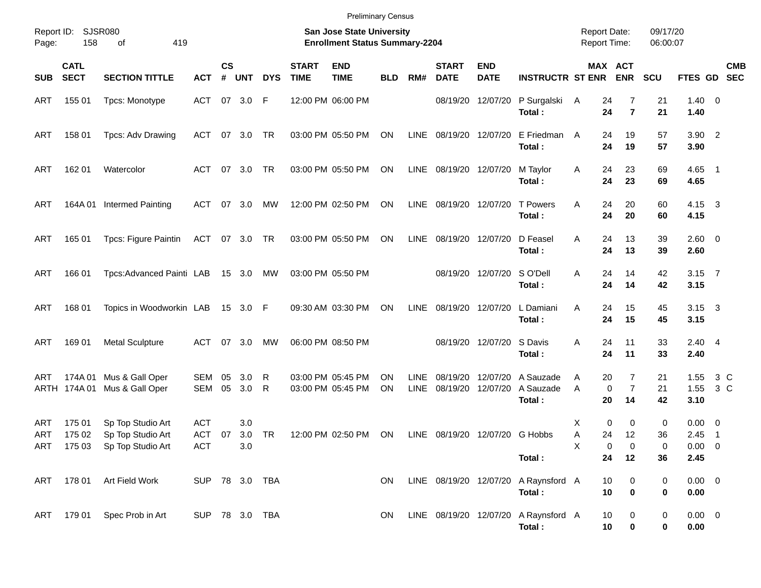Preliminary Census

Report ID: SJSR080
Page: 158 of 419

**San Jose State University**
**Enrollment Status Summary-2204**

Report Date: 09/17/20
Report Time: 06:00:07

| SUB | CATL SECT | SECTION TITTLE | ACT | CS # | UNT | DYS | START TIME | END TIME | BLD | RM# | START DATE | END DATE | INSTRUCTR | ST | MAX ENR | ACT ENR | SCU | FTES | GD | CMB SEC |
|---|---|---|---|---|---|---|---|---|---|---|---|---|---|---|---|---|---|---|---|---|
| ART | 155 01 | Tpcs: Monotype | ACT | 07 | 3.0 | F | 12:00 PM | 06:00 PM | | | 08/19/20 | 12/07/20 | P Surgalski | A | 24 | 7 | 21 | 1.40 | 0 | |
| | | | | | | | | | | | | | **Total :** | | **24** | **7** | **21** | **1.40** | | |
| ART | 158 01 | Tpcs: Adv Drawing | ACT | 07 | 3.0 | TR | 03:00 PM | 05:50 PM | ON | LINE | 08/19/20 | 12/07/20 | E Friedman | A | 24 | 19 | 57 | 3.90 | 2 | |
| | | | | | | | | | | | | | **Total :** | | **24** | **19** | **57** | **3.90** | | |
| ART | 162 01 | Watercolor | ACT | 07 | 3.0 | TR | 03:00 PM | 05:50 PM | ON | LINE | 08/19/20 | 12/07/20 | M Taylor | A | 24 | 23 | 69 | 4.65 | 1 | |
| | | | | | | | | | | | | | **Total :** | | **24** | **23** | **69** | **4.65** | | |
| ART | 164A 01 | Intermed Painting | ACT | 07 | 3.0 | MW | 12:00 PM | 02:50 PM | ON | LINE | 08/19/20 | 12/07/20 | T Powers | A | 24 | 20 | 60 | 4.15 | 3 | |
| | | | | | | | | | | | | | **Total :** | | **24** | **20** | **60** | **4.15** | | |
| ART | 165 01 | Tpcs: Figure Paintin | ACT | 07 | 3.0 | TR | 03:00 PM | 05:50 PM | ON | LINE | 08/19/20 | 12/07/20 | D Feasel | A | 24 | 13 | 39 | 2.60 | 0 | |
| | | | | | | | | | | | | | **Total :** | | **24** | **13** | **39** | **2.60** | | |
| ART | 166 01 | Tpcs:Advanced Painti | LAB | 15 | 3.0 | MW | 03:00 PM | 05:50 PM | | | 08/19/20 | 12/07/20 | S O'Dell | A | 24 | 14 | 42 | 3.15 | 7 | |
| | | | | | | | | | | | | | **Total :** | | **24** | **14** | **42** | **3.15** | | |
| ART | 168 01 | Topics in Woodworkin | LAB | 15 | 3.0 | F | 09:30 AM | 03:30 PM | ON | LINE | 08/19/20 | 12/07/20 | L Damiani | A | 24 | 15 | 45 | 3.15 | 3 | |
| | | | | | | | | | | | | | **Total :** | | **24** | **15** | **45** | **3.15** | | |
| ART | 169 01 | Metal Sculpture | ACT | 07 | 3.0 | MW | 06:00 PM | 08:50 PM | | | 08/19/20 | 12/07/20 | S Davis | A | 24 | 11 | 33 | 2.40 | 4 | |
| | | | | | | | | | | | | | **Total :** | | **24** | **11** | **33** | **2.40** | | |
| ART | 174A 01 | Mus & Gall Oper | SEM | 05 | 3.0 | R | 03:00 PM | 05:45 PM | ON | LINE | 08/19/20 | 12/07/20 | A Sauzade | A | 20 | 7 | 21 | 1.55 | 3 | C |
| ARTH | 174A 01 | Mus & Gall Oper | SEM | 05 | 3.0 | R | 03:00 PM | 05:45 PM | ON | LINE | 08/19/20 | 12/07/20 | A Sauzade | A | 0 | 7 | 21 | 1.55 | 3 | C |
| | | | | | | | | | | | | | **Total :** | | **20** | **14** | **42** | **3.10** | | |
| ART | 175 01 | Sp Top Studio Art | ACT | | 3.0 | | | | | | | | | X | 0 | 0 | 0 | 0.00 | 0 | |
| ART | 175 02 | Sp Top Studio Art | ACT | 07 | 3.0 | TR | 12:00 PM | 02:50 PM | ON | LINE | 08/19/20 | 12/07/20 | G Hobbs | A | 24 | 12 | 36 | 2.45 | 1 | |
| ART | 175 03 | Sp Top Studio Art | ACT | | 3.0 | | | | | | | | | X | 0 | 0 | 0 | 0.00 | 0 | |
| | | | | | | | | | | | | | **Total :** | | **24** | **12** | **36** | **2.45** | | |
| ART | 178 01 | Art Field Work | SUP | 78 | 3.0 | TBA | | | ON | LINE | 08/19/20 | 12/07/20 | A Raynsford | A | 10 | 0 | 0 | 0.00 | 0 | |
| | | | | | | | | | | | | | **Total :** | | **10** | **0** | **0** | **0.00** | | |
| ART | 179 01 | Spec Prob in Art | SUP | 78 | 3.0 | TBA | | | ON | LINE | 08/19/20 | 12/07/20 | A Raynsford | A | 10 | 0 | 0 | 0.00 | 0 | |
| | | | | | | | | | | | | | **Total :** | | **10** | **0** | **0** | **0.00** | | |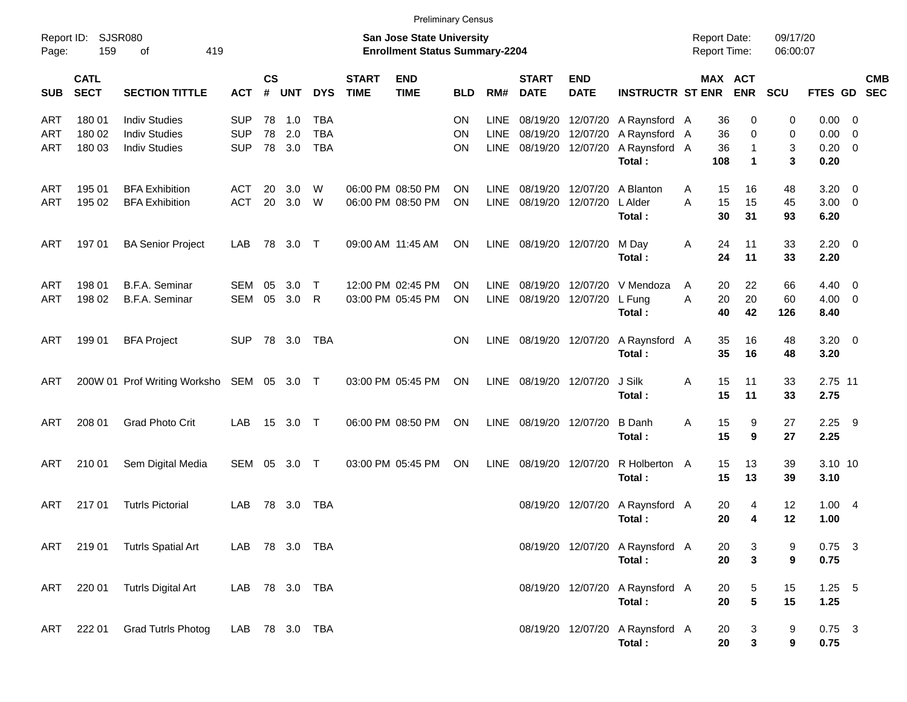Preliminary Census

Report ID: SJSR080

**San Jose State University**
**Enrollment Status Summary-2204**

Report Date: 09/17/20
Report Time: 06:00:07

| SUB | CATL SECT | SECTION TITTLE | ACT | CS # | UNT | DYS | START TIME | END TIME | BLD | RM# | START DATE | END DATE | INSTRUCTR | ST | MAX ENR | ACT ENR | SCU | FTES | GD | CMB SEC |
|---|---|---|---|---|---|---|---|---|---|---|---|---|---|---|---|---|---|---|---|---|
| ART | 180 01 | Indiv Studies | SUP | 78 | 1.0 | TBA | | | ON | LINE | 08/19/20 | 12/07/20 | A Raynsford | A | 36 | 0 | 0 | 0.00 | 0 | |
| ART | 180 02 | Indiv Studies | SUP | 78 | 2.0 | TBA | | | ON | LINE | 08/19/20 | 12/07/20 | A Raynsford | A | 36 | 0 | 0 | 0.00 | 0 | |
| ART | 180 03 | Indiv Studies | SUP | 78 | 3.0 | TBA | | | ON | LINE | 08/19/20 | 12/07/20 | A Raynsford | A | 36 | 1 | 3 | 0.20 | 0 | |
| | | | | | | | | | | | | | **Total :** | | **108** | **1** | **3** | **0.20** | | |
| ART | 195 01 | BFA Exhibition | ACT | 20 | 3.0 | W | 06:00 PM | 08:50 PM | ON | LINE | 08/19/20 | 12/07/20 | A Blanton | A | 15 | 16 | 48 | 3.20 | 0 | |
| ART | 195 02 | BFA Exhibition | ACT | 20 | 3.0 | W | 06:00 PM | 08:50 PM | ON | LINE | 08/19/20 | 12/07/20 | L Alder | A | 15 | 15 | 45 | 3.00 | 0 | |
| | | | | | | | | | | | | | **Total :** | | **30** | **31** | **93** | **6.20** | | |
| ART | 197 01 | BA Senior Project | LAB | 78 | 3.0 | T | 09:00 AM | 11:45 AM | ON | LINE | 08/19/20 | 12/07/20 | M Day | A | 24 | 11 | 33 | 2.20 | 0 | |
| | | | | | | | | | | | | | **Total :** | | **24** | **11** | **33** | **2.20** | | |
| ART | 198 01 | B.F.A. Seminar | SEM | 05 | 3.0 | T | 12:00 PM | 02:45 PM | ON | LINE | 08/19/20 | 12/07/20 | V Mendoza | A | 20 | 22 | 66 | 4.40 | 0 | |
| ART | 198 02 | B.F.A. Seminar | SEM | 05 | 3.0 | R | 03:00 PM | 05:45 PM | ON | LINE | 08/19/20 | 12/07/20 | L Fung | A | 20 | 20 | 60 | 4.00 | 0 | |
| | | | | | | | | | | | | | **Total :** | | **40** | **42** | **126** | **8.40** | | |
| ART | 199 01 | BFA Project | SUP | 78 | 3.0 | TBA | | | ON | LINE | 08/19/20 | 12/07/20 | A Raynsford | A | 35 | 16 | 48 | 3.20 | 0 | |
| | | | | | | | | | | | | | **Total :** | | **35** | **16** | **48** | **3.20** | | |
| ART | 200W 01 | Prof Writing Worksho | SEM | 05 | 3.0 | T | 03:00 PM | 05:45 PM | ON | LINE | 08/19/20 | 12/07/20 | J Silk | A | 15 | 11 | 33 | 2.75 | 11 | |
| | | | | | | | | | | | | | **Total :** | | **15** | **11** | **33** | **2.75** | | |
| ART | 208 01 | Grad Photo Crit | LAB | 15 | 3.0 | T | 06:00 PM | 08:50 PM | ON | LINE | 08/19/20 | 12/07/20 | B Danh | A | 15 | 9 | 27 | 2.25 | 9 | |
| | | | | | | | | | | | | | **Total :** | | **15** | **9** | **27** | **2.25** | | |
| ART | 210 01 | Sem Digital Media | SEM | 05 | 3.0 | T | 03:00 PM | 05:45 PM | ON | LINE | 08/19/20 | 12/07/20 | R Holberton | A | 15 | 13 | 39 | 3.10 | 10 | |
| | | | | | | | | | | | | | **Total :** | | **15** | **13** | **39** | **3.10** | | |
| ART | 217 01 | Tutrls Pictorial | LAB | 78 | 3.0 | TBA | | | | | 08/19/20 | 12/07/20 | A Raynsford | A | 20 | 4 | 12 | 1.00 | 4 | |
| | | | | | | | | | | | | | **Total :** | | **20** | **4** | **12** | **1.00** | | |
| ART | 219 01 | Tutrls Spatial Art | LAB | 78 | 3.0 | TBA | | | | | 08/19/20 | 12/07/20 | A Raynsford | A | 20 | 3 | 9 | 0.75 | 3 | |
| | | | | | | | | | | | | | **Total :** | | **20** | **3** | **9** | **0.75** | | |
| ART | 220 01 | Tutrls Digital Art | LAB | 78 | 3.0 | TBA | | | | | 08/19/20 | 12/07/20 | A Raynsford | A | 20 | 5 | 15 | 1.25 | 5 | |
| | | | | | | | | | | | | | **Total :** | | **20** | **5** | **15** | **1.25** | | |
| ART | 222 01 | Grad Tutrls Photog | LAB | 78 | 3.0 | TBA | | | | | 08/19/20 | 12/07/20 | A Raynsford | A | 20 | 3 | 9 | 0.75 | 3 | |
| | | | | | | | | | | | | | **Total :** | | **20** | **3** | **9** | **0.75** | | |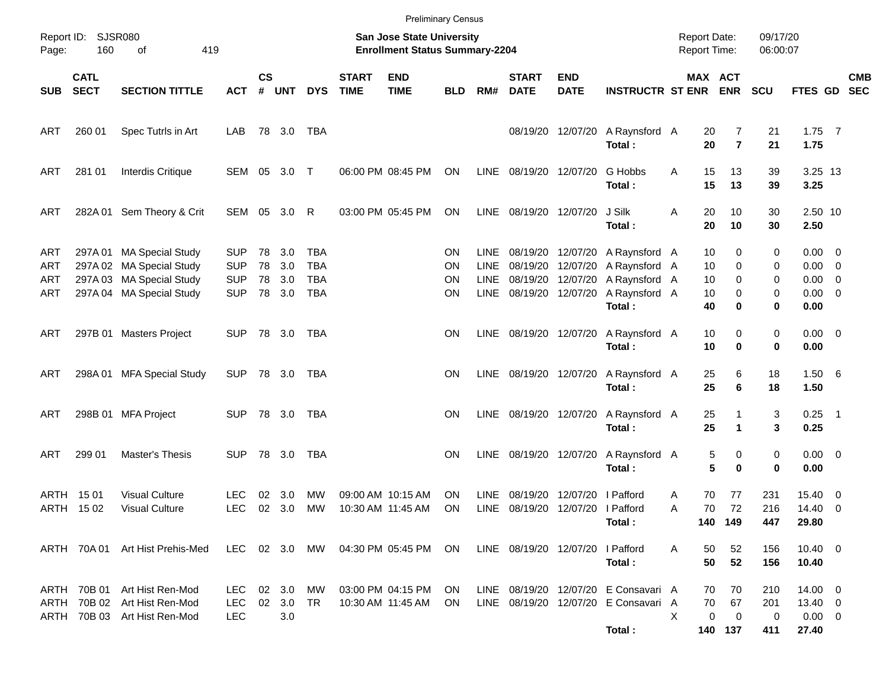Preliminary Census

Report ID: SJSR080 | San Jose State University | Report Date: 09/17/20
Page: 160 of 419 | Enrollment Status Summary-2204 | Report Time: 06:00:07

| SUB | CATL SECT | SECTION TITTLE | ACT | CS # | UNT | DYS | START TIME | END TIME | BLD | RM# | START DATE | END DATE | INSTRUCTR | ST | MAX ENR | ACT ENR | SCU | FTES | GD | CMB SEC |
|---|---|---|---|---|---|---|---|---|---|---|---|---|---|---|---|---|---|---|---|---|
| ART | 260 01 | Spec Tutrls in Art | LAB | 78 | 3.0 | TBA | | | | | 08/19/20 | 12/07/20 | A Raynsford | A | 20 | 7 | 21 | 1.75 | 7 | |
| | | | | | | | | | | | | | **Total :** | | **20** | **7** | **21** | **1.75** | | |
| ART | 281 01 | Interdis Critique | SEM | 05 | 3.0 | T | 06:00 PM | 08:45 PM | ON | LINE | 08/19/20 | 12/07/20 | G Hobbs | A | 15 | 13 | 39 | 3.25 | 13 | |
| | | | | | | | | | | | | | **Total :** | | **15** | **13** | **39** | **3.25** | | |
| ART | 282A 01 | Sem Theory & Crit | SEM | 05 | 3.0 | R | 03:00 PM | 05:45 PM | ON | LINE | 08/19/20 | 12/07/20 | J Silk | A | 20 | 10 | 30 | 2.50 | 10 | |
| | | | | | | | | | | | | | **Total :** | | **20** | **10** | **30** | **2.50** | | |
| ART | 297A 01 | MA Special Study | SUP | 78 | 3.0 | TBA | | | ON | LINE | 08/19/20 | 12/07/20 | A Raynsford | A | 10 | 0 | 0 | 0.00 | 0 | |
| ART | 297A 02 | MA Special Study | SUP | 78 | 3.0 | TBA | | | ON | LINE | 08/19/20 | 12/07/20 | A Raynsford | A | 10 | 0 | 0 | 0.00 | 0 | |
| ART | 297A 03 | MA Special Study | SUP | 78 | 3.0 | TBA | | | ON | LINE | 08/19/20 | 12/07/20 | A Raynsford | A | 10 | 0 | 0 | 0.00 | 0 | |
| ART | 297A 04 | MA Special Study | SUP | 78 | 3.0 | TBA | | | ON | LINE | 08/19/20 | 12/07/20 | A Raynsford | A | 10 | 0 | 0 | 0.00 | 0 | |
| | | | | | | | | | | | | | **Total :** | | **40** | **0** | **0** | **0.00** | | |
| ART | 297B 01 | Masters Project | SUP | 78 | 3.0 | TBA | | | ON | LINE | 08/19/20 | 12/07/20 | A Raynsford | A | 10 | 0 | 0 | 0.00 | 0 | |
| | | | | | | | | | | | | | **Total :** | | **10** | **0** | **0** | **0.00** | | |
| ART | 298A 01 | MFA Special Study | SUP | 78 | 3.0 | TBA | | | ON | LINE | 08/19/20 | 12/07/20 | A Raynsford | A | 25 | 6 | 18 | 1.50 | 6 | |
| | | | | | | | | | | | | | **Total :** | | **25** | **6** | **18** | **1.50** | | |
| ART | 298B 01 | MFA Project | SUP | 78 | 3.0 | TBA | | | ON | LINE | 08/19/20 | 12/07/20 | A Raynsford | A | 25 | 1 | 3 | 0.25 | 1 | |
| | | | | | | | | | | | | | **Total :** | | **25** | **1** | **3** | **0.25** | | |
| ART | 299 01 | Master's Thesis | SUP | 78 | 3.0 | TBA | | | ON | LINE | 08/19/20 | 12/07/20 | A Raynsford | A | 5 | 0 | 0 | 0.00 | 0 | |
| | | | | | | | | | | | | | **Total :** | | **5** | **0** | **0** | **0.00** | | |
| ARTH | 15 01 | Visual Culture | LEC | 02 | 3.0 | MW | 09:00 AM | 10:15 AM | ON | LINE | 08/19/20 | 12/07/20 | I Pafford | A | 70 | 77 | 231 | 15.40 | 0 | |
| ARTH | 15 02 | Visual Culture | LEC | 02 | 3.0 | MW | 10:30 AM | 11:45 AM | ON | LINE | 08/19/20 | 12/07/20 | I Pafford | A | 70 | 72 | 216 | 14.40 | 0 | |
| | | | | | | | | | | | | | **Total :** | | **140** | **149** | **447** | **29.80** | | |
| ARTH | 70A 01 | Art Hist Prehis-Med | LEC | 02 | 3.0 | MW | 04:30 PM | 05:45 PM | ON | LINE | 08/19/20 | 12/07/20 | I Pafford | A | 50 | 52 | 156 | 10.40 | 0 | |
| | | | | | | | | | | | | | **Total :** | | **50** | **52** | **156** | **10.40** | | |
| ARTH | 70B 01 | Art Hist Ren-Mod | LEC | 02 | 3.0 | MW | 03:00 PM | 04:15 PM | ON | LINE | 08/19/20 | 12/07/20 | E Consavari | A | 70 | 70 | 210 | 14.00 | 0 | |
| ARTH | 70B 02 | Art Hist Ren-Mod | LEC | 02 | 3.0 | TR | 10:30 AM | 11:45 AM | ON | LINE | 08/19/20 | 12/07/20 | E Consavari | A | 70 | 67 | 201 | 13.40 | 0 | |
| ARTH | 70B 03 | Art Hist Ren-Mod | LEC | | 3.0 | | | | | | | | | X | 0 | 0 | 0 | 0.00 | 0 | |
| | | | | | | | | | | | | | **Total :** | | **140** | **137** | **411** | **27.40** | | |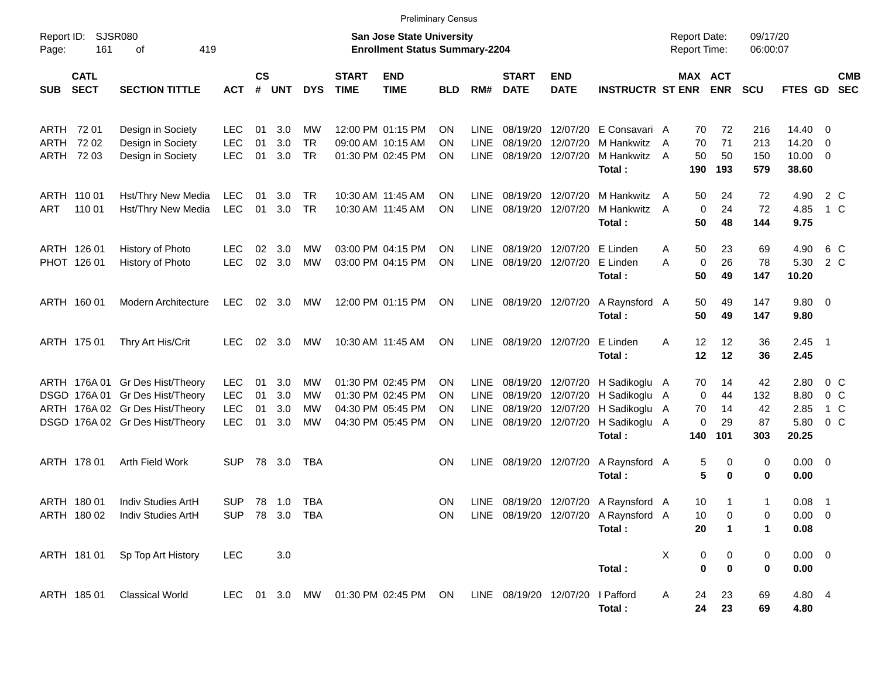Preliminary Census

Report ID: SJSR080

**San Jose State University**
**Enrollment Status Summary-2204**

Report Date: 09/17/20
Report Time: 06:00:07

| SUB | CATL SECT | SECTION TITTLE | ACT | CS # | UNT | DYS | START TIME | END TIME | BLD | RM# | START DATE | END DATE | INSTRUCTR | ST | MAX ENR | ACT ENR | SCU | FTES | GD | CMB SEC |
|---|---|---|---|---|---|---|---|---|---|---|---|---|---|---|---|---|---|---|---|---|
| ARTH | 72 01 | Design in Society | LEC | 01 | 3.0 | MW | 12:00 PM | 01:15 PM | ON | LINE | 08/19/20 | 12/07/20 | E Consavari | A | 70 | 72 | 216 | 14.40 | 0 | |
| ARTH | 72 02 | Design in Society | LEC | 01 | 3.0 | TR | 09:00 AM | 10:15 AM | ON | LINE | 08/19/20 | 12/07/20 | M Hankwitz | A | 70 | 71 | 213 | 14.20 | 0 | |
| ARTH | 72 03 | Design in Society | LEC | 01 | 3.0 | TR | 01:30 PM | 02:45 PM | ON | LINE | 08/19/20 | 12/07/20 | M Hankwitz | A | 50 | 50 | 150 | 10.00 | 0 | |
| | | | | | | | | | | | | | **Total :** | | **190** | **193** | **579** | **38.60** | | |
| ARTH | 110 01 | Hst/Thry New Media | LEC | 01 | 3.0 | TR | 10:30 AM | 11:45 AM | ON | LINE | 08/19/20 | 12/07/20 | M Hankwitz | A | 50 | 24 | 72 | 4.90 | 2 | C |
| ART | 110 01 | Hst/Thry New Media | LEC | 01 | 3.0 | TR | 10:30 AM | 11:45 AM | ON | LINE | 08/19/20 | 12/07/20 | M Hankwitz | A | 0 | 24 | 72 | 4.85 | 1 | C |
| | | | | | | | | | | | | | **Total :** | | **50** | **48** | **144** | **9.75** | | |
| ARTH | 126 01 | History of Photo | LEC | 02 | 3.0 | MW | 03:00 PM | 04:15 PM | ON | LINE | 08/19/20 | 12/07/20 | E Linden | A | 50 | 23 | 69 | 4.90 | 6 | C |
| PHOT | 126 01 | History of Photo | LEC | 02 | 3.0 | MW | 03:00 PM | 04:15 PM | ON | LINE | 08/19/20 | 12/07/20 | E Linden | A | 0 | 26 | 78 | 5.30 | 2 | C |
| | | | | | | | | | | | | | **Total :** | | **50** | **49** | **147** | **10.20** | | |
| ARTH | 160 01 | Modern Architecture | LEC | 02 | 3.0 | MW | 12:00 PM | 01:15 PM | ON | LINE | 08/19/20 | 12/07/20 | A Raynsford | A | 50 | 49 | 147 | 9.80 | 0 | |
| | | | | | | | | | | | | | **Total :** | | **50** | **49** | **147** | **9.80** | | |
| ARTH | 175 01 | Thry Art His/Crit | LEC | 02 | 3.0 | MW | 10:30 AM | 11:45 AM | ON | LINE | 08/19/20 | 12/07/20 | E Linden | A | 12 | 12 | 36 | 2.45 | 1 | |
| | | | | | | | | | | | | | **Total :** | | **12** | **12** | **36** | **2.45** | | |
| ARTH | 176A 01 | Gr Des Hist/Theory | LEC | 01 | 3.0 | MW | 01:30 PM | 02:45 PM | ON | LINE | 08/19/20 | 12/07/20 | H Sadikoglu | A | 70 | 14 | 42 | 2.80 | 0 | C |
| DSGD | 176A 01 | Gr Des Hist/Theory | LEC | 01 | 3.0 | MW | 01:30 PM | 02:45 PM | ON | LINE | 08/19/20 | 12/07/20 | H Sadikoglu | A | 0 | 44 | 132 | 8.80 | 0 | C |
| ARTH | 176A 02 | Gr Des Hist/Theory | LEC | 01 | 3.0 | MW | 04:30 PM | 05:45 PM | ON | LINE | 08/19/20 | 12/07/20 | H Sadikoglu | A | 70 | 14 | 42 | 2.85 | 1 | C |
| DSGD | 176A 02 | Gr Des Hist/Theory | LEC | 01 | 3.0 | MW | 04:30 PM | 05:45 PM | ON | LINE | 08/19/20 | 12/07/20 | H Sadikoglu | A | 0 | 29 | 87 | 5.80 | 0 | C |
| | | | | | | | | | | | | | **Total :** | | **140** | **101** | **303** | **20.25** | | |
| ARTH | 178 01 | Arth Field Work | SUP | 78 | 3.0 | TBA | | | ON | LINE | 08/19/20 | 12/07/20 | A Raynsford | A | 5 | 0 | 0 | 0.00 | 0 | |
| | | | | | | | | | | | | | **Total :** | | **5** | **0** | **0** | **0.00** | | |
| ARTH | 180 01 | Indiv Studies ArtH | SUP | 78 | 1.0 | TBA | | | ON | LINE | 08/19/20 | 12/07/20 | A Raynsford | A | 10 | 1 | 1 | 0.08 | 1 | |
| ARTH | 180 02 | Indiv Studies ArtH | SUP | 78 | 3.0 | TBA | | | ON | LINE | 08/19/20 | 12/07/20 | A Raynsford | A | 10 | 0 | 0 | 0.00 | 0 | |
| | | | | | | | | | | | | | **Total :** | | **20** | **1** | **1** | **0.08** | | |
| ARTH | 181 01 | Sp Top Art History | LEC | | 3.0 | | | | | | | | | X | 0 | 0 | 0 | 0.00 | 0 | |
| | | | | | | | | | | | | | **Total :** | | **0** | **0** | **0** | **0.00** | | |
| ARTH | 185 01 | Classical World | LEC | 01 | 3.0 | MW | 01:30 PM | 02:45 PM | ON | LINE | 08/19/20 | 12/07/20 | I Pafford | A | 24 | 23 | 69 | 4.80 | 4 | |
| | | | | | | | | | | | | | **Total :** | | **24** | **23** | **69** | **4.80** | | |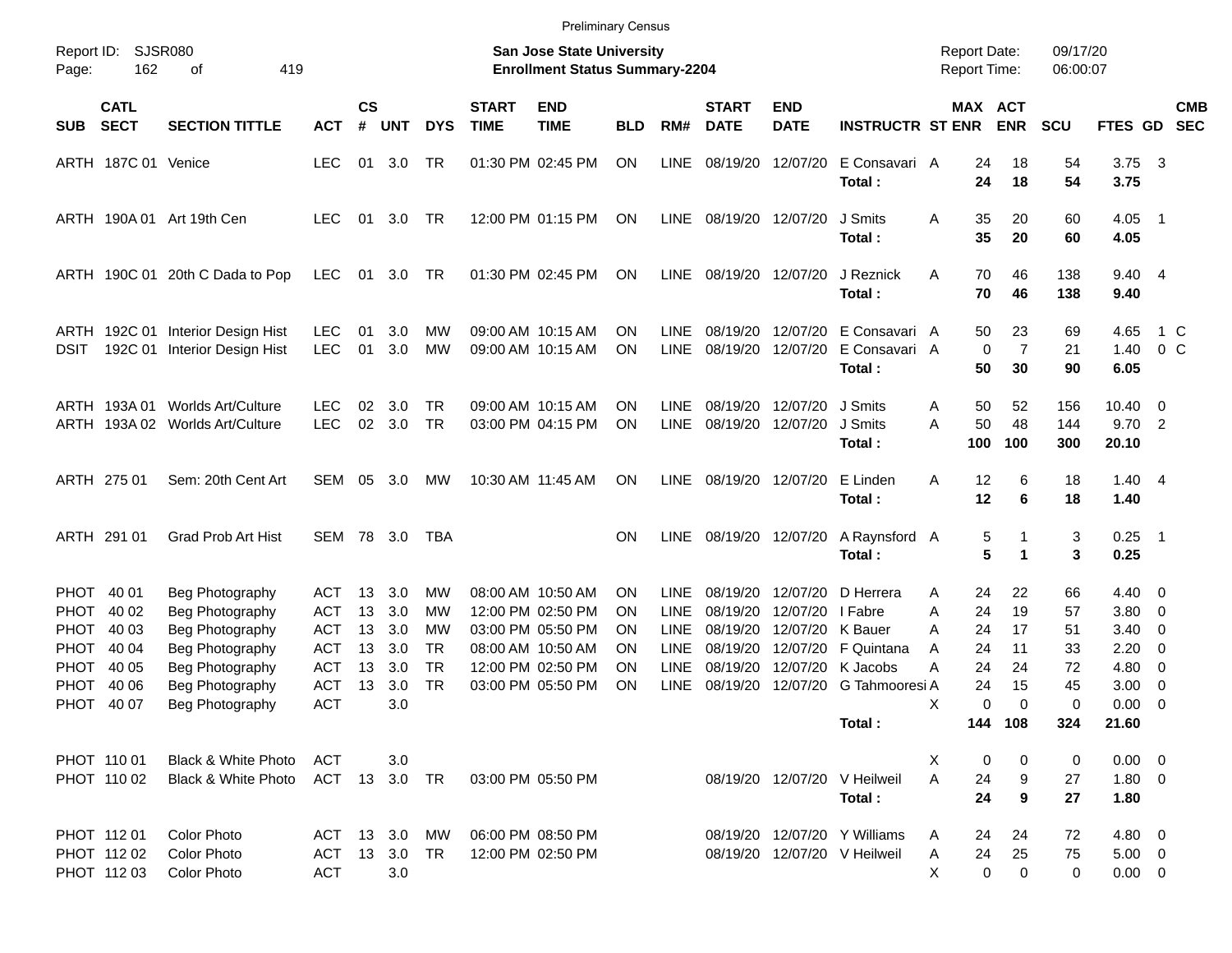Preliminary Census

Report ID: SJSR080
Page: 162 of 419

**San Jose State University**
**Enrollment Status Summary-2204**

Report Date: 09/17/20
Report Time: 06:00:07

| SUB | CATL SECT | SECTION TITTLE | ACT | CS # | UNT | DYS | START TIME | END TIME | BLD | RM# | START DATE | END DATE | INSTRUCTR | ST | MAX ENR | ACT ENR | SCU | FTES | GD | CMB SEC |
|---|---|---|---|---|---|---|---|---|---|---|---|---|---|---|---|---|---|---|---|---|
| ARTH | 187C 01 | Venice | LEC | 01 | 3.0 | TR | 01:30 PM | 02:45 PM | ON | LINE | 08/19/20 | 12/07/20 | E Consavari | A | 24 | 18 | 54 | 3.75 | 3 | |
| | | | | | | | | | | | | | **Total :** | | **24** | **18** | **54** | **3.75** | | |
| ARTH | 190A 01 | Art 19th Cen | LEC | 01 | 3.0 | TR | 12:00 PM | 01:15 PM | ON | LINE | 08/19/20 | 12/07/20 | J Smits | A | 35 | 20 | 60 | 4.05 | 1 | |
| | | | | | | | | | | | | | **Total :** | | **35** | **20** | **60** | **4.05** | | |
| ARTH | 190C 01 | 20th C Dada to Pop | LEC | 01 | 3.0 | TR | 01:30 PM | 02:45 PM | ON | LINE | 08/19/20 | 12/07/20 | J Reznick | A | 70 | 46 | 138 | 9.40 | 4 | |
| | | | | | | | | | | | | | **Total :** | | **70** | **46** | **138** | **9.40** | | |
| ARTH | 192C 01 | Interior Design Hist | LEC | 01 | 3.0 | MW | 09:00 AM | 10:15 AM | ON | LINE | 08/19/20 | 12/07/20 | E Consavari | A | 50 | 23 | 69 | 4.65 | 1 | C |
| DSIT | 192C 01 | Interior Design Hist | LEC | 01 | 3.0 | MW | 09:00 AM | 10:15 AM | ON | LINE | 08/19/20 | 12/07/20 | E Consavari | A | 0 | 7 | 21 | 1.40 | 0 | C |
| | | | | | | | | | | | | | **Total :** | | **50** | **30** | **90** | **6.05** | | |
| ARTH | 193A 01 | Worlds Art/Culture | LEC | 02 | 3.0 | TR | 09:00 AM | 10:15 AM | ON | LINE | 08/19/20 | 12/07/20 | J Smits | A | 50 | 52 | 156 | 10.40 | 0 | |
| ARTH | 193A 02 | Worlds Art/Culture | LEC | 02 | 3.0 | TR | 03:00 PM | 04:15 PM | ON | LINE | 08/19/20 | 12/07/20 | J Smits | A | 50 | 48 | 144 | 9.70 | 2 | |
| | | | | | | | | | | | | | **Total :** | | **100** | **100** | **300** | **20.10** | | |
| ARTH | 275 01 | Sem: 20th Cent Art | SEM | 05 | 3.0 | MW | 10:30 AM | 11:45 AM | ON | LINE | 08/19/20 | 12/07/20 | E Linden | A | 12 | 6 | 18 | 1.40 | 4 | |
| | | | | | | | | | | | | | **Total :** | | **12** | **6** | **18** | **1.40** | | |
| ARTH | 291 01 | Grad Prob Art Hist | SEM | 78 | 3.0 | TBA | | | ON | LINE | 08/19/20 | 12/07/20 | A Raynsford | A | 5 | 1 | 3 | 0.25 | 1 | |
| | | | | | | | | | | | | | **Total :** | | **5** | **1** | **3** | **0.25** | | |
| PHOT | 40 01 | Beg Photography | ACT | 13 | 3.0 | MW | 08:00 AM | 10:50 AM | ON | LINE | 08/19/20 | 12/07/20 | D Herrera | A | 24 | 22 | 66 | 4.40 | 0 | |
| PHOT | 40 02 | Beg Photography | ACT | 13 | 3.0 | MW | 12:00 PM | 02:50 PM | ON | LINE | 08/19/20 | 12/07/20 | I Fabre | A | 24 | 19 | 57 | 3.80 | 0 | |
| PHOT | 40 03 | Beg Photography | ACT | 13 | 3.0 | MW | 03:00 PM | 05:50 PM | ON | LINE | 08/19/20 | 12/07/20 | K Bauer | A | 24 | 17 | 51 | 3.40 | 0 | |
| PHOT | 40 04 | Beg Photography | ACT | 13 | 3.0 | TR | 08:00 AM | 10:50 AM | ON | LINE | 08/19/20 | 12/07/20 | F Quintana | A | 24 | 11 | 33 | 2.20 | 0 | |
| PHOT | 40 05 | Beg Photography | ACT | 13 | 3.0 | TR | 12:00 PM | 02:50 PM | ON | LINE | 08/19/20 | 12/07/20 | K Jacobs | A | 24 | 24 | 72 | 4.80 | 0 | |
| PHOT | 40 06 | Beg Photography | ACT | 13 | 3.0 | TR | 03:00 PM | 05:50 PM | ON | LINE | 08/19/20 | 12/07/20 | G Tahmooresi | A | 24 | 15 | 45 | 3.00 | 0 | |
| PHOT | 40 07 | Beg Photography | ACT | | 3.0 | | | | | | | | | X | 0 | 0 | 0 | 0.00 | 0 | |
| | | | | | | | | | | | | | **Total :** | | **144** | **108** | **324** | **21.60** | | |
| PHOT | 110 01 | Black & White Photo | ACT | | 3.0 | | | | | | | | | X | 0 | 0 | 0 | 0.00 | 0 | |
| PHOT | 110 02 | Black & White Photo | ACT | 13 | 3.0 | TR | 03:00 PM | 05:50 PM | | | 08/19/20 | 12/07/20 | V Heilweil | A | 24 | 9 | 27 | 1.80 | 0 | |
| | | | | | | | | | | | | | **Total :** | | **24** | **9** | **27** | **1.80** | | |
| PHOT | 112 01 | Color Photo | ACT | 13 | 3.0 | MW | 06:00 PM | 08:50 PM | | | 08/19/20 | 12/07/20 | Y Williams | A | 24 | 24 | 72 | 4.80 | 0 | |
| PHOT | 112 02 | Color Photo | ACT | 13 | 3.0 | TR | 12:00 PM | 02:50 PM | | | 08/19/20 | 12/07/20 | V Heilweil | A | 24 | 25 | 75 | 5.00 | 0 | |
| PHOT | 112 03 | Color Photo | ACT | | 3.0 | | | | | | | | | X | 0 | 0 | 0 | 0.00 | 0 | |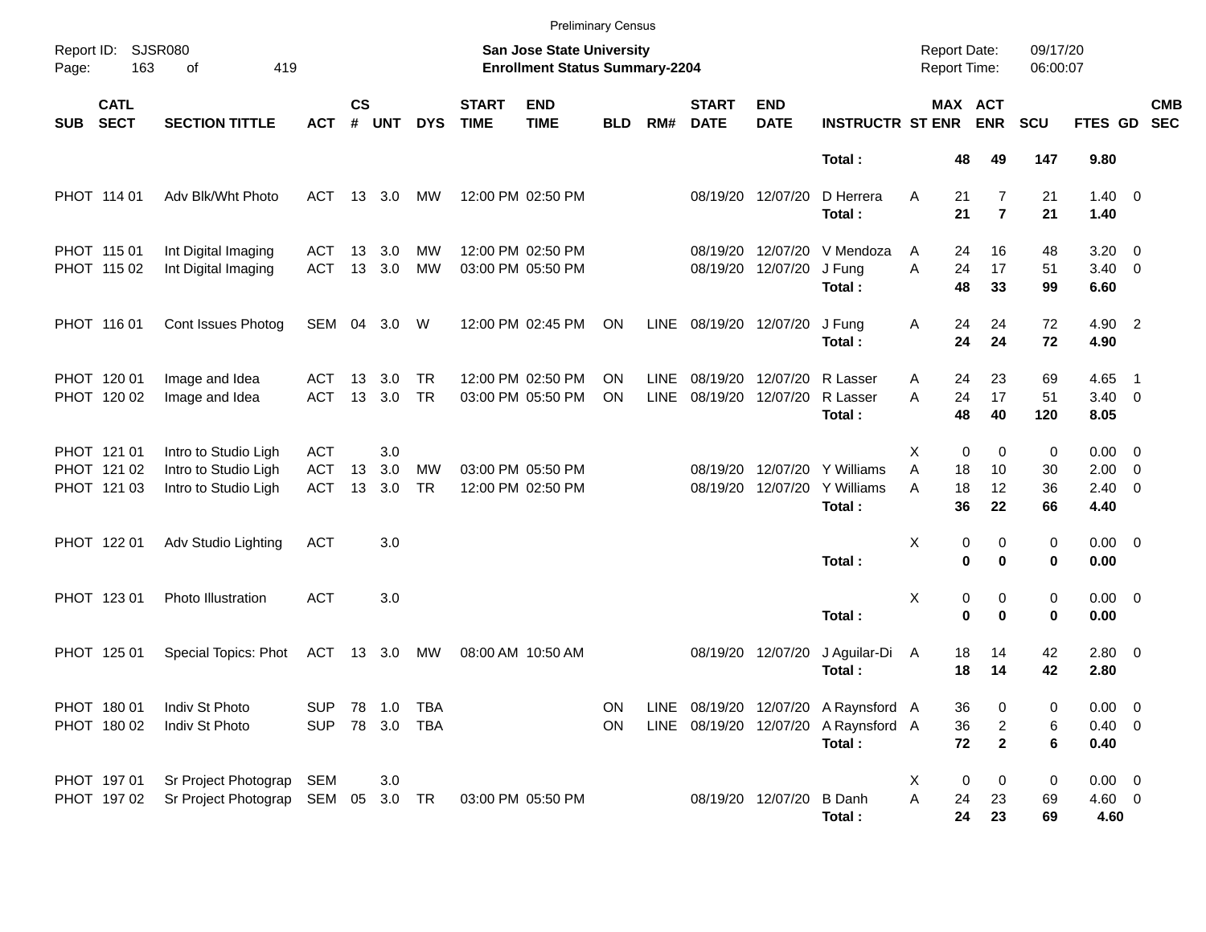Preliminary Census

Report ID: SJSR080
Page: 163 of 419

**San Jose State University**
**Enrollment Status Summary-2204**

Report Date: 09/17/20
Report Time: 06:00:07

| SUB | CATL SECT | SECTION TITTLE | ACT | CS # | UNT | DYS | START TIME | END TIME | BLD | RM# | START DATE | END DATE | INSTRUCTR | ST | MAX ENR | ACT ENR | SCU | FTES | GD | CMB SEC |
|---|---|---|---|---|---|---|---|---|---|---|---|---|---|---|---|---|---|---|---|---|
| | | | | | | | | | | | | | **Total :** | | **48** | **49** | **147** | **9.80** | | |
| PHOT | 114 01 | Adv Blk/Wht Photo | ACT | 13 | 3.0 | MW | 12:00 PM | 02:50 PM | | | 08/19/20 | 12/07/20 | D Herrera | A | 21 | 7 | 21 | 1.40 | 0 | |
| | | | | | | | | | | | | | **Total :** | | **21** | **7** | **21** | **1.40** | | |
| PHOT | 115 01 | Int Digital Imaging | ACT | 13 | 3.0 | MW | 12:00 PM | 02:50 PM | | | 08/19/20 | 12/07/20 | V Mendoza | A | 24 | 16 | 48 | 3.20 | 0 | |
| PHOT | 115 02 | Int Digital Imaging | ACT | 13 | 3.0 | MW | 03:00 PM | 05:50 PM | | | 08/19/20 | 12/07/20 | J Fung | A | 24 | 17 | 51 | 3.40 | 0 | |
| | | | | | | | | | | | | | **Total :** | | **48** | **33** | **99** | **6.60** | | |
| PHOT | 116 01 | Cont Issues Photog | SEM | 04 | 3.0 | W | 12:00 PM | 02:45 PM | ON | LINE | 08/19/20 | 12/07/20 | J Fung | A | 24 | 24 | 72 | 4.90 | 2 | |
| | | | | | | | | | | | | | **Total :** | | **24** | **24** | **72** | **4.90** | | |
| PHOT | 120 01 | Image and Idea | ACT | 13 | 3.0 | TR | 12:00 PM | 02:50 PM | ON | LINE | 08/19/20 | 12/07/20 | R Lasser | A | 24 | 23 | 69 | 4.65 | 1 | |
| PHOT | 120 02 | Image and Idea | ACT | 13 | 3.0 | TR | 03:00 PM | 05:50 PM | ON | LINE | 08/19/20 | 12/07/20 | R Lasser | A | 24 | 17 | 51 | 3.40 | 0 | |
| | | | | | | | | | | | | | **Total :** | | **48** | **40** | **120** | **8.05** | | |
| PHOT | 121 01 | Intro to Studio Ligh | ACT | | 3.0 | | | | | | | | | X | 0 | 0 | 0 | 0.00 | 0 | |
| PHOT | 121 02 | Intro to Studio Ligh | ACT | 13 | 3.0 | MW | 03:00 PM | 05:50 PM | | | 08/19/20 | 12/07/20 | Y Williams | A | 18 | 10 | 30 | 2.00 | 0 | |
| PHOT | 121 03 | Intro to Studio Ligh | ACT | 13 | 3.0 | TR | 12:00 PM | 02:50 PM | | | 08/19/20 | 12/07/20 | Y Williams | A | 18 | 12 | 36 | 2.40 | 0 | |
| | | | | | | | | | | | | | **Total :** | | **36** | **22** | **66** | **4.40** | | |
| PHOT | 122 01 | Adv Studio Lighting | ACT | | 3.0 | | | | | | | | | X | 0 | 0 | 0 | 0.00 | 0 | |
| | | | | | | | | | | | | | **Total :** | | **0** | **0** | **0** | **0.00** | | |
| PHOT | 123 01 | Photo Illustration | ACT | | 3.0 | | | | | | | | | X | 0 | 0 | 0 | 0.00 | 0 | |
| | | | | | | | | | | | | | **Total :** | | **0** | **0** | **0** | **0.00** | | |
| PHOT | 125 01 | Special Topics: Phot | ACT | 13 | 3.0 | MW | 08:00 AM | 10:50 AM | | | 08/19/20 | 12/07/20 | J Aguilar-Di | A | 18 | 14 | 42 | 2.80 | 0 | |
| | | | | | | | | | | | | | **Total :** | | **18** | **14** | **42** | **2.80** | | |
| PHOT | 180 01 | Indiv St Photo | SUP | 78 | 1.0 | TBA | | | ON | LINE | 08/19/20 | 12/07/20 | A Raynsford | A | 36 | 0 | 0 | 0.00 | 0 | |
| PHOT | 180 02 | Indiv St Photo | SUP | 78 | 3.0 | TBA | | | ON | LINE | 08/19/20 | 12/07/20 | A Raynsford | A | 36 | 2 | 6 | 0.40 | 0 | |
| | | | | | | | | | | | | | **Total :** | | **72** | **2** | **6** | **0.40** | | |
| PHOT | 197 01 | Sr Project Photograp | SEM | | 3.0 | | | | | | | | | X | 0 | 0 | 0 | 0.00 | 0 | |
| PHOT | 197 02 | Sr Project Photograp | SEM | 05 | 3.0 | TR | 03:00 PM | 05:50 PM | | | 08/19/20 | 12/07/20 | B Danh | A | 24 | 23 | 69 | 4.60 | 0 | |
| | | | | | | | | | | | | | **Total :** | | **24** | **23** | **69** | **4.60** | | |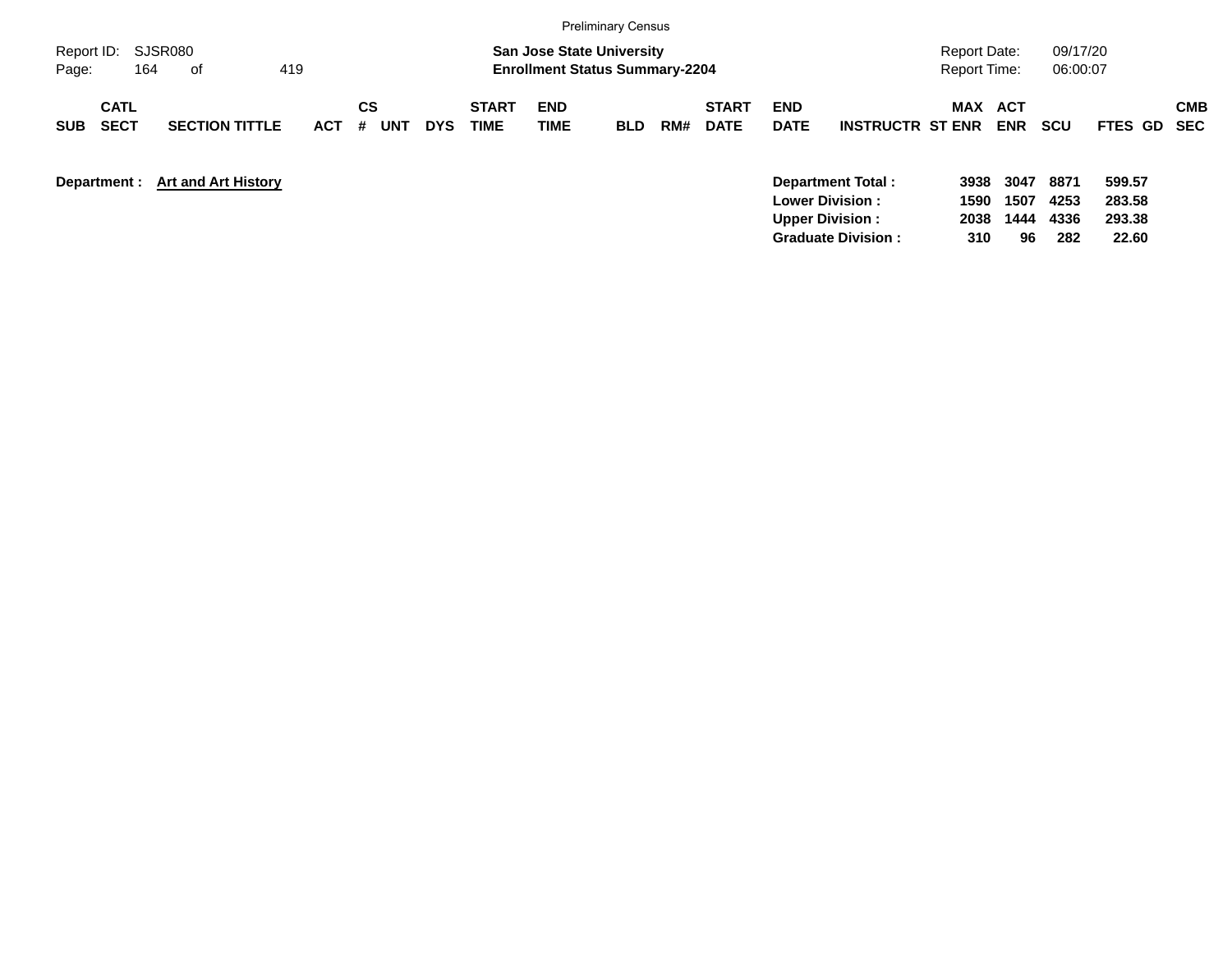Preliminary Census

Report ID: SJSR080

**San Jose State University**
**Enrollment Status Summary-2204**

Report Date: 09/17/20
Report Time: 06:00:07

| SUB | CATL SECT | SECTION TITTLE | ACT | CS # | UNT | DYS | START TIME | END TIME | BLD | RM# | START DATE | END DATE | INSTRUCTR | ST | MAX ENR | ACT ENR | SCU | FTES | GD | CMB SEC |
|---|---|---|---|---|---|---|---|---|---|---|---|---|---|---|---|---|---|---|---|---|

**Department :** **Art and Art History**

| | MAX ENR | ACT ENR | SCU | FTES |
|---|---|---|---|---|
| **Department Total :** | **3938** | **3047** | **8871** | **599.57** |
| **Lower Division :** | **1590** | **1507** | **4253** | **283.58** |
| **Upper Division :** | **2038** | **1444** | **4336** | **293.38** |
| **Graduate Division :** | **310** | **96** | **282** | **22.60** |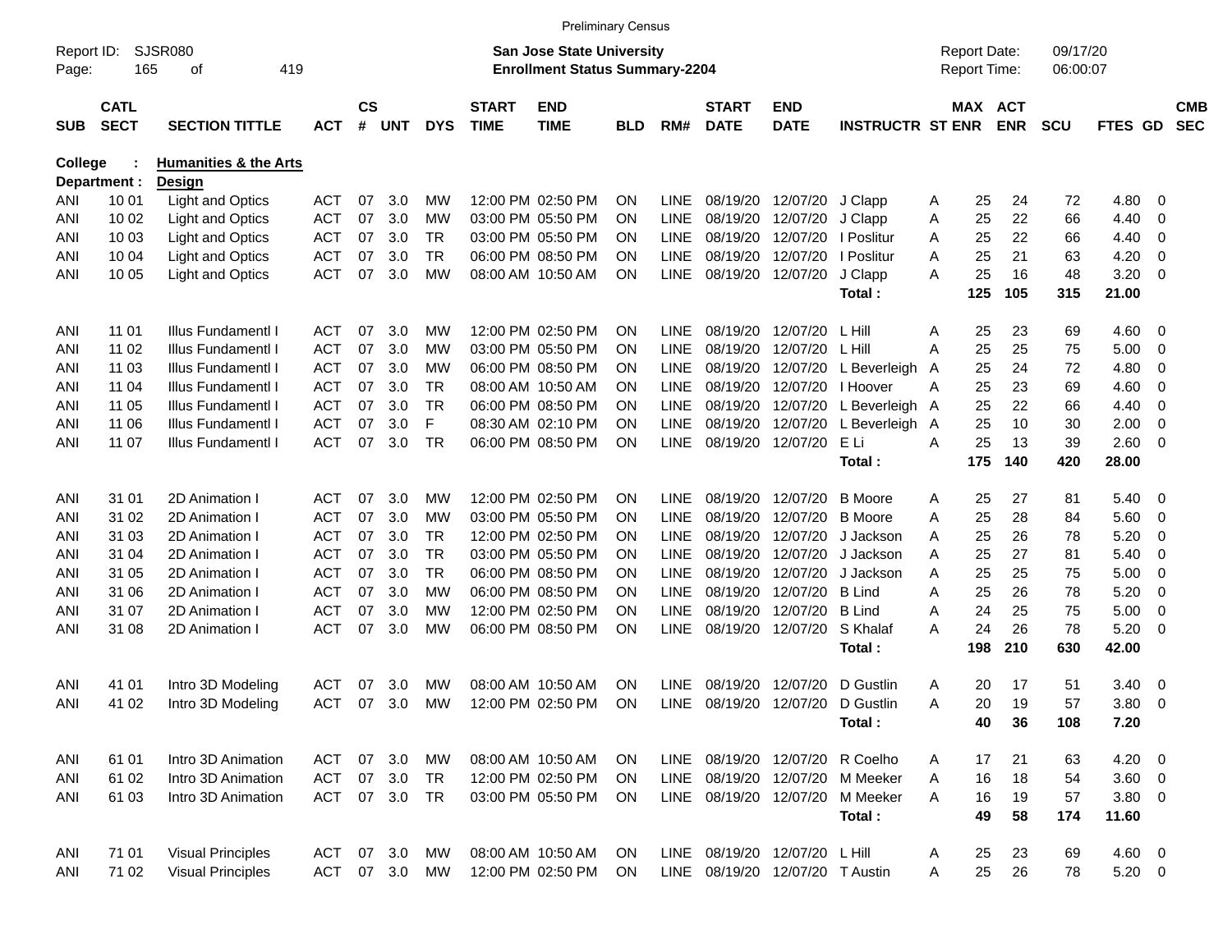Preliminary Census

Report ID: SJSR080
Page: 165 of 419

**San Jose State University**
**Enrollment Status Summary-2204**

Report Date: 09/17/20
Report Time: 06:00:07

| SUB | CATL SECT | SECTION TITTLE | ACT | CS # | UNT | DYS | START TIME | END TIME | BLD | RM# | START DATE | END DATE | INSTRUCTR | ST | MAX ENR | ACT ENR | SCU | FTES | GD | CMB SEC |
|---|---|---|---|---|---|---|---|---|---|---|---|---|---|---|---|---|---|---|---|---|
| **College :** | | **Humanities & the Arts** | | | | | | | | | | | | | | | | | | |
| **Department :** | | **Design** | | | | | | | | | | | | | | | | | | |
| ANI | 10 01 | Light and Optics | ACT | 07 | 3.0 | MW | 12:00 PM | 02:50 PM | ON | LINE | 08/19/20 | 12/07/20 | J Clapp | A | 25 | 24 | 72 | 4.80 | 0 | |
| ANI | 10 02 | Light and Optics | ACT | 07 | 3.0 | MW | 03:00 PM | 05:50 PM | ON | LINE | 08/19/20 | 12/07/20 | J Clapp | A | 25 | 22 | 66 | 4.40 | 0 | |
| ANI | 10 03 | Light and Optics | ACT | 07 | 3.0 | TR | 03:00 PM | 05:50 PM | ON | LINE | 08/19/20 | 12/07/20 | I Poslitur | A | 25 | 22 | 66 | 4.40 | 0 | |
| ANI | 10 04 | Light and Optics | ACT | 07 | 3.0 | TR | 06:00 PM | 08:50 PM | ON | LINE | 08/19/20 | 12/07/20 | I Poslitur | A | 25 | 21 | 63 | 4.20 | 0 | |
| ANI | 10 05 | Light and Optics | ACT | 07 | 3.0 | MW | 08:00 AM | 10:50 AM | ON | LINE | 08/19/20 | 12/07/20 | J Clapp | A | 25 | 16 | 48 | 3.20 | 0 | |
| | | | | | | | | | | | | | **Total :** | | **125** | **105** | **315** | **21.00** | | |
| ANI | 11 01 | Illus Fundamentl I | ACT | 07 | 3.0 | MW | 12:00 PM | 02:50 PM | ON | LINE | 08/19/20 | 12/07/20 | L Hill | A | 25 | 23 | 69 | 4.60 | 0 | |
| ANI | 11 02 | Illus Fundamentl I | ACT | 07 | 3.0 | MW | 03:00 PM | 05:50 PM | ON | LINE | 08/19/20 | 12/07/20 | L Hill | A | 25 | 25 | 75 | 5.00 | 0 | |
| ANI | 11 03 | Illus Fundamentl I | ACT | 07 | 3.0 | MW | 06:00 PM | 08:50 PM | ON | LINE | 08/19/20 | 12/07/20 | L Beverleigh | A | 25 | 24 | 72 | 4.80 | 0 | |
| ANI | 11 04 | Illus Fundamentl I | ACT | 07 | 3.0 | TR | 08:00 AM | 10:50 AM | ON | LINE | 08/19/20 | 12/07/20 | I Hoover | A | 25 | 23 | 69 | 4.60 | 0 | |
| ANI | 11 05 | Illus Fundamentl I | ACT | 07 | 3.0 | TR | 06:00 PM | 08:50 PM | ON | LINE | 08/19/20 | 12/07/20 | L Beverleigh | A | 25 | 22 | 66 | 4.40 | 0 | |
| ANI | 11 06 | Illus Fundamentl I | ACT | 07 | 3.0 | F | 08:30 AM | 02:10 PM | ON | LINE | 08/19/20 | 12/07/20 | L Beverleigh | A | 25 | 10 | 30 | 2.00 | 0 | |
| ANI | 11 07 | Illus Fundamentl I | ACT | 07 | 3.0 | TR | 06:00 PM | 08:50 PM | ON | LINE | 08/19/20 | 12/07/20 | E Li | A | 25 | 13 | 39 | 2.60 | 0 | |
| | | | | | | | | | | | | | **Total :** | | **175** | **140** | **420** | **28.00** | | |
| ANI | 31 01 | 2D Animation I | ACT | 07 | 3.0 | MW | 12:00 PM | 02:50 PM | ON | LINE | 08/19/20 | 12/07/20 | B Moore | A | 25 | 27 | 81 | 5.40 | 0 | |
| ANI | 31 02 | 2D Animation I | ACT | 07 | 3.0 | MW | 03:00 PM | 05:50 PM | ON | LINE | 08/19/20 | 12/07/20 | B Moore | A | 25 | 28 | 84 | 5.60 | 0 | |
| ANI | 31 03 | 2D Animation I | ACT | 07 | 3.0 | TR | 12:00 PM | 02:50 PM | ON | LINE | 08/19/20 | 12/07/20 | J Jackson | A | 25 | 26 | 78 | 5.20 | 0 | |
| ANI | 31 04 | 2D Animation I | ACT | 07 | 3.0 | TR | 03:00 PM | 05:50 PM | ON | LINE | 08/19/20 | 12/07/20 | J Jackson | A | 25 | 27 | 81 | 5.40 | 0 | |
| ANI | 31 05 | 2D Animation I | ACT | 07 | 3.0 | TR | 06:00 PM | 08:50 PM | ON | LINE | 08/19/20 | 12/07/20 | J Jackson | A | 25 | 25 | 75 | 5.00 | 0 | |
| ANI | 31 06 | 2D Animation I | ACT | 07 | 3.0 | MW | 06:00 PM | 08:50 PM | ON | LINE | 08/19/20 | 12/07/20 | B Lind | A | 25 | 26 | 78 | 5.20 | 0 | |
| ANI | 31 07 | 2D Animation I | ACT | 07 | 3.0 | MW | 12:00 PM | 02:50 PM | ON | LINE | 08/19/20 | 12/07/20 | B Lind | A | 24 | 25 | 75 | 5.00 | 0 | |
| ANI | 31 08 | 2D Animation I | ACT | 07 | 3.0 | MW | 06:00 PM | 08:50 PM | ON | LINE | 08/19/20 | 12/07/20 | S Khalaf | A | 24 | 26 | 78 | 5.20 | 0 | |
| | | | | | | | | | | | | | **Total :** | | **198** | **210** | **630** | **42.00** | | |
| ANI | 41 01 | Intro 3D Modeling | ACT | 07 | 3.0 | MW | 08:00 AM | 10:50 AM | ON | LINE | 08/19/20 | 12/07/20 | D Gustlin | A | 20 | 17 | 51 | 3.40 | 0 | |
| ANI | 41 02 | Intro 3D Modeling | ACT | 07 | 3.0 | MW | 12:00 PM | 02:50 PM | ON | LINE | 08/19/20 | 12/07/20 | D Gustlin | A | 20 | 19 | 57 | 3.80 | 0 | |
| | | | | | | | | | | | | | **Total :** | | **40** | **36** | **108** | **7.20** | | |
| ANI | 61 01 | Intro 3D Animation | ACT | 07 | 3.0 | MW | 08:00 AM | 10:50 AM | ON | LINE | 08/19/20 | 12/07/20 | R Coelho | A | 17 | 21 | 63 | 4.20 | 0 | |
| ANI | 61 02 | Intro 3D Animation | ACT | 07 | 3.0 | TR | 12:00 PM | 02:50 PM | ON | LINE | 08/19/20 | 12/07/20 | M Meeker | A | 16 | 18 | 54 | 3.60 | 0 | |
| ANI | 61 03 | Intro 3D Animation | ACT | 07 | 3.0 | TR | 03:00 PM | 05:50 PM | ON | LINE | 08/19/20 | 12/07/20 | M Meeker | A | 16 | 19 | 57 | 3.80 | 0 | |
| | | | | | | | | | | | | | **Total :** | | **49** | **58** | **174** | **11.60** | | |
| ANI | 71 01 | Visual Principles | ACT | 07 | 3.0 | MW | 08:00 AM | 10:50 AM | ON | LINE | 08/19/20 | 12/07/20 | L Hill | A | 25 | 23 | 69 | 4.60 | 0 | |
| ANI | 71 02 | Visual Principles | ACT | 07 | 3.0 | MW | 12:00 PM | 02:50 PM | ON | LINE | 08/19/20 | 12/07/20 | T Austin | A | 25 | 26 | 78 | 5.20 | 0 | |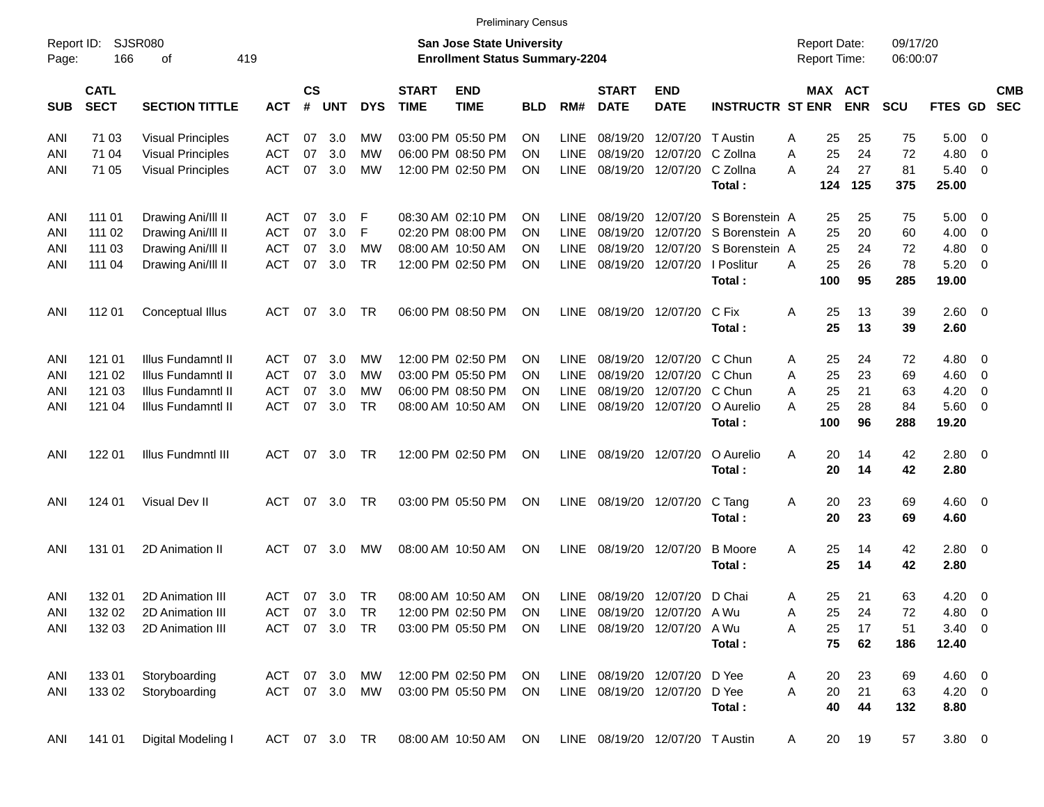Preliminary Census

Report ID: SJSR080

**San Jose State University**
**Enrollment Status Summary-2204**

Report Date: 09/17/20
Report Time: 06:00:07

| SUB | CATL SECT | SECTION TITTLE | ACT | CS # | UNT | DYS | START TIME | END TIME | BLD | RM# | START DATE | END DATE | INSTRUCTR | ST | MAX ENR | ACT ENR | SCU | FTES | GD | CMB SEC |
|---|---|---|---|---|---|---|---|---|---|---|---|---|---|---|---|---|---|---|---|---|
| ANI | 71 03 | Visual Principles | ACT | 07 | 3.0 | MW | 03:00 PM | 05:50 PM | ON | LINE | 08/19/20 | 12/07/20 | T Austin | A | 25 | 25 | 75 | 5.00 | 0 | |
| ANI | 71 04 | Visual Principles | ACT | 07 | 3.0 | MW | 06:00 PM | 08:50 PM | ON | LINE | 08/19/20 | 12/07/20 | C Zollna | A | 25 | 24 | 72 | 4.80 | 0 | |
| ANI | 71 05 | Visual Principles | ACT | 07 | 3.0 | MW | 12:00 PM | 02:50 PM | ON | LINE | 08/19/20 | 12/07/20 | C Zollna | A | 24 | 27 | 81 | 5.40 | 0 | |
| | | | | | | | | | | | | | **Total :** | | **124** | **125** | **375** | **25.00** | | |
| ANI | 111 01 | Drawing Ani/Ill II | ACT | 07 | 3.0 | F | 08:30 AM | 02:10 PM | ON | LINE | 08/19/20 | 12/07/20 | S Borenstein | A | 25 | 25 | 75 | 5.00 | 0 | |
| ANI | 111 02 | Drawing Ani/Ill II | ACT | 07 | 3.0 | F | 02:20 PM | 08:00 PM | ON | LINE | 08/19/20 | 12/07/20 | S Borenstein | A | 25 | 20 | 60 | 4.00 | 0 | |
| ANI | 111 03 | Drawing Ani/Ill II | ACT | 07 | 3.0 | MW | 08:00 AM | 10:50 AM | ON | LINE | 08/19/20 | 12/07/20 | S Borenstein | A | 25 | 24 | 72 | 4.80 | 0 | |
| ANI | 111 04 | Drawing Ani/Ill II | ACT | 07 | 3.0 | TR | 12:00 PM | 02:50 PM | ON | LINE | 08/19/20 | 12/07/20 | I Poslitur | A | 25 | 26 | 78 | 5.20 | 0 | |
| | | | | | | | | | | | | | **Total :** | | **100** | **95** | **285** | **19.00** | | |
| ANI | 112 01 | Conceptual Illus | ACT | 07 | 3.0 | TR | 06:00 PM | 08:50 PM | ON | LINE | 08/19/20 | 12/07/20 | C Fix | A | 25 | 13 | 39 | 2.60 | 0 | |
| | | | | | | | | | | | | | **Total :** | | **25** | **13** | **39** | **2.60** | | |
| ANI | 121 01 | Illus Fundamntl II | ACT | 07 | 3.0 | MW | 12:00 PM | 02:50 PM | ON | LINE | 08/19/20 | 12/07/20 | C Chun | A | 25 | 24 | 72 | 4.80 | 0 | |
| ANI | 121 02 | Illus Fundamntl II | ACT | 07 | 3.0 | MW | 03:00 PM | 05:50 PM | ON | LINE | 08/19/20 | 12/07/20 | C Chun | A | 25 | 23 | 69 | 4.60 | 0 | |
| ANI | 121 03 | Illus Fundamntl II | ACT | 07 | 3.0 | MW | 06:00 PM | 08:50 PM | ON | LINE | 08/19/20 | 12/07/20 | C Chun | A | 25 | 21 | 63 | 4.20 | 0 | |
| ANI | 121 04 | Illus Fundamntl II | ACT | 07 | 3.0 | TR | 08:00 AM | 10:50 AM | ON | LINE | 08/19/20 | 12/07/20 | O Aurelio | A | 25 | 28 | 84 | 5.60 | 0 | |
| | | | | | | | | | | | | | **Total :** | | **100** | **96** | **288** | **19.20** | | |
| ANI | 122 01 | Illus Fundmntl III | ACT | 07 | 3.0 | TR | 12:00 PM | 02:50 PM | ON | LINE | 08/19/20 | 12/07/20 | O Aurelio | A | 20 | 14 | 42 | 2.80 | 0 | |
| | | | | | | | | | | | | | **Total :** | | **20** | **14** | **42** | **2.80** | | |
| ANI | 124 01 | Visual Dev II | ACT | 07 | 3.0 | TR | 03:00 PM | 05:50 PM | ON | LINE | 08/19/20 | 12/07/20 | C Tang | A | 20 | 23 | 69 | 4.60 | 0 | |
| | | | | | | | | | | | | | **Total :** | | **20** | **23** | **69** | **4.60** | | |
| ANI | 131 01 | 2D Animation II | ACT | 07 | 3.0 | MW | 08:00 AM | 10:50 AM | ON | LINE | 08/19/20 | 12/07/20 | B Moore | A | 25 | 14 | 42 | 2.80 | 0 | |
| | | | | | | | | | | | | | **Total :** | | **25** | **14** | **42** | **2.80** | | |
| ANI | 132 01 | 2D Animation III | ACT | 07 | 3.0 | TR | 08:00 AM | 10:50 AM | ON | LINE | 08/19/20 | 12/07/20 | D Chai | A | 25 | 21 | 63 | 4.20 | 0 | |
| ANI | 132 02 | 2D Animation III | ACT | 07 | 3.0 | TR | 12:00 PM | 02:50 PM | ON | LINE | 08/19/20 | 12/07/20 | A Wu | A | 25 | 24 | 72 | 4.80 | 0 | |
| ANI | 132 03 | 2D Animation III | ACT | 07 | 3.0 | TR | 03:00 PM | 05:50 PM | ON | LINE | 08/19/20 | 12/07/20 | A Wu | A | 25 | 17 | 51 | 3.40 | 0 | |
| | | | | | | | | | | | | | **Total :** | | **75** | **62** | **186** | **12.40** | | |
| ANI | 133 01 | Storyboarding | ACT | 07 | 3.0 | MW | 12:00 PM | 02:50 PM | ON | LINE | 08/19/20 | 12/07/20 | D Yee | A | 20 | 23 | 69 | 4.60 | 0 | |
| ANI | 133 02 | Storyboarding | ACT | 07 | 3.0 | MW | 03:00 PM | 05:50 PM | ON | LINE | 08/19/20 | 12/07/20 | D Yee | A | 20 | 21 | 63 | 4.20 | 0 | |
| | | | | | | | | | | | | | **Total :** | | **40** | **44** | **132** | **8.80** | | |
| ANI | 141 01 | Digital Modeling I | ACT | 07 | 3.0 | TR | 08:00 AM | 10:50 AM | ON | LINE | 08/19/20 | 12/07/20 | T Austin | A | 20 | 19 | 57 | 3.80 | 0 | |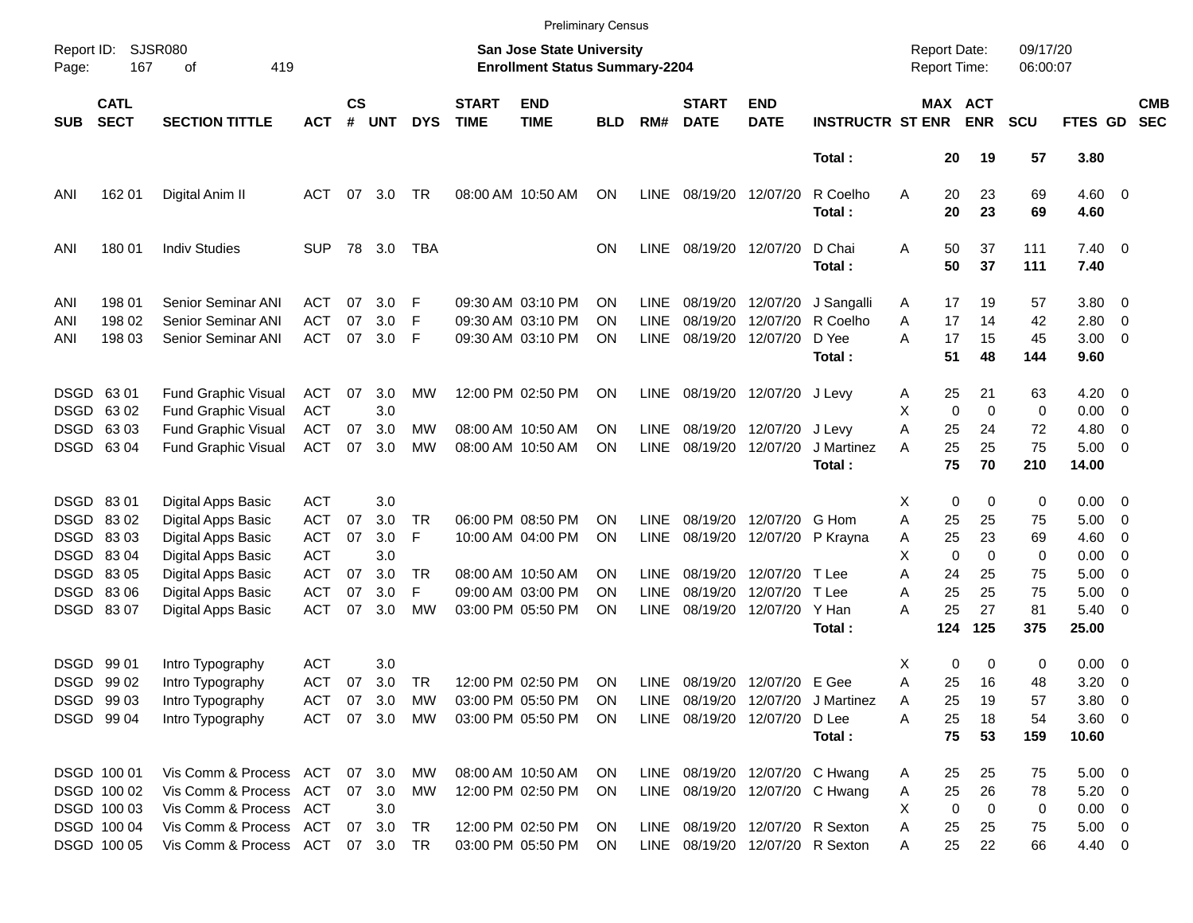Preliminary Census

Report ID: SJSR080 | San Jose State University | Report Date: 09/17/20
Page: 167 of 419 | Enrollment Status Summary-2204 | Report Time: 06:00:07

| SUB | CATL SECT | SECTION TITTLE | ACT | CS # | UNT | DYS | START TIME | END TIME | BLD | RM# | START DATE | END DATE | INSTRUCTR | ST | MAX ENR | ACT ENR | SCU | FTES | GD | CMB SEC |
|---|---|---|---|---|---|---|---|---|---|---|---|---|---|---|---|---|---|---|---|---|
| | | | | | | | | | | | | | **Total :** | | **20** | **19** | **57** | **3.80** | | |
| ANI | 162 01 | Digital Anim II | ACT | 07 | 3.0 | TR | 08:00 AM | 10:50 AM | ON | LINE | 08/19/20 | 12/07/20 | R Coelho | A | 20 | 23 | 69 | 4.60 | 0 | |
| | | | | | | | | | | | | | **Total :** | | **20** | **23** | **69** | **4.60** | | |
| ANI | 180 01 | Indiv Studies | SUP | 78 | 3.0 | TBA | | | ON | LINE | 08/19/20 | 12/07/20 | D Chai | A | 50 | 37 | 111 | 7.40 | 0 | |
| | | | | | | | | | | | | | **Total :** | | **50** | **37** | **111** | **7.40** | | |
| ANI | 198 01 | Senior Seminar ANI | ACT | 07 | 3.0 | F | 09:30 AM | 03:10 PM | ON | LINE | 08/19/20 | 12/07/20 | J Sangalli | A | 17 | 19 | 57 | 3.80 | 0 | |
| ANI | 198 02 | Senior Seminar ANI | ACT | 07 | 3.0 | F | 09:30 AM | 03:10 PM | ON | LINE | 08/19/20 | 12/07/20 | R Coelho | A | 17 | 14 | 42 | 2.80 | 0 | |
| ANI | 198 03 | Senior Seminar ANI | ACT | 07 | 3.0 | F | 09:30 AM | 03:10 PM | ON | LINE | 08/19/20 | 12/07/20 | D Yee | A | 17 | 15 | 45 | 3.00 | 0 | |
| | | | | | | | | | | | | | **Total :** | | **51** | **48** | **144** | **9.60** | | |
| DSGD | 63 01 | Fund Graphic Visual | ACT | 07 | 3.0 | MW | 12:00 PM | 02:50 PM | ON | LINE | 08/19/20 | 12/07/20 | J Levy | A | 25 | 21 | 63 | 4.20 | 0 | |
| DSGD | 63 02 | Fund Graphic Visual | ACT | | 3.0 | | | | | | | | | X | 0 | 0 | 0 | 0.00 | 0 | |
| DSGD | 63 03 | Fund Graphic Visual | ACT | 07 | 3.0 | MW | 08:00 AM | 10:50 AM | ON | LINE | 08/19/20 | 12/07/20 | J Levy | A | 25 | 24 | 72 | 4.80 | 0 | |
| DSGD | 63 04 | Fund Graphic Visual | ACT | 07 | 3.0 | MW | 08:00 AM | 10:50 AM | ON | LINE | 08/19/20 | 12/07/20 | J Martinez | A | 25 | 25 | 75 | 5.00 | 0 | |
| | | | | | | | | | | | | | **Total :** | | **75** | **70** | **210** | **14.00** | | |
| DSGD | 83 01 | Digital Apps Basic | ACT | | 3.0 | | | | | | | | | X | 0 | 0 | 0 | 0.00 | 0 | |
| DSGD | 83 02 | Digital Apps Basic | ACT | 07 | 3.0 | TR | 06:00 PM | 08:50 PM | ON | LINE | 08/19/20 | 12/07/20 | G Hom | A | 25 | 25 | 75 | 5.00 | 0 | |
| DSGD | 83 03 | Digital Apps Basic | ACT | 07 | 3.0 | F | 10:00 AM | 04:00 PM | ON | LINE | 08/19/20 | 12/07/20 | P Krayna | A | 25 | 23 | 69 | 4.60 | 0 | |
| DSGD | 83 04 | Digital Apps Basic | ACT | | 3.0 | | | | | | | | | X | 0 | 0 | 0 | 0.00 | 0 | |
| DSGD | 83 05 | Digital Apps Basic | ACT | 07 | 3.0 | TR | 08:00 AM | 10:50 AM | ON | LINE | 08/19/20 | 12/07/20 | T Lee | A | 24 | 25 | 75 | 5.00 | 0 | |
| DSGD | 83 06 | Digital Apps Basic | ACT | 07 | 3.0 | F | 09:00 AM | 03:00 PM | ON | LINE | 08/19/20 | 12/07/20 | T Lee | A | 25 | 25 | 75 | 5.00 | 0 | |
| DSGD | 83 07 | Digital Apps Basic | ACT | 07 | 3.0 | MW | 03:00 PM | 05:50 PM | ON | LINE | 08/19/20 | 12/07/20 | Y Han | A | 25 | 27 | 81 | 5.40 | 0 | |
| | | | | | | | | | | | | | **Total :** | | **124** | **125** | **375** | **25.00** | | |
| DSGD | 99 01 | Intro Typography | ACT | | 3.0 | | | | | | | | | X | 0 | 0 | 0 | 0.00 | 0 | |
| DSGD | 99 02 | Intro Typography | ACT | 07 | 3.0 | TR | 12:00 PM | 02:50 PM | ON | LINE | 08/19/20 | 12/07/20 | E Gee | A | 25 | 16 | 48 | 3.20 | 0 | |
| DSGD | 99 03 | Intro Typography | ACT | 07 | 3.0 | MW | 03:00 PM | 05:50 PM | ON | LINE | 08/19/20 | 12/07/20 | J Martinez | A | 25 | 19 | 57 | 3.80 | 0 | |
| DSGD | 99 04 | Intro Typography | ACT | 07 | 3.0 | MW | 03:00 PM | 05:50 PM | ON | LINE | 08/19/20 | 12/07/20 | D Lee | A | 25 | 18 | 54 | 3.60 | 0 | |
| | | | | | | | | | | | | | **Total :** | | **75** | **53** | **159** | **10.60** | | |
| DSGD | 100 01 | Vis Comm & Process | ACT | 07 | 3.0 | MW | 08:00 AM | 10:50 AM | ON | LINE | 08/19/20 | 12/07/20 | C Hwang | A | 25 | 25 | 75 | 5.00 | 0 | |
| DSGD | 100 02 | Vis Comm & Process | ACT | 07 | 3.0 | MW | 12:00 PM | 02:50 PM | ON | LINE | 08/19/20 | 12/07/20 | C Hwang | A | 25 | 26 | 78 | 5.20 | 0 | |
| DSGD | 100 03 | Vis Comm & Process | ACT | | 3.0 | | | | | | | | | X | 0 | 0 | 0 | 0.00 | 0 | |
| DSGD | 100 04 | Vis Comm & Process | ACT | 07 | 3.0 | TR | 12:00 PM | 02:50 PM | ON | LINE | 08/19/20 | 12/07/20 | R Sexton | A | 25 | 25 | 75 | 5.00 | 0 | |
| DSGD | 100 05 | Vis Comm & Process | ACT | 07 | 3.0 | TR | 03:00 PM | 05:50 PM | ON | LINE | 08/19/20 | 12/07/20 | R Sexton | A | 25 | 22 | 66 | 4.40 | 0 | |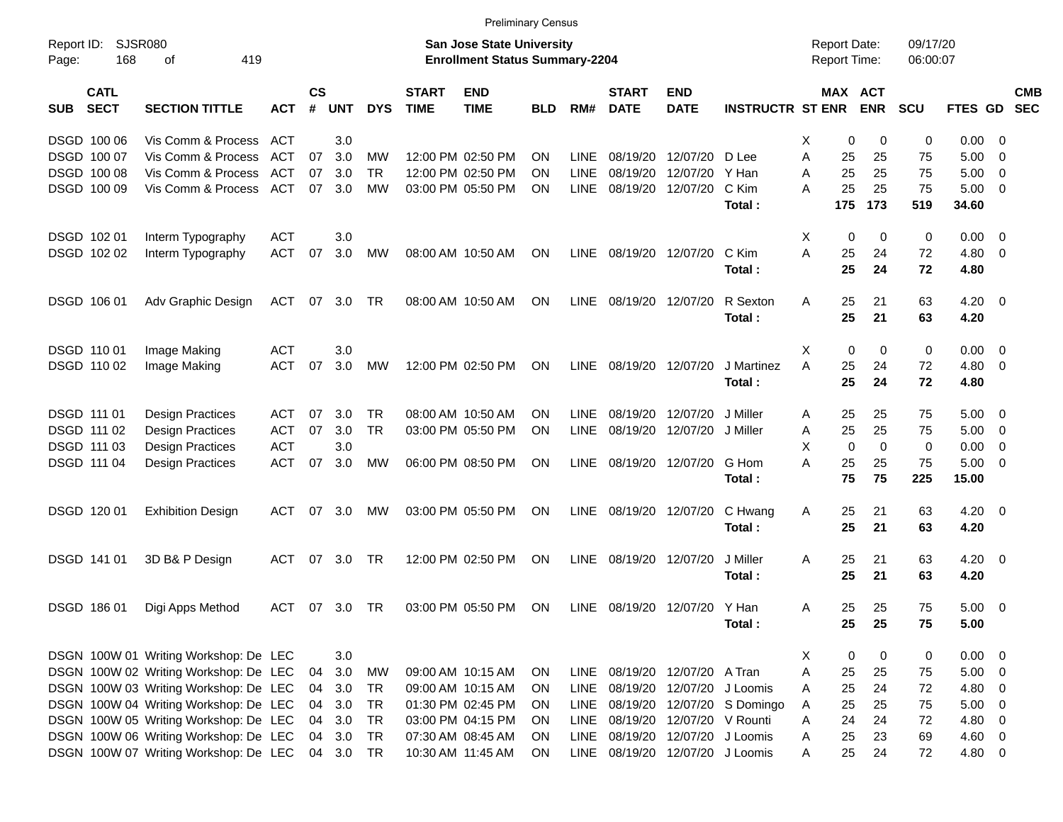Preliminary Census

Report ID: SJSR080
Page: 168 of 419

**San Jose State University**
**Enrollment Status Summary-2204**

Report Date: 09/17/20
Report Time: 06:00:07

| SUB | CATL SECT | SECTION TITTLE | ACT | CS # | UNT | DYS | START TIME | END TIME | BLD | RM# | START DATE | END DATE | INSTRUCTR | ST | MAX ENR | ACT ENR | SCU | FTES | GD | CMB SEC |
|---|---|---|---|---|---|---|---|---|---|---|---|---|---|---|---|---|---|---|---|---|
| DSGD | 100 06 | Vis Comm & Process | ACT | | 3.0 | | | | | | | | | X | 0 | 0 | 0 | 0.00 | 0 | |
| DSGD | 100 07 | Vis Comm & Process | ACT | 07 | 3.0 | MW | 12:00 PM | 02:50 PM | ON | LINE | 08/19/20 | 12/07/20 | D Lee | A | 25 | 25 | 75 | 5.00 | 0 | |
| DSGD | 100 08 | Vis Comm & Process | ACT | 07 | 3.0 | TR | 12:00 PM | 02:50 PM | ON | LINE | 08/19/20 | 12/07/20 | Y Han | A | 25 | 25 | 75 | 5.00 | 0 | |
| DSGD | 100 09 | Vis Comm & Process | ACT | 07 | 3.0 | MW | 03:00 PM | 05:50 PM | ON | LINE | 08/19/20 | 12/07/20 | C Kim | A | 25 | 25 | 75 | 5.00 | 0 | |
| | | | | | | | | | | | | | **Total :** | | **175** | **173** | **519** | **34.60** | | |
| DSGD | 102 01 | Interm Typography | ACT | | 3.0 | | | | | | | | | X | 0 | 0 | 0 | 0.00 | 0 | |
| DSGD | 102 02 | Interm Typography | ACT | 07 | 3.0 | MW | 08:00 AM | 10:50 AM | ON | LINE | 08/19/20 | 12/07/20 | C Kim | A | 25 | 24 | 72 | 4.80 | 0 | |
| | | | | | | | | | | | | | **Total :** | | **25** | **24** | **72** | **4.80** | | |
| DSGD | 106 01 | Adv Graphic Design | ACT | 07 | 3.0 | TR | 08:00 AM | 10:50 AM | ON | LINE | 08/19/20 | 12/07/20 | R Sexton | A | 25 | 21 | 63 | 4.20 | 0 | |
| | | | | | | | | | | | | | **Total :** | | **25** | **21** | **63** | **4.20** | | |
| DSGD | 110 01 | Image Making | ACT | | 3.0 | | | | | | | | | X | 0 | 0 | 0 | 0.00 | 0 | |
| DSGD | 110 02 | Image Making | ACT | 07 | 3.0 | MW | 12:00 PM | 02:50 PM | ON | LINE | 08/19/20 | 12/07/20 | J Martinez | A | 25 | 24 | 72 | 4.80 | 0 | |
| | | | | | | | | | | | | | **Total :** | | **25** | **24** | **72** | **4.80** | | |
| DSGD | 111 01 | Design Practices | ACT | 07 | 3.0 | TR | 08:00 AM | 10:50 AM | ON | LINE | 08/19/20 | 12/07/20 | J Miller | A | 25 | 25 | 75 | 5.00 | 0 | |
| DSGD | 111 02 | Design Practices | ACT | 07 | 3.0 | TR | 03:00 PM | 05:50 PM | ON | LINE | 08/19/20 | 12/07/20 | J Miller | A | 25 | 25 | 75 | 5.00 | 0 | |
| DSGD | 111 03 | Design Practices | ACT | | 3.0 | | | | | | | | | X | 0 | 0 | 0 | 0.00 | 0 | |
| DSGD | 111 04 | Design Practices | ACT | 07 | 3.0 | MW | 06:00 PM | 08:50 PM | ON | LINE | 08/19/20 | 12/07/20 | G Hom | A | 25 | 25 | 75 | 5.00 | 0 | |
| | | | | | | | | | | | | | **Total :** | | **75** | **75** | **225** | **15.00** | | |
| DSGD | 120 01 | Exhibition Design | ACT | 07 | 3.0 | MW | 03:00 PM | 05:50 PM | ON | LINE | 08/19/20 | 12/07/20 | C Hwang | A | 25 | 21 | 63 | 4.20 | 0 | |
| | | | | | | | | | | | | | **Total :** | | **25** | **21** | **63** | **4.20** | | |
| DSGD | 141 01 | 3D B& P Design | ACT | 07 | 3.0 | TR | 12:00 PM | 02:50 PM | ON | LINE | 08/19/20 | 12/07/20 | J Miller | A | 25 | 21 | 63 | 4.20 | 0 | |
| | | | | | | | | | | | | | **Total :** | | **25** | **21** | **63** | **4.20** | | |
| DSGD | 186 01 | Digi Apps Method | ACT | 07 | 3.0 | TR | 03:00 PM | 05:50 PM | ON | LINE | 08/19/20 | 12/07/20 | Y Han | A | 25 | 25 | 75 | 5.00 | 0 | |
| | | | | | | | | | | | | | **Total :** | | **25** | **25** | **75** | **5.00** | | |
| DSGN | 100W 01 | Writing Workshop: De | LEC | | 3.0 | | | | | | | | | X | 0 | 0 | 0 | 0.00 | 0 | |
| DSGN | 100W 02 | Writing Workshop: De | LEC | 04 | 3.0 | MW | 09:00 AM | 10:15 AM | ON | LINE | 08/19/20 | 12/07/20 | A Tran | A | 25 | 25 | 75 | 5.00 | 0 | |
| DSGN | 100W 03 | Writing Workshop: De | LEC | 04 | 3.0 | TR | 09:00 AM | 10:15 AM | ON | LINE | 08/19/20 | 12/07/20 | J Loomis | A | 25 | 24 | 72 | 4.80 | 0 | |
| DSGN | 100W 04 | Writing Workshop: De | LEC | 04 | 3.0 | TR | 01:30 PM | 02:45 PM | ON | LINE | 08/19/20 | 12/07/20 | S Domingo | A | 25 | 25 | 75 | 5.00 | 0 | |
| DSGN | 100W 05 | Writing Workshop: De | LEC | 04 | 3.0 | TR | 03:00 PM | 04:15 PM | ON | LINE | 08/19/20 | 12/07/20 | V Rounti | A | 24 | 24 | 72 | 4.80 | 0 | |
| DSGN | 100W 06 | Writing Workshop: De | LEC | 04 | 3.0 | TR | 07:30 AM | 08:45 AM | ON | LINE | 08/19/20 | 12/07/20 | J Loomis | A | 25 | 23 | 69 | 4.60 | 0 | |
| DSGN | 100W 07 | Writing Workshop: De | LEC | 04 | 3.0 | TR | 10:30 AM | 11:45 AM | ON | LINE | 08/19/20 | 12/07/20 | J Loomis | A | 25 | 24 | 72 | 4.80 | 0 | |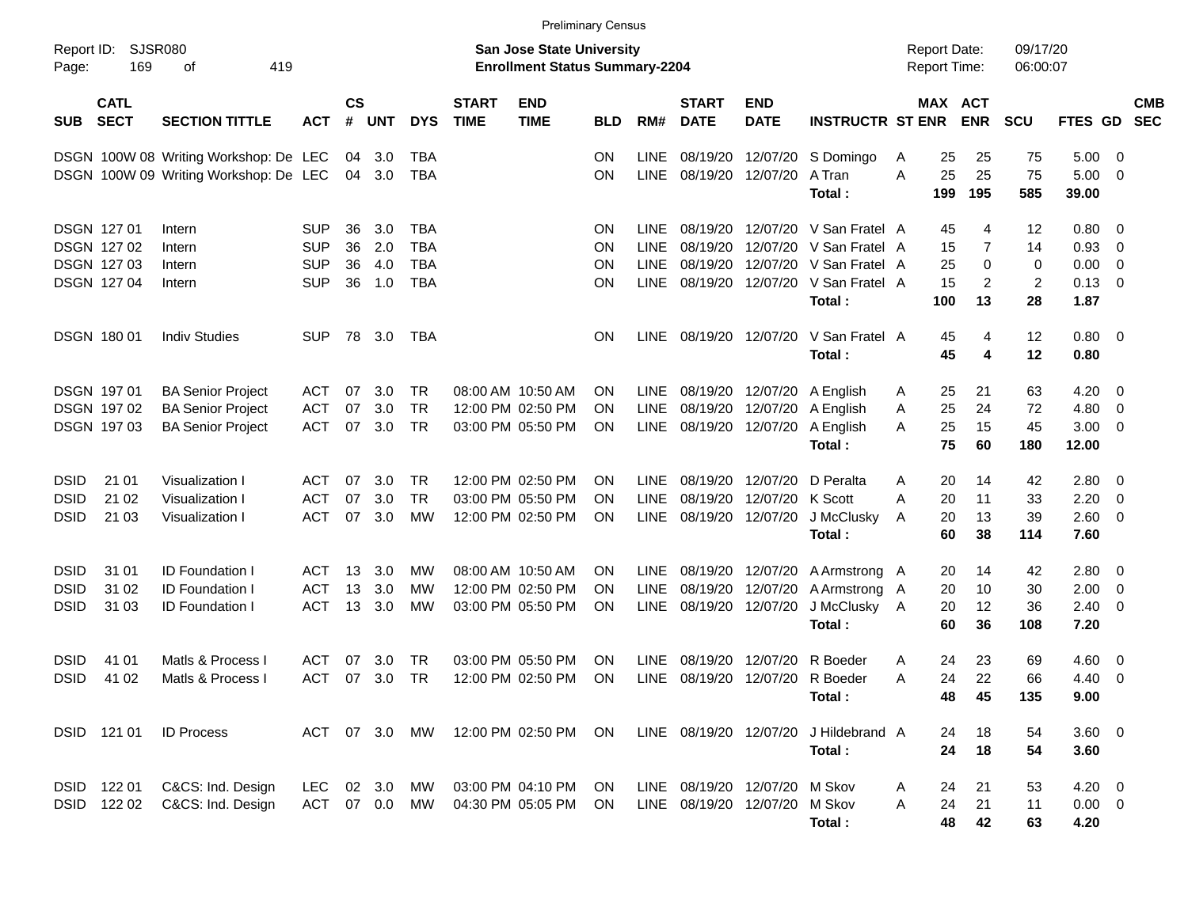Preliminary Census

Report ID: SJSR080

**San Jose State University**
**Enrollment Status Summary-2204**

Report Date: 09/17/20
Report Time: 06:00:07

| SUB | CATL SECT | SECTION TITTLE | ACT | CS # | UNT | DYS | START TIME | END TIME | BLD | RM# | START DATE | END DATE | INSTRUCTR | ST | MAX ENR | ACT ENR | SCU | FTES | GD | CMB SEC |
|---|---|---|---|---|---|---|---|---|---|---|---|---|---|---|---|---|---|---|---|---|
| DSGN | 100W 08 | Writing Workshop: De | LEC | 04 | 3.0 | TBA | | | ON | LINE | 08/19/20 | 12/07/20 | S Domingo | A | 25 | 25 | 75 | 5.00 | 0 | |
| DSGN | 100W 09 | Writing Workshop: De | LEC | 04 | 3.0 | TBA | | | ON | LINE | 08/19/20 | 12/07/20 | A Tran | A | 25 | 25 | 75 | 5.00 | 0 | |
| | | | | | | | | | | | | | **Total :** | | **199** | **195** | **585** | **39.00** | | |
| DSGN | 127 01 | Intern | SUP | 36 | 3.0 | TBA | | | ON | LINE | 08/19/20 | 12/07/20 | V San Fratel | A | 45 | 4 | 12 | 0.80 | 0 | |
| DSGN | 127 02 | Intern | SUP | 36 | 2.0 | TBA | | | ON | LINE | 08/19/20 | 12/07/20 | V San Fratel | A | 15 | 7 | 14 | 0.93 | 0 | |
| DSGN | 127 03 | Intern | SUP | 36 | 4.0 | TBA | | | ON | LINE | 08/19/20 | 12/07/20 | V San Fratel | A | 25 | 0 | 0 | 0.00 | 0 | |
| DSGN | 127 04 | Intern | SUP | 36 | 1.0 | TBA | | | ON | LINE | 08/19/20 | 12/07/20 | V San Fratel | A | 15 | 2 | 2 | 0.13 | 0 | |
| | | | | | | | | | | | | | **Total :** | | **100** | **13** | **28** | **1.87** | | |
| DSGN | 180 01 | Indiv Studies | SUP | 78 | 3.0 | TBA | | | ON | LINE | 08/19/20 | 12/07/20 | V San Fratel | A | 45 | 4 | 12 | 0.80 | 0 | |
| | | | | | | | | | | | | | **Total :** | | **45** | **4** | **12** | **0.80** | | |
| DSGN | 197 01 | BA Senior Project | ACT | 07 | 3.0 | TR | 08:00 AM | 10:50 AM | ON | LINE | 08/19/20 | 12/07/20 | A English | A | 25 | 21 | 63 | 4.20 | 0 | |
| DSGN | 197 02 | BA Senior Project | ACT | 07 | 3.0 | TR | 12:00 PM | 02:50 PM | ON | LINE | 08/19/20 | 12/07/20 | A English | A | 25 | 24 | 72 | 4.80 | 0 | |
| DSGN | 197 03 | BA Senior Project | ACT | 07 | 3.0 | TR | 03:00 PM | 05:50 PM | ON | LINE | 08/19/20 | 12/07/20 | A English | A | 25 | 15 | 45 | 3.00 | 0 | |
| | | | | | | | | | | | | | **Total :** | | **75** | **60** | **180** | **12.00** | | |
| DSID | 21 01 | Visualization I | ACT | 07 | 3.0 | TR | 12:00 PM | 02:50 PM | ON | LINE | 08/19/20 | 12/07/20 | D Peralta | A | 20 | 14 | 42 | 2.80 | 0 | |
| DSID | 21 02 | Visualization I | ACT | 07 | 3.0 | TR | 03:00 PM | 05:50 PM | ON | LINE | 08/19/20 | 12/07/20 | K Scott | A | 20 | 11 | 33 | 2.20 | 0 | |
| DSID | 21 03 | Visualization I | ACT | 07 | 3.0 | MW | 12:00 PM | 02:50 PM | ON | LINE | 08/19/20 | 12/07/20 | J McClusky | A | 20 | 13 | 39 | 2.60 | 0 | |
| | | | | | | | | | | | | | **Total :** | | **60** | **38** | **114** | **7.60** | | |
| DSID | 31 01 | ID Foundation I | ACT | 13 | 3.0 | MW | 08:00 AM | 10:50 AM | ON | LINE | 08/19/20 | 12/07/20 | A Armstrong | A | 20 | 14 | 42 | 2.80 | 0 | |
| DSID | 31 02 | ID Foundation I | ACT | 13 | 3.0 | MW | 12:00 PM | 02:50 PM | ON | LINE | 08/19/20 | 12/07/20 | A Armstrong | A | 20 | 10 | 30 | 2.00 | 0 | |
| DSID | 31 03 | ID Foundation I | ACT | 13 | 3.0 | MW | 03:00 PM | 05:50 PM | ON | LINE | 08/19/20 | 12/07/20 | J McClusky | A | 20 | 12 | 36 | 2.40 | 0 | |
| | | | | | | | | | | | | | **Total :** | | **60** | **36** | **108** | **7.20** | | |
| DSID | 41 01 | Matls & Process I | ACT | 07 | 3.0 | TR | 03:00 PM | 05:50 PM | ON | LINE | 08/19/20 | 12/07/20 | R Boeder | A | 24 | 23 | 69 | 4.60 | 0 | |
| DSID | 41 02 | Matls & Process I | ACT | 07 | 3.0 | TR | 12:00 PM | 02:50 PM | ON | LINE | 08/19/20 | 12/07/20 | R Boeder | A | 24 | 22 | 66 | 4.40 | 0 | |
| | | | | | | | | | | | | | **Total :** | | **48** | **45** | **135** | **9.00** | | |
| DSID | 121 01 | ID Process | ACT | 07 | 3.0 | MW | 12:00 PM | 02:50 PM | ON | LINE | 08/19/20 | 12/07/20 | J Hildebrand | A | 24 | 18 | 54 | 3.60 | 0 | |
| | | | | | | | | | | | | | **Total :** | | **24** | **18** | **54** | **3.60** | | |
| DSID | 122 01 | C&CS: Ind. Design | LEC | 02 | 3.0 | MW | 03:00 PM | 04:10 PM | ON | LINE | 08/19/20 | 12/07/20 | M Skov | A | 24 | 21 | 53 | 4.20 | 0 | |
| DSID | 122 02 | C&CS: Ind. Design | ACT | 07 | 0.0 | MW | 04:30 PM | 05:05 PM | ON | LINE | 08/19/20 | 12/07/20 | M Skov | A | 24 | 21 | 11 | 0.00 | 0 | |
| | | | | | | | | | | | | | **Total :** | | **48** | **42** | **63** | **4.20** | | |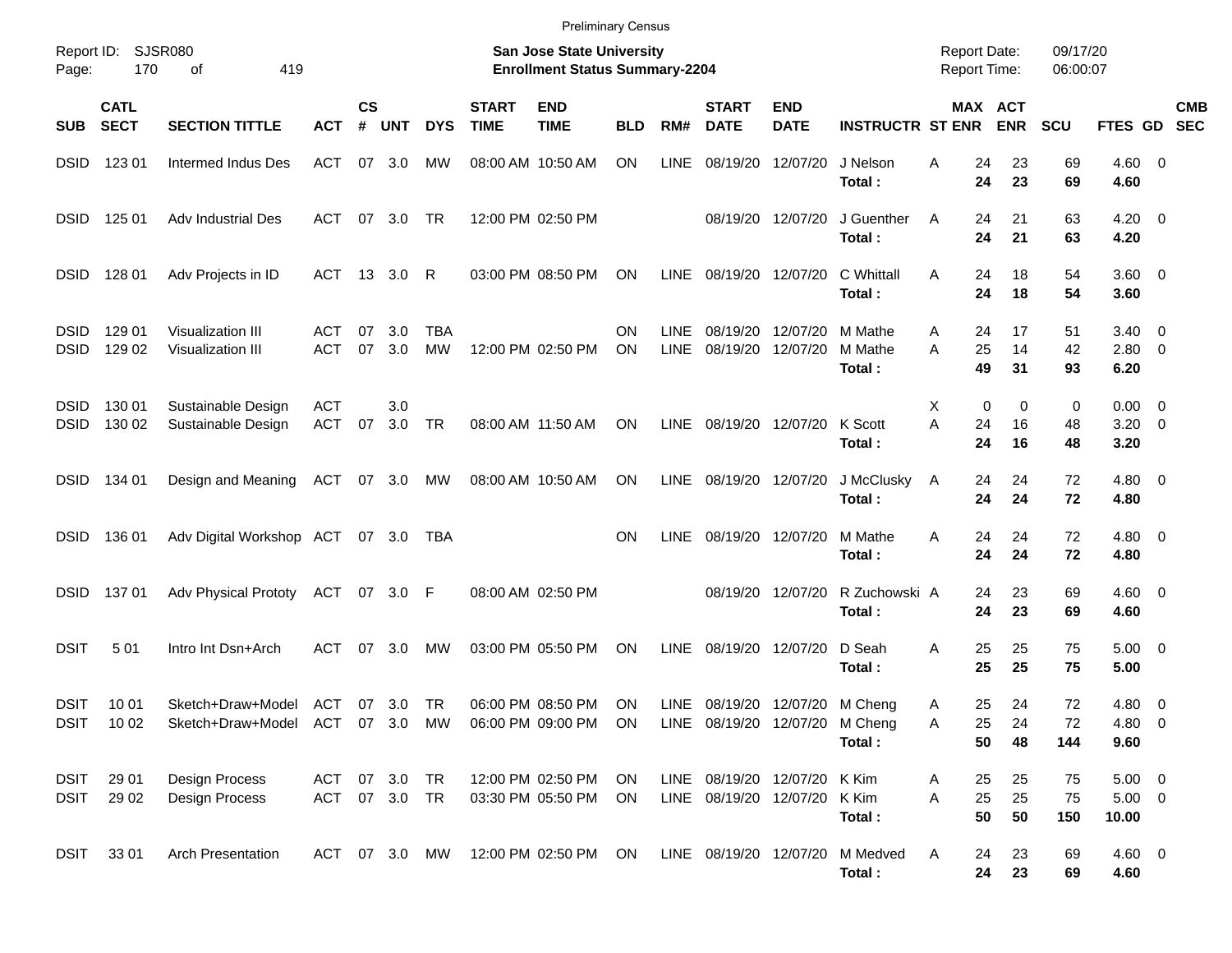Preliminary Census

Report ID: SJSR080
Page: 170 of 419

**San Jose State University**
**Enrollment Status Summary-2204**

Report Date: 09/17/20
Report Time: 06:00:07

| SUB | CATL SECT | SECTION TITTLE | ACT | CS # | UNT | DYS | START TIME | END TIME | BLD | RM# | START DATE | END DATE | INSTRUCTR | ST | MAX ENR | ACT ENR | SCU | FTES | GD | CMB SEC |
|---|---|---|---|---|---|---|---|---|---|---|---|---|---|---|---|---|---|---|---|---|
| DSID | 123 01 | Intermed Indus Des | ACT | 07 | 3.0 | MW | 08:00 AM | 10:50 AM | ON | LINE | 08/19/20 | 12/07/20 | J Nelson | A | 24 | 23 | 69 | 4.60 | 0 | |
| | | | | | | | | | | | | | **Total :** | | **24** | **23** | **69** | **4.60** | | |
| DSID | 125 01 | Adv Industrial Des | ACT | 07 | 3.0 | TR | 12:00 PM | 02:50 PM | | | 08/19/20 | 12/07/20 | J Guenther | A | 24 | 21 | 63 | 4.20 | 0 | |
| | | | | | | | | | | | | | **Total :** | | **24** | **21** | **63** | **4.20** | | |
| DSID | 128 01 | Adv Projects in ID | ACT | 13 | 3.0 | R | 03:00 PM | 08:50 PM | ON | LINE | 08/19/20 | 12/07/20 | C Whittall | A | 24 | 18 | 54 | 3.60 | 0 | |
| | | | | | | | | | | | | | **Total :** | | **24** | **18** | **54** | **3.60** | | |
| DSID | 129 01 | Visualization III | ACT | 07 | 3.0 | TBA | | | ON | LINE | 08/19/20 | 12/07/20 | M Mathe | A | 24 | 17 | 51 | 3.40 | 0 | |
| DSID | 129 02 | Visualization III | ACT | 07 | 3.0 | MW | 12:00 PM | 02:50 PM | ON | LINE | 08/19/20 | 12/07/20 | M Mathe | A | 25 | 14 | 42 | 2.80 | 0 | |
| | | | | | | | | | | | | | **Total :** | | **49** | **31** | **93** | **6.20** | | |
| DSID | 130 01 | Sustainable Design | ACT | | 3.0 | | | | | | | | | X | 0 | 0 | 0 | 0.00 | 0 | |
| DSID | 130 02 | Sustainable Design | ACT | 07 | 3.0 | TR | 08:00 AM | 11:50 AM | ON | LINE | 08/19/20 | 12/07/20 | K Scott | A | 24 | 16 | 48 | 3.20 | 0 | |
| | | | | | | | | | | | | | **Total :** | | **24** | **16** | **48** | **3.20** | | |
| DSID | 134 01 | Design and Meaning | ACT | 07 | 3.0 | MW | 08:00 AM | 10:50 AM | ON | LINE | 08/19/20 | 12/07/20 | J McClusky | A | 24 | 24 | 72 | 4.80 | 0 | |
| | | | | | | | | | | | | | **Total :** | | **24** | **24** | **72** | **4.80** | | |
| DSID | 136 01 | Adv Digital Workshop | ACT | 07 | 3.0 | TBA | | | ON | LINE | 08/19/20 | 12/07/20 | M Mathe | A | 24 | 24 | 72 | 4.80 | 0 | |
| | | | | | | | | | | | | | **Total :** | | **24** | **24** | **72** | **4.80** | | |
| DSID | 137 01 | Adv Physical Prototy | ACT | 07 | 3.0 | F | 08:00 AM | 02:50 PM | | | 08/19/20 | 12/07/20 | R Zuchowski | A | 24 | 23 | 69 | 4.60 | 0 | |
| | | | | | | | | | | | | | **Total :** | | **24** | **23** | **69** | **4.60** | | |
| DSIT | 5 01 | Intro Int Dsn+Arch | ACT | 07 | 3.0 | MW | 03:00 PM | 05:50 PM | ON | LINE | 08/19/20 | 12/07/20 | D Seah | A | 25 | 25 | 75 | 5.00 | 0 | |
| | | | | | | | | | | | | | **Total :** | | **25** | **25** | **75** | **5.00** | | |
| DSIT | 10 01 | Sketch+Draw+Model | ACT | 07 | 3.0 | TR | 06:00 PM | 08:50 PM | ON | LINE | 08/19/20 | 12/07/20 | M Cheng | A | 25 | 24 | 72 | 4.80 | 0 | |
| DSIT | 10 02 | Sketch+Draw+Model | ACT | 07 | 3.0 | MW | 06:00 PM | 09:00 PM | ON | LINE | 08/19/20 | 12/07/20 | M Cheng | A | 25 | 24 | 72 | 4.80 | 0 | |
| | | | | | | | | | | | | | **Total :** | | **50** | **48** | **144** | **9.60** | | |
| DSIT | 29 01 | Design Process | ACT | 07 | 3.0 | TR | 12:00 PM | 02:50 PM | ON | LINE | 08/19/20 | 12/07/20 | K Kim | A | 25 | 25 | 75 | 5.00 | 0 | |
| DSIT | 29 02 | Design Process | ACT | 07 | 3.0 | TR | 03:30 PM | 05:50 PM | ON | LINE | 08/19/20 | 12/07/20 | K Kim | A | 25 | 25 | 75 | 5.00 | 0 | |
| | | | | | | | | | | | | | **Total :** | | **50** | **50** | **150** | **10.00** | | |
| DSIT | 33 01 | Arch Presentation | ACT | 07 | 3.0 | MW | 12:00 PM | 02:50 PM | ON | LINE | 08/19/20 | 12/07/20 | M Medved | A | 24 | 23 | 69 | 4.60 | 0 | |
| | | | | | | | | | | | | | **Total :** | | **24** | **23** | **69** | **4.60** | | |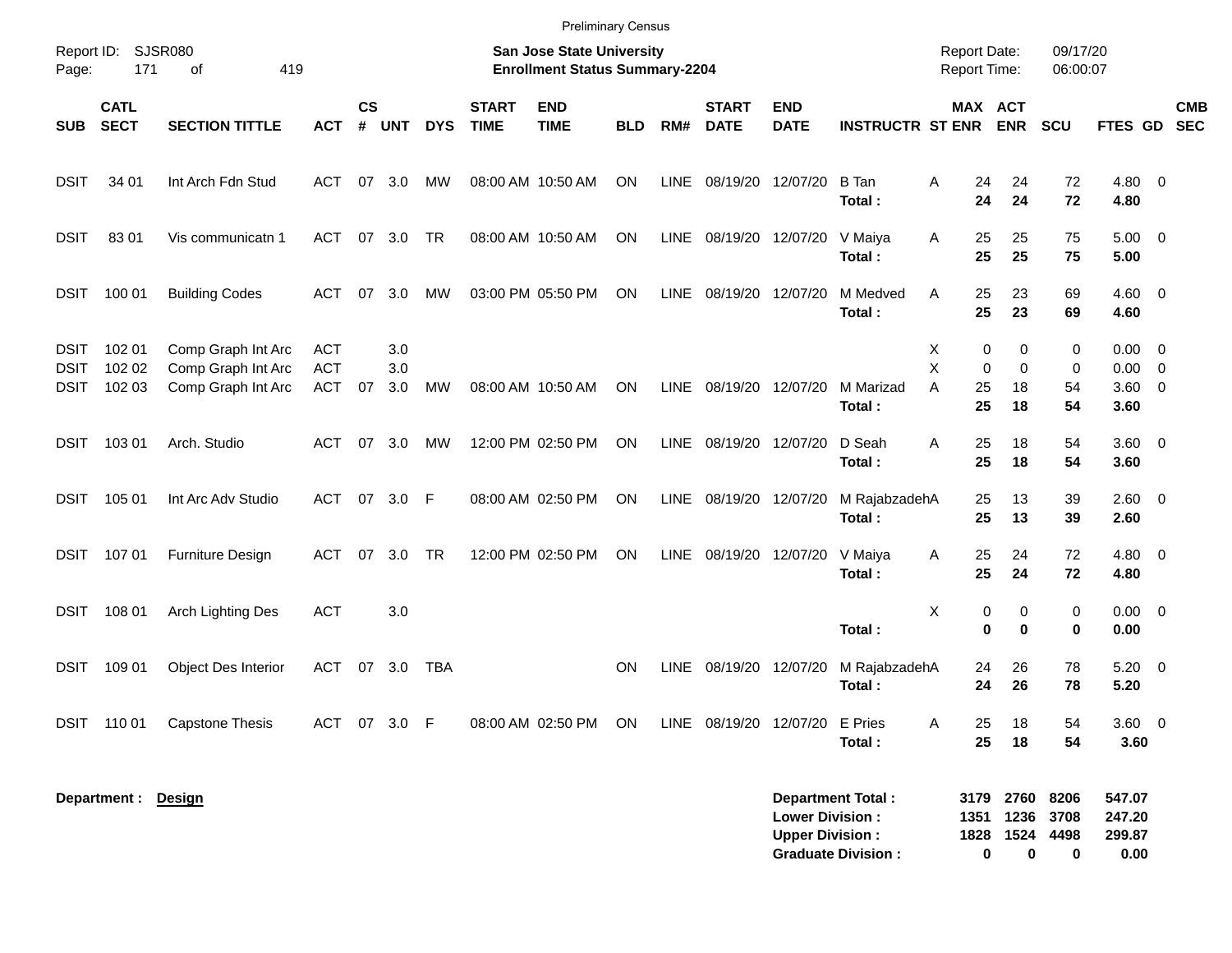Preliminary Census

Report ID: SJSR080

**San Jose State University**
**Enrollment Status Summary-2204**

Report Date: 09/17/20
Report Time: 06:00:07

| SUB | CATL SECT | SECTION TITTLE | ACT | CS # | UNT | DYS | START TIME | END TIME | BLD | RM# | START DATE | END DATE | INSTRUCTR | ST | MAX ENR | ACT ENR | SCU | FTES | GD | CMB SEC |
|---|---|---|---|---|---|---|---|---|---|---|---|---|---|---|---|---|---|---|---|---|
| DSIT | 34 01 | Int Arch Fdn Stud | ACT | 07 | 3.0 | MW | 08:00 AM | 10:50 AM | ON | LINE | 08/19/20 | 12/07/20 | B Tan | A | 24 | 24 | 72 | 4.80 | 0 | |
| | | | | | | | | | | | | | **Total :** | | **24** | **24** | **72** | **4.80** | | |
| DSIT | 83 01 | Vis communicatn 1 | ACT | 07 | 3.0 | TR | 08:00 AM | 10:50 AM | ON | LINE | 08/19/20 | 12/07/20 | V Maiya | A | 25 | 25 | 75 | 5.00 | 0 | |
| | | | | | | | | | | | | | **Total :** | | **25** | **25** | **75** | **5.00** | | |
| DSIT | 100 01 | Building Codes | ACT | 07 | 3.0 | MW | 03:00 PM | 05:50 PM | ON | LINE | 08/19/20 | 12/07/20 | M Medved | A | 25 | 23 | 69 | 4.60 | 0 | |
| | | | | | | | | | | | | | **Total :** | | **25** | **23** | **69** | **4.60** | | |
| DSIT | 102 01 | Comp Graph Int Arc | ACT | | 3.0 | | | | | | | | | X | 0 | 0 | 0 | 0.00 | 0 | |
| DSIT | 102 02 | Comp Graph Int Arc | ACT | | 3.0 | | | | | | | | | X | 0 | 0 | 0 | 0.00 | 0 | |
| DSIT | 102 03 | Comp Graph Int Arc | ACT | 07 | 3.0 | MW | 08:00 AM | 10:50 AM | ON | LINE | 08/19/20 | 12/07/20 | M Marizad | A | 25 | 18 | 54 | 3.60 | 0 | |
| | | | | | | | | | | | | | **Total :** | | **25** | **18** | **54** | **3.60** | | |
| DSIT | 103 01 | Arch. Studio | ACT | 07 | 3.0 | MW | 12:00 PM | 02:50 PM | ON | LINE | 08/19/20 | 12/07/20 | D Seah | A | 25 | 18 | 54 | 3.60 | 0 | |
| | | | | | | | | | | | | | **Total :** | | **25** | **18** | **54** | **3.60** | | |
| DSIT | 105 01 | Int Arc Adv Studio | ACT | 07 | 3.0 | F | 08:00 AM | 02:50 PM | ON | LINE | 08/19/20 | 12/07/20 | M Rajabzadeh | A | 25 | 13 | 39 | 2.60 | 0 | |
| | | | | | | | | | | | | | **Total :** | | **25** | **13** | **39** | **2.60** | | |
| DSIT | 107 01 | Furniture Design | ACT | 07 | 3.0 | TR | 12:00 PM | 02:50 PM | ON | LINE | 08/19/20 | 12/07/20 | V Maiya | A | 25 | 24 | 72 | 4.80 | 0 | |
| | | | | | | | | | | | | | **Total :** | | **25** | **24** | **72** | **4.80** | | |
| DSIT | 108 01 | Arch Lighting Des | ACT | | 3.0 | | | | | | | | | X | 0 | 0 | 0 | 0.00 | 0 | |
| | | | | | | | | | | | | | **Total :** | | **0** | **0** | **0** | **0.00** | | |
| DSIT | 109 01 | Object Des Interior | ACT | 07 | 3.0 | TBA | | | ON | LINE | 08/19/20 | 12/07/20 | M Rajabzadeh | A | 24 | 26 | 78 | 5.20 | 0 | |
| | | | | | | | | | | | | | **Total :** | | **24** | **26** | **78** | **5.20** | | |
| DSIT | 110 01 | Capstone Thesis | ACT | 07 | 3.0 | F | 08:00 AM | 02:50 PM | ON | LINE | 08/19/20 | 12/07/20 | E Pries | A | 25 | 18 | 54 | 3.60 | 0 | |
| | | | | | | | | | | | | | **Total :** | | **25** | **18** | **54** | **3.60** | | |

**Department :** **Design**

| | MAX ENR | ACT ENR | SCU | FTES |
|---|---|---|---|---|
| **Department Total :** | **3179** | **2760** | **8206** | **547.07** |
| **Lower Division :** | **1351** | **1236** | **3708** | **247.20** |
| **Upper Division :** | **1828** | **1524** | **4498** | **299.87** |
| **Graduate Division :** | **0** | **0** | **0** | **0.00** |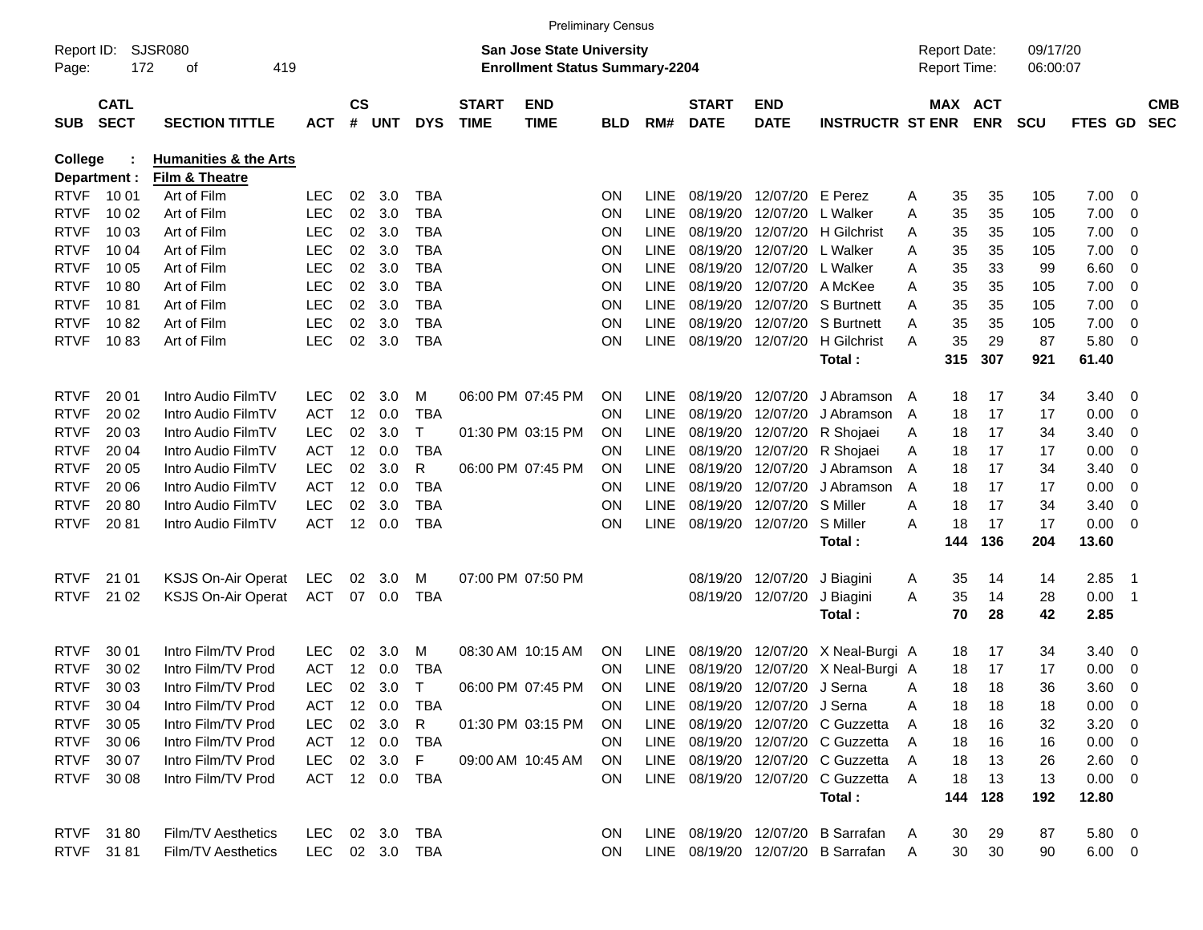Preliminary Census

Report ID: SJSR080
Page: 172 of 419

**San Jose State University**
**Enrollment Status Summary-2204**

Report Date: 09/17/20
Report Time: 06:00:07

**College : Humanities & the Arts**
**Department : Film & Theatre**

| SUB | CATL SECT | SECTION TITTLE | ACT | CS # | UNT | DYS | START TIME | END TIME | BLD | RM# | START DATE | END DATE | INSTRUCTR | ST | MAX ENR | ACT ENR | SCU | FTES | GD | CMB SEC |
|---|---|---|---|---|---|---|---|---|---|---|---|---|---|---|---|---|---|---|---|---|
| RTVF | 10 01 | Art of Film | LEC | 02 | 3.0 | TBA | | | ON | LINE | 08/19/20 | 12/07/20 | E Perez | A | 35 | 35 | 105 | 7.00 | 0 | |
| RTVF | 10 02 | Art of Film | LEC | 02 | 3.0 | TBA | | | ON | LINE | 08/19/20 | 12/07/20 | L Walker | A | 35 | 35 | 105 | 7.00 | 0 | |
| RTVF | 10 03 | Art of Film | LEC | 02 | 3.0 | TBA | | | ON | LINE | 08/19/20 | 12/07/20 | H Gilchrist | A | 35 | 35 | 105 | 7.00 | 0 | |
| RTVF | 10 04 | Art of Film | LEC | 02 | 3.0 | TBA | | | ON | LINE | 08/19/20 | 12/07/20 | L Walker | A | 35 | 35 | 105 | 7.00 | 0 | |
| RTVF | 10 05 | Art of Film | LEC | 02 | 3.0 | TBA | | | ON | LINE | 08/19/20 | 12/07/20 | L Walker | A | 35 | 33 | 99 | 6.60 | 0 | |
| RTVF | 10 80 | Art of Film | LEC | 02 | 3.0 | TBA | | | ON | LINE | 08/19/20 | 12/07/20 | A McKee | A | 35 | 35 | 105 | 7.00 | 0 | |
| RTVF | 10 81 | Art of Film | LEC | 02 | 3.0 | TBA | | | ON | LINE | 08/19/20 | 12/07/20 | S Burtnett | A | 35 | 35 | 105 | 7.00 | 0 | |
| RTVF | 10 82 | Art of Film | LEC | 02 | 3.0 | TBA | | | ON | LINE | 08/19/20 | 12/07/20 | S Burtnett | A | 35 | 35 | 105 | 7.00 | 0 | |
| RTVF | 10 83 | Art of Film | LEC | 02 | 3.0 | TBA | | | ON | LINE | 08/19/20 | 12/07/20 | H Gilchrist | A | 35 | 29 | 87 | 5.80 | 0 | |
| | | | | | | | | | | | | | **Total :** | | **315** | **307** | **921** | **61.40** | | |
| RTVF | 20 01 | Intro Audio FilmTV | LEC | 02 | 3.0 | M | 06:00 PM | 07:45 PM | ON | LINE | 08/19/20 | 12/07/20 | J Abramson | A | 18 | 17 | 34 | 3.40 | 0 | |
| RTVF | 20 02 | Intro Audio FilmTV | ACT | 12 | 0.0 | TBA | | | ON | LINE | 08/19/20 | 12/07/20 | J Abramson | A | 18 | 17 | 17 | 0.00 | 0 | |
| RTVF | 20 03 | Intro Audio FilmTV | LEC | 02 | 3.0 | T | 01:30 PM | 03:15 PM | ON | LINE | 08/19/20 | 12/07/20 | R Shojaei | A | 18 | 17 | 34 | 3.40 | 0 | |
| RTVF | 20 04 | Intro Audio FilmTV | ACT | 12 | 0.0 | TBA | | | ON | LINE | 08/19/20 | 12/07/20 | R Shojaei | A | 18 | 17 | 17 | 0.00 | 0 | |
| RTVF | 20 05 | Intro Audio FilmTV | LEC | 02 | 3.0 | R | 06:00 PM | 07:45 PM | ON | LINE | 08/19/20 | 12/07/20 | J Abramson | A | 18 | 17 | 34 | 3.40 | 0 | |
| RTVF | 20 06 | Intro Audio FilmTV | ACT | 12 | 0.0 | TBA | | | ON | LINE | 08/19/20 | 12/07/20 | J Abramson | A | 18 | 17 | 17 | 0.00 | 0 | |
| RTVF | 20 80 | Intro Audio FilmTV | LEC | 02 | 3.0 | TBA | | | ON | LINE | 08/19/20 | 12/07/20 | S Miller | A | 18 | 17 | 34 | 3.40 | 0 | |
| RTVF | 20 81 | Intro Audio FilmTV | ACT | 12 | 0.0 | TBA | | | ON | LINE | 08/19/20 | 12/07/20 | S Miller | A | 18 | 17 | 17 | 0.00 | 0 | |
| | | | | | | | | | | | | | **Total :** | | **144** | **136** | **204** | **13.60** | | |
| RTVF | 21 01 | KSJS On-Air Operat | LEC | 02 | 3.0 | M | 07:00 PM | 07:50 PM | | | 08/19/20 | 12/07/20 | J Biagini | A | 35 | 14 | 14 | 2.85 | 1 | |
| RTVF | 21 02 | KSJS On-Air Operat | ACT | 07 | 0.0 | TBA | | | | | 08/19/20 | 12/07/20 | J Biagini | A | 35 | 14 | 28 | 0.00 | 1 | |
| | | | | | | | | | | | | | **Total :** | | **70** | **28** | **42** | **2.85** | | |
| RTVF | 30 01 | Intro Film/TV Prod | LEC | 02 | 3.0 | M | 08:30 AM | 10:15 AM | ON | LINE | 08/19/20 | 12/07/20 | X Neal-Burgi | A | 18 | 17 | 34 | 3.40 | 0 | |
| RTVF | 30 02 | Intro Film/TV Prod | ACT | 12 | 0.0 | TBA | | | ON | LINE | 08/19/20 | 12/07/20 | X Neal-Burgi | A | 18 | 17 | 17 | 0.00 | 0 | |
| RTVF | 30 03 | Intro Film/TV Prod | LEC | 02 | 3.0 | T | 06:00 PM | 07:45 PM | ON | LINE | 08/19/20 | 12/07/20 | J Serna | A | 18 | 18 | 36 | 3.60 | 0 | |
| RTVF | 30 04 | Intro Film/TV Prod | ACT | 12 | 0.0 | TBA | | | ON | LINE | 08/19/20 | 12/07/20 | J Serna | A | 18 | 18 | 18 | 0.00 | 0 | |
| RTVF | 30 05 | Intro Film/TV Prod | LEC | 02 | 3.0 | R | 01:30 PM | 03:15 PM | ON | LINE | 08/19/20 | 12/07/20 | C Guzzetta | A | 18 | 16 | 32 | 3.20 | 0 | |
| RTVF | 30 06 | Intro Film/TV Prod | ACT | 12 | 0.0 | TBA | | | ON | LINE | 08/19/20 | 12/07/20 | C Guzzetta | A | 18 | 16 | 16 | 0.00 | 0 | |
| RTVF | 30 07 | Intro Film/TV Prod | LEC | 02 | 3.0 | F | 09:00 AM | 10:45 AM | ON | LINE | 08/19/20 | 12/07/20 | C Guzzetta | A | 18 | 13 | 26 | 2.60 | 0 | |
| RTVF | 30 08 | Intro Film/TV Prod | ACT | 12 | 0.0 | TBA | | | ON | LINE | 08/19/20 | 12/07/20 | C Guzzetta | A | 18 | 13 | 13 | 0.00 | 0 | |
| | | | | | | | | | | | | | **Total :** | | **144** | **128** | **192** | **12.80** | | |
| RTVF | 31 80 | Film/TV Aesthetics | LEC | 02 | 3.0 | TBA | | | ON | LINE | 08/19/20 | 12/07/20 | B Sarrafan | A | 30 | 29 | 87 | 5.80 | 0 | |
| RTVF | 31 81 | Film/TV Aesthetics | LEC | 02 | 3.0 | TBA | | | ON | LINE | 08/19/20 | 12/07/20 | B Sarrafan | A | 30 | 30 | 90 | 6.00 | 0 | |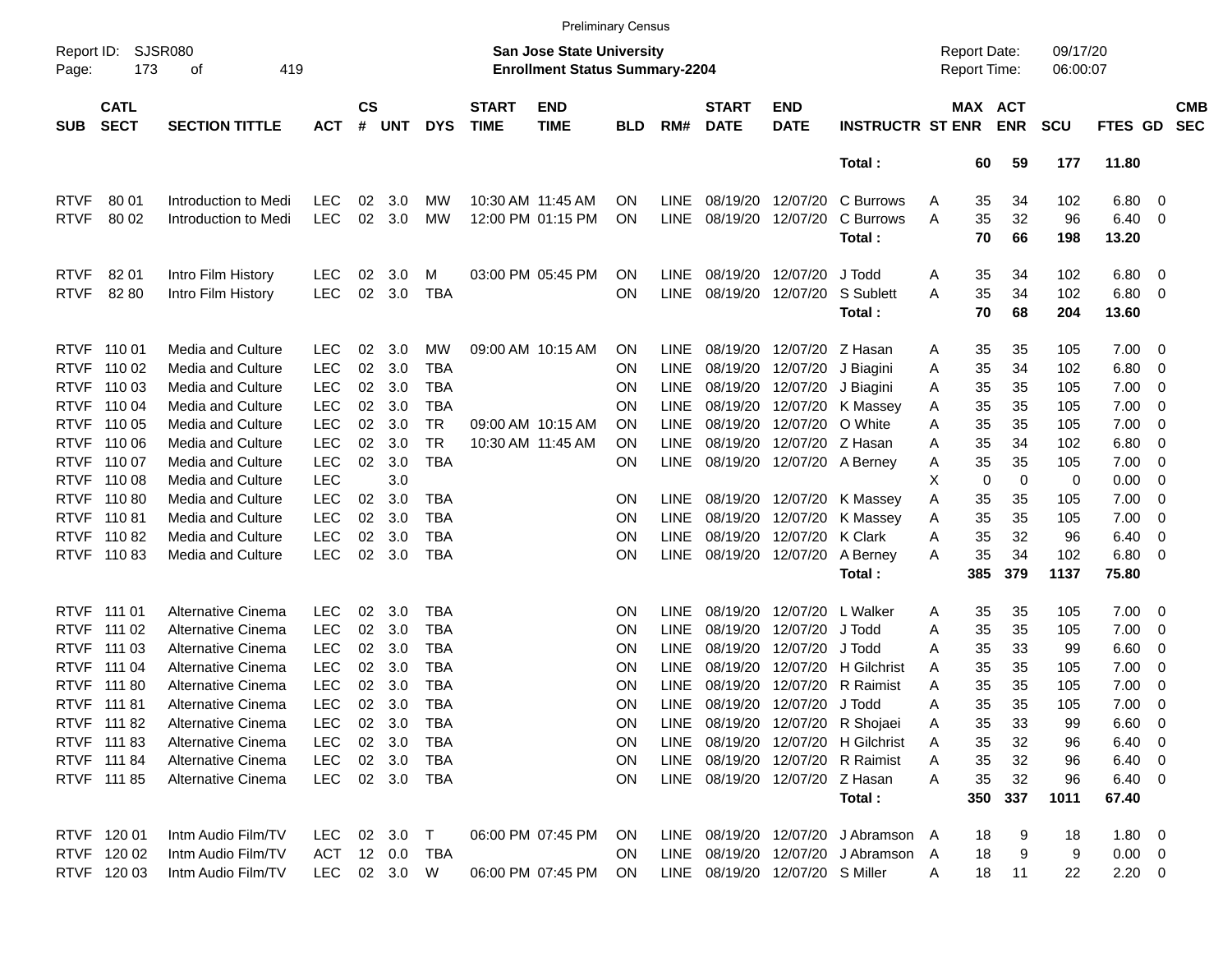Preliminary Census

Report ID: SJSR080
Page: 173 of 419

**San Jose State University**
**Enrollment Status Summary-2204**

Report Date: 09/17/20
Report Time: 06:00:07

| SUB | CATL SECT | SECTION TITTLE | ACT | CS # | UNT | DYS | START TIME | END TIME | BLD | RM# | START DATE | END DATE | INSTRUCTR | ST | MAX ENR | ACT ENR | SCU | FTES | GD | CMB SEC |
|---|---|---|---|---|---|---|---|---|---|---|---|---|---|---|---|---|---|---|---|---|
| | | | | | | | | | | | | | Total : | | 60 | 59 | 177 | 11.80 | | |
| RTVF | 80 01 | Introduction to Medi | LEC | 02 | 3.0 | MW | 10:30 AM | 11:45 AM | ON | LINE | 08/19/20 | 12/07/20 | C Burrows | A | 35 | 34 | 102 | 6.80 | 0 | |
| RTVF | 80 02 | Introduction to Medi | LEC | 02 | 3.0 | MW | 12:00 PM | 01:15 PM | ON | LINE | 08/19/20 | 12/07/20 | C Burrows | A | 35 | 32 | 96 | 6.40 | 0 | |
| | | | | | | | | | | | | | Total : | | 70 | 66 | 198 | 13.20 | | |
| RTVF | 82 01 | Intro Film History | LEC | 02 | 3.0 | M | 03:00 PM | 05:45 PM | ON | LINE | 08/19/20 | 12/07/20 | J Todd | A | 35 | 34 | 102 | 6.80 | 0 | |
| RTVF | 82 80 | Intro Film History | LEC | 02 | 3.0 | TBA | | | ON | LINE | 08/19/20 | 12/07/20 | S Sublett | A | 35 | 34 | 102 | 6.80 | 0 | |
| | | | | | | | | | | | | | Total : | | 70 | 68 | 204 | 13.60 | | |
| RTVF | 110 01 | Media and Culture | LEC | 02 | 3.0 | MW | 09:00 AM | 10:15 AM | ON | LINE | 08/19/20 | 12/07/20 | Z Hasan | A | 35 | 35 | 105 | 7.00 | 0 | |
| RTVF | 110 02 | Media and Culture | LEC | 02 | 3.0 | TBA | | | ON | LINE | 08/19/20 | 12/07/20 | J Biagini | A | 35 | 34 | 102 | 6.80 | 0 | |
| RTVF | 110 03 | Media and Culture | LEC | 02 | 3.0 | TBA | | | ON | LINE | 08/19/20 | 12/07/20 | J Biagini | A | 35 | 35 | 105 | 7.00 | 0 | |
| RTVF | 110 04 | Media and Culture | LEC | 02 | 3.0 | TBA | | | ON | LINE | 08/19/20 | 12/07/20 | K Massey | A | 35 | 35 | 105 | 7.00 | 0 | |
| RTVF | 110 05 | Media and Culture | LEC | 02 | 3.0 | TR | 09:00 AM | 10:15 AM | ON | LINE | 08/19/20 | 12/07/20 | O White | A | 35 | 35 | 105 | 7.00 | 0 | |
| RTVF | 110 06 | Media and Culture | LEC | 02 | 3.0 | TR | 10:30 AM | 11:45 AM | ON | LINE | 08/19/20 | 12/07/20 | Z Hasan | A | 35 | 34 | 102 | 6.80 | 0 | |
| RTVF | 110 07 | Media and Culture | LEC | 02 | 3.0 | TBA | | | ON | LINE | 08/19/20 | 12/07/20 | A Berney | A | 35 | 35 | 105 | 7.00 | 0 | |
| RTVF | 110 08 | Media and Culture | LEC | | 3.0 | | | | | | | | | X | 0 | 0 | 0 | 0.00 | 0 | |
| RTVF | 110 80 | Media and Culture | LEC | 02 | 3.0 | TBA | | | ON | LINE | 08/19/20 | 12/07/20 | K Massey | A | 35 | 35 | 105 | 7.00 | 0 | |
| RTVF | 110 81 | Media and Culture | LEC | 02 | 3.0 | TBA | | | ON | LINE | 08/19/20 | 12/07/20 | K Massey | A | 35 | 35 | 105 | 7.00 | 0 | |
| RTVF | 110 82 | Media and Culture | LEC | 02 | 3.0 | TBA | | | ON | LINE | 08/19/20 | 12/07/20 | K Clark | A | 35 | 32 | 96 | 6.40 | 0 | |
| RTVF | 110 83 | Media and Culture | LEC | 02 | 3.0 | TBA | | | ON | LINE | 08/19/20 | 12/07/20 | A Berney | A | 35 | 34 | 102 | 6.80 | 0 | |
| | | | | | | | | | | | | | Total : | | 385 | 379 | 1137 | 75.80 | | |
| RTVF | 111 01 | Alternative Cinema | LEC | 02 | 3.0 | TBA | | | ON | LINE | 08/19/20 | 12/07/20 | L Walker | A | 35 | 35 | 105 | 7.00 | 0 | |
| RTVF | 111 02 | Alternative Cinema | LEC | 02 | 3.0 | TBA | | | ON | LINE | 08/19/20 | 12/07/20 | J Todd | A | 35 | 35 | 105 | 7.00 | 0 | |
| RTVF | 111 03 | Alternative Cinema | LEC | 02 | 3.0 | TBA | | | ON | LINE | 08/19/20 | 12/07/20 | J Todd | A | 35 | 33 | 99 | 6.60 | 0 | |
| RTVF | 111 04 | Alternative Cinema | LEC | 02 | 3.0 | TBA | | | ON | LINE | 08/19/20 | 12/07/20 | H Gilchrist | A | 35 | 35 | 105 | 7.00 | 0 | |
| RTVF | 111 80 | Alternative Cinema | LEC | 02 | 3.0 | TBA | | | ON | LINE | 08/19/20 | 12/07/20 | R Raimist | A | 35 | 35 | 105 | 7.00 | 0 | |
| RTVF | 111 81 | Alternative Cinema | LEC | 02 | 3.0 | TBA | | | ON | LINE | 08/19/20 | 12/07/20 | J Todd | A | 35 | 35 | 105 | 7.00 | 0 | |
| RTVF | 111 82 | Alternative Cinema | LEC | 02 | 3.0 | TBA | | | ON | LINE | 08/19/20 | 12/07/20 | R Shojaei | A | 35 | 33 | 99 | 6.60 | 0 | |
| RTVF | 111 83 | Alternative Cinema | LEC | 02 | 3.0 | TBA | | | ON | LINE | 08/19/20 | 12/07/20 | H Gilchrist | A | 35 | 32 | 96 | 6.40 | 0 | |
| RTVF | 111 84 | Alternative Cinema | LEC | 02 | 3.0 | TBA | | | ON | LINE | 08/19/20 | 12/07/20 | R Raimist | A | 35 | 32 | 96 | 6.40 | 0 | |
| RTVF | 111 85 | Alternative Cinema | LEC | 02 | 3.0 | TBA | | | ON | LINE | 08/19/20 | 12/07/20 | Z Hasan | A | 35 | 32 | 96 | 6.40 | 0 | |
| | | | | | | | | | | | | | Total : | | 350 | 337 | 1011 | 67.40 | | |
| RTVF | 120 01 | Intm Audio Film/TV | LEC | 02 | 3.0 | T | 06:00 PM | 07:45 PM | ON | LINE | 08/19/20 | 12/07/20 | J Abramson | A | 18 | 9 | 18 | 1.80 | 0 | |
| RTVF | 120 02 | Intm Audio Film/TV | ACT | 12 | 0.0 | TBA | | | ON | LINE | 08/19/20 | 12/07/20 | J Abramson | A | 18 | 9 | 9 | 0.00 | 0 | |
| RTVF | 120 03 | Intm Audio Film/TV | LEC | 02 | 3.0 | W | 06:00 PM | 07:45 PM | ON | LINE | 08/19/20 | 12/07/20 | S Miller | A | 18 | 11 | 22 | 2.20 | 0 | |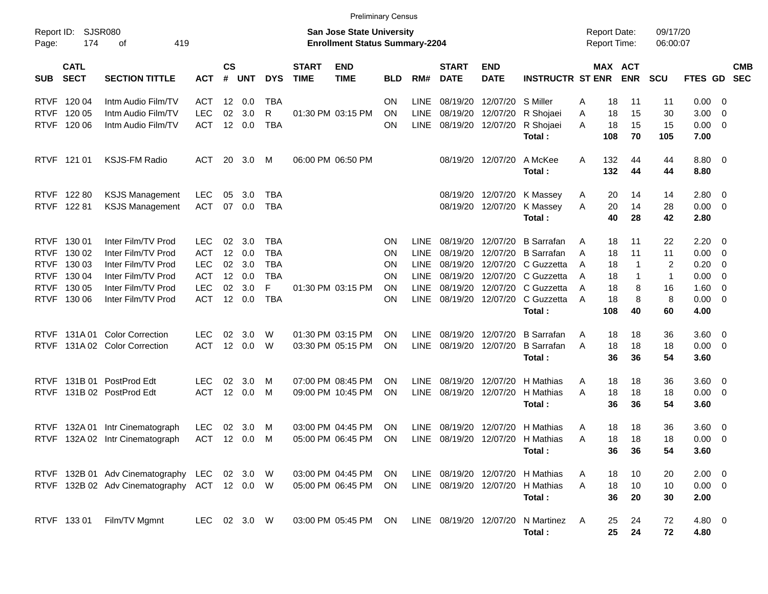Preliminary Census

Report ID: SJSR080
Page: 174 of 419

**San Jose State University**
**Enrollment Status Summary-2204**

Report Date: 09/17/20
Report Time: 06:00:07

| SUB | CATL SECT | SECTION TITTLE | ACT | CS # | UNT | DYS | START TIME | END TIME | BLD | RM# | START DATE | END DATE | INSTRUCTR | ST | MAX ENR | ACT ENR | SCU | FTES | GD | CMB SEC |
|---|---|---|---|---|---|---|---|---|---|---|---|---|---|---|---|---|---|---|---|---|
| RTVF | 120 04 | Intm Audio Film/TV | ACT | 12 | 0.0 | TBA | | | ON | LINE | 08/19/20 | 12/07/20 | S Miller | A | 18 | 11 | 11 | 0.00 | 0 | |
| RTVF | 120 05 | Intm Audio Film/TV | LEC | 02 | 3.0 | R | 01:30 PM | 03:15 PM | ON | LINE | 08/19/20 | 12/07/20 | R Shojaei | A | 18 | 15 | 30 | 3.00 | 0 | |
| RTVF | 120 06 | Intm Audio Film/TV | ACT | 12 | 0.0 | TBA | | | ON | LINE | 08/19/20 | 12/07/20 | R Shojaei | A | 18 | 15 | 15 | 0.00 | 0 | |
| | | | | | | | | | | | | | **Total :** | | **108** | **70** | **105** | **7.00** | | |
| RTVF | 121 01 | KSJS-FM Radio | ACT | 20 | 3.0 | M | 06:00 PM | 06:50 PM | | | 08/19/20 | 12/07/20 | A McKee | A | 132 | 44 | 44 | 8.80 | 0 | |
| | | | | | | | | | | | | | **Total :** | | **132** | **44** | **44** | **8.80** | | |
| RTVF | 122 80 | KSJS Management | LEC | 05 | 3.0 | TBA | | | | | 08/19/20 | 12/07/20 | K Massey | A | 20 | 14 | 14 | 2.80 | 0 | |
| RTVF | 122 81 | KSJS Management | ACT | 07 | 0.0 | TBA | | | | | 08/19/20 | 12/07/20 | K Massey | A | 20 | 14 | 28 | 0.00 | 0 | |
| | | | | | | | | | | | | | **Total :** | | **40** | **28** | **42** | **2.80** | | |
| RTVF | 130 01 | Inter Film/TV Prod | LEC | 02 | 3.0 | TBA | | | ON | LINE | 08/19/20 | 12/07/20 | B Sarrafan | A | 18 | 11 | 22 | 2.20 | 0 | |
| RTVF | 130 02 | Inter Film/TV Prod | ACT | 12 | 0.0 | TBA | | | ON | LINE | 08/19/20 | 12/07/20 | B Sarrafan | A | 18 | 11 | 11 | 0.00 | 0 | |
| RTVF | 130 03 | Inter Film/TV Prod | LEC | 02 | 3.0 | TBA | | | ON | LINE | 08/19/20 | 12/07/20 | C Guzzetta | A | 18 | 1 | 2 | 0.20 | 0 | |
| RTVF | 130 04 | Inter Film/TV Prod | ACT | 12 | 0.0 | TBA | | | ON | LINE | 08/19/20 | 12/07/20 | C Guzzetta | A | 18 | 1 | 1 | 0.00 | 0 | |
| RTVF | 130 05 | Inter Film/TV Prod | LEC | 02 | 3.0 | F | 01:30 PM | 03:15 PM | ON | LINE | 08/19/20 | 12/07/20 | C Guzzetta | A | 18 | 8 | 16 | 1.60 | 0 | |
| RTVF | 130 06 | Inter Film/TV Prod | ACT | 12 | 0.0 | TBA | | | ON | LINE | 08/19/20 | 12/07/20 | C Guzzetta | A | 18 | 8 | 8 | 0.00 | 0 | |
| | | | | | | | | | | | | | **Total :** | | **108** | **40** | **60** | **4.00** | | |
| RTVF | 131A 01 | Color Correction | LEC | 02 | 3.0 | W | 01:30 PM | 03:15 PM | ON | LINE | 08/19/20 | 12/07/20 | B Sarrafan | A | 18 | 18 | 36 | 3.60 | 0 | |
| RTVF | 131A 02 | Color Correction | ACT | 12 | 0.0 | W | 03:30 PM | 05:15 PM | ON | LINE | 08/19/20 | 12/07/20 | B Sarrafan | A | 18 | 18 | 18 | 0.00 | 0 | |
| | | | | | | | | | | | | | **Total :** | | **36** | **36** | **54** | **3.60** | | |
| RTVF | 131B 01 | PostProd Edt | LEC | 02 | 3.0 | M | 07:00 PM | 08:45 PM | ON | LINE | 08/19/20 | 12/07/20 | H Mathias | A | 18 | 18 | 36 | 3.60 | 0 | |
| RTVF | 131B 02 | PostProd Edt | ACT | 12 | 0.0 | M | 09:00 PM | 10:45 PM | ON | LINE | 08/19/20 | 12/07/20 | H Mathias | A | 18 | 18 | 18 | 0.00 | 0 | |
| | | | | | | | | | | | | | **Total :** | | **36** | **36** | **54** | **3.60** | | |
| RTVF | 132A 01 | Intr Cinematograph | LEC | 02 | 3.0 | M | 03:00 PM | 04:45 PM | ON | LINE | 08/19/20 | 12/07/20 | H Mathias | A | 18 | 18 | 36 | 3.60 | 0 | |
| RTVF | 132A 02 | Intr Cinematograph | ACT | 12 | 0.0 | M | 05:00 PM | 06:45 PM | ON | LINE | 08/19/20 | 12/07/20 | H Mathias | A | 18 | 18 | 18 | 0.00 | 0 | |
| | | | | | | | | | | | | | **Total :** | | **36** | **36** | **54** | **3.60** | | |
| RTVF | 132B 01 | Adv Cinematography | LEC | 02 | 3.0 | W | 03:00 PM | 04:45 PM | ON | LINE | 08/19/20 | 12/07/20 | H Mathias | A | 18 | 10 | 20 | 2.00 | 0 | |
| RTVF | 132B 02 | Adv Cinematography | ACT | 12 | 0.0 | W | 05:00 PM | 06:45 PM | ON | LINE | 08/19/20 | 12/07/20 | H Mathias | A | 18 | 10 | 10 | 0.00 | 0 | |
| | | | | | | | | | | | | | **Total :** | | **36** | **20** | **30** | **2.00** | | |
| RTVF | 133 01 | Film/TV Mgmnt | LEC | 02 | 3.0 | W | 03:00 PM | 05:45 PM | ON | LINE | 08/19/20 | 12/07/20 | N Martinez | A | 25 | 24 | 72 | 4.80 | 0 | |
| | | | | | | | | | | | | | **Total :** | | **25** | **24** | **72** | **4.80** | | |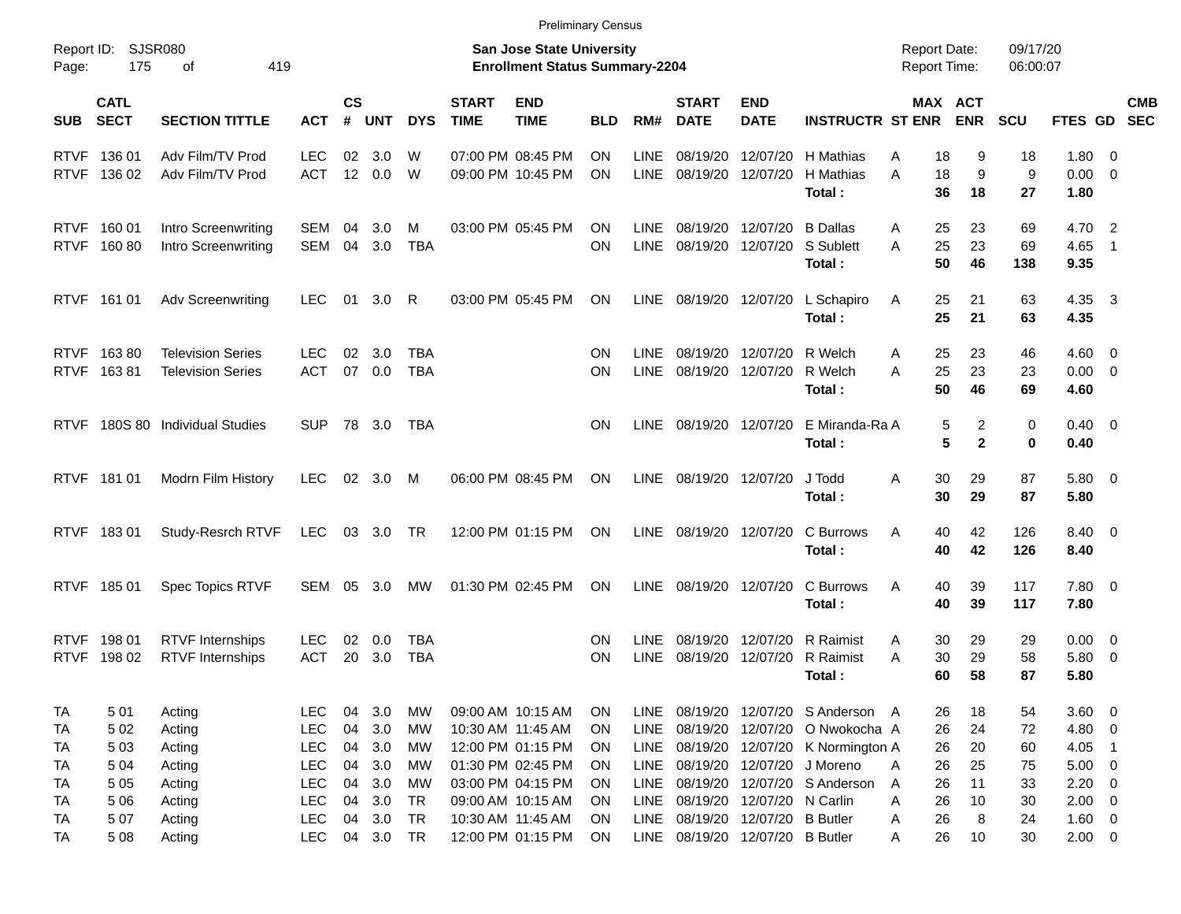Preliminary Census

Report ID: SJSR080

**San Jose State University**
**Enrollment Status Summary-2204**

Report Date: 09/17/20
Report Time: 06:00:07

| SUB | CATL SECT | SECTION TITTLE | ACT | CS # | UNT | DYS | START TIME | END TIME | BLD | RM# | START DATE | END DATE | INSTRUCTR | ST | MAX ENR | ACT ENR | SCU | FTES | GD | CMB SEC |
|---|---|---|---|---|---|---|---|---|---|---|---|---|---|---|---|---|---|---|---|---|
| RTVF | 136 01 | Adv Film/TV Prod | LEC | 02 | 3.0 | W | 07:00 PM | 08:45 PM | ON | LINE | 08/19/20 | 12/07/20 | H Mathias | A | 18 | 9 | 18 | 1.80 | 0 | |
| RTVF | 136 02 | Adv Film/TV Prod | ACT | 12 | 0.0 | W | 09:00 PM | 10:45 PM | ON | LINE | 08/19/20 | 12/07/20 | H Mathias | A | 18 | 9 | 9 | 0.00 | 0 | |
| | | | | | | | | | | | | | **Total :** | | **36** | **18** | **27** | **1.80** | | |
| RTVF | 160 01 | Intro Screenwriting | SEM | 04 | 3.0 | M | 03:00 PM | 05:45 PM | ON | LINE | 08/19/20 | 12/07/20 | B Dallas | A | 25 | 23 | 69 | 4.70 | 2 | |
| RTVF | 160 80 | Intro Screenwriting | SEM | 04 | 3.0 | TBA | | | ON | LINE | 08/19/20 | 12/07/20 | S Sublett | A | 25 | 23 | 69 | 4.65 | 1 | |
| | | | | | | | | | | | | | **Total :** | | **50** | **46** | **138** | **9.35** | | |
| RTVF | 161 01 | Adv Screenwriting | LEC | 01 | 3.0 | R | 03:00 PM | 05:45 PM | ON | LINE | 08/19/20 | 12/07/20 | L Schapiro | A | 25 | 21 | 63 | 4.35 | 3 | |
| | | | | | | | | | | | | | **Total :** | | **25** | **21** | **63** | **4.35** | | |
| RTVF | 163 80 | Television Series | LEC | 02 | 3.0 | TBA | | | ON | LINE | 08/19/20 | 12/07/20 | R Welch | A | 25 | 23 | 46 | 4.60 | 0 | |
| RTVF | 163 81 | Television Series | ACT | 07 | 0.0 | TBA | | | ON | LINE | 08/19/20 | 12/07/20 | R Welch | A | 25 | 23 | 23 | 0.00 | 0 | |
| | | | | | | | | | | | | | **Total :** | | **50** | **46** | **69** | **4.60** | | |
| RTVF | 180S 80 | Individual Studies | SUP | 78 | 3.0 | TBA | | | ON | LINE | 08/19/20 | 12/07/20 | E Miranda-Ra | A | 5 | 2 | 0 | 0.40 | 0 | |
| | | | | | | | | | | | | | **Total :** | | **5** | **2** | **0** | **0.40** | | |
| RTVF | 181 01 | Modrn Film History | LEC | 02 | 3.0 | M | 06:00 PM | 08:45 PM | ON | LINE | 08/19/20 | 12/07/20 | J Todd | A | 30 | 29 | 87 | 5.80 | 0 | |
| | | | | | | | | | | | | | **Total :** | | **30** | **29** | **87** | **5.80** | | |
| RTVF | 183 01 | Study-Resrch RTVF | LEC | 03 | 3.0 | TR | 12:00 PM | 01:15 PM | ON | LINE | 08/19/20 | 12/07/20 | C Burrows | A | 40 | 42 | 126 | 8.40 | 0 | |
| | | | | | | | | | | | | | **Total :** | | **40** | **42** | **126** | **8.40** | | |
| RTVF | 185 01 | Spec Topics RTVF | SEM | 05 | 3.0 | MW | 01:30 PM | 02:45 PM | ON | LINE | 08/19/20 | 12/07/20 | C Burrows | A | 40 | 39 | 117 | 7.80 | 0 | |
| | | | | | | | | | | | | | **Total :** | | **40** | **39** | **117** | **7.80** | | |
| RTVF | 198 01 | RTVF Internships | LEC | 02 | 0.0 | TBA | | | ON | LINE | 08/19/20 | 12/07/20 | R Raimist | A | 30 | 29 | 29 | 0.00 | 0 | |
| RTVF | 198 02 | RTVF Internships | ACT | 20 | 3.0 | TBA | | | ON | LINE | 08/19/20 | 12/07/20 | R Raimist | A | 30 | 29 | 58 | 5.80 | 0 | |
| | | | | | | | | | | | | | **Total :** | | **60** | **58** | **87** | **5.80** | | |
| TA | 5 01 | Acting | LEC | 04 | 3.0 | MW | 09:00 AM | 10:15 AM | ON | LINE | 08/19/20 | 12/07/20 | S Anderson | A | 26 | 18 | 54 | 3.60 | 0 | |
| TA | 5 02 | Acting | LEC | 04 | 3.0 | MW | 10:30 AM | 11:45 AM | ON | LINE | 08/19/20 | 12/07/20 | O Nwokocha | A | 26 | 24 | 72 | 4.80 | 0 | |
| TA | 5 03 | Acting | LEC | 04 | 3.0 | MW | 12:00 PM | 01:15 PM | ON | LINE | 08/19/20 | 12/07/20 | K Normington | A | 26 | 20 | 60 | 4.05 | 1 | |
| TA | 5 04 | Acting | LEC | 04 | 3.0 | MW | 01:30 PM | 02:45 PM | ON | LINE | 08/19/20 | 12/07/20 | J Moreno | A | 26 | 25 | 75 | 5.00 | 0 | |
| TA | 5 05 | Acting | LEC | 04 | 3.0 | MW | 03:00 PM | 04:15 PM | ON | LINE | 08/19/20 | 12/07/20 | S Anderson | A | 26 | 11 | 33 | 2.20 | 0 | |
| TA | 5 06 | Acting | LEC | 04 | 3.0 | TR | 09:00 AM | 10:15 AM | ON | LINE | 08/19/20 | 12/07/20 | N Carlin | A | 26 | 10 | 30 | 2.00 | 0 | |
| TA | 5 07 | Acting | LEC | 04 | 3.0 | TR | 10:30 AM | 11:45 AM | ON | LINE | 08/19/20 | 12/07/20 | B Butler | A | 26 | 8 | 24 | 1.60 | 0 | |
| TA | 5 08 | Acting | LEC | 04 | 3.0 | TR | 12:00 PM | 01:15 PM | ON | LINE | 08/19/20 | 12/07/20 | B Butler | A | 26 | 10 | 30 | 2.00 | 0 | |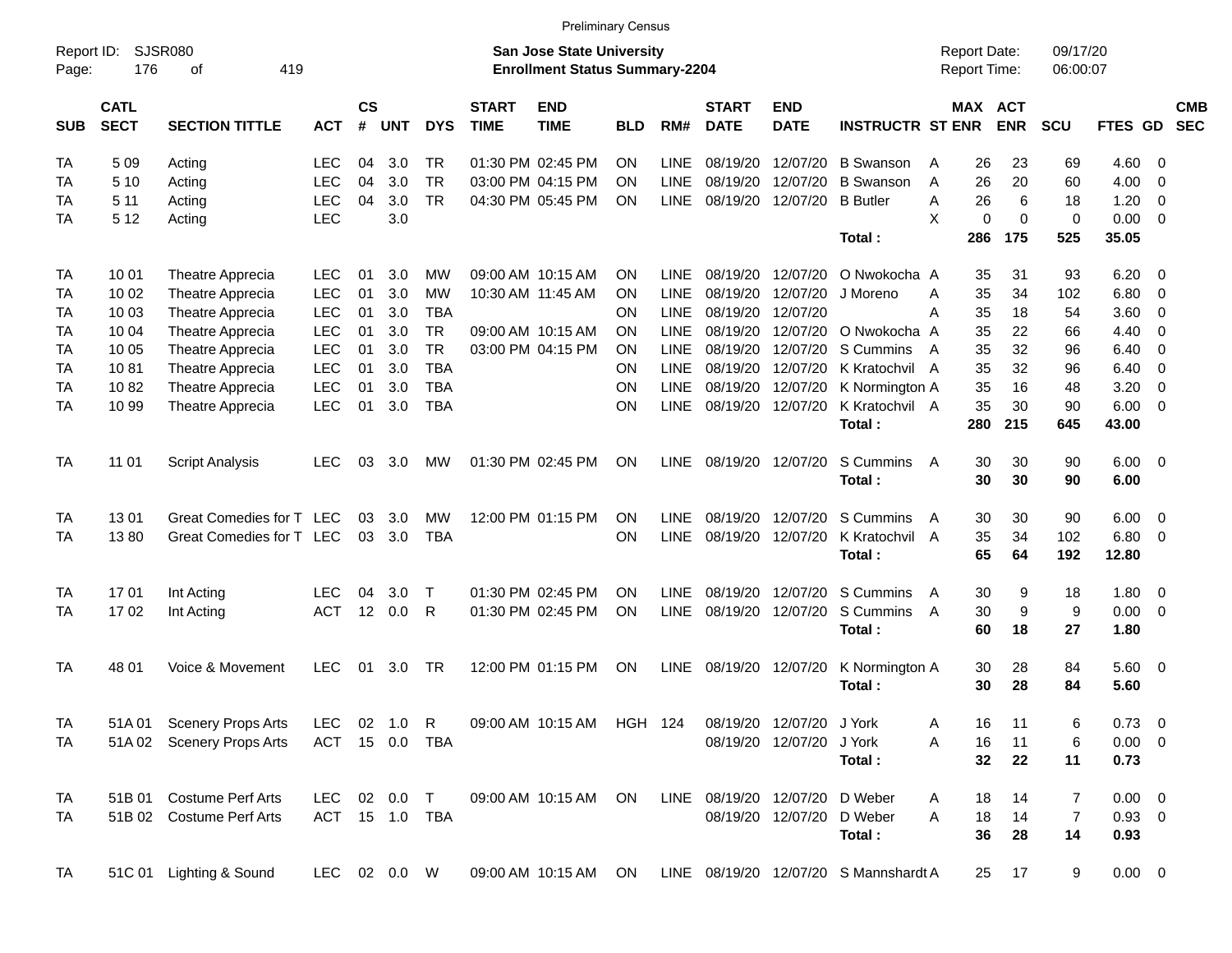Preliminary Census

Report ID: SJSR080

**San Jose State University**
**Enrollment Status Summary-2204**

Report Date: 09/17/20
Report Time: 06:00:07

| SUB | CATL SECT | SECTION TITTLE | ACT | CS # | UNT | DYS | START TIME | END TIME | BLD | RM# | START DATE | END DATE | INSTRUCTR | ST | MAX ENR | ACT ENR | SCU | FTES | GD | CMB SEC |
|---|---|---|---|---|---|---|---|---|---|---|---|---|---|---|---|---|---|---|---|---|
| TA | 5 09 | Acting | LEC | 04 | 3.0 | TR | 01:30 PM | 02:45 PM | ON | LINE | 08/19/20 | 12/07/20 | B Swanson | A | 26 | 23 | 69 | 4.60 | 0 | |
| TA | 5 10 | Acting | LEC | 04 | 3.0 | TR | 03:00 PM | 04:15 PM | ON | LINE | 08/19/20 | 12/07/20 | B Swanson | A | 26 | 20 | 60 | 4.00 | 0 | |
| TA | 5 11 | Acting | LEC | 04 | 3.0 | TR | 04:30 PM | 05:45 PM | ON | LINE | 08/19/20 | 12/07/20 | B Butler | A | 26 | 6 | 18 | 1.20 | 0 | |
| TA | 5 12 | Acting | LEC | | 3.0 | | | | | | | | | X | 0 | 0 | 0 | 0.00 | 0 | |
| | | | | | | | | | | | | | **Total :** | | **286** | **175** | **525** | **35.05** | | |
| TA | 10 01 | Theatre Apprecia | LEC | 01 | 3.0 | MW | 09:00 AM | 10:15 AM | ON | LINE | 08/19/20 | 12/07/20 | O Nwokocha | A | 35 | 31 | 93 | 6.20 | 0 | |
| TA | 10 02 | Theatre Apprecia | LEC | 01 | 3.0 | MW | 10:30 AM | 11:45 AM | ON | LINE | 08/19/20 | 12/07/20 | J Moreno | A | 35 | 34 | 102 | 6.80 | 0 | |
| TA | 10 03 | Theatre Apprecia | LEC | 01 | 3.0 | TBA | | | ON | LINE | 08/19/20 | 12/07/20 | | A | 35 | 18 | 54 | 3.60 | 0 | |
| TA | 10 04 | Theatre Apprecia | LEC | 01 | 3.0 | TR | 09:00 AM | 10:15 AM | ON | LINE | 08/19/20 | 12/07/20 | O Nwokocha | A | 35 | 22 | 66 | 4.40 | 0 | |
| TA | 10 05 | Theatre Apprecia | LEC | 01 | 3.0 | TR | 03:00 PM | 04:15 PM | ON | LINE | 08/19/20 | 12/07/20 | S Cummins | A | 35 | 32 | 96 | 6.40 | 0 | |
| TA | 10 81 | Theatre Apprecia | LEC | 01 | 3.0 | TBA | | | ON | LINE | 08/19/20 | 12/07/20 | K Kratochvil | A | 35 | 32 | 96 | 6.40 | 0 | |
| TA | 10 82 | Theatre Apprecia | LEC | 01 | 3.0 | TBA | | | ON | LINE | 08/19/20 | 12/07/20 | K Normington | A | 35 | 16 | 48 | 3.20 | 0 | |
| TA | 10 99 | Theatre Apprecia | LEC | 01 | 3.0 | TBA | | | ON | LINE | 08/19/20 | 12/07/20 | K Kratochvil | A | 35 | 30 | 90 | 6.00 | 0 | |
| | | | | | | | | | | | | | **Total :** | | **280** | **215** | **645** | **43.00** | | |
| TA | 11 01 | Script Analysis | LEC | 03 | 3.0 | MW | 01:30 PM | 02:45 PM | ON | LINE | 08/19/20 | 12/07/20 | S Cummins | A | 30 | 30 | 90 | 6.00 | 0 | |
| | | | | | | | | | | | | | **Total :** | | **30** | **30** | **90** | **6.00** | | |
| TA | 13 01 | Great Comedies for T | LEC | 03 | 3.0 | MW | 12:00 PM | 01:15 PM | ON | LINE | 08/19/20 | 12/07/20 | S Cummins | A | 30 | 30 | 90 | 6.00 | 0 | |
| TA | 13 80 | Great Comedies for T | LEC | 03 | 3.0 | TBA | | | ON | LINE | 08/19/20 | 12/07/20 | K Kratochvil | A | 35 | 34 | 102 | 6.80 | 0 | |
| | | | | | | | | | | | | | **Total :** | | **65** | **64** | **192** | **12.80** | | |
| TA | 17 01 | Int Acting | LEC | 04 | 3.0 | T | 01:30 PM | 02:45 PM | ON | LINE | 08/19/20 | 12/07/20 | S Cummins | A | 30 | 9 | 18 | 1.80 | 0 | |
| TA | 17 02 | Int Acting | ACT | 12 | 0.0 | R | 01:30 PM | 02:45 PM | ON | LINE | 08/19/20 | 12/07/20 | S Cummins | A | 30 | 9 | 9 | 0.00 | 0 | |
| | | | | | | | | | | | | | **Total :** | | **60** | **18** | **27** | **1.80** | | |
| TA | 48 01 | Voice & Movement | LEC | 01 | 3.0 | TR | 12:00 PM | 01:15 PM | ON | LINE | 08/19/20 | 12/07/20 | K Normington | A | 30 | 28 | 84 | 5.60 | 0 | |
| | | | | | | | | | | | | | **Total :** | | **30** | **28** | **84** | **5.60** | | |
| TA | 51A 01 | Scenery Props Arts | LEC | 02 | 1.0 | R | 09:00 AM | 10:15 AM | HGH | 124 | 08/19/20 | 12/07/20 | J York | A | 16 | 11 | 6 | 0.73 | 0 | |
| TA | 51A 02 | Scenery Props Arts | ACT | 15 | 0.0 | TBA | | | | | 08/19/20 | 12/07/20 | J York | A | 16 | 11 | 6 | 0.00 | 0 | |
| | | | | | | | | | | | | | **Total :** | | **32** | **22** | **11** | **0.73** | | |
| TA | 51B 01 | Costume Perf Arts | LEC | 02 | 0.0 | T | 09:00 AM | 10:15 AM | ON | LINE | 08/19/20 | 12/07/20 | D Weber | A | 18 | 14 | 7 | 0.00 | 0 | |
| TA | 51B 02 | Costume Perf Arts | ACT | 15 | 1.0 | TBA | | | | | 08/19/20 | 12/07/20 | D Weber | A | 18 | 14 | 7 | 0.93 | 0 | |
| | | | | | | | | | | | | | **Total :** | | **36** | **28** | **14** | **0.93** | | |
| TA | 51C 01 | Lighting & Sound | LEC | 02 | 0.0 | W | 09:00 AM | 10:15 AM | ON | LINE | 08/19/20 | 12/07/20 | S Mannshardt | A | 25 | 17 | 9 | 0.00 | 0 | |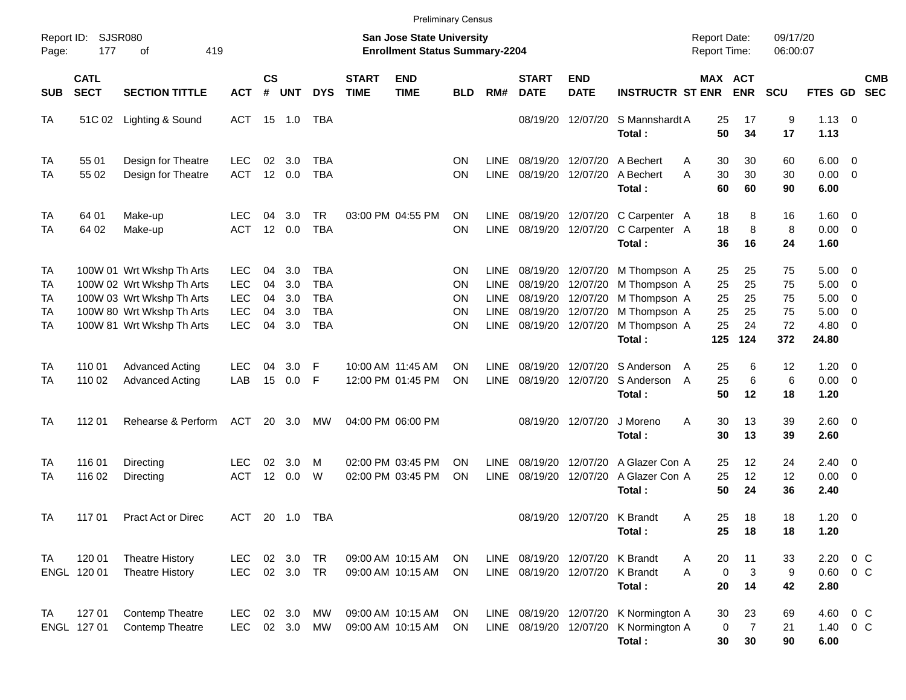Preliminary Census

Report ID: SJSR080

**San Jose State University**
**Enrollment Status Summary-2204**

Report Date: 09/17/20
Report Time: 06:00:07

| SUB | CATL SECT | SECTION TITTLE | ACT | CS # | UNT | DYS | START TIME | END TIME | BLD | RM# | START DATE | END DATE | INSTRUCTR | ST | MAX ENR | ACT ENR | SCU | FTES | GD | CMB SEC |
|---|---|---|---|---|---|---|---|---|---|---|---|---|---|---|---|---|---|---|---|---|
| TA | 51C 02 | Lighting & Sound | ACT | 15 | 1.0 | TBA | | | | | 08/19/20 | 12/07/20 | S Mannshardt | A | 25 | 17 | 9 | 1.13 | 0 | |
| | | | | | | | | | | | | | **Total :** | | **50** | **34** | **17** | **1.13** | | |
| TA | 55 01 | Design for Theatre | LEC | 02 | 3.0 | TBA | | | ON | LINE | 08/19/20 | 12/07/20 | A Bechert | A | 30 | 30 | 60 | 6.00 | 0 | |
| TA | 55 02 | Design for Theatre | ACT | 12 | 0.0 | TBA | | | ON | LINE | 08/19/20 | 12/07/20 | A Bechert | A | 30 | 30 | 30 | 0.00 | 0 | |
| | | | | | | | | | | | | | **Total :** | | **60** | **60** | **90** | **6.00** | | |
| TA | 64 01 | Make-up | LEC | 04 | 3.0 | TR | 03:00 PM | 04:55 PM | ON | LINE | 08/19/20 | 12/07/20 | C Carpenter | A | 18 | 8 | 16 | 1.60 | 0 | |
| TA | 64 02 | Make-up | ACT | 12 | 0.0 | TBA | | | ON | LINE | 08/19/20 | 12/07/20 | C Carpenter | A | 18 | 8 | 8 | 0.00 | 0 | |
| | | | | | | | | | | | | | **Total :** | | **36** | **16** | **24** | **1.60** | | |
| TA | 100W 01 | Wrt Wkshp Th Arts | LEC | 04 | 3.0 | TBA | | | ON | LINE | 08/19/20 | 12/07/20 | M Thompson | A | 25 | 25 | 75 | 5.00 | 0 | |
| TA | 100W 02 | Wrt Wkshp Th Arts | LEC | 04 | 3.0 | TBA | | | ON | LINE | 08/19/20 | 12/07/20 | M Thompson | A | 25 | 25 | 75 | 5.00 | 0 | |
| TA | 100W 03 | Wrt Wkshp Th Arts | LEC | 04 | 3.0 | TBA | | | ON | LINE | 08/19/20 | 12/07/20 | M Thompson | A | 25 | 25 | 75 | 5.00 | 0 | |
| TA | 100W 80 | Wrt Wkshp Th Arts | LEC | 04 | 3.0 | TBA | | | ON | LINE | 08/19/20 | 12/07/20 | M Thompson | A | 25 | 25 | 75 | 5.00 | 0 | |
| TA | 100W 81 | Wrt Wkshp Th Arts | LEC | 04 | 3.0 | TBA | | | ON | LINE | 08/19/20 | 12/07/20 | M Thompson | A | 25 | 24 | 72 | 4.80 | 0 | |
| | | | | | | | | | | | | | **Total :** | | **125** | **124** | **372** | **24.80** | | |
| TA | 110 01 | Advanced Acting | LEC | 04 | 3.0 | F | 10:00 AM | 11:45 AM | ON | LINE | 08/19/20 | 12/07/20 | S Anderson | A | 25 | 6 | 12 | 1.20 | 0 | |
| TA | 110 02 | Advanced Acting | LAB | 15 | 0.0 | F | 12:00 PM | 01:45 PM | ON | LINE | 08/19/20 | 12/07/20 | S Anderson | A | 25 | 6 | 6 | 0.00 | 0 | |
| | | | | | | | | | | | | | **Total :** | | **50** | **12** | **18** | **1.20** | | |
| TA | 112 01 | Rehearse & Perform | ACT | 20 | 3.0 | MW | 04:00 PM | 06:00 PM | | | 08/19/20 | 12/07/20 | J Moreno | A | 30 | 13 | 39 | 2.60 | 0 | |
| | | | | | | | | | | | | | **Total :** | | **30** | **13** | **39** | **2.60** | | |
| TA | 116 01 | Directing | LEC | 02 | 3.0 | M | 02:00 PM | 03:45 PM | ON | LINE | 08/19/20 | 12/07/20 | A Glazer Con | A | 25 | 12 | 24 | 2.40 | 0 | |
| TA | 116 02 | Directing | ACT | 12 | 0.0 | W | 02:00 PM | 03:45 PM | ON | LINE | 08/19/20 | 12/07/20 | A Glazer Con | A | 25 | 12 | 12 | 0.00 | 0 | |
| | | | | | | | | | | | | | **Total :** | | **50** | **24** | **36** | **2.40** | | |
| TA | 117 01 | Pract Act or Direc | ACT | 20 | 1.0 | TBA | | | | | 08/19/20 | 12/07/20 | K Brandt | A | 25 | 18 | 18 | 1.20 | 0 | |
| | | | | | | | | | | | | | **Total :** | | **25** | **18** | **18** | **1.20** | | |
| TA | 120 01 | Theatre History | LEC | 02 | 3.0 | TR | 09:00 AM | 10:15 AM | ON | LINE | 08/19/20 | 12/07/20 | K Brandt | A | 20 | 11 | 33 | 2.20 | 0 | C |
| ENGL | 120 01 | Theatre History | LEC | 02 | 3.0 | TR | 09:00 AM | 10:15 AM | ON | LINE | 08/19/20 | 12/07/20 | K Brandt | A | 0 | 3 | 9 | 0.60 | 0 | C |
| | | | | | | | | | | | | | **Total :** | | **20** | **14** | **42** | **2.80** | | |
| TA | 127 01 | Contemp Theatre | LEC | 02 | 3.0 | MW | 09:00 AM | 10:15 AM | ON | LINE | 08/19/20 | 12/07/20 | K Normington | A | 30 | 23 | 69 | 4.60 | 0 | C |
| ENGL | 127 01 | Contemp Theatre | LEC | 02 | 3.0 | MW | 09:00 AM | 10:15 AM | ON | LINE | 08/19/20 | 12/07/20 | K Normington | A | 0 | 7 | 21 | 1.40 | 0 | C |
| | | | | | | | | | | | | | **Total :** | | **30** | **30** | **90** | **6.00** | | |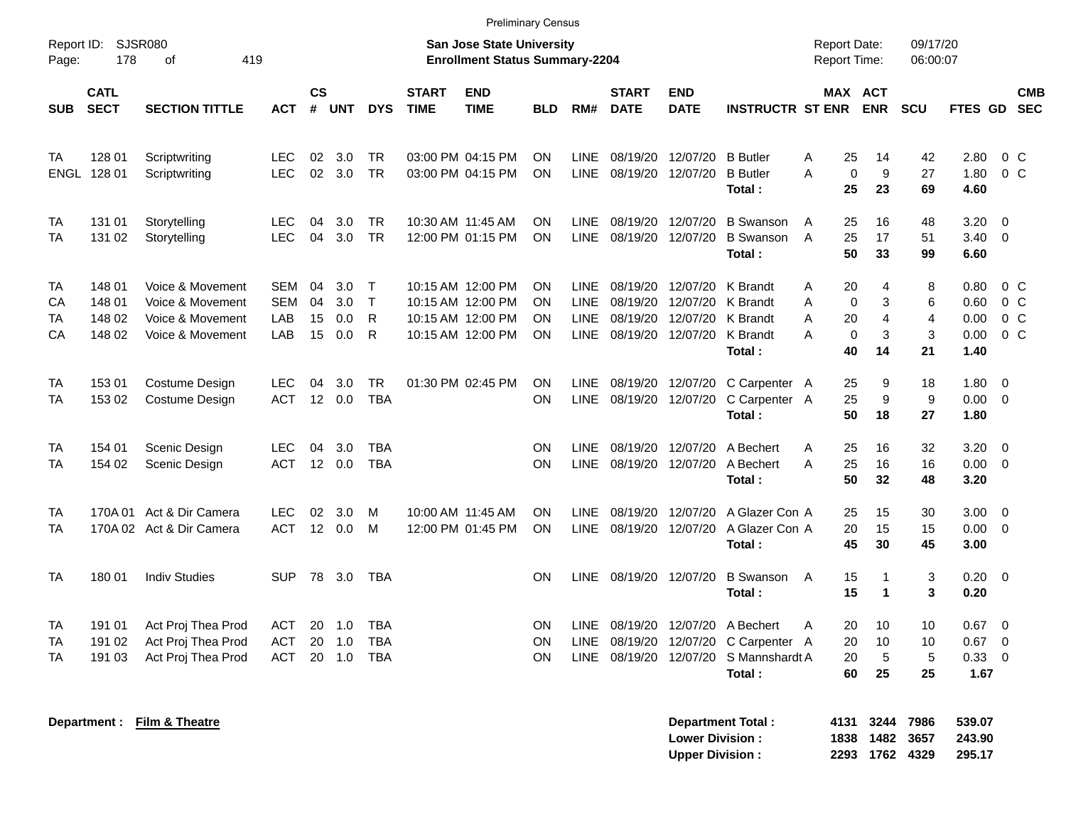Preliminary Census

Report ID: SJSR080

**San Jose State University**
**Enrollment Status Summary-2204**

Report Date: 09/17/20
Report Time: 06:00:07

| SUB | CATL SECT | SECTION TITTLE | ACT | CS # | UNT | DYS | START TIME | END TIME | BLD | RM# | START DATE | END DATE | INSTRUCTR | ST | MAX ENR | ACT ENR | SCU | FTES | GD | CMB SEC |
|---|---|---|---|---|---|---|---|---|---|---|---|---|---|---|---|---|---|---|---|---|
| TA | 128 01 | Scriptwriting | LEC | 02 | 3.0 | TR | 03:00 PM | 04:15 PM | ON | LINE | 08/19/20 | 12/07/20 | B Butler | A | 25 | 14 | 42 | 2.80 | 0 | C |
| ENGL | 128 01 | Scriptwriting | LEC | 02 | 3.0 | TR | 03:00 PM | 04:15 PM | ON | LINE | 08/19/20 | 12/07/20 | B Butler | A | 0 | 9 | 27 | 1.80 | 0 | C |
| | | | | | | | | | | | | | **Total :** | | **25** | **23** | **69** | **4.60** | | |
| TA | 131 01 | Storytelling | LEC | 04 | 3.0 | TR | 10:30 AM | 11:45 AM | ON | LINE | 08/19/20 | 12/07/20 | B Swanson | A | 25 | 16 | 48 | 3.20 | 0 | |
| TA | 131 02 | Storytelling | LEC | 04 | 3.0 | TR | 12:00 PM | 01:15 PM | ON | LINE | 08/19/20 | 12/07/20 | B Swanson | A | 25 | 17 | 51 | 3.40 | 0 | |
| | | | | | | | | | | | | | **Total :** | | **50** | **33** | **99** | **6.60** | | |
| TA | 148 01 | Voice & Movement | SEM | 04 | 3.0 | T | 10:15 AM | 12:00 PM | ON | LINE | 08/19/20 | 12/07/20 | K Brandt | A | 20 | 4 | 8 | 0.80 | 0 | C |
| CA | 148 01 | Voice & Movement | SEM | 04 | 3.0 | T | 10:15 AM | 12:00 PM | ON | LINE | 08/19/20 | 12/07/20 | K Brandt | A | 0 | 3 | 6 | 0.60 | 0 | C |
| TA | 148 02 | Voice & Movement | LAB | 15 | 0.0 | R | 10:15 AM | 12:00 PM | ON | LINE | 08/19/20 | 12/07/20 | K Brandt | A | 20 | 4 | 4 | 0.00 | 0 | C |
| CA | 148 02 | Voice & Movement | LAB | 15 | 0.0 | R | 10:15 AM | 12:00 PM | ON | LINE | 08/19/20 | 12/07/20 | K Brandt | A | 0 | 3 | 3 | 0.00 | 0 | C |
| | | | | | | | | | | | | | **Total :** | | **40** | **14** | **21** | **1.40** | | |
| TA | 153 01 | Costume Design | LEC | 04 | 3.0 | TR | 01:30 PM | 02:45 PM | ON | LINE | 08/19/20 | 12/07/20 | C Carpenter | A | 25 | 9 | 18 | 1.80 | 0 | |
| TA | 153 02 | Costume Design | ACT | 12 | 0.0 | TBA | | | ON | LINE | 08/19/20 | 12/07/20 | C Carpenter | A | 25 | 9 | 9 | 0.00 | 0 | |
| | | | | | | | | | | | | | **Total :** | | **50** | **18** | **27** | **1.80** | | |
| TA | 154 01 | Scenic Design | LEC | 04 | 3.0 | TBA | | | ON | LINE | 08/19/20 | 12/07/20 | A Bechert | A | 25 | 16 | 32 | 3.20 | 0 | |
| TA | 154 02 | Scenic Design | ACT | 12 | 0.0 | TBA | | | ON | LINE | 08/19/20 | 12/07/20 | A Bechert | A | 25 | 16 | 16 | 0.00 | 0 | |
| | | | | | | | | | | | | | **Total :** | | **50** | **32** | **48** | **3.20** | | |
| TA | 170A 01 | Act & Dir Camera | LEC | 02 | 3.0 | M | 10:00 AM | 11:45 AM | ON | LINE | 08/19/20 | 12/07/20 | A Glazer Con | A | 25 | 15 | 30 | 3.00 | 0 | |
| TA | 170A 02 | Act & Dir Camera | ACT | 12 | 0.0 | M | 12:00 PM | 01:45 PM | ON | LINE | 08/19/20 | 12/07/20 | A Glazer Con | A | 20 | 15 | 15 | 0.00 | 0 | |
| | | | | | | | | | | | | | **Total :** | | **45** | **30** | **45** | **3.00** | | |
| TA | 180 01 | Indiv Studies | SUP | 78 | 3.0 | TBA | | | ON | LINE | 08/19/20 | 12/07/20 | B Swanson | A | 15 | 1 | 3 | 0.20 | 0 | |
| | | | | | | | | | | | | | **Total :** | | **15** | **1** | **3** | **0.20** | | |
| TA | 191 01 | Act Proj Thea Prod | ACT | 20 | 1.0 | TBA | | | ON | LINE | 08/19/20 | 12/07/20 | A Bechert | A | 20 | 10 | 10 | 0.67 | 0 | |
| TA | 191 02 | Act Proj Thea Prod | ACT | 20 | 1.0 | TBA | | | ON | LINE | 08/19/20 | 12/07/20 | C Carpenter | A | 20 | 10 | 10 | 0.67 | 0 | |
| TA | 191 03 | Act Proj Thea Prod | ACT | 20 | 1.0 | TBA | | | ON | LINE | 08/19/20 | 12/07/20 | S Mannshardt | A | 20 | 5 | 5 | 0.33 | 0 | |
| | | | | | | | | | | | | | **Total :** | | **60** | **25** | **25** | **1.67** | | |

**Department :** **Film & Theatre**

| | MAX ENR | ACT ENR | SCU | FTES |
|---|---|---|---|---|
| **Department Total :** | **4131** | **3244** | **7986** | **539.07** |
| **Lower Division :** | **1838** | **1482** | **3657** | **243.90** |
| **Upper Division :** | **2293** | **1762** | **4329** | **295.17** |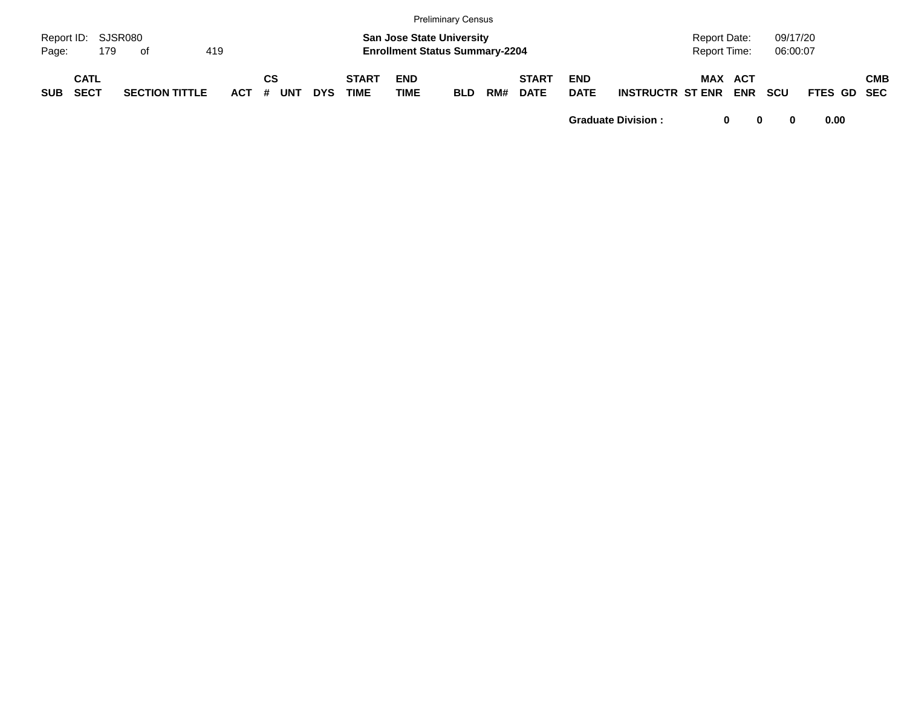| SUB | CATL SECT | SECTION TITTLE | ACT | CS # | UNT | DYS | START TIME | END TIME | BLD | RM# | START DATE | END DATE | INSTRUCTR | ST | MAX ENR | ACT ENR | SCU | FTES | GD | CMB SEC |
|---|---|---|---|---|---|---|---|---|---|---|---|---|---|---|---|---|---|---|---|---|
| | | | | | | | | | | | | **Graduate Division :** | | | **0** | **0** | **0** | **0.00** | | |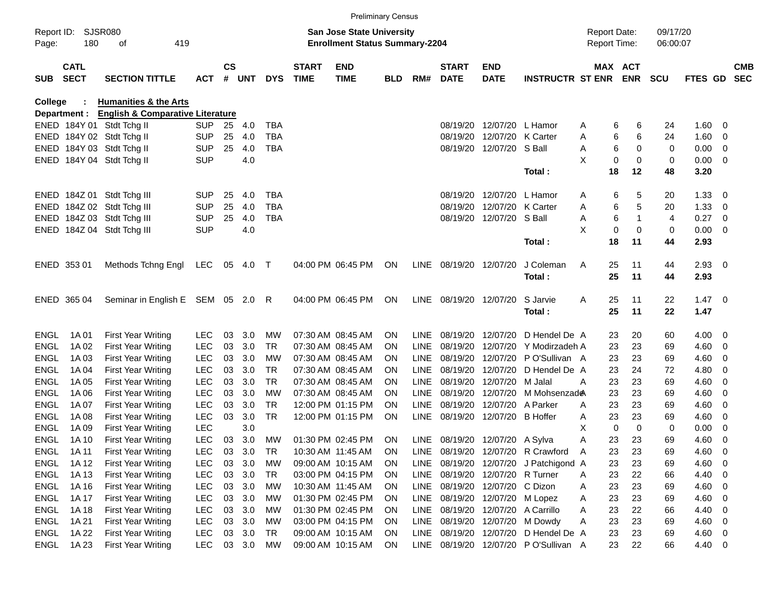Preliminary Census

Report ID: SJSR080

**San Jose State University**
**Enrollment Status Summary-2204**

Report Date: 09/17/20
Report Time: 06:00:07

**College : Humanities & the Arts**
**Department : English & Comparative Literature**

| SUB | CATL SECT | SECTION TITTLE | ACT | CS # | UNT | DYS | START TIME | END TIME | BLD | RM# | START DATE | END DATE | INSTRUCTR | ST | MAX ENR | ACT ENR | SCU | FTES | GD | CMB SEC |
|---|---|---|---|---|---|---|---|---|---|---|---|---|---|---|---|---|---|---|---|---|
| ENED | 184Y 01 | Stdt Tchg II | SUP | 25 | 4.0 | TBA | | | | | 08/19/20 | 12/07/20 | L Hamor | A | 6 | 6 | 24 | 1.60 | 0 | |
| ENED | 184Y 02 | Stdt Tchg II | SUP | 25 | 4.0 | TBA | | | | | 08/19/20 | 12/07/20 | K Carter | A | 6 | 6 | 24 | 1.60 | 0 | |
| ENED | 184Y 03 | Stdt Tchg II | SUP | 25 | 4.0 | TBA | | | | | 08/19/20 | 12/07/20 | S Ball | A | 6 | 0 | 0 | 0.00 | 0 | |
| ENED | 184Y 04 | Stdt Tchg II | SUP | | 4.0 | | | | | | | | | X | 0 | 0 | 0 | 0.00 | 0 | |
| | | | | | | | | | | | | | **Total :** | | **18** | **12** | **48** | **3.20** | | |
| ENED | 184Z 01 | Stdt Tchg III | SUP | 25 | 4.0 | TBA | | | | | 08/19/20 | 12/07/20 | L Hamor | A | 6 | 5 | 20 | 1.33 | 0 | |
| ENED | 184Z 02 | Stdt Tchg III | SUP | 25 | 4.0 | TBA | | | | | 08/19/20 | 12/07/20 | K Carter | A | 6 | 5 | 20 | 1.33 | 0 | |
| ENED | 184Z 03 | Stdt Tchg III | SUP | 25 | 4.0 | TBA | | | | | 08/19/20 | 12/07/20 | S Ball | A | 6 | 1 | 4 | 0.27 | 0 | |
| ENED | 184Z 04 | Stdt Tchg III | SUP | | 4.0 | | | | | | | | | X | 0 | 0 | 0 | 0.00 | 0 | |
| | | | | | | | | | | | | | **Total :** | | **18** | **11** | **44** | **2.93** | | |
| ENED | 353 01 | Methods Tchng Engl | LEC | 05 | 4.0 | T | 04:00 PM | 06:45 PM | ON | LINE | 08/19/20 | 12/07/20 | J Coleman | A | 25 | 11 | 44 | 2.93 | 0 | |
| | | | | | | | | | | | | | **Total :** | | **25** | **11** | **44** | **2.93** | | |
| ENED | 365 04 | Seminar in English E | SEM | 05 | 2.0 | R | 04:00 PM | 06:45 PM | ON | LINE | 08/19/20 | 12/07/20 | S Jarvie | A | 25 | 11 | 22 | 1.47 | 0 | |
| | | | | | | | | | | | | | **Total :** | | **25** | **11** | **22** | **1.47** | | |
| ENGL | 1A 01 | First Year Writing | LEC | 03 | 3.0 | MW | 07:30 AM | 08:45 AM | ON | LINE | 08/19/20 | 12/07/20 | D Hendel De | A | 23 | 20 | 60 | 4.00 | 0 | |
| ENGL | 1A 02 | First Year Writing | LEC | 03 | 3.0 | TR | 07:30 AM | 08:45 AM | ON | LINE | 08/19/20 | 12/07/20 | Y Modirzadeh | A | 23 | 23 | 69 | 4.60 | 0 | |
| ENGL | 1A 03 | First Year Writing | LEC | 03 | 3.0 | MW | 07:30 AM | 08:45 AM | ON | LINE | 08/19/20 | 12/07/20 | P O'Sullivan | A | 23 | 23 | 69 | 4.60 | 0 | |
| ENGL | 1A 04 | First Year Writing | LEC | 03 | 3.0 | TR | 07:30 AM | 08:45 AM | ON | LINE | 08/19/20 | 12/07/20 | D Hendel De | A | 23 | 24 | 72 | 4.80 | 0 | |
| ENGL | 1A 05 | First Year Writing | LEC | 03 | 3.0 | TR | 07:30 AM | 08:45 AM | ON | LINE | 08/19/20 | 12/07/20 | M Jalal | A | 23 | 23 | 69 | 4.60 | 0 | |
| ENGL | 1A 06 | First Year Writing | LEC | 03 | 3.0 | MW | 07:30 AM | 08:45 AM | ON | LINE | 08/19/20 | 12/07/20 | M Mohsenzade | A | 23 | 23 | 69 | 4.60 | 0 | |
| ENGL | 1A 07 | First Year Writing | LEC | 03 | 3.0 | TR | 12:00 PM | 01:15 PM | ON | LINE | 08/19/20 | 12/07/20 | A Parker | A | 23 | 23 | 69 | 4.60 | 0 | |
| ENGL | 1A 08 | First Year Writing | LEC | 03 | 3.0 | TR | 12:00 PM | 01:15 PM | ON | LINE | 08/19/20 | 12/07/20 | B Hoffer | A | 23 | 23 | 69 | 4.60 | 0 | |
| ENGL | 1A 09 | First Year Writing | LEC | | 3.0 | | | | | | | | | X | 0 | 0 | 0 | 0.00 | 0 | |
| ENGL | 1A 10 | First Year Writing | LEC | 03 | 3.0 | MW | 01:30 PM | 02:45 PM | ON | LINE | 08/19/20 | 12/07/20 | A Sylva | A | 23 | 23 | 69 | 4.60 | 0 | |
| ENGL | 1A 11 | First Year Writing | LEC | 03 | 3.0 | TR | 10:30 AM | 11:45 AM | ON | LINE | 08/19/20 | 12/07/20 | R Crawford | A | 23 | 23 | 69 | 4.60 | 0 | |
| ENGL | 1A 12 | First Year Writing | LEC | 03 | 3.0 | MW | 09:00 AM | 10:15 AM | ON | LINE | 08/19/20 | 12/07/20 | J Patchigond | A | 23 | 23 | 69 | 4.60 | 0 | |
| ENGL | 1A 13 | First Year Writing | LEC | 03 | 3.0 | TR | 03:00 PM | 04:15 PM | ON | LINE | 08/19/20 | 12/07/20 | R Turner | A | 23 | 22 | 66 | 4.40 | 0 | |
| ENGL | 1A 16 | First Year Writing | LEC | 03 | 3.0 | MW | 10:30 AM | 11:45 AM | ON | LINE | 08/19/20 | 12/07/20 | C Dizon | A | 23 | 23 | 69 | 4.60 | 0 | |
| ENGL | 1A 17 | First Year Writing | LEC | 03 | 3.0 | MW | 01:30 PM | 02:45 PM | ON | LINE | 08/19/20 | 12/07/20 | M Lopez | A | 23 | 23 | 69 | 4.60 | 0 | |
| ENGL | 1A 18 | First Year Writing | LEC | 03 | 3.0 | MW | 01:30 PM | 02:45 PM | ON | LINE | 08/19/20 | 12/07/20 | A Carrillo | A | 23 | 22 | 66 | 4.40 | 0 | |
| ENGL | 1A 21 | First Year Writing | LEC | 03 | 3.0 | MW | 03:00 PM | 04:15 PM | ON | LINE | 08/19/20 | 12/07/20 | M Dowdy | A | 23 | 23 | 69 | 4.60 | 0 | |
| ENGL | 1A 22 | First Year Writing | LEC | 03 | 3.0 | TR | 09:00 AM | 10:15 AM | ON | LINE | 08/19/20 | 12/07/20 | D Hendel De | A | 23 | 23 | 69 | 4.60 | 0 | |
| ENGL | 1A 23 | First Year Writing | LEC | 03 | 3.0 | MW | 09:00 AM | 10:15 AM | ON | LINE | 08/19/20 | 12/07/20 | P O'Sullivan | A | 23 | 22 | 66 | 4.40 | 0 | |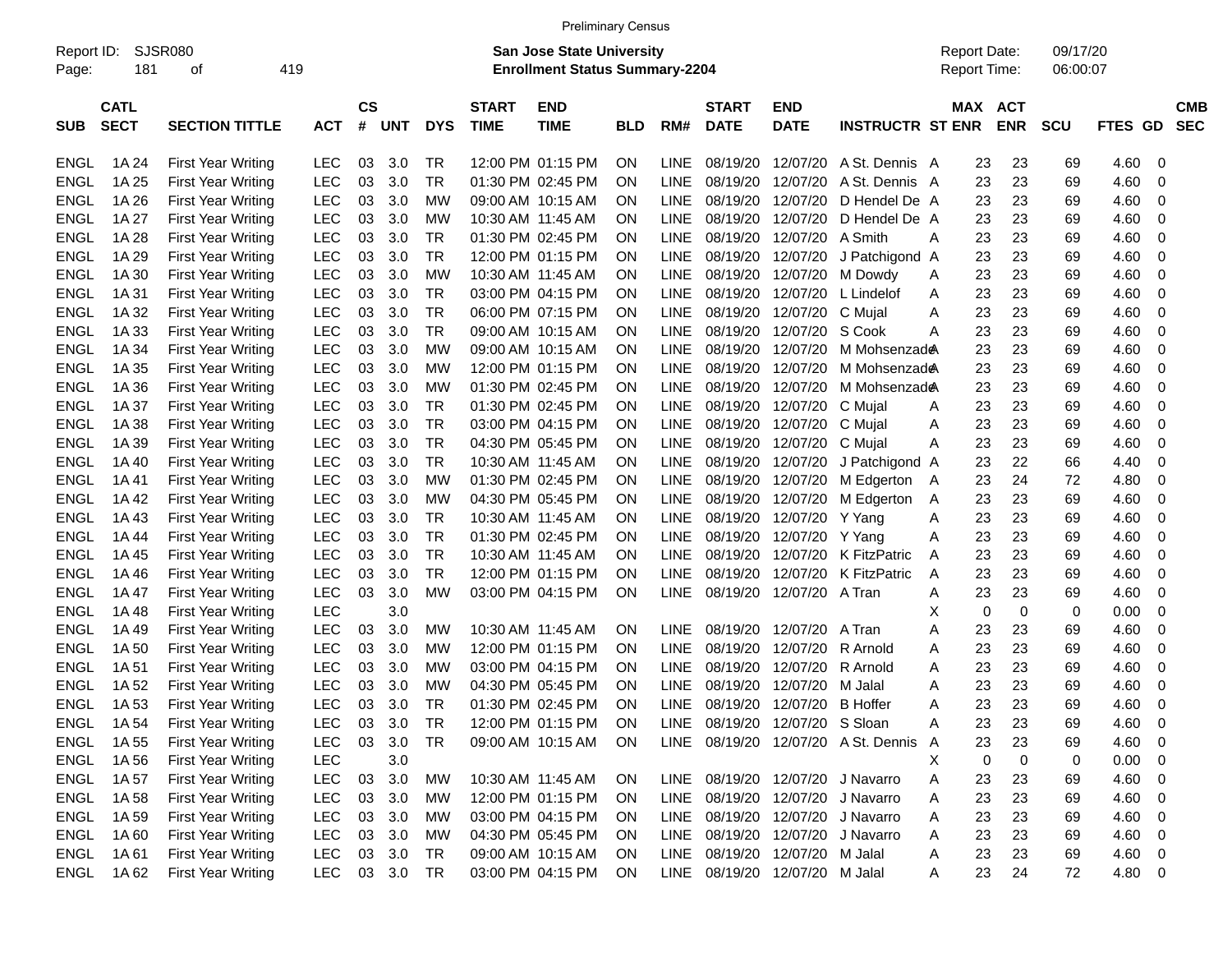Preliminary Census

Report ID: SJSR080

**San Jose State University**
**Enrollment Status Summary-2204**

Report Date: 09/17/20
Report Time: 06:00:07

| SUB | CATL SECT | SECTION TITTLE | ACT | CS # | UNT | DYS | START TIME | END TIME | BLD | RM# | START DATE | END DATE | INSTRUCTR | ST | MAX ENR | ACT ENR | SCU | FTES | GD | CMB SEC |
|---|---|---|---|---|---|---|---|---|---|---|---|---|---|---|---|---|---|---|---|---|
| ENGL | 1A 24 | First Year Writing | LEC | 03 | 3.0 | TR | 12:00 PM | 01:15 PM | ON | LINE | 08/19/20 | 12/07/20 | A St. Dennis | A | 23 | 23 | 69 | 4.60 | 0 | |
| ENGL | 1A 25 | First Year Writing | LEC | 03 | 3.0 | TR | 01:30 PM | 02:45 PM | ON | LINE | 08/19/20 | 12/07/20 | A St. Dennis | A | 23 | 23 | 69 | 4.60 | 0 | |
| ENGL | 1A 26 | First Year Writing | LEC | 03 | 3.0 | MW | 09:00 AM | 10:15 AM | ON | LINE | 08/19/20 | 12/07/20 | D Hendel De | A | 23 | 23 | 69 | 4.60 | 0 | |
| ENGL | 1A 27 | First Year Writing | LEC | 03 | 3.0 | MW | 10:30 AM | 11:45 AM | ON | LINE | 08/19/20 | 12/07/20 | D Hendel De | A | 23 | 23 | 69 | 4.60 | 0 | |
| ENGL | 1A 28 | First Year Writing | LEC | 03 | 3.0 | TR | 01:30 PM | 02:45 PM | ON | LINE | 08/19/20 | 12/07/20 | A Smith | A | 23 | 23 | 69 | 4.60 | 0 | |
| ENGL | 1A 29 | First Year Writing | LEC | 03 | 3.0 | TR | 12:00 PM | 01:15 PM | ON | LINE | 08/19/20 | 12/07/20 | J Patchigond | A | 23 | 23 | 69 | 4.60 | 0 | |
| ENGL | 1A 30 | First Year Writing | LEC | 03 | 3.0 | MW | 10:30 AM | 11:45 AM | ON | LINE | 08/19/20 | 12/07/20 | M Dowdy | A | 23 | 23 | 69 | 4.60 | 0 | |
| ENGL | 1A 31 | First Year Writing | LEC | 03 | 3.0 | TR | 03:00 PM | 04:15 PM | ON | LINE | 08/19/20 | 12/07/20 | L Lindelof | A | 23 | 23 | 69 | 4.60 | 0 | |
| ENGL | 1A 32 | First Year Writing | LEC | 03 | 3.0 | TR | 06:00 PM | 07:15 PM | ON | LINE | 08/19/20 | 12/07/20 | C Mujal | A | 23 | 23 | 69 | 4.60 | 0 | |
| ENGL | 1A 33 | First Year Writing | LEC | 03 | 3.0 | TR | 09:00 AM | 10:15 AM | ON | LINE | 08/19/20 | 12/07/20 | S Cook | A | 23 | 23 | 69 | 4.60 | 0 | |
| ENGL | 1A 34 | First Year Writing | LEC | 03 | 3.0 | MW | 09:00 AM | 10:15 AM | ON | LINE | 08/19/20 | 12/07/20 | M Mohsenzade | A | 23 | 23 | 69 | 4.60 | 0 | |
| ENGL | 1A 35 | First Year Writing | LEC | 03 | 3.0 | MW | 12:00 PM | 01:15 PM | ON | LINE | 08/19/20 | 12/07/20 | M Mohsenzade | A | 23 | 23 | 69 | 4.60 | 0 | |
| ENGL | 1A 36 | First Year Writing | LEC | 03 | 3.0 | MW | 01:30 PM | 02:45 PM | ON | LINE | 08/19/20 | 12/07/20 | M Mohsenzade | A | 23 | 23 | 69 | 4.60 | 0 | |
| ENGL | 1A 37 | First Year Writing | LEC | 03 | 3.0 | TR | 01:30 PM | 02:45 PM | ON | LINE | 08/19/20 | 12/07/20 | C Mujal | A | 23 | 23 | 69 | 4.60 | 0 | |
| ENGL | 1A 38 | First Year Writing | LEC | 03 | 3.0 | TR | 03:00 PM | 04:15 PM | ON | LINE | 08/19/20 | 12/07/20 | C Mujal | A | 23 | 23 | 69 | 4.60 | 0 | |
| ENGL | 1A 39 | First Year Writing | LEC | 03 | 3.0 | TR | 04:30 PM | 05:45 PM | ON | LINE | 08/19/20 | 12/07/20 | C Mujal | A | 23 | 23 | 69 | 4.60 | 0 | |
| ENGL | 1A 40 | First Year Writing | LEC | 03 | 3.0 | TR | 10:30 AM | 11:45 AM | ON | LINE | 08/19/20 | 12/07/20 | J Patchigond | A | 23 | 22 | 66 | 4.40 | 0 | |
| ENGL | 1A 41 | First Year Writing | LEC | 03 | 3.0 | MW | 01:30 PM | 02:45 PM | ON | LINE | 08/19/20 | 12/07/20 | M Edgerton | A | 23 | 24 | 72 | 4.80 | 0 | |
| ENGL | 1A 42 | First Year Writing | LEC | 03 | 3.0 | MW | 04:30 PM | 05:45 PM | ON | LINE | 08/19/20 | 12/07/20 | M Edgerton | A | 23 | 23 | 69 | 4.60 | 0 | |
| ENGL | 1A 43 | First Year Writing | LEC | 03 | 3.0 | TR | 10:30 AM | 11:45 AM | ON | LINE | 08/19/20 | 12/07/20 | Y Yang | A | 23 | 23 | 69 | 4.60 | 0 | |
| ENGL | 1A 44 | First Year Writing | LEC | 03 | 3.0 | TR | 01:30 PM | 02:45 PM | ON | LINE | 08/19/20 | 12/07/20 | Y Yang | A | 23 | 23 | 69 | 4.60 | 0 | |
| ENGL | 1A 45 | First Year Writing | LEC | 03 | 3.0 | TR | 10:30 AM | 11:45 AM | ON | LINE | 08/19/20 | 12/07/20 | K FitzPatric | A | 23 | 23 | 69 | 4.60 | 0 | |
| ENGL | 1A 46 | First Year Writing | LEC | 03 | 3.0 | TR | 12:00 PM | 01:15 PM | ON | LINE | 08/19/20 | 12/07/20 | K FitzPatric | A | 23 | 23 | 69 | 4.60 | 0 | |
| ENGL | 1A 47 | First Year Writing | LEC | 03 | 3.0 | MW | 03:00 PM | 04:15 PM | ON | LINE | 08/19/20 | 12/07/20 | A Tran | A | 23 | 23 | 69 | 4.60 | 0 | |
| ENGL | 1A 48 | First Year Writing | LEC | | 3.0 | | | | | | | | | X | 0 | 0 | 0 | 0.00 | 0 | |
| ENGL | 1A 49 | First Year Writing | LEC | 03 | 3.0 | MW | 10:30 AM | 11:45 AM | ON | LINE | 08/19/20 | 12/07/20 | A Tran | A | 23 | 23 | 69 | 4.60 | 0 | |
| ENGL | 1A 50 | First Year Writing | LEC | 03 | 3.0 | MW | 12:00 PM | 01:15 PM | ON | LINE | 08/19/20 | 12/07/20 | R Arnold | A | 23 | 23 | 69 | 4.60 | 0 | |
| ENGL | 1A 51 | First Year Writing | LEC | 03 | 3.0 | MW | 03:00 PM | 04:15 PM | ON | LINE | 08/19/20 | 12/07/20 | R Arnold | A | 23 | 23 | 69 | 4.60 | 0 | |
| ENGL | 1A 52 | First Year Writing | LEC | 03 | 3.0 | MW | 04:30 PM | 05:45 PM | ON | LINE | 08/19/20 | 12/07/20 | M Jalal | A | 23 | 23 | 69 | 4.60 | 0 | |
| ENGL | 1A 53 | First Year Writing | LEC | 03 | 3.0 | TR | 01:30 PM | 02:45 PM | ON | LINE | 08/19/20 | 12/07/20 | B Hoffer | A | 23 | 23 | 69 | 4.60 | 0 | |
| ENGL | 1A 54 | First Year Writing | LEC | 03 | 3.0 | TR | 12:00 PM | 01:15 PM | ON | LINE | 08/19/20 | 12/07/20 | S Sloan | A | 23 | 23 | 69 | 4.60 | 0 | |
| ENGL | 1A 55 | First Year Writing | LEC | 03 | 3.0 | TR | 09:00 AM | 10:15 AM | ON | LINE | 08/19/20 | 12/07/20 | A St. Dennis | A | 23 | 23 | 69 | 4.60 | 0 | |
| ENGL | 1A 56 | First Year Writing | LEC | | 3.0 | | | | | | | | | X | 0 | 0 | 0 | 0.00 | 0 | |
| ENGL | 1A 57 | First Year Writing | LEC | 03 | 3.0 | MW | 10:30 AM | 11:45 AM | ON | LINE | 08/19/20 | 12/07/20 | J Navarro | A | 23 | 23 | 69 | 4.60 | 0 | |
| ENGL | 1A 58 | First Year Writing | LEC | 03 | 3.0 | MW | 12:00 PM | 01:15 PM | ON | LINE | 08/19/20 | 12/07/20 | J Navarro | A | 23 | 23 | 69 | 4.60 | 0 | |
| ENGL | 1A 59 | First Year Writing | LEC | 03 | 3.0 | MW | 03:00 PM | 04:15 PM | ON | LINE | 08/19/20 | 12/07/20 | J Navarro | A | 23 | 23 | 69 | 4.60 | 0 | |
| ENGL | 1A 60 | First Year Writing | LEC | 03 | 3.0 | MW | 04:30 PM | 05:45 PM | ON | LINE | 08/19/20 | 12/07/20 | J Navarro | A | 23 | 23 | 69 | 4.60 | 0 | |
| ENGL | 1A 61 | First Year Writing | LEC | 03 | 3.0 | TR | 09:00 AM | 10:15 AM | ON | LINE | 08/19/20 | 12/07/20 | M Jalal | A | 23 | 23 | 69 | 4.60 | 0 | |
| ENGL | 1A 62 | First Year Writing | LEC | 03 | 3.0 | TR | 03:00 PM | 04:15 PM | ON | LINE | 08/19/20 | 12/07/20 | M Jalal | A | 23 | 24 | 72 | 4.80 | 0 | |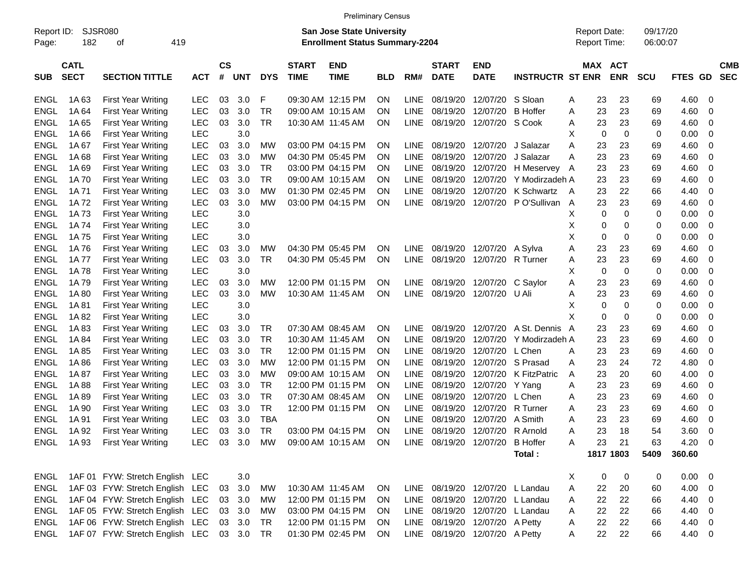Preliminary Census

Report ID: SJSR080 | **San Jose State University** | Report Date: 09/17/20
Page: 182 of 419 | **Enrollment Status Summary-2204** | Report Time: 06:00:07

| SUB | CATL SECT | SECTION TITTLE | ACT | CS # | UNT | DYS | START TIME | END TIME | BLD | RM# | START DATE | END DATE | INSTRUCTR | ST | MAX ENR | ACT ENR | SCU | FTES | GD | CMB SEC |
|---|---|---|---|---|---|---|---|---|---|---|---|---|---|---|---|---|---|---|---|---|
| ENGL | 1A 63 | First Year Writing | LEC | 03 | 3.0 | F | 09:30 AM | 12:15 PM | ON | LINE | 08/19/20 | 12/07/20 | S Sloan | A | 23 | 23 | 69 | 4.60 | 0 | |
| ENGL | 1A 64 | First Year Writing | LEC | 03 | 3.0 | TR | 09:00 AM | 10:15 AM | ON | LINE | 08/19/20 | 12/07/20 | B Hoffer | A | 23 | 23 | 69 | 4.60 | 0 | |
| ENGL | 1A 65 | First Year Writing | LEC | 03 | 3.0 | TR | 10:30 AM | 11:45 AM | ON | LINE | 08/19/20 | 12/07/20 | S Cook | A | 23 | 23 | 69 | 4.60 | 0 | |
| ENGL | 1A 66 | First Year Writing | LEC | | 3.0 | | | | | | | | | X | 0 | 0 | 0 | 0.00 | 0 | |
| ENGL | 1A 67 | First Year Writing | LEC | 03 | 3.0 | MW | 03:00 PM | 04:15 PM | ON | LINE | 08/19/20 | 12/07/20 | J Salazar | A | 23 | 23 | 69 | 4.60 | 0 | |
| ENGL | 1A 68 | First Year Writing | LEC | 03 | 3.0 | MW | 04:30 PM | 05:45 PM | ON | LINE | 08/19/20 | 12/07/20 | J Salazar | A | 23 | 23 | 69 | 4.60 | 0 | |
| ENGL | 1A 69 | First Year Writing | LEC | 03 | 3.0 | TR | 03:00 PM | 04:15 PM | ON | LINE | 08/19/20 | 12/07/20 | H Meservey | A | 23 | 23 | 69 | 4.60 | 0 | |
| ENGL | 1A 70 | First Year Writing | LEC | 03 | 3.0 | TR | 09:00 AM | 10:15 AM | ON | LINE | 08/19/20 | 12/07/20 | Y Modirzadeh | A | 23 | 23 | 69 | 4.60 | 0 | |
| ENGL | 1A 71 | First Year Writing | LEC | 03 | 3.0 | MW | 01:30 PM | 02:45 PM | ON | LINE | 08/19/20 | 12/07/20 | K Schwartz | A | 23 | 22 | 66 | 4.40 | 0 | |
| ENGL | 1A 72 | First Year Writing | LEC | 03 | 3.0 | MW | 03:00 PM | 04:15 PM | ON | LINE | 08/19/20 | 12/07/20 | P O'Sullivan | A | 23 | 23 | 69 | 4.60 | 0 | |
| ENGL | 1A 73 | First Year Writing | LEC | | 3.0 | | | | | | | | | X | 0 | 0 | 0 | 0.00 | 0 | |
| ENGL | 1A 74 | First Year Writing | LEC | | 3.0 | | | | | | | | | X | 0 | 0 | 0 | 0.00 | 0 | |
| ENGL | 1A 75 | First Year Writing | LEC | | 3.0 | | | | | | | | | X | 0 | 0 | 0 | 0.00 | 0 | |
| ENGL | 1A 76 | First Year Writing | LEC | 03 | 3.0 | MW | 04:30 PM | 05:45 PM | ON | LINE | 08/19/20 | 12/07/20 | A Sylva | A | 23 | 23 | 69 | 4.60 | 0 | |
| ENGL | 1A 77 | First Year Writing | LEC | 03 | 3.0 | TR | 04:30 PM | 05:45 PM | ON | LINE | 08/19/20 | 12/07/20 | R Turner | A | 23 | 23 | 69 | 4.60 | 0 | |
| ENGL | 1A 78 | First Year Writing | LEC | | 3.0 | | | | | | | | | X | 0 | 0 | 0 | 0.00 | 0 | |
| ENGL | 1A 79 | First Year Writing | LEC | 03 | 3.0 | MW | 12:00 PM | 01:15 PM | ON | LINE | 08/19/20 | 12/07/20 | C Saylor | A | 23 | 23 | 69 | 4.60 | 0 | |
| ENGL | 1A 80 | First Year Writing | LEC | 03 | 3.0 | MW | 10:30 AM | 11:45 AM | ON | LINE | 08/19/20 | 12/07/20 | U Ali | A | 23 | 23 | 69 | 4.60 | 0 | |
| ENGL | 1A 81 | First Year Writing | LEC | | 3.0 | | | | | | | | | X | 0 | 0 | 0 | 0.00 | 0 | |
| ENGL | 1A 82 | First Year Writing | LEC | | 3.0 | | | | | | | | | X | 0 | 0 | 0 | 0.00 | 0 | |
| ENGL | 1A 83 | First Year Writing | LEC | 03 | 3.0 | TR | 07:30 AM | 08:45 AM | ON | LINE | 08/19/20 | 12/07/20 | A St. Dennis | A | 23 | 23 | 69 | 4.60 | 0 | |
| ENGL | 1A 84 | First Year Writing | LEC | 03 | 3.0 | TR | 10:30 AM | 11:45 AM | ON | LINE | 08/19/20 | 12/07/20 | Y Modirzadeh | A | 23 | 23 | 69 | 4.60 | 0 | |
| ENGL | 1A 85 | First Year Writing | LEC | 03 | 3.0 | TR | 12:00 PM | 01:15 PM | ON | LINE | 08/19/20 | 12/07/20 | L Chen | A | 23 | 23 | 69 | 4.60 | 0 | |
| ENGL | 1A 86 | First Year Writing | LEC | 03 | 3.0 | MW | 12:00 PM | 01:15 PM | ON | LINE | 08/19/20 | 12/07/20 | S Prasad | A | 23 | 24 | 72 | 4.80 | 0 | |
| ENGL | 1A 87 | First Year Writing | LEC | 03 | 3.0 | MW | 09:00 AM | 10:15 AM | ON | LINE | 08/19/20 | 12/07/20 | K FitzPatric | A | 23 | 20 | 60 | 4.00 | 0 | |
| ENGL | 1A 88 | First Year Writing | LEC | 03 | 3.0 | TR | 12:00 PM | 01:15 PM | ON | LINE | 08/19/20 | 12/07/20 | Y Yang | A | 23 | 23 | 69 | 4.60 | 0 | |
| ENGL | 1A 89 | First Year Writing | LEC | 03 | 3.0 | TR | 07:30 AM | 08:45 AM | ON | LINE | 08/19/20 | 12/07/20 | L Chen | A | 23 | 23 | 69 | 4.60 | 0 | |
| ENGL | 1A 90 | First Year Writing | LEC | 03 | 3.0 | TR | 12:00 PM | 01:15 PM | ON | LINE | 08/19/20 | 12/07/20 | R Turner | A | 23 | 23 | 69 | 4.60 | 0 | |
| ENGL | 1A 91 | First Year Writing | LEC | 03 | 3.0 | TBA | | | ON | LINE | 08/19/20 | 12/07/20 | A Smith | A | 23 | 23 | 69 | 4.60 | 0 | |
| ENGL | 1A 92 | First Year Writing | LEC | 03 | 3.0 | TR | 03:00 PM | 04:15 PM | ON | LINE | 08/19/20 | 12/07/20 | R Arnold | A | 23 | 18 | 54 | 3.60 | 0 | |
| ENGL | 1A 93 | First Year Writing | LEC | 03 | 3.0 | MW | 09:00 AM | 10:15 AM | ON | LINE | 08/19/20 | 12/07/20 | B Hoffer | A | 23 | 21 | 63 | 4.20 | 0 | |
| | | | | | | | | | | | | | **Total :** | | **1817** | **1803** | **5409** | **360.60** | | |
| ENGL | 1AF 01 | FYW: Stretch English | LEC | | 3.0 | | | | | | | | | X | 0 | 0 | 0 | 0.00 | 0 | |
| ENGL | 1AF 03 | FYW: Stretch English | LEC | 03 | 3.0 | MW | 10:30 AM | 11:45 AM | ON | LINE | 08/19/20 | 12/07/20 | L Landau | A | 22 | 20 | 60 | 4.00 | 0 | |
| ENGL | 1AF 04 | FYW: Stretch English | LEC | 03 | 3.0 | MW | 12:00 PM | 01:15 PM | ON | LINE | 08/19/20 | 12/07/20 | L Landau | A | 22 | 22 | 66 | 4.40 | 0 | |
| ENGL | 1AF 05 | FYW: Stretch English | LEC | 03 | 3.0 | MW | 03:00 PM | 04:15 PM | ON | LINE | 08/19/20 | 12/07/20 | L Landau | A | 22 | 22 | 66 | 4.40 | 0 | |
| ENGL | 1AF 06 | FYW: Stretch English | LEC | 03 | 3.0 | TR | 12:00 PM | 01:15 PM | ON | LINE | 08/19/20 | 12/07/20 | A Petty | A | 22 | 22 | 66 | 4.40 | 0 | |
| ENGL | 1AF 07 | FYW: Stretch English | LEC | 03 | 3.0 | TR | 01:30 PM | 02:45 PM | ON | LINE | 08/19/20 | 12/07/20 | A Petty | A | 22 | 22 | 66 | 4.40 | 0 | |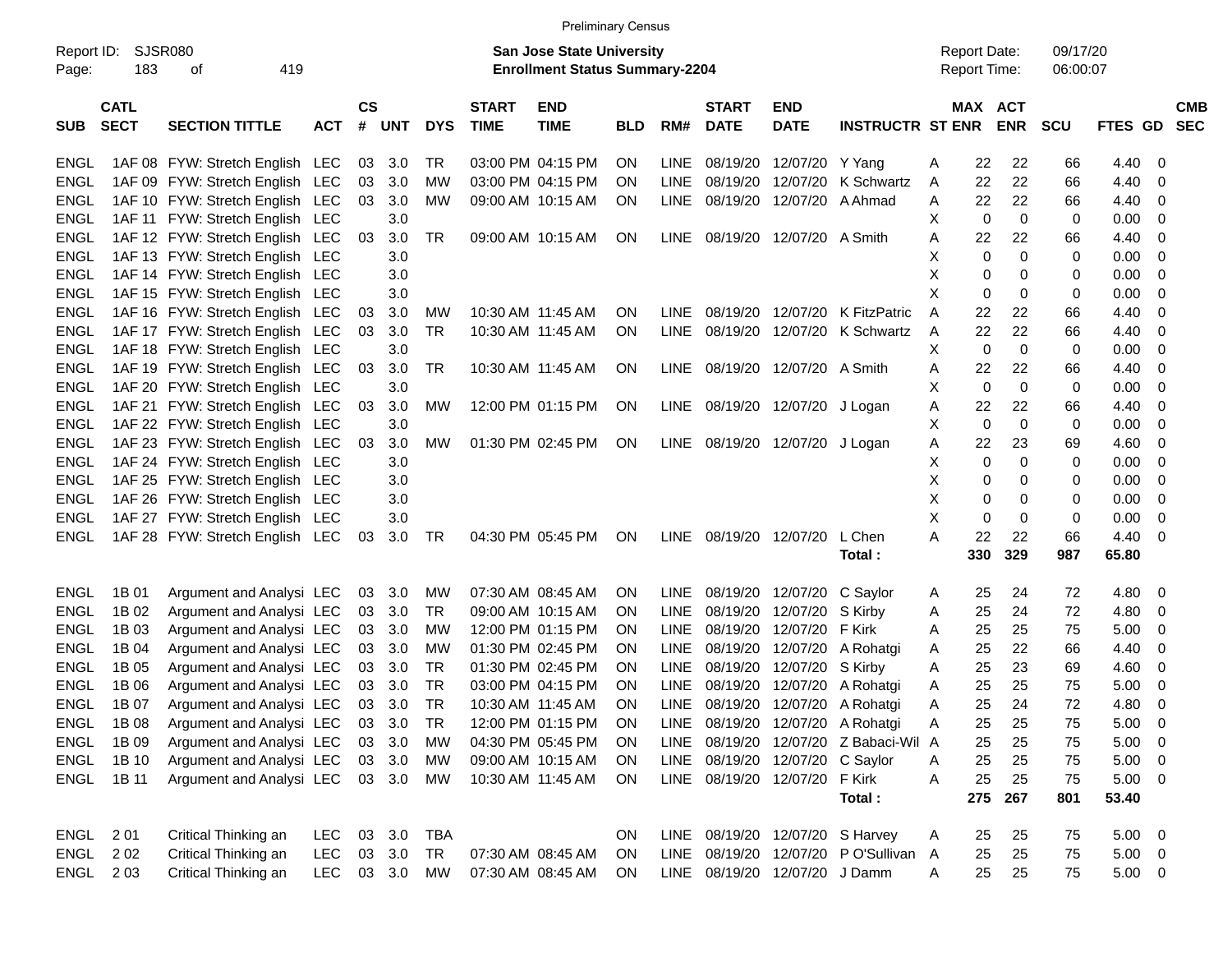Preliminary Census

Report ID: SJSR080

**San Jose State University**
**Enrollment Status Summary-2204**

Report Date: 09/17/20
Report Time: 06:00:07

| SUB | CATL SECT | SECTION TITTLE | ACT | CS # | UNT | DYS | START TIME | END TIME | BLD | RM# | START DATE | END DATE | INSTRUCTR | ST | MAX ENR | ACT ENR | SCU | FTES | GD | CMB SEC |
|---|---|---|---|---|---|---|---|---|---|---|---|---|---|---|---|---|---|---|---|---|
| ENGL | 1AF 08 | FYW: Stretch English | LEC | 03 | 3.0 | TR | 03:00 PM | 04:15 PM | ON | LINE | 08/19/20 | 12/07/20 | Y Yang | A | 22 | 22 | 66 | 4.40 | 0 | |
| ENGL | 1AF 09 | FYW: Stretch English | LEC | 03 | 3.0 | MW | 03:00 PM | 04:15 PM | ON | LINE | 08/19/20 | 12/07/20 | K Schwartz | A | 22 | 22 | 66 | 4.40 | 0 | |
| ENGL | 1AF 10 | FYW: Stretch English | LEC | 03 | 3.0 | MW | 09:00 AM | 10:15 AM | ON | LINE | 08/19/20 | 12/07/20 | A Ahmad | A | 22 | 22 | 66 | 4.40 | 0 | |
| ENGL | 1AF 11 | FYW: Stretch English | LEC | | 3.0 | | | | | | | | | X | 0 | 0 | 0 | 0.00 | 0 | |
| ENGL | 1AF 12 | FYW: Stretch English | LEC | 03 | 3.0 | TR | 09:00 AM | 10:15 AM | ON | LINE | 08/19/20 | 12/07/20 | A Smith | A | 22 | 22 | 66 | 4.40 | 0 | |
| ENGL | 1AF 13 | FYW: Stretch English | LEC | | 3.0 | | | | | | | | | X | 0 | 0 | 0 | 0.00 | 0 | |
| ENGL | 1AF 14 | FYW: Stretch English | LEC | | 3.0 | | | | | | | | | X | 0 | 0 | 0 | 0.00 | 0 | |
| ENGL | 1AF 15 | FYW: Stretch English | LEC | | 3.0 | | | | | | | | | X | 0 | 0 | 0 | 0.00 | 0 | |
| ENGL | 1AF 16 | FYW: Stretch English | LEC | 03 | 3.0 | MW | 10:30 AM | 11:45 AM | ON | LINE | 08/19/20 | 12/07/20 | K FitzPatric | A | 22 | 22 | 66 | 4.40 | 0 | |
| ENGL | 1AF 17 | FYW: Stretch English | LEC | 03 | 3.0 | TR | 10:30 AM | 11:45 AM | ON | LINE | 08/19/20 | 12/07/20 | K Schwartz | A | 22 | 22 | 66 | 4.40 | 0 | |
| ENGL | 1AF 18 | FYW: Stretch English | LEC | | 3.0 | | | | | | | | | X | 0 | 0 | 0 | 0.00 | 0 | |
| ENGL | 1AF 19 | FYW: Stretch English | LEC | 03 | 3.0 | TR | 10:30 AM | 11:45 AM | ON | LINE | 08/19/20 | 12/07/20 | A Smith | A | 22 | 22 | 66 | 4.40 | 0 | |
| ENGL | 1AF 20 | FYW: Stretch English | LEC | | 3.0 | | | | | | | | | X | 0 | 0 | 0 | 0.00 | 0 | |
| ENGL | 1AF 21 | FYW: Stretch English | LEC | 03 | 3.0 | MW | 12:00 PM | 01:15 PM | ON | LINE | 08/19/20 | 12/07/20 | J Logan | A | 22 | 22 | 66 | 4.40 | 0 | |
| ENGL | 1AF 22 | FYW: Stretch English | LEC | | 3.0 | | | | | | | | | X | 0 | 0 | 0 | 0.00 | 0 | |
| ENGL | 1AF 23 | FYW: Stretch English | LEC | 03 | 3.0 | MW | 01:30 PM | 02:45 PM | ON | LINE | 08/19/20 | 12/07/20 | J Logan | A | 22 | 23 | 69 | 4.60 | 0 | |
| ENGL | 1AF 24 | FYW: Stretch English | LEC | | 3.0 | | | | | | | | | X | 0 | 0 | 0 | 0.00 | 0 | |
| ENGL | 1AF 25 | FYW: Stretch English | LEC | | 3.0 | | | | | | | | | X | 0 | 0 | 0 | 0.00 | 0 | |
| ENGL | 1AF 26 | FYW: Stretch English | LEC | | 3.0 | | | | | | | | | X | 0 | 0 | 0 | 0.00 | 0 | |
| ENGL | 1AF 27 | FYW: Stretch English | LEC | | 3.0 | | | | | | | | | X | 0 | 0 | 0 | 0.00 | 0 | |
| ENGL | 1AF 28 | FYW: Stretch English | LEC | 03 | 3.0 | TR | 04:30 PM | 05:45 PM | ON | LINE | 08/19/20 | 12/07/20 | L Chen | A | 22 | 22 | 66 | 4.40 | 0 | |
| | | | | | | | | | | | | | **Total :** | | **330** | **329** | **987** | **65.80** | | |
| ENGL | 1B 01 | Argument and Analysi | LEC | 03 | 3.0 | MW | 07:30 AM | 08:45 AM | ON | LINE | 08/19/20 | 12/07/20 | C Saylor | A | 25 | 24 | 72 | 4.80 | 0 | |
| ENGL | 1B 02 | Argument and Analysi | LEC | 03 | 3.0 | TR | 09:00 AM | 10:15 AM | ON | LINE | 08/19/20 | 12/07/20 | S Kirby | A | 25 | 24 | 72 | 4.80 | 0 | |
| ENGL | 1B 03 | Argument and Analysi | LEC | 03 | 3.0 | MW | 12:00 PM | 01:15 PM | ON | LINE | 08/19/20 | 12/07/20 | F Kirk | A | 25 | 25 | 75 | 5.00 | 0 | |
| ENGL | 1B 04 | Argument and Analysi | LEC | 03 | 3.0 | MW | 01:30 PM | 02:45 PM | ON | LINE | 08/19/20 | 12/07/20 | A Rohatgi | A | 25 | 22 | 66 | 4.40 | 0 | |
| ENGL | 1B 05 | Argument and Analysi | LEC | 03 | 3.0 | TR | 01:30 PM | 02:45 PM | ON | LINE | 08/19/20 | 12/07/20 | S Kirby | A | 25 | 23 | 69 | 4.60 | 0 | |
| ENGL | 1B 06 | Argument and Analysi | LEC | 03 | 3.0 | TR | 03:00 PM | 04:15 PM | ON | LINE | 08/19/20 | 12/07/20 | A Rohatgi | A | 25 | 25 | 75 | 5.00 | 0 | |
| ENGL | 1B 07 | Argument and Analysi | LEC | 03 | 3.0 | TR | 10:30 AM | 11:45 AM | ON | LINE | 08/19/20 | 12/07/20 | A Rohatgi | A | 25 | 24 | 72 | 4.80 | 0 | |
| ENGL | 1B 08 | Argument and Analysi | LEC | 03 | 3.0 | TR | 12:00 PM | 01:15 PM | ON | LINE | 08/19/20 | 12/07/20 | A Rohatgi | A | 25 | 25 | 75 | 5.00 | 0 | |
| ENGL | 1B 09 | Argument and Analysi | LEC | 03 | 3.0 | MW | 04:30 PM | 05:45 PM | ON | LINE | 08/19/20 | 12/07/20 | Z Babaci-Wil | A | 25 | 25 | 75 | 5.00 | 0 | |
| ENGL | 1B 10 | Argument and Analysi | LEC | 03 | 3.0 | MW | 09:00 AM | 10:15 AM | ON | LINE | 08/19/20 | 12/07/20 | C Saylor | A | 25 | 25 | 75 | 5.00 | 0 | |
| ENGL | 1B 11 | Argument and Analysi | LEC | 03 | 3.0 | MW | 10:30 AM | 11:45 AM | ON | LINE | 08/19/20 | 12/07/20 | F Kirk | A | 25 | 25 | 75 | 5.00 | 0 | |
| | | | | | | | | | | | | | **Total :** | | **275** | **267** | **801** | **53.40** | | |
| ENGL | 2 01 | Critical Thinking an | LEC | 03 | 3.0 | TBA | | | ON | LINE | 08/19/20 | 12/07/20 | S Harvey | A | 25 | 25 | 75 | 5.00 | 0 | |
| ENGL | 2 02 | Critical Thinking an | LEC | 03 | 3.0 | TR | 07:30 AM | 08:45 AM | ON | LINE | 08/19/20 | 12/07/20 | P O'Sullivan | A | 25 | 25 | 75 | 5.00 | 0 | |
| ENGL | 2 03 | Critical Thinking an | LEC | 03 | 3.0 | MW | 07:30 AM | 08:45 AM | ON | LINE | 08/19/20 | 12/07/20 | J Damm | A | 25 | 25 | 75 | 5.00 | 0 | |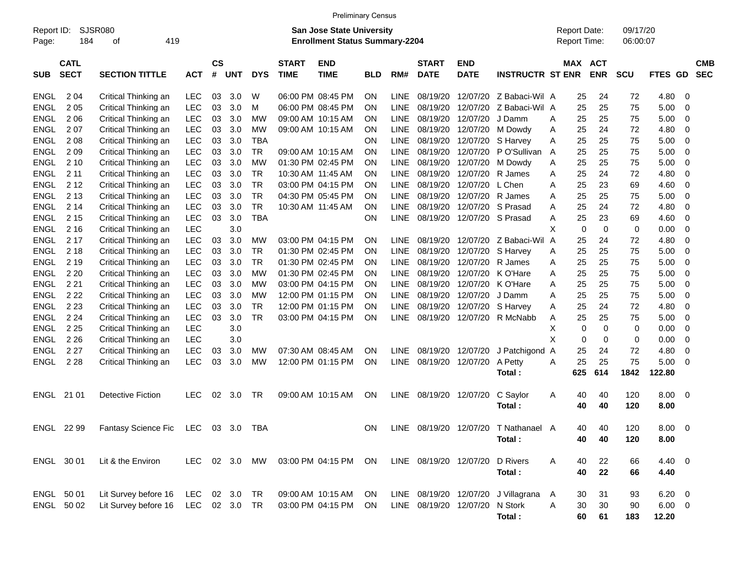Preliminary Census

Report ID: SJSR080
Page: 184 of 419

**San Jose State University**
**Enrollment Status Summary-2204**

Report Date: 09/17/20
Report Time: 06:00:07

| SUB | CATL SECT | SECTION TITTLE | ACT | CS # | UNT | DYS | START TIME | END TIME | BLD | RM# | START DATE | END DATE | INSTRUCTR | ST | MAX ENR | ACT ENR | SCU | FTES | GD | CMB SEC |
|---|---|---|---|---|---|---|---|---|---|---|---|---|---|---|---|---|---|---|---|---|
| ENGL | 2 04 | Critical Thinking an | LEC | 03 | 3.0 | W | 06:00 PM | 08:45 PM | ON | LINE | 08/19/20 | 12/07/20 | Z Babaci-Wil | A | 25 | 24 | 72 | 4.80 | 0 | |
| ENGL | 2 05 | Critical Thinking an | LEC | 03 | 3.0 | M | 06:00 PM | 08:45 PM | ON | LINE | 08/19/20 | 12/07/20 | Z Babaci-Wil | A | 25 | 25 | 75 | 5.00 | 0 | |
| ENGL | 2 06 | Critical Thinking an | LEC | 03 | 3.0 | MW | 09:00 AM | 10:15 AM | ON | LINE | 08/19/20 | 12/07/20 | J Damm | A | 25 | 25 | 75 | 5.00 | 0 | |
| ENGL | 2 07 | Critical Thinking an | LEC | 03 | 3.0 | MW | 09:00 AM | 10:15 AM | ON | LINE | 08/19/20 | 12/07/20 | M Dowdy | A | 25 | 24 | 72 | 4.80 | 0 | |
| ENGL | 2 08 | Critical Thinking an | LEC | 03 | 3.0 | TBA | | | ON | LINE | 08/19/20 | 12/07/20 | S Harvey | A | 25 | 25 | 75 | 5.00 | 0 | |
| ENGL | 2 09 | Critical Thinking an | LEC | 03 | 3.0 | TR | 09:00 AM | 10:15 AM | ON | LINE | 08/19/20 | 12/07/20 | P O'Sullivan | A | 25 | 25 | 75 | 5.00 | 0 | |
| ENGL | 2 10 | Critical Thinking an | LEC | 03 | 3.0 | MW | 01:30 PM | 02:45 PM | ON | LINE | 08/19/20 | 12/07/20 | M Dowdy | A | 25 | 25 | 75 | 5.00 | 0 | |
| ENGL | 2 11 | Critical Thinking an | LEC | 03 | 3.0 | TR | 10:30 AM | 11:45 AM | ON | LINE | 08/19/20 | 12/07/20 | R James | A | 25 | 24 | 72 | 4.80 | 0 | |
| ENGL | 2 12 | Critical Thinking an | LEC | 03 | 3.0 | TR | 03:00 PM | 04:15 PM | ON | LINE | 08/19/20 | 12/07/20 | L Chen | A | 25 | 23 | 69 | 4.60 | 0 | |
| ENGL | 2 13 | Critical Thinking an | LEC | 03 | 3.0 | TR | 04:30 PM | 05:45 PM | ON | LINE | 08/19/20 | 12/07/20 | R James | A | 25 | 25 | 75 | 5.00 | 0 | |
| ENGL | 2 14 | Critical Thinking an | LEC | 03 | 3.0 | TR | 10:30 AM | 11:45 AM | ON | LINE | 08/19/20 | 12/07/20 | S Prasad | A | 25 | 24 | 72 | 4.80 | 0 | |
| ENGL | 2 15 | Critical Thinking an | LEC | 03 | 3.0 | TBA | | | ON | LINE | 08/19/20 | 12/07/20 | S Prasad | A | 25 | 23 | 69 | 4.60 | 0 | |
| ENGL | 2 16 | Critical Thinking an | LEC | | 3.0 | | | | | | | | | X | 0 | 0 | 0 | 0.00 | 0 | |
| ENGL | 2 17 | Critical Thinking an | LEC | 03 | 3.0 | MW | 03:00 PM | 04:15 PM | ON | LINE | 08/19/20 | 12/07/20 | Z Babaci-Wil | A | 25 | 24 | 72 | 4.80 | 0 | |
| ENGL | 2 18 | Critical Thinking an | LEC | 03 | 3.0 | TR | 01:30 PM | 02:45 PM | ON | LINE | 08/19/20 | 12/07/20 | S Harvey | A | 25 | 25 | 75 | 5.00 | 0 | |
| ENGL | 2 19 | Critical Thinking an | LEC | 03 | 3.0 | TR | 01:30 PM | 02:45 PM | ON | LINE | 08/19/20 | 12/07/20 | R James | A | 25 | 25 | 75 | 5.00 | 0 | |
| ENGL | 2 20 | Critical Thinking an | LEC | 03 | 3.0 | MW | 01:30 PM | 02:45 PM | ON | LINE | 08/19/20 | 12/07/20 | K O'Hare | A | 25 | 25 | 75 | 5.00 | 0 | |
| ENGL | 2 21 | Critical Thinking an | LEC | 03 | 3.0 | MW | 03:00 PM | 04:15 PM | ON | LINE | 08/19/20 | 12/07/20 | K O'Hare | A | 25 | 25 | 75 | 5.00 | 0 | |
| ENGL | 2 22 | Critical Thinking an | LEC | 03 | 3.0 | MW | 12:00 PM | 01:15 PM | ON | LINE | 08/19/20 | 12/07/20 | J Damm | A | 25 | 25 | 75 | 5.00 | 0 | |
| ENGL | 2 23 | Critical Thinking an | LEC | 03 | 3.0 | TR | 12:00 PM | 01:15 PM | ON | LINE | 08/19/20 | 12/07/20 | S Harvey | A | 25 | 24 | 72 | 4.80 | 0 | |
| ENGL | 2 24 | Critical Thinking an | LEC | 03 | 3.0 | TR | 03:00 PM | 04:15 PM | ON | LINE | 08/19/20 | 12/07/20 | R McNabb | A | 25 | 25 | 75 | 5.00 | 0 | |
| ENGL | 2 25 | Critical Thinking an | LEC | | 3.0 | | | | | | | | | X | 0 | 0 | 0 | 0.00 | 0 | |
| ENGL | 2 26 | Critical Thinking an | LEC | | 3.0 | | | | | | | | | X | 0 | 0 | 0 | 0.00 | 0 | |
| ENGL | 2 27 | Critical Thinking an | LEC | 03 | 3.0 | MW | 07:30 AM | 08:45 AM | ON | LINE | 08/19/20 | 12/07/20 | J Patchigond | A | 25 | 24 | 72 | 4.80 | 0 | |
| ENGL | 2 28 | Critical Thinking an | LEC | 03 | 3.0 | MW | 12:00 PM | 01:15 PM | ON | LINE | 08/19/20 | 12/07/20 | A Petty | A | 25 | 25 | 75 | 5.00 | 0 | |
| | | | | | | | | | | | | | **Total :** | | **625** | **614** | **1842** | **122.80** | | |
| ENGL | 21 01 | Detective Fiction | LEC | 02 | 3.0 | TR | 09:00 AM | 10:15 AM | ON | LINE | 08/19/20 | 12/07/20 | C Saylor | A | 40 | 40 | 120 | 8.00 | 0 | |
| | | | | | | | | | | | | | **Total :** | | **40** | **40** | **120** | **8.00** | | |
| ENGL | 22 99 | Fantasy Science Fic | LEC | 03 | 3.0 | TBA | | | ON | LINE | 08/19/20 | 12/07/20 | T Nathanael | A | 40 | 40 | 120 | 8.00 | 0 | |
| | | | | | | | | | | | | | **Total :** | | **40** | **40** | **120** | **8.00** | | |
| ENGL | 30 01 | Lit & the Environ | LEC | 02 | 3.0 | MW | 03:00 PM | 04:15 PM | ON | LINE | 08/19/20 | 12/07/20 | D Rivers | A | 40 | 22 | 66 | 4.40 | 0 | |
| | | | | | | | | | | | | | **Total :** | | **40** | **22** | **66** | **4.40** | | |
| ENGL | 50 01 | Lit Survey before 16 | LEC | 02 | 3.0 | TR | 09:00 AM | 10:15 AM | ON | LINE | 08/19/20 | 12/07/20 | J Villagrana | A | 30 | 31 | 93 | 6.20 | 0 | |
| ENGL | 50 02 | Lit Survey before 16 | LEC | 02 | 3.0 | TR | 03:00 PM | 04:15 PM | ON | LINE | 08/19/20 | 12/07/20 | N Stork | A | 30 | 30 | 90 | 6.00 | 0 | |
| | | | | | | | | | | | | | **Total :** | | **60** | **61** | **183** | **12.20** | | |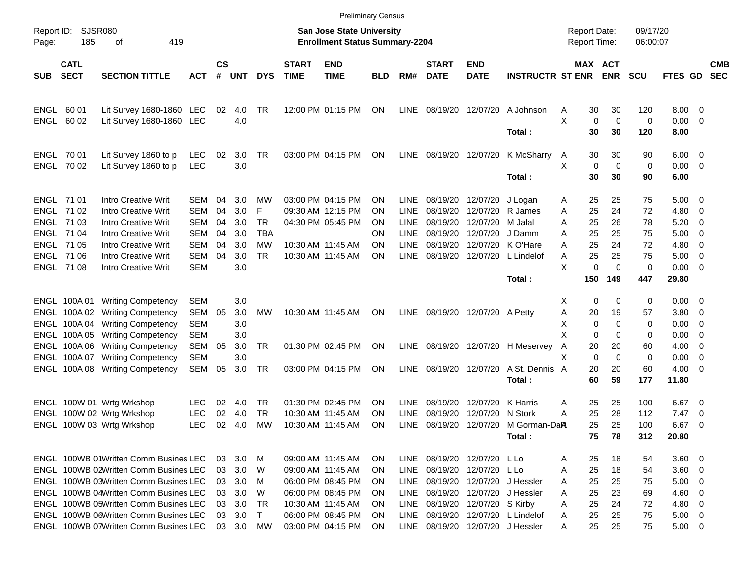Preliminary Census

Report ID: SJSR080
Page: 185 of 419

**San Jose State University**
**Enrollment Status Summary-2204**

Report Date: 09/17/20
Report Time: 06:00:07

| SUB | CATL SECT | SECTION TITTLE | ACT | CS # | UNT | DYS | START TIME | END TIME | BLD | RM# | START DATE | END DATE | INSTRUCTR | ST | MAX ENR | ACT ENR | SCU | FTES | GD | CMB SEC |
|---|---|---|---|---|---|---|---|---|---|---|---|---|---|---|---|---|---|---|---|---|
| ENGL | 60 01 | Lit Survey 1680-1860 | LEC | 02 | 4.0 | TR | 12:00 PM | 01:15 PM | ON | LINE | 08/19/20 | 12/07/20 | A Johnson | A | 30 | 30 | 120 | 8.00 | 0 | |
| ENGL | 60 02 | Lit Survey 1680-1860 | LEC | | 4.0 | | | | | | | | | X | 0 | 0 | 0 | 0.00 | 0 | |
| | | | | | | | | | | | | | **Total :** | | **30** | **30** | **120** | **8.00** | | |
| ENGL | 70 01 | Lit Survey 1860 to p | LEC | 02 | 3.0 | TR | 03:00 PM | 04:15 PM | ON | LINE | 08/19/20 | 12/07/20 | K McSharry | A | 30 | 30 | 90 | 6.00 | 0 | |
| ENGL | 70 02 | Lit Survey 1860 to p | LEC | | 3.0 | | | | | | | | | X | 0 | 0 | 0 | 0.00 | 0 | |
| | | | | | | | | | | | | | **Total :** | | **30** | **30** | **90** | **6.00** | | |
| ENGL | 71 01 | Intro Creative Writ | SEM | 04 | 3.0 | MW | 03:00 PM | 04:15 PM | ON | LINE | 08/19/20 | 12/07/20 | J Logan | A | 25 | 25 | 75 | 5.00 | 0 | |
| ENGL | 71 02 | Intro Creative Writ | SEM | 04 | 3.0 | F | 09:30 AM | 12:15 PM | ON | LINE | 08/19/20 | 12/07/20 | R James | A | 25 | 24 | 72 | 4.80 | 0 | |
| ENGL | 71 03 | Intro Creative Writ | SEM | 04 | 3.0 | TR | 04:30 PM | 05:45 PM | ON | LINE | 08/19/20 | 12/07/20 | M Jalal | A | 25 | 26 | 78 | 5.20 | 0 | |
| ENGL | 71 04 | Intro Creative Writ | SEM | 04 | 3.0 | TBA | | | ON | LINE | 08/19/20 | 12/07/20 | J Damm | A | 25 | 25 | 75 | 5.00 | 0 | |
| ENGL | 71 05 | Intro Creative Writ | SEM | 04 | 3.0 | MW | 10:30 AM | 11:45 AM | ON | LINE | 08/19/20 | 12/07/20 | K O'Hare | A | 25 | 24 | 72 | 4.80 | 0 | |
| ENGL | 71 06 | Intro Creative Writ | SEM | 04 | 3.0 | TR | 10:30 AM | 11:45 AM | ON | LINE | 08/19/20 | 12/07/20 | L Lindelof | A | 25 | 25 | 75 | 5.00 | 0 | |
| ENGL | 71 08 | Intro Creative Writ | SEM | | 3.0 | | | | | | | | | X | 0 | 0 | 0 | 0.00 | 0 | |
| | | | | | | | | | | | | | **Total :** | | **150** | **149** | **447** | **29.80** | | |
| ENGL | 100A 01 | Writing Competency | SEM | | 3.0 | | | | | | | | | X | 0 | 0 | 0 | 0.00 | 0 | |
| ENGL | 100A 02 | Writing Competency | SEM | 05 | 3.0 | MW | 10:30 AM | 11:45 AM | ON | LINE | 08/19/20 | 12/07/20 | A Petty | A | 20 | 19 | 57 | 3.80 | 0 | |
| ENGL | 100A 04 | Writing Competency | SEM | | 3.0 | | | | | | | | | X | 0 | 0 | 0 | 0.00 | 0 | |
| ENGL | 100A 05 | Writing Competency | SEM | | 3.0 | | | | | | | | | X | 0 | 0 | 0 | 0.00 | 0 | |
| ENGL | 100A 06 | Writing Competency | SEM | 05 | 3.0 | TR | 01:30 PM | 02:45 PM | ON | LINE | 08/19/20 | 12/07/20 | H Meservey | A | 20 | 20 | 60 | 4.00 | 0 | |
| ENGL | 100A 07 | Writing Competency | SEM | | 3.0 | | | | | | | | | X | 0 | 0 | 0 | 0.00 | 0 | |
| ENGL | 100A 08 | Writing Competency | SEM | 05 | 3.0 | TR | 03:00 PM | 04:15 PM | ON | LINE | 08/19/20 | 12/07/20 | A St. Dennis | A | 20 | 20 | 60 | 4.00 | 0 | |
| | | | | | | | | | | | | | **Total :** | | **60** | **59** | **177** | **11.80** | | |
| ENGL | 100W 01 | Wrtg Wrkshop | LEC | 02 | 4.0 | TR | 01:30 PM | 02:45 PM | ON | LINE | 08/19/20 | 12/07/20 | K Harris | A | 25 | 25 | 100 | 6.67 | 0 | |
| ENGL | 100W 02 | Wrtg Wrkshop | LEC | 02 | 4.0 | TR | 10:30 AM | 11:45 AM | ON | LINE | 08/19/20 | 12/07/20 | N Stork | A | 25 | 28 | 112 | 7.47 | 0 | |
| ENGL | 100W 03 | Wrtg Wrkshop | LEC | 02 | 4.0 | MW | 10:30 AM | 11:45 AM | ON | LINE | 08/19/20 | 12/07/20 | M Gorman-Dal | A | 25 | 25 | 100 | 6.67 | 0 | |
| | | | | | | | | | | | | | **Total :** | | **75** | **78** | **312** | **20.80** | | |
| ENGL | 100WB 01 | Written Comm Busines | LEC | 03 | 3.0 | M | 09:00 AM | 11:45 AM | ON | LINE | 08/19/20 | 12/07/20 | L Lo | A | 25 | 18 | 54 | 3.60 | 0 | |
| ENGL | 100WB 02 | Written Comm Busines | LEC | 03 | 3.0 | W | 09:00 AM | 11:45 AM | ON | LINE | 08/19/20 | 12/07/20 | L Lo | A | 25 | 18 | 54 | 3.60 | 0 | |
| ENGL | 100WB 03 | Written Comm Busines | LEC | 03 | 3.0 | M | 06:00 PM | 08:45 PM | ON | LINE | 08/19/20 | 12/07/20 | J Hessler | A | 25 | 25 | 75 | 5.00 | 0 | |
| ENGL | 100WB 04 | Written Comm Busines | LEC | 03 | 3.0 | W | 06:00 PM | 08:45 PM | ON | LINE | 08/19/20 | 12/07/20 | J Hessler | A | 25 | 23 | 69 | 4.60 | 0 | |
| ENGL | 100WB 05 | Written Comm Busines | LEC | 03 | 3.0 | TR | 10:30 AM | 11:45 AM | ON | LINE | 08/19/20 | 12/07/20 | S Kirby | A | 25 | 24 | 72 | 4.80 | 0 | |
| ENGL | 100WB 06 | Written Comm Busines | LEC | 03 | 3.0 | T | 06:00 PM | 08:45 PM | ON | LINE | 08/19/20 | 12/07/20 | L Lindelof | A | 25 | 25 | 75 | 5.00 | 0 | |
| ENGL | 100WB 07 | Written Comm Busines | LEC | 03 | 3.0 | MW | 03:00 PM | 04:15 PM | ON | LINE | 08/19/20 | 12/07/20 | J Hessler | A | 25 | 25 | 75 | 5.00 | 0 | |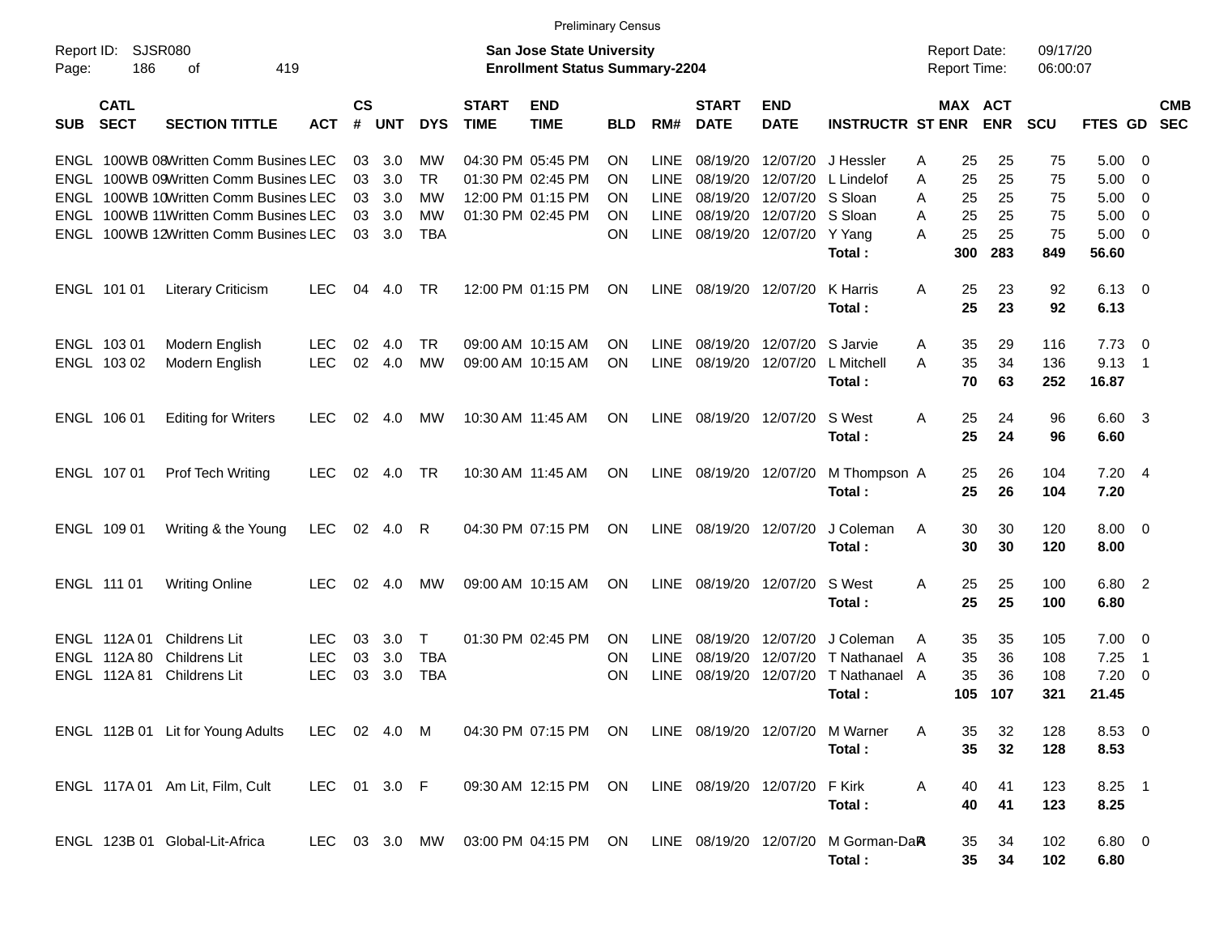Preliminary Census

Report ID: SJSR080
Page: 186 of 419

**San Jose State University**
**Enrollment Status Summary-2204**

Report Date: 09/17/20
Report Time: 06:00:07

| SUB | CATL SECT | SECTION TITTLE | ACT | CS # | UNT | DYS | START TIME | END TIME | BLD | RM# | START DATE | END DATE | INSTRUCTR | ST | MAX ENR | ACT ENR | SCU | FTES | GD | CMB SEC |
|---|---|---|---|---|---|---|---|---|---|---|---|---|---|---|---|---|---|---|---|---|
| ENGL | 100WB 08 | Written Comm Busines | LEC | 03 | 3.0 | MW | 04:30 PM | 05:45 PM | ON | LINE | 08/19/20 | 12/07/20 | J Hessler | A | 25 | 25 | 75 | 5.00 | 0 | |
| ENGL | 100WB 09 | Written Comm Busines | LEC | 03 | 3.0 | TR | 01:30 PM | 02:45 PM | ON | LINE | 08/19/20 | 12/07/20 | L Lindelof | A | 25 | 25 | 75 | 5.00 | 0 | |
| ENGL | 100WB 10 | Written Comm Busines | LEC | 03 | 3.0 | MW | 12:00 PM | 01:15 PM | ON | LINE | 08/19/20 | 12/07/20 | S Sloan | A | 25 | 25 | 75 | 5.00 | 0 | |
| ENGL | 100WB 11 | Written Comm Busines | LEC | 03 | 3.0 | MW | 01:30 PM | 02:45 PM | ON | LINE | 08/19/20 | 12/07/20 | S Sloan | A | 25 | 25 | 75 | 5.00 | 0 | |
| ENGL | 100WB 12 | Written Comm Busines | LEC | 03 | 3.0 | TBA | | | ON | LINE | 08/19/20 | 12/07/20 | Y Yang | A | 25 | 25 | 75 | 5.00 | 0 | |
| | | | | | | | | | | | | | **Total :** | | **300** | **283** | **849** | **56.60** | | |
| ENGL | 101 01 | Literary Criticism | LEC | 04 | 4.0 | TR | 12:00 PM | 01:15 PM | ON | LINE | 08/19/20 | 12/07/20 | K Harris | A | 25 | 23 | 92 | 6.13 | 0 | |
| | | | | | | | | | | | | | **Total :** | | **25** | **23** | **92** | **6.13** | | |
| ENGL | 103 01 | Modern English | LEC | 02 | 4.0 | TR | 09:00 AM | 10:15 AM | ON | LINE | 08/19/20 | 12/07/20 | S Jarvie | A | 35 | 29 | 116 | 7.73 | 0 | |
| ENGL | 103 02 | Modern English | LEC | 02 | 4.0 | MW | 09:00 AM | 10:15 AM | ON | LINE | 08/19/20 | 12/07/20 | L Mitchell | A | 35 | 34 | 136 | 9.13 | 1 | |
| | | | | | | | | | | | | | **Total :** | | **70** | **63** | **252** | **16.87** | | |
| ENGL | 106 01 | Editing for Writers | LEC | 02 | 4.0 | MW | 10:30 AM | 11:45 AM | ON | LINE | 08/19/20 | 12/07/20 | S West | A | 25 | 24 | 96 | 6.60 | 3 | |
| | | | | | | | | | | | | | **Total :** | | **25** | **24** | **96** | **6.60** | | |
| ENGL | 107 01 | Prof Tech Writing | LEC | 02 | 4.0 | TR | 10:30 AM | 11:45 AM | ON | LINE | 08/19/20 | 12/07/20 | M Thompson | A | 25 | 26 | 104 | 7.20 | 4 | |
| | | | | | | | | | | | | | **Total :** | | **25** | **26** | **104** | **7.20** | | |
| ENGL | 109 01 | Writing & the Young | LEC | 02 | 4.0 | R | 04:30 PM | 07:15 PM | ON | LINE | 08/19/20 | 12/07/20 | J Coleman | A | 30 | 30 | 120 | 8.00 | 0 | |
| | | | | | | | | | | | | | **Total :** | | **30** | **30** | **120** | **8.00** | | |
| ENGL | 111 01 | Writing Online | LEC | 02 | 4.0 | MW | 09:00 AM | 10:15 AM | ON | LINE | 08/19/20 | 12/07/20 | S West | A | 25 | 25 | 100 | 6.80 | 2 | |
| | | | | | | | | | | | | | **Total :** | | **25** | **25** | **100** | **6.80** | | |
| ENGL | 112A 01 | Childrens Lit | LEC | 03 | 3.0 | T | 01:30 PM | 02:45 PM | ON | LINE | 08/19/20 | 12/07/20 | J Coleman | A | 35 | 35 | 105 | 7.00 | 0 | |
| ENGL | 112A 80 | Childrens Lit | LEC | 03 | 3.0 | TBA | | | ON | LINE | 08/19/20 | 12/07/20 | T Nathanael | A | 35 | 36 | 108 | 7.25 | 1 | |
| ENGL | 112A 81 | Childrens Lit | LEC | 03 | 3.0 | TBA | | | ON | LINE | 08/19/20 | 12/07/20 | T Nathanael | A | 35 | 36 | 108 | 7.20 | 0 | |
| | | | | | | | | | | | | | **Total :** | | **105** | **107** | **321** | **21.45** | | |
| ENGL | 112B 01 | Lit for Young Adults | LEC | 02 | 4.0 | M | 04:30 PM | 07:15 PM | ON | LINE | 08/19/20 | 12/07/20 | M Warner | A | 35 | 32 | 128 | 8.53 | 0 | |
| | | | | | | | | | | | | | **Total :** | | **35** | **32** | **128** | **8.53** | | |
| ENGL | 117A 01 | Am Lit, Film, Cult | LEC | 01 | 3.0 | F | 09:30 AM | 12:15 PM | ON | LINE | 08/19/20 | 12/07/20 | F Kirk | A | 40 | 41 | 123 | 8.25 | 1 | |
| | | | | | | | | | | | | | **Total :** | | **40** | **41** | **123** | **8.25** | | |
| ENGL | 123B 01 | Global-Lit-Africa | LEC | 03 | 3.0 | MW | 03:00 PM | 04:15 PM | ON | LINE | 08/19/20 | 12/07/20 | M Gorman-DaR | A | 35 | 34 | 102 | 6.80 | 0 | |
| | | | | | | | | | | | | | **Total :** | | **35** | **34** | **102** | **6.80** | | |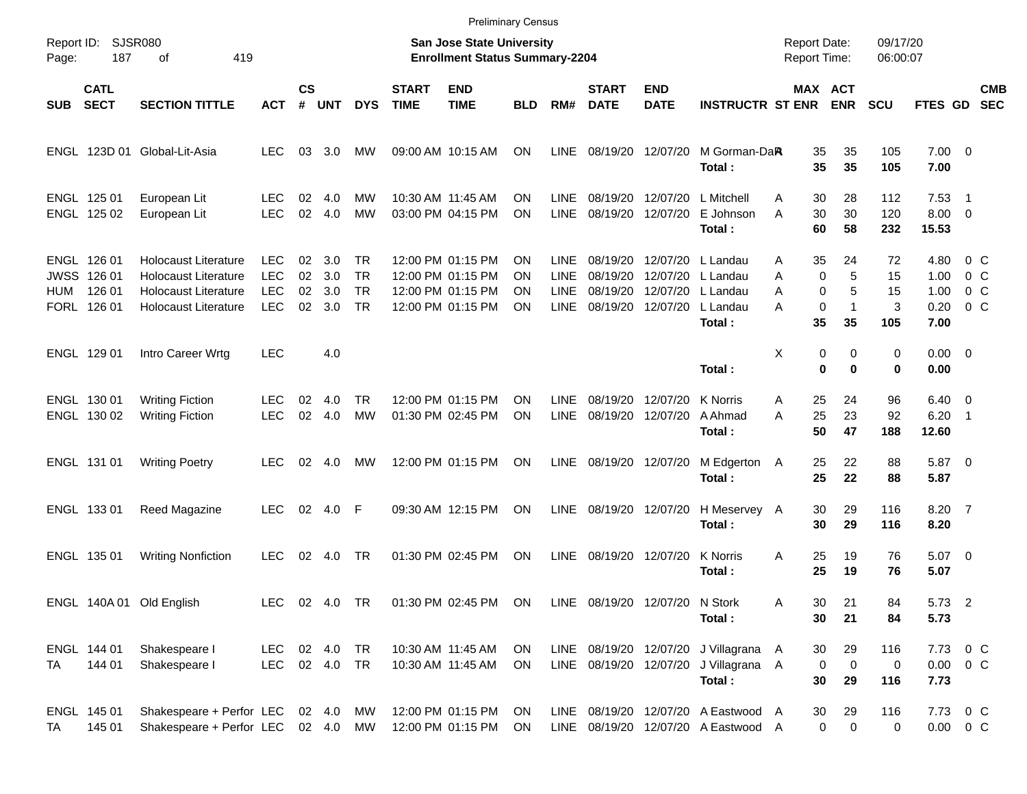Preliminary Census

Report ID: SJSR080

**San Jose State University**
**Enrollment Status Summary-2204**

Report Date: 09/17/20
Report Time: 06:00:07

| SUB | CATL SECT | SECTION TITTLE | ACT | CS # | UNT | DYS | START TIME | END TIME | BLD | RM# | START DATE | END DATE | INSTRUCTR | ST | MAX ENR | ACT ENR | SCU | FTES | GD | CMB SEC |
|---|---|---|---|---|---|---|---|---|---|---|---|---|---|---|---|---|---|---|---|---|
| ENGL | 123D 01 | Global-Lit-Asia | LEC | 03 | 3.0 | MW | 09:00 AM | 10:15 AM | ON | LINE | 08/19/20 | 12/07/20 | M Gorman-DaR | A | 35 | 35 | 105 | 7.00 | 0 | |
| | | | | | | | | | | | | | **Total :** | | **35** | **35** | **105** | **7.00** | | |
| ENGL | 125 01 | European Lit | LEC | 02 | 4.0 | MW | 10:30 AM | 11:45 AM | ON | LINE | 08/19/20 | 12/07/20 | L Mitchell | A | 30 | 28 | 112 | 7.53 | 1 | |
| ENGL | 125 02 | European Lit | LEC | 02 | 4.0 | MW | 03:00 PM | 04:15 PM | ON | LINE | 08/19/20 | 12/07/20 | E Johnson | A | 30 | 30 | 120 | 8.00 | 0 | |
| | | | | | | | | | | | | | **Total :** | | **60** | **58** | **232** | **15.53** | | |
| ENGL | 126 01 | Holocaust Literature | LEC | 02 | 3.0 | TR | 12:00 PM | 01:15 PM | ON | LINE | 08/19/20 | 12/07/20 | L Landau | A | 35 | 24 | 72 | 4.80 | 0 | C |
| JWSS | 126 01 | Holocaust Literature | LEC | 02 | 3.0 | TR | 12:00 PM | 01:15 PM | ON | LINE | 08/19/20 | 12/07/20 | L Landau | A | 0 | 5 | 15 | 1.00 | 0 | C |
| HUM | 126 01 | Holocaust Literature | LEC | 02 | 3.0 | TR | 12:00 PM | 01:15 PM | ON | LINE | 08/19/20 | 12/07/20 | L Landau | A | 0 | 5 | 15 | 1.00 | 0 | C |
| FORL | 126 01 | Holocaust Literature | LEC | 02 | 3.0 | TR | 12:00 PM | 01:15 PM | ON | LINE | 08/19/20 | 12/07/20 | L Landau | A | 0 | 1 | 3 | 0.20 | 0 | C |
| | | | | | | | | | | | | | **Total :** | | **35** | **35** | **105** | **7.00** | | |
| ENGL | 129 01 | Intro Career Wrtg | LEC | | 4.0 | | | | | | | | | X | 0 | 0 | 0 | 0.00 | 0 | |
| | | | | | | | | | | | | | **Total :** | | **0** | **0** | **0** | **0.00** | | |
| ENGL | 130 01 | Writing Fiction | LEC | 02 | 4.0 | TR | 12:00 PM | 01:15 PM | ON | LINE | 08/19/20 | 12/07/20 | K Norris | A | 25 | 24 | 96 | 6.40 | 0 | |
| ENGL | 130 02 | Writing Fiction | LEC | 02 | 4.0 | MW | 01:30 PM | 02:45 PM | ON | LINE | 08/19/20 | 12/07/20 | A Ahmad | A | 25 | 23 | 92 | 6.20 | 1 | |
| | | | | | | | | | | | | | **Total :** | | **50** | **47** | **188** | **12.60** | | |
| ENGL | 131 01 | Writing Poetry | LEC | 02 | 4.0 | MW | 12:00 PM | 01:15 PM | ON | LINE | 08/19/20 | 12/07/20 | M Edgerton | A | 25 | 22 | 88 | 5.87 | 0 | |
| | | | | | | | | | | | | | **Total :** | | **25** | **22** | **88** | **5.87** | | |
| ENGL | 133 01 | Reed Magazine | LEC | 02 | 4.0 | F | 09:30 AM | 12:15 PM | ON | LINE | 08/19/20 | 12/07/20 | H Meservey | A | 30 | 29 | 116 | 8.20 | 7 | |
| | | | | | | | | | | | | | **Total :** | | **30** | **29** | **116** | **8.20** | | |
| ENGL | 135 01 | Writing Nonfiction | LEC | 02 | 4.0 | TR | 01:30 PM | 02:45 PM | ON | LINE | 08/19/20 | 12/07/20 | K Norris | A | 25 | 19 | 76 | 5.07 | 0 | |
| | | | | | | | | | | | | | **Total :** | | **25** | **19** | **76** | **5.07** | | |
| ENGL | 140A 01 | Old English | LEC | 02 | 4.0 | TR | 01:30 PM | 02:45 PM | ON | LINE | 08/19/20 | 12/07/20 | N Stork | A | 30 | 21 | 84 | 5.73 | 2 | |
| | | | | | | | | | | | | | **Total :** | | **30** | **21** | **84** | **5.73** | | |
| ENGL | 144 01 | Shakespeare I | LEC | 02 | 4.0 | TR | 10:30 AM | 11:45 AM | ON | LINE | 08/19/20 | 12/07/20 | J Villagrana | A | 30 | 29 | 116 | 7.73 | 0 | C |
| TA | 144 01 | Shakespeare I | LEC | 02 | 4.0 | TR | 10:30 AM | 11:45 AM | ON | LINE | 08/19/20 | 12/07/20 | J Villagrana | A | 0 | 0 | 0 | 0.00 | 0 | C |
| | | | | | | | | | | | | | **Total :** | | **30** | **29** | **116** | **7.73** | | |
| ENGL | 145 01 | Shakespeare + Perfor | LEC | 02 | 4.0 | MW | 12:00 PM | 01:15 PM | ON | LINE | 08/19/20 | 12/07/20 | A Eastwood | A | 30 | 29 | 116 | 7.73 | 0 | C |
| TA | 145 01 | Shakespeare + Perfor | LEC | 02 | 4.0 | MW | 12:00 PM | 01:15 PM | ON | LINE | 08/19/20 | 12/07/20 | A Eastwood | A | 0 | 0 | 0 | 0.00 | 0 | C |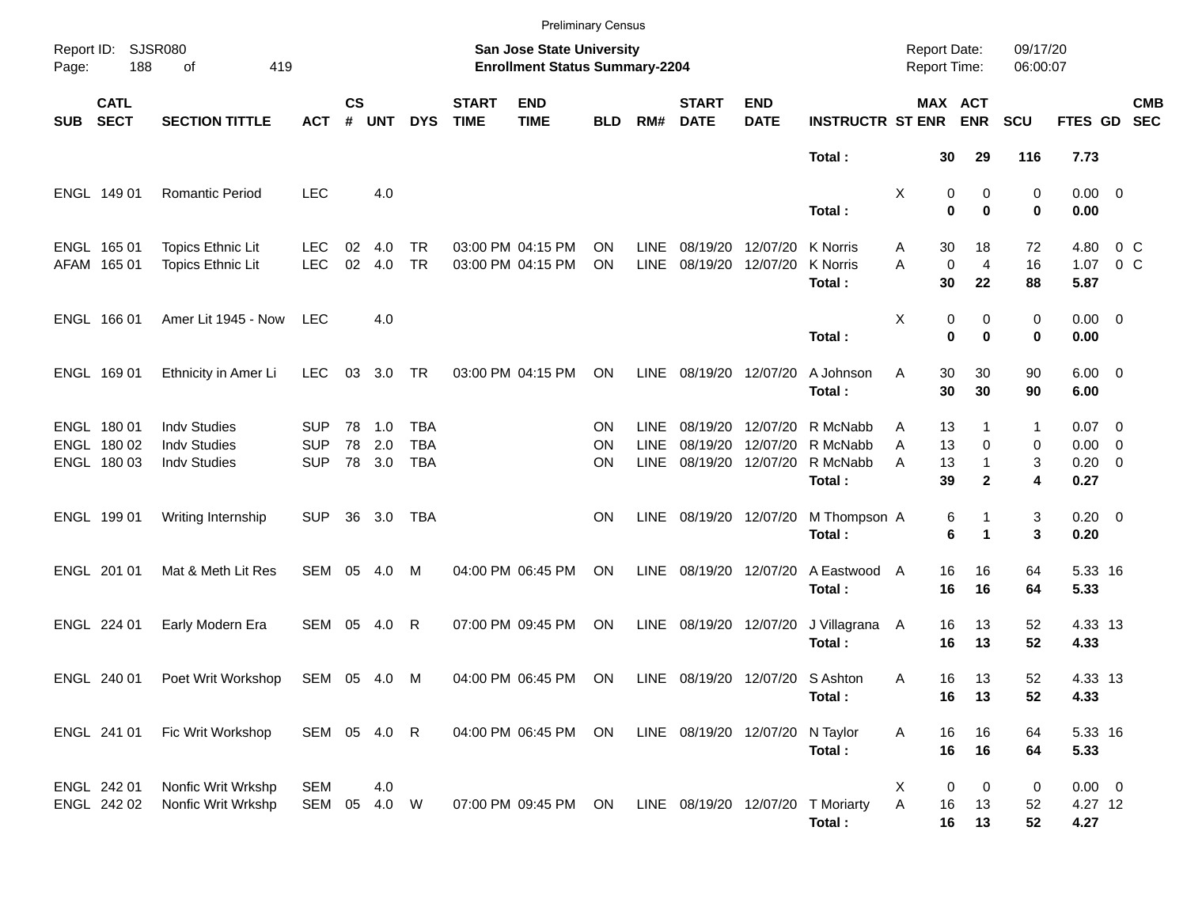Preliminary Census

Report ID: SJSR080

**San Jose State University**
**Enrollment Status Summary-2204**

Report Date: 09/17/20
Report Time: 06:00:07

| SUB | CATL SECT | SECTION TITTLE | ACT | CS # | UNT | DYS | START TIME | END TIME | BLD | RM# | START DATE | END DATE | INSTRUCTR | ST | MAX ENR | ACT ENR | SCU | FTES | GD | CMB SEC |
|---|---|---|---|---|---|---|---|---|---|---|---|---|---|---|---|---|---|---|---|---|
| | | | | | | | | | | | | | **Total :** | | **30** | **29** | **116** | **7.73** | | |
| ENGL | 149 01 | Romantic Period | LEC | | 4.0 | | | | | | | | | X | 0 | 0 | 0 | 0.00 | 0 | |
| | | | | | | | | | | | | | **Total :** | | **0** | **0** | **0** | **0.00** | | |
| ENGL | 165 01 | Topics Ethnic Lit | LEC | 02 | 4.0 | TR | 03:00 PM | 04:15 PM | ON | LINE | 08/19/20 | 12/07/20 | K Norris | A | 30 | 18 | 72 | 4.80 | 0 | C |
| AFAM | 165 01 | Topics Ethnic Lit | LEC | 02 | 4.0 | TR | 03:00 PM | 04:15 PM | ON | LINE | 08/19/20 | 12/07/20 | K Norris | A | 0 | 4 | 16 | 1.07 | 0 | C |
| | | | | | | | | | | | | | **Total :** | | **30** | **22** | **88** | **5.87** | | |
| ENGL | 166 01 | Amer Lit 1945 - Now | LEC | | 4.0 | | | | | | | | | X | 0 | 0 | 0 | 0.00 | 0 | |
| | | | | | | | | | | | | | **Total :** | | **0** | **0** | **0** | **0.00** | | |
| ENGL | 169 01 | Ethnicity in Amer Li | LEC | 03 | 3.0 | TR | 03:00 PM | 04:15 PM | ON | LINE | 08/19/20 | 12/07/20 | A Johnson | A | 30 | 30 | 90 | 6.00 | 0 | |
| | | | | | | | | | | | | | **Total :** | | **30** | **30** | **90** | **6.00** | | |
| ENGL | 180 01 | Indv Studies | SUP | 78 | 1.0 | TBA | | | ON | LINE | 08/19/20 | 12/07/20 | R McNabb | A | 13 | 1 | 1 | 0.07 | 0 | |
| ENGL | 180 02 | Indv Studies | SUP | 78 | 2.0 | TBA | | | ON | LINE | 08/19/20 | 12/07/20 | R McNabb | A | 13 | 0 | 0 | 0.00 | 0 | |
| ENGL | 180 03 | Indv Studies | SUP | 78 | 3.0 | TBA | | | ON | LINE | 08/19/20 | 12/07/20 | R McNabb | A | 13 | 1 | 3 | 0.20 | 0 | |
| | | | | | | | | | | | | | **Total :** | | **39** | **2** | **4** | **0.27** | | |
| ENGL | 199 01 | Writing Internship | SUP | 36 | 3.0 | TBA | | | ON | LINE | 08/19/20 | 12/07/20 | M Thompson | A | 6 | 1 | 3 | 0.20 | 0 | |
| | | | | | | | | | | | | | **Total :** | | **6** | **1** | **3** | **0.20** | | |
| ENGL | 201 01 | Mat & Meth Lit Res | SEM | 05 | 4.0 | M | 04:00 PM | 06:45 PM | ON | LINE | 08/19/20 | 12/07/20 | A Eastwood | A | 16 | 16 | 64 | 5.33 | 16 | |
| | | | | | | | | | | | | | **Total :** | | **16** | **16** | **64** | **5.33** | | |
| ENGL | 224 01 | Early Modern Era | SEM | 05 | 4.0 | R | 07:00 PM | 09:45 PM | ON | LINE | 08/19/20 | 12/07/20 | J Villagrana | A | 16 | 13 | 52 | 4.33 | 13 | |
| | | | | | | | | | | | | | **Total :** | | **16** | **13** | **52** | **4.33** | | |
| ENGL | 240 01 | Poet Writ Workshop | SEM | 05 | 4.0 | M | 04:00 PM | 06:45 PM | ON | LINE | 08/19/20 | 12/07/20 | S Ashton | A | 16 | 13 | 52 | 4.33 | 13 | |
| | | | | | | | | | | | | | **Total :** | | **16** | **13** | **52** | **4.33** | | |
| ENGL | 241 01 | Fic Writ Workshop | SEM | 05 | 4.0 | R | 04:00 PM | 06:45 PM | ON | LINE | 08/19/20 | 12/07/20 | N Taylor | A | 16 | 16 | 64 | 5.33 | 16 | |
| | | | | | | | | | | | | | **Total :** | | **16** | **16** | **64** | **5.33** | | |
| ENGL | 242 01 | Nonfic Writ Wrkshp | SEM | | 4.0 | | | | | | | | | X | 0 | 0 | 0 | 0.00 | 0 | |
| ENGL | 242 02 | Nonfic Writ Wrkshp | SEM | 05 | 4.0 | W | 07:00 PM | 09:45 PM | ON | LINE | 08/19/20 | 12/07/20 | T Moriarty | A | 16 | 13 | 52 | 4.27 | 12 | |
| | | | | | | | | | | | | | **Total :** | | **16** | **13** | **52** | **4.27** | | |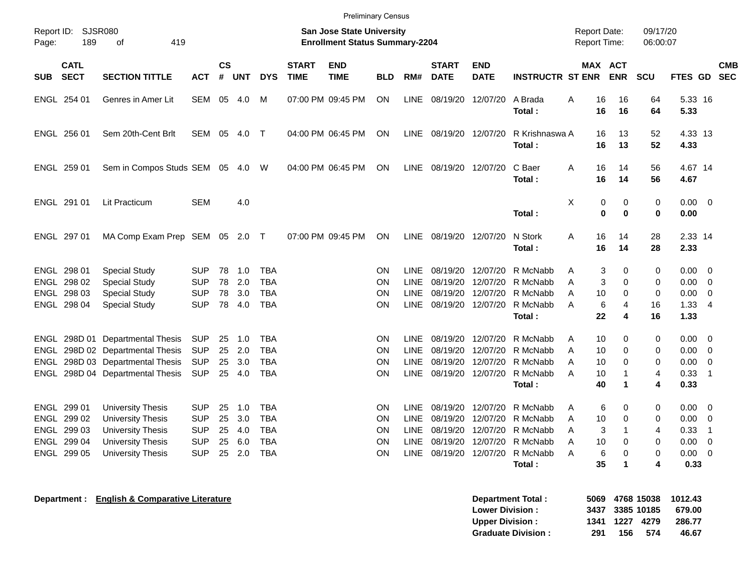Preliminary Census

Report ID: SJSR080

**San Jose State University**
**Enrollment Status Summary-2204**

Report Date: 09/17/20
Report Time: 06:00:07

| SUB | CATL SECT | SECTION TITTLE | ACT | CS # | UNT | DYS | START TIME | END TIME | BLD | RM# | START DATE | END DATE | INSTRUCTR | ST | MAX ENR | ACT ENR | SCU | FTES | GD | CMB SEC |
|---|---|---|---|---|---|---|---|---|---|---|---|---|---|---|---|---|---|---|---|---|
| ENGL | 254 01 | Genres in Amer Lit | SEM | 05 | 4.0 | M | 07:00 PM | 09:45 PM | ON | LINE | 08/19/20 | 12/07/20 | A Brada | A | 16 | 16 | 64 | 5.33 | 16 | |
| | | | | | | | | | | | | | **Total :** | | **16** | **16** | **64** | **5.33** | | |
| ENGL | 256 01 | Sem 20th-Cent Brlt | SEM | 05 | 4.0 | T | 04:00 PM | 06:45 PM | ON | LINE | 08/19/20 | 12/07/20 | R Krishnaswa | A | 16 | 13 | 52 | 4.33 | 13 | |
| | | | | | | | | | | | | | **Total :** | | **16** | **13** | **52** | **4.33** | | |
| ENGL | 259 01 | Sem in Compos Studs | SEM | 05 | 4.0 | W | 04:00 PM | 06:45 PM | ON | LINE | 08/19/20 | 12/07/20 | C Baer | A | 16 | 14 | 56 | 4.67 | 14 | |
| | | | | | | | | | | | | | **Total :** | | **16** | **14** | **56** | **4.67** | | |
| ENGL | 291 01 | Lit Practicum | SEM | | 4.0 | | | | | | | | | X | 0 | 0 | 0 | 0.00 | 0 | |
| | | | | | | | | | | | | | **Total :** | | **0** | **0** | **0** | **0.00** | | |
| ENGL | 297 01 | MA Comp Exam Prep | SEM | 05 | 2.0 | T | 07:00 PM | 09:45 PM | ON | LINE | 08/19/20 | 12/07/20 | N Stork | A | 16 | 14 | 28 | 2.33 | 14 | |
| | | | | | | | | | | | | | **Total :** | | **16** | **14** | **28** | **2.33** | | |
| ENGL | 298 01 | Special Study | SUP | 78 | 1.0 | TBA | | | ON | LINE | 08/19/20 | 12/07/20 | R McNabb | A | 3 | 0 | 0 | 0.00 | 0 | |
| ENGL | 298 02 | Special Study | SUP | 78 | 2.0 | TBA | | | ON | LINE | 08/19/20 | 12/07/20 | R McNabb | A | 3 | 0 | 0 | 0.00 | 0 | |
| ENGL | 298 03 | Special Study | SUP | 78 | 3.0 | TBA | | | ON | LINE | 08/19/20 | 12/07/20 | R McNabb | A | 10 | 0 | 0 | 0.00 | 0 | |
| ENGL | 298 04 | Special Study | SUP | 78 | 4.0 | TBA | | | ON | LINE | 08/19/20 | 12/07/20 | R McNabb | A | 6 | 4 | 16 | 1.33 | 4 | |
| | | | | | | | | | | | | | **Total :** | | **22** | **4** | **16** | **1.33** | | |
| ENGL | 298D 01 | Departmental Thesis | SUP | 25 | 1.0 | TBA | | | ON | LINE | 08/19/20 | 12/07/20 | R McNabb | A | 10 | 0 | 0 | 0.00 | 0 | |
| ENGL | 298D 02 | Departmental Thesis | SUP | 25 | 2.0 | TBA | | | ON | LINE | 08/19/20 | 12/07/20 | R McNabb | A | 10 | 0 | 0 | 0.00 | 0 | |
| ENGL | 298D 03 | Departmental Thesis | SUP | 25 | 3.0 | TBA | | | ON | LINE | 08/19/20 | 12/07/20 | R McNabb | A | 10 | 0 | 0 | 0.00 | 0 | |
| ENGL | 298D 04 | Departmental Thesis | SUP | 25 | 4.0 | TBA | | | ON | LINE | 08/19/20 | 12/07/20 | R McNabb | A | 10 | 1 | 4 | 0.33 | 1 | |
| | | | | | | | | | | | | | **Total :** | | **40** | **1** | **4** | **0.33** | | |
| ENGL | 299 01 | University Thesis | SUP | 25 | 1.0 | TBA | | | ON | LINE | 08/19/20 | 12/07/20 | R McNabb | A | 6 | 0 | 0 | 0.00 | 0 | |
| ENGL | 299 02 | University Thesis | SUP | 25 | 3.0 | TBA | | | ON | LINE | 08/19/20 | 12/07/20 | R McNabb | A | 10 | 0 | 0 | 0.00 | 0 | |
| ENGL | 299 03 | University Thesis | SUP | 25 | 4.0 | TBA | | | ON | LINE | 08/19/20 | 12/07/20 | R McNabb | A | 3 | 1 | 4 | 0.33 | 1 | |
| ENGL | 299 04 | University Thesis | SUP | 25 | 6.0 | TBA | | | ON | LINE | 08/19/20 | 12/07/20 | R McNabb | A | 10 | 0 | 0 | 0.00 | 0 | |
| ENGL | 299 05 | University Thesis | SUP | 25 | 2.0 | TBA | | | ON | LINE | 08/19/20 | 12/07/20 | R McNabb | A | 6 | 0 | 0 | 0.00 | 0 | |
| | | | | | | | | | | | | | **Total :** | | **35** | **1** | **4** | **0.33** | | |

**Department : English & Comparative Literature**

| | MAX ENR | ACT ENR | SCU | FTES |
|---|---|---|---|---|
| **Department Total :** | **5069** | **4768** | **15038** | **1012.43** |
| **Lower Division :** | **3437** | **3385** | **10185** | **679.00** |
| **Upper Division :** | **1341** | **1227** | **4279** | **286.77** |
| **Graduate Division :** | **291** | **156** | **574** | **46.67** |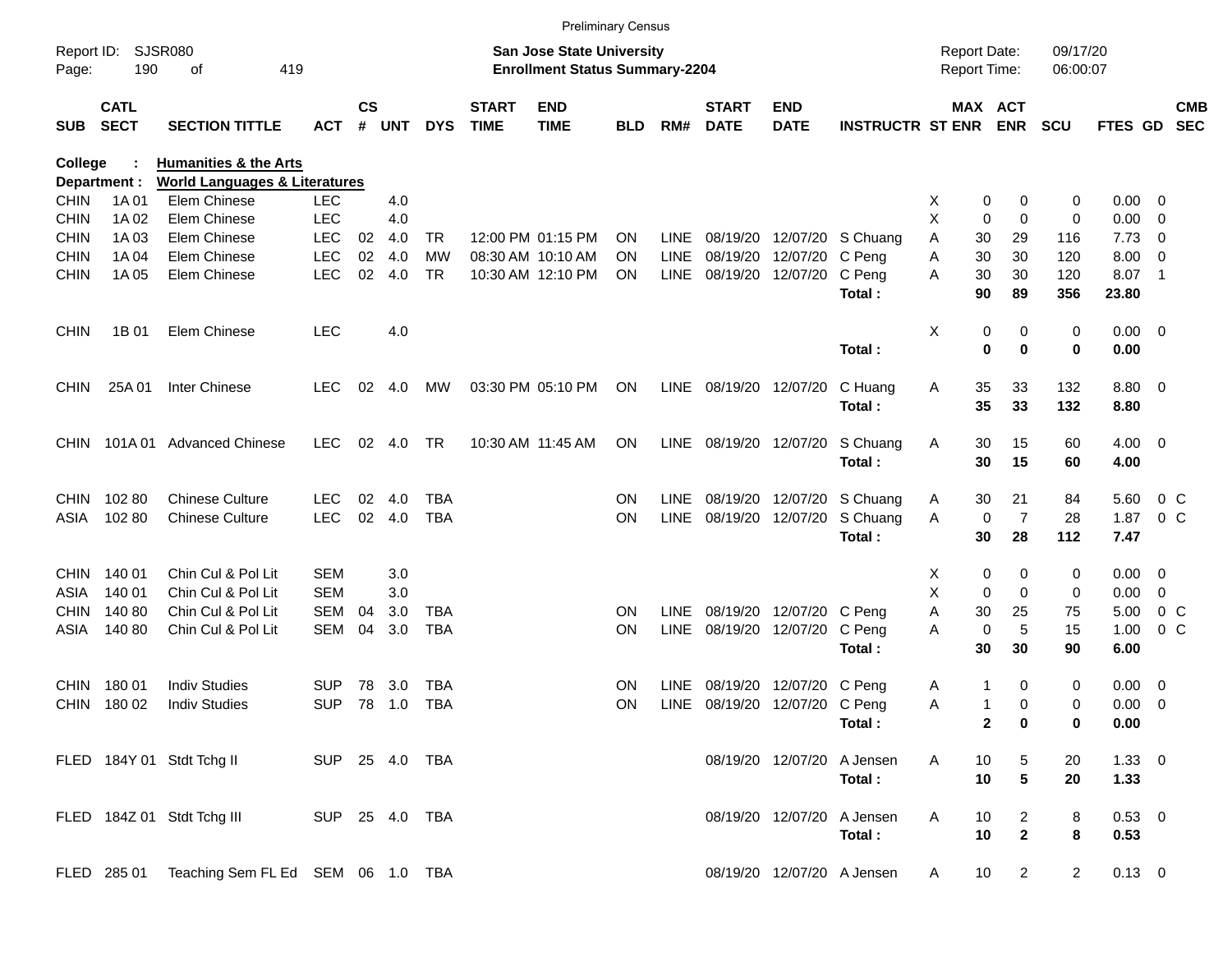Preliminary Census

Report ID: SJSR080

**San Jose State University**
**Enrollment Status Summary-2204**

Report Date: 09/17/20
Report Time: 06:00:07

**College : Humanities & the Arts**
**Department : World Languages & Literatures**

| SUB | CATL SECT | SECTION TITTLE | ACT | CS # | UNT | DYS | START TIME | END TIME | BLD | RM# | START DATE | END DATE | INSTRUCTR | ST | MAX ENR | ACT ENR | SCU | FTES | GD | CMB SEC |
|---|---|---|---|---|---|---|---|---|---|---|---|---|---|---|---|---|---|---|---|---|
| CHIN | 1A 01 | Elem Chinese | LEC | | 4.0 | | | | | | | | | X | 0 | 0 | 0 | 0.00 | 0 | |
| CHIN | 1A 02 | Elem Chinese | LEC | | 4.0 | | | | | | | | | X | 0 | 0 | 0 | 0.00 | 0 | |
| CHIN | 1A 03 | Elem Chinese | LEC | 02 | 4.0 | TR | 12:00 PM | 01:15 PM | ON | LINE | 08/19/20 | 12/07/20 | S Chuang | A | 30 | 29 | 116 | 7.73 | 0 | |
| CHIN | 1A 04 | Elem Chinese | LEC | 02 | 4.0 | MW | 08:30 AM | 10:10 AM | ON | LINE | 08/19/20 | 12/07/20 | C Peng | A | 30 | 30 | 120 | 8.00 | 0 | |
| CHIN | 1A 05 | Elem Chinese | LEC | 02 | 4.0 | TR | 10:30 AM | 12:10 PM | ON | LINE | 08/19/20 | 12/07/20 | C Peng | A | 30 | 30 | 120 | 8.07 | 1 | |
| | | | | | | | | | | | | | **Total :** | | **90** | **89** | **356** | **23.80** | | |
| CHIN | 1B 01 | Elem Chinese | LEC | | 4.0 | | | | | | | | | X | 0 | 0 | 0 | 0.00 | 0 | |
| | | | | | | | | | | | | | **Total :** | | **0** | **0** | **0** | **0.00** | | |
| CHIN | 25A 01 | Inter Chinese | LEC | 02 | 4.0 | MW | 03:30 PM | 05:10 PM | ON | LINE | 08/19/20 | 12/07/20 | C Huang | A | 35 | 33 | 132 | 8.80 | 0 | |
| | | | | | | | | | | | | | **Total :** | | **35** | **33** | **132** | **8.80** | | |
| CHIN | 101A 01 | Advanced Chinese | LEC | 02 | 4.0 | TR | 10:30 AM | 11:45 AM | ON | LINE | 08/19/20 | 12/07/20 | S Chuang | A | 30 | 15 | 60 | 4.00 | 0 | |
| | | | | | | | | | | | | | **Total :** | | **30** | **15** | **60** | **4.00** | | |
| CHIN | 102 80 | Chinese Culture | LEC | 02 | 4.0 | TBA | | | ON | LINE | 08/19/20 | 12/07/20 | S Chuang | A | 30 | 21 | 84 | 5.60 | 0 | C |
| ASIA | 102 80 | Chinese Culture | LEC | 02 | 4.0 | TBA | | | ON | LINE | 08/19/20 | 12/07/20 | S Chuang | A | 0 | 7 | 28 | 1.87 | 0 | C |
| | | | | | | | | | | | | | **Total :** | | **30** | **28** | **112** | **7.47** | | |
| CHIN | 140 01 | Chin Cul & Pol Lit | SEM | | 3.0 | | | | | | | | | X | 0 | 0 | 0 | 0.00 | 0 | |
| ASIA | 140 01 | Chin Cul & Pol Lit | SEM | | 3.0 | | | | | | | | | X | 0 | 0 | 0 | 0.00 | 0 | |
| CHIN | 140 80 | Chin Cul & Pol Lit | SEM | 04 | 3.0 | TBA | | | ON | LINE | 08/19/20 | 12/07/20 | C Peng | A | 30 | 25 | 75 | 5.00 | 0 | C |
| ASIA | 140 80 | Chin Cul & Pol Lit | SEM | 04 | 3.0 | TBA | | | ON | LINE | 08/19/20 | 12/07/20 | C Peng | A | 0 | 5 | 15 | 1.00 | 0 | C |
| | | | | | | | | | | | | | **Total :** | | **30** | **30** | **90** | **6.00** | | |
| CHIN | 180 01 | Indiv Studies | SUP | 78 | 3.0 | TBA | | | ON | LINE | 08/19/20 | 12/07/20 | C Peng | A | 1 | 0 | 0 | 0.00 | 0 | |
| CHIN | 180 02 | Indiv Studies | SUP | 78 | 1.0 | TBA | | | ON | LINE | 08/19/20 | 12/07/20 | C Peng | A | 1 | 0 | 0 | 0.00 | 0 | |
| | | | | | | | | | | | | | **Total :** | | **2** | **0** | **0** | **0.00** | | |
| FLED | 184Y 01 | Stdt Tchg II | SUP | 25 | 4.0 | TBA | | | | | 08/19/20 | 12/07/20 | A Jensen | A | 10 | 5 | 20 | 1.33 | 0 | |
| | | | | | | | | | | | | | **Total :** | | **10** | **5** | **20** | **1.33** | | |
| FLED | 184Z 01 | Stdt Tchg III | SUP | 25 | 4.0 | TBA | | | | | 08/19/20 | 12/07/20 | A Jensen | A | 10 | 2 | 8 | 0.53 | 0 | |
| | | | | | | | | | | | | | **Total :** | | **10** | **2** | **8** | **0.53** | | |
| FLED | 285 01 | Teaching Sem FL Ed | SEM | 06 | 1.0 | TBA | | | | | 08/19/20 | 12/07/20 | A Jensen | A | 10 | 2 | 2 | 0.13 | 0 | |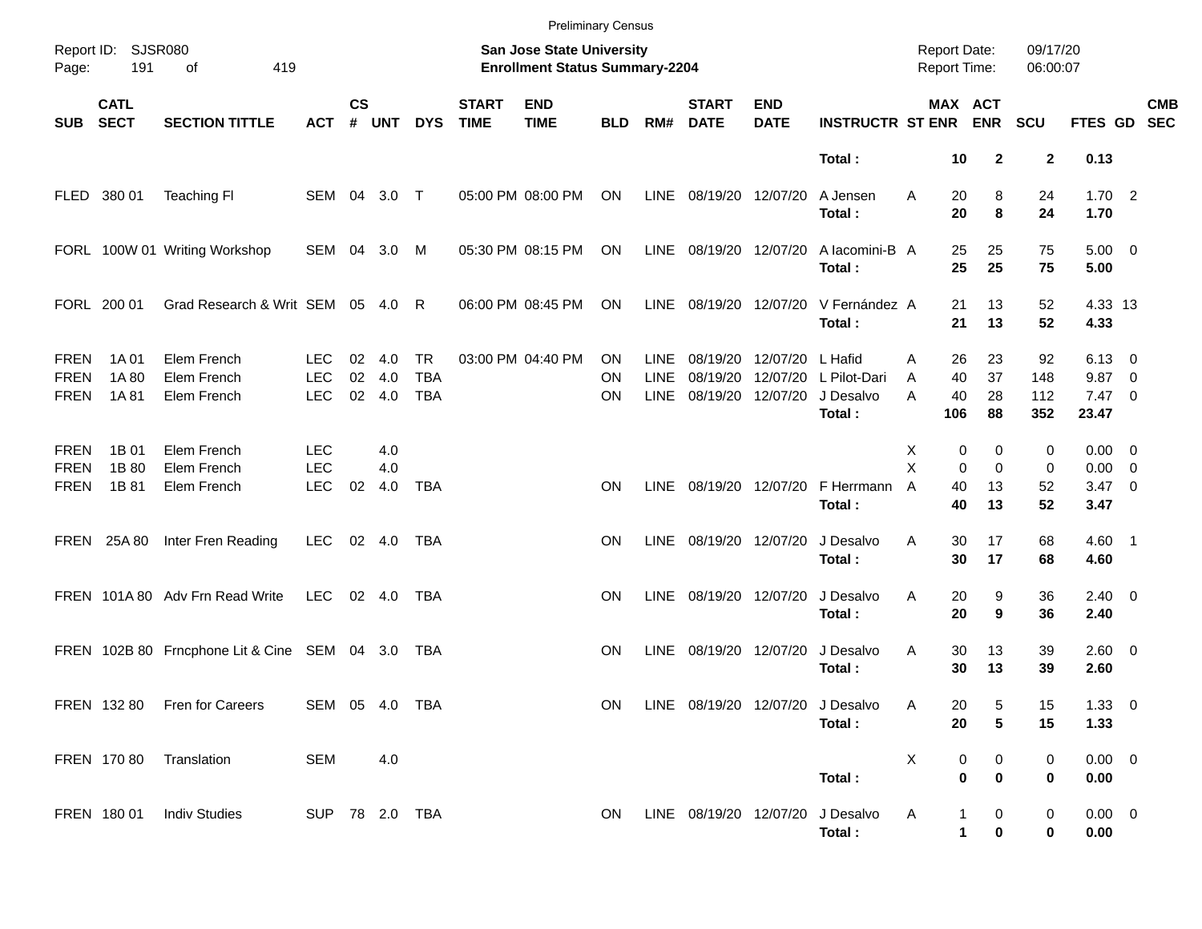Preliminary Census

Report ID: SJSR080

**San Jose State University**
**Enrollment Status Summary-2204**

Report Date: 09/17/20
Report Time: 06:00:07

| SUB | CATL SECT | SECTION TITTLE | ACT | CS # | UNT | DYS | START TIME | END TIME | BLD | RM# | START DATE | END DATE | INSTRUCTR | ST | MAX ENR | ACT ENR | SCU | FTES | GD | CMB SEC |
|---|---|---|---|---|---|---|---|---|---|---|---|---|---|---|---|---|---|---|---|---|
| | | | | | | | | | | | | | **Total :** | | **10** | **2** | **2** | **0.13** | | |
| FLED | 380 01 | Teaching Fl | SEM | 04 | 3.0 | T | 05:00 PM | 08:00 PM | ON | LINE | 08/19/20 | 12/07/20 | A Jensen | A | 20 | 8 | 24 | 1.70 | 2 | |
| | | | | | | | | | | | | | **Total :** | | **20** | **8** | **24** | **1.70** | | |
| FORL | 100W 01 | Writing Workshop | SEM | 04 | 3.0 | M | 05:30 PM | 08:15 PM | ON | LINE | 08/19/20 | 12/07/20 | A Iacomini-B | A | 25 | 25 | 75 | 5.00 | 0 | |
| | | | | | | | | | | | | | **Total :** | | **25** | **25** | **75** | **5.00** | | |
| FORL | 200 01 | Grad Research & Writ | SEM | 05 | 4.0 | R | 06:00 PM | 08:45 PM | ON | LINE | 08/19/20 | 12/07/20 | V Fernández | A | 21 | 13 | 52 | 4.33 | 13 | |
| | | | | | | | | | | | | | **Total :** | | **21** | **13** | **52** | **4.33** | | |
| FREN | 1A 01 | Elem French | LEC | 02 | 4.0 | TR | 03:00 PM | 04:40 PM | ON | LINE | 08/19/20 | 12/07/20 | L Hafid | A | 26 | 23 | 92 | 6.13 | 0 | |
| FREN | 1A 80 | Elem French | LEC | 02 | 4.0 | TBA | | | ON | LINE | 08/19/20 | 12/07/20 | L Pilot-Dari | A | 40 | 37 | 148 | 9.87 | 0 | |
| FREN | 1A 81 | Elem French | LEC | 02 | 4.0 | TBA | | | ON | LINE | 08/19/20 | 12/07/20 | J Desalvo | A | 40 | 28 | 112 | 7.47 | 0 | |
| | | | | | | | | | | | | | **Total :** | | **106** | **88** | **352** | **23.47** | | |
| FREN | 1B 01 | Elem French | LEC | | 4.0 | | | | | | | | | X | 0 | 0 | 0 | 0.00 | 0 | |
| FREN | 1B 80 | Elem French | LEC | | 4.0 | | | | | | | | | X | 0 | 0 | 0 | 0.00 | 0 | |
| FREN | 1B 81 | Elem French | LEC | 02 | 4.0 | TBA | | | ON | LINE | 08/19/20 | 12/07/20 | F Herrmann | A | 40 | 13 | 52 | 3.47 | 0 | |
| | | | | | | | | | | | | | **Total :** | | **40** | **13** | **52** | **3.47** | | |
| FREN | 25A 80 | Inter Fren Reading | LEC | 02 | 4.0 | TBA | | | ON | LINE | 08/19/20 | 12/07/20 | J Desalvo | A | 30 | 17 | 68 | 4.60 | 1 | |
| | | | | | | | | | | | | | **Total :** | | **30** | **17** | **68** | **4.60** | | |
| FREN | 101A 80 | Adv Frn Read Write | LEC | 02 | 4.0 | TBA | | | ON | LINE | 08/19/20 | 12/07/20 | J Desalvo | A | 20 | 9 | 36 | 2.40 | 0 | |
| | | | | | | | | | | | | | **Total :** | | **20** | **9** | **36** | **2.40** | | |
| FREN | 102B 80 | Frncphone Lit & Cine | SEM | 04 | 3.0 | TBA | | | ON | LINE | 08/19/20 | 12/07/20 | J Desalvo | A | 30 | 13 | 39 | 2.60 | 0 | |
| | | | | | | | | | | | | | **Total :** | | **30** | **13** | **39** | **2.60** | | |
| FREN | 132 80 | Fren for Careers | SEM | 05 | 4.0 | TBA | | | ON | LINE | 08/19/20 | 12/07/20 | J Desalvo | A | 20 | 5 | 15 | 1.33 | 0 | |
| | | | | | | | | | | | | | **Total :** | | **20** | **5** | **15** | **1.33** | | |
| FREN | 170 80 | Translation | SEM | | 4.0 | | | | | | | | | X | 0 | 0 | 0 | 0.00 | 0 | |
| | | | | | | | | | | | | | **Total :** | | **0** | **0** | **0** | **0.00** | | |
| FREN | 180 01 | Indiv Studies | SUP | 78 | 2.0 | TBA | | | ON | LINE | 08/19/20 | 12/07/20 | J Desalvo | A | 1 | 0 | 0 | 0.00 | 0 | |
| | | | | | | | | | | | | | **Total :** | | **1** | **0** | **0** | **0.00** | | |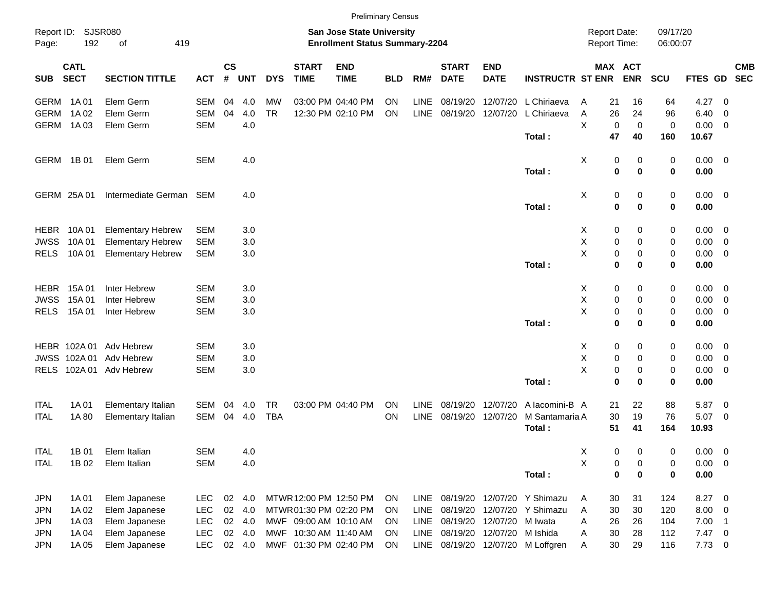Preliminary Census

Report ID: SJSR080
Page: 192 of 419

**San Jose State University**
**Enrollment Status Summary-2204**

Report Date: 09/17/20
Report Time: 06:00:07

| SUB | CATL SECT | SECTION TITTLE | ACT | CS # | UNT | DYS | START TIME | END TIME | BLD | RM# | START DATE | END DATE | INSTRUCTR | ST | MAX ENR | ACT ENR | SCU | FTES | GD | CMB SEC |
|---|---|---|---|---|---|---|---|---|---|---|---|---|---|---|---|---|---|---|---|---|
| GERM | 1A 01 | Elem Germ | SEM | 04 | 4.0 | MW | 03:00 PM | 04:40 PM | ON | LINE | 08/19/20 | 12/07/20 | L Chiriaeva | A | 21 | 16 | 64 | 4.27 | 0 | |
| GERM | 1A 02 | Elem Germ | SEM | 04 | 4.0 | TR | 12:30 PM | 02:10 PM | ON | LINE | 08/19/20 | 12/07/20 | L Chiriaeva | A | 26 | 24 | 96 | 6.40 | 0 | |
| GERM | 1A 03 | Elem Germ | SEM | | 4.0 | | | | | | | | | X | 0 | 0 | 0 | 0.00 | 0 | |
| | | | | | | | | | | | | | **Total :** | | **47** | **40** | **160** | **10.67** | | |
| GERM | 1B 01 | Elem Germ | SEM | | 4.0 | | | | | | | | | X | 0 | 0 | 0 | 0.00 | 0 | |
| | | | | | | | | | | | | | **Total :** | | **0** | **0** | **0** | **0.00** | | |
| GERM | 25A 01 | Intermediate German | SEM | | 4.0 | | | | | | | | | X | 0 | 0 | 0 | 0.00 | 0 | |
| | | | | | | | | | | | | | **Total :** | | **0** | **0** | **0** | **0.00** | | |
| HEBR | 10A 01 | Elementary Hebrew | SEM | | 3.0 | | | | | | | | | X | 0 | 0 | 0 | 0.00 | 0 | |
| JWSS | 10A 01 | Elementary Hebrew | SEM | | 3.0 | | | | | | | | | X | 0 | 0 | 0 | 0.00 | 0 | |
| RELS | 10A 01 | Elementary Hebrew | SEM | | 3.0 | | | | | | | | | X | 0 | 0 | 0 | 0.00 | 0 | |
| | | | | | | | | | | | | | **Total :** | | **0** | **0** | **0** | **0.00** | | |
| HEBR | 15A 01 | Inter Hebrew | SEM | | 3.0 | | | | | | | | | X | 0 | 0 | 0 | 0.00 | 0 | |
| JWSS | 15A 01 | Inter Hebrew | SEM | | 3.0 | | | | | | | | | X | 0 | 0 | 0 | 0.00 | 0 | |
| RELS | 15A 01 | Inter Hebrew | SEM | | 3.0 | | | | | | | | | X | 0 | 0 | 0 | 0.00 | 0 | |
| | | | | | | | | | | | | | **Total :** | | **0** | **0** | **0** | **0.00** | | |
| HEBR | 102A 01 | Adv Hebrew | SEM | | 3.0 | | | | | | | | | X | 0 | 0 | 0 | 0.00 | 0 | |
| JWSS | 102A 01 | Adv Hebrew | SEM | | 3.0 | | | | | | | | | X | 0 | 0 | 0 | 0.00 | 0 | |
| RELS | 102A 01 | Adv Hebrew | SEM | | 3.0 | | | | | | | | | X | 0 | 0 | 0 | 0.00 | 0 | |
| | | | | | | | | | | | | | **Total :** | | **0** | **0** | **0** | **0.00** | | |
| ITAL | 1A 01 | Elementary Italian | SEM | 04 | 4.0 | TR | 03:00 PM | 04:40 PM | ON | LINE | 08/19/20 | 12/07/20 | A Iacomini-B | A | 21 | 22 | 88 | 5.87 | 0 | |
| ITAL | 1A 80 | Elementary Italian | SEM | 04 | 4.0 | TBA | | | ON | LINE | 08/19/20 | 12/07/20 | M Santamaria | A | 30 | 19 | 76 | 5.07 | 0 | |
| | | | | | | | | | | | | | **Total :** | | **51** | **41** | **164** | **10.93** | | |
| ITAL | 1B 01 | Elem Italian | SEM | | 4.0 | | | | | | | | | X | 0 | 0 | 0 | 0.00 | 0 | |
| ITAL | 1B 02 | Elem Italian | SEM | | 4.0 | | | | | | | | | X | 0 | 0 | 0 | 0.00 | 0 | |
| | | | | | | | | | | | | | **Total :** | | **0** | **0** | **0** | **0.00** | | |
| JPN | 1A 01 | Elem Japanese | LEC | 02 | 4.0 | MTWR | 12:00 PM | 12:50 PM | ON | LINE | 08/19/20 | 12/07/20 | Y Shimazu | A | 30 | 31 | 124 | 8.27 | 0 | |
| JPN | 1A 02 | Elem Japanese | LEC | 02 | 4.0 | MTWR | 01:30 PM | 02:20 PM | ON | LINE | 08/19/20 | 12/07/20 | Y Shimazu | A | 30 | 30 | 120 | 8.00 | 0 | |
| JPN | 1A 03 | Elem Japanese | LEC | 02 | 4.0 | MWF | 09:00 AM | 10:10 AM | ON | LINE | 08/19/20 | 12/07/20 | M Iwata | A | 26 | 26 | 104 | 7.00 | 1 | |
| JPN | 1A 04 | Elem Japanese | LEC | 02 | 4.0 | MWF | 10:30 AM | 11:40 AM | ON | LINE | 08/19/20 | 12/07/20 | M Ishida | A | 30 | 28 | 112 | 7.47 | 0 | |
| JPN | 1A 05 | Elem Japanese | LEC | 02 | 4.0 | MWF | 01:30 PM | 02:40 PM | ON | LINE | 08/19/20 | 12/07/20 | M Loffgren | A | 30 | 29 | 116 | 7.73 | 0 | |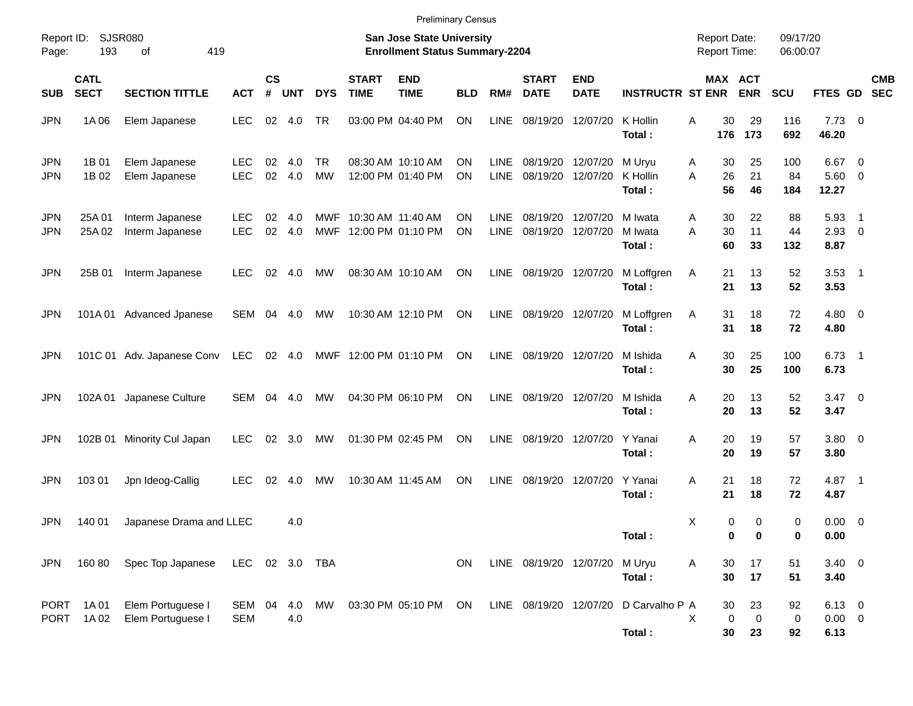Preliminary Census

Report ID: SJSR080

**San Jose State University**
**Enrollment Status Summary-2204**

Report Date: 09/17/20
Report Time: 06:00:07

| SUB | CATL SECT | SECTION TITTLE | ACT | CS # | UNT | DYS | START TIME | END TIME | BLD | RM# | START DATE | END DATE | INSTRUCTR | ST | MAX ENR | ACT ENR | SCU | FTES | GD | CMB SEC |
|---|---|---|---|---|---|---|---|---|---|---|---|---|---|---|---|---|---|---|---|---|
| JPN | 1A 06 | Elem Japanese | LEC | 02 | 4.0 | TR | 03:00 PM | 04:40 PM | ON | LINE | 08/19/20 | 12/07/20 | K Hollin | A | 30 | 29 | 116 | 7.73 | 0 | |
| | | | | | | | | | | | | | **Total :** | | **176** | **173** | **692** | **46.20** | | |
| JPN | 1B 01 | Elem Japanese | LEC | 02 | 4.0 | TR | 08:30 AM | 10:10 AM | ON | LINE | 08/19/20 | 12/07/20 | M Uryu | A | 30 | 25 | 100 | 6.67 | 0 | |
| JPN | 1B 02 | Elem Japanese | LEC | 02 | 4.0 | MW | 12:00 PM | 01:40 PM | ON | LINE | 08/19/20 | 12/07/20 | K Hollin | A | 26 | 21 | 84 | 5.60 | 0 | |
| | | | | | | | | | | | | | **Total :** | | **56** | **46** | **184** | **12.27** | | |
| JPN | 25A 01 | Interm Japanese | LEC | 02 | 4.0 | MWF | 10:30 AM | 11:40 AM | ON | LINE | 08/19/20 | 12/07/20 | M Iwata | A | 30 | 22 | 88 | 5.93 | 1 | |
| JPN | 25A 02 | Interm Japanese | LEC | 02 | 4.0 | MWF | 12:00 PM | 01:10 PM | ON | LINE | 08/19/20 | 12/07/20 | M Iwata | A | 30 | 11 | 44 | 2.93 | 0 | |
| | | | | | | | | | | | | | **Total :** | | **60** | **33** | **132** | **8.87** | | |
| JPN | 25B 01 | Interm Japanese | LEC | 02 | 4.0 | MW | 08:30 AM | 10:10 AM | ON | LINE | 08/19/20 | 12/07/20 | M Loffgren | A | 21 | 13 | 52 | 3.53 | 1 | |
| | | | | | | | | | | | | | **Total :** | | **21** | **13** | **52** | **3.53** | | |
| JPN | 101A 01 | Advanced Jpanese | SEM | 04 | 4.0 | MW | 10:30 AM | 12:10 PM | ON | LINE | 08/19/20 | 12/07/20 | M Loffgren | A | 31 | 18 | 72 | 4.80 | 0 | |
| | | | | | | | | | | | | | **Total :** | | **31** | **18** | **72** | **4.80** | | |
| JPN | 101C 01 | Adv. Japanese Conv | LEC | 02 | 4.0 | MWF | 12:00 PM | 01:10 PM | ON | LINE | 08/19/20 | 12/07/20 | M Ishida | A | 30 | 25 | 100 | 6.73 | 1 | |
| | | | | | | | | | | | | | **Total :** | | **30** | **25** | **100** | **6.73** | | |
| JPN | 102A 01 | Japanese Culture | SEM | 04 | 4.0 | MW | 04:30 PM | 06:10 PM | ON | LINE | 08/19/20 | 12/07/20 | M Ishida | A | 20 | 13 | 52 | 3.47 | 0 | |
| | | | | | | | | | | | | | **Total :** | | **20** | **13** | **52** | **3.47** | | |
| JPN | 102B 01 | Minority Cul Japan | LEC | 02 | 3.0 | MW | 01:30 PM | 02:45 PM | ON | LINE | 08/19/20 | 12/07/20 | Y Yanai | A | 20 | 19 | 57 | 3.80 | 0 | |
| | | | | | | | | | | | | | **Total :** | | **20** | **19** | **57** | **3.80** | | |
| JPN | 103 01 | Jpn Ideog-Callig | LEC | 02 | 4.0 | MW | 10:30 AM | 11:45 AM | ON | LINE | 08/19/20 | 12/07/20 | Y Yanai | A | 21 | 18 | 72 | 4.87 | 1 | |
| | | | | | | | | | | | | | **Total :** | | **21** | **18** | **72** | **4.87** | | |
| JPN | 140 01 | Japanese Drama and L | LEC | | 4.0 | | | | | | | | | X | 0 | 0 | 0 | 0.00 | 0 | |
| | | | | | | | | | | | | | **Total :** | | **0** | **0** | **0** | **0.00** | | |
| JPN | 160 80 | Spec Top Japanese | LEC | 02 | 3.0 | TBA | | | ON | LINE | 08/19/20 | 12/07/20 | M Uryu | A | 30 | 17 | 51 | 3.40 | 0 | |
| | | | | | | | | | | | | | **Total :** | | **30** | **17** | **51** | **3.40** | | |
| PORT | 1A 01 | Elem Portuguese I | SEM | 04 | 4.0 | MW | 03:30 PM | 05:10 PM | ON | LINE | 08/19/20 | 12/07/20 | D Carvalho P | A | 30 | 23 | 92 | 6.13 | 0 | |
| PORT | 1A 02 | Elem Portuguese I | SEM | | 4.0 | | | | | | | | | X | 0 | 0 | 0 | 0.00 | 0 | |
| | | | | | | | | | | | | | **Total :** | | **30** | **23** | **92** | **6.13** | | |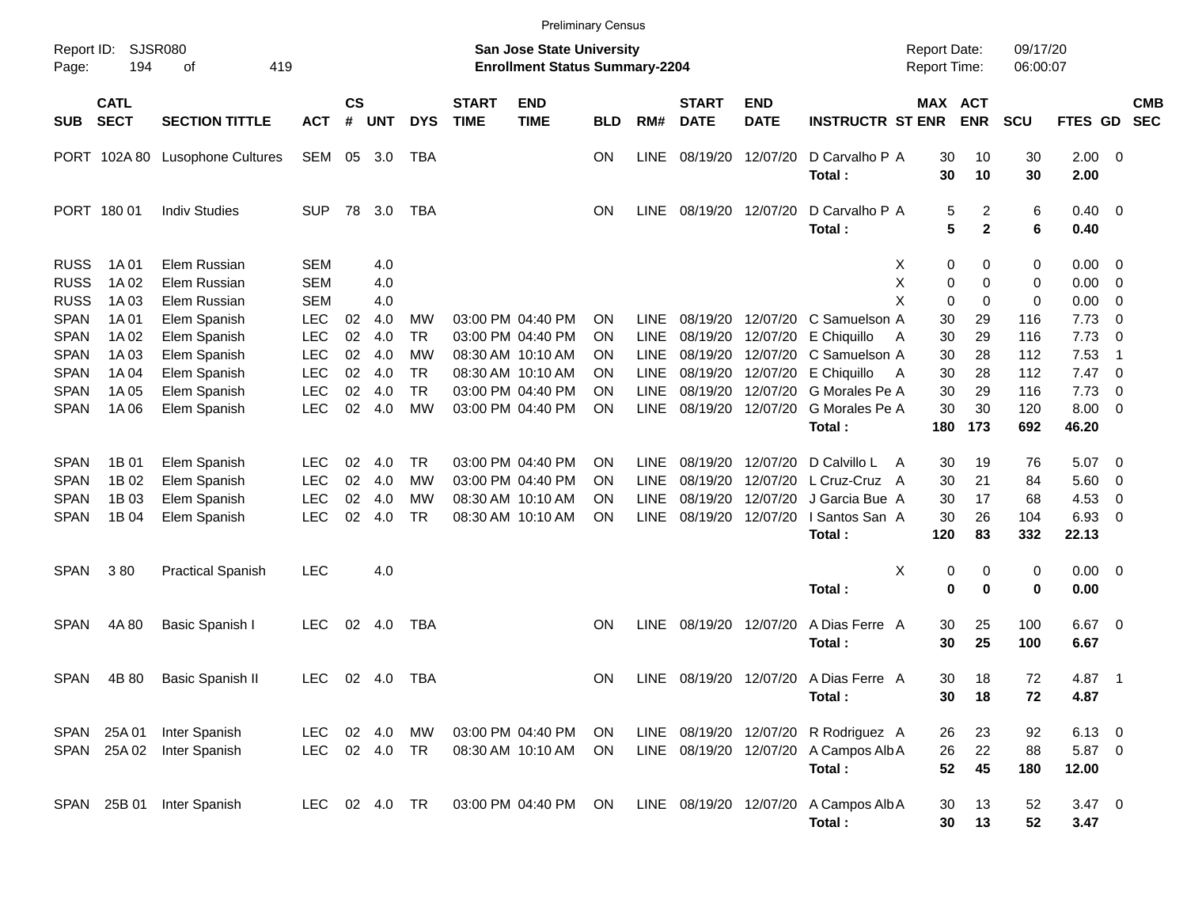Preliminary Census

Report ID: SJSR080
Page: 194 of 419

**San Jose State University**
**Enrollment Status Summary-2204**

Report Date: 09/17/20
Report Time: 06:00:07

| SUB | CATL SECT | SECTION TITTLE | ACT | CS # | UNT | DYS | START TIME | END TIME | BLD | RM# | START DATE | END DATE | INSTRUCTR | ST | MAX ENR | ACT ENR | SCU | FTES | GD | CMB SEC |
|---|---|---|---|---|---|---|---|---|---|---|---|---|---|---|---|---|---|---|---|---|
| PORT | 102A 80 | Lusophone Cultures | SEM | 05 | 3.0 | TBA | | | ON | LINE | 08/19/20 | 12/07/20 | D Carvalho P | A | 30 | 10 | 30 | 2.00 | 0 | |
| | | | | | | | | | | | | | **Total :** | | **30** | **10** | **30** | **2.00** | | |
| PORT | 180 01 | Indiv Studies | SUP | 78 | 3.0 | TBA | | | ON | LINE | 08/19/20 | 12/07/20 | D Carvalho P | A | 5 | 2 | 6 | 0.40 | 0 | |
| | | | | | | | | | | | | | **Total :** | | **5** | **2** | **6** | **0.40** | | |
| RUSS | 1A 01 | Elem Russian | SEM | | 4.0 | | | | | | | | | X | 0 | 0 | 0 | 0.00 | 0 | |
| RUSS | 1A 02 | Elem Russian | SEM | | 4.0 | | | | | | | | | X | 0 | 0 | 0 | 0.00 | 0 | |
| RUSS | 1A 03 | Elem Russian | SEM | | 4.0 | | | | | | | | | X | 0 | 0 | 0 | 0.00 | 0 | |
| SPAN | 1A 01 | Elem Spanish | LEC | 02 | 4.0 | MW | 03:00 PM | 04:40 PM | ON | LINE | 08/19/20 | 12/07/20 | C Samuelson | A | 30 | 29 | 116 | 7.73 | 0 | |
| SPAN | 1A 02 | Elem Spanish | LEC | 02 | 4.0 | TR | 03:00 PM | 04:40 PM | ON | LINE | 08/19/20 | 12/07/20 | E Chiquillo | A | 30 | 29 | 116 | 7.73 | 0 | |
| SPAN | 1A 03 | Elem Spanish | LEC | 02 | 4.0 | MW | 08:30 AM | 10:10 AM | ON | LINE | 08/19/20 | 12/07/20 | C Samuelson | A | 30 | 28 | 112 | 7.53 | 1 | |
| SPAN | 1A 04 | Elem Spanish | LEC | 02 | 4.0 | TR | 08:30 AM | 10:10 AM | ON | LINE | 08/19/20 | 12/07/20 | E Chiquillo | A | 30 | 28 | 112 | 7.47 | 0 | |
| SPAN | 1A 05 | Elem Spanish | LEC | 02 | 4.0 | TR | 03:00 PM | 04:40 PM | ON | LINE | 08/19/20 | 12/07/20 | G Morales Pe | A | 30 | 29 | 116 | 7.73 | 0 | |
| SPAN | 1A 06 | Elem Spanish | LEC | 02 | 4.0 | MW | 03:00 PM | 04:40 PM | ON | LINE | 08/19/20 | 12/07/20 | G Morales Pe | A | 30 | 30 | 120 | 8.00 | 0 | |
| | | | | | | | | | | | | | **Total :** | | **180** | **173** | **692** | **46.20** | | |
| SPAN | 1B 01 | Elem Spanish | LEC | 02 | 4.0 | TR | 03:00 PM | 04:40 PM | ON | LINE | 08/19/20 | 12/07/20 | D Calvillo L | A | 30 | 19 | 76 | 5.07 | 0 | |
| SPAN | 1B 02 | Elem Spanish | LEC | 02 | 4.0 | MW | 03:00 PM | 04:40 PM | ON | LINE | 08/19/20 | 12/07/20 | L Cruz-Cruz | A | 30 | 21 | 84 | 5.60 | 0 | |
| SPAN | 1B 03 | Elem Spanish | LEC | 02 | 4.0 | MW | 08:30 AM | 10:10 AM | ON | LINE | 08/19/20 | 12/07/20 | J Garcia Bue | A | 30 | 17 | 68 | 4.53 | 0 | |
| SPAN | 1B 04 | Elem Spanish | LEC | 02 | 4.0 | TR | 08:30 AM | 10:10 AM | ON | LINE | 08/19/20 | 12/07/20 | I Santos San | A | 30 | 26 | 104 | 6.93 | 0 | |
| | | | | | | | | | | | | | **Total :** | | **120** | **83** | **332** | **22.13** | | |
| SPAN | 3 80 | Practical Spanish | LEC | | 4.0 | | | | | | | | | X | 0 | 0 | 0 | 0.00 | 0 | |
| | | | | | | | | | | | | | **Total :** | | **0** | **0** | **0** | **0.00** | | |
| SPAN | 4A 80 | Basic Spanish I | LEC | 02 | 4.0 | TBA | | | ON | LINE | 08/19/20 | 12/07/20 | A Dias Ferre | A | 30 | 25 | 100 | 6.67 | 0 | |
| | | | | | | | | | | | | | **Total :** | | **30** | **25** | **100** | **6.67** | | |
| SPAN | 4B 80 | Basic Spanish II | LEC | 02 | 4.0 | TBA | | | ON | LINE | 08/19/20 | 12/07/20 | A Dias Ferre | A | 30 | 18 | 72 | 4.87 | 1 | |
| | | | | | | | | | | | | | **Total :** | | **30** | **18** | **72** | **4.87** | | |
| SPAN | 25A 01 | Inter Spanish | LEC | 02 | 4.0 | MW | 03:00 PM | 04:40 PM | ON | LINE | 08/19/20 | 12/07/20 | R Rodriguez | A | 26 | 23 | 92 | 6.13 | 0 | |
| SPAN | 25A 02 | Inter Spanish | LEC | 02 | 4.0 | TR | 08:30 AM | 10:10 AM | ON | LINE | 08/19/20 | 12/07/20 | A Campos Alb | A | 26 | 22 | 88 | 5.87 | 0 | |
| | | | | | | | | | | | | | **Total :** | | **52** | **45** | **180** | **12.00** | | |
| SPAN | 25B 01 | Inter Spanish | LEC | 02 | 4.0 | TR | 03:00 PM | 04:40 PM | ON | LINE | 08/19/20 | 12/07/20 | A Campos Alb | A | 30 | 13 | 52 | 3.47 | 0 | |
| | | | | | | | | | | | | | **Total :** | | **30** | **13** | **52** | **3.47** | | |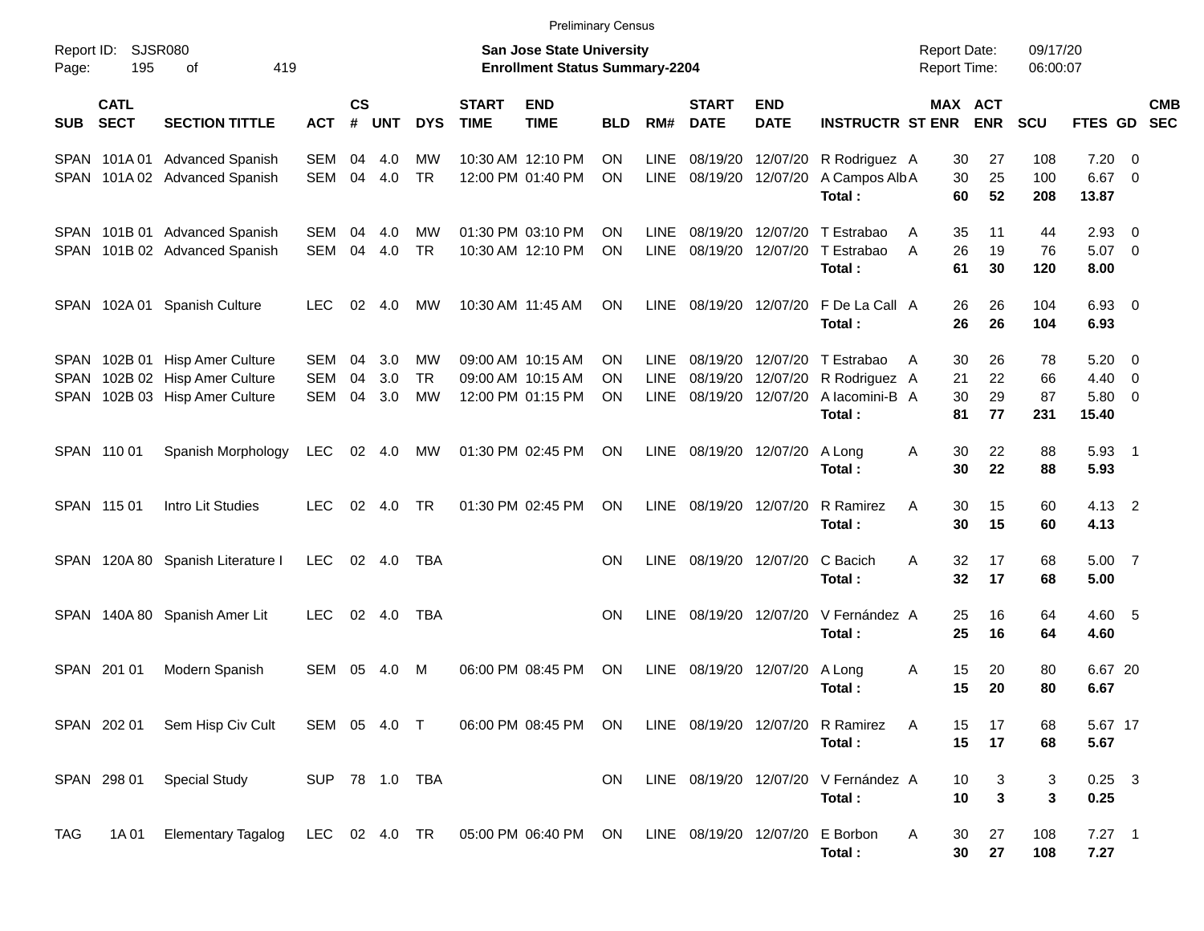Preliminary Census

Report ID: SJSR080

**San Jose State University**
**Enrollment Status Summary-2204**

Report Date: 09/17/20
Report Time: 06:00:07

| SUB | CATL SECT | SECTION TITTLE | ACT | CS # | UNT | DYS | START TIME | END TIME | BLD | RM# | START DATE | END DATE | INSTRUCTR | ST | MAX ENR | ACT ENR | SCU | FTES | GD | CMB SEC |
|---|---|---|---|---|---|---|---|---|---|---|---|---|---|---|---|---|---|---|---|---|
| SPAN | 101A 01 | Advanced Spanish | SEM | 04 | 4.0 | MW | 10:30 AM | 12:10 PM | ON | LINE | 08/19/20 | 12/07/20 | R Rodriguez | A | 30 | 27 | 108 | 7.20 | 0 | |
| SPAN | 101A 02 | Advanced Spanish | SEM | 04 | 4.0 | TR | 12:00 PM | 01:40 PM | ON | LINE | 08/19/20 | 12/07/20 | A Campos Alb | A | 30 | 25 | 100 | 6.67 | 0 | |
| | | | | | | | | | | | | | **Total :** | | **60** | **52** | **208** | **13.87** | | |
| SPAN | 101B 01 | Advanced Spanish | SEM | 04 | 4.0 | MW | 01:30 PM | 03:10 PM | ON | LINE | 08/19/20 | 12/07/20 | T Estrabao | A | 35 | 11 | 44 | 2.93 | 0 | |
| SPAN | 101B 02 | Advanced Spanish | SEM | 04 | 4.0 | TR | 10:30 AM | 12:10 PM | ON | LINE | 08/19/20 | 12/07/20 | T Estrabao | A | 26 | 19 | 76 | 5.07 | 0 | |
| | | | | | | | | | | | | | **Total :** | | **61** | **30** | **120** | **8.00** | | |
| SPAN | 102A 01 | Spanish Culture | LEC | 02 | 4.0 | MW | 10:30 AM | 11:45 AM | ON | LINE | 08/19/20 | 12/07/20 | F De La Call | A | 26 | 26 | 104 | 6.93 | 0 | |
| | | | | | | | | | | | | | **Total :** | | **26** | **26** | **104** | **6.93** | | |
| SPAN | 102B 01 | Hisp Amer Culture | SEM | 04 | 3.0 | MW | 09:00 AM | 10:15 AM | ON | LINE | 08/19/20 | 12/07/20 | T Estrabao | A | 30 | 26 | 78 | 5.20 | 0 | |
| SPAN | 102B 02 | Hisp Amer Culture | SEM | 04 | 3.0 | TR | 09:00 AM | 10:15 AM | ON | LINE | 08/19/20 | 12/07/20 | R Rodriguez | A | 21 | 22 | 66 | 4.40 | 0 | |
| SPAN | 102B 03 | Hisp Amer Culture | SEM | 04 | 3.0 | MW | 12:00 PM | 01:15 PM | ON | LINE | 08/19/20 | 12/07/20 | A Iacomini-B | A | 30 | 29 | 87 | 5.80 | 0 | |
| | | | | | | | | | | | | | **Total :** | | **81** | **77** | **231** | **15.40** | | |
| SPAN | 110 01 | Spanish Morphology | LEC | 02 | 4.0 | MW | 01:30 PM | 02:45 PM | ON | LINE | 08/19/20 | 12/07/20 | A Long | A | 30 | 22 | 88 | 5.93 | 1 | |
| | | | | | | | | | | | | | **Total :** | | **30** | **22** | **88** | **5.93** | | |
| SPAN | 115 01 | Intro Lit Studies | LEC | 02 | 4.0 | TR | 01:30 PM | 02:45 PM | ON | LINE | 08/19/20 | 12/07/20 | R Ramirez | A | 30 | 15 | 60 | 4.13 | 2 | |
| | | | | | | | | | | | | | **Total :** | | **30** | **15** | **60** | **4.13** | | |
| SPAN | 120A 80 | Spanish Literature I | LEC | 02 | 4.0 | TBA | | | ON | LINE | 08/19/20 | 12/07/20 | C Bacich | A | 32 | 17 | 68 | 5.00 | 7 | |
| | | | | | | | | | | | | | **Total :** | | **32** | **17** | **68** | **5.00** | | |
| SPAN | 140A 80 | Spanish Amer Lit | LEC | 02 | 4.0 | TBA | | | ON | LINE | 08/19/20 | 12/07/20 | V Fernández | A | 25 | 16 | 64 | 4.60 | 5 | |
| | | | | | | | | | | | | | **Total :** | | **25** | **16** | **64** | **4.60** | | |
| SPAN | 201 01 | Modern Spanish | SEM | 05 | 4.0 | M | 06:00 PM | 08:45 PM | ON | LINE | 08/19/20 | 12/07/20 | A Long | A | 15 | 20 | 80 | 6.67 | 20 | |
| | | | | | | | | | | | | | **Total :** | | **15** | **20** | **80** | **6.67** | | |
| SPAN | 202 01 | Sem Hisp Civ Cult | SEM | 05 | 4.0 | T | 06:00 PM | 08:45 PM | ON | LINE | 08/19/20 | 12/07/20 | R Ramirez | A | 15 | 17 | 68 | 5.67 | 17 | |
| | | | | | | | | | | | | | **Total :** | | **15** | **17** | **68** | **5.67** | | |
| SPAN | 298 01 | Special Study | SUP | 78 | 1.0 | TBA | | | ON | LINE | 08/19/20 | 12/07/20 | V Fernández | A | 10 | 3 | 3 | 0.25 | 3 | |
| | | | | | | | | | | | | | **Total :** | | **10** | **3** | **3** | **0.25** | | |
| TAG | 1A 01 | Elementary Tagalog | LEC | 02 | 4.0 | TR | 05:00 PM | 06:40 PM | ON | LINE | 08/19/20 | 12/07/20 | E Borbon | A | 30 | 27 | 108 | 7.27 | 1 | |
| | | | | | | | | | | | | | **Total :** | | **30** | **27** | **108** | **7.27** | | |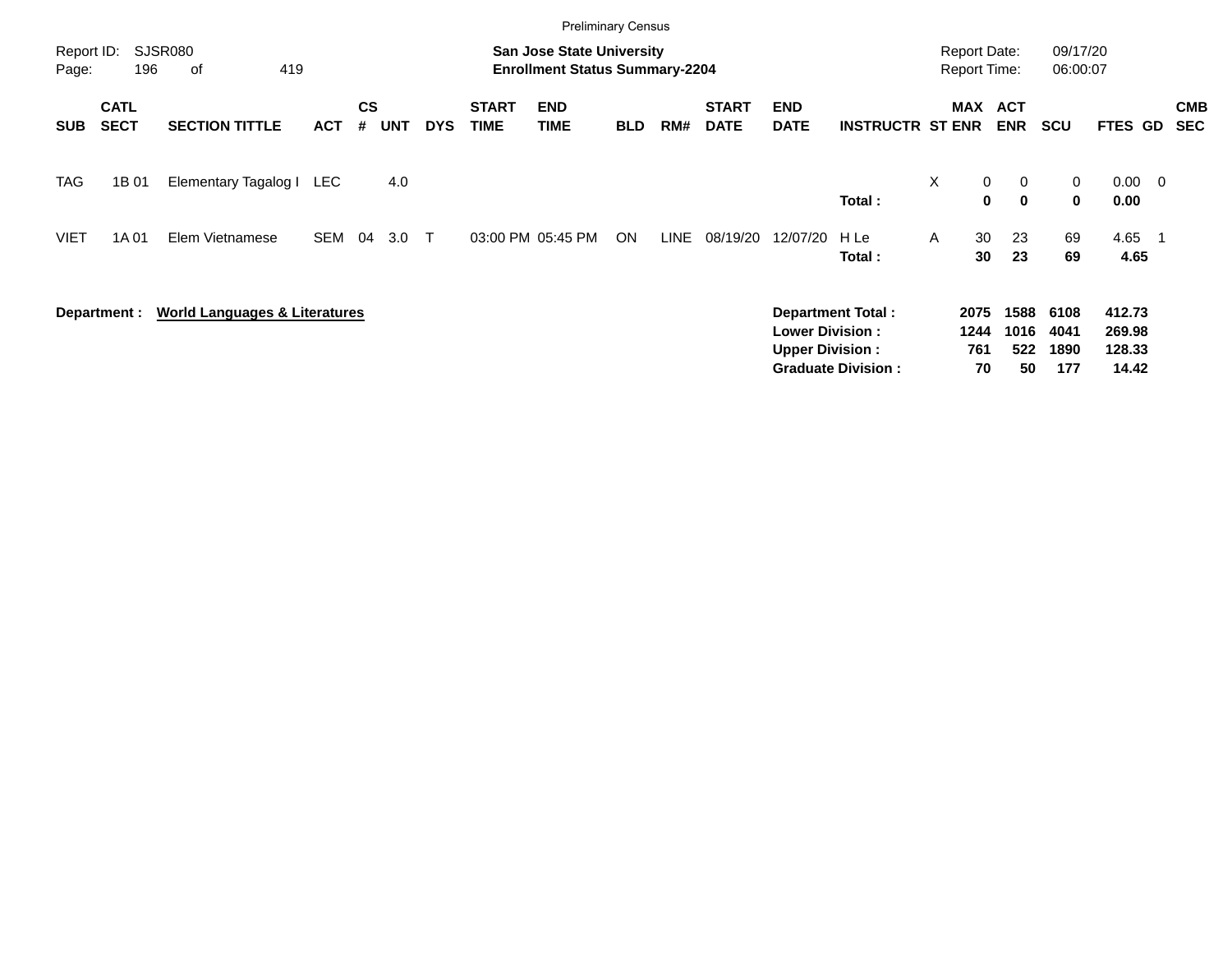Preliminary Census

Report ID: SJSR080
Page: 196 of 419

**San Jose State University**
**Enrollment Status Summary-2204**

Report Date: 09/17/20
Report Time: 06:00:07

| SUB | CATL SECT | SECTION TITTLE | ACT | CS # | UNT | DYS | START TIME | END TIME | BLD | RM# | START DATE | END DATE | INSTRUCTR | ST | MAX ENR | ACT ENR | SCU | FTES | GD | CMB SEC |
|---|---|---|---|---|---|---|---|---|---|---|---|---|---|---|---|---|---|---|---|---|
| TAG | 1B 01 | Elementary Tagalog I | LEC | | 4.0 | | | | | | | | | X | 0 | 0 | 0 | 0.00 | 0 | |
| | | | | | | | | | | | | | **Total :** | | **0** | **0** | **0** | **0.00** | | |
| VIET | 1A 01 | Elem Vietnamese | SEM | 04 | 3.0 | T | 03:00 PM | 05:45 PM | ON | LINE | 08/19/20 | 12/07/20 | H Le | A | 30 | 23 | 69 | 4.65 | 1 | |
| | | | | | | | | | | | | | **Total :** | | **30** | **23** | **69** | **4.65** | | |

**Department :** **World Languages & Literatures**

| | MAX ENR | ACT ENR | SCU | FTES |
|---|---|---|---|---|
| **Department Total :** | **2075** | **1588** | **6108** | **412.73** |
| **Lower Division :** | **1244** | **1016** | **4041** | **269.98** |
| **Upper Division :** | **761** | **522** | **1890** | **128.33** |
| **Graduate Division :** | **70** | **50** | **177** | **14.42** |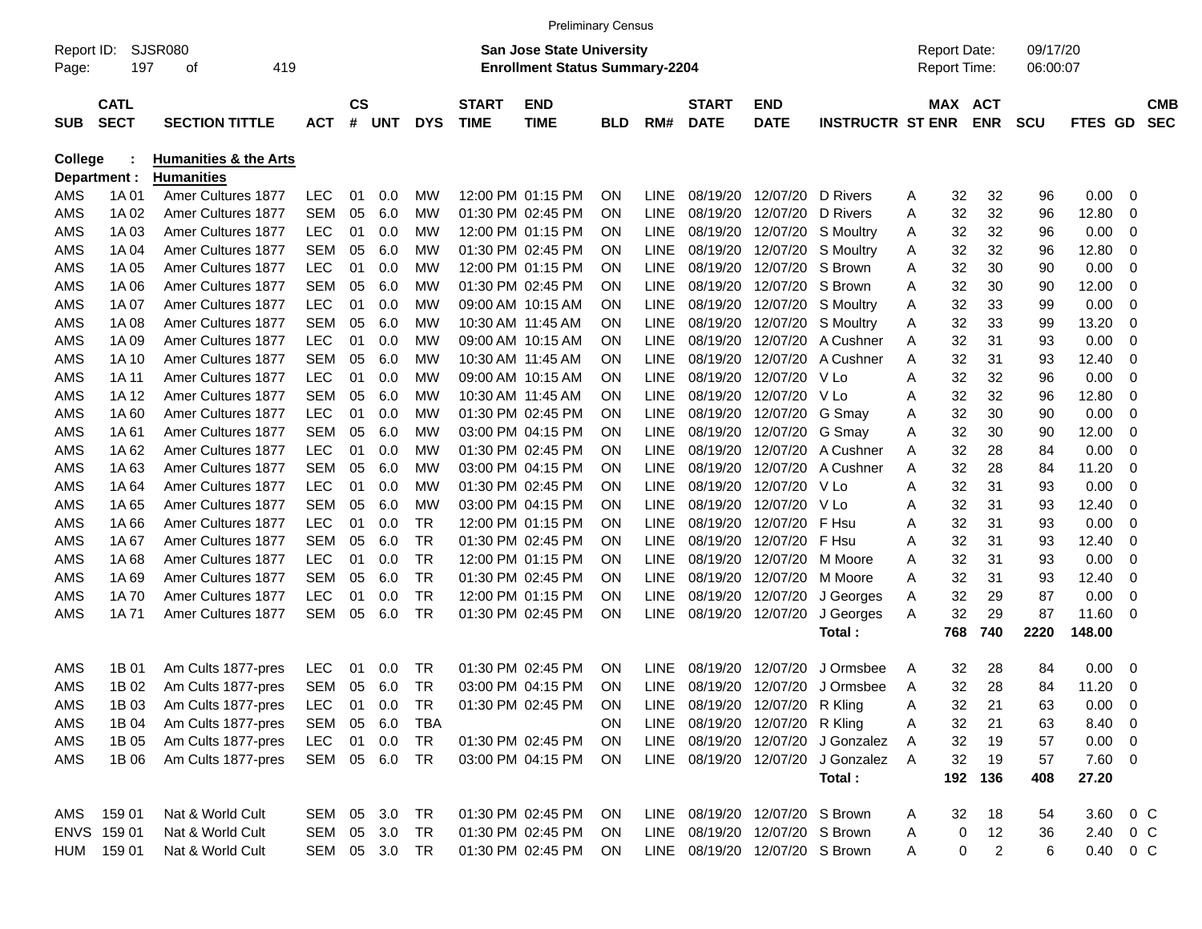Preliminary Census

Report ID: SJSR080 | San Jose State University | Report Date: 09/17/20
Page: 197 of 419 | Enrollment Status Summary-2204 | Report Time: 06:00:07

**College : Humanities & the Arts**
**Department : Humanities**

| SUB | CATL SECT | SECTION TITTLE | ACT | CS # | UNT | DYS | START TIME | END TIME | BLD | RM# | START DATE | END DATE | INSTRUCTR | ST | MAX ENR | ACT ENR | SCU | FTES | GD | CMB SEC |
|---|---|---|---|---|---|---|---|---|---|---|---|---|---|---|---|---|---|---|---|---|
| AMS | 1A 01 | Amer Cultures 1877 | LEC | 01 | 0.0 | MW | 12:00 PM | 01:15 PM | ON | LINE | 08/19/20 | 12/07/20 | D Rivers | A | 32 | 32 | 96 | 0.00 | 0 | |
| AMS | 1A 02 | Amer Cultures 1877 | SEM | 05 | 6.0 | MW | 01:30 PM | 02:45 PM | ON | LINE | 08/19/20 | 12/07/20 | D Rivers | A | 32 | 32 | 96 | 12.80 | 0 | |
| AMS | 1A 03 | Amer Cultures 1877 | LEC | 01 | 0.0 | MW | 12:00 PM | 01:15 PM | ON | LINE | 08/19/20 | 12/07/20 | S Moultry | A | 32 | 32 | 96 | 0.00 | 0 | |
| AMS | 1A 04 | Amer Cultures 1877 | SEM | 05 | 6.0 | MW | 01:30 PM | 02:45 PM | ON | LINE | 08/19/20 | 12/07/20 | S Moultry | A | 32 | 32 | 96 | 12.80 | 0 | |
| AMS | 1A 05 | Amer Cultures 1877 | LEC | 01 | 0.0 | MW | 12:00 PM | 01:15 PM | ON | LINE | 08/19/20 | 12/07/20 | S Brown | A | 32 | 30 | 90 | 0.00 | 0 | |
| AMS | 1A 06 | Amer Cultures 1877 | SEM | 05 | 6.0 | MW | 01:30 PM | 02:45 PM | ON | LINE | 08/19/20 | 12/07/20 | S Brown | A | 32 | 30 | 90 | 12.00 | 0 | |
| AMS | 1A 07 | Amer Cultures 1877 | LEC | 01 | 0.0 | MW | 09:00 AM | 10:15 AM | ON | LINE | 08/19/20 | 12/07/20 | S Moultry | A | 32 | 33 | 99 | 0.00 | 0 | |
| AMS | 1A 08 | Amer Cultures 1877 | SEM | 05 | 6.0 | MW | 10:30 AM | 11:45 AM | ON | LINE | 08/19/20 | 12/07/20 | S Moultry | A | 32 | 33 | 99 | 13.20 | 0 | |
| AMS | 1A 09 | Amer Cultures 1877 | LEC | 01 | 0.0 | MW | 09:00 AM | 10:15 AM | ON | LINE | 08/19/20 | 12/07/20 | A Cushner | A | 32 | 31 | 93 | 0.00 | 0 | |
| AMS | 1A 10 | Amer Cultures 1877 | SEM | 05 | 6.0 | MW | 10:30 AM | 11:45 AM | ON | LINE | 08/19/20 | 12/07/20 | A Cushner | A | 32 | 31 | 93 | 12.40 | 0 | |
| AMS | 1A 11 | Amer Cultures 1877 | LEC | 01 | 0.0 | MW | 09:00 AM | 10:15 AM | ON | LINE | 08/19/20 | 12/07/20 | V Lo | A | 32 | 32 | 96 | 0.00 | 0 | |
| AMS | 1A 12 | Amer Cultures 1877 | SEM | 05 | 6.0 | MW | 10:30 AM | 11:45 AM | ON | LINE | 08/19/20 | 12/07/20 | V Lo | A | 32 | 32 | 96 | 12.80 | 0 | |
| AMS | 1A 60 | Amer Cultures 1877 | LEC | 01 | 0.0 | MW | 01:30 PM | 02:45 PM | ON | LINE | 08/19/20 | 12/07/20 | G Smay | A | 32 | 30 | 90 | 0.00 | 0 | |
| AMS | 1A 61 | Amer Cultures 1877 | SEM | 05 | 6.0 | MW | 03:00 PM | 04:15 PM | ON | LINE | 08/19/20 | 12/07/20 | G Smay | A | 32 | 30 | 90 | 12.00 | 0 | |
| AMS | 1A 62 | Amer Cultures 1877 | LEC | 01 | 0.0 | MW | 01:30 PM | 02:45 PM | ON | LINE | 08/19/20 | 12/07/20 | A Cushner | A | 32 | 28 | 84 | 0.00 | 0 | |
| AMS | 1A 63 | Amer Cultures 1877 | SEM | 05 | 6.0 | MW | 03:00 PM | 04:15 PM | ON | LINE | 08/19/20 | 12/07/20 | A Cushner | A | 32 | 28 | 84 | 11.20 | 0 | |
| AMS | 1A 64 | Amer Cultures 1877 | LEC | 01 | 0.0 | MW | 01:30 PM | 02:45 PM | ON | LINE | 08/19/20 | 12/07/20 | V Lo | A | 32 | 31 | 93 | 0.00 | 0 | |
| AMS | 1A 65 | Amer Cultures 1877 | SEM | 05 | 6.0 | MW | 03:00 PM | 04:15 PM | ON | LINE | 08/19/20 | 12/07/20 | V Lo | A | 32 | 31 | 93 | 12.40 | 0 | |
| AMS | 1A 66 | Amer Cultures 1877 | LEC | 01 | 0.0 | TR | 12:00 PM | 01:15 PM | ON | LINE | 08/19/20 | 12/07/20 | F Hsu | A | 32 | 31 | 93 | 0.00 | 0 | |
| AMS | 1A 67 | Amer Cultures 1877 | SEM | 05 | 6.0 | TR | 01:30 PM | 02:45 PM | ON | LINE | 08/19/20 | 12/07/20 | F Hsu | A | 32 | 31 | 93 | 12.40 | 0 | |
| AMS | 1A 68 | Amer Cultures 1877 | LEC | 01 | 0.0 | TR | 12:00 PM | 01:15 PM | ON | LINE | 08/19/20 | 12/07/20 | M Moore | A | 32 | 31 | 93 | 0.00 | 0 | |
| AMS | 1A 69 | Amer Cultures 1877 | SEM | 05 | 6.0 | TR | 01:30 PM | 02:45 PM | ON | LINE | 08/19/20 | 12/07/20 | M Moore | A | 32 | 31 | 93 | 12.40 | 0 | |
| AMS | 1A 70 | Amer Cultures 1877 | LEC | 01 | 0.0 | TR | 12:00 PM | 01:15 PM | ON | LINE | 08/19/20 | 12/07/20 | J Georges | A | 32 | 29 | 87 | 0.00 | 0 | |
| AMS | 1A 71 | Amer Cultures 1877 | SEM | 05 | 6.0 | TR | 01:30 PM | 02:45 PM | ON | LINE | 08/19/20 | 12/07/20 | J Georges | A | 32 | 29 | 87 | 11.60 | 0 | |
| | | | | | | | | | | | | | Total : | | 768 | 740 | 2220 | 148.00 | | |
| AMS | 1B 01 | Am Cults 1877-pres | LEC | 01 | 0.0 | TR | 01:30 PM | 02:45 PM | ON | LINE | 08/19/20 | 12/07/20 | J Ormsbee | A | 32 | 28 | 84 | 0.00 | 0 | |
| AMS | 1B 02 | Am Cults 1877-pres | SEM | 05 | 6.0 | TR | 03:00 PM | 04:15 PM | ON | LINE | 08/19/20 | 12/07/20 | J Ormsbee | A | 32 | 28 | 84 | 11.20 | 0 | |
| AMS | 1B 03 | Am Cults 1877-pres | LEC | 01 | 0.0 | TR | 01:30 PM | 02:45 PM | ON | LINE | 08/19/20 | 12/07/20 | R Kling | A | 32 | 21 | 63 | 0.00 | 0 | |
| AMS | 1B 04 | Am Cults 1877-pres | SEM | 05 | 6.0 | TBA | | | ON | LINE | 08/19/20 | 12/07/20 | R Kling | A | 32 | 21 | 63 | 8.40 | 0 | |
| AMS | 1B 05 | Am Cults 1877-pres | LEC | 01 | 0.0 | TR | 01:30 PM | 02:45 PM | ON | LINE | 08/19/20 | 12/07/20 | J Gonzalez | A | 32 | 19 | 57 | 0.00 | 0 | |
| AMS | 1B 06 | Am Cults 1877-pres | SEM | 05 | 6.0 | TR | 03:00 PM | 04:15 PM | ON | LINE | 08/19/20 | 12/07/20 | J Gonzalez | A | 32 | 19 | 57 | 7.60 | 0 | |
| | | | | | | | | | | | | | Total : | | 192 | 136 | 408 | 27.20 | | |
| AMS | 159 01 | Nat & World Cult | SEM | 05 | 3.0 | TR | 01:30 PM | 02:45 PM | ON | LINE | 08/19/20 | 12/07/20 | S Brown | A | 32 | 18 | 54 | 3.60 | 0 | C |
| ENVS | 159 01 | Nat & World Cult | SEM | 05 | 3.0 | TR | 01:30 PM | 02:45 PM | ON | LINE | 08/19/20 | 12/07/20 | S Brown | A | 0 | 12 | 36 | 2.40 | 0 | C |
| HUM | 159 01 | Nat & World Cult | SEM | 05 | 3.0 | TR | 01:30 PM | 02:45 PM | ON | LINE | 08/19/20 | 12/07/20 | S Brown | A | 0 | 2 | 6 | 0.40 | 0 | C |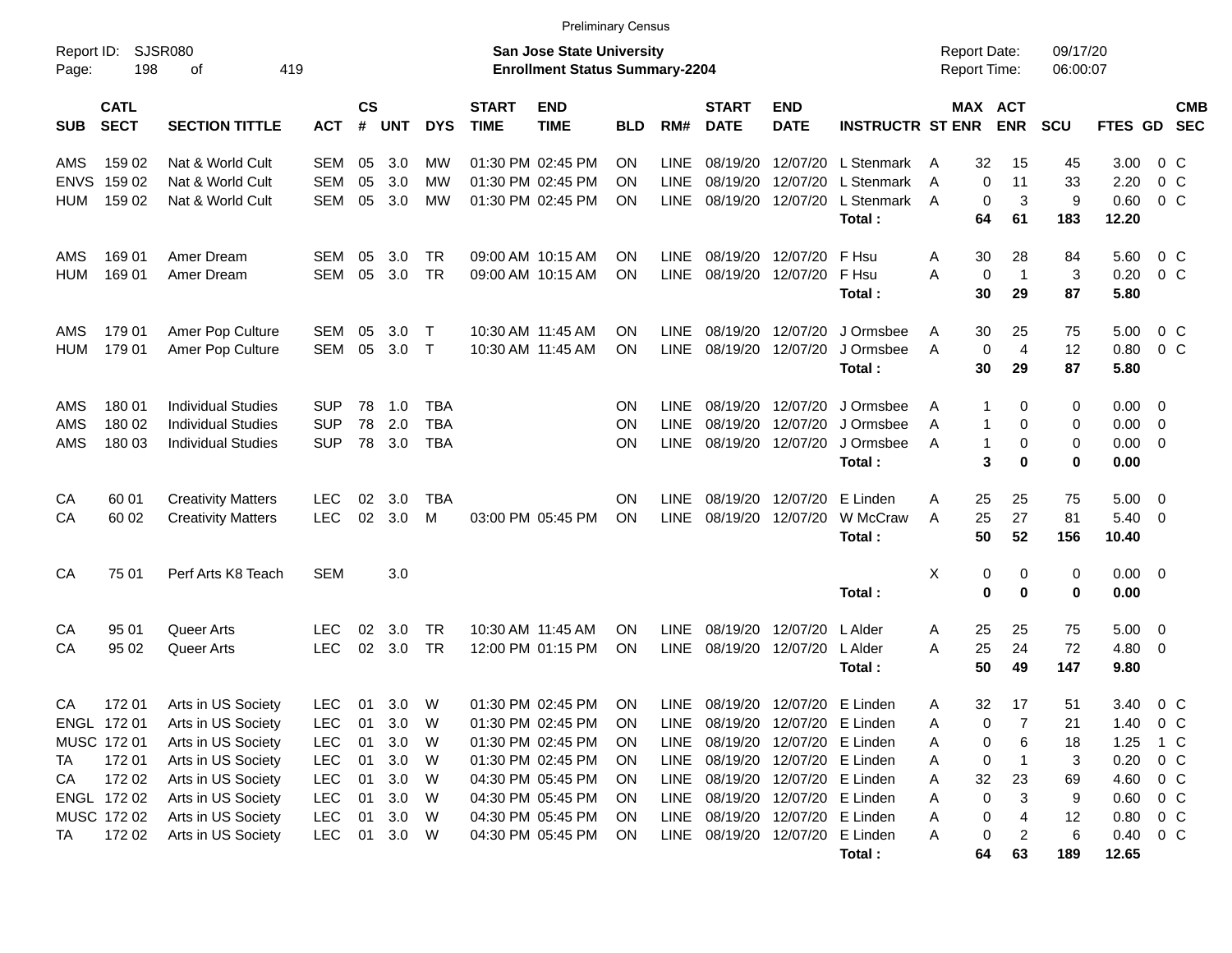Preliminary Census

Report ID: SJSR080

**San Jose State University**
**Enrollment Status Summary-2204**

Report Date: 09/17/20
Report Time: 06:00:07

| SUB | CATL SECT | SECTION TITTLE | ACT | CS # | UNT | DYS | START TIME | END TIME | BLD | RM# | START DATE | END DATE | INSTRUCTR | ST | MAX ENR | ACT ENR | SCU | FTES | GD | CMB SEC |
|---|---|---|---|---|---|---|---|---|---|---|---|---|---|---|---|---|---|---|---|---|
| AMS | 159 02 | Nat & World Cult | SEM | 05 | 3.0 | MW | 01:30 PM | 02:45 PM | ON | LINE | 08/19/20 | 12/07/20 | L Stenmark | A | 32 | 15 | 45 | 3.00 | 0 | C |
| ENVS | 159 02 | Nat & World Cult | SEM | 05 | 3.0 | MW | 01:30 PM | 02:45 PM | ON | LINE | 08/19/20 | 12/07/20 | L Stenmark | A | 0 | 11 | 33 | 2.20 | 0 | C |
| HUM | 159 02 | Nat & World Cult | SEM | 05 | 3.0 | MW | 01:30 PM | 02:45 PM | ON | LINE | 08/19/20 | 12/07/20 | L Stenmark | A | 0 | 3 | 9 | 0.60 | 0 | C |
| | | | | | | | | | | | | | **Total :** | | **64** | **61** | **183** | **12.20** | | |
| AMS | 169 01 | Amer Dream | SEM | 05 | 3.0 | TR | 09:00 AM | 10:15 AM | ON | LINE | 08/19/20 | 12/07/20 | F Hsu | A | 30 | 28 | 84 | 5.60 | 0 | C |
| HUM | 169 01 | Amer Dream | SEM | 05 | 3.0 | TR | 09:00 AM | 10:15 AM | ON | LINE | 08/19/20 | 12/07/20 | F Hsu | A | 0 | 1 | 3 | 0.20 | 0 | C |
| | | | | | | | | | | | | | **Total :** | | **30** | **29** | **87** | **5.80** | | |
| AMS | 179 01 | Amer Pop Culture | SEM | 05 | 3.0 | T | 10:30 AM | 11:45 AM | ON | LINE | 08/19/20 | 12/07/20 | J Ormsbee | A | 30 | 25 | 75 | 5.00 | 0 | C |
| HUM | 179 01 | Amer Pop Culture | SEM | 05 | 3.0 | T | 10:30 AM | 11:45 AM | ON | LINE | 08/19/20 | 12/07/20 | J Ormsbee | A | 0 | 4 | 12 | 0.80 | 0 | C |
| | | | | | | | | | | | | | **Total :** | | **30** | **29** | **87** | **5.80** | | |
| AMS | 180 01 | Individual Studies | SUP | 78 | 1.0 | TBA | | | ON | LINE | 08/19/20 | 12/07/20 | J Ormsbee | A | 1 | 0 | 0 | 0.00 | 0 | |
| AMS | 180 02 | Individual Studies | SUP | 78 | 2.0 | TBA | | | ON | LINE | 08/19/20 | 12/07/20 | J Ormsbee | A | 1 | 0 | 0 | 0.00 | 0 | |
| AMS | 180 03 | Individual Studies | SUP | 78 | 3.0 | TBA | | | ON | LINE | 08/19/20 | 12/07/20 | J Ormsbee | A | 1 | 0 | 0 | 0.00 | 0 | |
| | | | | | | | | | | | | | **Total :** | | **3** | **0** | **0** | **0.00** | | |
| CA | 60 01 | Creativity Matters | LEC | 02 | 3.0 | TBA | | | ON | LINE | 08/19/20 | 12/07/20 | E Linden | A | 25 | 25 | 75 | 5.00 | 0 | |
| CA | 60 02 | Creativity Matters | LEC | 02 | 3.0 | M | 03:00 PM | 05:45 PM | ON | LINE | 08/19/20 | 12/07/20 | W McCraw | A | 25 | 27 | 81 | 5.40 | 0 | |
| | | | | | | | | | | | | | **Total :** | | **50** | **52** | **156** | **10.40** | | |
| CA | 75 01 | Perf Arts K8 Teach | SEM | | 3.0 | | | | | | | | | X | 0 | 0 | 0 | 0.00 | 0 | |
| | | | | | | | | | | | | | **Total :** | | **0** | **0** | **0** | **0.00** | | |
| CA | 95 01 | Queer Arts | LEC | 02 | 3.0 | TR | 10:30 AM | 11:45 AM | ON | LINE | 08/19/20 | 12/07/20 | L Alder | A | 25 | 25 | 75 | 5.00 | 0 | |
| CA | 95 02 | Queer Arts | LEC | 02 | 3.0 | TR | 12:00 PM | 01:15 PM | ON | LINE | 08/19/20 | 12/07/20 | L Alder | A | 25 | 24 | 72 | 4.80 | 0 | |
| | | | | | | | | | | | | | **Total :** | | **50** | **49** | **147** | **9.80** | | |
| CA | 172 01 | Arts in US Society | LEC | 01 | 3.0 | W | 01:30 PM | 02:45 PM | ON | LINE | 08/19/20 | 12/07/20 | E Linden | A | 32 | 17 | 51 | 3.40 | 0 | C |
| ENGL | 172 01 | Arts in US Society | LEC | 01 | 3.0 | W | 01:30 PM | 02:45 PM | ON | LINE | 08/19/20 | 12/07/20 | E Linden | A | 0 | 7 | 21 | 1.40 | 0 | C |
| MUSC | 172 01 | Arts in US Society | LEC | 01 | 3.0 | W | 01:30 PM | 02:45 PM | ON | LINE | 08/19/20 | 12/07/20 | E Linden | A | 0 | 6 | 18 | 1.25 | 1 | C |
| TA | 172 01 | Arts in US Society | LEC | 01 | 3.0 | W | 01:30 PM | 02:45 PM | ON | LINE | 08/19/20 | 12/07/20 | E Linden | A | 0 | 1 | 3 | 0.20 | 0 | C |
| CA | 172 02 | Arts in US Society | LEC | 01 | 3.0 | W | 04:30 PM | 05:45 PM | ON | LINE | 08/19/20 | 12/07/20 | E Linden | A | 32 | 23 | 69 | 4.60 | 0 | C |
| ENGL | 172 02 | Arts in US Society | LEC | 01 | 3.0 | W | 04:30 PM | 05:45 PM | ON | LINE | 08/19/20 | 12/07/20 | E Linden | A | 0 | 3 | 9 | 0.60 | 0 | C |
| MUSC | 172 02 | Arts in US Society | LEC | 01 | 3.0 | W | 04:30 PM | 05:45 PM | ON | LINE | 08/19/20 | 12/07/20 | E Linden | A | 0 | 4 | 12 | 0.80 | 0 | C |
| TA | 172 02 | Arts in US Society | LEC | 01 | 3.0 | W | 04:30 PM | 05:45 PM | ON | LINE | 08/19/20 | 12/07/20 | E Linden | A | 0 | 2 | 6 | 0.40 | 0 | C |
| | | | | | | | | | | | | | **Total :** | | **64** | **63** | **189** | **12.65** | | |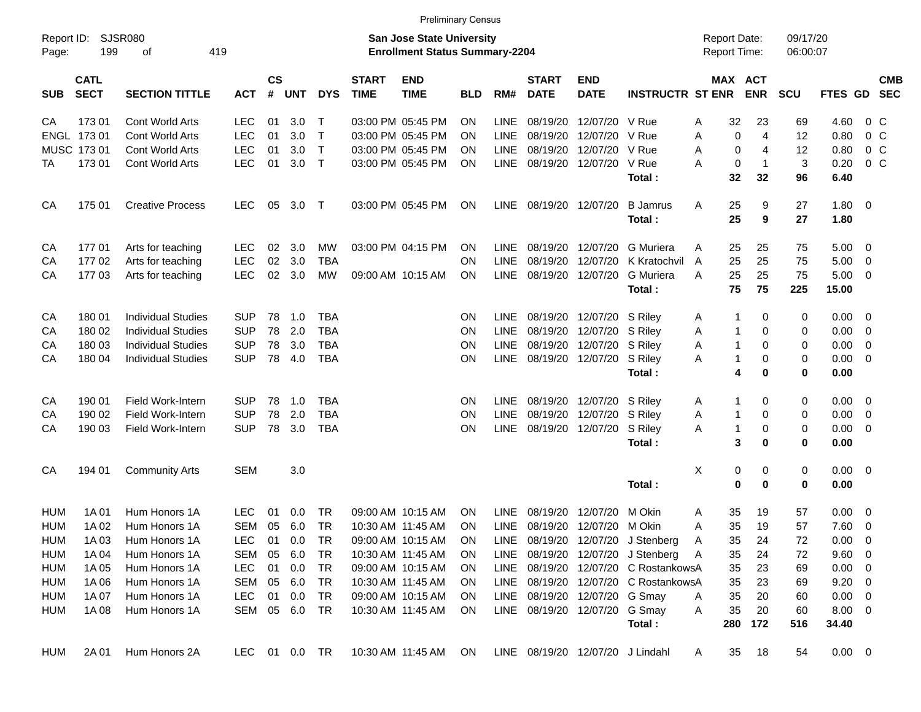Preliminary Census

Report ID: SJSR080
Page: 199 of 419

**San Jose State University**
**Enrollment Status Summary-2204**

Report Date: 09/17/20
Report Time: 06:00:07

| SUB | CATL SECT | SECTION TITTLE | ACT | CS # | UNT | DYS | START TIME | END TIME | BLD | RM# | START DATE | END DATE | INSTRUCTR | ST | MAX ENR | ACT ENR | SCU | FTES | GD | CMB SEC |
|---|---|---|---|---|---|---|---|---|---|---|---|---|---|---|---|---|---|---|---|---|
| CA | 173 01 | Cont World Arts | LEC | 01 | 3.0 | T | 03:00 PM | 05:45 PM | ON | LINE | 08/19/20 | 12/07/20 | V Rue | A | 32 | 23 | 69 | 4.60 | 0 | C |
| ENGL | 173 01 | Cont World Arts | LEC | 01 | 3.0 | T | 03:00 PM | 05:45 PM | ON | LINE | 08/19/20 | 12/07/20 | V Rue | A | 0 | 4 | 12 | 0.80 | 0 | C |
| MUSC | 173 01 | Cont World Arts | LEC | 01 | 3.0 | T | 03:00 PM | 05:45 PM | ON | LINE | 08/19/20 | 12/07/20 | V Rue | A | 0 | 4 | 12 | 0.80 | 0 | C |
| TA | 173 01 | Cont World Arts | LEC | 01 | 3.0 | T | 03:00 PM | 05:45 PM | ON | LINE | 08/19/20 | 12/07/20 | V Rue | A | 0 | 1 | 3 | 0.20 | 0 | C |
| | | | | | | | | | | | | | **Total :** | | **32** | **32** | **96** | **6.40** | | |
| CA | 175 01 | Creative Process | LEC | 05 | 3.0 | T | 03:00 PM | 05:45 PM | ON | LINE | 08/19/20 | 12/07/20 | B Jamrus | A | 25 | 9 | 27 | 1.80 | 0 | |
| | | | | | | | | | | | | | **Total :** | | **25** | **9** | **27** | **1.80** | | |
| CA | 177 01 | Arts for teaching | LEC | 02 | 3.0 | MW | 03:00 PM | 04:15 PM | ON | LINE | 08/19/20 | 12/07/20 | G Muriera | A | 25 | 25 | 75 | 5.00 | 0 | |
| CA | 177 02 | Arts for teaching | LEC | 02 | 3.0 | TBA | | | ON | LINE | 08/19/20 | 12/07/20 | K Kratochvil | A | 25 | 25 | 75 | 5.00 | 0 | |
| CA | 177 03 | Arts for teaching | LEC | 02 | 3.0 | MW | 09:00 AM | 10:15 AM | ON | LINE | 08/19/20 | 12/07/20 | G Muriera | A | 25 | 25 | 75 | 5.00 | 0 | |
| | | | | | | | | | | | | | **Total :** | | **75** | **75** | **225** | **15.00** | | |
| CA | 180 01 | Individual Studies | SUP | 78 | 1.0 | TBA | | | ON | LINE | 08/19/20 | 12/07/20 | S Riley | A | 1 | 0 | 0 | 0.00 | 0 | |
| CA | 180 02 | Individual Studies | SUP | 78 | 2.0 | TBA | | | ON | LINE | 08/19/20 | 12/07/20 | S Riley | A | 1 | 0 | 0 | 0.00 | 0 | |
| CA | 180 03 | Individual Studies | SUP | 78 | 3.0 | TBA | | | ON | LINE | 08/19/20 | 12/07/20 | S Riley | A | 1 | 0 | 0 | 0.00 | 0 | |
| CA | 180 04 | Individual Studies | SUP | 78 | 4.0 | TBA | | | ON | LINE | 08/19/20 | 12/07/20 | S Riley | A | 1 | 0 | 0 | 0.00 | 0 | |
| | | | | | | | | | | | | | **Total :** | | **4** | **0** | **0** | **0.00** | | |
| CA | 190 01 | Field Work-Intern | SUP | 78 | 1.0 | TBA | | | ON | LINE | 08/19/20 | 12/07/20 | S Riley | A | 1 | 0 | 0 | 0.00 | 0 | |
| CA | 190 02 | Field Work-Intern | SUP | 78 | 2.0 | TBA | | | ON | LINE | 08/19/20 | 12/07/20 | S Riley | A | 1 | 0 | 0 | 0.00 | 0 | |
| CA | 190 03 | Field Work-Intern | SUP | 78 | 3.0 | TBA | | | ON | LINE | 08/19/20 | 12/07/20 | S Riley | A | 1 | 0 | 0 | 0.00 | 0 | |
| | | | | | | | | | | | | | **Total :** | | **3** | **0** | **0** | **0.00** | | |
| CA | 194 01 | Community Arts | SEM | | 3.0 | | | | | | | | | X | 0 | 0 | 0 | 0.00 | 0 | |
| | | | | | | | | | | | | | **Total :** | | **0** | **0** | **0** | **0.00** | | |
| HUM | 1A 01 | Hum Honors 1A | LEC | 01 | 0.0 | TR | 09:00 AM | 10:15 AM | ON | LINE | 08/19/20 | 12/07/20 | M Okin | A | 35 | 19 | 57 | 0.00 | 0 | |
| HUM | 1A 02 | Hum Honors 1A | SEM | 05 | 6.0 | TR | 10:30 AM | 11:45 AM | ON | LINE | 08/19/20 | 12/07/20 | M Okin | A | 35 | 19 | 57 | 7.60 | 0 | |
| HUM | 1A 03 | Hum Honors 1A | LEC | 01 | 0.0 | TR | 09:00 AM | 10:15 AM | ON | LINE | 08/19/20 | 12/07/20 | J Stenberg | A | 35 | 24 | 72 | 0.00 | 0 | |
| HUM | 1A 04 | Hum Honors 1A | SEM | 05 | 6.0 | TR | 10:30 AM | 11:45 AM | ON | LINE | 08/19/20 | 12/07/20 | J Stenberg | A | 35 | 24 | 72 | 9.60 | 0 | |
| HUM | 1A 05 | Hum Honors 1A | LEC | 01 | 0.0 | TR | 09:00 AM | 10:15 AM | ON | LINE | 08/19/20 | 12/07/20 | C Rostankows | A | 35 | 23 | 69 | 0.00 | 0 | |
| HUM | 1A 06 | Hum Honors 1A | SEM | 05 | 6.0 | TR | 10:30 AM | 11:45 AM | ON | LINE | 08/19/20 | 12/07/20 | C Rostankows | A | 35 | 23 | 69 | 9.20 | 0 | |
| HUM | 1A 07 | Hum Honors 1A | LEC | 01 | 0.0 | TR | 09:00 AM | 10:15 AM | ON | LINE | 08/19/20 | 12/07/20 | G Smay | A | 35 | 20 | 60 | 0.00 | 0 | |
| HUM | 1A 08 | Hum Honors 1A | SEM | 05 | 6.0 | TR | 10:30 AM | 11:45 AM | ON | LINE | 08/19/20 | 12/07/20 | G Smay | A | 35 | 20 | 60 | 8.00 | 0 | |
| | | | | | | | | | | | | | **Total :** | | **280** | **172** | **516** | **34.40** | | |
| HUM | 2A 01 | Hum Honors 2A | LEC | 01 | 0.0 | TR | 10:30 AM | 11:45 AM | ON | LINE | 08/19/20 | 12/07/20 | J Lindahl | A | 35 | 18 | 54 | 0.00 | 0 | |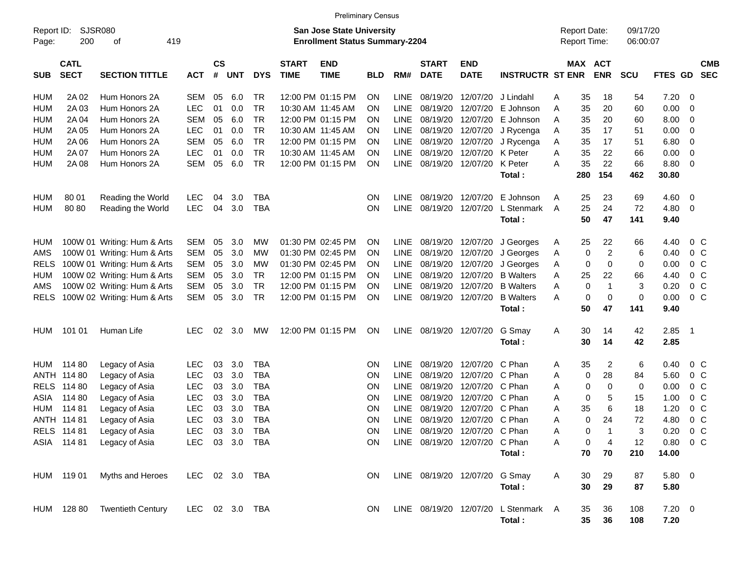Preliminary Census

Report ID: SJSR080

**San Jose State University**
**Enrollment Status Summary-2204**

Report Date: 09/17/20
Report Time: 06:00:07

| SUB | CATL SECT | SECTION TITTLE | ACT | CS # | UNT | DYS | START TIME | END TIME | BLD | RM# | START DATE | END DATE | INSTRUCTR | ST | MAX ENR | ACT ENR | SCU | FTES | GD | CMB SEC |
|---|---|---|---|---|---|---|---|---|---|---|---|---|---|---|---|---|---|---|---|---|
| HUM | 2A 02 | Hum Honors 2A | SEM | 05 | 6.0 | TR | 12:00 PM | 01:15 PM | ON | LINE | 08/19/20 | 12/07/20 | J Lindahl | A | 35 | 18 | 54 | 7.20 | 0 | |
| HUM | 2A 03 | Hum Honors 2A | LEC | 01 | 0.0 | TR | 10:30 AM | 11:45 AM | ON | LINE | 08/19/20 | 12/07/20 | E Johnson | A | 35 | 20 | 60 | 0.00 | 0 | |
| HUM | 2A 04 | Hum Honors 2A | SEM | 05 | 6.0 | TR | 12:00 PM | 01:15 PM | ON | LINE | 08/19/20 | 12/07/20 | E Johnson | A | 35 | 20 | 60 | 8.00 | 0 | |
| HUM | 2A 05 | Hum Honors 2A | LEC | 01 | 0.0 | TR | 10:30 AM | 11:45 AM | ON | LINE | 08/19/20 | 12/07/20 | J Rycenga | A | 35 | 17 | 51 | 0.00 | 0 | |
| HUM | 2A 06 | Hum Honors 2A | SEM | 05 | 6.0 | TR | 12:00 PM | 01:15 PM | ON | LINE | 08/19/20 | 12/07/20 | J Rycenga | A | 35 | 17 | 51 | 6.80 | 0 | |
| HUM | 2A 07 | Hum Honors 2A | LEC | 01 | 0.0 | TR | 10:30 AM | 11:45 AM | ON | LINE | 08/19/20 | 12/07/20 | K Peter | A | 35 | 22 | 66 | 0.00 | 0 | |
| HUM | 2A 08 | Hum Honors 2A | SEM | 05 | 6.0 | TR | 12:00 PM | 01:15 PM | ON | LINE | 08/19/20 | 12/07/20 | K Peter | A | 35 | 22 | 66 | 8.80 | 0 | |
| | | | | | | | | | | | | | **Total :** | | **280** | **154** | **462** | **30.80** | | |
| HUM | 80 01 | Reading the World | LEC | 04 | 3.0 | TBA | | | ON | LINE | 08/19/20 | 12/07/20 | E Johnson | A | 25 | 23 | 69 | 4.60 | 0 | |
| HUM | 80 80 | Reading the World | LEC | 04 | 3.0 | TBA | | | ON | LINE | 08/19/20 | 12/07/20 | L Stenmark | A | 25 | 24 | 72 | 4.80 | 0 | |
| | | | | | | | | | | | | | **Total :** | | **50** | **47** | **141** | **9.40** | | |
| HUM | 100W 01 | Writing: Hum & Arts | SEM | 05 | 3.0 | MW | 01:30 PM | 02:45 PM | ON | LINE | 08/19/20 | 12/07/20 | J Georges | A | 25 | 22 | 66 | 4.40 | 0 | C |
| AMS | 100W 01 | Writing: Hum & Arts | SEM | 05 | 3.0 | MW | 01:30 PM | 02:45 PM | ON | LINE | 08/19/20 | 12/07/20 | J Georges | A | 0 | 2 | 6 | 0.40 | 0 | C |
| RELS | 100W 01 | Writing: Hum & Arts | SEM | 05 | 3.0 | MW | 01:30 PM | 02:45 PM | ON | LINE | 08/19/20 | 12/07/20 | J Georges | A | 0 | 0 | 0 | 0.00 | 0 | C |
| HUM | 100W 02 | Writing: Hum & Arts | SEM | 05 | 3.0 | TR | 12:00 PM | 01:15 PM | ON | LINE | 08/19/20 | 12/07/20 | B Walters | A | 25 | 22 | 66 | 4.40 | 0 | C |
| AMS | 100W 02 | Writing: Hum & Arts | SEM | 05 | 3.0 | TR | 12:00 PM | 01:15 PM | ON | LINE | 08/19/20 | 12/07/20 | B Walters | A | 0 | 1 | 3 | 0.20 | 0 | C |
| RELS | 100W 02 | Writing: Hum & Arts | SEM | 05 | 3.0 | TR | 12:00 PM | 01:15 PM | ON | LINE | 08/19/20 | 12/07/20 | B Walters | A | 0 | 0 | 0 | 0.00 | 0 | C |
| | | | | | | | | | | | | | **Total :** | | **50** | **47** | **141** | **9.40** | | |
| HUM | 101 01 | Human Life | LEC | 02 | 3.0 | MW | 12:00 PM | 01:15 PM | ON | LINE | 08/19/20 | 12/07/20 | G Smay | A | 30 | 14 | 42 | 2.85 | 1 | |
| | | | | | | | | | | | | | **Total :** | | **30** | **14** | **42** | **2.85** | | |
| HUM | 114 80 | Legacy of Asia | LEC | 03 | 3.0 | TBA | | | ON | LINE | 08/19/20 | 12/07/20 | C Phan | A | 35 | 2 | 6 | 0.40 | 0 | C |
| ANTH | 114 80 | Legacy of Asia | LEC | 03 | 3.0 | TBA | | | ON | LINE | 08/19/20 | 12/07/20 | C Phan | A | 0 | 28 | 84 | 5.60 | 0 | C |
| RELS | 114 80 | Legacy of Asia | LEC | 03 | 3.0 | TBA | | | ON | LINE | 08/19/20 | 12/07/20 | C Phan | A | 0 | 0 | 0 | 0.00 | 0 | C |
| ASIA | 114 80 | Legacy of Asia | LEC | 03 | 3.0 | TBA | | | ON | LINE | 08/19/20 | 12/07/20 | C Phan | A | 0 | 5 | 15 | 1.00 | 0 | C |
| HUM | 114 81 | Legacy of Asia | LEC | 03 | 3.0 | TBA | | | ON | LINE | 08/19/20 | 12/07/20 | C Phan | A | 35 | 6 | 18 | 1.20 | 0 | C |
| ANTH | 114 81 | Legacy of Asia | LEC | 03 | 3.0 | TBA | | | ON | LINE | 08/19/20 | 12/07/20 | C Phan | A | 0 | 24 | 72 | 4.80 | 0 | C |
| RELS | 114 81 | Legacy of Asia | LEC | 03 | 3.0 | TBA | | | ON | LINE | 08/19/20 | 12/07/20 | C Phan | A | 0 | 1 | 3 | 0.20 | 0 | C |
| ASIA | 114 81 | Legacy of Asia | LEC | 03 | 3.0 | TBA | | | ON | LINE | 08/19/20 | 12/07/20 | C Phan | A | 0 | 4 | 12 | 0.80 | 0 | C |
| | | | | | | | | | | | | | **Total :** | | **70** | **70** | **210** | **14.00** | | |
| HUM | 119 01 | Myths and Heroes | LEC | 02 | 3.0 | TBA | | | ON | LINE | 08/19/20 | 12/07/20 | G Smay | A | 30 | 29 | 87 | 5.80 | 0 | |
| | | | | | | | | | | | | | **Total :** | | **30** | **29** | **87** | **5.80** | | |
| HUM | 128 80 | Twentieth Century | LEC | 02 | 3.0 | TBA | | | ON | LINE | 08/19/20 | 12/07/20 | L Stenmark | A | 35 | 36 | 108 | 7.20 | 0 | |
| | | | | | | | | | | | | | **Total :** | | **35** | **36** | **108** | **7.20** | | |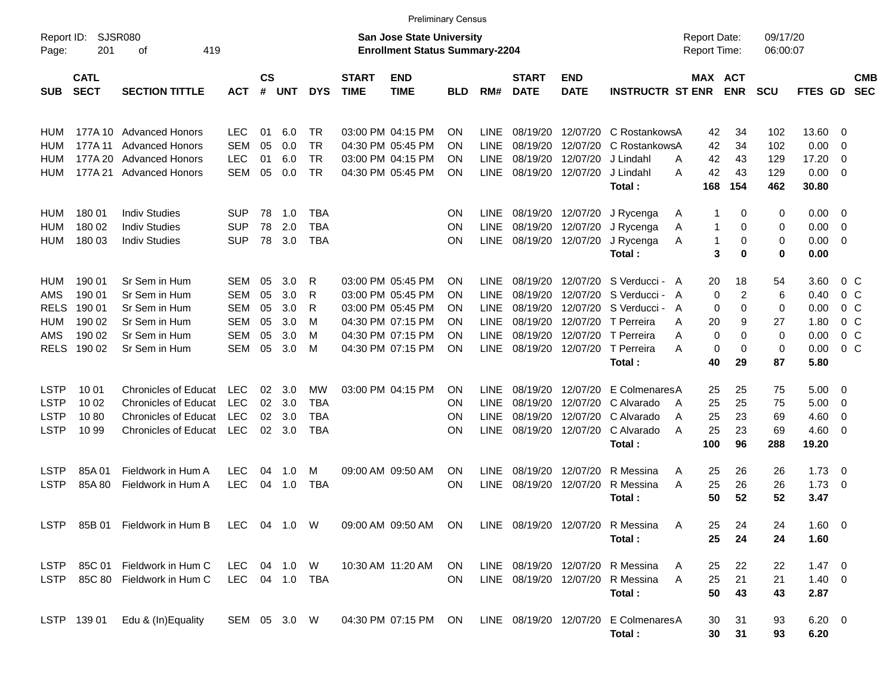Preliminary Census

Report ID: SJSR080 
Page: 201 of 419

**San Jose State University**
**Enrollment Status Summary-2204**

Report Date: 09/17/20
Report Time: 06:00:07

| SUB | CATL SECT | SECTION TITTLE | ACT | CS # | UNT | DYS | START TIME | END TIME | BLD | RM# | START DATE | END DATE | INSTRUCTR | ST | MAX ENR | ACT ENR | SCU | FTES | GD | CMB SEC |
|---|---|---|---|---|---|---|---|---|---|---|---|---|---|---|---|---|---|---|---|---|
| HUM | 177A 10 | Advanced Honors | LEC | 01 | 6.0 | TR | 03:00 PM | 04:15 PM | ON | LINE | 08/19/20 | 12/07/20 | C Rostankows | A | 42 | 34 | 102 | 13.60 | 0 | |
| HUM | 177A 11 | Advanced Honors | SEM | 05 | 0.0 | TR | 04:30 PM | 05:45 PM | ON | LINE | 08/19/20 | 12/07/20 | C Rostankows | A | 42 | 34 | 102 | 0.00 | 0 | |
| HUM | 177A 20 | Advanced Honors | LEC | 01 | 6.0 | TR | 03:00 PM | 04:15 PM | ON | LINE | 08/19/20 | 12/07/20 | J Lindahl | A | 42 | 43 | 129 | 17.20 | 0 | |
| HUM | 177A 21 | Advanced Honors | SEM | 05 | 0.0 | TR | 04:30 PM | 05:45 PM | ON | LINE | 08/19/20 | 12/07/20 | J Lindahl | A | 42 | 43 | 129 | 0.00 | 0 | |
| | | | | | | | | | | | | | **Total :** | | **168** | **154** | **462** | **30.80** | | |
| HUM | 180 01 | Indiv Studies | SUP | 78 | 1.0 | TBA | | | ON | LINE | 08/19/20 | 12/07/20 | J Rycenga | A | 1 | 0 | 0 | 0.00 | 0 | |
| HUM | 180 02 | Indiv Studies | SUP | 78 | 2.0 | TBA | | | ON | LINE | 08/19/20 | 12/07/20 | J Rycenga | A | 1 | 0 | 0 | 0.00 | 0 | |
| HUM | 180 03 | Indiv Studies | SUP | 78 | 3.0 | TBA | | | ON | LINE | 08/19/20 | 12/07/20 | J Rycenga | A | 1 | 0 | 0 | 0.00 | 0 | |
| | | | | | | | | | | | | | **Total :** | | **3** | **0** | **0** | **0.00** | | |
| HUM | 190 01 | Sr Sem in Hum | SEM | 05 | 3.0 | R | 03:00 PM | 05:45 PM | ON | LINE | 08/19/20 | 12/07/20 | S Verducci - | A | 20 | 18 | 54 | 3.60 | 0 | C |
| AMS | 190 01 | Sr Sem in Hum | SEM | 05 | 3.0 | R | 03:00 PM | 05:45 PM | ON | LINE | 08/19/20 | 12/07/20 | S Verducci - | A | 0 | 2 | 6 | 0.40 | 0 | C |
| RELS | 190 01 | Sr Sem in Hum | SEM | 05 | 3.0 | R | 03:00 PM | 05:45 PM | ON | LINE | 08/19/20 | 12/07/20 | S Verducci - | A | 0 | 0 | 0 | 0.00 | 0 | C |
| HUM | 190 02 | Sr Sem in Hum | SEM | 05 | 3.0 | M | 04:30 PM | 07:15 PM | ON | LINE | 08/19/20 | 12/07/20 | T Perreira | A | 20 | 9 | 27 | 1.80 | 0 | C |
| AMS | 190 02 | Sr Sem in Hum | SEM | 05 | 3.0 | M | 04:30 PM | 07:15 PM | ON | LINE | 08/19/20 | 12/07/20 | T Perreira | A | 0 | 0 | 0 | 0.00 | 0 | C |
| RELS | 190 02 | Sr Sem in Hum | SEM | 05 | 3.0 | M | 04:30 PM | 07:15 PM | ON | LINE | 08/19/20 | 12/07/20 | T Perreira | A | 0 | 0 | 0 | 0.00 | 0 | C |
| | | | | | | | | | | | | | **Total :** | | **40** | **29** | **87** | **5.80** | | |
| LSTP | 10 01 | Chronicles of Educat | LEC | 02 | 3.0 | MW | 03:00 PM | 04:15 PM | ON | LINE | 08/19/20 | 12/07/20 | E Colmenares | A | 25 | 25 | 75 | 5.00 | 0 | |
| LSTP | 10 02 | Chronicles of Educat | LEC | 02 | 3.0 | TBA | | | ON | LINE | 08/19/20 | 12/07/20 | C Alvarado | A | 25 | 25 | 75 | 5.00 | 0 | |
| LSTP | 10 80 | Chronicles of Educat | LEC | 02 | 3.0 | TBA | | | ON | LINE | 08/19/20 | 12/07/20 | C Alvarado | A | 25 | 23 | 69 | 4.60 | 0 | |
| LSTP | 10 99 | Chronicles of Educat | LEC | 02 | 3.0 | TBA | | | ON | LINE | 08/19/20 | 12/07/20 | C Alvarado | A | 25 | 23 | 69 | 4.60 | 0 | |
| | | | | | | | | | | | | | **Total :** | | **100** | **96** | **288** | **19.20** | | |
| LSTP | 85A 01 | Fieldwork in Hum A | LEC | 04 | 1.0 | M | 09:00 AM | 09:50 AM | ON | LINE | 08/19/20 | 12/07/20 | R Messina | A | 25 | 26 | 26 | 1.73 | 0 | |
| LSTP | 85A 80 | Fieldwork in Hum A | LEC | 04 | 1.0 | TBA | | | ON | LINE | 08/19/20 | 12/07/20 | R Messina | A | 25 | 26 | 26 | 1.73 | 0 | |
| | | | | | | | | | | | | | **Total :** | | **50** | **52** | **52** | **3.47** | | |
| LSTP | 85B 01 | Fieldwork in Hum B | LEC | 04 | 1.0 | W | 09:00 AM | 09:50 AM | ON | LINE | 08/19/20 | 12/07/20 | R Messina | A | 25 | 24 | 24 | 1.60 | 0 | |
| | | | | | | | | | | | | | **Total :** | | **25** | **24** | **24** | **1.60** | | |
| LSTP | 85C 01 | Fieldwork in Hum C | LEC | 04 | 1.0 | W | 10:30 AM | 11:20 AM | ON | LINE | 08/19/20 | 12/07/20 | R Messina | A | 25 | 22 | 22 | 1.47 | 0 | |
| LSTP | 85C 80 | Fieldwork in Hum C | LEC | 04 | 1.0 | TBA | | | ON | LINE | 08/19/20 | 12/07/20 | R Messina | A | 25 | 21 | 21 | 1.40 | 0 | |
| | | | | | | | | | | | | | **Total :** | | **50** | **43** | **43** | **2.87** | | |
| LSTP | 139 01 | Edu & (In)Equality | SEM | 05 | 3.0 | W | 04:30 PM | 07:15 PM | ON | LINE | 08/19/20 | 12/07/20 | E Colmenares | A | 30 | 31 | 93 | 6.20 | 0 | |
| | | | | | | | | | | | | | **Total :** | | **30** | **31** | **93** | **6.20** | | |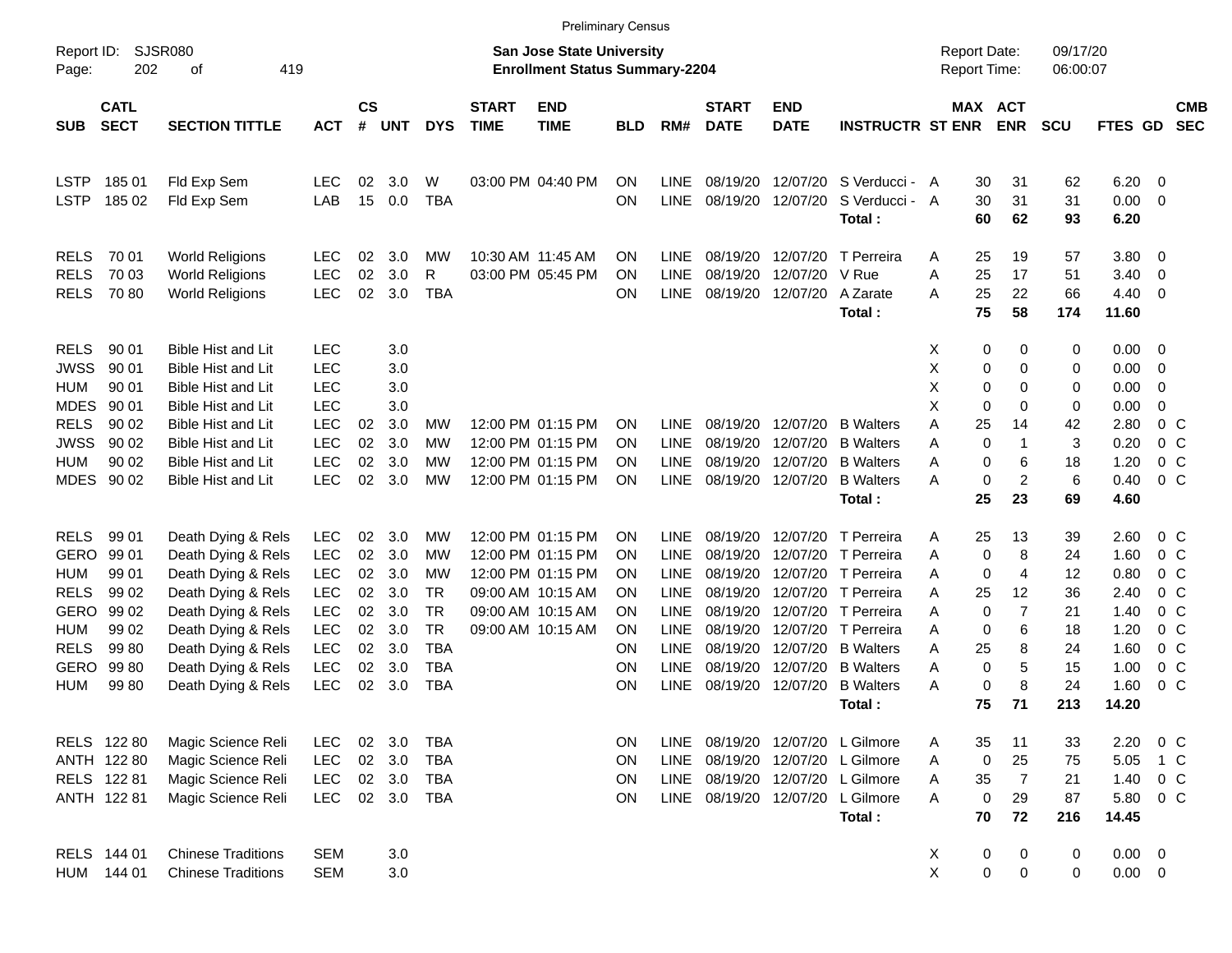Preliminary Census

Report ID: SJSR080
Page: 202 of 419

**San Jose State University**
**Enrollment Status Summary-2204**

Report Date: 09/17/20
Report Time: 06:00:07

| SUB | CATL SECT | SECTION TITTLE | ACT | CS # | UNT | DYS | START TIME | END TIME | BLD | RM# | START DATE | END DATE | INSTRUCTR | ST | MAX ENR | ACT ENR | SCU | FTES | GD | CMB SEC |
|---|---|---|---|---|---|---|---|---|---|---|---|---|---|---|---|---|---|---|---|---|
| LSTP | 185 01 | Fld Exp Sem | LEC | 02 | 3.0 | W | 03:00 PM | 04:40 PM | ON | LINE | 08/19/20 | 12/07/20 | S Verducci - | A | 30 | 31 | 62 | 6.20 | 0 | |
| LSTP | 185 02 | Fld Exp Sem | LAB | 15 | 0.0 | TBA | | | ON | LINE | 08/19/20 | 12/07/20 | S Verducci - | A | 30 | 31 | 31 | 0.00 | 0 | |
| | | | | | | | | | | | | | **Total :** | | **60** | **62** | **93** | **6.20** | | |
| RELS | 70 01 | World Religions | LEC | 02 | 3.0 | MW | 10:30 AM | 11:45 AM | ON | LINE | 08/19/20 | 12/07/20 | T Perreira | A | 25 | 19 | 57 | 3.80 | 0 | |
| RELS | 70 03 | World Religions | LEC | 02 | 3.0 | R | 03:00 PM | 05:45 PM | ON | LINE | 08/19/20 | 12/07/20 | V Rue | A | 25 | 17 | 51 | 3.40 | 0 | |
| RELS | 70 80 | World Religions | LEC | 02 | 3.0 | TBA | | | ON | LINE | 08/19/20 | 12/07/20 | A Zarate | A | 25 | 22 | 66 | 4.40 | 0 | |
| | | | | | | | | | | | | | **Total :** | | **75** | **58** | **174** | **11.60** | | |
| RELS | 90 01 | Bible Hist and Lit | LEC | | 3.0 | | | | | | | | | X | 0 | 0 | 0 | 0.00 | 0 | |
| JWSS | 90 01 | Bible Hist and Lit | LEC | | 3.0 | | | | | | | | | X | 0 | 0 | 0 | 0.00 | 0 | |
| HUM | 90 01 | Bible Hist and Lit | LEC | | 3.0 | | | | | | | | | X | 0 | 0 | 0 | 0.00 | 0 | |
| MDES | 90 01 | Bible Hist and Lit | LEC | | 3.0 | | | | | | | | | X | 0 | 0 | 0 | 0.00 | 0 | |
| RELS | 90 02 | Bible Hist and Lit | LEC | 02 | 3.0 | MW | 12:00 PM | 01:15 PM | ON | LINE | 08/19/20 | 12/07/20 | B Walters | A | 25 | 14 | 42 | 2.80 | 0 | C |
| JWSS | 90 02 | Bible Hist and Lit | LEC | 02 | 3.0 | MW | 12:00 PM | 01:15 PM | ON | LINE | 08/19/20 | 12/07/20 | B Walters | A | 0 | 1 | 3 | 0.20 | 0 | C |
| HUM | 90 02 | Bible Hist and Lit | LEC | 02 | 3.0 | MW | 12:00 PM | 01:15 PM | ON | LINE | 08/19/20 | 12/07/20 | B Walters | A | 0 | 6 | 18 | 1.20 | 0 | C |
| MDES | 90 02 | Bible Hist and Lit | LEC | 02 | 3.0 | MW | 12:00 PM | 01:15 PM | ON | LINE | 08/19/20 | 12/07/20 | B Walters | A | 0 | 2 | 6 | 0.40 | 0 | C |
| | | | | | | | | | | | | | **Total :** | | **25** | **23** | **69** | **4.60** | | |
| RELS | 99 01 | Death Dying & Rels | LEC | 02 | 3.0 | MW | 12:00 PM | 01:15 PM | ON | LINE | 08/19/20 | 12/07/20 | T Perreira | A | 25 | 13 | 39 | 2.60 | 0 | C |
| GERO | 99 01 | Death Dying & Rels | LEC | 02 | 3.0 | MW | 12:00 PM | 01:15 PM | ON | LINE | 08/19/20 | 12/07/20 | T Perreira | A | 0 | 8 | 24 | 1.60 | 0 | C |
| HUM | 99 01 | Death Dying & Rels | LEC | 02 | 3.0 | MW | 12:00 PM | 01:15 PM | ON | LINE | 08/19/20 | 12/07/20 | T Perreira | A | 0 | 4 | 12 | 0.80 | 0 | C |
| RELS | 99 02 | Death Dying & Rels | LEC | 02 | 3.0 | TR | 09:00 AM | 10:15 AM | ON | LINE | 08/19/20 | 12/07/20 | T Perreira | A | 25 | 12 | 36 | 2.40 | 0 | C |
| GERO | 99 02 | Death Dying & Rels | LEC | 02 | 3.0 | TR | 09:00 AM | 10:15 AM | ON | LINE | 08/19/20 | 12/07/20 | T Perreira | A | 0 | 7 | 21 | 1.40 | 0 | C |
| HUM | 99 02 | Death Dying & Rels | LEC | 02 | 3.0 | TR | 09:00 AM | 10:15 AM | ON | LINE | 08/19/20 | 12/07/20 | T Perreira | A | 0 | 6 | 18 | 1.20 | 0 | C |
| RELS | 99 80 | Death Dying & Rels | LEC | 02 | 3.0 | TBA | | | ON | LINE | 08/19/20 | 12/07/20 | B Walters | A | 25 | 8 | 24 | 1.60 | 0 | C |
| GERO | 99 80 | Death Dying & Rels | LEC | 02 | 3.0 | TBA | | | ON | LINE | 08/19/20 | 12/07/20 | B Walters | A | 0 | 5 | 15 | 1.00 | 0 | C |
| HUM | 99 80 | Death Dying & Rels | LEC | 02 | 3.0 | TBA | | | ON | LINE | 08/19/20 | 12/07/20 | B Walters | A | 0 | 8 | 24 | 1.60 | 0 | C |
| | | | | | | | | | | | | | **Total :** | | **75** | **71** | **213** | **14.20** | | |
| RELS | 122 80 | Magic Science Reli | LEC | 02 | 3.0 | TBA | | | ON | LINE | 08/19/20 | 12/07/20 | L Gilmore | A | 35 | 11 | 33 | 2.20 | 0 | C |
| ANTH | 122 80 | Magic Science Reli | LEC | 02 | 3.0 | TBA | | | ON | LINE | 08/19/20 | 12/07/20 | L Gilmore | A | 0 | 25 | 75 | 5.05 | 1 | C |
| RELS | 122 81 | Magic Science Reli | LEC | 02 | 3.0 | TBA | | | ON | LINE | 08/19/20 | 12/07/20 | L Gilmore | A | 35 | 7 | 21 | 1.40 | 0 | C |
| ANTH | 122 81 | Magic Science Reli | LEC | 02 | 3.0 | TBA | | | ON | LINE | 08/19/20 | 12/07/20 | L Gilmore | A | 0 | 29 | 87 | 5.80 | 0 | C |
| | | | | | | | | | | | | | **Total :** | | **70** | **72** | **216** | **14.45** | | |
| RELS | 144 01 | Chinese Traditions | SEM | | 3.0 | | | | | | | | | X | 0 | 0 | 0 | 0.00 | 0 | |
| HUM | 144 01 | Chinese Traditions | SEM | | 3.0 | | | | | | | | | X | 0 | 0 | 0 | 0.00 | 0 | |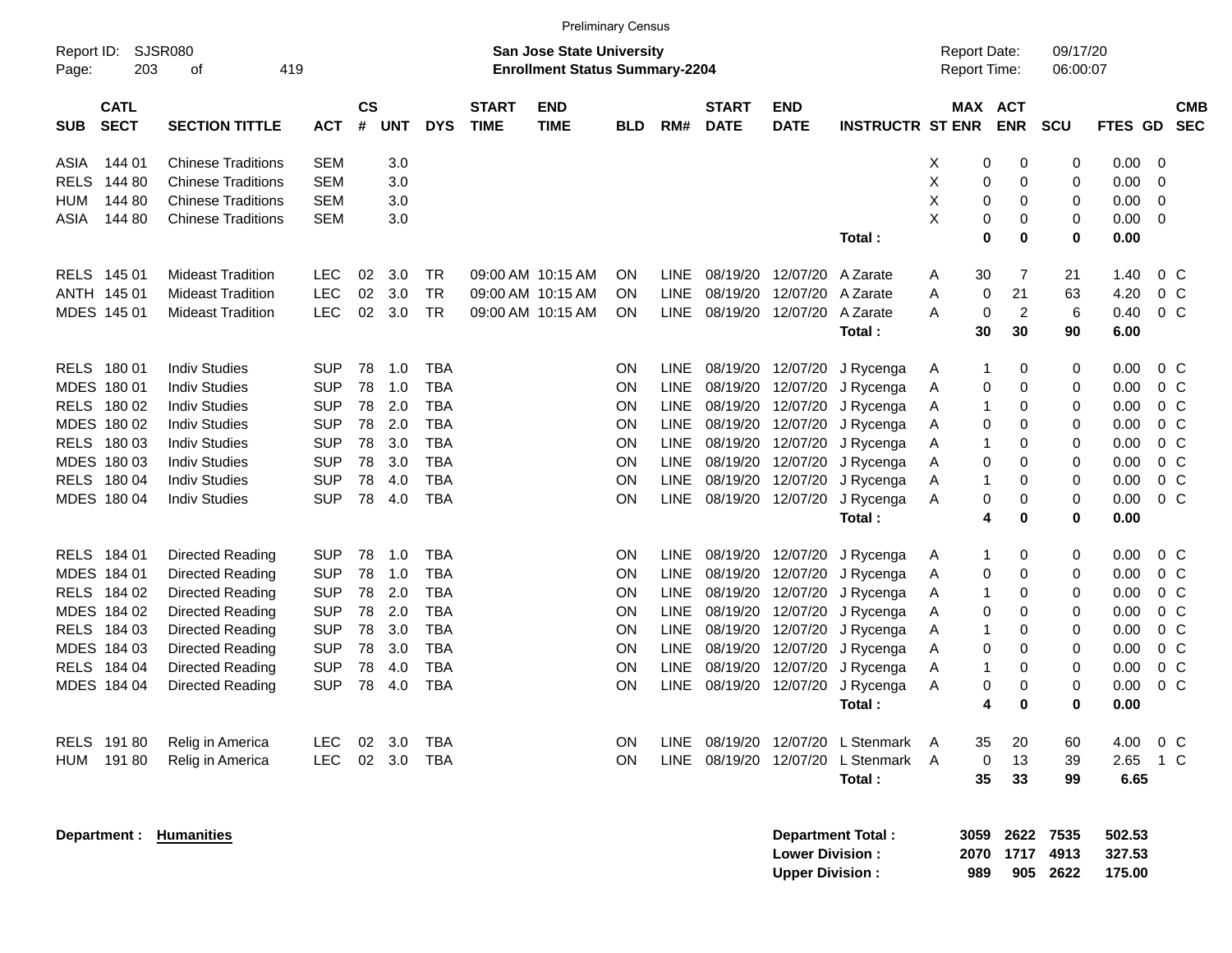Preliminary Census

Report ID: SJSR080

**San Jose State University**
**Enrollment Status Summary-2204**

Report Date: 09/17/20
Report Time: 06:00:07

| SUB | CATL SECT | SECTION TITTLE | ACT | CS # | UNT | DYS | START TIME | END TIME | BLD | RM# | START DATE | END DATE | INSTRUCTR | ST | MAX ENR | ACT ENR | SCU | FTES | GD | CMB SEC |
|---|---|---|---|---|---|---|---|---|---|---|---|---|---|---|---|---|---|---|---|---|
| ASIA | 144 01 | Chinese Traditions | SEM | | 3.0 | | | | | | | | | X | 0 | 0 | 0 | 0.00 | 0 | |
| RELS | 144 80 | Chinese Traditions | SEM | | 3.0 | | | | | | | | | X | 0 | 0 | 0 | 0.00 | 0 | |
| HUM | 144 80 | Chinese Traditions | SEM | | 3.0 | | | | | | | | | X | 0 | 0 | 0 | 0.00 | 0 | |
| ASIA | 144 80 | Chinese Traditions | SEM | | 3.0 | | | | | | | | | X | 0 | 0 | 0 | 0.00 | 0 | |
| | | | | | | | | | | | | | **Total :** | | **0** | **0** | **0** | **0.00** | | |
| RELS | 145 01 | Mideast Tradition | LEC | 02 | 3.0 | TR | 09:00 AM | 10:15 AM | ON | LINE | 08/19/20 | 12/07/20 | A Zarate | A | 30 | 7 | 21 | 1.40 | 0 | C |
| ANTH | 145 01 | Mideast Tradition | LEC | 02 | 3.0 | TR | 09:00 AM | 10:15 AM | ON | LINE | 08/19/20 | 12/07/20 | A Zarate | A | 0 | 21 | 63 | 4.20 | 0 | C |
| MDES | 145 01 | Mideast Tradition | LEC | 02 | 3.0 | TR | 09:00 AM | 10:15 AM | ON | LINE | 08/19/20 | 12/07/20 | A Zarate | A | 0 | 2 | 6 | 0.40 | 0 | C |
| | | | | | | | | | | | | | **Total :** | | **30** | **30** | **90** | **6.00** | | |
| RELS | 180 01 | Indiv Studies | SUP | 78 | 1.0 | TBA | | | ON | LINE | 08/19/20 | 12/07/20 | J Rycenga | A | 1 | 0 | 0 | 0.00 | 0 | C |
| MDES | 180 01 | Indiv Studies | SUP | 78 | 1.0 | TBA | | | ON | LINE | 08/19/20 | 12/07/20 | J Rycenga | A | 0 | 0 | 0 | 0.00 | 0 | C |
| RELS | 180 02 | Indiv Studies | SUP | 78 | 2.0 | TBA | | | ON | LINE | 08/19/20 | 12/07/20 | J Rycenga | A | 1 | 0 | 0 | 0.00 | 0 | C |
| MDES | 180 02 | Indiv Studies | SUP | 78 | 2.0 | TBA | | | ON | LINE | 08/19/20 | 12/07/20 | J Rycenga | A | 0 | 0 | 0 | 0.00 | 0 | C |
| RELS | 180 03 | Indiv Studies | SUP | 78 | 3.0 | TBA | | | ON | LINE | 08/19/20 | 12/07/20 | J Rycenga | A | 1 | 0 | 0 | 0.00 | 0 | C |
| MDES | 180 03 | Indiv Studies | SUP | 78 | 3.0 | TBA | | | ON | LINE | 08/19/20 | 12/07/20 | J Rycenga | A | 0 | 0 | 0 | 0.00 | 0 | C |
| RELS | 180 04 | Indiv Studies | SUP | 78 | 4.0 | TBA | | | ON | LINE | 08/19/20 | 12/07/20 | J Rycenga | A | 1 | 0 | 0 | 0.00 | 0 | C |
| MDES | 180 04 | Indiv Studies | SUP | 78 | 4.0 | TBA | | | ON | LINE | 08/19/20 | 12/07/20 | J Rycenga | A | 0 | 0 | 0 | 0.00 | 0 | C |
| | | | | | | | | | | | | | **Total :** | | **4** | **0** | **0** | **0.00** | | |
| RELS | 184 01 | Directed Reading | SUP | 78 | 1.0 | TBA | | | ON | LINE | 08/19/20 | 12/07/20 | J Rycenga | A | 1 | 0 | 0 | 0.00 | 0 | C |
| MDES | 184 01 | Directed Reading | SUP | 78 | 1.0 | TBA | | | ON | LINE | 08/19/20 | 12/07/20 | J Rycenga | A | 0 | 0 | 0 | 0.00 | 0 | C |
| RELS | 184 02 | Directed Reading | SUP | 78 | 2.0 | TBA | | | ON | LINE | 08/19/20 | 12/07/20 | J Rycenga | A | 1 | 0 | 0 | 0.00 | 0 | C |
| MDES | 184 02 | Directed Reading | SUP | 78 | 2.0 | TBA | | | ON | LINE | 08/19/20 | 12/07/20 | J Rycenga | A | 0 | 0 | 0 | 0.00 | 0 | C |
| RELS | 184 03 | Directed Reading | SUP | 78 | 3.0 | TBA | | | ON | LINE | 08/19/20 | 12/07/20 | J Rycenga | A | 1 | 0 | 0 | 0.00 | 0 | C |
| MDES | 184 03 | Directed Reading | SUP | 78 | 3.0 | TBA | | | ON | LINE | 08/19/20 | 12/07/20 | J Rycenga | A | 0 | 0 | 0 | 0.00 | 0 | C |
| RELS | 184 04 | Directed Reading | SUP | 78 | 4.0 | TBA | | | ON | LINE | 08/19/20 | 12/07/20 | J Rycenga | A | 1 | 0 | 0 | 0.00 | 0 | C |
| MDES | 184 04 | Directed Reading | SUP | 78 | 4.0 | TBA | | | ON | LINE | 08/19/20 | 12/07/20 | J Rycenga | A | 0 | 0 | 0 | 0.00 | 0 | C |
| | | | | | | | | | | | | | **Total :** | | **4** | **0** | **0** | **0.00** | | |
| RELS | 191 80 | Relig in America | LEC | 02 | 3.0 | TBA | | | ON | LINE | 08/19/20 | 12/07/20 | L Stenmark | A | 35 | 20 | 60 | 4.00 | 0 | C |
| HUM | 191 80 | Relig in America | LEC | 02 | 3.0 | TBA | | | ON | LINE | 08/19/20 | 12/07/20 | L Stenmark | A | 0 | 13 | 39 | 2.65 | 1 | C |
| | | | | | | | | | | | | | **Total :** | | **35** | **33** | **99** | **6.65** | | |

**Department : Humanities**

| | MAX ENR | ACT ENR | SCU | FTES |
|---|---|---|---|---|
| **Department Total :** | **3059** | **2622** | **7535** | **502.53** |
| **Lower Division :** | **2070** | **1717** | **4913** | **327.53** |
| **Upper Division :** | **989** | **905** | **2622** | **175.00** |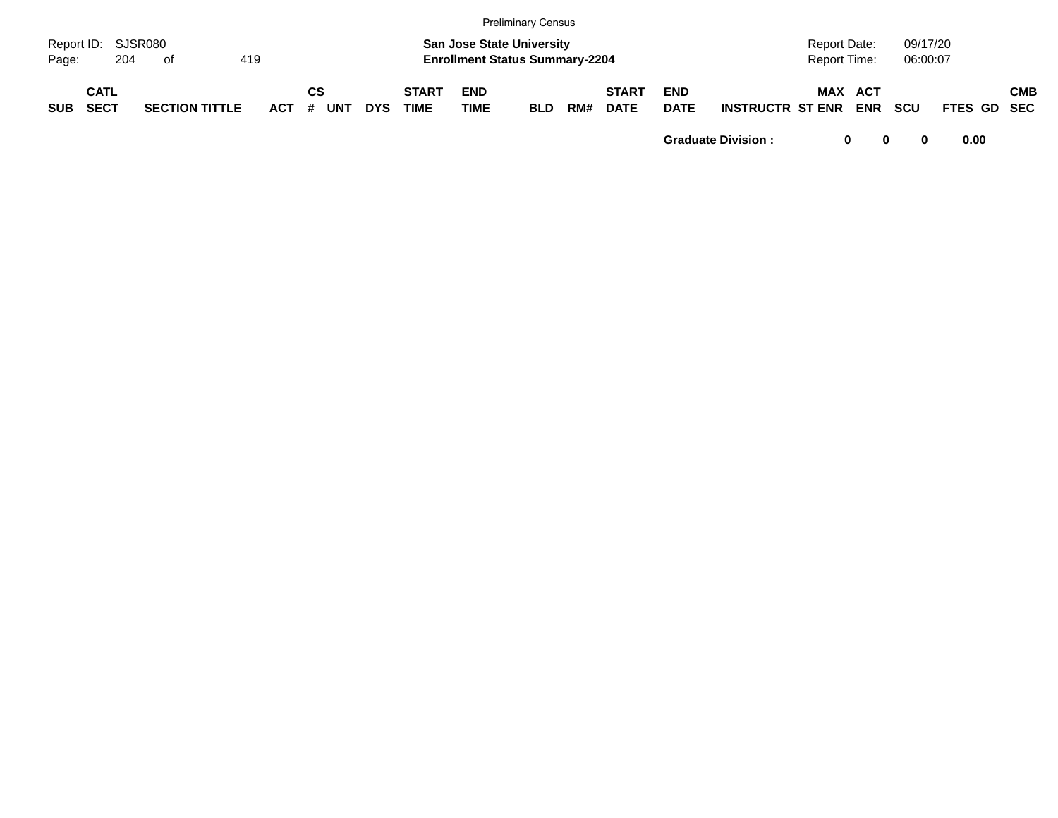Preliminary Census

Report ID: SJSR080
Page: 204 of 419

**San Jose State University**
**Enrollment Status Summary-2204**

Report Date: 09/17/20
Report Time: 06:00:07

| SUB | CATL SECT | SECTION TITTLE | ACT | CS # | UNT | DYS | START TIME | END TIME | BLD | RM# | START DATE | END DATE | INSTRUCTR | ST | MAX ENR | ACT ENR | SCU | FTES | GD | CMB SEC |
|---|---|---|---|---|---|---|---|---|---|---|---|---|---|---|---|---|---|---|---|---|
| | | | | | | | | | | | | **Graduate Division :** | | | **0** | **0** | **0** | **0.00** | | |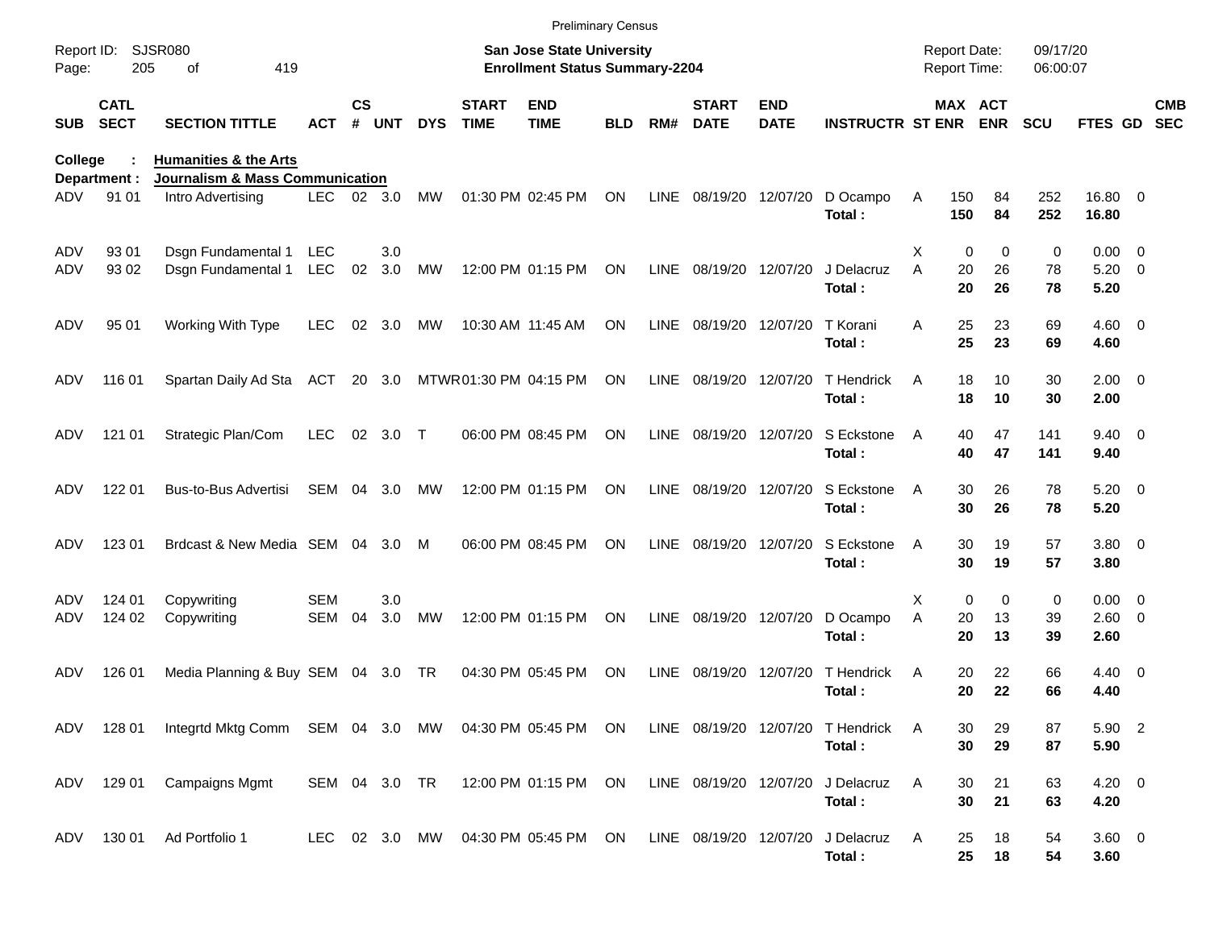Preliminary Census

Report ID: SJSR080

**San Jose State University**
**Enrollment Status Summary-2204**

Report Date: 09/17/20
Report Time: 06:00:07

**College : Humanities & the Arts**
**Department : Journalism & Mass Communication**

| SUB | CATL SECT | SECTION TITTLE | ACT | CS # | UNT | DYS | START TIME | END TIME | BLD | RM# | START DATE | END DATE | INSTRUCTR | ST | MAX ENR | ACT ENR | SCU | FTES | GD | CMB SEC |
|---|---|---|---|---|---|---|---|---|---|---|---|---|---|---|---|---|---|---|---|---|
| ADV | 91 01 | Intro Advertising | LEC | 02 | 3.0 | MW | 01:30 PM | 02:45 PM | ON | LINE | 08/19/20 | 12/07/20 | D Ocampo | A | 150 | 84 | 252 | 16.80 | 0 | |
| | | | | | | | | | | | | | **Total :** | | **150** | **84** | **252** | **16.80** | | |
| ADV | 93 01 | Dsgn Fundamental 1 | LEC | | 3.0 | | | | | | | | | X | 0 | 0 | 0 | 0.00 | 0 | |
| ADV | 93 02 | Dsgn Fundamental 1 | LEC | 02 | 3.0 | MW | 12:00 PM | 01:15 PM | ON | LINE | 08/19/20 | 12/07/20 | J Delacruz | A | 20 | 26 | 78 | 5.20 | 0 | |
| | | | | | | | | | | | | | **Total :** | | **20** | **26** | **78** | **5.20** | | |
| ADV | 95 01 | Working With Type | LEC | 02 | 3.0 | MW | 10:30 AM | 11:45 AM | ON | LINE | 08/19/20 | 12/07/20 | T Korani | A | 25 | 23 | 69 | 4.60 | 0 | |
| | | | | | | | | | | | | | **Total :** | | **25** | **23** | **69** | **4.60** | | |
| ADV | 116 01 | Spartan Daily Ad Sta | ACT | 20 | 3.0 | MTWR | 01:30 PM | 04:15 PM | ON | LINE | 08/19/20 | 12/07/20 | T Hendrick | A | 18 | 10 | 30 | 2.00 | 0 | |
| | | | | | | | | | | | | | **Total :** | | **18** | **10** | **30** | **2.00** | | |
| ADV | 121 01 | Strategic Plan/Com | LEC | 02 | 3.0 | T | 06:00 PM | 08:45 PM | ON | LINE | 08/19/20 | 12/07/20 | S Eckstone | A | 40 | 47 | 141 | 9.40 | 0 | |
| | | | | | | | | | | | | | **Total :** | | **40** | **47** | **141** | **9.40** | | |
| ADV | 122 01 | Bus-to-Bus Advertisi | SEM | 04 | 3.0 | MW | 12:00 PM | 01:15 PM | ON | LINE | 08/19/20 | 12/07/20 | S Eckstone | A | 30 | 26 | 78 | 5.20 | 0 | |
| | | | | | | | | | | | | | **Total :** | | **30** | **26** | **78** | **5.20** | | |
| ADV | 123 01 | Brdcast & New Media | SEM | 04 | 3.0 | M | 06:00 PM | 08:45 PM | ON | LINE | 08/19/20 | 12/07/20 | S Eckstone | A | 30 | 19 | 57 | 3.80 | 0 | |
| | | | | | | | | | | | | | **Total :** | | **30** | **19** | **57** | **3.80** | | |
| ADV | 124 01 | Copywriting | SEM | | 3.0 | | | | | | | | | X | 0 | 0 | 0 | 0.00 | 0 | |
| ADV | 124 02 | Copywriting | SEM | 04 | 3.0 | MW | 12:00 PM | 01:15 PM | ON | LINE | 08/19/20 | 12/07/20 | D Ocampo | A | 20 | 13 | 39 | 2.60 | 0 | |
| | | | | | | | | | | | | | **Total :** | | **20** | **13** | **39** | **2.60** | | |
| ADV | 126 01 | Media Planning & Buy | SEM | 04 | 3.0 | TR | 04:30 PM | 05:45 PM | ON | LINE | 08/19/20 | 12/07/20 | T Hendrick | A | 20 | 22 | 66 | 4.40 | 0 | |
| | | | | | | | | | | | | | **Total :** | | **20** | **22** | **66** | **4.40** | | |
| ADV | 128 01 | Integrtd Mktg Comm | SEM | 04 | 3.0 | MW | 04:30 PM | 05:45 PM | ON | LINE | 08/19/20 | 12/07/20 | T Hendrick | A | 30 | 29 | 87 | 5.90 | 2 | |
| | | | | | | | | | | | | | **Total :** | | **30** | **29** | **87** | **5.90** | | |
| ADV | 129 01 | Campaigns Mgmt | SEM | 04 | 3.0 | TR | 12:00 PM | 01:15 PM | ON | LINE | 08/19/20 | 12/07/20 | J Delacruz | A | 30 | 21 | 63 | 4.20 | 0 | |
| | | | | | | | | | | | | | **Total :** | | **30** | **21** | **63** | **4.20** | | |
| ADV | 130 01 | Ad Portfolio 1 | LEC | 02 | 3.0 | MW | 04:30 PM | 05:45 PM | ON | LINE | 08/19/20 | 12/07/20 | J Delacruz | A | 25 | 18 | 54 | 3.60 | 0 | |
| | | | | | | | | | | | | | **Total :** | | **25** | **18** | **54** | **3.60** | | |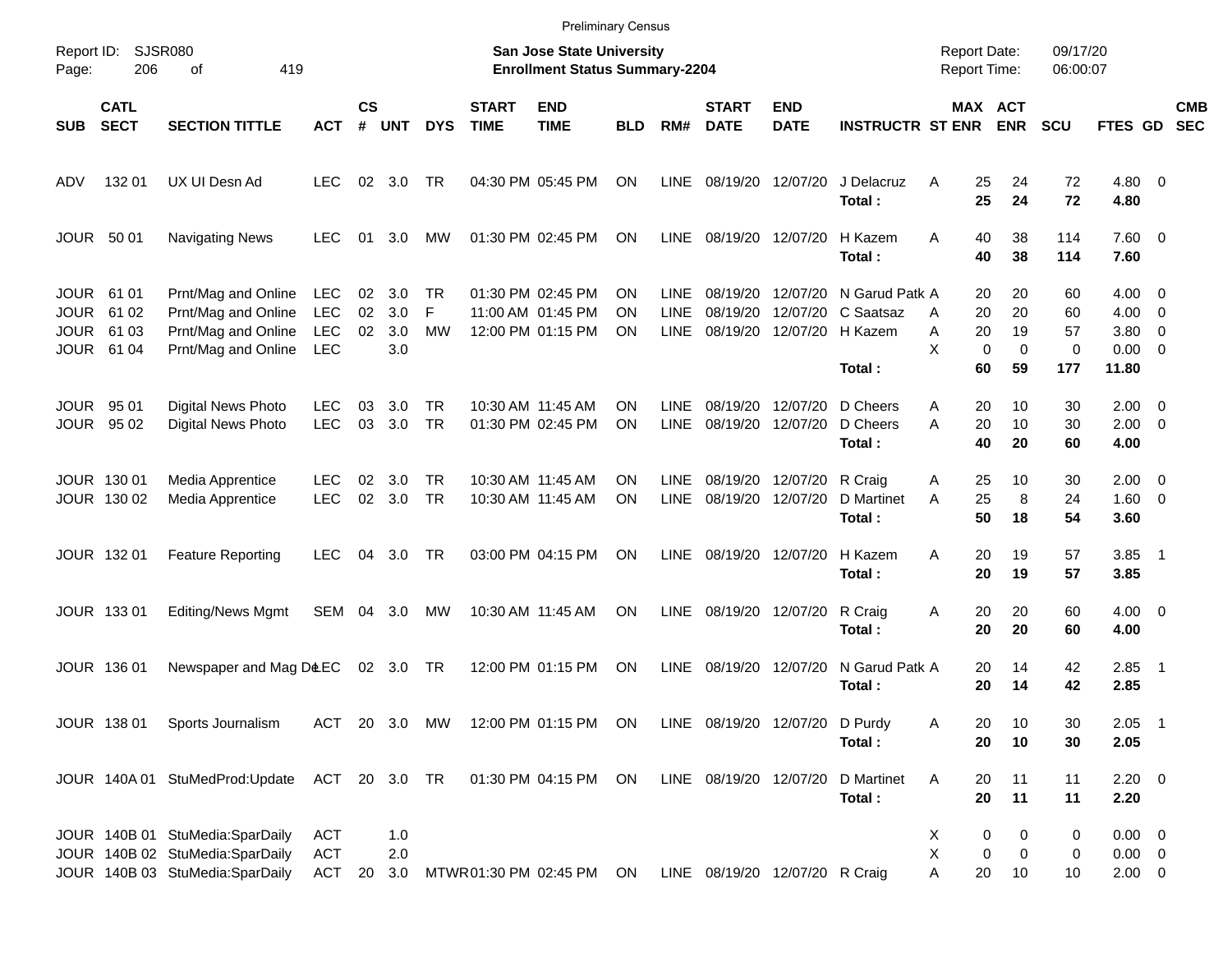Preliminary Census

Report ID: SJSR080

**San Jose State University**
**Enrollment Status Summary-2204**

Report Date: 09/17/20
Report Time: 06:00:07

| SUB | CATL SECT | SECTION TITTLE | ACT | CS # | UNT | DYS | START TIME | END TIME | BLD | RM# | START DATE | END DATE | INSTRUCTR | ST | MAX ENR | ACT ENR | SCU | FTES | GD | CMB SEC |
|---|---|---|---|---|---|---|---|---|---|---|---|---|---|---|---|---|---|---|---|---|
| ADV | 132 01 | UX UI Desn Ad | LEC | 02 | 3.0 | TR | 04:30 PM | 05:45 PM | ON | LINE | 08/19/20 | 12/07/20 | J Delacruz | A | 25 | 24 | 72 | 4.80 | 0 | |
| | | | | | | | | | | | | | **Total :** | | **25** | **24** | **72** | **4.80** | | |
| JOUR | 50 01 | Navigating News | LEC | 01 | 3.0 | MW | 01:30 PM | 02:45 PM | ON | LINE | 08/19/20 | 12/07/20 | H Kazem | A | 40 | 38 | 114 | 7.60 | 0 | |
| | | | | | | | | | | | | | **Total :** | | **40** | **38** | **114** | **7.60** | | |
| JOUR | 61 01 | Prnt/Mag and Online | LEC | 02 | 3.0 | TR | 01:30 PM | 02:45 PM | ON | LINE | 08/19/20 | 12/07/20 | N Garud Patk | A | 20 | 20 | 60 | 4.00 | 0 | |
| JOUR | 61 02 | Prnt/Mag and Online | LEC | 02 | 3.0 | F | 11:00 AM | 01:45 PM | ON | LINE | 08/19/20 | 12/07/20 | C Saatsaz | A | 20 | 20 | 60 | 4.00 | 0 | |
| JOUR | 61 03 | Prnt/Mag and Online | LEC | 02 | 3.0 | MW | 12:00 PM | 01:15 PM | ON | LINE | 08/19/20 | 12/07/20 | H Kazem | A | 20 | 19 | 57 | 3.80 | 0 | |
| JOUR | 61 04 | Prnt/Mag and Online | LEC | | 3.0 | | | | | | | | | X | 0 | 0 | 0 | 0.00 | 0 | |
| | | | | | | | | | | | | | **Total :** | | **60** | **59** | **177** | **11.80** | | |
| JOUR | 95 01 | Digital News Photo | LEC | 03 | 3.0 | TR | 10:30 AM | 11:45 AM | ON | LINE | 08/19/20 | 12/07/20 | D Cheers | A | 20 | 10 | 30 | 2.00 | 0 | |
| JOUR | 95 02 | Digital News Photo | LEC | 03 | 3.0 | TR | 01:30 PM | 02:45 PM | ON | LINE | 08/19/20 | 12/07/20 | D Cheers | A | 20 | 10 | 30 | 2.00 | 0 | |
| | | | | | | | | | | | | | **Total :** | | **40** | **20** | **60** | **4.00** | | |
| JOUR | 130 01 | Media Apprentice | LEC | 02 | 3.0 | TR | 10:30 AM | 11:45 AM | ON | LINE | 08/19/20 | 12/07/20 | R Craig | A | 25 | 10 | 30 | 2.00 | 0 | |
| JOUR | 130 02 | Media Apprentice | LEC | 02 | 3.0 | TR | 10:30 AM | 11:45 AM | ON | LINE | 08/19/20 | 12/07/20 | D Martinet | A | 25 | 8 | 24 | 1.60 | 0 | |
| | | | | | | | | | | | | | **Total :** | | **50** | **18** | **54** | **3.60** | | |
| JOUR | 132 01 | Feature Reporting | LEC | 04 | 3.0 | TR | 03:00 PM | 04:15 PM | ON | LINE | 08/19/20 | 12/07/20 | H Kazem | A | 20 | 19 | 57 | 3.85 | 1 | |
| | | | | | | | | | | | | | **Total :** | | **20** | **19** | **57** | **3.85** | | |
| JOUR | 133 01 | Editing/News Mgmt | SEM | 04 | 3.0 | MW | 10:30 AM | 11:45 AM | ON | LINE | 08/19/20 | 12/07/20 | R Craig | A | 20 | 20 | 60 | 4.00 | 0 | |
| | | | | | | | | | | | | | **Total :** | | **20** | **20** | **60** | **4.00** | | |
| JOUR | 136 01 | Newspaper and Mag De | LEC | 02 | 3.0 | TR | 12:00 PM | 01:15 PM | ON | LINE | 08/19/20 | 12/07/20 | N Garud Patk | A | 20 | 14 | 42 | 2.85 | 1 | |
| | | | | | | | | | | | | | **Total :** | | **20** | **14** | **42** | **2.85** | | |
| JOUR | 138 01 | Sports Journalism | ACT | 20 | 3.0 | MW | 12:00 PM | 01:15 PM | ON | LINE | 08/19/20 | 12/07/20 | D Purdy | A | 20 | 10 | 30 | 2.05 | 1 | |
| | | | | | | | | | | | | | **Total :** | | **20** | **10** | **30** | **2.05** | | |
| JOUR | 140A 01 | StuMedProd:Update | ACT | 20 | 3.0 | TR | 01:30 PM | 04:15 PM | ON | LINE | 08/19/20 | 12/07/20 | D Martinet | A | 20 | 11 | 11 | 2.20 | 0 | |
| | | | | | | | | | | | | | **Total :** | | **20** | **11** | **11** | **2.20** | | |
| JOUR | 140B 01 | StuMedia:SparDaily | ACT | | 1.0 | | | | | | | | | X | 0 | 0 | 0 | 0.00 | 0 | |
| JOUR | 140B 02 | StuMedia:SparDaily | ACT | | 2.0 | | | | | | | | | X | 0 | 0 | 0 | 0.00 | 0 | |
| JOUR | 140B 03 | StuMedia:SparDaily | ACT | 20 | 3.0 | MTWR | 01:30 PM | 02:45 PM | ON | LINE | 08/19/20 | 12/07/20 | R Craig | A | 20 | 10 | 10 | 2.00 | 0 | |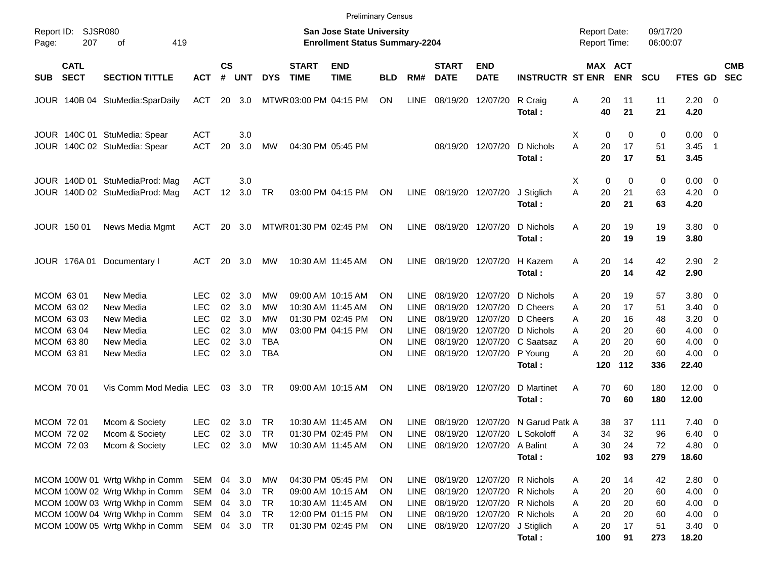Preliminary Census

Report ID: SJSR080

**San Jose State University**
**Enrollment Status Summary-2204**

Report Date: 09/17/20
Report Time: 06:00:07

| SUB | CATL SECT | SECTION TITTLE | ACT | CS # | UNT | DYS | START TIME | END TIME | BLD | RM# | START DATE | END DATE | INSTRUCTR | ST | MAX ENR | ACT ENR | SCU | FTES | GD | CMB SEC |
|---|---|---|---|---|---|---|---|---|---|---|---|---|---|---|---|---|---|---|---|---|
| JOUR | 140B 04 | StuMedia:SparDaily | ACT | 20 | 3.0 | MTWR | 03:00 PM | 04:15 PM | ON | LINE | 08/19/20 | 12/07/20 | R Craig | A | 20 | 11 | 11 | 2.20 | 0 | |
| | | | | | | | | | | | | | **Total :** | | **40** | **21** | **21** | **4.20** | | |
| JOUR | 140C 01 | StuMedia: Spear | ACT | | 3.0 | | | | | | | | | X | 0 | 0 | 0 | 0.00 | 0 | |
| JOUR | 140C 02 | StuMedia: Spear | ACT | 20 | 3.0 | MW | 04:30 PM | 05:45 PM | | | 08/19/20 | 12/07/20 | D Nichols | A | 20 | 17 | 51 | 3.45 | 1 | |
| | | | | | | | | | | | | | **Total :** | | **20** | **17** | **51** | **3.45** | | |
| JOUR | 140D 01 | StuMediaProd: Mag | ACT | | 3.0 | | | | | | | | | X | 0 | 0 | 0 | 0.00 | 0 | |
| JOUR | 140D 02 | StuMediaProd: Mag | ACT | 12 | 3.0 | TR | 03:00 PM | 04:15 PM | ON | LINE | 08/19/20 | 12/07/20 | J Stiglich | A | 20 | 21 | 63 | 4.20 | 0 | |
| | | | | | | | | | | | | | **Total :** | | **20** | **21** | **63** | **4.20** | | |
| JOUR | 150 01 | News Media Mgmt | ACT | 20 | 3.0 | MTWR | 01:30 PM | 02:45 PM | ON | LINE | 08/19/20 | 12/07/20 | D Nichols | A | 20 | 19 | 19 | 3.80 | 0 | |
| | | | | | | | | | | | | | **Total :** | | **20** | **19** | **19** | **3.80** | | |
| JOUR | 176A 01 | Documentary I | ACT | 20 | 3.0 | MW | 10:30 AM | 11:45 AM | ON | LINE | 08/19/20 | 12/07/20 | H Kazem | A | 20 | 14 | 42 | 2.90 | 2 | |
| | | | | | | | | | | | | | **Total :** | | **20** | **14** | **42** | **2.90** | | |
| MCOM | 63 01 | New Media | LEC | 02 | 3.0 | MW | 09:00 AM | 10:15 AM | ON | LINE | 08/19/20 | 12/07/20 | D Nichols | A | 20 | 19 | 57 | 3.80 | 0 | |
| MCOM | 63 02 | New Media | LEC | 02 | 3.0 | MW | 10:30 AM | 11:45 AM | ON | LINE | 08/19/20 | 12/07/20 | D Cheers | A | 20 | 17 | 51 | 3.40 | 0 | |
| MCOM | 63 03 | New Media | LEC | 02 | 3.0 | MW | 01:30 PM | 02:45 PM | ON | LINE | 08/19/20 | 12/07/20 | D Cheers | A | 20 | 16 | 48 | 3.20 | 0 | |
| MCOM | 63 04 | New Media | LEC | 02 | 3.0 | MW | 03:00 PM | 04:15 PM | ON | LINE | 08/19/20 | 12/07/20 | D Nichols | A | 20 | 20 | 60 | 4.00 | 0 | |
| MCOM | 63 80 | New Media | LEC | 02 | 3.0 | TBA | | | ON | LINE | 08/19/20 | 12/07/20 | C Saatsaz | A | 20 | 20 | 60 | 4.00 | 0 | |
| MCOM | 63 81 | New Media | LEC | 02 | 3.0 | TBA | | | ON | LINE | 08/19/20 | 12/07/20 | P Young | A | 20 | 20 | 60 | 4.00 | 0 | |
| | | | | | | | | | | | | | **Total :** | | **120** | **112** | **336** | **22.40** | | |
| MCOM | 70 01 | Vis Comm Mod Media | LEC | 03 | 3.0 | TR | 09:00 AM | 10:15 AM | ON | LINE | 08/19/20 | 12/07/20 | D Martinet | A | 70 | 60 | 180 | 12.00 | 0 | |
| | | | | | | | | | | | | | **Total :** | | **70** | **60** | **180** | **12.00** | | |
| MCOM | 72 01 | Mcom & Society | LEC | 02 | 3.0 | TR | 10:30 AM | 11:45 AM | ON | LINE | 08/19/20 | 12/07/20 | N Garud Patk | A | 38 | 37 | 111 | 7.40 | 0 | |
| MCOM | 72 02 | Mcom & Society | LEC | 02 | 3.0 | TR | 01:30 PM | 02:45 PM | ON | LINE | 08/19/20 | 12/07/20 | L Sokoloff | A | 34 | 32 | 96 | 6.40 | 0 | |
| MCOM | 72 03 | Mcom & Society | LEC | 02 | 3.0 | MW | 10:30 AM | 11:45 AM | ON | LINE | 08/19/20 | 12/07/20 | A Balint | A | 30 | 24 | 72 | 4.80 | 0 | |
| | | | | | | | | | | | | | **Total :** | | **102** | **93** | **279** | **18.60** | | |
| MCOM | 100W 01 | Wrtg Wkhp in Comm | SEM | 04 | 3.0 | MW | 04:30 PM | 05:45 PM | ON | LINE | 08/19/20 | 12/07/20 | R Nichols | A | 20 | 14 | 42 | 2.80 | 0 | |
| MCOM | 100W 02 | Wrtg Wkhp in Comm | SEM | 04 | 3.0 | TR | 09:00 AM | 10:15 AM | ON | LINE | 08/19/20 | 12/07/20 | R Nichols | A | 20 | 20 | 60 | 4.00 | 0 | |
| MCOM | 100W 03 | Wrtg Wkhp in Comm | SEM | 04 | 3.0 | TR | 10:30 AM | 11:45 AM | ON | LINE | 08/19/20 | 12/07/20 | R Nichols | A | 20 | 20 | 60 | 4.00 | 0 | |
| MCOM | 100W 04 | Wrtg Wkhp in Comm | SEM | 04 | 3.0 | TR | 12:00 PM | 01:15 PM | ON | LINE | 08/19/20 | 12/07/20 | R Nichols | A | 20 | 20 | 60 | 4.00 | 0 | |
| MCOM | 100W 05 | Wrtg Wkhp in Comm | SEM | 04 | 3.0 | TR | 01:30 PM | 02:45 PM | ON | LINE | 08/19/20 | 12/07/20 | J Stiglich | A | 20 | 17 | 51 | 3.40 | 0 | |
| | | | | | | | | | | | | | **Total :** | | **100** | **91** | **273** | **18.20** | | |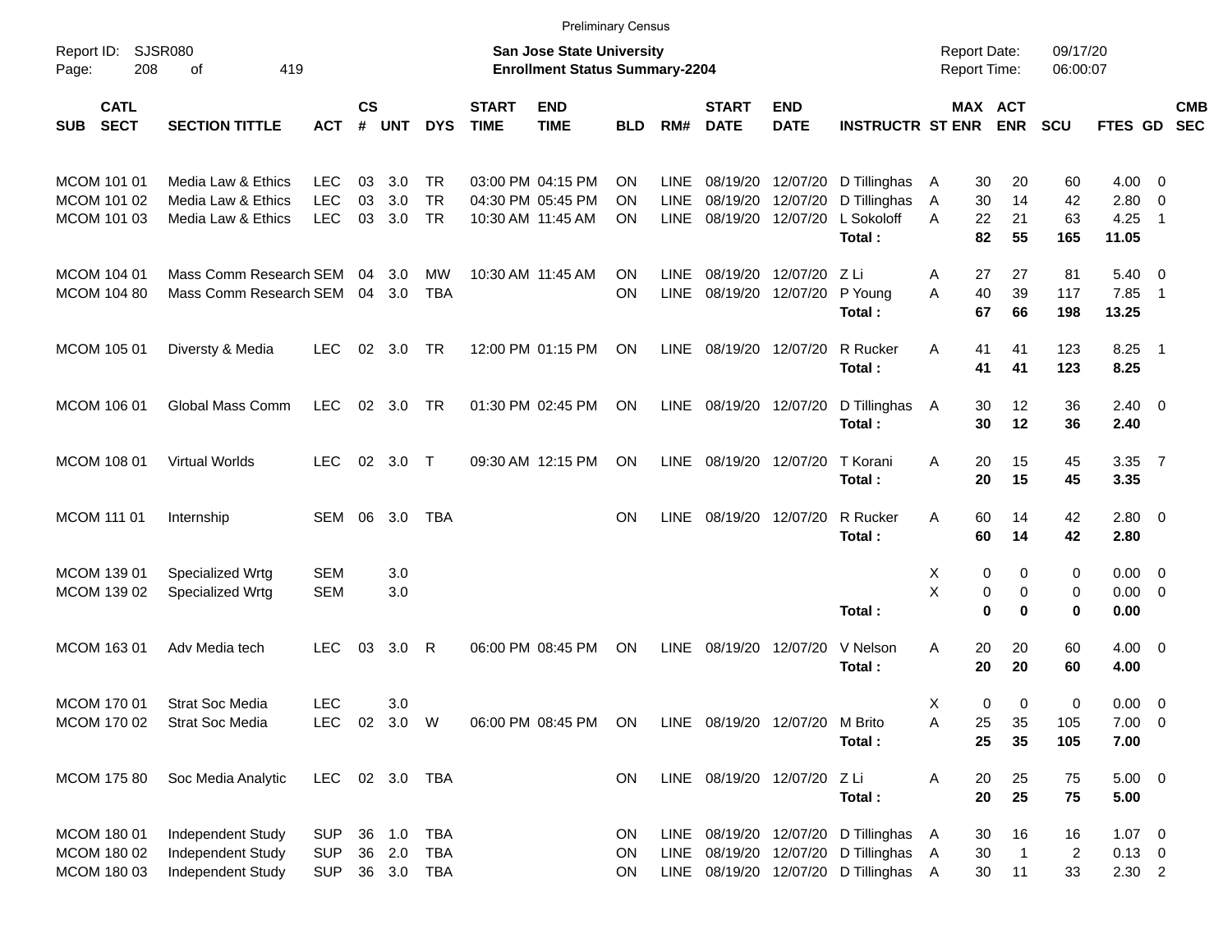Preliminary Census

Report ID: SJSR080

**San Jose State University**
**Enrollment Status Summary-2204**

Report Date: 09/17/20
Report Time: 06:00:07

| SUB | CATL SECT | SECTION TITTLE | ACT | CS # | UNT | DYS | START TIME | END TIME | BLD | RM# | START DATE | END DATE | INSTRUCTR | ST | MAX ENR | ACT ENR | SCU | FTES | GD | CMB SEC |
|---|---|---|---|---|---|---|---|---|---|---|---|---|---|---|---|---|---|---|---|---|
| MCOM | 101 01 | Media Law & Ethics | LEC | 03 | 3.0 | TR | 03:00 PM | 04:15 PM | ON | LINE | 08/19/20 | 12/07/20 | D Tillinghas | A | 30 | 20 | 60 | 4.00 | 0 | |
| MCOM | 101 02 | Media Law & Ethics | LEC | 03 | 3.0 | TR | 04:30 PM | 05:45 PM | ON | LINE | 08/19/20 | 12/07/20 | D Tillinghas | A | 30 | 14 | 42 | 2.80 | 0 | |
| MCOM | 101 03 | Media Law & Ethics | LEC | 03 | 3.0 | TR | 10:30 AM | 11:45 AM | ON | LINE | 08/19/20 | 12/07/20 | L Sokoloff | A | 22 | 21 | 63 | 4.25 | 1 | |
| | | | | | | | | | | | | | **Total :** | | **82** | **55** | **165** | **11.05** | | |
| MCOM | 104 01 | Mass Comm Research | SEM | 04 | 3.0 | MW | 10:30 AM | 11:45 AM | ON | LINE | 08/19/20 | 12/07/20 | Z Li | A | 27 | 27 | 81 | 5.40 | 0 | |
| MCOM | 104 80 | Mass Comm Research | SEM | 04 | 3.0 | TBA | | | ON | LINE | 08/19/20 | 12/07/20 | P Young | A | 40 | 39 | 117 | 7.85 | 1 | |
| | | | | | | | | | | | | | **Total :** | | **67** | **66** | **198** | **13.25** | | |
| MCOM | 105 01 | Diversty & Media | LEC | 02 | 3.0 | TR | 12:00 PM | 01:15 PM | ON | LINE | 08/19/20 | 12/07/20 | R Rucker | A | 41 | 41 | 123 | 8.25 | 1 | |
| | | | | | | | | | | | | | **Total :** | | **41** | **41** | **123** | **8.25** | | |
| MCOM | 106 01 | Global Mass Comm | LEC | 02 | 3.0 | TR | 01:30 PM | 02:45 PM | ON | LINE | 08/19/20 | 12/07/20 | D Tillinghas | A | 30 | 12 | 36 | 2.40 | 0 | |
| | | | | | | | | | | | | | **Total :** | | **30** | **12** | **36** | **2.40** | | |
| MCOM | 108 01 | Virtual Worlds | LEC | 02 | 3.0 | T | 09:30 AM | 12:15 PM | ON | LINE | 08/19/20 | 12/07/20 | T Korani | A | 20 | 15 | 45 | 3.35 | 7 | |
| | | | | | | | | | | | | | **Total :** | | **20** | **15** | **45** | **3.35** | | |
| MCOM | 111 01 | Internship | SEM | 06 | 3.0 | TBA | | | ON | LINE | 08/19/20 | 12/07/20 | R Rucker | A | 60 | 14 | 42 | 2.80 | 0 | |
| | | | | | | | | | | | | | **Total :** | | **60** | **14** | **42** | **2.80** | | |
| MCOM | 139 01 | Specialized Wrtg | SEM | | 3.0 | | | | | | | | | X | 0 | 0 | 0 | 0.00 | 0 | |
| MCOM | 139 02 | Specialized Wrtg | SEM | | 3.0 | | | | | | | | | X | 0 | 0 | 0 | 0.00 | 0 | |
| | | | | | | | | | | | | | **Total :** | | **0** | **0** | **0** | **0.00** | | |
| MCOM | 163 01 | Adv Media tech | LEC | 03 | 3.0 | R | 06:00 PM | 08:45 PM | ON | LINE | 08/19/20 | 12/07/20 | V Nelson | A | 20 | 20 | 60 | 4.00 | 0 | |
| | | | | | | | | | | | | | **Total :** | | **20** | **20** | **60** | **4.00** | | |
| MCOM | 170 01 | Strat Soc Media | LEC | | 3.0 | | | | | | | | | X | 0 | 0 | 0 | 0.00 | 0 | |
| MCOM | 170 02 | Strat Soc Media | LEC | 02 | 3.0 | W | 06:00 PM | 08:45 PM | ON | LINE | 08/19/20 | 12/07/20 | M Brito | A | 25 | 35 | 105 | 7.00 | 0 | |
| | | | | | | | | | | | | | **Total :** | | **25** | **35** | **105** | **7.00** | | |
| MCOM | 175 80 | Soc Media Analytic | LEC | 02 | 3.0 | TBA | | | ON | LINE | 08/19/20 | 12/07/20 | Z Li | A | 20 | 25 | 75 | 5.00 | 0 | |
| | | | | | | | | | | | | | **Total :** | | **20** | **25** | **75** | **5.00** | | |
| MCOM | 180 01 | Independent Study | SUP | 36 | 1.0 | TBA | | | ON | LINE | 08/19/20 | 12/07/20 | D Tillinghas | A | 30 | 16 | 16 | 1.07 | 0 | |
| MCOM | 180 02 | Independent Study | SUP | 36 | 2.0 | TBA | | | ON | LINE | 08/19/20 | 12/07/20 | D Tillinghas | A | 30 | 1 | 2 | 0.13 | 0 | |
| MCOM | 180 03 | Independent Study | SUP | 36 | 3.0 | TBA | | | ON | LINE | 08/19/20 | 12/07/20 | D Tillinghas | A | 30 | 11 | 33 | 2.30 | 2 | |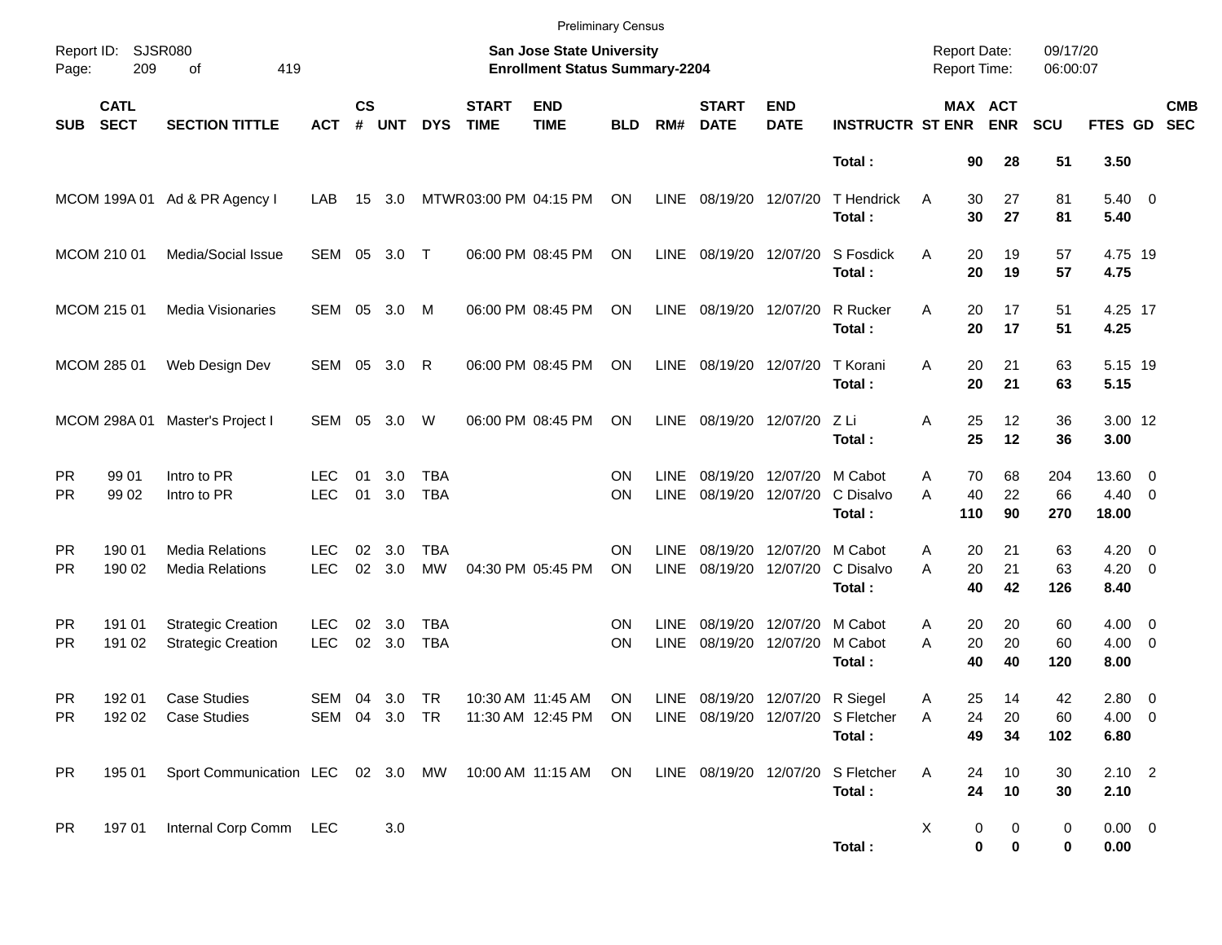Preliminary Census

Report ID: SJSR080

**San Jose State University**
**Enrollment Status Summary-2204**

Report Date: 09/17/20
Report Time: 06:00:07

| SUB | CATL SECT | SECTION TITTLE | ACT | CS # | UNT | DYS | START TIME | END TIME | BLD | RM# | START DATE | END DATE | INSTRUCTR | ST | MAX ENR | ACT ENR | SCU | FTES | GD | CMB SEC |
|---|---|---|---|---|---|---|---|---|---|---|---|---|---|---|---|---|---|---|---|---|
| | | | | | | | | | | | | | **Total :** | | **90** | **28** | **51** | **3.50** | | |
| MCOM | 199A 01 | Ad & PR Agency I | LAB | 15 | 3.0 | MTWR | 03:00 PM | 04:15 PM | ON | LINE | 08/19/20 | 12/07/20 | T Hendrick | A | 30 | 27 | 81 | 5.40 | 0 | |
| | | | | | | | | | | | | | **Total :** | | **30** | **27** | **81** | **5.40** | | |
| MCOM | 210 01 | Media/Social Issue | SEM | 05 | 3.0 | T | 06:00 PM | 08:45 PM | ON | LINE | 08/19/20 | 12/07/20 | S Fosdick | A | 20 | 19 | 57 | 4.75 | 19 | |
| | | | | | | | | | | | | | **Total :** | | **20** | **19** | **57** | **4.75** | | |
| MCOM | 215 01 | Media Visionaries | SEM | 05 | 3.0 | M | 06:00 PM | 08:45 PM | ON | LINE | 08/19/20 | 12/07/20 | R Rucker | A | 20 | 17 | 51 | 4.25 | 17 | |
| | | | | | | | | | | | | | **Total :** | | **20** | **17** | **51** | **4.25** | | |
| MCOM | 285 01 | Web Design Dev | SEM | 05 | 3.0 | R | 06:00 PM | 08:45 PM | ON | LINE | 08/19/20 | 12/07/20 | T Korani | A | 20 | 21 | 63 | 5.15 | 19 | |
| | | | | | | | | | | | | | **Total :** | | **20** | **21** | **63** | **5.15** | | |
| MCOM | 298A 01 | Master's Project I | SEM | 05 | 3.0 | W | 06:00 PM | 08:45 PM | ON | LINE | 08/19/20 | 12/07/20 | Z Li | A | 25 | 12 | 36 | 3.00 | 12 | |
| | | | | | | | | | | | | | **Total :** | | **25** | **12** | **36** | **3.00** | | |
| PR | 99 01 | Intro to PR | LEC | 01 | 3.0 | TBA | | | ON | LINE | 08/19/20 | 12/07/20 | M Cabot | A | 70 | 68 | 204 | 13.60 | 0 | |
| PR | 99 02 | Intro to PR | LEC | 01 | 3.0 | TBA | | | ON | LINE | 08/19/20 | 12/07/20 | C Disalvo | A | 40 | 22 | 66 | 4.40 | 0 | |
| | | | | | | | | | | | | | **Total :** | | **110** | **90** | **270** | **18.00** | | |
| PR | 190 01 | Media Relations | LEC | 02 | 3.0 | TBA | | | ON | LINE | 08/19/20 | 12/07/20 | M Cabot | A | 20 | 21 | 63 | 4.20 | 0 | |
| PR | 190 02 | Media Relations | LEC | 02 | 3.0 | MW | 04:30 PM | 05:45 PM | ON | LINE | 08/19/20 | 12/07/20 | C Disalvo | A | 20 | 21 | 63 | 4.20 | 0 | |
| | | | | | | | | | | | | | **Total :** | | **40** | **42** | **126** | **8.40** | | |
| PR | 191 01 | Strategic Creation | LEC | 02 | 3.0 | TBA | | | ON | LINE | 08/19/20 | 12/07/20 | M Cabot | A | 20 | 20 | 60 | 4.00 | 0 | |
| PR | 191 02 | Strategic Creation | LEC | 02 | 3.0 | TBA | | | ON | LINE | 08/19/20 | 12/07/20 | M Cabot | A | 20 | 20 | 60 | 4.00 | 0 | |
| | | | | | | | | | | | | | **Total :** | | **40** | **40** | **120** | **8.00** | | |
| PR | 192 01 | Case Studies | SEM | 04 | 3.0 | TR | 10:30 AM | 11:45 AM | ON | LINE | 08/19/20 | 12/07/20 | R Siegel | A | 25 | 14 | 42 | 2.80 | 0 | |
| PR | 192 02 | Case Studies | SEM | 04 | 3.0 | TR | 11:30 AM | 12:45 PM | ON | LINE | 08/19/20 | 12/07/20 | S Fletcher | A | 24 | 20 | 60 | 4.00 | 0 | |
| | | | | | | | | | | | | | **Total :** | | **49** | **34** | **102** | **6.80** | | |
| PR | 195 01 | Sport Communication | LEC | 02 | 3.0 | MW | 10:00 AM | 11:15 AM | ON | LINE | 08/19/20 | 12/07/20 | S Fletcher | A | 24 | 10 | 30 | 2.10 | 2 | |
| | | | | | | | | | | | | | **Total :** | | **24** | **10** | **30** | **2.10** | | |
| PR | 197 01 | Internal Corp Comm | LEC | | 3.0 | | | | | | | | | X | 0 | 0 | 0 | 0.00 | 0 | |
| | | | | | | | | | | | | | **Total :** | | **0** | **0** | **0** | **0.00** | | |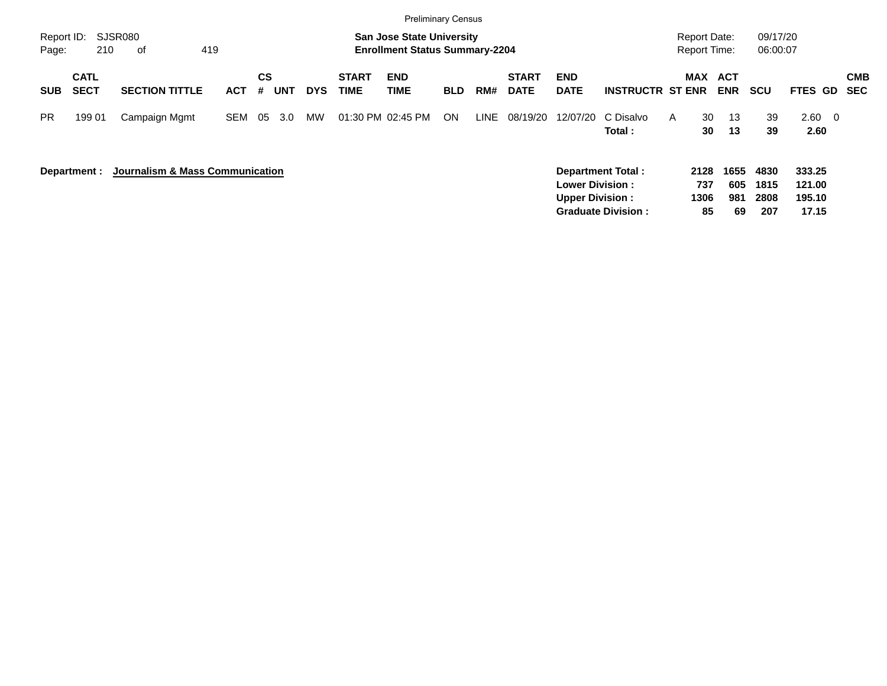Preliminary Census

Report ID: SJSR080
Page: 210 of 419

**San Jose State University**
**Enrollment Status Summary-2204**

Report Date: 09/17/20
Report Time: 06:00:07

| SUB | CATL SECT | SECTION TITTLE | ACT | CS # | UNT | DYS | START TIME | END TIME | BLD | RM# | START DATE | END DATE | INSTRUCTR | ST | MAX ENR | ACT ENR | SCU | FTES | GD | CMB SEC |
|---|---|---|---|---|---|---|---|---|---|---|---|---|---|---|---|---|---|---|---|---|
| PR | 199 01 | Campaign Mgmt | SEM | 05 | 3.0 | MW | 01:30 PM | 02:45 PM | ON | LINE | 08/19/20 | 12/07/20 | C Disalvo | A | 30 | 13 | 39 | 2.60 | 0 | |
| | | | | | | | | | | | | | **Total :** | | **30** | **13** | **39** | **2.60** | | |

**Department :** **Journalism & Mass Communication**

| | MAX ENR | ACT ENR | SCU | FTES |
|---|---|---|---|---|
| **Department Total :** | **2128** | **1655** | **4830** | **333.25** |
| **Lower Division :** | **737** | **605** | **1815** | **121.00** |
| **Upper Division :** | **1306** | **981** | **2808** | **195.10** |
| **Graduate Division :** | **85** | **69** | **207** | **17.15** |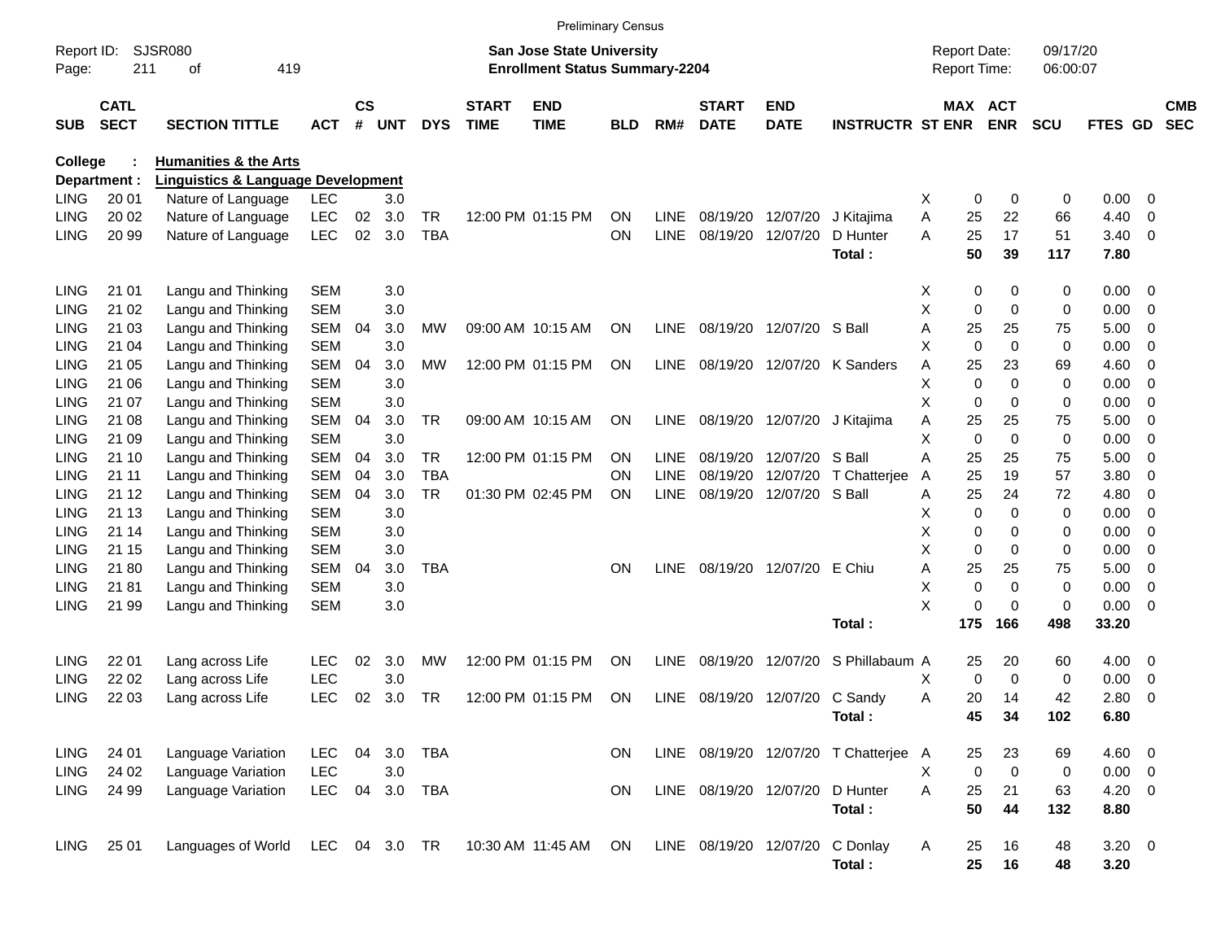Preliminary Census

Report ID: SJSR080
Page: 211 of 419

**San Jose State University**
**Enrollment Status Summary-2204**

Report Date: 09/17/20
Report Time: 06:00:07

**College : Humanities & the Arts**
**Department : Linguistics & Language Development**

| SUB | CATL SECT | SECTION TITTLE | ACT | CS # | UNT | DYS | START TIME | END TIME | BLD | RM# | START DATE | END DATE | INSTRUCTR | ST | MAX ENR | ACT ENR | SCU | FTES | GD | CMB SEC |
|---|---|---|---|---|---|---|---|---|---|---|---|---|---|---|---|---|---|---|---|---|
| LING | 20 01 | Nature of Language | LEC | | 3.0 | | | | | | | | | X | 0 | 0 | 0 | 0.00 | 0 | |
| LING | 20 02 | Nature of Language | LEC | 02 | 3.0 | TR | 12:00 PM | 01:15 PM | ON | LINE | 08/19/20 | 12/07/20 | J Kitajima | A | 25 | 22 | 66 | 4.40 | 0 | |
| LING | 20 99 | Nature of Language | LEC | 02 | 3.0 | TBA | | | ON | LINE | 08/19/20 | 12/07/20 | D Hunter | A | 25 | 17 | 51 | 3.40 | 0 | |
| | | | | | | | | | | | | | **Total :** | | **50** | **39** | **117** | **7.80** | | |
| LING | 21 01 | Langu and Thinking | SEM | | 3.0 | | | | | | | | | X | 0 | 0 | 0 | 0.00 | 0 | |
| LING | 21 02 | Langu and Thinking | SEM | | 3.0 | | | | | | | | | X | 0 | 0 | 0 | 0.00 | 0 | |
| LING | 21 03 | Langu and Thinking | SEM | 04 | 3.0 | MW | 09:00 AM | 10:15 AM | ON | LINE | 08/19/20 | 12/07/20 | S Ball | A | 25 | 25 | 75 | 5.00 | 0 | |
| LING | 21 04 | Langu and Thinking | SEM | | 3.0 | | | | | | | | | X | 0 | 0 | 0 | 0.00 | 0 | |
| LING | 21 05 | Langu and Thinking | SEM | 04 | 3.0 | MW | 12:00 PM | 01:15 PM | ON | LINE | 08/19/20 | 12/07/20 | K Sanders | A | 25 | 23 | 69 | 4.60 | 0 | |
| LING | 21 06 | Langu and Thinking | SEM | | 3.0 | | | | | | | | | X | 0 | 0 | 0 | 0.00 | 0 | |
| LING | 21 07 | Langu and Thinking | SEM | | 3.0 | | | | | | | | | X | 0 | 0 | 0 | 0.00 | 0 | |
| LING | 21 08 | Langu and Thinking | SEM | 04 | 3.0 | TR | 09:00 AM | 10:15 AM | ON | LINE | 08/19/20 | 12/07/20 | J Kitajima | A | 25 | 25 | 75 | 5.00 | 0 | |
| LING | 21 09 | Langu and Thinking | SEM | | 3.0 | | | | | | | | | X | 0 | 0 | 0 | 0.00 | 0 | |
| LING | 21 10 | Langu and Thinking | SEM | 04 | 3.0 | TR | 12:00 PM | 01:15 PM | ON | LINE | 08/19/20 | 12/07/20 | S Ball | A | 25 | 25 | 75 | 5.00 | 0 | |
| LING | 21 11 | Langu and Thinking | SEM | 04 | 3.0 | TBA | | | ON | LINE | 08/19/20 | 12/07/20 | T Chatterjee | A | 25 | 19 | 57 | 3.80 | 0 | |
| LING | 21 12 | Langu and Thinking | SEM | 04 | 3.0 | TR | 01:30 PM | 02:45 PM | ON | LINE | 08/19/20 | 12/07/20 | S Ball | A | 25 | 24 | 72 | 4.80 | 0 | |
| LING | 21 13 | Langu and Thinking | SEM | | 3.0 | | | | | | | | | X | 0 | 0 | 0 | 0.00 | 0 | |
| LING | 21 14 | Langu and Thinking | SEM | | 3.0 | | | | | | | | | X | 0 | 0 | 0 | 0.00 | 0 | |
| LING | 21 15 | Langu and Thinking | SEM | | 3.0 | | | | | | | | | X | 0 | 0 | 0 | 0.00 | 0 | |
| LING | 21 80 | Langu and Thinking | SEM | 04 | 3.0 | TBA | | | ON | LINE | 08/19/20 | 12/07/20 | E Chiu | A | 25 | 25 | 75 | 5.00 | 0 | |
| LING | 21 81 | Langu and Thinking | SEM | | 3.0 | | | | | | | | | X | 0 | 0 | 0 | 0.00 | 0 | |
| LING | 21 99 | Langu and Thinking | SEM | | 3.0 | | | | | | | | | X | 0 | 0 | 0 | 0.00 | 0 | |
| | | | | | | | | | | | | | **Total :** | | **175** | **166** | **498** | **33.20** | | |
| LING | 22 01 | Lang across Life | LEC | 02 | 3.0 | MW | 12:00 PM | 01:15 PM | ON | LINE | 08/19/20 | 12/07/20 | S Phillabaum | A | 25 | 20 | 60 | 4.00 | 0 | |
| LING | 22 02 | Lang across Life | LEC | | 3.0 | | | | | | | | | X | 0 | 0 | 0 | 0.00 | 0 | |
| LING | 22 03 | Lang across Life | LEC | 02 | 3.0 | TR | 12:00 PM | 01:15 PM | ON | LINE | 08/19/20 | 12/07/20 | C Sandy | A | 20 | 14 | 42 | 2.80 | 0 | |
| | | | | | | | | | | | | | **Total :** | | **45** | **34** | **102** | **6.80** | | |
| LING | 24 01 | Language Variation | LEC | 04 | 3.0 | TBA | | | ON | LINE | 08/19/20 | 12/07/20 | T Chatterjee | A | 25 | 23 | 69 | 4.60 | 0 | |
| LING | 24 02 | Language Variation | LEC | | 3.0 | | | | | | | | | X | 0 | 0 | 0 | 0.00 | 0 | |
| LING | 24 99 | Language Variation | LEC | 04 | 3.0 | TBA | | | ON | LINE | 08/19/20 | 12/07/20 | D Hunter | A | 25 | 21 | 63 | 4.20 | 0 | |
| | | | | | | | | | | | | | **Total :** | | **50** | **44** | **132** | **8.80** | | |
| LING | 25 01 | Languages of World | LEC | 04 | 3.0 | TR | 10:30 AM | 11:45 AM | ON | LINE | 08/19/20 | 12/07/20 | C Donlay | A | 25 | 16 | 48 | 3.20 | 0 | |
| | | | | | | | | | | | | | **Total :** | | **25** | **16** | **48** | **3.20** | | |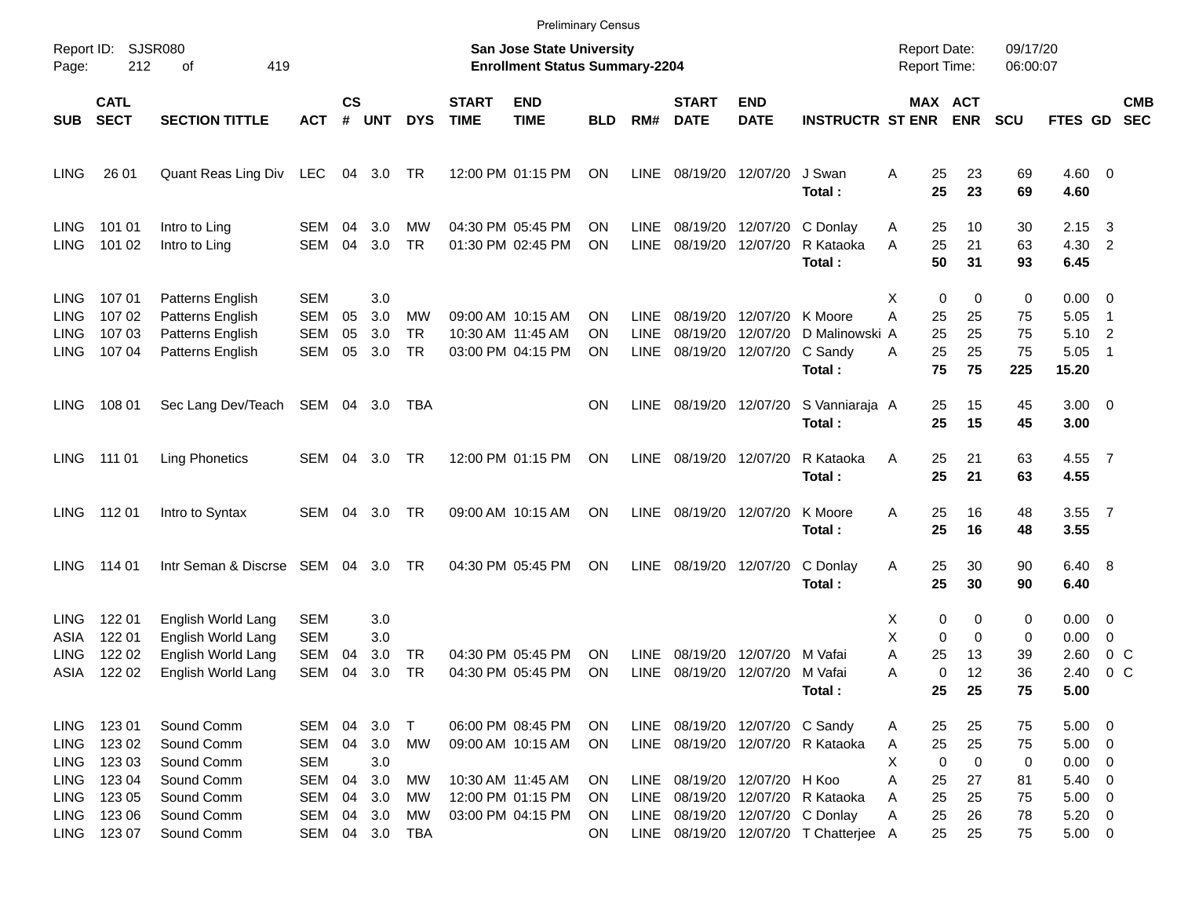Preliminary Census

Report ID: SJSR080

**San Jose State University**
**Enrollment Status Summary-2204**

Report Date: 09/17/20
Report Time: 06:00:07

| SUB | CATL SECT | SECTION TITTLE | ACT | CS # | UNT | DYS | START TIME | END TIME | BLD | RM# | START DATE | END DATE | INSTRUCTR | ST | MAX ENR | ACT ENR | SCU | FTES | GD | CMB SEC |
|---|---|---|---|---|---|---|---|---|---|---|---|---|---|---|---|---|---|---|---|---|
| LING | 26 01 | Quant Reas Ling Div | LEC | 04 | 3.0 | TR | 12:00 PM | 01:15 PM | ON | LINE | 08/19/20 | 12/07/20 | J Swan | A | 25 | 23 | 69 | 4.60 | 0 | |
| | | | | | | | | | | | | | **Total :** | | **25** | **23** | **69** | **4.60** | | |
| LING | 101 01 | Intro to Ling | SEM | 04 | 3.0 | MW | 04:30 PM | 05:45 PM | ON | LINE | 08/19/20 | 12/07/20 | C Donlay | A | 25 | 10 | 30 | 2.15 | 3 | |
| LING | 101 02 | Intro to Ling | SEM | 04 | 3.0 | TR | 01:30 PM | 02:45 PM | ON | LINE | 08/19/20 | 12/07/20 | R Kataoka | A | 25 | 21 | 63 | 4.30 | 2 | |
| | | | | | | | | | | | | | **Total :** | | **50** | **31** | **93** | **6.45** | | |
| LING | 107 01 | Patterns English | SEM | | 3.0 | | | | | | | | | X | 0 | 0 | 0 | 0.00 | 0 | |
| LING | 107 02 | Patterns English | SEM | 05 | 3.0 | MW | 09:00 AM | 10:15 AM | ON | LINE | 08/19/20 | 12/07/20 | K Moore | A | 25 | 25 | 75 | 5.05 | 1 | |
| LING | 107 03 | Patterns English | SEM | 05 | 3.0 | TR | 10:30 AM | 11:45 AM | ON | LINE | 08/19/20 | 12/07/20 | D Malinowski | A | 25 | 25 | 75 | 5.10 | 2 | |
| LING | 107 04 | Patterns English | SEM | 05 | 3.0 | TR | 03:00 PM | 04:15 PM | ON | LINE | 08/19/20 | 12/07/20 | C Sandy | A | 25 | 25 | 75 | 5.05 | 1 | |
| | | | | | | | | | | | | | **Total :** | | **75** | **75** | **225** | **15.20** | | |
| LING | 108 01 | Sec Lang Dev/Teach | SEM | 04 | 3.0 | TBA | | | ON | LINE | 08/19/20 | 12/07/20 | S Vanniaraja | A | 25 | 15 | 45 | 3.00 | 0 | |
| | | | | | | | | | | | | | **Total :** | | **25** | **15** | **45** | **3.00** | | |
| LING | 111 01 | Ling Phonetics | SEM | 04 | 3.0 | TR | 12:00 PM | 01:15 PM | ON | LINE | 08/19/20 | 12/07/20 | R Kataoka | A | 25 | 21 | 63 | 4.55 | 7 | |
| | | | | | | | | | | | | | **Total :** | | **25** | **21** | **63** | **4.55** | | |
| LING | 112 01 | Intro to Syntax | SEM | 04 | 3.0 | TR | 09:00 AM | 10:15 AM | ON | LINE | 08/19/20 | 12/07/20 | K Moore | A | 25 | 16 | 48 | 3.55 | 7 | |
| | | | | | | | | | | | | | **Total :** | | **25** | **16** | **48** | **3.55** | | |
| LING | 114 01 | Intr Seman & Discrse | SEM | 04 | 3.0 | TR | 04:30 PM | 05:45 PM | ON | LINE | 08/19/20 | 12/07/20 | C Donlay | A | 25 | 30 | 90 | 6.40 | 8 | |
| | | | | | | | | | | | | | **Total :** | | **25** | **30** | **90** | **6.40** | | |
| LING | 122 01 | English World Lang | SEM | | 3.0 | | | | | | | | | X | 0 | 0 | 0 | 0.00 | 0 | |
| ASIA | 122 01 | English World Lang | SEM | | 3.0 | | | | | | | | | X | 0 | 0 | 0 | 0.00 | 0 | |
| LING | 122 02 | English World Lang | SEM | 04 | 3.0 | TR | 04:30 PM | 05:45 PM | ON | LINE | 08/19/20 | 12/07/20 | M Vafai | A | 25 | 13 | 39 | 2.60 | 0 | C |
| ASIA | 122 02 | English World Lang | SEM | 04 | 3.0 | TR | 04:30 PM | 05:45 PM | ON | LINE | 08/19/20 | 12/07/20 | M Vafai | A | 0 | 12 | 36 | 2.40 | 0 | C |
| | | | | | | | | | | | | | **Total :** | | **25** | **25** | **75** | **5.00** | | |
| LING | 123 01 | Sound Comm | SEM | 04 | 3.0 | T | 06:00 PM | 08:45 PM | ON | LINE | 08/19/20 | 12/07/20 | C Sandy | A | 25 | 25 | 75 | 5.00 | 0 | |
| LING | 123 02 | Sound Comm | SEM | 04 | 3.0 | MW | 09:00 AM | 10:15 AM | ON | LINE | 08/19/20 | 12/07/20 | R Kataoka | A | 25 | 25 | 75 | 5.00 | 0 | |
| LING | 123 03 | Sound Comm | SEM | | 3.0 | | | | | | | | | X | 0 | 0 | 0 | 0.00 | 0 | |
| LING | 123 04 | Sound Comm | SEM | 04 | 3.0 | MW | 10:30 AM | 11:45 AM | ON | LINE | 08/19/20 | 12/07/20 | H Koo | A | 25 | 27 | 81 | 5.40 | 0 | |
| LING | 123 05 | Sound Comm | SEM | 04 | 3.0 | MW | 12:00 PM | 01:15 PM | ON | LINE | 08/19/20 | 12/07/20 | R Kataoka | A | 25 | 25 | 75 | 5.00 | 0 | |
| LING | 123 06 | Sound Comm | SEM | 04 | 3.0 | MW | 03:00 PM | 04:15 PM | ON | LINE | 08/19/20 | 12/07/20 | C Donlay | A | 25 | 26 | 78 | 5.20 | 0 | |
| LING | 123 07 | Sound Comm | SEM | 04 | 3.0 | TBA | | | ON | LINE | 08/19/20 | 12/07/20 | T Chatterjee | A | 25 | 25 | 75 | 5.00 | 0 | |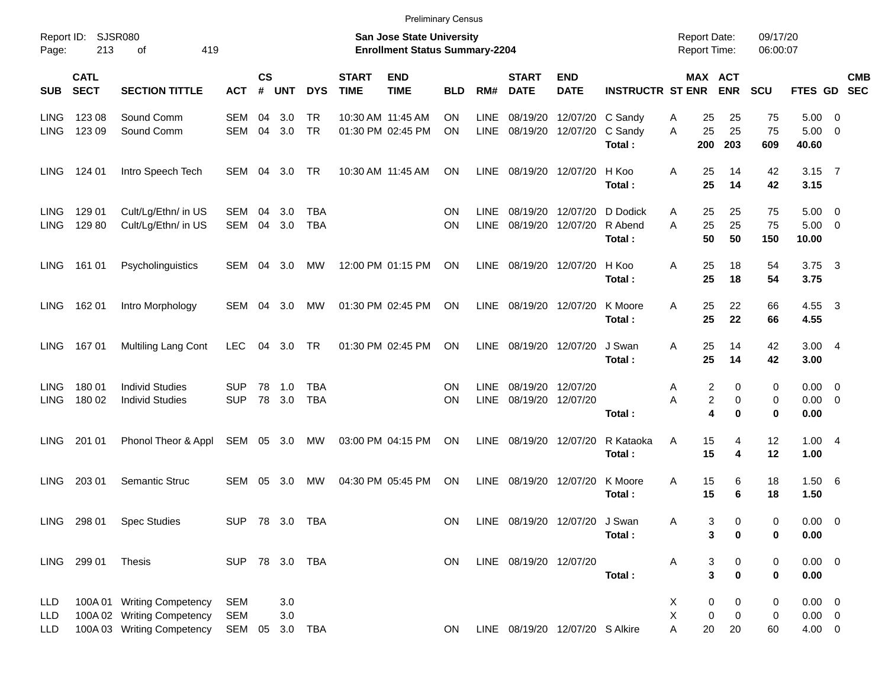Preliminary Census

Report ID: SJSR080
Page: 213 of 419

**San Jose State University**
**Enrollment Status Summary-2204**

Report Date: 09/17/20
Report Time: 06:00:07

| SUB | CATL SECT | SECTION TITTLE | ACT | CS # | UNT | DYS | START TIME | END TIME | BLD | RM# | START DATE | END DATE | INSTRUCTR | ST | MAX ENR | ACT ENR | SCU | FTES | GD | CMB SEC |
|---|---|---|---|---|---|---|---|---|---|---|---|---|---|---|---|---|---|---|---|---|
| LING | 123 08 | Sound Comm | SEM | 04 | 3.0 | TR | 10:30 AM | 11:45 AM | ON | LINE | 08/19/20 | 12/07/20 | C Sandy | A | 25 | 25 | 75 | 5.00 | 0 | |
| LING | 123 09 | Sound Comm | SEM | 04 | 3.0 | TR | 01:30 PM | 02:45 PM | ON | LINE | 08/19/20 | 12/07/20 | C Sandy | A | 25 | 25 | 75 | 5.00 | 0 | |
| | | | | | | | | | | | | | **Total :** | | **200** | **203** | **609** | **40.60** | | |
| LING | 124 01 | Intro Speech Tech | SEM | 04 | 3.0 | TR | 10:30 AM | 11:45 AM | ON | LINE | 08/19/20 | 12/07/20 | H Koo | A | 25 | 14 | 42 | 3.15 | 7 | |
| | | | | | | | | | | | | | **Total :** | | **25** | **14** | **42** | **3.15** | | |
| LING | 129 01 | Cult/Lg/Ethn/ in US | SEM | 04 | 3.0 | TBA | | | ON | LINE | 08/19/20 | 12/07/20 | D Dodick | A | 25 | 25 | 75 | 5.00 | 0 | |
| LING | 129 80 | Cult/Lg/Ethn/ in US | SEM | 04 | 3.0 | TBA | | | ON | LINE | 08/19/20 | 12/07/20 | R Abend | A | 25 | 25 | 75 | 5.00 | 0 | |
| | | | | | | | | | | | | | **Total :** | | **50** | **50** | **150** | **10.00** | | |
| LING | 161 01 | Psycholinguistics | SEM | 04 | 3.0 | MW | 12:00 PM | 01:15 PM | ON | LINE | 08/19/20 | 12/07/20 | H Koo | A | 25 | 18 | 54 | 3.75 | 3 | |
| | | | | | | | | | | | | | **Total :** | | **25** | **18** | **54** | **3.75** | | |
| LING | 162 01 | Intro Morphology | SEM | 04 | 3.0 | MW | 01:30 PM | 02:45 PM | ON | LINE | 08/19/20 | 12/07/20 | K Moore | A | 25 | 22 | 66 | 4.55 | 3 | |
| | | | | | | | | | | | | | **Total :** | | **25** | **22** | **66** | **4.55** | | |
| LING | 167 01 | Multiling Lang Cont | LEC | 04 | 3.0 | TR | 01:30 PM | 02:45 PM | ON | LINE | 08/19/20 | 12/07/20 | J Swan | A | 25 | 14 | 42 | 3.00 | 4 | |
| | | | | | | | | | | | | | **Total :** | | **25** | **14** | **42** | **3.00** | | |
| LING | 180 01 | Individ Studies | SUP | 78 | 1.0 | TBA | | | ON | LINE | 08/19/20 | 12/07/20 | | A | 2 | 0 | 0 | 0.00 | 0 | |
| LING | 180 02 | Individ Studies | SUP | 78 | 3.0 | TBA | | | ON | LINE | 08/19/20 | 12/07/20 | | A | 2 | 0 | 0 | 0.00 | 0 | |
| | | | | | | | | | | | | | **Total :** | | **4** | **0** | **0** | **0.00** | | |
| LING | 201 01 | Phonol Theor & Appl | SEM | 05 | 3.0 | MW | 03:00 PM | 04:15 PM | ON | LINE | 08/19/20 | 12/07/20 | R Kataoka | A | 15 | 4 | 12 | 1.00 | 4 | |
| | | | | | | | | | | | | | **Total :** | | **15** | **4** | **12** | **1.00** | | |
| LING | 203 01 | Semantic Struc | SEM | 05 | 3.0 | MW | 04:30 PM | 05:45 PM | ON | LINE | 08/19/20 | 12/07/20 | K Moore | A | 15 | 6 | 18 | 1.50 | 6 | |
| | | | | | | | | | | | | | **Total :** | | **15** | **6** | **18** | **1.50** | | |
| LING | 298 01 | Spec Studies | SUP | 78 | 3.0 | TBA | | | ON | LINE | 08/19/20 | 12/07/20 | J Swan | A | 3 | 0 | 0 | 0.00 | 0 | |
| | | | | | | | | | | | | | **Total :** | | **3** | **0** | **0** | **0.00** | | |
| LING | 299 01 | Thesis | SUP | 78 | 3.0 | TBA | | | ON | LINE | 08/19/20 | 12/07/20 | | A | 3 | 0 | 0 | 0.00 | 0 | |
| | | | | | | | | | | | | | **Total :** | | **3** | **0** | **0** | **0.00** | | |
| LLD | 100A 01 | Writing Competency | SEM | | 3.0 | | | | | | | | | X | 0 | 0 | 0 | 0.00 | 0 | |
| LLD | 100A 02 | Writing Competency | SEM | | 3.0 | | | | | | | | | X | 0 | 0 | 0 | 0.00 | 0 | |
| LLD | 100A 03 | Writing Competency | SEM | 05 | 3.0 | TBA | | | ON | LINE | 08/19/20 | 12/07/20 | S Alkire | A | 20 | 20 | 60 | 4.00 | 0 | |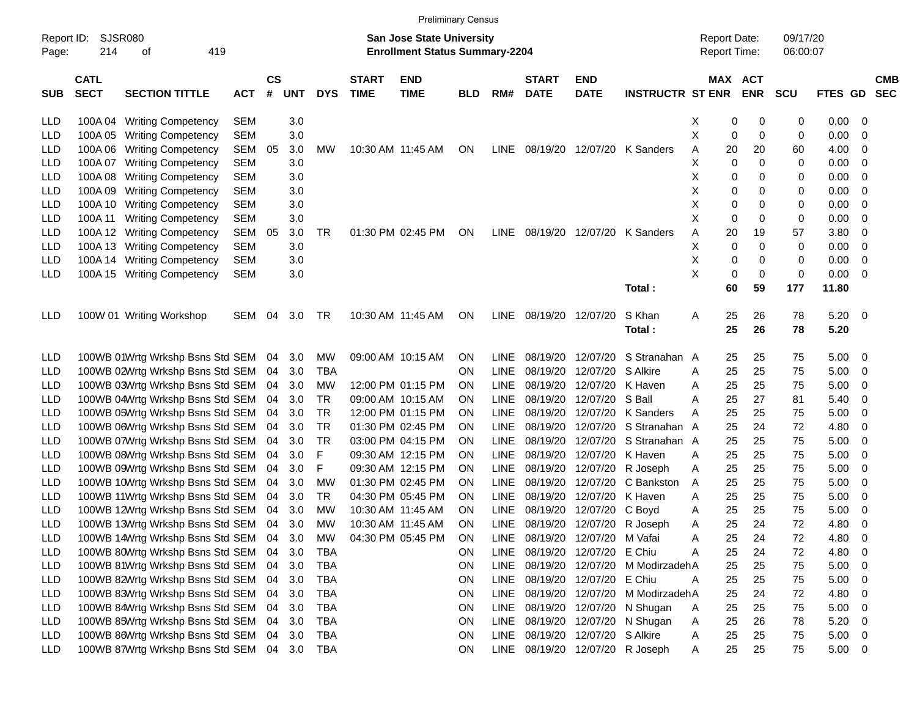Preliminary Census

Report ID: SJSR080

**San Jose State University**
**Enrollment Status Summary-2204**

Report Date: 09/17/20
Report Time: 06:00:07

| SUB | CATL SECT | SECTION TITTLE | ACT | CS # | UNT | DYS | START TIME | END TIME | BLD | RM# | START DATE | END DATE | INSTRUCTR | ST | MAX ENR | ACT ENR | SCU | FTES | GD | CMB SEC |
|---|---|---|---|---|---|---|---|---|---|---|---|---|---|---|---|---|---|---|---|---|
| LLD | 100A 04 | Writing Competency | SEM | | 3.0 | | | | | | | | | X | 0 | 0 | 0 | 0.00 | 0 | |
| LLD | 100A 05 | Writing Competency | SEM | | 3.0 | | | | | | | | | X | 0 | 0 | 0 | 0.00 | 0 | |
| LLD | 100A 06 | Writing Competency | SEM | 05 | 3.0 | MW | 10:30 AM | 11:45 AM | ON | LINE | 08/19/20 | 12/07/20 | K Sanders | A | 20 | 20 | 60 | 4.00 | 0 | |
| LLD | 100A 07 | Writing Competency | SEM | | 3.0 | | | | | | | | | X | 0 | 0 | 0 | 0.00 | 0 | |
| LLD | 100A 08 | Writing Competency | SEM | | 3.0 | | | | | | | | | X | 0 | 0 | 0 | 0.00 | 0 | |
| LLD | 100A 09 | Writing Competency | SEM | | 3.0 | | | | | | | | | X | 0 | 0 | 0 | 0.00 | 0 | |
| LLD | 100A 10 | Writing Competency | SEM | | 3.0 | | | | | | | | | X | 0 | 0 | 0 | 0.00 | 0 | |
| LLD | 100A 11 | Writing Competency | SEM | | 3.0 | | | | | | | | | X | 0 | 0 | 0 | 0.00 | 0 | |
| LLD | 100A 12 | Writing Competency | SEM | 05 | 3.0 | TR | 01:30 PM | 02:45 PM | ON | LINE | 08/19/20 | 12/07/20 | K Sanders | A | 20 | 19 | 57 | 3.80 | 0 | |
| LLD | 100A 13 | Writing Competency | SEM | | 3.0 | | | | | | | | | X | 0 | 0 | 0 | 0.00 | 0 | |
| LLD | 100A 14 | Writing Competency | SEM | | 3.0 | | | | | | | | | X | 0 | 0 | 0 | 0.00 | 0 | |
| LLD | 100A 15 | Writing Competency | SEM | | 3.0 | | | | | | | | | X | 0 | 0 | 0 | 0.00 | 0 | |
| | | | | | | | | | | | | | **Total :** | | **60** | **59** | **177** | **11.80** | | |
| LLD | 100W 01 | Writing Workshop | SEM | 04 | 3.0 | TR | 10:30 AM | 11:45 AM | ON | LINE | 08/19/20 | 12/07/20 | S Khan | A | 25 | 26 | 78 | 5.20 | 0 | |
| | | | | | | | | | | | | | **Total :** | | **25** | **26** | **78** | **5.20** | | |
| LLD | 100WB 01 | Wrtg Wrkshp Bsns Std | SEM | 04 | 3.0 | MW | 09:00 AM | 10:15 AM | ON | LINE | 08/19/20 | 12/07/20 | S Stranahan | A | 25 | 25 | 75 | 5.00 | 0 | |
| LLD | 100WB 02 | Wrtg Wrkshp Bsns Std | SEM | 04 | 3.0 | TBA | | | ON | LINE | 08/19/20 | 12/07/20 | S Alkire | A | 25 | 25 | 75 | 5.00 | 0 | |
| LLD | 100WB 03 | Wrtg Wrkshp Bsns Std | SEM | 04 | 3.0 | MW | 12:00 PM | 01:15 PM | ON | LINE | 08/19/20 | 12/07/20 | K Haven | A | 25 | 25 | 75 | 5.00 | 0 | |
| LLD | 100WB 04 | Wrtg Wrkshp Bsns Std | SEM | 04 | 3.0 | TR | 09:00 AM | 10:15 AM | ON | LINE | 08/19/20 | 12/07/20 | S Ball | A | 25 | 27 | 81 | 5.40 | 0 | |
| LLD | 100WB 05 | Wrtg Wrkshp Bsns Std | SEM | 04 | 3.0 | TR | 12:00 PM | 01:15 PM | ON | LINE | 08/19/20 | 12/07/20 | K Sanders | A | 25 | 25 | 75 | 5.00 | 0 | |
| LLD | 100WB 06 | Wrtg Wrkshp Bsns Std | SEM | 04 | 3.0 | TR | 01:30 PM | 02:45 PM | ON | LINE | 08/19/20 | 12/07/20 | S Stranahan | A | 25 | 24 | 72 | 4.80 | 0 | |
| LLD | 100WB 07 | Wrtg Wrkshp Bsns Std | SEM | 04 | 3.0 | TR | 03:00 PM | 04:15 PM | ON | LINE | 08/19/20 | 12/07/20 | S Stranahan | A | 25 | 25 | 75 | 5.00 | 0 | |
| LLD | 100WB 08 | Wrtg Wrkshp Bsns Std | SEM | 04 | 3.0 | F | 09:30 AM | 12:15 PM | ON | LINE | 08/19/20 | 12/07/20 | K Haven | A | 25 | 25 | 75 | 5.00 | 0 | |
| LLD | 100WB 09 | Wrtg Wrkshp Bsns Std | SEM | 04 | 3.0 | F | 09:30 AM | 12:15 PM | ON | LINE | 08/19/20 | 12/07/20 | R Joseph | A | 25 | 25 | 75 | 5.00 | 0 | |
| LLD | 100WB 10 | Wrtg Wrkshp Bsns Std | SEM | 04 | 3.0 | MW | 01:30 PM | 02:45 PM | ON | LINE | 08/19/20 | 12/07/20 | C Bankston | A | 25 | 25 | 75 | 5.00 | 0 | |
| LLD | 100WB 11 | Wrtg Wrkshp Bsns Std | SEM | 04 | 3.0 | TR | 04:30 PM | 05:45 PM | ON | LINE | 08/19/20 | 12/07/20 | K Haven | A | 25 | 25 | 75 | 5.00 | 0 | |
| LLD | 100WB 12 | Wrtg Wrkshp Bsns Std | SEM | 04 | 3.0 | MW | 10:30 AM | 11:45 AM | ON | LINE | 08/19/20 | 12/07/20 | C Boyd | A | 25 | 25 | 75 | 5.00 | 0 | |
| LLD | 100WB 13 | Wrtg Wrkshp Bsns Std | SEM | 04 | 3.0 | MW | 10:30 AM | 11:45 AM | ON | LINE | 08/19/20 | 12/07/20 | R Joseph | A | 25 | 24 | 72 | 4.80 | 0 | |
| LLD | 100WB 14 | Wrtg Wrkshp Bsns Std | SEM | 04 | 3.0 | MW | 04:30 PM | 05:45 PM | ON | LINE | 08/19/20 | 12/07/20 | M Vafai | A | 25 | 24 | 72 | 4.80 | 0 | |
| LLD | 100WB 80 | Wrtg Wrkshp Bsns Std | SEM | 04 | 3.0 | TBA | | | ON | LINE | 08/19/20 | 12/07/20 | E Chiu | A | 25 | 24 | 72 | 4.80 | 0 | |
| LLD | 100WB 81 | Wrtg Wrkshp Bsns Std | SEM | 04 | 3.0 | TBA | | | ON | LINE | 08/19/20 | 12/07/20 | M Modirzadeh | A | 25 | 25 | 75 | 5.00 | 0 | |
| LLD | 100WB 82 | Wrtg Wrkshp Bsns Std | SEM | 04 | 3.0 | TBA | | | ON | LINE | 08/19/20 | 12/07/20 | E Chiu | A | 25 | 25 | 75 | 5.00 | 0 | |
| LLD | 100WB 83 | Wrtg Wrkshp Bsns Std | SEM | 04 | 3.0 | TBA | | | ON | LINE | 08/19/20 | 12/07/20 | M Modirzadeh | A | 25 | 24 | 72 | 4.80 | 0 | |
| LLD | 100WB 84 | Wrtg Wrkshp Bsns Std | SEM | 04 | 3.0 | TBA | | | ON | LINE | 08/19/20 | 12/07/20 | N Shugan | A | 25 | 25 | 75 | 5.00 | 0 | |
| LLD | 100WB 85 | Wrtg Wrkshp Bsns Std | SEM | 04 | 3.0 | TBA | | | ON | LINE | 08/19/20 | 12/07/20 | N Shugan | A | 25 | 26 | 78 | 5.20 | 0 | |
| LLD | 100WB 86 | Wrtg Wrkshp Bsns Std | SEM | 04 | 3.0 | TBA | | | ON | LINE | 08/19/20 | 12/07/20 | S Alkire | A | 25 | 25 | 75 | 5.00 | 0 | |
| LLD | 100WB 87 | Wrtg Wrkshp Bsns Std | SEM | 04 | 3.0 | TBA | | | ON | LINE | 08/19/20 | 12/07/20 | R Joseph | A | 25 | 25 | 75 | 5.00 | 0 | |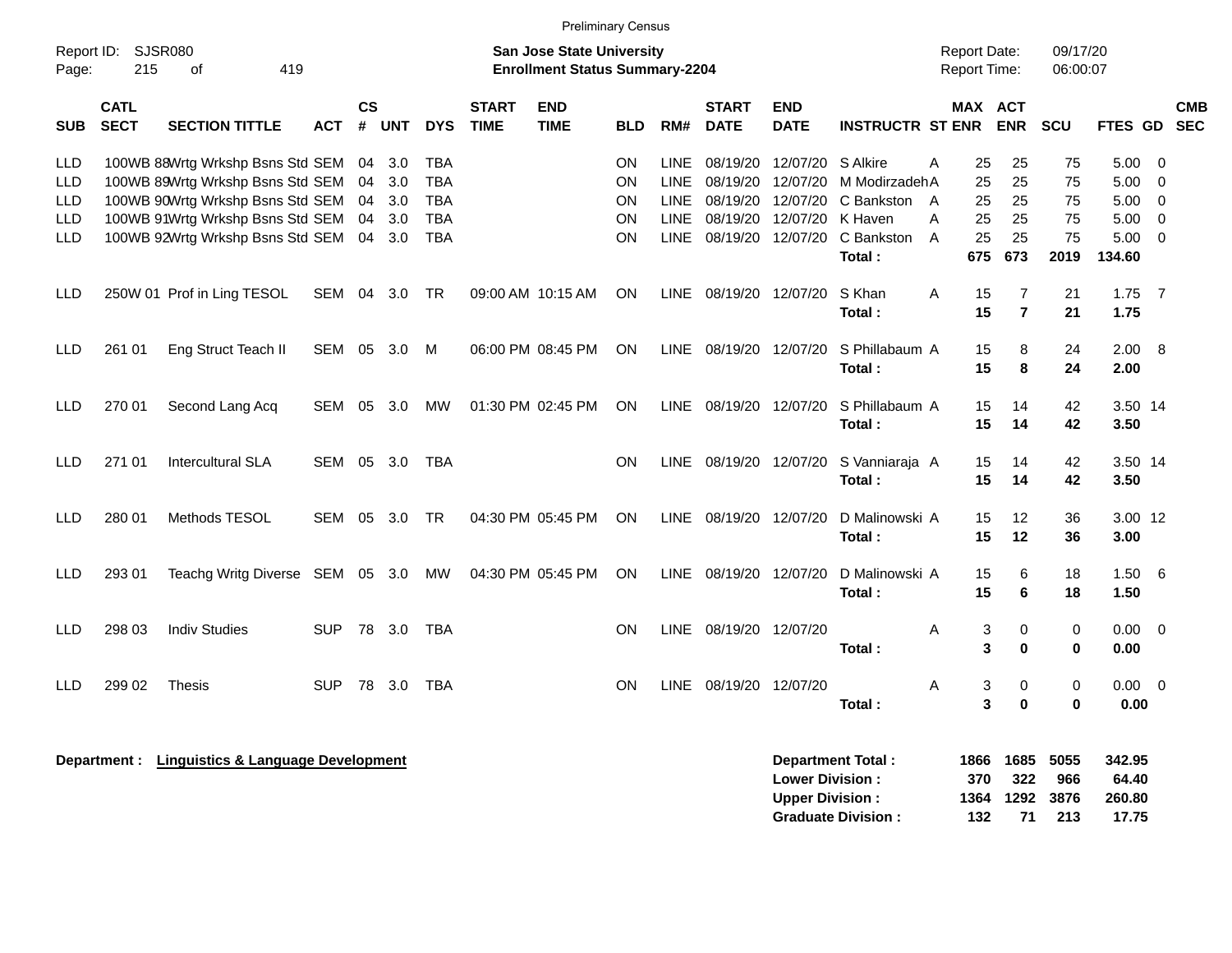Preliminary Census

Report ID: SJSR080

**San Jose State University**
**Enrollment Status Summary-2204**

Report Date: 09/17/20
Report Time: 06:00:07

| SUB | CATL SECT | SECTION TITTLE | ACT | CS # | UNT | DYS | START TIME | END TIME | BLD | RM# | START DATE | END DATE | INSTRUCTR | ST | MAX ENR | ACT ENR | SCU | FTES | GD | CMB SEC |
|---|---|---|---|---|---|---|---|---|---|---|---|---|---|---|---|---|---|---|---|---|
| LLD | 100WB 88 | Wrtg Wrkshp Bsns Std | SEM | 04 | 3.0 | TBA | | | ON | LINE | 08/19/20 | 12/07/20 | S Alkire | A | 25 | 25 | 75 | 5.00 | 0 | |
| LLD | 100WB 89 | Wrtg Wrkshp Bsns Std | SEM | 04 | 3.0 | TBA | | | ON | LINE | 08/19/20 | 12/07/20 | M Modirzadeh | A | 25 | 25 | 75 | 5.00 | 0 | |
| LLD | 100WB 90 | Wrtg Wrkshp Bsns Std | SEM | 04 | 3.0 | TBA | | | ON | LINE | 08/19/20 | 12/07/20 | C Bankston | A | 25 | 25 | 75 | 5.00 | 0 | |
| LLD | 100WB 91 | Wrtg Wrkshp Bsns Std | SEM | 04 | 3.0 | TBA | | | ON | LINE | 08/19/20 | 12/07/20 | K Haven | A | 25 | 25 | 75 | 5.00 | 0 | |
| LLD | 100WB 92 | Wrtg Wrkshp Bsns Std | SEM | 04 | 3.0 | TBA | | | ON | LINE | 08/19/20 | 12/07/20 | C Bankston | A | 25 | 25 | 75 | 5.00 | 0 | |
| | | | | | | | | | | | | | **Total :** | | **675** | **673** | **2019** | **134.60** | | |
| LLD | 250W 01 | Prof in Ling TESOL | SEM | 04 | 3.0 | TR | 09:00 AM | 10:15 AM | ON | LINE | 08/19/20 | 12/07/20 | S Khan | A | 15 | 7 | 21 | 1.75 | 7 | |
| | | | | | | | | | | | | | **Total :** | | **15** | **7** | **21** | **1.75** | | |
| LLD | 261 01 | Eng Struct Teach II | SEM | 05 | 3.0 | M | 06:00 PM | 08:45 PM | ON | LINE | 08/19/20 | 12/07/20 | S Phillabaum | A | 15 | 8 | 24 | 2.00 | 8 | |
| | | | | | | | | | | | | | **Total :** | | **15** | **8** | **24** | **2.00** | | |
| LLD | 270 01 | Second Lang Acq | SEM | 05 | 3.0 | MW | 01:30 PM | 02:45 PM | ON | LINE | 08/19/20 | 12/07/20 | S Phillabaum | A | 15 | 14 | 42 | 3.50 | 14 | |
| | | | | | | | | | | | | | **Total :** | | **15** | **14** | **42** | **3.50** | | |
| LLD | 271 01 | Intercultural SLA | SEM | 05 | 3.0 | TBA | | | ON | LINE | 08/19/20 | 12/07/20 | S Vanniaraja | A | 15 | 14 | 42 | 3.50 | 14 | |
| | | | | | | | | | | | | | **Total :** | | **15** | **14** | **42** | **3.50** | | |
| LLD | 280 01 | Methods TESOL | SEM | 05 | 3.0 | TR | 04:30 PM | 05:45 PM | ON | LINE | 08/19/20 | 12/07/20 | D Malinowski | A | 15 | 12 | 36 | 3.00 | 12 | |
| | | | | | | | | | | | | | **Total :** | | **15** | **12** | **36** | **3.00** | | |
| LLD | 293 01 | Teachg Writg Diverse | SEM | 05 | 3.0 | MW | 04:30 PM | 05:45 PM | ON | LINE | 08/19/20 | 12/07/20 | D Malinowski | A | 15 | 6 | 18 | 1.50 | 6 | |
| | | | | | | | | | | | | | **Total :** | | **15** | **6** | **18** | **1.50** | | |
| LLD | 298 03 | Indiv Studies | SUP | 78 | 3.0 | TBA | | | ON | LINE | 08/19/20 | 12/07/20 | | A | 3 | 0 | 0 | 0.00 | 0 | |
| | | | | | | | | | | | | | **Total :** | | **3** | **0** | **0** | **0.00** | | |
| LLD | 299 02 | Thesis | SUP | 78 | 3.0 | TBA | | | ON | LINE | 08/19/20 | 12/07/20 | | A | 3 | 0 | 0 | 0.00 | 0 | |
| | | | | | | | | | | | | | **Total :** | | **3** | **0** | **0** | **0.00** | | |

**Department :** **Linguistics & Language Development**

| | MAX ENR | ACT ENR | SCU | FTES |
|---|---|---|---|---|
| **Department Total :** | **1866** | **1685** | **5055** | **342.95** |
| **Lower Division :** | **370** | **322** | **966** | **64.40** |
| **Upper Division :** | **1364** | **1292** | **3876** | **260.80** |
| **Graduate Division :** | **132** | **71** | **213** | **17.75** |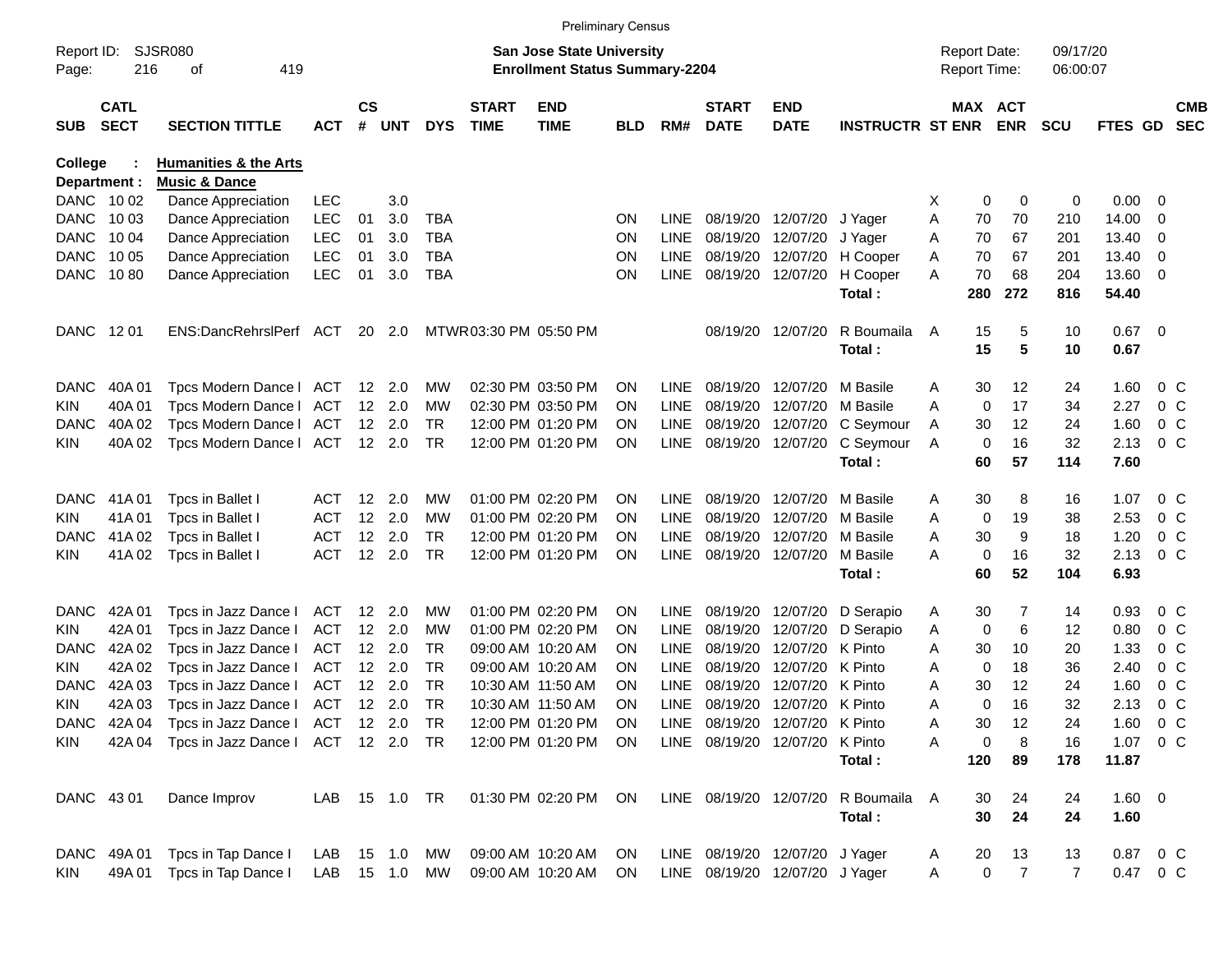Preliminary Census

Report ID: SJSR080

**San Jose State University**
**Enrollment Status Summary-2204**

Report Date: 09/17/20
Report Time: 06:00:07

**College : Humanities & the Arts**
**Department : Music & Dance**

| SUB | CATL SECT | SECTION TITTLE | ACT | CS # | UNT | DYS | START TIME | END TIME | BLD | RM# | START DATE | END DATE | INSTRUCTR | ST | MAX ENR | ACT ENR | SCU | FTES | GD | CMB SEC |
|---|---|---|---|---|---|---|---|---|---|---|---|---|---|---|---|---|---|---|---|---|
| DANC | 10 02 | Dance Appreciation | LEC | | 3.0 | | | | | | | | | X | 0 | 0 | 0 | 0.00 | 0 | |
| DANC | 10 03 | Dance Appreciation | LEC | 01 | 3.0 | TBA | | | ON | LINE | 08/19/20 | 12/07/20 | J Yager | A | 70 | 70 | 210 | 14.00 | 0 | |
| DANC | 10 04 | Dance Appreciation | LEC | 01 | 3.0 | TBA | | | ON | LINE | 08/19/20 | 12/07/20 | J Yager | A | 70 | 67 | 201 | 13.40 | 0 | |
| DANC | 10 05 | Dance Appreciation | LEC | 01 | 3.0 | TBA | | | ON | LINE | 08/19/20 | 12/07/20 | H Cooper | A | 70 | 67 | 201 | 13.40 | 0 | |
| DANC | 10 80 | Dance Appreciation | LEC | 01 | 3.0 | TBA | | | ON | LINE | 08/19/20 | 12/07/20 | H Cooper | A | 70 | 68 | 204 | 13.60 | 0 | |
| | | | | | | | | | | | | | **Total :** | | **280** | **272** | **816** | **54.40** | | |
| DANC | 12 01 | ENS:DancRehrslPerf | ACT | 20 | 2.0 | MTWR | 03:30 PM | 05:50 PM | | | 08/19/20 | 12/07/20 | R Boumaila | A | 15 | 5 | 10 | 0.67 | 0 | |
| | | | | | | | | | | | | | **Total :** | | **15** | **5** | **10** | **0.67** | | |
| DANC | 40A 01 | Tpcs Modern Dance I | ACT | 12 | 2.0 | MW | 02:30 PM | 03:50 PM | ON | LINE | 08/19/20 | 12/07/20 | M Basile | A | 30 | 12 | 24 | 1.60 | 0 | C |
| KIN | 40A 01 | Tpcs Modern Dance I | ACT | 12 | 2.0 | MW | 02:30 PM | 03:50 PM | ON | LINE | 08/19/20 | 12/07/20 | M Basile | A | 0 | 17 | 34 | 2.27 | 0 | C |
| DANC | 40A 02 | Tpcs Modern Dance I | ACT | 12 | 2.0 | TR | 12:00 PM | 01:20 PM | ON | LINE | 08/19/20 | 12/07/20 | C Seymour | A | 30 | 12 | 24 | 1.60 | 0 | C |
| KIN | 40A 02 | Tpcs Modern Dance I | ACT | 12 | 2.0 | TR | 12:00 PM | 01:20 PM | ON | LINE | 08/19/20 | 12/07/20 | C Seymour | A | 0 | 16 | 32 | 2.13 | 0 | C |
| | | | | | | | | | | | | | **Total :** | | **60** | **57** | **114** | **7.60** | | |
| DANC | 41A 01 | Tpcs in Ballet I | ACT | 12 | 2.0 | MW | 01:00 PM | 02:20 PM | ON | LINE | 08/19/20 | 12/07/20 | M Basile | A | 30 | 8 | 16 | 1.07 | 0 | C |
| KIN | 41A 01 | Tpcs in Ballet I | ACT | 12 | 2.0 | MW | 01:00 PM | 02:20 PM | ON | LINE | 08/19/20 | 12/07/20 | M Basile | A | 0 | 19 | 38 | 2.53 | 0 | C |
| DANC | 41A 02 | Tpcs in Ballet I | ACT | 12 | 2.0 | TR | 12:00 PM | 01:20 PM | ON | LINE | 08/19/20 | 12/07/20 | M Basile | A | 30 | 9 | 18 | 1.20 | 0 | C |
| KIN | 41A 02 | Tpcs in Ballet I | ACT | 12 | 2.0 | TR | 12:00 PM | 01:20 PM | ON | LINE | 08/19/20 | 12/07/20 | M Basile | A | 0 | 16 | 32 | 2.13 | 0 | C |
| | | | | | | | | | | | | | **Total :** | | **60** | **52** | **104** | **6.93** | | |
| DANC | 42A 01 | Tpcs in Jazz Dance I | ACT | 12 | 2.0 | MW | 01:00 PM | 02:20 PM | ON | LINE | 08/19/20 | 12/07/20 | D Serapio | A | 30 | 7 | 14 | 0.93 | 0 | C |
| KIN | 42A 01 | Tpcs in Jazz Dance I | ACT | 12 | 2.0 | MW | 01:00 PM | 02:20 PM | ON | LINE | 08/19/20 | 12/07/20 | D Serapio | A | 0 | 6 | 12 | 0.80 | 0 | C |
| DANC | 42A 02 | Tpcs in Jazz Dance I | ACT | 12 | 2.0 | TR | 09:00 AM | 10:20 AM | ON | LINE | 08/19/20 | 12/07/20 | K Pinto | A | 30 | 10 | 20 | 1.33 | 0 | C |
| KIN | 42A 02 | Tpcs in Jazz Dance I | ACT | 12 | 2.0 | TR | 09:00 AM | 10:20 AM | ON | LINE | 08/19/20 | 12/07/20 | K Pinto | A | 0 | 18 | 36 | 2.40 | 0 | C |
| DANC | 42A 03 | Tpcs in Jazz Dance I | ACT | 12 | 2.0 | TR | 10:30 AM | 11:50 AM | ON | LINE | 08/19/20 | 12/07/20 | K Pinto | A | 30 | 12 | 24 | 1.60 | 0 | C |
| KIN | 42A 03 | Tpcs in Jazz Dance I | ACT | 12 | 2.0 | TR | 10:30 AM | 11:50 AM | ON | LINE | 08/19/20 | 12/07/20 | K Pinto | A | 0 | 16 | 32 | 2.13 | 0 | C |
| DANC | 42A 04 | Tpcs in Jazz Dance I | ACT | 12 | 2.0 | TR | 12:00 PM | 01:20 PM | ON | LINE | 08/19/20 | 12/07/20 | K Pinto | A | 30 | 12 | 24 | 1.60 | 0 | C |
| KIN | 42A 04 | Tpcs in Jazz Dance I | ACT | 12 | 2.0 | TR | 12:00 PM | 01:20 PM | ON | LINE | 08/19/20 | 12/07/20 | K Pinto | A | 0 | 8 | 16 | 1.07 | 0 | C |
| | | | | | | | | | | | | | **Total :** | | **120** | **89** | **178** | **11.87** | | |
| DANC | 43 01 | Dance Improv | LAB | 15 | 1.0 | TR | 01:30 PM | 02:20 PM | ON | LINE | 08/19/20 | 12/07/20 | R Boumaila | A | 30 | 24 | 24 | 1.60 | 0 | |
| | | | | | | | | | | | | | **Total :** | | **30** | **24** | **24** | **1.60** | | |
| DANC | 49A 01 | Tpcs in Tap Dance I | LAB | 15 | 1.0 | MW | 09:00 AM | 10:20 AM | ON | LINE | 08/19/20 | 12/07/20 | J Yager | A | 20 | 13 | 13 | 0.87 | 0 | C |
| KIN | 49A 01 | Tpcs in Tap Dance I | LAB | 15 | 1.0 | MW | 09:00 AM | 10:20 AM | ON | LINE | 08/19/20 | 12/07/20 | J Yager | A | 0 | 7 | 7 | 0.47 | 0 | C |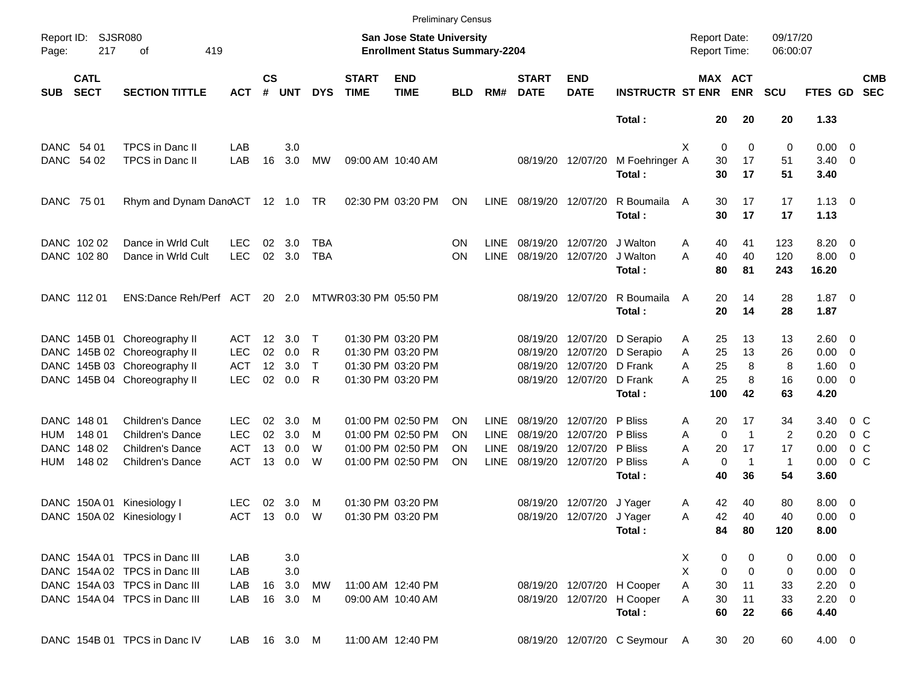Preliminary Census

Report ID: SJSR080

**San Jose State University**
**Enrollment Status Summary-2204**

Report Date: 09/17/20
Report Time: 06:00:07

| SUB | CATL SECT | SECTION TITTLE | ACT | CS # | UNT | DYS | START TIME | END TIME | BLD | RM# | START DATE | END DATE | INSTRUCTR | ST | MAX ENR | ACT ENR | SCU | FTES | GD | CMB SEC |
|---|---|---|---|---|---|---|---|---|---|---|---|---|---|---|---|---|---|---|---|---|
| | | | | | | | | | | | | | **Total :** | | **20** | **20** | **20** | **1.33** | | |
| DANC | 54 01 | TPCS in Danc II | LAB | | 3.0 | | | | | | | | | X | 0 | 0 | 0 | 0.00 | 0 | |
| DANC | 54 02 | TPCS in Danc II | LAB | 16 | 3.0 | MW | 09:00 AM | 10:40 AM | | | 08/19/20 | 12/07/20 | M Foehringer | A | 30 | 17 | 51 | 3.40 | 0 | |
| | | | | | | | | | | | | | **Total :** | | **30** | **17** | **51** | **3.40** | | |
| DANC | 75 01 | Rhym and Dynam Danc | ACT | 12 | 1.0 | TR | 02:30 PM | 03:20 PM | ON | LINE | 08/19/20 | 12/07/20 | R Boumaila | A | 30 | 17 | 17 | 1.13 | 0 | |
| | | | | | | | | | | | | | **Total :** | | **30** | **17** | **17** | **1.13** | | |
| DANC | 102 02 | Dance in Wrld Cult | LEC | 02 | 3.0 | TBA | | | ON | LINE | 08/19/20 | 12/07/20 | J Walton | A | 40 | 41 | 123 | 8.20 | 0 | |
| DANC | 102 80 | Dance in Wrld Cult | LEC | 02 | 3.0 | TBA | | | ON | LINE | 08/19/20 | 12/07/20 | J Walton | A | 40 | 40 | 120 | 8.00 | 0 | |
| | | | | | | | | | | | | | **Total :** | | **80** | **81** | **243** | **16.20** | | |
| DANC | 112 01 | ENS:Dance Reh/Perf | ACT | 20 | 2.0 | MTWR | 03:30 PM | 05:50 PM | | | 08/19/20 | 12/07/20 | R Boumaila | A | 20 | 14 | 28 | 1.87 | 0 | |
| | | | | | | | | | | | | | **Total :** | | **20** | **14** | **28** | **1.87** | | |
| DANC | 145B 01 | Choreography II | ACT | 12 | 3.0 | T | 01:30 PM | 03:20 PM | | | 08/19/20 | 12/07/20 | D Serapio | A | 25 | 13 | 13 | 2.60 | 0 | |
| DANC | 145B 02 | Choreography II | LEC | 02 | 0.0 | R | 01:30 PM | 03:20 PM | | | 08/19/20 | 12/07/20 | D Serapio | A | 25 | 13 | 26 | 0.00 | 0 | |
| DANC | 145B 03 | Choreography II | ACT | 12 | 3.0 | T | 01:30 PM | 03:20 PM | | | 08/19/20 | 12/07/20 | D Frank | A | 25 | 8 | 8 | 1.60 | 0 | |
| DANC | 145B 04 | Choreography II | LEC | 02 | 0.0 | R | 01:30 PM | 03:20 PM | | | 08/19/20 | 12/07/20 | D Frank | A | 25 | 8 | 16 | 0.00 | 0 | |
| | | | | | | | | | | | | | **Total :** | | **100** | **42** | **63** | **4.20** | | |
| DANC | 148 01 | Children's Dance | LEC | 02 | 3.0 | M | 01:00 PM | 02:50 PM | ON | LINE | 08/19/20 | 12/07/20 | P Bliss | A | 20 | 17 | 34 | 3.40 | 0 | C |
| HUM | 148 01 | Children's Dance | LEC | 02 | 3.0 | M | 01:00 PM | 02:50 PM | ON | LINE | 08/19/20 | 12/07/20 | P Bliss | A | 0 | 1 | 2 | 0.20 | 0 | C |
| DANC | 148 02 | Children's Dance | ACT | 13 | 0.0 | W | 01:00 PM | 02:50 PM | ON | LINE | 08/19/20 | 12/07/20 | P Bliss | A | 20 | 17 | 17 | 0.00 | 0 | C |
| HUM | 148 02 | Children's Dance | ACT | 13 | 0.0 | W | 01:00 PM | 02:50 PM | ON | LINE | 08/19/20 | 12/07/20 | P Bliss | A | 0 | 1 | 1 | 0.00 | 0 | C |
| | | | | | | | | | | | | | **Total :** | | **40** | **36** | **54** | **3.60** | | |
| DANC | 150A 01 | Kinesiology I | LEC | 02 | 3.0 | M | 01:30 PM | 03:20 PM | | | 08/19/20 | 12/07/20 | J Yager | A | 42 | 40 | 80 | 8.00 | 0 | |
| DANC | 150A 02 | Kinesiology I | ACT | 13 | 0.0 | W | 01:30 PM | 03:20 PM | | | 08/19/20 | 12/07/20 | J Yager | A | 42 | 40 | 40 | 0.00 | 0 | |
| | | | | | | | | | | | | | **Total :** | | **84** | **80** | **120** | **8.00** | | |
| DANC | 154A 01 | TPCS in Danc III | LAB | | 3.0 | | | | | | | | | X | 0 | 0 | 0 | 0.00 | 0 | |
| DANC | 154A 02 | TPCS in Danc III | LAB | | 3.0 | | | | | | | | | X | 0 | 0 | 0 | 0.00 | 0 | |
| DANC | 154A 03 | TPCS in Danc III | LAB | 16 | 3.0 | MW | 11:00 AM | 12:40 PM | | | 08/19/20 | 12/07/20 | H Cooper | A | 30 | 11 | 33 | 2.20 | 0 | |
| DANC | 154A 04 | TPCS in Danc III | LAB | 16 | 3.0 | M | 09:00 AM | 10:40 AM | | | 08/19/20 | 12/07/20 | H Cooper | A | 30 | 11 | 33 | 2.20 | 0 | |
| | | | | | | | | | | | | | **Total :** | | **60** | **22** | **66** | **4.40** | | |
| DANC | 154B 01 | TPCS in Danc IV | LAB | 16 | 3.0 | M | 11:00 AM | 12:40 PM | | | 08/19/20 | 12/07/20 | C Seymour | A | 30 | 20 | 60 | 4.00 | 0 | |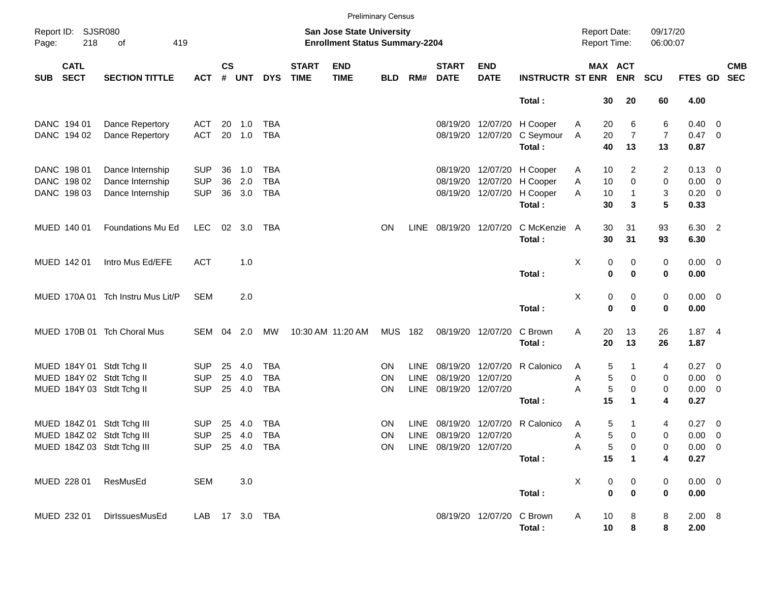Preliminary Census

Report ID: SJSR080

**San Jose State University**
**Enrollment Status Summary-2204**

Report Date: 09/17/20
Report Time: 06:00:07

| SUB | CATL SECT | SECTION TITTLE | ACT | CS # | UNT | DYS | START TIME | END TIME | BLD | RM# | START DATE | END DATE | INSTRUCTR | ST | MAX ENR | ACT ENR | SCU | FTES | GD | CMB SEC |
|---|---|---|---|---|---|---|---|---|---|---|---|---|---|---|---|---|---|---|---|---|
| | | | | | | | | | | | | | **Total :** | | **30** | **20** | **60** | **4.00** | | |
| DANC | 194 01 | Dance Repertory | ACT | 20 | 1.0 | TBA | | | | | 08/19/20 | 12/07/20 | H Cooper | A | 20 | 6 | 6 | 0.40 | 0 | |
| DANC | 194 02 | Dance Repertory | ACT | 20 | 1.0 | TBA | | | | | 08/19/20 | 12/07/20 | C Seymour | A | 20 | 7 | 7 | 0.47 | 0 | |
| | | | | | | | | | | | | | **Total :** | | **40** | **13** | **13** | **0.87** | | |
| DANC | 198 01 | Dance Internship | SUP | 36 | 1.0 | TBA | | | | | 08/19/20 | 12/07/20 | H Cooper | A | 10 | 2 | 2 | 0.13 | 0 | |
| DANC | 198 02 | Dance Internship | SUP | 36 | 2.0 | TBA | | | | | 08/19/20 | 12/07/20 | H Cooper | A | 10 | 0 | 0 | 0.00 | 0 | |
| DANC | 198 03 | Dance Internship | SUP | 36 | 3.0 | TBA | | | | | 08/19/20 | 12/07/20 | H Cooper | A | 10 | 1 | 3 | 0.20 | 0 | |
| | | | | | | | | | | | | | **Total :** | | **30** | **3** | **5** | **0.33** | | |
| MUED | 140 01 | Foundations Mu Ed | LEC | 02 | 3.0 | TBA | | | ON | LINE | 08/19/20 | 12/07/20 | C McKenzie | A | 30 | 31 | 93 | 6.30 | 2 | |
| | | | | | | | | | | | | | **Total :** | | **30** | **31** | **93** | **6.30** | | |
| MUED | 142 01 | Intro Mus Ed/EFE | ACT | | 1.0 | | | | | | | | | X | 0 | 0 | 0 | 0.00 | 0 | |
| | | | | | | | | | | | | | **Total :** | | **0** | **0** | **0** | **0.00** | | |
| MUED | 170A 01 | Tch Instru Mus Lit/P | SEM | | 2.0 | | | | | | | | | X | 0 | 0 | 0 | 0.00 | 0 | |
| | | | | | | | | | | | | | **Total :** | | **0** | **0** | **0** | **0.00** | | |
| MUED | 170B 01 | Tch Choral Mus | SEM | 04 | 2.0 | MW | 10:30 AM | 11:20 AM | MUS | 182 | 08/19/20 | 12/07/20 | C Brown | A | 20 | 13 | 26 | 1.87 | 4 | |
| | | | | | | | | | | | | | **Total :** | | **20** | **13** | **26** | **1.87** | | |
| MUED | 184Y 01 | Stdt Tchg II | SUP | 25 | 4.0 | TBA | | | ON | LINE | 08/19/20 | 12/07/20 | R Calonico | A | 5 | 1 | 4 | 0.27 | 0 | |
| MUED | 184Y 02 | Stdt Tchg II | SUP | 25 | 4.0 | TBA | | | ON | LINE | 08/19/20 | 12/07/20 | | A | 5 | 0 | 0 | 0.00 | 0 | |
| MUED | 184Y 03 | Stdt Tchg II | SUP | 25 | 4.0 | TBA | | | ON | LINE | 08/19/20 | 12/07/20 | | A | 5 | 0 | 0 | 0.00 | 0 | |
| | | | | | | | | | | | | | **Total :** | | **15** | **1** | **4** | **0.27** | | |
| MUED | 184Z 01 | Stdt Tchg III | SUP | 25 | 4.0 | TBA | | | ON | LINE | 08/19/20 | 12/07/20 | R Calonico | A | 5 | 1 | 4 | 0.27 | 0 | |
| MUED | 184Z 02 | Stdt Tchg III | SUP | 25 | 4.0 | TBA | | | ON | LINE | 08/19/20 | 12/07/20 | | A | 5 | 0 | 0 | 0.00 | 0 | |
| MUED | 184Z 03 | Stdt Tchg III | SUP | 25 | 4.0 | TBA | | | ON | LINE | 08/19/20 | 12/07/20 | | A | 5 | 0 | 0 | 0.00 | 0 | |
| | | | | | | | | | | | | | **Total :** | | **15** | **1** | **4** | **0.27** | | |
| MUED | 228 01 | ResMusEd | SEM | | 3.0 | | | | | | | | | X | 0 | 0 | 0 | 0.00 | 0 | |
| | | | | | | | | | | | | | **Total :** | | **0** | **0** | **0** | **0.00** | | |
| MUED | 232 01 | DirIssuesMusEd | LAB | 17 | 3.0 | TBA | | | | | 08/19/20 | 12/07/20 | C Brown | A | 10 | 8 | 8 | 2.00 | 8 | |
| | | | | | | | | | | | | | **Total :** | | **10** | **8** | **8** | **2.00** | | |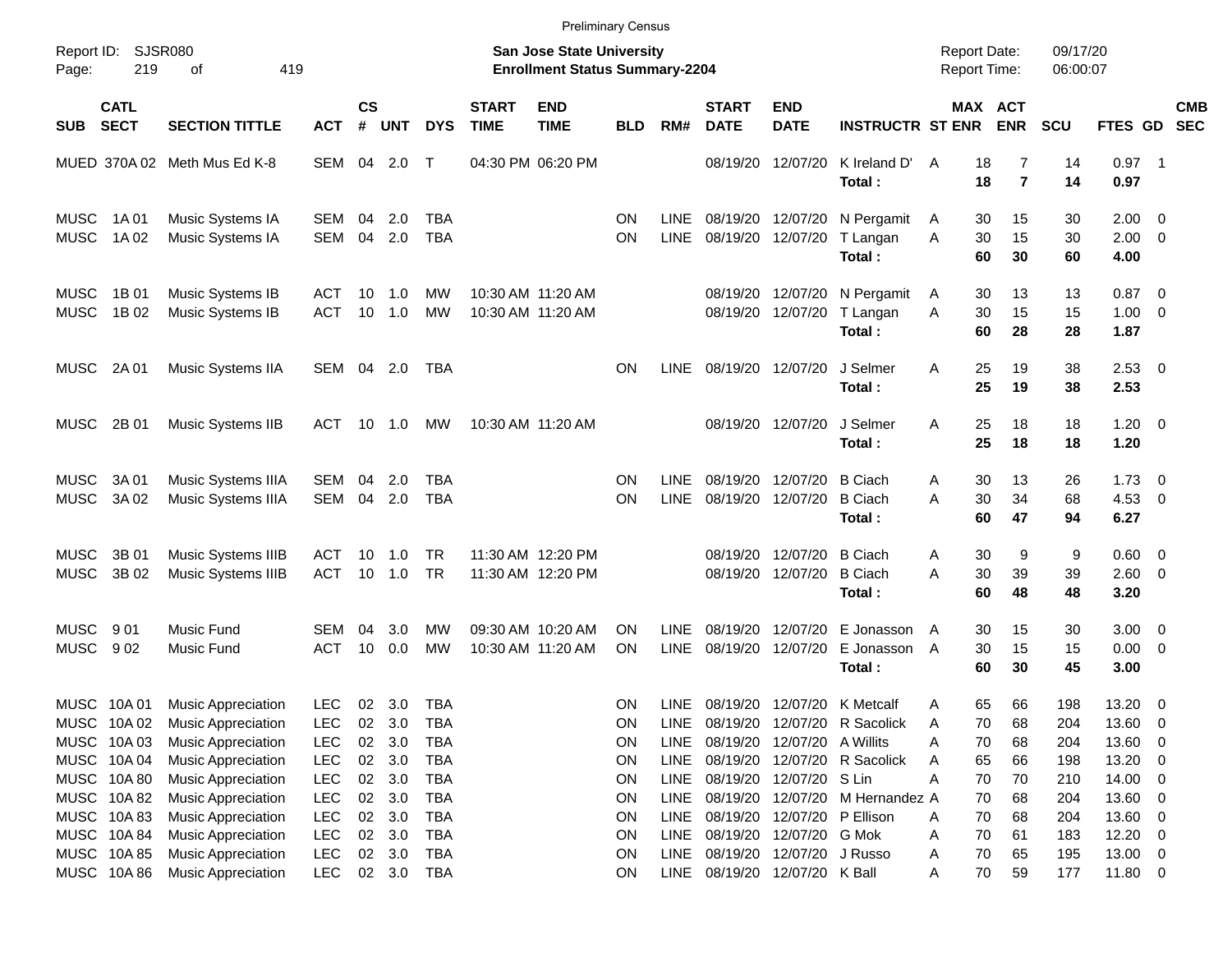Preliminary Census

Report ID: SJSR080

**San Jose State University**
**Enrollment Status Summary-2204**

Report Date: 09/17/20
Report Time: 06:00:07

| SUB | CATL SECT | SECTION TITTLE | ACT | CS # | UNT | DYS | START TIME | END TIME | BLD | RM# | START DATE | END DATE | INSTRUCTR | ST | MAX ENR | ACT ENR | SCU | FTES | GD | CMB SEC |
|---|---|---|---|---|---|---|---|---|---|---|---|---|---|---|---|---|---|---|---|---|
| MUED | 370A 02 | Meth Mus Ed K-8 | SEM | 04 | 2.0 | T | 04:30 PM | 06:20 PM | | | 08/19/20 | 12/07/20 | K Ireland D' | A | 18 | 7 | 14 | 0.97 | 1 | |
| | | | | | | | | | | | | | **Total :** | | **18** | **7** | **14** | **0.97** | | |
| MUSC | 1A 01 | Music Systems IA | SEM | 04 | 2.0 | TBA | | | ON | LINE | 08/19/20 | 12/07/20 | N Pergamit | A | 30 | 15 | 30 | 2.00 | 0 | |
| MUSC | 1A 02 | Music Systems IA | SEM | 04 | 2.0 | TBA | | | ON | LINE | 08/19/20 | 12/07/20 | T Langan | A | 30 | 15 | 30 | 2.00 | 0 | |
| | | | | | | | | | | | | | **Total :** | | **60** | **30** | **60** | **4.00** | | |
| MUSC | 1B 01 | Music Systems IB | ACT | 10 | 1.0 | MW | 10:30 AM | 11:20 AM | | | 08/19/20 | 12/07/20 | N Pergamit | A | 30 | 13 | 13 | 0.87 | 0 | |
| MUSC | 1B 02 | Music Systems IB | ACT | 10 | 1.0 | MW | 10:30 AM | 11:20 AM | | | 08/19/20 | 12/07/20 | T Langan | A | 30 | 15 | 15 | 1.00 | 0 | |
| | | | | | | | | | | | | | **Total :** | | **60** | **28** | **28** | **1.87** | | |
| MUSC | 2A 01 | Music Systems IIA | SEM | 04 | 2.0 | TBA | | | ON | LINE | 08/19/20 | 12/07/20 | J Selmer | A | 25 | 19 | 38 | 2.53 | 0 | |
| | | | | | | | | | | | | | **Total :** | | **25** | **19** | **38** | **2.53** | | |
| MUSC | 2B 01 | Music Systems IIB | ACT | 10 | 1.0 | MW | 10:30 AM | 11:20 AM | | | 08/19/20 | 12/07/20 | J Selmer | A | 25 | 18 | 18 | 1.20 | 0 | |
| | | | | | | | | | | | | | **Total :** | | **25** | **18** | **18** | **1.20** | | |
| MUSC | 3A 01 | Music Systems IIIA | SEM | 04 | 2.0 | TBA | | | ON | LINE | 08/19/20 | 12/07/20 | B Ciach | A | 30 | 13 | 26 | 1.73 | 0 | |
| MUSC | 3A 02 | Music Systems IIIA | SEM | 04 | 2.0 | TBA | | | ON | LINE | 08/19/20 | 12/07/20 | B Ciach | A | 30 | 34 | 68 | 4.53 | 0 | |
| | | | | | | | | | | | | | **Total :** | | **60** | **47** | **94** | **6.27** | | |
| MUSC | 3B 01 | Music Systems IIIB | ACT | 10 | 1.0 | TR | 11:30 AM | 12:20 PM | | | 08/19/20 | 12/07/20 | B Ciach | A | 30 | 9 | 9 | 0.60 | 0 | |
| MUSC | 3B 02 | Music Systems IIIB | ACT | 10 | 1.0 | TR | 11:30 AM | 12:20 PM | | | 08/19/20 | 12/07/20 | B Ciach | A | 30 | 39 | 39 | 2.60 | 0 | |
| | | | | | | | | | | | | | **Total :** | | **60** | **48** | **48** | **3.20** | | |
| MUSC | 9 01 | Music Fund | SEM | 04 | 3.0 | MW | 09:30 AM | 10:20 AM | ON | LINE | 08/19/20 | 12/07/20 | E Jonasson | A | 30 | 15 | 30 | 3.00 | 0 | |
| MUSC | 9 02 | Music Fund | ACT | 10 | 0.0 | MW | 10:30 AM | 11:20 AM | ON | LINE | 08/19/20 | 12/07/20 | E Jonasson | A | 30 | 15 | 15 | 0.00 | 0 | |
| | | | | | | | | | | | | | **Total :** | | **60** | **30** | **45** | **3.00** | | |
| MUSC | 10A 01 | Music Appreciation | LEC | 02 | 3.0 | TBA | | | ON | LINE | 08/19/20 | 12/07/20 | K Metcalf | A | 65 | 66 | 198 | 13.20 | 0 | |
| MUSC | 10A 02 | Music Appreciation | LEC | 02 | 3.0 | TBA | | | ON | LINE | 08/19/20 | 12/07/20 | R Sacolick | A | 70 | 68 | 204 | 13.60 | 0 | |
| MUSC | 10A 03 | Music Appreciation | LEC | 02 | 3.0 | TBA | | | ON | LINE | 08/19/20 | 12/07/20 | A Willits | A | 70 | 68 | 204 | 13.60 | 0 | |
| MUSC | 10A 04 | Music Appreciation | LEC | 02 | 3.0 | TBA | | | ON | LINE | 08/19/20 | 12/07/20 | R Sacolick | A | 65 | 66 | 198 | 13.20 | 0 | |
| MUSC | 10A 80 | Music Appreciation | LEC | 02 | 3.0 | TBA | | | ON | LINE | 08/19/20 | 12/07/20 | S Lin | A | 70 | 70 | 210 | 14.00 | 0 | |
| MUSC | 10A 82 | Music Appreciation | LEC | 02 | 3.0 | TBA | | | ON | LINE | 08/19/20 | 12/07/20 | M Hernandez | A | 70 | 68 | 204 | 13.60 | 0 | |
| MUSC | 10A 83 | Music Appreciation | LEC | 02 | 3.0 | TBA | | | ON | LINE | 08/19/20 | 12/07/20 | P Ellison | A | 70 | 68 | 204 | 13.60 | 0 | |
| MUSC | 10A 84 | Music Appreciation | LEC | 02 | 3.0 | TBA | | | ON | LINE | 08/19/20 | 12/07/20 | G Mok | A | 70 | 61 | 183 | 12.20 | 0 | |
| MUSC | 10A 85 | Music Appreciation | LEC | 02 | 3.0 | TBA | | | ON | LINE | 08/19/20 | 12/07/20 | J Russo | A | 70 | 65 | 195 | 13.00 | 0 | |
| MUSC | 10A 86 | Music Appreciation | LEC | 02 | 3.0 | TBA | | | ON | LINE | 08/19/20 | 12/07/20 | K Ball | A | 70 | 59 | 177 | 11.80 | 0 | |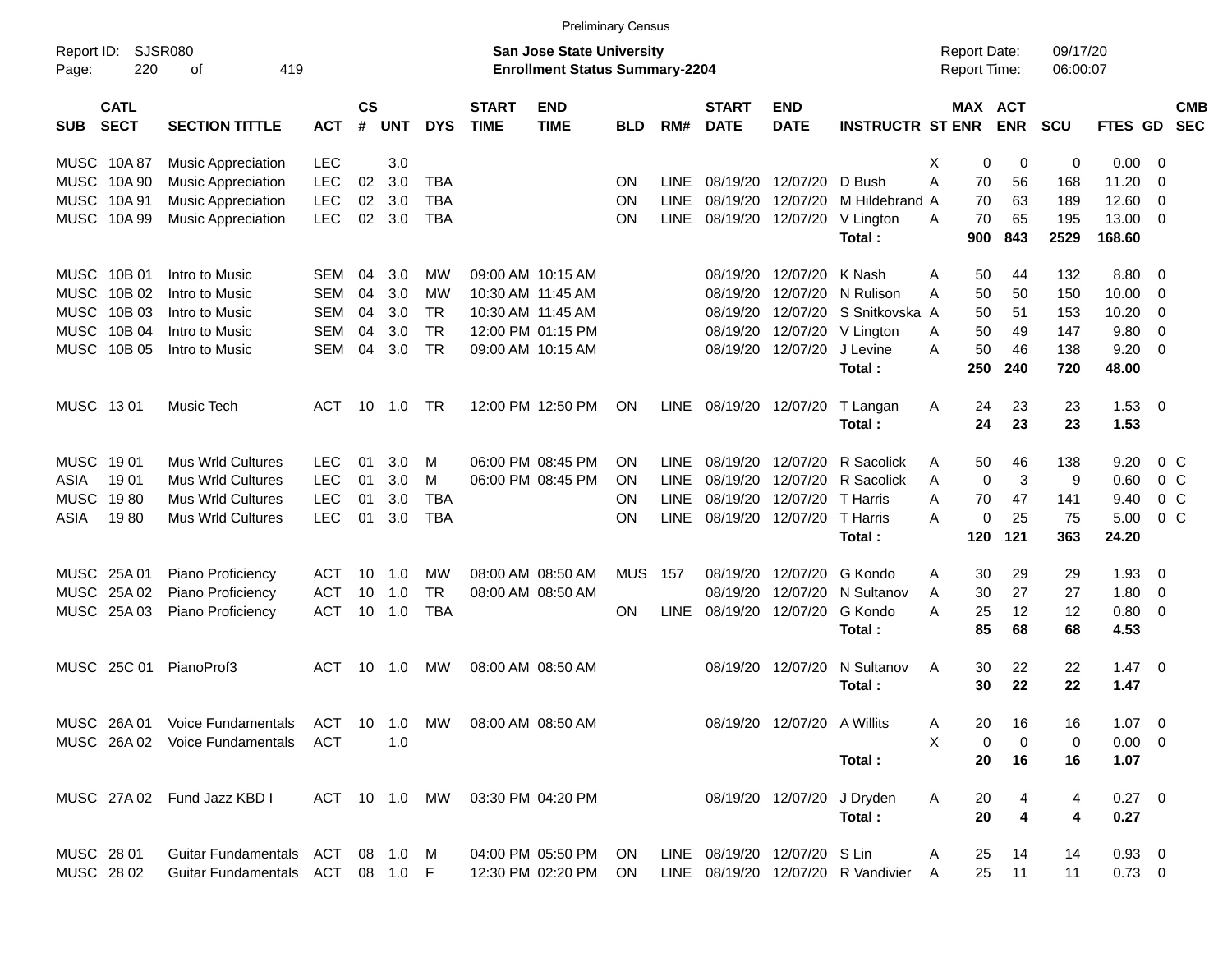Preliminary Census

Report ID: SJSR080

**San Jose State University**
**Enrollment Status Summary-2204**

Report Date: 09/17/20
Report Time: 06:00:07

| SUB | CATL SECT | SECTION TITTLE | ACT | CS # | UNT | DYS | START TIME | END TIME | BLD | RM# | START DATE | END DATE | INSTRUCTR | ST | MAX ENR | ACT ENR | SCU | FTES | GD | CMB SEC |
|---|---|---|---|---|---|---|---|---|---|---|---|---|---|---|---|---|---|---|---|---|
| MUSC | 10A 87 | Music Appreciation | LEC | | 3.0 | | | | | | | | | X | 0 | 0 | 0 | 0.00 | 0 | |
| MUSC | 10A 90 | Music Appreciation | LEC | 02 | 3.0 | TBA | | | ON | LINE | 08/19/20 | 12/07/20 | D Bush | A | 70 | 56 | 168 | 11.20 | 0 | |
| MUSC | 10A 91 | Music Appreciation | LEC | 02 | 3.0 | TBA | | | ON | LINE | 08/19/20 | 12/07/20 | M Hildebrand | A | 70 | 63 | 189 | 12.60 | 0 | |
| MUSC | 10A 99 | Music Appreciation | LEC | 02 | 3.0 | TBA | | | ON | LINE | 08/19/20 | 12/07/20 | V Lington | A | 70 | 65 | 195 | 13.00 | 0 | |
| | | | | | | | | | | | | | **Total :** | | **900** | **843** | **2529** | **168.60** | | |
| MUSC | 10B 01 | Intro to Music | SEM | 04 | 3.0 | MW | 09:00 AM | 10:15 AM | | | 08/19/20 | 12/07/20 | K Nash | A | 50 | 44 | 132 | 8.80 | 0 | |
| MUSC | 10B 02 | Intro to Music | SEM | 04 | 3.0 | MW | 10:30 AM | 11:45 AM | | | 08/19/20 | 12/07/20 | N Rulison | A | 50 | 50 | 150 | 10.00 | 0 | |
| MUSC | 10B 03 | Intro to Music | SEM | 04 | 3.0 | TR | 10:30 AM | 11:45 AM | | | 08/19/20 | 12/07/20 | S Snitkovska | A | 50 | 51 | 153 | 10.20 | 0 | |
| MUSC | 10B 04 | Intro to Music | SEM | 04 | 3.0 | TR | 12:00 PM | 01:15 PM | | | 08/19/20 | 12/07/20 | V Lington | A | 50 | 49 | 147 | 9.80 | 0 | |
| MUSC | 10B 05 | Intro to Music | SEM | 04 | 3.0 | TR | 09:00 AM | 10:15 AM | | | 08/19/20 | 12/07/20 | J Levine | A | 50 | 46 | 138 | 9.20 | 0 | |
| | | | | | | | | | | | | | **Total :** | | **250** | **240** | **720** | **48.00** | | |
| MUSC | 13 01 | Music Tech | ACT | 10 | 1.0 | TR | 12:00 PM | 12:50 PM | ON | LINE | 08/19/20 | 12/07/20 | T Langan | A | 24 | 23 | 23 | 1.53 | 0 | |
| | | | | | | | | | | | | | **Total :** | | **24** | **23** | **23** | **1.53** | | |
| MUSC | 19 01 | Mus Wrld Cultures | LEC | 01 | 3.0 | M | 06:00 PM | 08:45 PM | ON | LINE | 08/19/20 | 12/07/20 | R Sacolick | A | 50 | 46 | 138 | 9.20 | 0 | C |
| ASIA | 19 01 | Mus Wrld Cultures | LEC | 01 | 3.0 | M | 06:00 PM | 08:45 PM | ON | LINE | 08/19/20 | 12/07/20 | R Sacolick | A | 0 | 3 | 9 | 0.60 | 0 | C |
| MUSC | 19 80 | Mus Wrld Cultures | LEC | 01 | 3.0 | TBA | | | ON | LINE | 08/19/20 | 12/07/20 | T Harris | A | 70 | 47 | 141 | 9.40 | 0 | C |
| ASIA | 19 80 | Mus Wrld Cultures | LEC | 01 | 3.0 | TBA | | | ON | LINE | 08/19/20 | 12/07/20 | T Harris | A | 0 | 25 | 75 | 5.00 | 0 | C |
| | | | | | | | | | | | | | **Total :** | | **120** | **121** | **363** | **24.20** | | |
| MUSC | 25A 01 | Piano Proficiency | ACT | 10 | 1.0 | MW | 08:00 AM | 08:50 AM | MUS | 157 | 08/19/20 | 12/07/20 | G Kondo | A | 30 | 29 | 29 | 1.93 | 0 | |
| MUSC | 25A 02 | Piano Proficiency | ACT | 10 | 1.0 | TR | 08:00 AM | 08:50 AM | | | 08/19/20 | 12/07/20 | N Sultanov | A | 30 | 27 | 27 | 1.80 | 0 | |
| MUSC | 25A 03 | Piano Proficiency | ACT | 10 | 1.0 | TBA | | | ON | LINE | 08/19/20 | 12/07/20 | G Kondo | A | 25 | 12 | 12 | 0.80 | 0 | |
| | | | | | | | | | | | | | **Total :** | | **85** | **68** | **68** | **4.53** | | |
| MUSC | 25C 01 | PianoProf3 | ACT | 10 | 1.0 | MW | 08:00 AM | 08:50 AM | | | 08/19/20 | 12/07/20 | N Sultanov | A | 30 | 22 | 22 | 1.47 | 0 | |
| | | | | | | | | | | | | | **Total :** | | **30** | **22** | **22** | **1.47** | | |
| MUSC | 26A 01 | Voice Fundamentals | ACT | 10 | 1.0 | MW | 08:00 AM | 08:50 AM | | | 08/19/20 | 12/07/20 | A Willits | A | 20 | 16 | 16 | 1.07 | 0 | |
| MUSC | 26A 02 | Voice Fundamentals | ACT | | 1.0 | | | | | | | | | X | 0 | 0 | 0 | 0.00 | 0 | |
| | | | | | | | | | | | | | **Total :** | | **20** | **16** | **16** | **1.07** | | |
| MUSC | 27A 02 | Fund Jazz KBD I | ACT | 10 | 1.0 | MW | 03:30 PM | 04:20 PM | | | 08/19/20 | 12/07/20 | J Dryden | A | 20 | 4 | 4 | 0.27 | 0 | |
| | | | | | | | | | | | | | **Total :** | | **20** | **4** | **4** | **0.27** | | |
| MUSC | 28 01 | Guitar Fundamentals | ACT | 08 | 1.0 | M | 04:00 PM | 05:50 PM | ON | LINE | 08/19/20 | 12/07/20 | S Lin | A | 25 | 14 | 14 | 0.93 | 0 | |
| MUSC | 28 02 | Guitar Fundamentals | ACT | 08 | 1.0 | F | 12:30 PM | 02:20 PM | ON | LINE | 08/19/20 | 12/07/20 | R Vandivier | A | 25 | 11 | 11 | 0.73 | 0 | |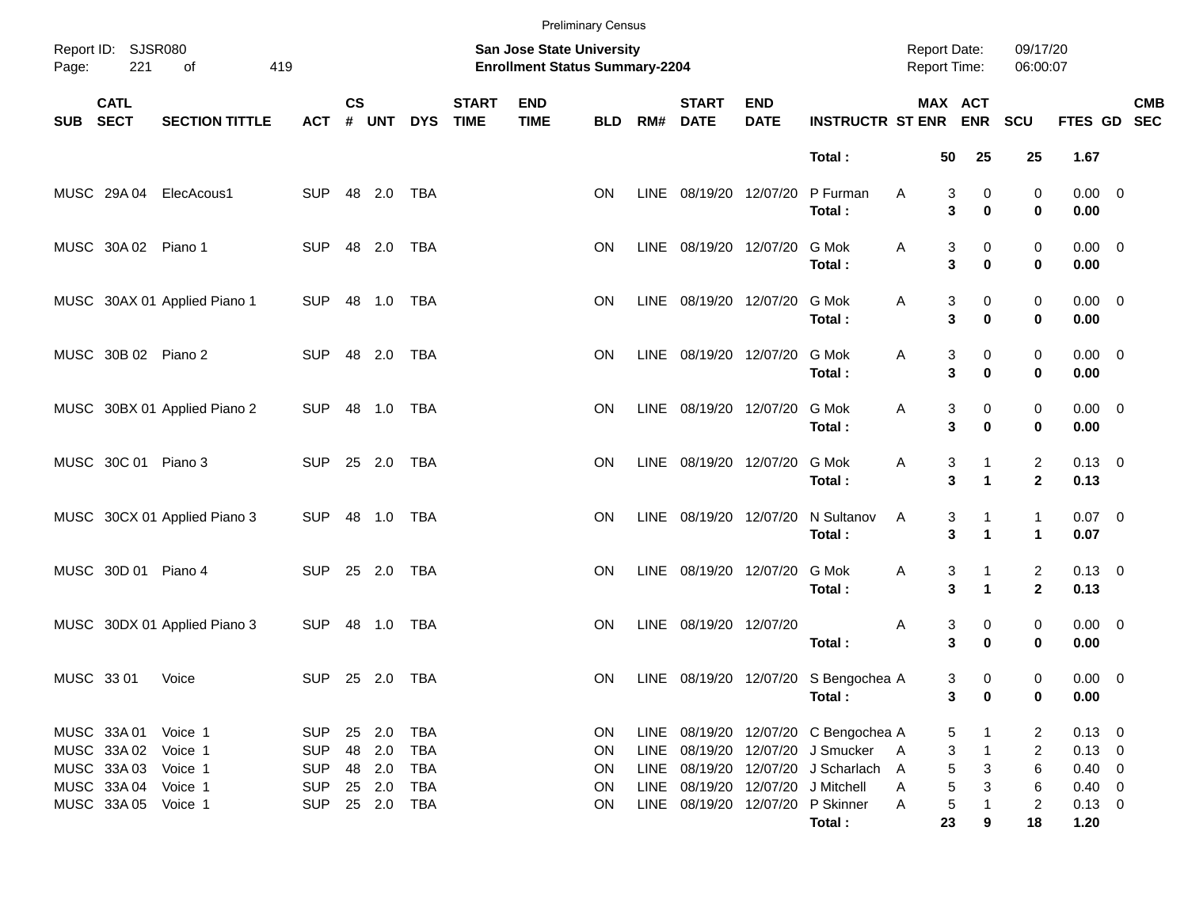Preliminary Census

Report ID: SJSR080
Page: 221 of 419

**San Jose State University**
**Enrollment Status Summary-2204**

Report Date: 09/17/20
Report Time: 06:00:07

| SUB | CATL SECT | SECTION TITTLE | ACT | CS # | UNT | DYS | START TIME | END TIME | BLD | RM# | START DATE | END DATE | INSTRUCTR | ST | MAX ENR | ACT ENR | SCU | FTES | GD | CMB SEC |
|---|---|---|---|---|---|---|---|---|---|---|---|---|---|---|---|---|---|---|---|---|
| | | | | | | | | | | | | | **Total :** | | **50** | **25** | **25** | **1.67** | | |
| MUSC | 29A 04 | ElecAcous1 | SUP | 48 | 2.0 | TBA | | | ON | LINE | 08/19/20 | 12/07/20 | P Furman | A | 3 | 0 | 0 | 0.00 | 0 | |
| | | | | | | | | | | | | | **Total :** | | **3** | **0** | **0** | **0.00** | | |
| MUSC | 30A 02 | Piano 1 | SUP | 48 | 2.0 | TBA | | | ON | LINE | 08/19/20 | 12/07/20 | G Mok | A | 3 | 0 | 0 | 0.00 | 0 | |
| | | | | | | | | | | | | | **Total :** | | **3** | **0** | **0** | **0.00** | | |
| MUSC | 30AX 01 | Applied Piano 1 | SUP | 48 | 1.0 | TBA | | | ON | LINE | 08/19/20 | 12/07/20 | G Mok | A | 3 | 0 | 0 | 0.00 | 0 | |
| | | | | | | | | | | | | | **Total :** | | **3** | **0** | **0** | **0.00** | | |
| MUSC | 30B 02 | Piano 2 | SUP | 48 | 2.0 | TBA | | | ON | LINE | 08/19/20 | 12/07/20 | G Mok | A | 3 | 0 | 0 | 0.00 | 0 | |
| | | | | | | | | | | | | | **Total :** | | **3** | **0** | **0** | **0.00** | | |
| MUSC | 30BX 01 | Applied Piano 2 | SUP | 48 | 1.0 | TBA | | | ON | LINE | 08/19/20 | 12/07/20 | G Mok | A | 3 | 0 | 0 | 0.00 | 0 | |
| | | | | | | | | | | | | | **Total :** | | **3** | **0** | **0** | **0.00** | | |
| MUSC | 30C 01 | Piano 3 | SUP | 25 | 2.0 | TBA | | | ON | LINE | 08/19/20 | 12/07/20 | G Mok | A | 3 | 1 | 2 | 0.13 | 0 | |
| | | | | | | | | | | | | | **Total :** | | **3** | **1** | **2** | **0.13** | | |
| MUSC | 30CX 01 | Applied Piano 3 | SUP | 48 | 1.0 | TBA | | | ON | LINE | 08/19/20 | 12/07/20 | N Sultanov | A | 3 | 1 | 1 | 0.07 | 0 | |
| | | | | | | | | | | | | | **Total :** | | **3** | **1** | **1** | **0.07** | | |
| MUSC | 30D 01 | Piano 4 | SUP | 25 | 2.0 | TBA | | | ON | LINE | 08/19/20 | 12/07/20 | G Mok | A | 3 | 1 | 2 | 0.13 | 0 | |
| | | | | | | | | | | | | | **Total :** | | **3** | **1** | **2** | **0.13** | | |
| MUSC | 30DX 01 | Applied Piano 3 | SUP | 48 | 1.0 | TBA | | | ON | LINE | 08/19/20 | 12/07/20 | | A | 3 | 0 | 0 | 0.00 | 0 | |
| | | | | | | | | | | | | | **Total :** | | **3** | **0** | **0** | **0.00** | | |
| MUSC | 33 01 | Voice | SUP | 25 | 2.0 | TBA | | | ON | LINE | 08/19/20 | 12/07/20 | S Bengochea | A | 3 | 0 | 0 | 0.00 | 0 | |
| | | | | | | | | | | | | | **Total :** | | **3** | **0** | **0** | **0.00** | | |
| MUSC | 33A 01 | Voice 1 | SUP | 25 | 2.0 | TBA | | | ON | LINE | 08/19/20 | 12/07/20 | C Bengochea | A | 5 | 1 | 2 | 0.13 | 0 | |
| MUSC | 33A 02 | Voice 1 | SUP | 48 | 2.0 | TBA | | | ON | LINE | 08/19/20 | 12/07/20 | J Smucker | A | 3 | 1 | 2 | 0.13 | 0 | |
| MUSC | 33A 03 | Voice 1 | SUP | 48 | 2.0 | TBA | | | ON | LINE | 08/19/20 | 12/07/20 | J Scharlach | A | 5 | 3 | 6 | 0.40 | 0 | |
| MUSC | 33A 04 | Voice 1 | SUP | 25 | 2.0 | TBA | | | ON | LINE | 08/19/20 | 12/07/20 | J Mitchell | A | 5 | 3 | 6 | 0.40 | 0 | |
| MUSC | 33A 05 | Voice 1 | SUP | 25 | 2.0 | TBA | | | ON | LINE | 08/19/20 | 12/07/20 | P Skinner | A | 5 | 1 | 2 | 0.13 | 0 | |
| | | | | | | | | | | | | | **Total :** | | **23** | **9** | **18** | **1.20** | | |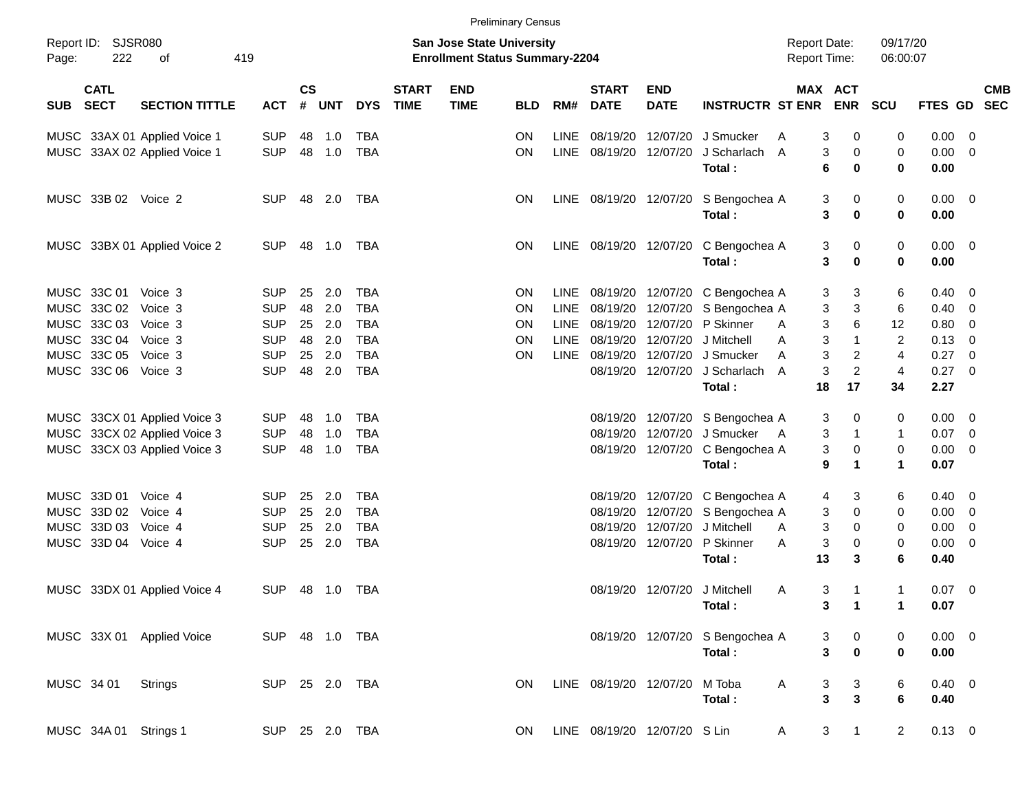Preliminary Census

Report ID: SJSR080
Page: 222 of 419

**San Jose State University**
**Enrollment Status Summary-2204**

Report Date: 09/17/20
Report Time: 06:00:07

| SUB | CATL SECT | SECTION TITTLE | ACT | CS # | UNT | DYS | START TIME | END TIME | BLD | RM# | START DATE | END DATE | INSTRUCTR | ST | MAX ENR | ACT ENR | SCU | FTES | GD | CMB SEC |
|---|---|---|---|---|---|---|---|---|---|---|---|---|---|---|---|---|---|---|---|---|
| MUSC | 33AX 01 | Applied Voice 1 | SUP | 48 | 1.0 | TBA | | | ON | LINE | 08/19/20 | 12/07/20 | J Smucker | A | 3 | 0 | 0 | 0.00 | 0 | |
| MUSC | 33AX 02 | Applied Voice 1 | SUP | 48 | 1.0 | TBA | | | ON | LINE | 08/19/20 | 12/07/20 | J Scharlach | A | 3 | 0 | 0 | 0.00 | 0 | |
| | | | | | | | | | | | | | **Total :** | | **6** | **0** | **0** | **0.00** | | |
| MUSC | 33B 02 | Voice 2 | SUP | 48 | 2.0 | TBA | | | ON | LINE | 08/19/20 | 12/07/20 | S Bengochea | A | 3 | 0 | 0 | 0.00 | 0 | |
| | | | | | | | | | | | | | **Total :** | | **3** | **0** | **0** | **0.00** | | |
| MUSC | 33BX 01 | Applied Voice 2 | SUP | 48 | 1.0 | TBA | | | ON | LINE | 08/19/20 | 12/07/20 | C Bengochea | A | 3 | 0 | 0 | 0.00 | 0 | |
| | | | | | | | | | | | | | **Total :** | | **3** | **0** | **0** | **0.00** | | |
| MUSC | 33C 01 | Voice 3 | SUP | 25 | 2.0 | TBA | | | ON | LINE | 08/19/20 | 12/07/20 | C Bengochea | A | 3 | 3 | 6 | 0.40 | 0 | |
| MUSC | 33C 02 | Voice 3 | SUP | 48 | 2.0 | TBA | | | ON | LINE | 08/19/20 | 12/07/20 | S Bengochea | A | 3 | 3 | 6 | 0.40 | 0 | |
| MUSC | 33C 03 | Voice 3 | SUP | 25 | 2.0 | TBA | | | ON | LINE | 08/19/20 | 12/07/20 | P Skinner | A | 3 | 6 | 12 | 0.80 | 0 | |
| MUSC | 33C 04 | Voice 3 | SUP | 48 | 2.0 | TBA | | | ON | LINE | 08/19/20 | 12/07/20 | J Mitchell | A | 3 | 1 | 2 | 0.13 | 0 | |
| MUSC | 33C 05 | Voice 3 | SUP | 25 | 2.0 | TBA | | | ON | LINE | 08/19/20 | 12/07/20 | J Smucker | A | 3 | 2 | 4 | 0.27 | 0 | |
| MUSC | 33C 06 | Voice 3 | SUP | 48 | 2.0 | TBA | | | | | 08/19/20 | 12/07/20 | J Scharlach | A | 3 | 2 | 4 | 0.27 | 0 | |
| | | | | | | | | | | | | | **Total :** | | **18** | **17** | **34** | **2.27** | | |
| MUSC | 33CX 01 | Applied Voice 3 | SUP | 48 | 1.0 | TBA | | | | | 08/19/20 | 12/07/20 | S Bengochea | A | 3 | 0 | 0 | 0.00 | 0 | |
| MUSC | 33CX 02 | Applied Voice 3 | SUP | 48 | 1.0 | TBA | | | | | 08/19/20 | 12/07/20 | J Smucker | A | 3 | 1 | 1 | 0.07 | 0 | |
| MUSC | 33CX 03 | Applied Voice 3 | SUP | 48 | 1.0 | TBA | | | | | 08/19/20 | 12/07/20 | C Bengochea | A | 3 | 0 | 0 | 0.00 | 0 | |
| | | | | | | | | | | | | | **Total :** | | **9** | **1** | **1** | **0.07** | | |
| MUSC | 33D 01 | Voice 4 | SUP | 25 | 2.0 | TBA | | | | | 08/19/20 | 12/07/20 | C Bengochea | A | 4 | 3 | 6 | 0.40 | 0 | |
| MUSC | 33D 02 | Voice 4 | SUP | 25 | 2.0 | TBA | | | | | 08/19/20 | 12/07/20 | S Bengochea | A | 3 | 0 | 0 | 0.00 | 0 | |
| MUSC | 33D 03 | Voice 4 | SUP | 25 | 2.0 | TBA | | | | | 08/19/20 | 12/07/20 | J Mitchell | A | 3 | 0 | 0 | 0.00 | 0 | |
| MUSC | 33D 04 | Voice 4 | SUP | 25 | 2.0 | TBA | | | | | 08/19/20 | 12/07/20 | P Skinner | A | 3 | 0 | 0 | 0.00 | 0 | |
| | | | | | | | | | | | | | **Total :** | | **13** | **3** | **6** | **0.40** | | |
| MUSC | 33DX 01 | Applied Voice 4 | SUP | 48 | 1.0 | TBA | | | | | 08/19/20 | 12/07/20 | J Mitchell | A | 3 | 1 | 1 | 0.07 | 0 | |
| | | | | | | | | | | | | | **Total :** | | **3** | **1** | **1** | **0.07** | | |
| MUSC | 33X 01 | Applied Voice | SUP | 48 | 1.0 | TBA | | | | | 08/19/20 | 12/07/20 | S Bengochea | A | 3 | 0 | 0 | 0.00 | 0 | |
| | | | | | | | | | | | | | **Total :** | | **3** | **0** | **0** | **0.00** | | |
| MUSC | 34 01 | Strings | SUP | 25 | 2.0 | TBA | | | ON | LINE | 08/19/20 | 12/07/20 | M Toba | A | 3 | 3 | 6 | 0.40 | 0 | |
| | | | | | | | | | | | | | **Total :** | | **3** | **3** | **6** | **0.40** | | |
| MUSC | 34A 01 | Strings 1 | SUP | 25 | 2.0 | TBA | | | ON | LINE | 08/19/20 | 12/07/20 | S Lin | A | 3 | 1 | 2 | 0.13 | 0 | |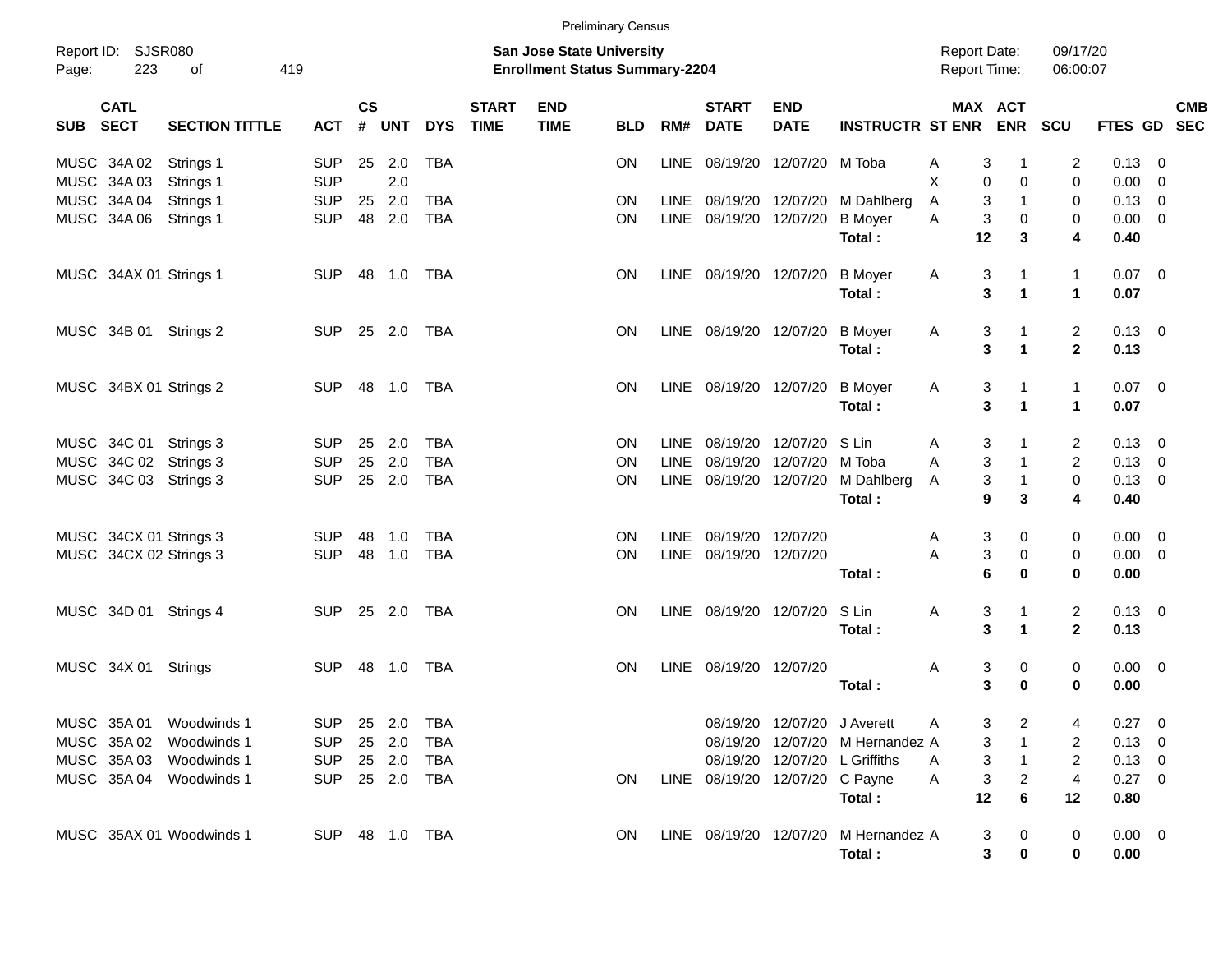Preliminary Census

Report ID: SJSR080

**San Jose State University**
**Enrollment Status Summary-2204**

Report Date: 09/17/20
Report Time: 06:00:07

| SUB | CATL SECT | SECTION TITTLE | ACT | CS # | UNT | DYS | START TIME | END TIME | BLD | RM# | START DATE | END DATE | INSTRUCTR | ST | MAX ENR | ACT ENR | SCU | FTES | GD | CMB SEC |
|---|---|---|---|---|---|---|---|---|---|---|---|---|---|---|---|---|---|---|---|---|
| MUSC | 34A 02 | Strings 1 | SUP | 25 | 2.0 | TBA | | | ON | LINE | 08/19/20 | 12/07/20 | M Toba | A | 3 | 1 | 2 | 0.13 | 0 | |
| MUSC | 34A 03 | Strings 1 | SUP | | 2.0 | | | | | | | | | X | 0 | 0 | 0 | 0.00 | 0 | |
| MUSC | 34A 04 | Strings 1 | SUP | 25 | 2.0 | TBA | | | ON | LINE | 08/19/20 | 12/07/20 | M Dahlberg | A | 3 | 1 | 0 | 0.13 | 0 | |
| MUSC | 34A 06 | Strings 1 | SUP | 48 | 2.0 | TBA | | | ON | LINE | 08/19/20 | 12/07/20 | B Moyer | A | 3 | 0 | 0 | 0.00 | 0 | |
| | | | | | | | | | | | | | **Total :** | | **12** | **3** | **4** | **0.40** | | |
| MUSC | 34AX 01 | Strings 1 | SUP | 48 | 1.0 | TBA | | | ON | LINE | 08/19/20 | 12/07/20 | B Moyer | A | 3 | 1 | 1 | 0.07 | 0 | |
| | | | | | | | | | | | | | **Total :** | | **3** | **1** | **1** | **0.07** | | |
| MUSC | 34B 01 | Strings 2 | SUP | 25 | 2.0 | TBA | | | ON | LINE | 08/19/20 | 12/07/20 | B Moyer | A | 3 | 1 | 2 | 0.13 | 0 | |
| | | | | | | | | | | | | | **Total :** | | **3** | **1** | **2** | **0.13** | | |
| MUSC | 34BX 01 | Strings 2 | SUP | 48 | 1.0 | TBA | | | ON | LINE | 08/19/20 | 12/07/20 | B Moyer | A | 3 | 1 | 1 | 0.07 | 0 | |
| | | | | | | | | | | | | | **Total :** | | **3** | **1** | **1** | **0.07** | | |
| MUSC | 34C 01 | Strings 3 | SUP | 25 | 2.0 | TBA | | | ON | LINE | 08/19/20 | 12/07/20 | S Lin | A | 3 | 1 | 2 | 0.13 | 0 | |
| MUSC | 34C 02 | Strings 3 | SUP | 25 | 2.0 | TBA | | | ON | LINE | 08/19/20 | 12/07/20 | M Toba | A | 3 | 1 | 2 | 0.13 | 0 | |
| MUSC | 34C 03 | Strings 3 | SUP | 25 | 2.0 | TBA | | | ON | LINE | 08/19/20 | 12/07/20 | M Dahlberg | A | 3 | 1 | 0 | 0.13 | 0 | |
| | | | | | | | | | | | | | **Total :** | | **9** | **3** | **4** | **0.40** | | |
| MUSC | 34CX 01 | Strings 3 | SUP | 48 | 1.0 | TBA | | | ON | LINE | 08/19/20 | 12/07/20 | | A | 3 | 0 | 0 | 0.00 | 0 | |
| MUSC | 34CX 02 | Strings 3 | SUP | 48 | 1.0 | TBA | | | ON | LINE | 08/19/20 | 12/07/20 | | A | 3 | 0 | 0 | 0.00 | 0 | |
| | | | | | | | | | | | | | **Total :** | | **6** | **0** | **0** | **0.00** | | |
| MUSC | 34D 01 | Strings 4 | SUP | 25 | 2.0 | TBA | | | ON | LINE | 08/19/20 | 12/07/20 | S Lin | A | 3 | 1 | 2 | 0.13 | 0 | |
| | | | | | | | | | | | | | **Total :** | | **3** | **1** | **2** | **0.13** | | |
| MUSC | 34X 01 | Strings | SUP | 48 | 1.0 | TBA | | | ON | LINE | 08/19/20 | 12/07/20 | | A | 3 | 0 | 0 | 0.00 | 0 | |
| | | | | | | | | | | | | | **Total :** | | **3** | **0** | **0** | **0.00** | | |
| MUSC | 35A 01 | Woodwinds 1 | SUP | 25 | 2.0 | TBA | | | | | 08/19/20 | 12/07/20 | J Averett | A | 3 | 2 | 4 | 0.27 | 0 | |
| MUSC | 35A 02 | Woodwinds 1 | SUP | 25 | 2.0 | TBA | | | | | 08/19/20 | 12/07/20 | M Hernandez | A | 3 | 1 | 2 | 0.13 | 0 | |
| MUSC | 35A 03 | Woodwinds 1 | SUP | 25 | 2.0 | TBA | | | | | 08/19/20 | 12/07/20 | L Griffiths | A | 3 | 1 | 2 | 0.13 | 0 | |
| MUSC | 35A 04 | Woodwinds 1 | SUP | 25 | 2.0 | TBA | | | ON | LINE | 08/19/20 | 12/07/20 | C Payne | A | 3 | 2 | 4 | 0.27 | 0 | |
| | | | | | | | | | | | | | **Total :** | | **12** | **6** | **12** | **0.80** | | |
| MUSC | 35AX 01 | Woodwinds 1 | SUP | 48 | 1.0 | TBA | | | ON | LINE | 08/19/20 | 12/07/20 | M Hernandez | A | 3 | 0 | 0 | 0.00 | 0 | |
| | | | | | | | | | | | | | **Total :** | | **3** | **0** | **0** | **0.00** | | |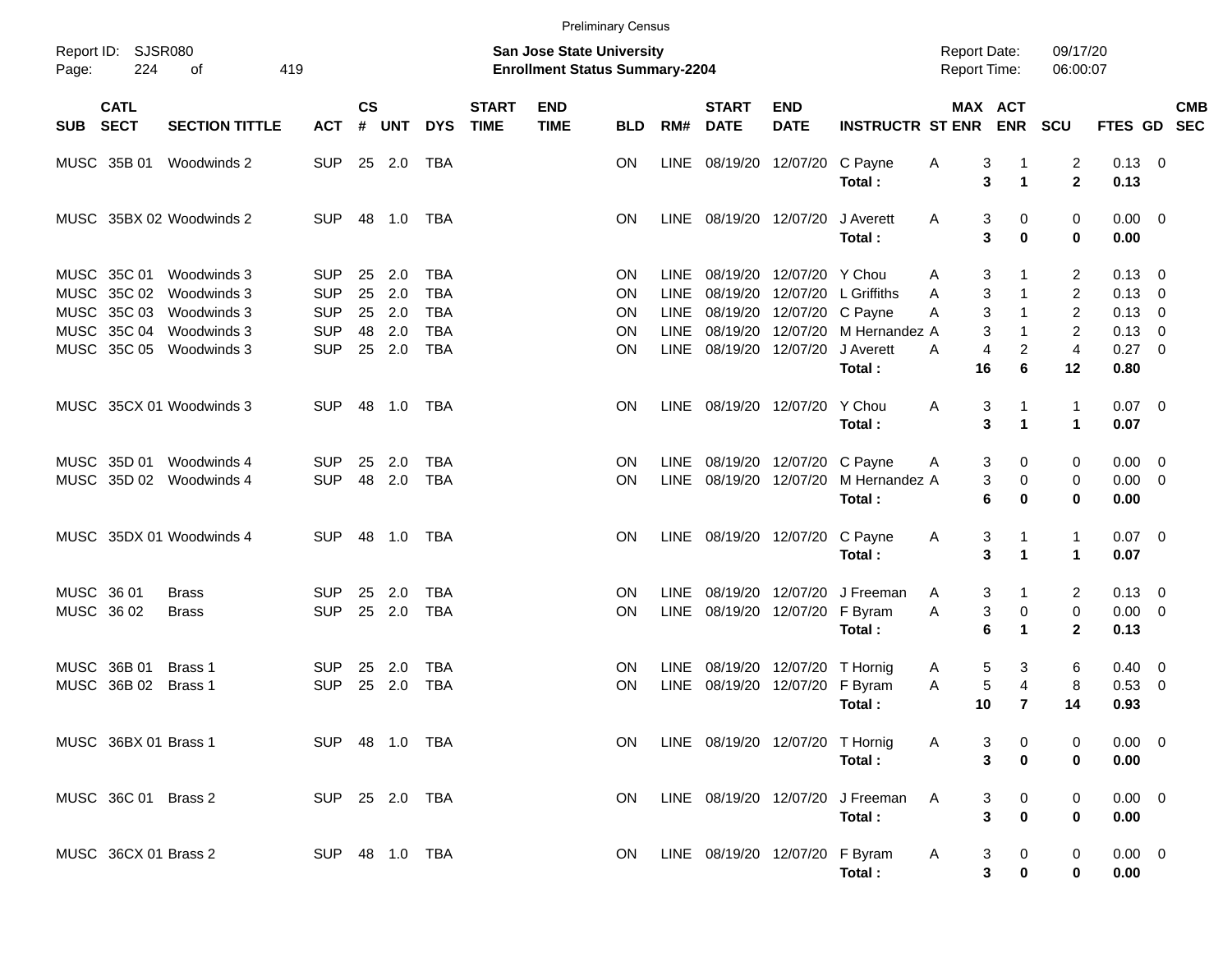Preliminary Census

Report ID: SJSR080
Page: 224 of 419

**San Jose State University**
**Enrollment Status Summary-2204**

Report Date: 09/17/20
Report Time: 06:00:07

| SUB | CATL SECT | SECTION TITTLE | ACT | CS # | UNT | DYS | START TIME | END TIME | BLD | RM# | START DATE | END DATE | INSTRUCTR | ST | MAX ENR | ACT ENR | SCU | FTES | GD | CMB SEC |
|---|---|---|---|---|---|---|---|---|---|---|---|---|---|---|---|---|---|---|---|---|
| MUSC | 35B 01 | Woodwinds 2 | SUP | 25 | 2.0 | TBA | | | ON | LINE | 08/19/20 | 12/07/20 | C Payne | A | 3 | 1 | 2 | 0.13 | 0 | |
| | | | | | | | | | | | | | **Total :** | | **3** | **1** | **2** | **0.13** | | |
| MUSC | 35BX 02 | Woodwinds 2 | SUP | 48 | 1.0 | TBA | | | ON | LINE | 08/19/20 | 12/07/20 | J Averett | A | 3 | 0 | 0 | 0.00 | 0 | |
| | | | | | | | | | | | | | **Total :** | | **3** | **0** | **0** | **0.00** | | |
| MUSC | 35C 01 | Woodwinds 3 | SUP | 25 | 2.0 | TBA | | | ON | LINE | 08/19/20 | 12/07/20 | Y Chou | A | 3 | 1 | 2 | 0.13 | 0 | |
| MUSC | 35C 02 | Woodwinds 3 | SUP | 25 | 2.0 | TBA | | | ON | LINE | 08/19/20 | 12/07/20 | L Griffiths | A | 3 | 1 | 2 | 0.13 | 0 | |
| MUSC | 35C 03 | Woodwinds 3 | SUP | 25 | 2.0 | TBA | | | ON | LINE | 08/19/20 | 12/07/20 | C Payne | A | 3 | 1 | 2 | 0.13 | 0 | |
| MUSC | 35C 04 | Woodwinds 3 | SUP | 48 | 2.0 | TBA | | | ON | LINE | 08/19/20 | 12/07/20 | M Hernandez | A | 3 | 1 | 2 | 0.13 | 0 | |
| MUSC | 35C 05 | Woodwinds 3 | SUP | 25 | 2.0 | TBA | | | ON | LINE | 08/19/20 | 12/07/20 | J Averett | A | 4 | 2 | 4 | 0.27 | 0 | |
| | | | | | | | | | | | | | **Total :** | | **16** | **6** | **12** | **0.80** | | |
| MUSC | 35CX 01 | Woodwinds 3 | SUP | 48 | 1.0 | TBA | | | ON | LINE | 08/19/20 | 12/07/20 | Y Chou | A | 3 | 1 | 1 | 0.07 | 0 | |
| | | | | | | | | | | | | | **Total :** | | **3** | **1** | **1** | **0.07** | | |
| MUSC | 35D 01 | Woodwinds 4 | SUP | 25 | 2.0 | TBA | | | ON | LINE | 08/19/20 | 12/07/20 | C Payne | A | 3 | 0 | 0 | 0.00 | 0 | |
| MUSC | 35D 02 | Woodwinds 4 | SUP | 48 | 2.0 | TBA | | | ON | LINE | 08/19/20 | 12/07/20 | M Hernandez | A | 3 | 0 | 0 | 0.00 | 0 | |
| | | | | | | | | | | | | | **Total :** | | **6** | **0** | **0** | **0.00** | | |
| MUSC | 35DX 01 | Woodwinds 4 | SUP | 48 | 1.0 | TBA | | | ON | LINE | 08/19/20 | 12/07/20 | C Payne | A | 3 | 1 | 1 | 0.07 | 0 | |
| | | | | | | | | | | | | | **Total :** | | **3** | **1** | **1** | **0.07** | | |
| MUSC | 36 01 | Brass | SUP | 25 | 2.0 | TBA | | | ON | LINE | 08/19/20 | 12/07/20 | J Freeman | A | 3 | 1 | 2 | 0.13 | 0 | |
| MUSC | 36 02 | Brass | SUP | 25 | 2.0 | TBA | | | ON | LINE | 08/19/20 | 12/07/20 | F Byram | A | 3 | 0 | 0 | 0.00 | 0 | |
| | | | | | | | | | | | | | **Total :** | | **6** | **1** | **2** | **0.13** | | |
| MUSC | 36B 01 | Brass 1 | SUP | 25 | 2.0 | TBA | | | ON | LINE | 08/19/20 | 12/07/20 | T Hornig | A | 5 | 3 | 6 | 0.40 | 0 | |
| MUSC | 36B 02 | Brass 1 | SUP | 25 | 2.0 | TBA | | | ON | LINE | 08/19/20 | 12/07/20 | F Byram | A | 5 | 4 | 8 | 0.53 | 0 | |
| | | | | | | | | | | | | | **Total :** | | **10** | **7** | **14** | **0.93** | | |
| MUSC | 36BX 01 | Brass 1 | SUP | 48 | 1.0 | TBA | | | ON | LINE | 08/19/20 | 12/07/20 | T Hornig | A | 3 | 0 | 0 | 0.00 | 0 | |
| | | | | | | | | | | | | | **Total :** | | **3** | **0** | **0** | **0.00** | | |
| MUSC | 36C 01 | Brass 2 | SUP | 25 | 2.0 | TBA | | | ON | LINE | 08/19/20 | 12/07/20 | J Freeman | A | 3 | 0 | 0 | 0.00 | 0 | |
| | | | | | | | | | | | | | **Total :** | | **3** | **0** | **0** | **0.00** | | |
| MUSC | 36CX 01 | Brass 2 | SUP | 48 | 1.0 | TBA | | | ON | LINE | 08/19/20 | 12/07/20 | F Byram | A | 3 | 0 | 0 | 0.00 | 0 | |
| | | | | | | | | | | | | | **Total :** | | **3** | **0** | **0** | **0.00** | | |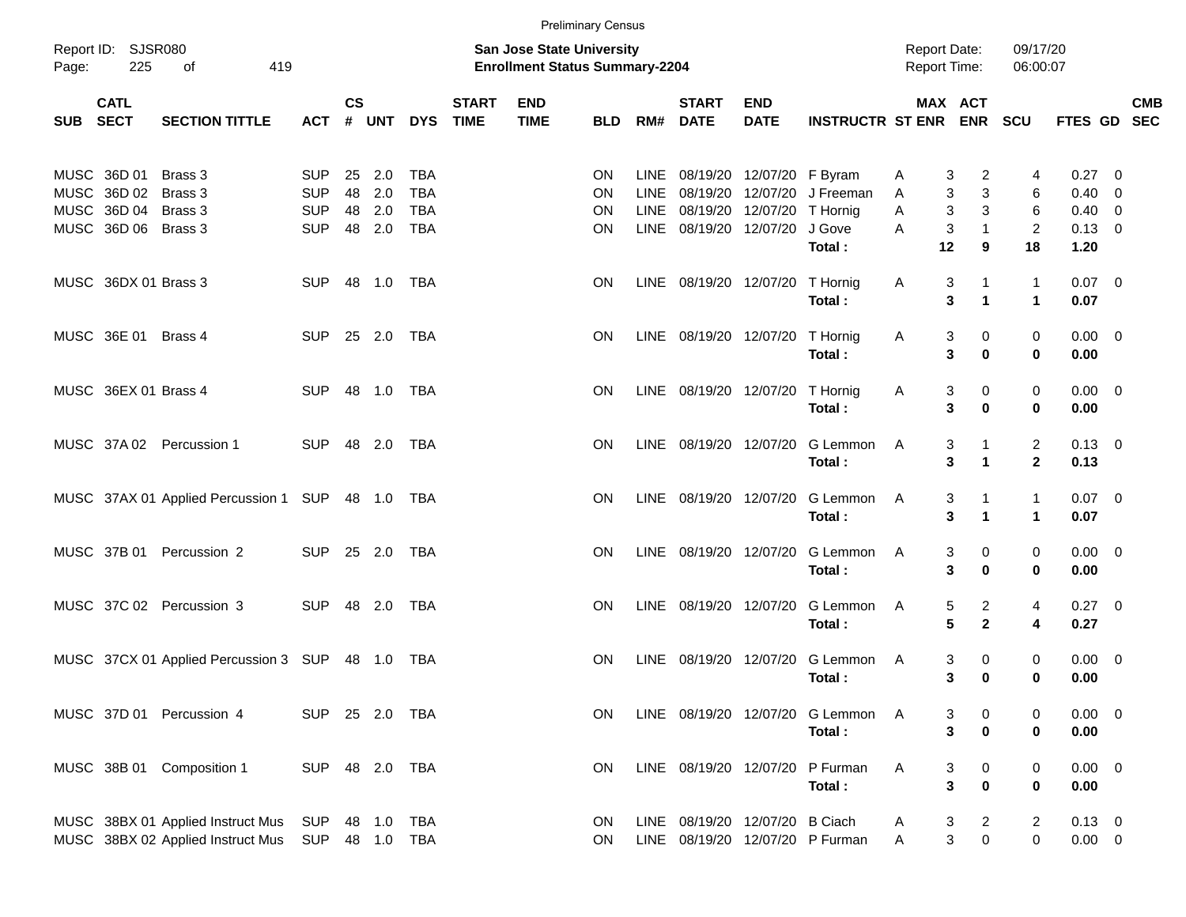Preliminary Census

Report ID: SJSR080

**San Jose State University**
**Enrollment Status Summary-2204**

Report Date: 09/17/20
Report Time: 06:00:07

| SUB | CATL SECT | SECTION TITTLE | ACT | CS # | UNT | DYS | START TIME | END TIME | BLD | RM# | START DATE | END DATE | INSTRUCTR | ST | MAX ENR | ACT ENR | SCU | FTES | GD | CMB SEC |
|---|---|---|---|---|---|---|---|---|---|---|---|---|---|---|---|---|---|---|---|---|
| MUSC | 36D 01 | Brass 3 | SUP | 25 | 2.0 | TBA | | | ON | LINE | 08/19/20 | 12/07/20 | F Byram | A | 3 | 2 | 4 | 0.27 | 0 | |
| MUSC | 36D 02 | Brass 3 | SUP | 48 | 2.0 | TBA | | | ON | LINE | 08/19/20 | 12/07/20 | J Freeman | A | 3 | 3 | 6 | 0.40 | 0 | |
| MUSC | 36D 04 | Brass 3 | SUP | 48 | 2.0 | TBA | | | ON | LINE | 08/19/20 | 12/07/20 | T Hornig | A | 3 | 3 | 6 | 0.40 | 0 | |
| MUSC | 36D 06 | Brass 3 | SUP | 48 | 2.0 | TBA | | | ON | LINE | 08/19/20 | 12/07/20 | J Gove | A | 3 | 1 | 2 | 0.13 | 0 | |
| | | | | | | | | | | | | | **Total :** | | **12** | **9** | **18** | **1.20** | | |
| MUSC | 36DX 01 | Brass 3 | SUP | 48 | 1.0 | TBA | | | ON | LINE | 08/19/20 | 12/07/20 | T Hornig | A | 3 | 1 | 1 | 0.07 | 0 | |
| | | | | | | | | | | | | | **Total :** | | **3** | **1** | **1** | **0.07** | | |
| MUSC | 36E 01 | Brass 4 | SUP | 25 | 2.0 | TBA | | | ON | LINE | 08/19/20 | 12/07/20 | T Hornig | A | 3 | 0 | 0 | 0.00 | 0 | |
| | | | | | | | | | | | | | **Total :** | | **3** | **0** | **0** | **0.00** | | |
| MUSC | 36EX 01 | Brass 4 | SUP | 48 | 1.0 | TBA | | | ON | LINE | 08/19/20 | 12/07/20 | T Hornig | A | 3 | 0 | 0 | 0.00 | 0 | |
| | | | | | | | | | | | | | **Total :** | | **3** | **0** | **0** | **0.00** | | |
| MUSC | 37A 02 | Percussion 1 | SUP | 48 | 2.0 | TBA | | | ON | LINE | 08/19/20 | 12/07/20 | G Lemmon | A | 3 | 1 | 2 | 0.13 | 0 | |
| | | | | | | | | | | | | | **Total :** | | **3** | **1** | **2** | **0.13** | | |
| MUSC | 37AX 01 | Applied Percussion 1 | SUP | 48 | 1.0 | TBA | | | ON | LINE | 08/19/20 | 12/07/20 | G Lemmon | A | 3 | 1 | 1 | 0.07 | 0 | |
| | | | | | | | | | | | | | **Total :** | | **3** | **1** | **1** | **0.07** | | |
| MUSC | 37B 01 | Percussion 2 | SUP | 25 | 2.0 | TBA | | | ON | LINE | 08/19/20 | 12/07/20 | G Lemmon | A | 3 | 0 | 0 | 0.00 | 0 | |
| | | | | | | | | | | | | | **Total :** | | **3** | **0** | **0** | **0.00** | | |
| MUSC | 37C 02 | Percussion 3 | SUP | 48 | 2.0 | TBA | | | ON | LINE | 08/19/20 | 12/07/20 | G Lemmon | A | 5 | 2 | 4 | 0.27 | 0 | |
| | | | | | | | | | | | | | **Total :** | | **5** | **2** | **4** | **0.27** | | |
| MUSC | 37CX 01 | Applied Percussion 3 | SUP | 48 | 1.0 | TBA | | | ON | LINE | 08/19/20 | 12/07/20 | G Lemmon | A | 3 | 0 | 0 | 0.00 | 0 | |
| | | | | | | | | | | | | | **Total :** | | **3** | **0** | **0** | **0.00** | | |
| MUSC | 37D 01 | Percussion 4 | SUP | 25 | 2.0 | TBA | | | ON | LINE | 08/19/20 | 12/07/20 | G Lemmon | A | 3 | 0 | 0 | 0.00 | 0 | |
| | | | | | | | | | | | | | **Total :** | | **3** | **0** | **0** | **0.00** | | |
| MUSC | 38B 01 | Composition 1 | SUP | 48 | 2.0 | TBA | | | ON | LINE | 08/19/20 | 12/07/20 | P Furman | A | 3 | 0 | 0 | 0.00 | 0 | |
| | | | | | | | | | | | | | **Total :** | | **3** | **0** | **0** | **0.00** | | |
| MUSC | 38BX 01 | Applied Instruct Mus | SUP | 48 | 1.0 | TBA | | | ON | LINE | 08/19/20 | 12/07/20 | B Ciach | A | 3 | 2 | 2 | 0.13 | 0 | |
| MUSC | 38BX 02 | Applied Instruct Mus | SUP | 48 | 1.0 | TBA | | | ON | LINE | 08/19/20 | 12/07/20 | P Furman | A | 3 | 0 | 0 | 0.00 | 0 | |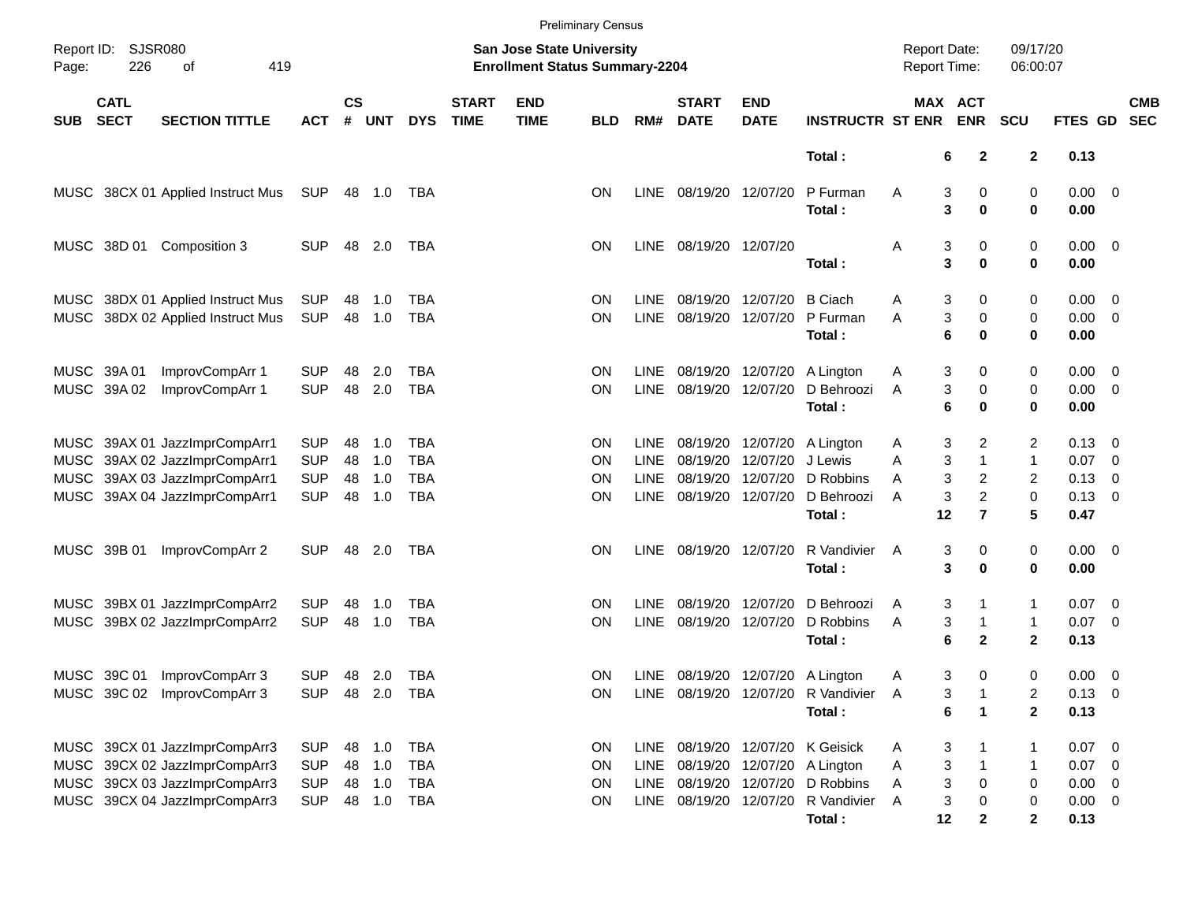Preliminary Census

Report ID: SJSR080
Page: 226 of 419

**San Jose State University**
**Enrollment Status Summary-2204**

Report Date: 09/17/20
Report Time: 06:00:07

| SUB | CATL SECT | SECTION TITTLE | ACT | CS # | UNT | DYS | START TIME | END TIME | BLD | RM# | START DATE | END DATE | INSTRUCTR | ST | MAX ENR | ACT ENR | SCU | FTES | GD | CMB SEC |
|---|---|---|---|---|---|---|---|---|---|---|---|---|---|---|---|---|---|---|---|---|
| | | | | | | | | | | | | | **Total :** | | **6** | **2** | **2** | **0.13** | | |
| MUSC | 38CX 01 | Applied Instruct Mus | SUP | 48 | 1.0 | TBA | | | ON | LINE | 08/19/20 | 12/07/20 | P Furman | A | 3 | 0 | 0 | 0.00 | 0 | |
| | | | | | | | | | | | | | **Total :** | | **3** | **0** | **0** | **0.00** | | |
| MUSC | 38D 01 | Composition 3 | SUP | 48 | 2.0 | TBA | | | ON | LINE | 08/19/20 | 12/07/20 | | A | 3 | 0 | 0 | 0.00 | 0 | |
| | | | | | | | | | | | | | **Total :** | | **3** | **0** | **0** | **0.00** | | |
| MUSC | 38DX 01 | Applied Instruct Mus | SUP | 48 | 1.0 | TBA | | | ON | LINE | 08/19/20 | 12/07/20 | B Ciach | A | 3 | 0 | 0 | 0.00 | 0 | |
| MUSC | 38DX 02 | Applied Instruct Mus | SUP | 48 | 1.0 | TBA | | | ON | LINE | 08/19/20 | 12/07/20 | P Furman | A | 3 | 0 | 0 | 0.00 | 0 | |
| | | | | | | | | | | | | | **Total :** | | **6** | **0** | **0** | **0.00** | | |
| MUSC | 39A 01 | ImprovCompArr 1 | SUP | 48 | 2.0 | TBA | | | ON | LINE | 08/19/20 | 12/07/20 | A Lington | A | 3 | 0 | 0 | 0.00 | 0 | |
| MUSC | 39A 02 | ImprovCompArr 1 | SUP | 48 | 2.0 | TBA | | | ON | LINE | 08/19/20 | 12/07/20 | D Behroozi | A | 3 | 0 | 0 | 0.00 | 0 | |
| | | | | | | | | | | | | | **Total :** | | **6** | **0** | **0** | **0.00** | | |
| MUSC | 39AX 01 | JazzImprCompArr1 | SUP | 48 | 1.0 | TBA | | | ON | LINE | 08/19/20 | 12/07/20 | A Lington | A | 3 | 2 | 2 | 0.13 | 0 | |
| MUSC | 39AX 02 | JazzImprCompArr1 | SUP | 48 | 1.0 | TBA | | | ON | LINE | 08/19/20 | 12/07/20 | J Lewis | A | 3 | 1 | 1 | 0.07 | 0 | |
| MUSC | 39AX 03 | JazzImprCompArr1 | SUP | 48 | 1.0 | TBA | | | ON | LINE | 08/19/20 | 12/07/20 | D Robbins | A | 3 | 2 | 2 | 0.13 | 0 | |
| MUSC | 39AX 04 | JazzImprCompArr1 | SUP | 48 | 1.0 | TBA | | | ON | LINE | 08/19/20 | 12/07/20 | D Behroozi | A | 3 | 2 | 0 | 0.13 | 0 | |
| | | | | | | | | | | | | | **Total :** | | **12** | **7** | **5** | **0.47** | | |
| MUSC | 39B 01 | ImprovCompArr 2 | SUP | 48 | 2.0 | TBA | | | ON | LINE | 08/19/20 | 12/07/20 | R Vandivier | A | 3 | 0 | 0 | 0.00 | 0 | |
| | | | | | | | | | | | | | **Total :** | | **3** | **0** | **0** | **0.00** | | |
| MUSC | 39BX 01 | JazzImprCompArr2 | SUP | 48 | 1.0 | TBA | | | ON | LINE | 08/19/20 | 12/07/20 | D Behroozi | A | 3 | 1 | 1 | 0.07 | 0 | |
| MUSC | 39BX 02 | JazzImprCompArr2 | SUP | 48 | 1.0 | TBA | | | ON | LINE | 08/19/20 | 12/07/20 | D Robbins | A | 3 | 1 | 1 | 0.07 | 0 | |
| | | | | | | | | | | | | | **Total :** | | **6** | **2** | **2** | **0.13** | | |
| MUSC | 39C 01 | ImprovCompArr 3 | SUP | 48 | 2.0 | TBA | | | ON | LINE | 08/19/20 | 12/07/20 | A Lington | A | 3 | 0 | 0 | 0.00 | 0 | |
| MUSC | 39C 02 | ImprovCompArr 3 | SUP | 48 | 2.0 | TBA | | | ON | LINE | 08/19/20 | 12/07/20 | R Vandivier | A | 3 | 1 | 2 | 0.13 | 0 | |
| | | | | | | | | | | | | | **Total :** | | **6** | **1** | **2** | **0.13** | | |
| MUSC | 39CX 01 | JazzImprCompArr3 | SUP | 48 | 1.0 | TBA | | | ON | LINE | 08/19/20 | 12/07/20 | K Geisick | A | 3 | 1 | 1 | 0.07 | 0 | |
| MUSC | 39CX 02 | JazzImprCompArr3 | SUP | 48 | 1.0 | TBA | | | ON | LINE | 08/19/20 | 12/07/20 | A Lington | A | 3 | 1 | 1 | 0.07 | 0 | |
| MUSC | 39CX 03 | JazzImprCompArr3 | SUP | 48 | 1.0 | TBA | | | ON | LINE | 08/19/20 | 12/07/20 | D Robbins | A | 3 | 0 | 0 | 0.00 | 0 | |
| MUSC | 39CX 04 | JazzImprCompArr3 | SUP | 48 | 1.0 | TBA | | | ON | LINE | 08/19/20 | 12/07/20 | R Vandivier | A | 3 | 0 | 0 | 0.00 | 0 | |
| | | | | | | | | | | | | | **Total :** | | **12** | **2** | **2** | **0.13** | | |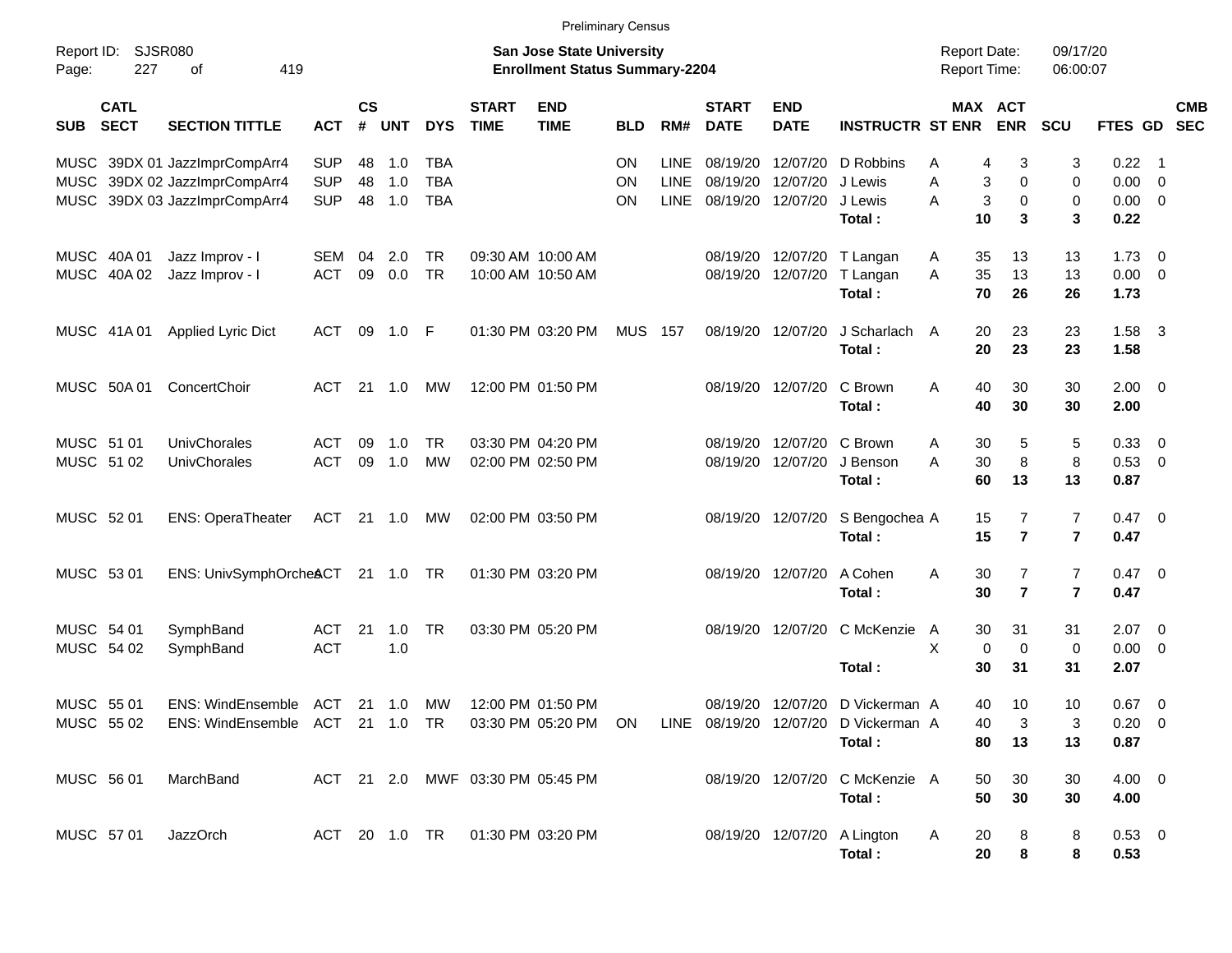Preliminary Census

Report ID: SJSR080
Page: 227 of 419

**San Jose State University**
**Enrollment Status Summary-2204**

Report Date: 09/17/20
Report Time: 06:00:07

| SUB | CATL SECT | SECTION TITTLE | ACT | CS # | UNT | DYS | START TIME | END TIME | BLD | RM# | START DATE | END DATE | INSTRUCTR | ST | MAX ENR | ACT ENR | SCU | FTES | GD | CMB SEC |
|---|---|---|---|---|---|---|---|---|---|---|---|---|---|---|---|---|---|---|---|---|
| MUSC | 39DX 01 | JazzImprCompArr4 | SUP | 48 | 1.0 | TBA | | | ON | LINE | 08/19/20 | 12/07/20 | D Robbins | A | 4 | 3 | 3 | 0.22 | 1 | |
| MUSC | 39DX 02 | JazzImprCompArr4 | SUP | 48 | 1.0 | TBA | | | ON | LINE | 08/19/20 | 12/07/20 | J Lewis | A | 3 | 0 | 0 | 0.00 | 0 | |
| MUSC | 39DX 03 | JazzImprCompArr4 | SUP | 48 | 1.0 | TBA | | | ON | LINE | 08/19/20 | 12/07/20 | J Lewis | A | 3 | 0 | 0 | 0.00 | 0 | |
| | | | | | | | | | | | | | **Total :** | | **10** | **3** | **3** | **0.22** | | |
| MUSC | 40A 01 | Jazz Improv - I | SEM | 04 | 2.0 | TR | 09:30 AM | 10:00 AM | | | 08/19/20 | 12/07/20 | T Langan | A | 35 | 13 | 13 | 1.73 | 0 | |
| MUSC | 40A 02 | Jazz Improv - I | ACT | 09 | 0.0 | TR | 10:00 AM | 10:50 AM | | | 08/19/20 | 12/07/20 | T Langan | A | 35 | 13 | 13 | 0.00 | 0 | |
| | | | | | | | | | | | | | **Total :** | | **70** | **26** | **26** | **1.73** | | |
| MUSC | 41A 01 | Applied Lyric Dict | ACT | 09 | 1.0 | F | 01:30 PM | 03:20 PM | MUS | 157 | 08/19/20 | 12/07/20 | J Scharlach | A | 20 | 23 | 23 | 1.58 | 3 | |
| | | | | | | | | | | | | | **Total :** | | **20** | **23** | **23** | **1.58** | | |
| MUSC | 50A 01 | ConcertChoir | ACT | 21 | 1.0 | MW | 12:00 PM | 01:50 PM | | | 08/19/20 | 12/07/20 | C Brown | A | 40 | 30 | 30 | 2.00 | 0 | |
| | | | | | | | | | | | | | **Total :** | | **40** | **30** | **30** | **2.00** | | |
| MUSC | 51 01 | UnivChorales | ACT | 09 | 1.0 | TR | 03:30 PM | 04:20 PM | | | 08/19/20 | 12/07/20 | C Brown | A | 30 | 5 | 5 | 0.33 | 0 | |
| MUSC | 51 02 | UnivChorales | ACT | 09 | 1.0 | MW | 02:00 PM | 02:50 PM | | | 08/19/20 | 12/07/20 | J Benson | A | 30 | 8 | 8 | 0.53 | 0 | |
| | | | | | | | | | | | | | **Total :** | | **60** | **13** | **13** | **0.87** | | |
| MUSC | 52 01 | ENS: OperaTheater | ACT | 21 | 1.0 | MW | 02:00 PM | 03:50 PM | | | 08/19/20 | 12/07/20 | S Bengochea | A | 15 | 7 | 7 | 0.47 | 0 | |
| | | | | | | | | | | | | | **Total :** | | **15** | **7** | **7** | **0.47** | | |
| MUSC | 53 01 | ENS: UnivSymphOrches | ACT | 21 | 1.0 | TR | 01:30 PM | 03:20 PM | | | 08/19/20 | 12/07/20 | A Cohen | A | 30 | 7 | 7 | 0.47 | 0 | |
| | | | | | | | | | | | | | **Total :** | | **30** | **7** | **7** | **0.47** | | |
| MUSC | 54 01 | SymphBand | ACT | 21 | 1.0 | TR | 03:30 PM | 05:20 PM | | | 08/19/20 | 12/07/20 | C McKenzie | A | 30 | 31 | 31 | 2.07 | 0 | |
| MUSC | 54 02 | SymphBand | ACT | | 1.0 | | | | | | | | | X | 0 | 0 | 0 | 0.00 | 0 | |
| | | | | | | | | | | | | | **Total :** | | **30** | **31** | **31** | **2.07** | | |
| MUSC | 55 01 | ENS: WindEnsemble | ACT | 21 | 1.0 | MW | 12:00 PM | 01:50 PM | | | 08/19/20 | 12/07/20 | D Vickerman | A | 40 | 10 | 10 | 0.67 | 0 | |
| MUSC | 55 02 | ENS: WindEnsemble | ACT | 21 | 1.0 | TR | 03:30 PM | 05:20 PM | ON | LINE | 08/19/20 | 12/07/20 | D Vickerman | A | 40 | 3 | 3 | 0.20 | 0 | |
| | | | | | | | | | | | | | **Total :** | | **80** | **13** | **13** | **0.87** | | |
| MUSC | 56 01 | MarchBand | ACT | 21 | 2.0 | MWF | 03:30 PM | 05:45 PM | | | 08/19/20 | 12/07/20 | C McKenzie | A | 50 | 30 | 30 | 4.00 | 0 | |
| | | | | | | | | | | | | | **Total :** | | **50** | **30** | **30** | **4.00** | | |
| MUSC | 57 01 | JazzOrch | ACT | 20 | 1.0 | TR | 01:30 PM | 03:20 PM | | | 08/19/20 | 12/07/20 | A Lington | A | 20 | 8 | 8 | 0.53 | 0 | |
| | | | | | | | | | | | | | **Total :** | | **20** | **8** | **8** | **0.53** | | |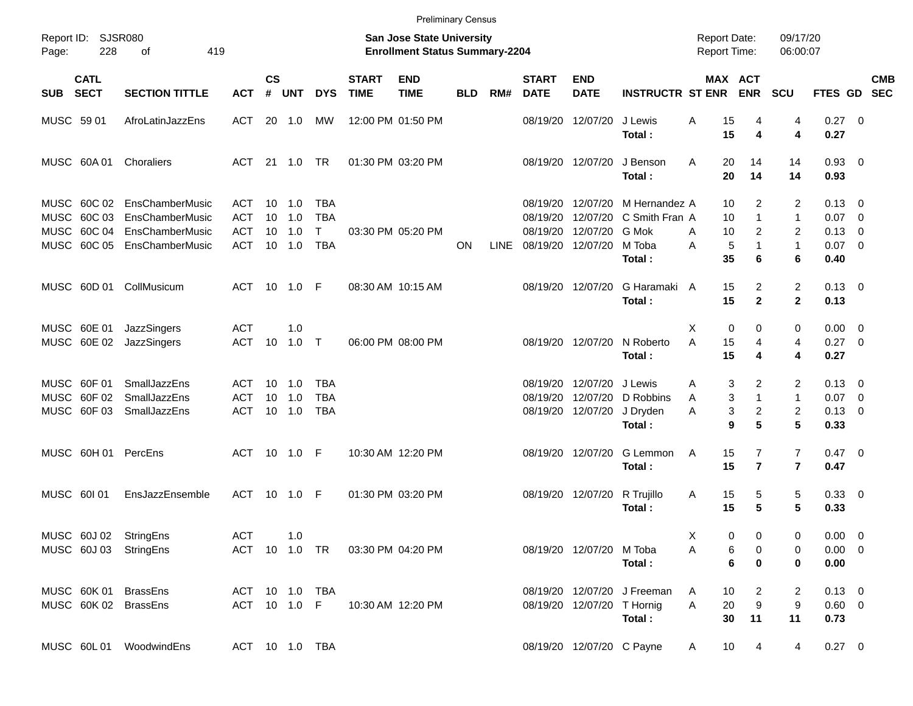Preliminary Census

Report ID: SJSR080

**San Jose State University**
**Enrollment Status Summary-2204**

Report Date: 09/17/20
Report Time: 06:00:07

| SUB | CATL SECT | SECTION TITTLE | ACT | CS # | UNT | DYS | START TIME | END TIME | BLD | RM# | START DATE | END DATE | INSTRUCTR | ST | MAX ENR | ACT ENR | SCU | FTES | GD | CMB SEC |
|---|---|---|---|---|---|---|---|---|---|---|---|---|---|---|---|---|---|---|---|---|
| MUSC | 59 01 | AfroLatinJazzEns | ACT | 20 | 1.0 | MW | 12:00 PM | 01:50 PM | | | 08/19/20 | 12/07/20 | J Lewis | A | 15 | 4 | 4 | 0.27 | 0 | |
| | | | | | | | | | | | | | **Total :** | | **15** | **4** | **4** | **0.27** | | |
| MUSC | 60A 01 | Choraliers | ACT | 21 | 1.0 | TR | 01:30 PM | 03:20 PM | | | 08/19/20 | 12/07/20 | J Benson | A | 20 | 14 | 14 | 0.93 | 0 | |
| | | | | | | | | | | | | | **Total :** | | **20** | **14** | **14** | **0.93** | | |
| MUSC | 60C 02 | EnsChamberMusic | ACT | 10 | 1.0 | TBA | | | | | 08/19/20 | 12/07/20 | M Hernandez | A | 10 | 2 | 2 | 0.13 | 0 | |
| MUSC | 60C 03 | EnsChamberMusic | ACT | 10 | 1.0 | TBA | | | | | 08/19/20 | 12/07/20 | C Smith Fran | A | 10 | 1 | 1 | 0.07 | 0 | |
| MUSC | 60C 04 | EnsChamberMusic | ACT | 10 | 1.0 | T | 03:30 PM | 05:20 PM | | | 08/19/20 | 12/07/20 | G Mok | A | 10 | 2 | 2 | 0.13 | 0 | |
| MUSC | 60C 05 | EnsChamberMusic | ACT | 10 | 1.0 | TBA | | | ON | LINE | 08/19/20 | 12/07/20 | M Toba | A | 5 | 1 | 1 | 0.07 | 0 | |
| | | | | | | | | | | | | | **Total :** | | **35** | **6** | **6** | **0.40** | | |
| MUSC | 60D 01 | CollMusicum | ACT | 10 | 1.0 | F | 08:30 AM | 10:15 AM | | | 08/19/20 | 12/07/20 | G Haramaki | A | 15 | 2 | 2 | 0.13 | 0 | |
| | | | | | | | | | | | | | **Total :** | | **15** | **2** | **2** | **0.13** | | |
| MUSC | 60E 01 | JazzSingers | ACT | | 1.0 | | | | | | | | | X | 0 | 0 | 0 | 0.00 | 0 | |
| MUSC | 60E 02 | JazzSingers | ACT | 10 | 1.0 | T | 06:00 PM | 08:00 PM | | | 08/19/20 | 12/07/20 | N Roberto | A | 15 | 4 | 4 | 0.27 | 0 | |
| | | | | | | | | | | | | | **Total :** | | **15** | **4** | **4** | **0.27** | | |
| MUSC | 60F 01 | SmallJazzEns | ACT | 10 | 1.0 | TBA | | | | | 08/19/20 | 12/07/20 | J Lewis | A | 3 | 2 | 2 | 0.13 | 0 | |
| MUSC | 60F 02 | SmallJazzEns | ACT | 10 | 1.0 | TBA | | | | | 08/19/20 | 12/07/20 | D Robbins | A | 3 | 1 | 1 | 0.07 | 0 | |
| MUSC | 60F 03 | SmallJazzEns | ACT | 10 | 1.0 | TBA | | | | | 08/19/20 | 12/07/20 | J Dryden | A | 3 | 2 | 2 | 0.13 | 0 | |
| | | | | | | | | | | | | | **Total :** | | **9** | **5** | **5** | **0.33** | | |
| MUSC | 60H 01 | PercEns | ACT | 10 | 1.0 | F | 10:30 AM | 12:20 PM | | | 08/19/20 | 12/07/20 | G Lemmon | A | 15 | 7 | 7 | 0.47 | 0 | |
| | | | | | | | | | | | | | **Total :** | | **15** | **7** | **7** | **0.47** | | |
| MUSC | 60I 01 | EnsJazzEnsemble | ACT | 10 | 1.0 | F | 01:30 PM | 03:20 PM | | | 08/19/20 | 12/07/20 | R Trujillo | A | 15 | 5 | 5 | 0.33 | 0 | |
| | | | | | | | | | | | | | **Total :** | | **15** | **5** | **5** | **0.33** | | |
| MUSC | 60J 02 | StringEns | ACT | | 1.0 | | | | | | | | | X | 0 | 0 | 0 | 0.00 | 0 | |
| MUSC | 60J 03 | StringEns | ACT | 10 | 1.0 | TR | 03:30 PM | 04:20 PM | | | 08/19/20 | 12/07/20 | M Toba | A | 6 | 0 | 0 | 0.00 | 0 | |
| | | | | | | | | | | | | | **Total :** | | **6** | **0** | **0** | **0.00** | | |
| MUSC | 60K 01 | BrassEns | ACT | 10 | 1.0 | TBA | | | | | 08/19/20 | 12/07/20 | J Freeman | A | 10 | 2 | 2 | 0.13 | 0 | |
| MUSC | 60K 02 | BrassEns | ACT | 10 | 1.0 | F | 10:30 AM | 12:20 PM | | | 08/19/20 | 12/07/20 | T Hornig | A | 20 | 9 | 9 | 0.60 | 0 | |
| | | | | | | | | | | | | | **Total :** | | **30** | **11** | **11** | **0.73** | | |
| MUSC | 60L 01 | WoodwindEns | ACT | 10 | 1.0 | TBA | | | | | 08/19/20 | 12/07/20 | C Payne | A | 10 | 4 | 4 | 0.27 | 0 | |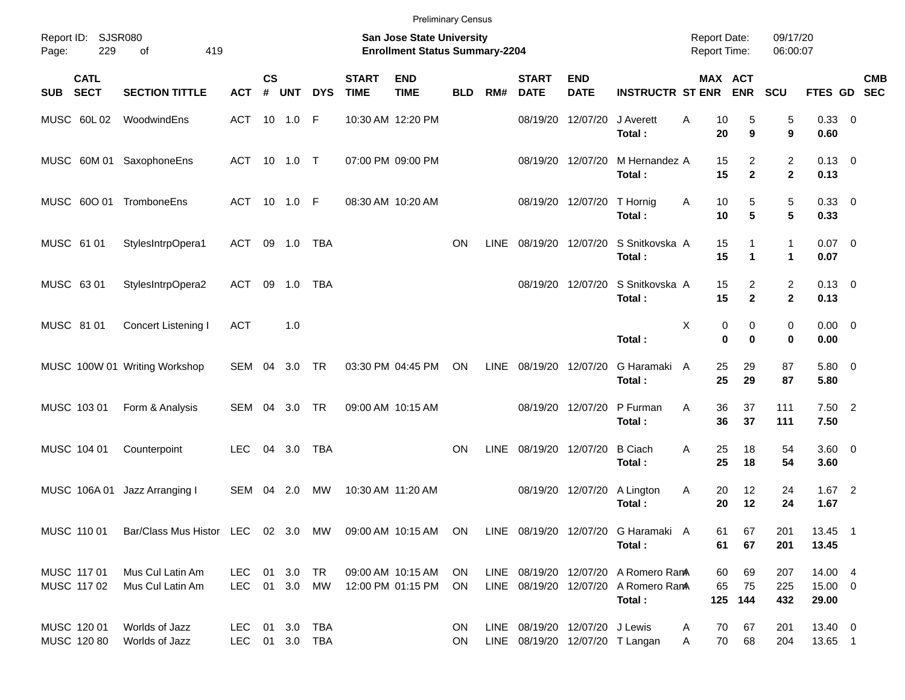Preliminary Census

Report ID: SJSR080

**San Jose State University**
**Enrollment Status Summary-2204**

Report Date: 09/17/20
Report Time: 06:00:07

| SUB | CATL SECT | SECTION TITTLE | ACT | CS # | UNT | DYS | START TIME | END TIME | BLD | RM# | START DATE | END DATE | INSTRUCTR | ST | MAX ENR | ACT ENR | SCU | FTES | GD | CMB SEC |
|---|---|---|---|---|---|---|---|---|---|---|---|---|---|---|---|---|---|---|---|---|
| MUSC | 60L 02 | WoodwindEns | ACT | 10 | 1.0 | F | 10:30 AM | 12:20 PM | | | 08/19/20 | 12/07/20 | J Averett | A | 10 | 5 | 5 | 0.33 | 0 | |
| | | | | | | | | | | | | | **Total :** | | **20** | **9** | **9** | **0.60** | | |
| MUSC | 60M 01 | SaxophoneEns | ACT | 10 | 1.0 | T | 07:00 PM | 09:00 PM | | | 08/19/20 | 12/07/20 | M Hernandez | A | 15 | 2 | 2 | 0.13 | 0 | |
| | | | | | | | | | | | | | **Total :** | | **15** | **2** | **2** | **0.13** | | |
| MUSC | 60O 01 | TromboneEns | ACT | 10 | 1.0 | F | 08:30 AM | 10:20 AM | | | 08/19/20 | 12/07/20 | T Hornig | A | 10 | 5 | 5 | 0.33 | 0 | |
| | | | | | | | | | | | | | **Total :** | | **10** | **5** | **5** | **0.33** | | |
| MUSC | 61 01 | StylesIntrpOpera1 | ACT | 09 | 1.0 | TBA | | | ON | LINE | 08/19/20 | 12/07/20 | S Snitkovska | A | 15 | 1 | 1 | 0.07 | 0 | |
| | | | | | | | | | | | | | **Total :** | | **15** | **1** | **1** | **0.07** | | |
| MUSC | 63 01 | StylesIntrpOpera2 | ACT | 09 | 1.0 | TBA | | | | | 08/19/20 | 12/07/20 | S Snitkovska | A | 15 | 2 | 2 | 0.13 | 0 | |
| | | | | | | | | | | | | | **Total :** | | **15** | **2** | **2** | **0.13** | | |
| MUSC | 81 01 | Concert Listening I | ACT | | 1.0 | | | | | | | | | X | 0 | 0 | 0 | 0.00 | 0 | |
| | | | | | | | | | | | | | **Total :** | | **0** | **0** | **0** | **0.00** | | |
| MUSC | 100W 01 | Writing Workshop | SEM | 04 | 3.0 | TR | 03:30 PM | 04:45 PM | ON | LINE | 08/19/20 | 12/07/20 | G Haramaki | A | 25 | 29 | 87 | 5.80 | 0 | |
| | | | | | | | | | | | | | **Total :** | | **25** | **29** | **87** | **5.80** | | |
| MUSC | 103 01 | Form & Analysis | SEM | 04 | 3.0 | TR | 09:00 AM | 10:15 AM | | | 08/19/20 | 12/07/20 | P Furman | A | 36 | 37 | 111 | 7.50 | 2 | |
| | | | | | | | | | | | | | **Total :** | | **36** | **37** | **111** | **7.50** | | |
| MUSC | 104 01 | Counterpoint | LEC | 04 | 3.0 | TBA | | | ON | LINE | 08/19/20 | 12/07/20 | B Ciach | A | 25 | 18 | 54 | 3.60 | 0 | |
| | | | | | | | | | | | | | **Total :** | | **25** | **18** | **54** | **3.60** | | |
| MUSC | 106A 01 | Jazz Arranging I | SEM | 04 | 2.0 | MW | 10:30 AM | 11:20 AM | | | 08/19/20 | 12/07/20 | A Lington | A | 20 | 12 | 24 | 1.67 | 2 | |
| | | | | | | | | | | | | | **Total :** | | **20** | **12** | **24** | **1.67** | | |
| MUSC | 110 01 | Bar/Class Mus Histor | LEC | 02 | 3.0 | MW | 09:00 AM | 10:15 AM | ON | LINE | 08/19/20 | 12/07/20 | G Haramaki | A | 61 | 67 | 201 | 13.45 | 1 | |
| | | | | | | | | | | | | | **Total :** | | **61** | **67** | **201** | **13.45** | | |
| MUSC | 117 01 | Mus Cul Latin Am | LEC | 01 | 3.0 | TR | 09:00 AM | 10:15 AM | ON | LINE | 08/19/20 | 12/07/20 | A Romero Ram | A | 60 | 69 | 207 | 14.00 | 4 | |
| MUSC | 117 02 | Mus Cul Latin Am | LEC | 01 | 3.0 | MW | 12:00 PM | 01:15 PM | ON | LINE | 08/19/20 | 12/07/20 | A Romero Ram | A | 65 | 75 | 225 | 15.00 | 0 | |
| | | | | | | | | | | | | | **Total :** | | **125** | **144** | **432** | **29.00** | | |
| MUSC | 120 01 | Worlds of Jazz | LEC | 01 | 3.0 | TBA | | | ON | LINE | 08/19/20 | 12/07/20 | J Lewis | A | 70 | 67 | 201 | 13.40 | 0 | |
| MUSC | 120 80 | Worlds of Jazz | LEC | 01 | 3.0 | TBA | | | ON | LINE | 08/19/20 | 12/07/20 | T Langan | A | 70 | 68 | 204 | 13.65 | 1 | |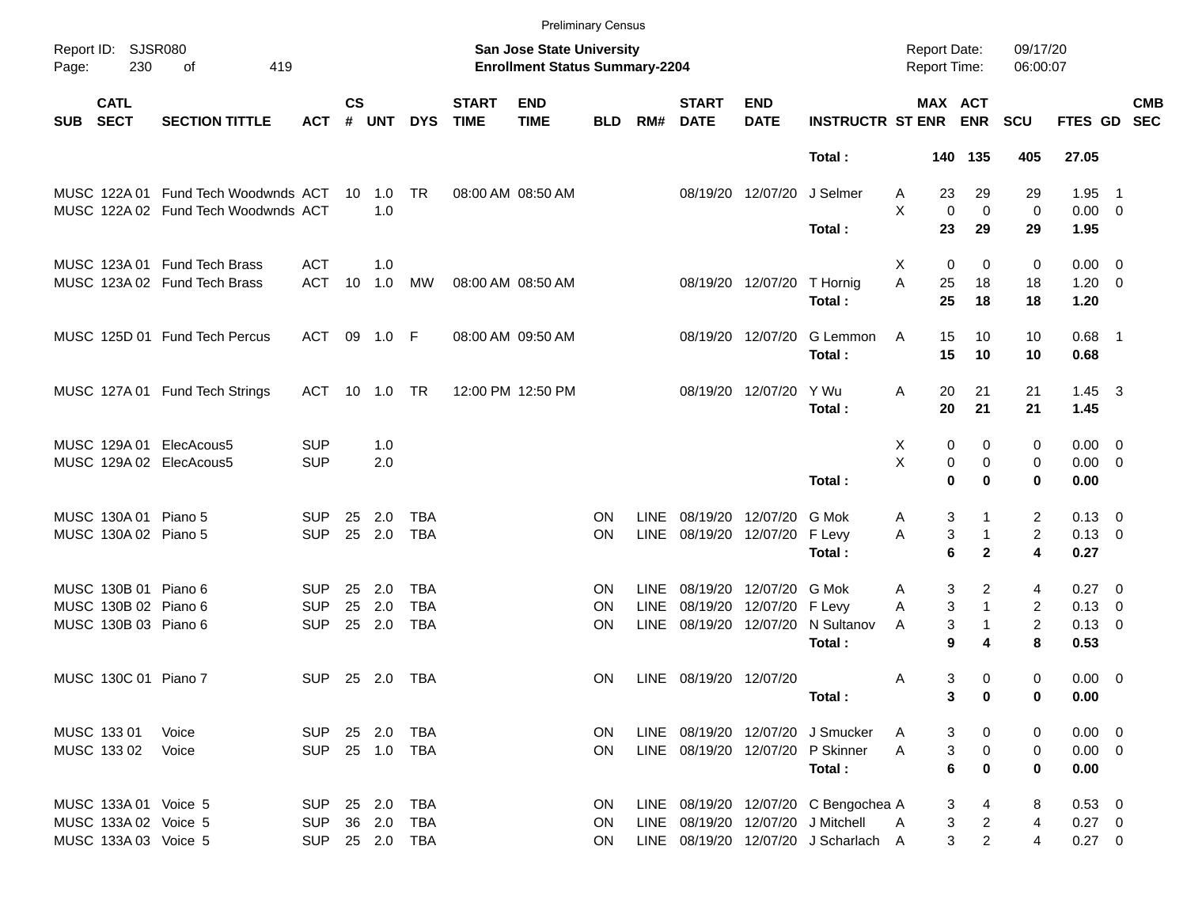Preliminary Census

Report ID: SJSR080

**San Jose State University**
**Enrollment Status Summary-2204**

Report Date: 09/17/20
Report Time: 06:00:07

| SUB | CATL SECT | SECTION TITTLE | ACT | CS # | UNT | DYS | START TIME | END TIME | BLD | RM# | START DATE | END DATE | INSTRUCTR | ST | MAX ENR | ACT ENR | SCU | FTES | GD | CMB SEC |
|---|---|---|---|---|---|---|---|---|---|---|---|---|---|---|---|---|---|---|---|---|
| | | | | | | | | | | | | | **Total :** | | **140** | **135** | **405** | **27.05** | | |
| MUSC | 122A 01 | Fund Tech Woodwnds | ACT | 10 | 1.0 | TR | 08:00 AM | 08:50 AM | | | 08/19/20 | 12/07/20 | J Selmer | A | 23 | 29 | 29 | 1.95 | 1 | |
| MUSC | 122A 02 | Fund Tech Woodwnds | ACT | | 1.0 | | | | | | | | | X | 0 | 0 | 0 | 0.00 | 0 | |
| | | | | | | | | | | | | | **Total :** | | **23** | **29** | **29** | **1.95** | | |
| MUSC | 123A 01 | Fund Tech Brass | ACT | | 1.0 | | | | | | | | | X | 0 | 0 | 0 | 0.00 | 0 | |
| MUSC | 123A 02 | Fund Tech Brass | ACT | 10 | 1.0 | MW | 08:00 AM | 08:50 AM | | | 08/19/20 | 12/07/20 | T Hornig | A | 25 | 18 | 18 | 1.20 | 0 | |
| | | | | | | | | | | | | | **Total :** | | **25** | **18** | **18** | **1.20** | | |
| MUSC | 125D 01 | Fund Tech Percus | ACT | 09 | 1.0 | F | 08:00 AM | 09:50 AM | | | 08/19/20 | 12/07/20 | G Lemmon | A | 15 | 10 | 10 | 0.68 | 1 | |
| | | | | | | | | | | | | | **Total :** | | **15** | **10** | **10** | **0.68** | | |
| MUSC | 127A 01 | Fund Tech Strings | ACT | 10 | 1.0 | TR | 12:00 PM | 12:50 PM | | | 08/19/20 | 12/07/20 | Y Wu | A | 20 | 21 | 21 | 1.45 | 3 | |
| | | | | | | | | | | | | | **Total :** | | **20** | **21** | **21** | **1.45** | | |
| MUSC | 129A 01 | ElecAcous5 | SUP | | 1.0 | | | | | | | | | X | 0 | 0 | 0 | 0.00 | 0 | |
| MUSC | 129A 02 | ElecAcous5 | SUP | | 2.0 | | | | | | | | | X | 0 | 0 | 0 | 0.00 | 0 | |
| | | | | | | | | | | | | | **Total :** | | **0** | **0** | **0** | **0.00** | | |
| MUSC | 130A 01 | Piano 5 | SUP | 25 | 2.0 | TBA | | | ON | LINE | 08/19/20 | 12/07/20 | G Mok | A | 3 | 1 | 2 | 0.13 | 0 | |
| MUSC | 130A 02 | Piano 5 | SUP | 25 | 2.0 | TBA | | | ON | LINE | 08/19/20 | 12/07/20 | F Levy | A | 3 | 1 | 2 | 0.13 | 0 | |
| | | | | | | | | | | | | | **Total :** | | **6** | **2** | **4** | **0.27** | | |
| MUSC | 130B 01 | Piano 6 | SUP | 25 | 2.0 | TBA | | | ON | LINE | 08/19/20 | 12/07/20 | G Mok | A | 3 | 2 | 4 | 0.27 | 0 | |
| MUSC | 130B 02 | Piano 6 | SUP | 25 | 2.0 | TBA | | | ON | LINE | 08/19/20 | 12/07/20 | F Levy | A | 3 | 1 | 2 | 0.13 | 0 | |
| MUSC | 130B 03 | Piano 6 | SUP | 25 | 2.0 | TBA | | | ON | LINE | 08/19/20 | 12/07/20 | N Sultanov | A | 3 | 1 | 2 | 0.13 | 0 | |
| | | | | | | | | | | | | | **Total :** | | **9** | **4** | **8** | **0.53** | | |
| MUSC | 130C 01 | Piano 7 | SUP | 25 | 2.0 | TBA | | | ON | LINE | 08/19/20 | 12/07/20 | | A | 3 | 0 | 0 | 0.00 | 0 | |
| | | | | | | | | | | | | | **Total :** | | **3** | **0** | **0** | **0.00** | | |
| MUSC | 133 01 | Voice | SUP | 25 | 2.0 | TBA | | | ON | LINE | 08/19/20 | 12/07/20 | J Smucker | A | 3 | 0 | 0 | 0.00 | 0 | |
| MUSC | 133 02 | Voice | SUP | 25 | 1.0 | TBA | | | ON | LINE | 08/19/20 | 12/07/20 | P Skinner | A | 3 | 0 | 0 | 0.00 | 0 | |
| | | | | | | | | | | | | | **Total :** | | **6** | **0** | **0** | **0.00** | | |
| MUSC | 133A 01 | Voice 5 | SUP | 25 | 2.0 | TBA | | | ON | LINE | 08/19/20 | 12/07/20 | C Bengochea | A | 3 | 4 | 8 | 0.53 | 0 | |
| MUSC | 133A 02 | Voice 5 | SUP | 36 | 2.0 | TBA | | | ON | LINE | 08/19/20 | 12/07/20 | J Mitchell | A | 3 | 2 | 4 | 0.27 | 0 | |
| MUSC | 133A 03 | Voice 5 | SUP | 25 | 2.0 | TBA | | | ON | LINE | 08/19/20 | 12/07/20 | J Scharlach | A | 3 | 2 | 4 | 0.27 | 0 | |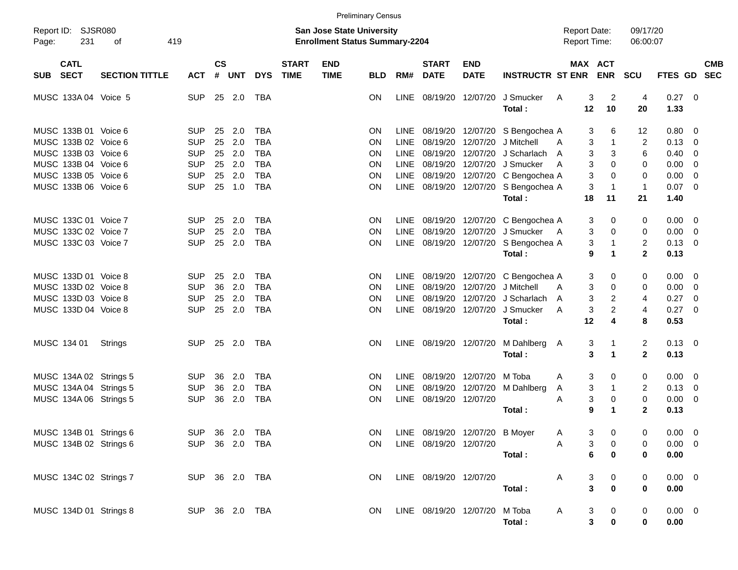Preliminary Census

Report ID: SJSR080

**San Jose State University**
**Enrollment Status Summary-2204**

Report Date: 09/17/20
Report Time: 06:00:07

| SUB | CATL SECT | SECTION TITTLE | ACT | CS # | UNT | DYS | START TIME | END TIME | BLD | RM# | START DATE | END DATE | INSTRUCTR | ST | MAX ENR | ACT ENR | SCU | FTES | GD | CMB SEC |
|---|---|---|---|---|---|---|---|---|---|---|---|---|---|---|---|---|---|---|---|---|
| MUSC | 133A 04 | Voice 5 | SUP | 25 | 2.0 | TBA | | | ON | LINE | 08/19/20 | 12/07/20 | J Smucker | A | 3 | 2 | 4 | 0.27 | 0 | |
| | | | | | | | | | | | | | **Total :** | | **12** | **10** | **20** | **1.33** | | |
| MUSC | 133B 01 | Voice 6 | SUP | 25 | 2.0 | TBA | | | ON | LINE | 08/19/20 | 12/07/20 | S Bengochea | A | 3 | 6 | 12 | 0.80 | 0 | |
| MUSC | 133B 02 | Voice 6 | SUP | 25 | 2.0 | TBA | | | ON | LINE | 08/19/20 | 12/07/20 | J Mitchell | A | 3 | 1 | 2 | 0.13 | 0 | |
| MUSC | 133B 03 | Voice 6 | SUP | 25 | 2.0 | TBA | | | ON | LINE | 08/19/20 | 12/07/20 | J Scharlach | A | 3 | 3 | 6 | 0.40 | 0 | |
| MUSC | 133B 04 | Voice 6 | SUP | 25 | 2.0 | TBA | | | ON | LINE | 08/19/20 | 12/07/20 | J Smucker | A | 3 | 0 | 0 | 0.00 | 0 | |
| MUSC | 133B 05 | Voice 6 | SUP | 25 | 2.0 | TBA | | | ON | LINE | 08/19/20 | 12/07/20 | C Bengochea | A | 3 | 0 | 0 | 0.00 | 0 | |
| MUSC | 133B 06 | Voice 6 | SUP | 25 | 1.0 | TBA | | | ON | LINE | 08/19/20 | 12/07/20 | S Bengochea | A | 3 | 1 | 1 | 0.07 | 0 | |
| | | | | | | | | | | | | | **Total :** | | **18** | **11** | **21** | **1.40** | | |
| MUSC | 133C 01 | Voice 7 | SUP | 25 | 2.0 | TBA | | | ON | LINE | 08/19/20 | 12/07/20 | C Bengochea | A | 3 | 0 | 0 | 0.00 | 0 | |
| MUSC | 133C 02 | Voice 7 | SUP | 25 | 2.0 | TBA | | | ON | LINE | 08/19/20 | 12/07/20 | J Smucker | A | 3 | 0 | 0 | 0.00 | 0 | |
| MUSC | 133C 03 | Voice 7 | SUP | 25 | 2.0 | TBA | | | ON | LINE | 08/19/20 | 12/07/20 | S Bengochea | A | 3 | 1 | 2 | 0.13 | 0 | |
| | | | | | | | | | | | | | **Total :** | | **9** | **1** | **2** | **0.13** | | |
| MUSC | 133D 01 | Voice 8 | SUP | 25 | 2.0 | TBA | | | ON | LINE | 08/19/20 | 12/07/20 | C Bengochea | A | 3 | 0 | 0 | 0.00 | 0 | |
| MUSC | 133D 02 | Voice 8 | SUP | 36 | 2.0 | TBA | | | ON | LINE | 08/19/20 | 12/07/20 | J Mitchell | A | 3 | 0 | 0 | 0.00 | 0 | |
| MUSC | 133D 03 | Voice 8 | SUP | 25 | 2.0 | TBA | | | ON | LINE | 08/19/20 | 12/07/20 | J Scharlach | A | 3 | 2 | 4 | 0.27 | 0 | |
| MUSC | 133D 04 | Voice 8 | SUP | 25 | 2.0 | TBA | | | ON | LINE | 08/19/20 | 12/07/20 | J Smucker | A | 3 | 2 | 4 | 0.27 | 0 | |
| | | | | | | | | | | | | | **Total :** | | **12** | **4** | **8** | **0.53** | | |
| MUSC | 134 01 | Strings | SUP | 25 | 2.0 | TBA | | | ON | LINE | 08/19/20 | 12/07/20 | M Dahlberg | A | 3 | 1 | 2 | 0.13 | 0 | |
| | | | | | | | | | | | | | **Total :** | | **3** | **1** | **2** | **0.13** | | |
| MUSC | 134A 02 | Strings 5 | SUP | 36 | 2.0 | TBA | | | ON | LINE | 08/19/20 | 12/07/20 | M Toba | A | 3 | 0 | 0 | 0.00 | 0 | |
| MUSC | 134A 04 | Strings 5 | SUP | 36 | 2.0 | TBA | | | ON | LINE | 08/19/20 | 12/07/20 | M Dahlberg | A | 3 | 1 | 2 | 0.13 | 0 | |
| MUSC | 134A 06 | Strings 5 | SUP | 36 | 2.0 | TBA | | | ON | LINE | 08/19/20 | 12/07/20 | | A | 3 | 0 | 0 | 0.00 | 0 | |
| | | | | | | | | | | | | | **Total :** | | **9** | **1** | **2** | **0.13** | | |
| MUSC | 134B 01 | Strings 6 | SUP | 36 | 2.0 | TBA | | | ON | LINE | 08/19/20 | 12/07/20 | B Moyer | A | 3 | 0 | 0 | 0.00 | 0 | |
| MUSC | 134B 02 | Strings 6 | SUP | 36 | 2.0 | TBA | | | ON | LINE | 08/19/20 | 12/07/20 | | A | 3 | 0 | 0 | 0.00 | 0 | |
| | | | | | | | | | | | | | **Total :** | | **6** | **0** | **0** | **0.00** | | |
| MUSC | 134C 02 | Strings 7 | SUP | 36 | 2.0 | TBA | | | ON | LINE | 08/19/20 | 12/07/20 | | A | 3 | 0 | 0 | 0.00 | 0 | |
| | | | | | | | | | | | | | **Total :** | | **3** | **0** | **0** | **0.00** | | |
| MUSC | 134D 01 | Strings 8 | SUP | 36 | 2.0 | TBA | | | ON | LINE | 08/19/20 | 12/07/20 | M Toba | A | 3 | 0 | 0 | 0.00 | 0 | |
| | | | | | | | | | | | | | **Total :** | | **3** | **0** | **0** | **0.00** | | |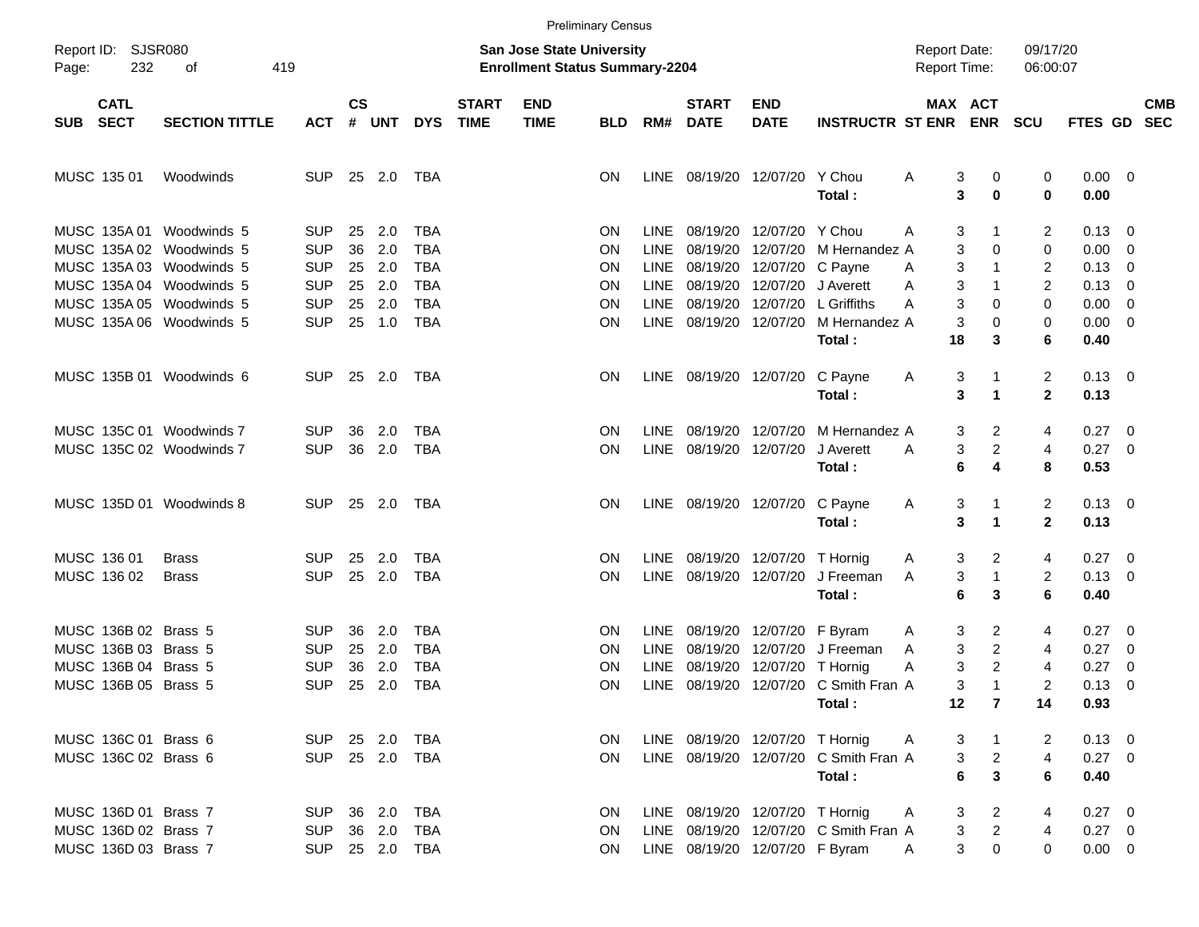Preliminary Census

Report ID: SJSR080

**San Jose State University**
**Enrollment Status Summary-2204**

Report Date: 09/17/20
Report Time: 06:00:07

| SUB | CATL SECT | SECTION TITTLE | ACT | CS # | UNT | DYS | START TIME | END TIME | BLD | RM# | START DATE | END DATE | INSTRUCTR | ST | MAX ENR | ACT ENR | SCU | FTES | GD | CMB SEC |
|---|---|---|---|---|---|---|---|---|---|---|---|---|---|---|---|---|---|---|---|---|
| MUSC | 135 01 | Woodwinds | SUP | 25 | 2.0 | TBA | | | ON | LINE | 08/19/20 | 12/07/20 | Y Chou | A | 3 | 0 | 0 | 0.00 | 0 | |
| | | | | | | | | | | | | | **Total :** | | **3** | **0** | **0** | **0.00** | | |
| MUSC | 135A 01 | Woodwinds 5 | SUP | 25 | 2.0 | TBA | | | ON | LINE | 08/19/20 | 12/07/20 | Y Chou | A | 3 | 1 | 2 | 0.13 | 0 | |
| MUSC | 135A 02 | Woodwinds 5 | SUP | 36 | 2.0 | TBA | | | ON | LINE | 08/19/20 | 12/07/20 | M Hernandez | A | 3 | 0 | 0 | 0.00 | 0 | |
| MUSC | 135A 03 | Woodwinds 5 | SUP | 25 | 2.0 | TBA | | | ON | LINE | 08/19/20 | 12/07/20 | C Payne | A | 3 | 1 | 2 | 0.13 | 0 | |
| MUSC | 135A 04 | Woodwinds 5 | SUP | 25 | 2.0 | TBA | | | ON | LINE | 08/19/20 | 12/07/20 | J Averett | A | 3 | 1 | 2 | 0.13 | 0 | |
| MUSC | 135A 05 | Woodwinds 5 | SUP | 25 | 2.0 | TBA | | | ON | LINE | 08/19/20 | 12/07/20 | L Griffiths | A | 3 | 0 | 0 | 0.00 | 0 | |
| MUSC | 135A 06 | Woodwinds 5 | SUP | 25 | 1.0 | TBA | | | ON | LINE | 08/19/20 | 12/07/20 | M Hernandez | A | 3 | 0 | 0 | 0.00 | 0 | |
| | | | | | | | | | | | | | **Total :** | | **18** | **3** | **6** | **0.40** | | |
| MUSC | 135B 01 | Woodwinds 6 | SUP | 25 | 2.0 | TBA | | | ON | LINE | 08/19/20 | 12/07/20 | C Payne | A | 3 | 1 | 2 | 0.13 | 0 | |
| | | | | | | | | | | | | | **Total :** | | **3** | **1** | **2** | **0.13** | | |
| MUSC | 135C 01 | Woodwinds 7 | SUP | 36 | 2.0 | TBA | | | ON | LINE | 08/19/20 | 12/07/20 | M Hernandez | A | 3 | 2 | 4 | 0.27 | 0 | |
| MUSC | 135C 02 | Woodwinds 7 | SUP | 36 | 2.0 | TBA | | | ON | LINE | 08/19/20 | 12/07/20 | J Averett | A | 3 | 2 | 4 | 0.27 | 0 | |
| | | | | | | | | | | | | | **Total :** | | **6** | **4** | **8** | **0.53** | | |
| MUSC | 135D 01 | Woodwinds 8 | SUP | 25 | 2.0 | TBA | | | ON | LINE | 08/19/20 | 12/07/20 | C Payne | A | 3 | 1 | 2 | 0.13 | 0 | |
| | | | | | | | | | | | | | **Total :** | | **3** | **1** | **2** | **0.13** | | |
| MUSC | 136 01 | Brass | SUP | 25 | 2.0 | TBA | | | ON | LINE | 08/19/20 | 12/07/20 | T Hornig | A | 3 | 2 | 4 | 0.27 | 0 | |
| MUSC | 136 02 | Brass | SUP | 25 | 2.0 | TBA | | | ON | LINE | 08/19/20 | 12/07/20 | J Freeman | A | 3 | 1 | 2 | 0.13 | 0 | |
| | | | | | | | | | | | | | **Total :** | | **6** | **3** | **6** | **0.40** | | |
| MUSC | 136B 02 | Brass 5 | SUP | 36 | 2.0 | TBA | | | ON | LINE | 08/19/20 | 12/07/20 | F Byram | A | 3 | 2 | 4 | 0.27 | 0 | |
| MUSC | 136B 03 | Brass 5 | SUP | 25 | 2.0 | TBA | | | ON | LINE | 08/19/20 | 12/07/20 | J Freeman | A | 3 | 2 | 4 | 0.27 | 0 | |
| MUSC | 136B 04 | Brass 5 | SUP | 36 | 2.0 | TBA | | | ON | LINE | 08/19/20 | 12/07/20 | T Hornig | A | 3 | 2 | 4 | 0.27 | 0 | |
| MUSC | 136B 05 | Brass 5 | SUP | 25 | 2.0 | TBA | | | ON | LINE | 08/19/20 | 12/07/20 | C Smith Fran | A | 3 | 1 | 2 | 0.13 | 0 | |
| | | | | | | | | | | | | | **Total :** | | **12** | **7** | **14** | **0.93** | | |
| MUSC | 136C 01 | Brass 6 | SUP | 25 | 2.0 | TBA | | | ON | LINE | 08/19/20 | 12/07/20 | T Hornig | A | 3 | 1 | 2 | 0.13 | 0 | |
| MUSC | 136C 02 | Brass 6 | SUP | 25 | 2.0 | TBA | | | ON | LINE | 08/19/20 | 12/07/20 | C Smith Fran | A | 3 | 2 | 4 | 0.27 | 0 | |
| | | | | | | | | | | | | | **Total :** | | **6** | **3** | **6** | **0.40** | | |
| MUSC | 136D 01 | Brass 7 | SUP | 36 | 2.0 | TBA | | | ON | LINE | 08/19/20 | 12/07/20 | T Hornig | A | 3 | 2 | 4 | 0.27 | 0 | |
| MUSC | 136D 02 | Brass 7 | SUP | 36 | 2.0 | TBA | | | ON | LINE | 08/19/20 | 12/07/20 | C Smith Fran | A | 3 | 2 | 4 | 0.27 | 0 | |
| MUSC | 136D 03 | Brass 7 | SUP | 25 | 2.0 | TBA | | | ON | LINE | 08/19/20 | 12/07/20 | F Byram | A | 3 | 0 | 0 | 0.00 | 0 | |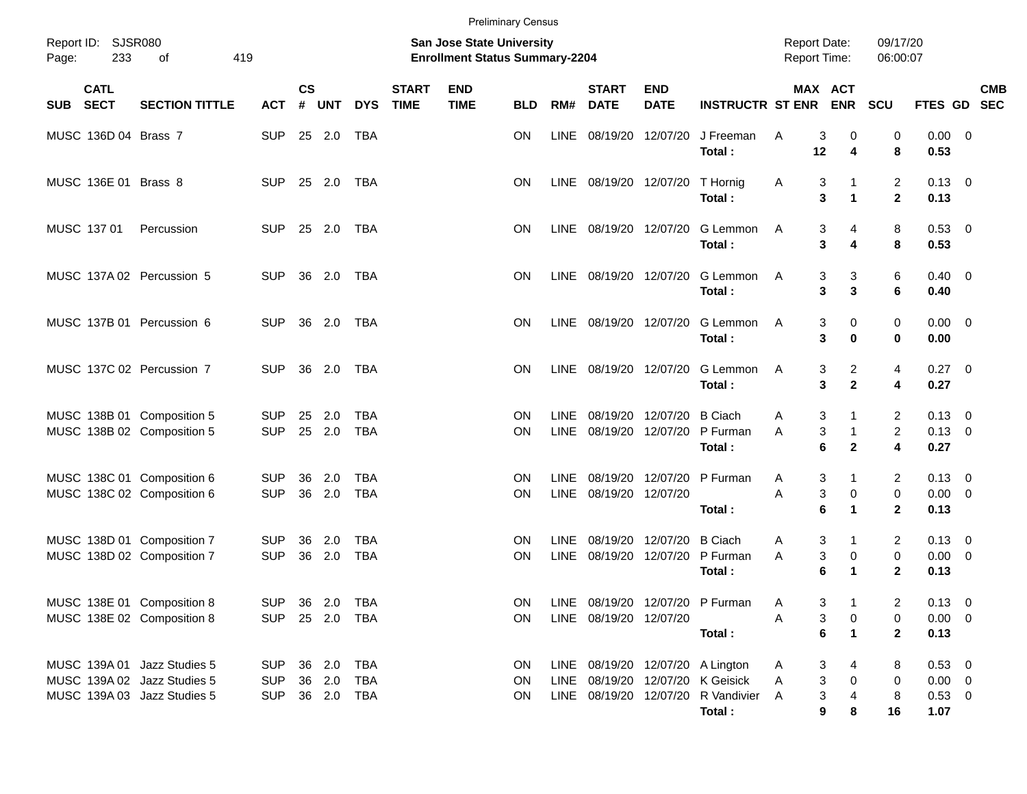Preliminary Census

Report ID: SJSR080
Page: 233 of 419

**San Jose State University**
**Enrollment Status Summary-2204**

Report Date: 09/17/20
Report Time: 06:00:07

| SUB | CATL SECT | SECTION TITTLE | ACT | CS # | UNT | DYS | START TIME | END TIME | BLD | RM# | START DATE | END DATE | INSTRUCTR | ST | MAX ENR | ACT ENR | SCU | FTES | GD | CMB SEC |
|---|---|---|---|---|---|---|---|---|---|---|---|---|---|---|---|---|---|---|---|---|
| MUSC | 136D 04 | Brass 7 | SUP | 25 | 2.0 | TBA | | | ON | LINE | 08/19/20 | 12/07/20 | J Freeman | A | 3 | 0 | 0 | 0.00 | 0 | |
| | | | | | | | | | | | | | **Total :** | | **12** | **4** | **8** | **0.53** | | |
| MUSC | 136E 01 | Brass 8 | SUP | 25 | 2.0 | TBA | | | ON | LINE | 08/19/20 | 12/07/20 | T Hornig | A | 3 | 1 | 2 | 0.13 | 0 | |
| | | | | | | | | | | | | | **Total :** | | **3** | **1** | **2** | **0.13** | | |
| MUSC | 137 01 | Percussion | SUP | 25 | 2.0 | TBA | | | ON | LINE | 08/19/20 | 12/07/20 | G Lemmon | A | 3 | 4 | 8 | 0.53 | 0 | |
| | | | | | | | | | | | | | **Total :** | | **3** | **4** | **8** | **0.53** | | |
| MUSC | 137A 02 | Percussion 5 | SUP | 36 | 2.0 | TBA | | | ON | LINE | 08/19/20 | 12/07/20 | G Lemmon | A | 3 | 3 | 6 | 0.40 | 0 | |
| | | | | | | | | | | | | | **Total :** | | **3** | **3** | **6** | **0.40** | | |
| MUSC | 137B 01 | Percussion 6 | SUP | 36 | 2.0 | TBA | | | ON | LINE | 08/19/20 | 12/07/20 | G Lemmon | A | 3 | 0 | 0 | 0.00 | 0 | |
| | | | | | | | | | | | | | **Total :** | | **3** | **0** | **0** | **0.00** | | |
| MUSC | 137C 02 | Percussion 7 | SUP | 36 | 2.0 | TBA | | | ON | LINE | 08/19/20 | 12/07/20 | G Lemmon | A | 3 | 2 | 4 | 0.27 | 0 | |
| | | | | | | | | | | | | | **Total :** | | **3** | **2** | **4** | **0.27** | | |
| MUSC | 138B 01 | Composition 5 | SUP | 25 | 2.0 | TBA | | | ON | LINE | 08/19/20 | 12/07/20 | B Ciach | A | 3 | 1 | 2 | 0.13 | 0 | |
| MUSC | 138B 02 | Composition 5 | SUP | 25 | 2.0 | TBA | | | ON | LINE | 08/19/20 | 12/07/20 | P Furman | A | 3 | 1 | 2 | 0.13 | 0 | |
| | | | | | | | | | | | | | **Total :** | | **6** | **2** | **4** | **0.27** | | |
| MUSC | 138C 01 | Composition 6 | SUP | 36 | 2.0 | TBA | | | ON | LINE | 08/19/20 | 12/07/20 | P Furman | A | 3 | 1 | 2 | 0.13 | 0 | |
| MUSC | 138C 02 | Composition 6 | SUP | 36 | 2.0 | TBA | | | ON | LINE | 08/19/20 | 12/07/20 | | A | 3 | 0 | 0 | 0.00 | 0 | |
| | | | | | | | | | | | | | **Total :** | | **6** | **1** | **2** | **0.13** | | |
| MUSC | 138D 01 | Composition 7 | SUP | 36 | 2.0 | TBA | | | ON | LINE | 08/19/20 | 12/07/20 | B Ciach | A | 3 | 1 | 2 | 0.13 | 0 | |
| MUSC | 138D 02 | Composition 7 | SUP | 36 | 2.0 | TBA | | | ON | LINE | 08/19/20 | 12/07/20 | P Furman | A | 3 | 0 | 0 | 0.00 | 0 | |
| | | | | | | | | | | | | | **Total :** | | **6** | **1** | **2** | **0.13** | | |
| MUSC | 138E 01 | Composition 8 | SUP | 36 | 2.0 | TBA | | | ON | LINE | 08/19/20 | 12/07/20 | P Furman | A | 3 | 1 | 2 | 0.13 | 0 | |
| MUSC | 138E 02 | Composition 8 | SUP | 25 | 2.0 | TBA | | | ON | LINE | 08/19/20 | 12/07/20 | | A | 3 | 0 | 0 | 0.00 | 0 | |
| | | | | | | | | | | | | | **Total :** | | **6** | **1** | **2** | **0.13** | | |
| MUSC | 139A 01 | Jazz Studies 5 | SUP | 36 | 2.0 | TBA | | | ON | LINE | 08/19/20 | 12/07/20 | A Lington | A | 3 | 4 | 8 | 0.53 | 0 | |
| MUSC | 139A 02 | Jazz Studies 5 | SUP | 36 | 2.0 | TBA | | | ON | LINE | 08/19/20 | 12/07/20 | K Geisick | A | 3 | 0 | 0 | 0.00 | 0 | |
| MUSC | 139A 03 | Jazz Studies 5 | SUP | 36 | 2.0 | TBA | | | ON | LINE | 08/19/20 | 12/07/20 | R Vandivier | A | 3 | 4 | 8 | 0.53 | 0 | |
| | | | | | | | | | | | | | **Total :** | | **9** | **8** | **16** | **1.07** | | |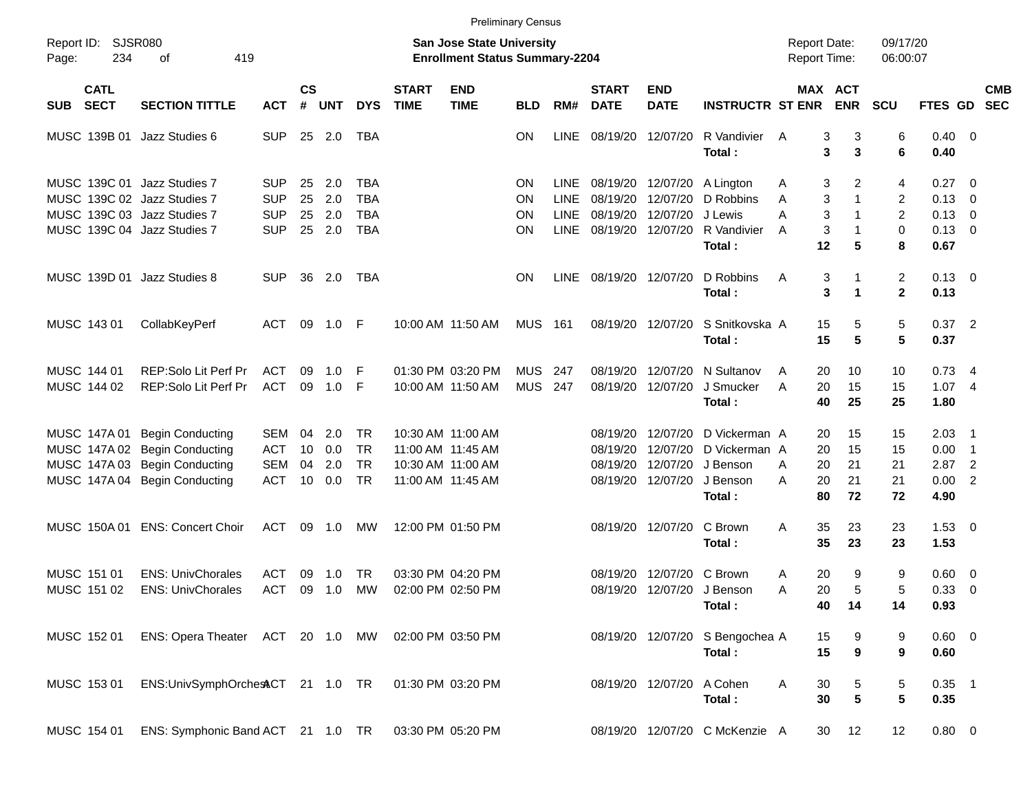Preliminary Census

Report ID: SJSR080

**San Jose State University**
**Enrollment Status Summary-2204**

Report Date: 09/17/20
Report Time: 06:00:07

| SUB | CATL SECT | SECTION TITTLE | ACT | CS # | UNT | DYS | START TIME | END TIME | BLD | RM# | START DATE | END DATE | INSTRUCTR | ST | MAX ENR | ACT ENR | SCU | FTES | GD | CMB SEC |
|---|---|---|---|---|---|---|---|---|---|---|---|---|---|---|---|---|---|---|---|---|
| MUSC | 139B 01 | Jazz Studies 6 | SUP | 25 | 2.0 | TBA | | | ON | LINE | 08/19/20 | 12/07/20 | R Vandivier | A | 3 | 3 | 6 | 0.40 | 0 | |
| | | | | | | | | | | | | | **Total :** | | **3** | **3** | **6** | **0.40** | | |
| MUSC | 139C 01 | Jazz Studies 7 | SUP | 25 | 2.0 | TBA | | | ON | LINE | 08/19/20 | 12/07/20 | A Lington | A | 3 | 2 | 4 | 0.27 | 0 | |
| MUSC | 139C 02 | Jazz Studies 7 | SUP | 25 | 2.0 | TBA | | | ON | LINE | 08/19/20 | 12/07/20 | D Robbins | A | 3 | 1 | 2 | 0.13 | 0 | |
| MUSC | 139C 03 | Jazz Studies 7 | SUP | 25 | 2.0 | TBA | | | ON | LINE | 08/19/20 | 12/07/20 | J Lewis | A | 3 | 1 | 2 | 0.13 | 0 | |
| MUSC | 139C 04 | Jazz Studies 7 | SUP | 25 | 2.0 | TBA | | | ON | LINE | 08/19/20 | 12/07/20 | R Vandivier | A | 3 | 1 | 0 | 0.13 | 0 | |
| | | | | | | | | | | | | | **Total :** | | **12** | **5** | **8** | **0.67** | | |
| MUSC | 139D 01 | Jazz Studies 8 | SUP | 36 | 2.0 | TBA | | | ON | LINE | 08/19/20 | 12/07/20 | D Robbins | A | 3 | 1 | 2 | 0.13 | 0 | |
| | | | | | | | | | | | | | **Total :** | | **3** | **1** | **2** | **0.13** | | |
| MUSC | 143 01 | CollabKeyPerf | ACT | 09 | 1.0 | F | 10:00 AM | 11:50 AM | MUS | 161 | 08/19/20 | 12/07/20 | S Snitkovska | A | 15 | 5 | 5 | 0.37 | 2 | |
| | | | | | | | | | | | | | **Total :** | | **15** | **5** | **5** | **0.37** | | |
| MUSC | 144 01 | REP:Solo Lit Perf Pr | ACT | 09 | 1.0 | F | 01:30 PM | 03:20 PM | MUS | 247 | 08/19/20 | 12/07/20 | N Sultanov | A | 20 | 10 | 10 | 0.73 | 4 | |
| MUSC | 144 02 | REP:Solo Lit Perf Pr | ACT | 09 | 1.0 | F | 10:00 AM | 11:50 AM | MUS | 247 | 08/19/20 | 12/07/20 | J Smucker | A | 20 | 15 | 15 | 1.07 | 4 | |
| | | | | | | | | | | | | | **Total :** | | **40** | **25** | **25** | **1.80** | | |
| MUSC | 147A 01 | Begin Conducting | SEM | 04 | 2.0 | TR | 10:30 AM | 11:00 AM | | | 08/19/20 | 12/07/20 | D Vickerman | A | 20 | 15 | 15 | 2.03 | 1 | |
| MUSC | 147A 02 | Begin Conducting | ACT | 10 | 0.0 | TR | 11:00 AM | 11:45 AM | | | 08/19/20 | 12/07/20 | D Vickerman | A | 20 | 15 | 15 | 0.00 | 1 | |
| MUSC | 147A 03 | Begin Conducting | SEM | 04 | 2.0 | TR | 10:30 AM | 11:00 AM | | | 08/19/20 | 12/07/20 | J Benson | A | 20 | 21 | 21 | 2.87 | 2 | |
| MUSC | 147A 04 | Begin Conducting | ACT | 10 | 0.0 | TR | 11:00 AM | 11:45 AM | | | 08/19/20 | 12/07/20 | J Benson | A | 20 | 21 | 21 | 0.00 | 2 | |
| | | | | | | | | | | | | | **Total :** | | **80** | **72** | **72** | **4.90** | | |
| MUSC | 150A 01 | ENS: Concert Choir | ACT | 09 | 1.0 | MW | 12:00 PM | 01:50 PM | | | 08/19/20 | 12/07/20 | C Brown | A | 35 | 23 | 23 | 1.53 | 0 | |
| | | | | | | | | | | | | | **Total :** | | **35** | **23** | **23** | **1.53** | | |
| MUSC | 151 01 | ENS: UnivChorales | ACT | 09 | 1.0 | TR | 03:30 PM | 04:20 PM | | | 08/19/20 | 12/07/20 | C Brown | A | 20 | 9 | 9 | 0.60 | 0 | |
| MUSC | 151 02 | ENS: UnivChorales | ACT | 09 | 1.0 | MW | 02:00 PM | 02:50 PM | | | 08/19/20 | 12/07/20 | J Benson | A | 20 | 5 | 5 | 0.33 | 0 | |
| | | | | | | | | | | | | | **Total :** | | **40** | **14** | **14** | **0.93** | | |
| MUSC | 152 01 | ENS: Opera Theater | ACT | 20 | 1.0 | MW | 02:00 PM | 03:50 PM | | | 08/19/20 | 12/07/20 | S Bengochea | A | 15 | 9 | 9 | 0.60 | 0 | |
| | | | | | | | | | | | | | **Total :** | | **15** | **9** | **9** | **0.60** | | |
| MUSC | 153 01 | ENS:UnivSymphOrchest | ACT | 21 | 1.0 | TR | 01:30 PM | 03:20 PM | | | 08/19/20 | 12/07/20 | A Cohen | A | 30 | 5 | 5 | 0.35 | 1 | |
| | | | | | | | | | | | | | **Total :** | | **30** | **5** | **5** | **0.35** | | |
| MUSC | 154 01 | ENS: Symphonic Band | ACT | 21 | 1.0 | TR | 03:30 PM | 05:20 PM | | | 08/19/20 | 12/07/20 | C McKenzie | A | 30 | 12 | 12 | 0.80 | 0 | |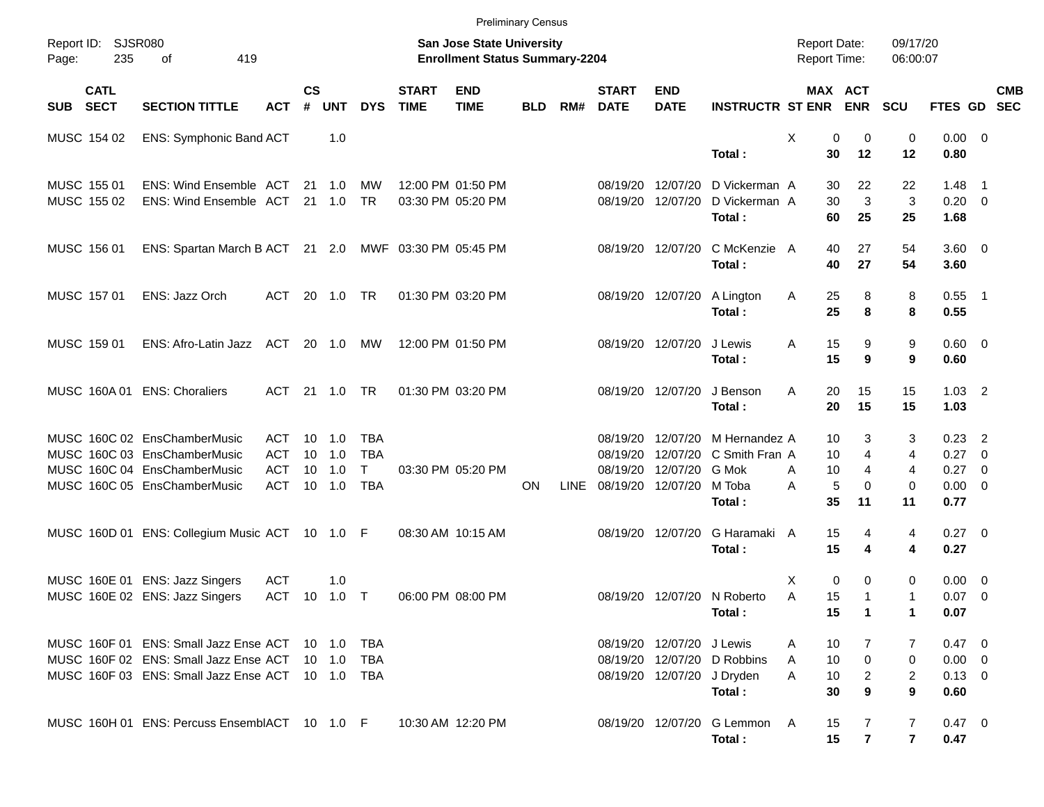Preliminary Census

Report ID: SJSR080

**San Jose State University**
**Enrollment Status Summary-2204**

Report Date: 09/17/20
Report Time: 06:00:07

| SUB | CATL SECT | SECTION TITTLE | ACT | CS # | UNT | DYS | START TIME | END TIME | BLD | RM# | START DATE | END DATE | INSTRUCTR | ST | MAX ENR | ACT ENR | SCU | FTES | GD | CMB SEC |
|---|---|---|---|---|---|---|---|---|---|---|---|---|---|---|---|---|---|---|---|---|
| MUSC | 154 02 | ENS: Symphonic Band | ACT | | 1.0 | | | | | | | | | X | 0 | 0 | 0 | 0.00 | 0 | |
| | | | | | | | | | | | | | **Total :** | | **30** | **12** | **12** | **0.80** | | |
| MUSC | 155 01 | ENS: Wind Ensemble | ACT | 21 | 1.0 | MW | 12:00 PM | 01:50 PM | | | 08/19/20 | 12/07/20 | D Vickerman | A | 30 | 22 | 22 | 1.48 | 1 | |
| MUSC | 155 02 | ENS: Wind Ensemble | ACT | 21 | 1.0 | TR | 03:30 PM | 05:20 PM | | | 08/19/20 | 12/07/20 | D Vickerman | A | 30 | 3 | 3 | 0.20 | 0 | |
| | | | | | | | | | | | | | **Total :** | | **60** | **25** | **25** | **1.68** | | |
| MUSC | 156 01 | ENS: Spartan March B | ACT | 21 | 2.0 | MWF | 03:30 PM | 05:45 PM | | | 08/19/20 | 12/07/20 | C McKenzie | A | 40 | 27 | 54 | 3.60 | 0 | |
| | | | | | | | | | | | | | **Total :** | | **40** | **27** | **54** | **3.60** | | |
| MUSC | 157 01 | ENS: Jazz Orch | ACT | 20 | 1.0 | TR | 01:30 PM | 03:20 PM | | | 08/19/20 | 12/07/20 | A Lington | A | 25 | 8 | 8 | 0.55 | 1 | |
| | | | | | | | | | | | | | **Total :** | | **25** | **8** | **8** | **0.55** | | |
| MUSC | 159 01 | ENS: Afro-Latin Jazz | ACT | 20 | 1.0 | MW | 12:00 PM | 01:50 PM | | | 08/19/20 | 12/07/20 | J Lewis | A | 15 | 9 | 9 | 0.60 | 0 | |
| | | | | | | | | | | | | | **Total :** | | **15** | **9** | **9** | **0.60** | | |
| MUSC | 160A 01 | ENS: Choraliers | ACT | 21 | 1.0 | TR | 01:30 PM | 03:20 PM | | | 08/19/20 | 12/07/20 | J Benson | A | 20 | 15 | 15 | 1.03 | 2 | |
| | | | | | | | | | | | | | **Total :** | | **20** | **15** | **15** | **1.03** | | |
| MUSC | 160C 02 | EnsChamberMusic | ACT | 10 | 1.0 | TBA | | | | | 08/19/20 | 12/07/20 | M Hernandez | A | 10 | 3 | 3 | 0.23 | 2 | |
| MUSC | 160C 03 | EnsChamberMusic | ACT | 10 | 1.0 | TBA | | | | | 08/19/20 | 12/07/20 | C Smith Fran | A | 10 | 4 | 4 | 0.27 | 0 | |
| MUSC | 160C 04 | EnsChamberMusic | ACT | 10 | 1.0 | T | 03:30 PM | 05:20 PM | | | 08/19/20 | 12/07/20 | G Mok | A | 10 | 4 | 4 | 0.27 | 0 | |
| MUSC | 160C 05 | EnsChamberMusic | ACT | 10 | 1.0 | TBA | | | ON | LINE | 08/19/20 | 12/07/20 | M Toba | A | 5 | 0 | 0 | 0.00 | 0 | |
| | | | | | | | | | | | | | **Total :** | | **35** | **11** | **11** | **0.77** | | |
| MUSC | 160D 01 | ENS: Collegium Music | ACT | 10 | 1.0 | F | 08:30 AM | 10:15 AM | | | 08/19/20 | 12/07/20 | G Haramaki | A | 15 | 4 | 4 | 0.27 | 0 | |
| | | | | | | | | | | | | | **Total :** | | **15** | **4** | **4** | **0.27** | | |
| MUSC | 160E 01 | ENS: Jazz Singers | ACT | | 1.0 | | | | | | | | | X | 0 | 0 | 0 | 0.00 | 0 | |
| MUSC | 160E 02 | ENS: Jazz Singers | ACT | 10 | 1.0 | T | 06:00 PM | 08:00 PM | | | 08/19/20 | 12/07/20 | N Roberto | A | 15 | 1 | 1 | 0.07 | 0 | |
| | | | | | | | | | | | | | **Total :** | | **15** | **1** | **1** | **0.07** | | |
| MUSC | 160F 01 | ENS: Small Jazz Ense | ACT | 10 | 1.0 | TBA | | | | | 08/19/20 | 12/07/20 | J Lewis | A | 10 | 7 | 7 | 0.47 | 0 | |
| MUSC | 160F 02 | ENS: Small Jazz Ense | ACT | 10 | 1.0 | TBA | | | | | 08/19/20 | 12/07/20 | D Robbins | A | 10 | 0 | 0 | 0.00 | 0 | |
| MUSC | 160F 03 | ENS: Small Jazz Ense | ACT | 10 | 1.0 | TBA | | | | | 08/19/20 | 12/07/20 | J Dryden | A | 10 | 2 | 2 | 0.13 | 0 | |
| | | | | | | | | | | | | | **Total :** | | **30** | **9** | **9** | **0.60** | | |
| MUSC | 160H 01 | ENS: Percuss Ensembl | ACT | 10 | 1.0 | F | 10:30 AM | 12:20 PM | | | 08/19/20 | 12/07/20 | G Lemmon | A | 15 | 7 | 7 | 0.47 | 0 | |
| | | | | | | | | | | | | | **Total :** | | **15** | **7** | **7** | **0.47** | | |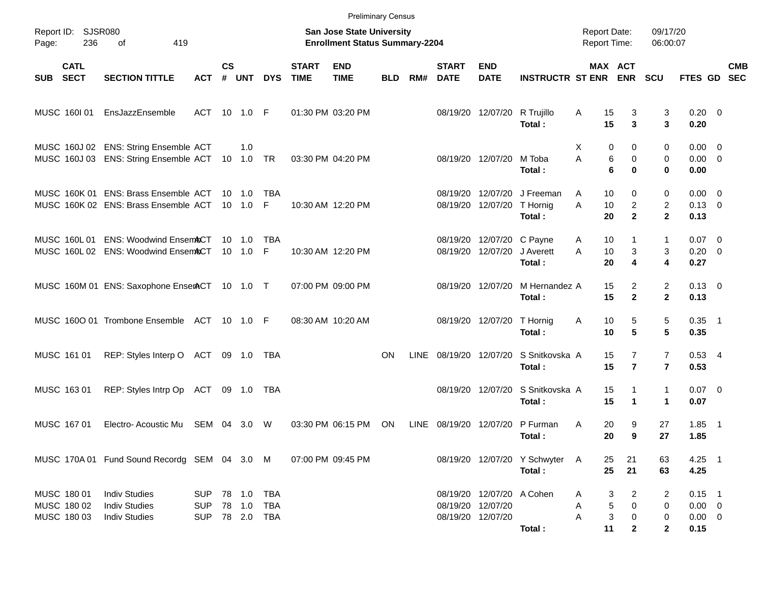Preliminary Census

Report ID: SJSR080

**San Jose State University**
**Enrollment Status Summary-2204**

Report Date: 09/17/20
Report Time: 06:00:07

| SUB | CATL SECT | SECTION TITTLE | ACT | CS # | UNT | DYS | START TIME | END TIME | BLD | RM# | START DATE | END DATE | INSTRUCTR | ST | MAX ENR | ACT ENR | SCU | FTES | GD | CMB SEC |
|---|---|---|---|---|---|---|---|---|---|---|---|---|---|---|---|---|---|---|---|---|
| MUSC | 160I 01 | EnsJazzEnsemble | ACT | 10 | 1.0 | F | 01:30 PM | 03:20 PM | | | 08/19/20 | 12/07/20 | R Trujillo | A | 15 | 3 | 3 | 0.20 | 0 | |
| | | | | | | | | | | | | | **Total :** | | **15** | **3** | **3** | **0.20** | | |
| MUSC | 160J 02 | ENS: String Ensemble | ACT | | 1.0 | | | | | | | | | X | 0 | 0 | 0 | 0.00 | 0 | |
| MUSC | 160J 03 | ENS: String Ensemble | ACT | 10 | 1.0 | TR | 03:30 PM | 04:20 PM | | | 08/19/20 | 12/07/20 | M Toba | A | 6 | 0 | 0 | 0.00 | 0 | |
| | | | | | | | | | | | | | **Total :** | | **6** | **0** | **0** | **0.00** | | |
| MUSC | 160K 01 | ENS: Brass Ensemble | ACT | 10 | 1.0 | TBA | | | | | 08/19/20 | 12/07/20 | J Freeman | A | 10 | 0 | 0 | 0.00 | 0 | |
| MUSC | 160K 02 | ENS: Brass Ensemble | ACT | 10 | 1.0 | F | 10:30 AM | 12:20 PM | | | 08/19/20 | 12/07/20 | T Hornig | A | 10 | 2 | 2 | 0.13 | 0 | |
| | | | | | | | | | | | | | **Total :** | | **20** | **2** | **2** | **0.13** | | |
| MUSC | 160L 01 | ENS: Woodwind Ensem | ACT | 10 | 1.0 | TBA | | | | | 08/19/20 | 12/07/20 | C Payne | A | 10 | 1 | 1 | 0.07 | 0 | |
| MUSC | 160L 02 | ENS: Woodwind Ensem | ACT | 10 | 1.0 | F | 10:30 AM | 12:20 PM | | | 08/19/20 | 12/07/20 | J Averett | A | 10 | 3 | 3 | 0.20 | 0 | |
| | | | | | | | | | | | | | **Total :** | | **20** | **4** | **4** | **0.27** | | |
| MUSC | 160M 01 | ENS: Saxophone Ensem | ACT | 10 | 1.0 | T | 07:00 PM | 09:00 PM | | | 08/19/20 | 12/07/20 | M Hernandez | A | 15 | 2 | 2 | 0.13 | 0 | |
| | | | | | | | | | | | | | **Total :** | | **15** | **2** | **2** | **0.13** | | |
| MUSC | 160O 01 | Trombone Ensemble | ACT | 10 | 1.0 | F | 08:30 AM | 10:20 AM | | | 08/19/20 | 12/07/20 | T Hornig | A | 10 | 5 | 5 | 0.35 | 1 | |
| | | | | | | | | | | | | | **Total :** | | **10** | **5** | **5** | **0.35** | | |
| MUSC | 161 01 | REP: Styles Interp O | ACT | 09 | 1.0 | TBA | | | ON | LINE | 08/19/20 | 12/07/20 | S Snitkovska | A | 15 | 7 | 7 | 0.53 | 4 | |
| | | | | | | | | | | | | | **Total :** | | **15** | **7** | **7** | **0.53** | | |
| MUSC | 163 01 | REP: Styles Intrp Op | ACT | 09 | 1.0 | TBA | | | | | 08/19/20 | 12/07/20 | S Snitkovska | A | 15 | 1 | 1 | 0.07 | 0 | |
| | | | | | | | | | | | | | **Total :** | | **15** | **1** | **1** | **0.07** | | |
| MUSC | 167 01 | Electro- Acoustic Mu | SEM | 04 | 3.0 | W | 03:30 PM | 06:15 PM | ON | LINE | 08/19/20 | 12/07/20 | P Furman | A | 20 | 9 | 27 | 1.85 | 1 | |
| | | | | | | | | | | | | | **Total :** | | **20** | **9** | **27** | **1.85** | | |
| MUSC | 170A 01 | Fund Sound Recordg | SEM | 04 | 3.0 | M | 07:00 PM | 09:45 PM | | | 08/19/20 | 12/07/20 | Y Schwyter | A | 25 | 21 | 63 | 4.25 | 1 | |
| | | | | | | | | | | | | | **Total :** | | **25** | **21** | **63** | **4.25** | | |
| MUSC | 180 01 | Indiv Studies | SUP | 78 | 1.0 | TBA | | | | | 08/19/20 | 12/07/20 | A Cohen | A | 3 | 2 | 2 | 0.15 | 1 | |
| MUSC | 180 02 | Indiv Studies | SUP | 78 | 1.0 | TBA | | | | | 08/19/20 | 12/07/20 | | A | 5 | 0 | 0 | 0.00 | 0 | |
| MUSC | 180 03 | Indiv Studies | SUP | 78 | 2.0 | TBA | | | | | 08/19/20 | 12/07/20 | | A | 3 | 0 | 0 | 0.00 | 0 | |
| | | | | | | | | | | | | | **Total :** | | **11** | **2** | **2** | **0.15** | | |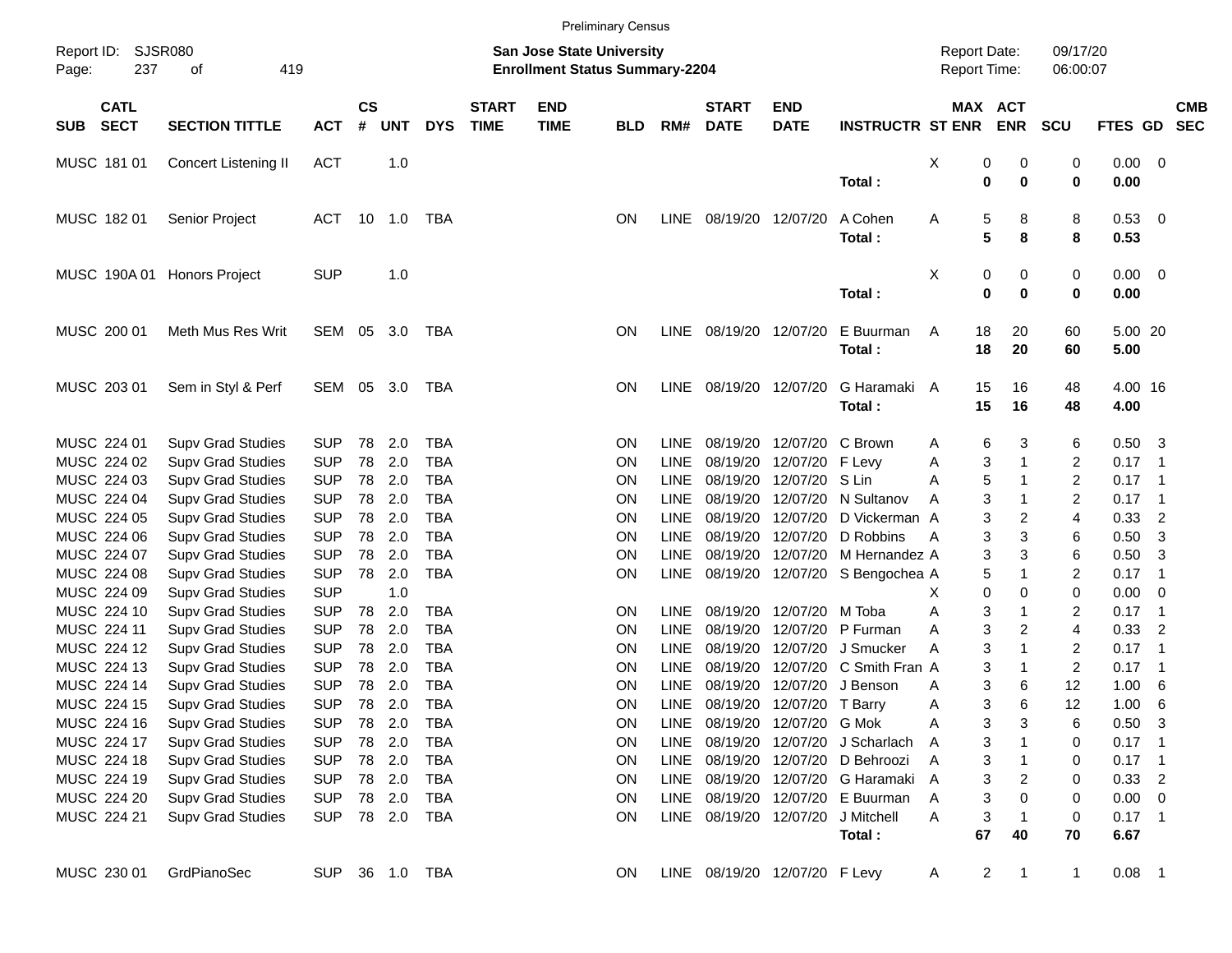Preliminary Census

Report ID: SJSR080
**San Jose State University**
**Enrollment Status Summary-2204**
Report Date: 09/17/20
Report Time: 06:00:07

| SUB | CATL SECT | SECTION TITTLE | ACT | CS # | UNT | DYS | START TIME | END TIME | BLD | RM# | START DATE | END DATE | INSTRUCTR | ST | MAX ENR | ACT ENR | SCU | FTES | GD | CMB SEC |
|---|---|---|---|---|---|---|---|---|---|---|---|---|---|---|---|---|---|---|---|---|
| MUSC | 181 01 | Concert Listening II | ACT | | 1.0 | | | | | | | | | X | 0 | 0 | 0 | 0.00 | 0 | |
| | | | | | | | | | | | | | **Total :** | | **0** | **0** | **0** | **0.00** | | |
| MUSC | 182 01 | Senior Project | ACT | 10 | 1.0 | TBA | | | ON | LINE | 08/19/20 | 12/07/20 | A Cohen | A | 5 | 8 | 8 | 0.53 | 0 | |
| | | | | | | | | | | | | | **Total :** | | **5** | **8** | **8** | **0.53** | | |
| MUSC | 190A 01 | Honors Project | SUP | | 1.0 | | | | | | | | | X | 0 | 0 | 0 | 0.00 | 0 | |
| | | | | | | | | | | | | | **Total :** | | **0** | **0** | **0** | **0.00** | | |
| MUSC | 200 01 | Meth Mus Res Writ | SEM | 05 | 3.0 | TBA | | | ON | LINE | 08/19/20 | 12/07/20 | E Buurman | A | 18 | 20 | 60 | 5.00 | 20 | |
| | | | | | | | | | | | | | **Total :** | | **18** | **20** | **60** | **5.00** | | |
| MUSC | 203 01 | Sem in Styl & Perf | SEM | 05 | 3.0 | TBA | | | ON | LINE | 08/19/20 | 12/07/20 | G Haramaki | A | 15 | 16 | 48 | 4.00 | 16 | |
| | | | | | | | | | | | | | **Total :** | | **15** | **16** | **48** | **4.00** | | |
| MUSC | 224 01 | Supv Grad Studies | SUP | 78 | 2.0 | TBA | | | ON | LINE | 08/19/20 | 12/07/20 | C Brown | A | 6 | 3 | 6 | 0.50 | 3 | |
| MUSC | 224 02 | Supv Grad Studies | SUP | 78 | 2.0 | TBA | | | ON | LINE | 08/19/20 | 12/07/20 | F Levy | A | 3 | 1 | 2 | 0.17 | 1 | |
| MUSC | 224 03 | Supv Grad Studies | SUP | 78 | 2.0 | TBA | | | ON | LINE | 08/19/20 | 12/07/20 | S Lin | A | 5 | 1 | 2 | 0.17 | 1 | |
| MUSC | 224 04 | Supv Grad Studies | SUP | 78 | 2.0 | TBA | | | ON | LINE | 08/19/20 | 12/07/20 | N Sultanov | A | 3 | 1 | 2 | 0.17 | 1 | |
| MUSC | 224 05 | Supv Grad Studies | SUP | 78 | 2.0 | TBA | | | ON | LINE | 08/19/20 | 12/07/20 | D Vickerman | A | 3 | 2 | 4 | 0.33 | 2 | |
| MUSC | 224 06 | Supv Grad Studies | SUP | 78 | 2.0 | TBA | | | ON | LINE | 08/19/20 | 12/07/20 | D Robbins | A | 3 | 3 | 6 | 0.50 | 3 | |
| MUSC | 224 07 | Supv Grad Studies | SUP | 78 | 2.0 | TBA | | | ON | LINE | 08/19/20 | 12/07/20 | M Hernandez | A | 3 | 3 | 6 | 0.50 | 3 | |
| MUSC | 224 08 | Supv Grad Studies | SUP | 78 | 2.0 | TBA | | | ON | LINE | 08/19/20 | 12/07/20 | S Bengochea | A | 5 | 1 | 2 | 0.17 | 1 | |
| MUSC | 224 09 | Supv Grad Studies | SUP | | 1.0 | | | | | | | | | X | 0 | 0 | 0 | 0.00 | 0 | |
| MUSC | 224 10 | Supv Grad Studies | SUP | 78 | 2.0 | TBA | | | ON | LINE | 08/19/20 | 12/07/20 | M Toba | A | 3 | 1 | 2 | 0.17 | 1 | |
| MUSC | 224 11 | Supv Grad Studies | SUP | 78 | 2.0 | TBA | | | ON | LINE | 08/19/20 | 12/07/20 | P Furman | A | 3 | 2 | 4 | 0.33 | 2 | |
| MUSC | 224 12 | Supv Grad Studies | SUP | 78 | 2.0 | TBA | | | ON | LINE | 08/19/20 | 12/07/20 | J Smucker | A | 3 | 1 | 2 | 0.17 | 1 | |
| MUSC | 224 13 | Supv Grad Studies | SUP | 78 | 2.0 | TBA | | | ON | LINE | 08/19/20 | 12/07/20 | C Smith Fran | A | 3 | 1 | 2 | 0.17 | 1 | |
| MUSC | 224 14 | Supv Grad Studies | SUP | 78 | 2.0 | TBA | | | ON | LINE | 08/19/20 | 12/07/20 | J Benson | A | 3 | 6 | 12 | 1.00 | 6 | |
| MUSC | 224 15 | Supv Grad Studies | SUP | 78 | 2.0 | TBA | | | ON | LINE | 08/19/20 | 12/07/20 | T Barry | A | 3 | 6 | 12 | 1.00 | 6 | |
| MUSC | 224 16 | Supv Grad Studies | SUP | 78 | 2.0 | TBA | | | ON | LINE | 08/19/20 | 12/07/20 | G Mok | A | 3 | 3 | 6 | 0.50 | 3 | |
| MUSC | 224 17 | Supv Grad Studies | SUP | 78 | 2.0 | TBA | | | ON | LINE | 08/19/20 | 12/07/20 | J Scharlach | A | 3 | 1 | 0 | 0.17 | 1 | |
| MUSC | 224 18 | Supv Grad Studies | SUP | 78 | 2.0 | TBA | | | ON | LINE | 08/19/20 | 12/07/20 | D Behroozi | A | 3 | 1 | 0 | 0.17 | 1 | |
| MUSC | 224 19 | Supv Grad Studies | SUP | 78 | 2.0 | TBA | | | ON | LINE | 08/19/20 | 12/07/20 | G Haramaki | A | 3 | 2 | 0 | 0.33 | 2 | |
| MUSC | 224 20 | Supv Grad Studies | SUP | 78 | 2.0 | TBA | | | ON | LINE | 08/19/20 | 12/07/20 | E Buurman | A | 3 | 0 | 0 | 0.00 | 0 | |
| MUSC | 224 21 | Supv Grad Studies | SUP | 78 | 2.0 | TBA | | | ON | LINE | 08/19/20 | 12/07/20 | J Mitchell | A | 3 | 1 | 0 | 0.17 | 1 | |
| | | | | | | | | | | | | | **Total :** | | **67** | **40** | **70** | **6.67** | | |
| MUSC | 230 01 | GrdPianoSec | SUP | 36 | 1.0 | TBA | | | ON | LINE | 08/19/20 | 12/07/20 | F Levy | A | 2 | 1 | 1 | 0.08 | 1 | |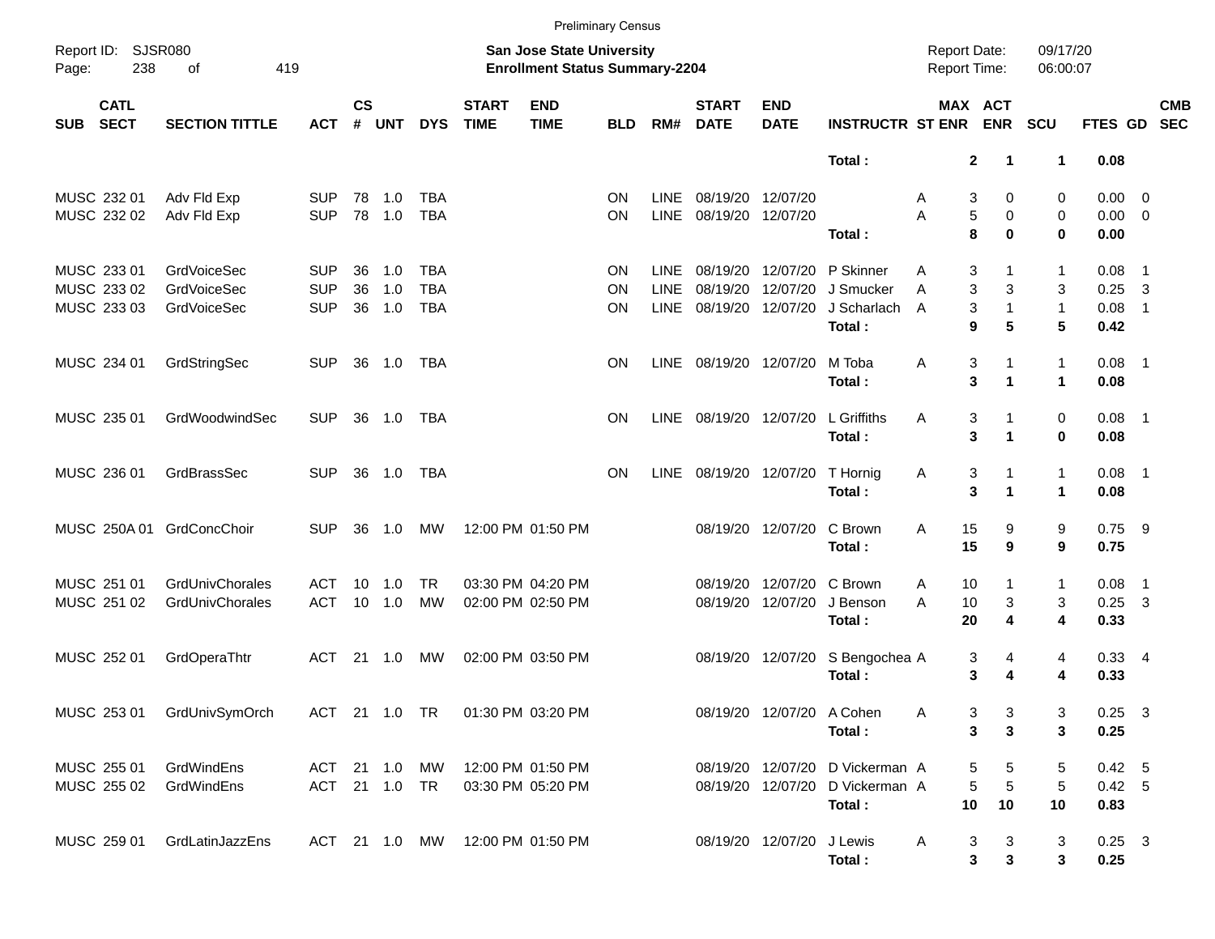Preliminary Census

Report ID: SJSR080

**San Jose State University**
**Enrollment Status Summary-2204**

Report Date: 09/17/20
Report Time: 06:00:07

| SUB | CATL SECT | SECTION TITTLE | ACT | CS # | UNT | DYS | START TIME | END TIME | BLD | RM# | START DATE | END DATE | INSTRUCTR | ST | MAX ENR | ACT ENR | SCU | FTES | GD | CMB SEC |
|---|---|---|---|---|---|---|---|---|---|---|---|---|---|---|---|---|---|---|---|---|
| | | | | | | | | | | | | | **Total :** | | **2** | **1** | **1** | **0.08** | | |
| MUSC | 232 01 | Adv Fld Exp | SUP | 78 | 1.0 | TBA | | | ON | LINE | 08/19/20 | 12/07/20 | | A | 3 | 0 | 0 | 0.00 | 0 | |
| MUSC | 232 02 | Adv Fld Exp | SUP | 78 | 1.0 | TBA | | | ON | LINE | 08/19/20 | 12/07/20 | | A | 5 | 0 | 0 | 0.00 | 0 | |
| | | | | | | | | | | | | | **Total :** | | **8** | **0** | **0** | **0.00** | | |
| MUSC | 233 01 | GrdVoiceSec | SUP | 36 | 1.0 | TBA | | | ON | LINE | 08/19/20 | 12/07/20 | P Skinner | A | 3 | 1 | 1 | 0.08 | 1 | |
| MUSC | 233 02 | GrdVoiceSec | SUP | 36 | 1.0 | TBA | | | ON | LINE | 08/19/20 | 12/07/20 | J Smucker | A | 3 | 3 | 3 | 0.25 | 3 | |
| MUSC | 233 03 | GrdVoiceSec | SUP | 36 | 1.0 | TBA | | | ON | LINE | 08/19/20 | 12/07/20 | J Scharlach | A | 3 | 1 | 1 | 0.08 | 1 | |
| | | | | | | | | | | | | | **Total :** | | **9** | **5** | **5** | **0.42** | | |
| MUSC | 234 01 | GrdStringSec | SUP | 36 | 1.0 | TBA | | | ON | LINE | 08/19/20 | 12/07/20 | M Toba | A | 3 | 1 | 1 | 0.08 | 1 | |
| | | | | | | | | | | | | | **Total :** | | **3** | **1** | **1** | **0.08** | | |
| MUSC | 235 01 | GrdWoodwindSec | SUP | 36 | 1.0 | TBA | | | ON | LINE | 08/19/20 | 12/07/20 | L Griffiths | A | 3 | 1 | 0 | 0.08 | 1 | |
| | | | | | | | | | | | | | **Total :** | | **3** | **1** | **0** | **0.08** | | |
| MUSC | 236 01 | GrdBrassSec | SUP | 36 | 1.0 | TBA | | | ON | LINE | 08/19/20 | 12/07/20 | T Hornig | A | 3 | 1 | 1 | 0.08 | 1 | |
| | | | | | | | | | | | | | **Total :** | | **3** | **1** | **1** | **0.08** | | |
| MUSC | 250A 01 | GrdConcChoir | SUP | 36 | 1.0 | MW | 12:00 PM | 01:50 PM | | | 08/19/20 | 12/07/20 | C Brown | A | 15 | 9 | 9 | 0.75 | 9 | |
| | | | | | | | | | | | | | **Total :** | | **15** | **9** | **9** | **0.75** | | |
| MUSC | 251 01 | GrdUnivChorales | ACT | 10 | 1.0 | TR | 03:30 PM | 04:20 PM | | | 08/19/20 | 12/07/20 | C Brown | A | 10 | 1 | 1 | 0.08 | 1 | |
| MUSC | 251 02 | GrdUnivChorales | ACT | 10 | 1.0 | MW | 02:00 PM | 02:50 PM | | | 08/19/20 | 12/07/20 | J Benson | A | 10 | 3 | 3 | 0.25 | 3 | |
| | | | | | | | | | | | | | **Total :** | | **20** | **4** | **4** | **0.33** | | |
| MUSC | 252 01 | GrdOperaThtr | ACT | 21 | 1.0 | MW | 02:00 PM | 03:50 PM | | | 08/19/20 | 12/07/20 | S Bengochea | A | 3 | 4 | 4 | 0.33 | 4 | |
| | | | | | | | | | | | | | **Total :** | | **3** | **4** | **4** | **0.33** | | |
| MUSC | 253 01 | GrdUnivSymOrch | ACT | 21 | 1.0 | TR | 01:30 PM | 03:20 PM | | | 08/19/20 | 12/07/20 | A Cohen | A | 3 | 3 | 3 | 0.25 | 3 | |
| | | | | | | | | | | | | | **Total :** | | **3** | **3** | **3** | **0.25** | | |
| MUSC | 255 01 | GrdWindEns | ACT | 21 | 1.0 | MW | 12:00 PM | 01:50 PM | | | 08/19/20 | 12/07/20 | D Vickerman | A | 5 | 5 | 5 | 0.42 | 5 | |
| MUSC | 255 02 | GrdWindEns | ACT | 21 | 1.0 | TR | 03:30 PM | 05:20 PM | | | 08/19/20 | 12/07/20 | D Vickerman | A | 5 | 5 | 5 | 0.42 | 5 | |
| | | | | | | | | | | | | | **Total :** | | **10** | **10** | **10** | **0.83** | | |
| MUSC | 259 01 | GrdLatinJazzEns | ACT | 21 | 1.0 | MW | 12:00 PM | 01:50 PM | | | 08/19/20 | 12/07/20 | J Lewis | A | 3 | 3 | 3 | 0.25 | 3 | |
| | | | | | | | | | | | | | **Total :** | | **3** | **3** | **3** | **0.25** | | |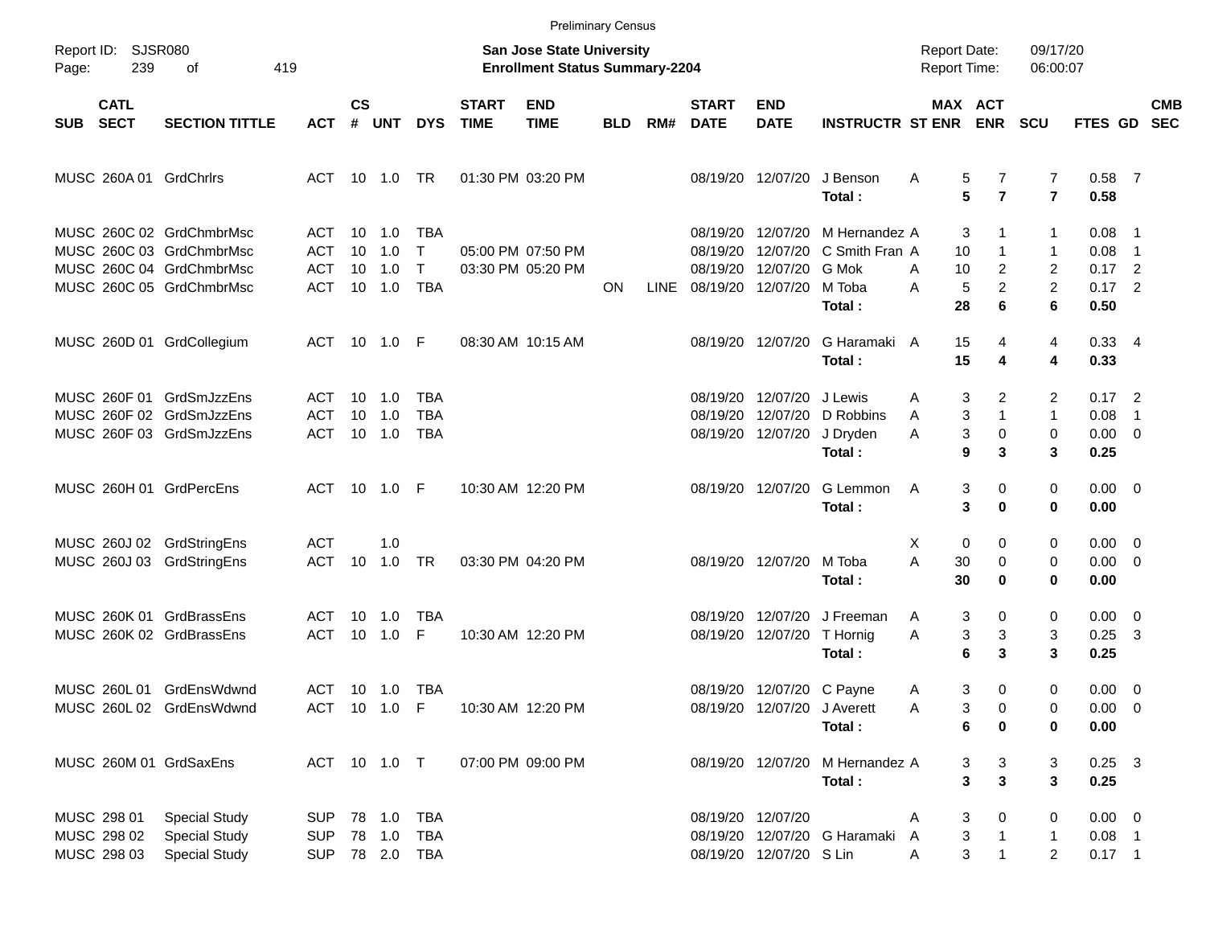Preliminary Census

Report ID: SJSR080
Page: 239 of 419

**San Jose State University**
**Enrollment Status Summary-2204**

Report Date: 09/17/20
Report Time: 06:00:07

| SUB | CATL SECT | SECTION TITTLE | ACT | CS # | UNT | DYS | START TIME | END TIME | BLD | RM# | START DATE | END DATE | INSTRUCTR | ST | MAX ENR | ACT ENR | SCU | FTES | GD | CMB SEC |
|---|---|---|---|---|---|---|---|---|---|---|---|---|---|---|---|---|---|---|---|---|
| MUSC | 260A 01 | GrdChrlrs | ACT | 10 | 1.0 | TR | 01:30 PM | 03:20 PM | | | 08/19/20 | 12/07/20 | J Benson | A | 5 | 7 | 7 | 0.58 | 7 | |
| | | | | | | | | | | | | | **Total :** | | **5** | **7** | **7** | **0.58** | | |
| MUSC | 260C 02 | GrdChmbrMsc | ACT | 10 | 1.0 | TBA | | | | | 08/19/20 | 12/07/20 | M Hernandez | A | 3 | 1 | 1 | 0.08 | 1 | |
| MUSC | 260C 03 | GrdChmbrMsc | ACT | 10 | 1.0 | T | 05:00 PM | 07:50 PM | | | 08/19/20 | 12/07/20 | C Smith Fran | A | 10 | 1 | 1 | 0.08 | 1 | |
| MUSC | 260C 04 | GrdChmbrMsc | ACT | 10 | 1.0 | T | 03:30 PM | 05:20 PM | | | 08/19/20 | 12/07/20 | G Mok | A | 10 | 2 | 2 | 0.17 | 2 | |
| MUSC | 260C 05 | GrdChmbrMsc | ACT | 10 | 1.0 | TBA | | | ON | LINE | 08/19/20 | 12/07/20 | M Toba | A | 5 | 2 | 2 | 0.17 | 2 | |
| | | | | | | | | | | | | | **Total :** | | **28** | **6** | **6** | **0.50** | | |
| MUSC | 260D 01 | GrdCollegium | ACT | 10 | 1.0 | F | 08:30 AM | 10:15 AM | | | 08/19/20 | 12/07/20 | G Haramaki | A | 15 | 4 | 4 | 0.33 | 4 | |
| | | | | | | | | | | | | | **Total :** | | **15** | **4** | **4** | **0.33** | | |
| MUSC | 260F 01 | GrdSmJzzEns | ACT | 10 | 1.0 | TBA | | | | | 08/19/20 | 12/07/20 | J Lewis | A | 3 | 2 | 2 | 0.17 | 2 | |
| MUSC | 260F 02 | GrdSmJzzEns | ACT | 10 | 1.0 | TBA | | | | | 08/19/20 | 12/07/20 | D Robbins | A | 3 | 1 | 1 | 0.08 | 1 | |
| MUSC | 260F 03 | GrdSmJzzEns | ACT | 10 | 1.0 | TBA | | | | | 08/19/20 | 12/07/20 | J Dryden | A | 3 | 0 | 0 | 0.00 | 0 | |
| | | | | | | | | | | | | | **Total :** | | **9** | **3** | **3** | **0.25** | | |
| MUSC | 260H 01 | GrdPercEns | ACT | 10 | 1.0 | F | 10:30 AM | 12:20 PM | | | 08/19/20 | 12/07/20 | G Lemmon | A | 3 | 0 | 0 | 0.00 | 0 | |
| | | | | | | | | | | | | | **Total :** | | **3** | **0** | **0** | **0.00** | | |
| MUSC | 260J 02 | GrdStringEns | ACT | | 1.0 | | | | | | | | | X | 0 | 0 | 0 | 0.00 | 0 | |
| MUSC | 260J 03 | GrdStringEns | ACT | 10 | 1.0 | TR | 03:30 PM | 04:20 PM | | | 08/19/20 | 12/07/20 | M Toba | A | 30 | 0 | 0 | 0.00 | 0 | |
| | | | | | | | | | | | | | **Total :** | | **30** | **0** | **0** | **0.00** | | |
| MUSC | 260K 01 | GrdBrassEns | ACT | 10 | 1.0 | TBA | | | | | 08/19/20 | 12/07/20 | J Freeman | A | 3 | 0 | 0 | 0.00 | 0 | |
| MUSC | 260K 02 | GrdBrassEns | ACT | 10 | 1.0 | F | 10:30 AM | 12:20 PM | | | 08/19/20 | 12/07/20 | T Hornig | A | 3 | 3 | 3 | 0.25 | 3 | |
| | | | | | | | | | | | | | **Total :** | | **6** | **3** | **3** | **0.25** | | |
| MUSC | 260L 01 | GrdEnsWdwnd | ACT | 10 | 1.0 | TBA | | | | | 08/19/20 | 12/07/20 | C Payne | A | 3 | 0 | 0 | 0.00 | 0 | |
| MUSC | 260L 02 | GrdEnsWdwnd | ACT | 10 | 1.0 | F | 10:30 AM | 12:20 PM | | | 08/19/20 | 12/07/20 | J Averett | A | 3 | 0 | 0 | 0.00 | 0 | |
| | | | | | | | | | | | | | **Total :** | | **6** | **0** | **0** | **0.00** | | |
| MUSC | 260M 01 | GrdSaxEns | ACT | 10 | 1.0 | T | 07:00 PM | 09:00 PM | | | 08/19/20 | 12/07/20 | M Hernandez | A | 3 | 3 | 3 | 0.25 | 3 | |
| | | | | | | | | | | | | | **Total :** | | **3** | **3** | **3** | **0.25** | | |
| MUSC | 298 01 | Special Study | SUP | 78 | 1.0 | TBA | | | | | 08/19/20 | 12/07/20 | | A | 3 | 0 | 0 | 0.00 | 0 | |
| MUSC | 298 02 | Special Study | SUP | 78 | 1.0 | TBA | | | | | 08/19/20 | 12/07/20 | G Haramaki | A | 3 | 1 | 1 | 0.08 | 1 | |
| MUSC | 298 03 | Special Study | SUP | 78 | 2.0 | TBA | | | | | 08/19/20 | 12/07/20 | S Lin | A | 3 | 1 | 2 | 0.17 | 1 | |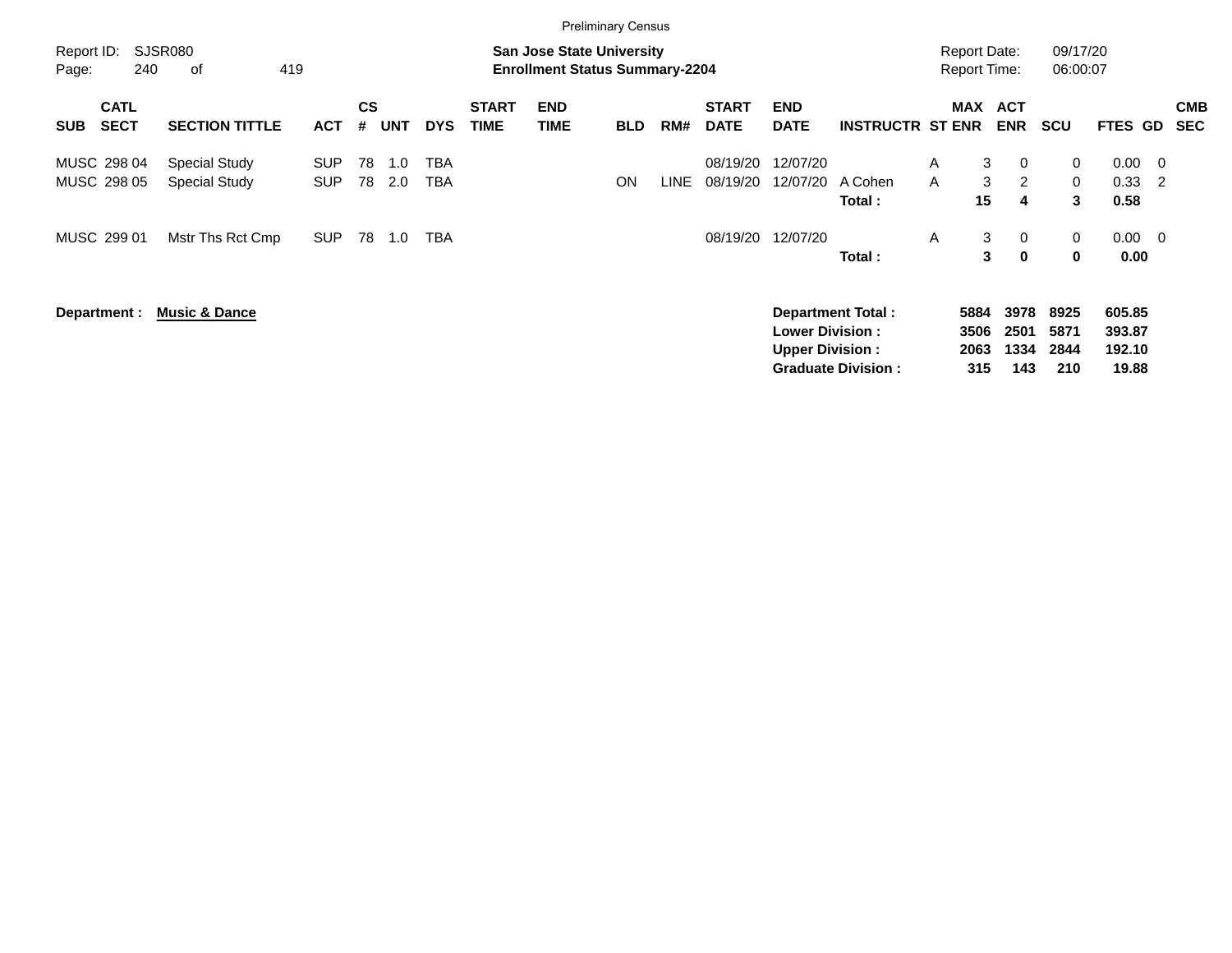Preliminary Census

Report ID: SJSR080
Page: 240 of 419

**San Jose State University**
**Enrollment Status Summary-2204**

Report Date: 09/17/20
Report Time: 06:00:07

| SUB | CATL SECT | SECTION TITTLE | ACT | CS # | UNT | DYS | START TIME | END TIME | BLD | RM# | START DATE | END DATE | INSTRUCTR | ST | MAX ENR | ACT ENR | SCU | FTES | GD | CMB SEC |
|---|---|---|---|---|---|---|---|---|---|---|---|---|---|---|---|---|---|---|---|---|
| MUSC | 298 04 | Special Study | SUP | 78 | 1.0 | TBA | | | | | 08/19/20 | 12/07/20 | | A | 3 | 0 | 0 | 0.00 | 0 | |
| MUSC | 298 05 | Special Study | SUP | 78 | 2.0 | TBA | | | ON | LINE | 08/19/20 | 12/07/20 | A Cohen | A | 3 | 2 | 0 | 0.33 | 2 | |
| | | | | | | | | | | | | | **Total :** | | **15** | **4** | **3** | **0.58** | | |
| MUSC | 299 01 | Mstr Ths Rct Cmp | SUP | 78 | 1.0 | TBA | | | | | 08/19/20 | 12/07/20 | | A | 3 | 0 | 0 | 0.00 | 0 | |
| | | | | | | | | | | | | | **Total :** | | **3** | **0** | **0** | **0.00** | | |

**Department : Music & Dance**

| | MAX ENR | ACT ENR | SCU | FTES |
|---|---|---|---|---|
| **Department Total :** | **5884** | **3978** | **8925** | **605.85** |
| **Lower Division :** | **3506** | **2501** | **5871** | **393.87** |
| **Upper Division :** | **2063** | **1334** | **2844** | **192.10** |
| **Graduate Division :** | **315** | **143** | **210** | **19.88** |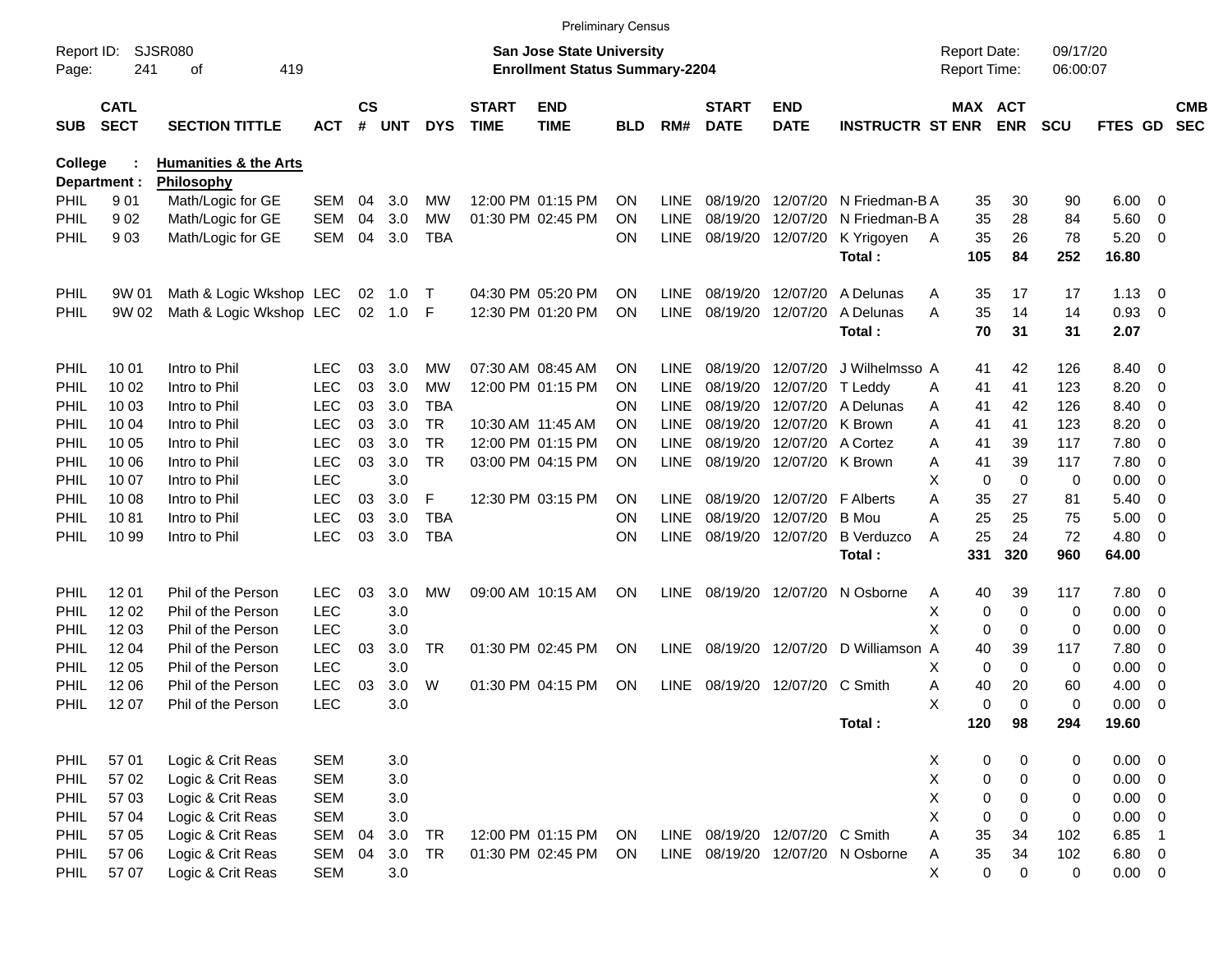Preliminary Census

Report ID: SJSR080

**San Jose State University**
**Enrollment Status Summary-2204**

Report Date: 09/17/20
Report Time: 06:00:07

**College : Humanities & the Arts**
**Department : Philosophy**

| SUB | CATL SECT | SECTION TITTLE | ACT | CS # | UNT | DYS | START TIME | END TIME | BLD | RM# | START DATE | END DATE | INSTRUCTR | ST | MAX ENR | ACT ENR | SCU | FTES | GD | CMB SEC |
|---|---|---|---|---|---|---|---|---|---|---|---|---|---|---|---|---|---|---|---|---|
| PHIL | 9 01 | Math/Logic for GE | SEM | 04 | 3.0 | MW | 12:00 PM | 01:15 PM | ON | LINE | 08/19/20 | 12/07/20 | N Friedman-B | A | 35 | 30 | 90 | 6.00 | 0 | |
| PHIL | 9 02 | Math/Logic for GE | SEM | 04 | 3.0 | MW | 01:30 PM | 02:45 PM | ON | LINE | 08/19/20 | 12/07/20 | N Friedman-B | A | 35 | 28 | 84 | 5.60 | 0 | |
| PHIL | 9 03 | Math/Logic for GE | SEM | 04 | 3.0 | TBA | | | ON | LINE | 08/19/20 | 12/07/20 | K Yrigoyen | A | 35 | 26 | 78 | 5.20 | 0 | |
| | | | | | | | | | | | | | **Total :** | | **105** | **84** | **252** | **16.80** | | |
| PHIL | 9W 01 | Math & Logic Wkshop | LEC | 02 | 1.0 | T | 04:30 PM | 05:20 PM | ON | LINE | 08/19/20 | 12/07/20 | A Delunas | A | 35 | 17 | 17 | 1.13 | 0 | |
| PHIL | 9W 02 | Math & Logic Wkshop | LEC | 02 | 1.0 | F | 12:30 PM | 01:20 PM | ON | LINE | 08/19/20 | 12/07/20 | A Delunas | A | 35 | 14 | 14 | 0.93 | 0 | |
| | | | | | | | | | | | | | **Total :** | | **70** | **31** | **31** | **2.07** | | |
| PHIL | 10 01 | Intro to Phil | LEC | 03 | 3.0 | MW | 07:30 AM | 08:45 AM | ON | LINE | 08/19/20 | 12/07/20 | J Wilhelmsso | A | 41 | 42 | 126 | 8.40 | 0 | |
| PHIL | 10 02 | Intro to Phil | LEC | 03 | 3.0 | MW | 12:00 PM | 01:15 PM | ON | LINE | 08/19/20 | 12/07/20 | T Leddy | A | 41 | 41 | 123 | 8.20 | 0 | |
| PHIL | 10 03 | Intro to Phil | LEC | 03 | 3.0 | TBA | | | ON | LINE | 08/19/20 | 12/07/20 | A Delunas | A | 41 | 42 | 126 | 8.40 | 0 | |
| PHIL | 10 04 | Intro to Phil | LEC | 03 | 3.0 | TR | 10:30 AM | 11:45 AM | ON | LINE | 08/19/20 | 12/07/20 | K Brown | A | 41 | 41 | 123 | 8.20 | 0 | |
| PHIL | 10 05 | Intro to Phil | LEC | 03 | 3.0 | TR | 12:00 PM | 01:15 PM | ON | LINE | 08/19/20 | 12/07/20 | A Cortez | A | 41 | 39 | 117 | 7.80 | 0 | |
| PHIL | 10 06 | Intro to Phil | LEC | 03 | 3.0 | TR | 03:00 PM | 04:15 PM | ON | LINE | 08/19/20 | 12/07/20 | K Brown | A | 41 | 39 | 117 | 7.80 | 0 | |
| PHIL | 10 07 | Intro to Phil | LEC | | 3.0 | | | | | | | | | X | 0 | 0 | 0 | 0.00 | 0 | |
| PHIL | 10 08 | Intro to Phil | LEC | 03 | 3.0 | F | 12:30 PM | 03:15 PM | ON | LINE | 08/19/20 | 12/07/20 | F Alberts | A | 35 | 27 | 81 | 5.40 | 0 | |
| PHIL | 10 81 | Intro to Phil | LEC | 03 | 3.0 | TBA | | | ON | LINE | 08/19/20 | 12/07/20 | B Mou | A | 25 | 25 | 75 | 5.00 | 0 | |
| PHIL | 10 99 | Intro to Phil | LEC | 03 | 3.0 | TBA | | | ON | LINE | 08/19/20 | 12/07/20 | B Verduzco | A | 25 | 24 | 72 | 4.80 | 0 | |
| | | | | | | | | | | | | | **Total :** | | **331** | **320** | **960** | **64.00** | | |
| PHIL | 12 01 | Phil of the Person | LEC | 03 | 3.0 | MW | 09:00 AM | 10:15 AM | ON | LINE | 08/19/20 | 12/07/20 | N Osborne | A | 40 | 39 | 117 | 7.80 | 0 | |
| PHIL | 12 02 | Phil of the Person | LEC | | 3.0 | | | | | | | | | X | 0 | 0 | 0 | 0.00 | 0 | |
| PHIL | 12 03 | Phil of the Person | LEC | | 3.0 | | | | | | | | | X | 0 | 0 | 0 | 0.00 | 0 | |
| PHIL | 12 04 | Phil of the Person | LEC | 03 | 3.0 | TR | 01:30 PM | 02:45 PM | ON | LINE | 08/19/20 | 12/07/20 | D Williamson | A | 40 | 39 | 117 | 7.80 | 0 | |
| PHIL | 12 05 | Phil of the Person | LEC | | 3.0 | | | | | | | | | X | 0 | 0 | 0 | 0.00 | 0 | |
| PHIL | 12 06 | Phil of the Person | LEC | 03 | 3.0 | W | 01:30 PM | 04:15 PM | ON | LINE | 08/19/20 | 12/07/20 | C Smith | A | 40 | 20 | 60 | 4.00 | 0 | |
| PHIL | 12 07 | Phil of the Person | LEC | | 3.0 | | | | | | | | | X | 0 | 0 | 0 | 0.00 | 0 | |
| | | | | | | | | | | | | | **Total :** | | **120** | **98** | **294** | **19.60** | | |
| PHIL | 57 01 | Logic & Crit Reas | SEM | | 3.0 | | | | | | | | | X | 0 | 0 | 0 | 0.00 | 0 | |
| PHIL | 57 02 | Logic & Crit Reas | SEM | | 3.0 | | | | | | | | | X | 0 | 0 | 0 | 0.00 | 0 | |
| PHIL | 57 03 | Logic & Crit Reas | SEM | | 3.0 | | | | | | | | | X | 0 | 0 | 0 | 0.00 | 0 | |
| PHIL | 57 04 | Logic & Crit Reas | SEM | | 3.0 | | | | | | | | | X | 0 | 0 | 0 | 0.00 | 0 | |
| PHIL | 57 05 | Logic & Crit Reas | SEM | 04 | 3.0 | TR | 12:00 PM | 01:15 PM | ON | LINE | 08/19/20 | 12/07/20 | C Smith | A | 35 | 34 | 102 | 6.85 | 1 | |
| PHIL | 57 06 | Logic & Crit Reas | SEM | 04 | 3.0 | TR | 01:30 PM | 02:45 PM | ON | LINE | 08/19/20 | 12/07/20 | N Osborne | A | 35 | 34 | 102 | 6.80 | 0 | |
| PHIL | 57 07 | Logic & Crit Reas | SEM | | 3.0 | | | | | | | | | X | 0 | 0 | 0 | 0.00 | 0 | |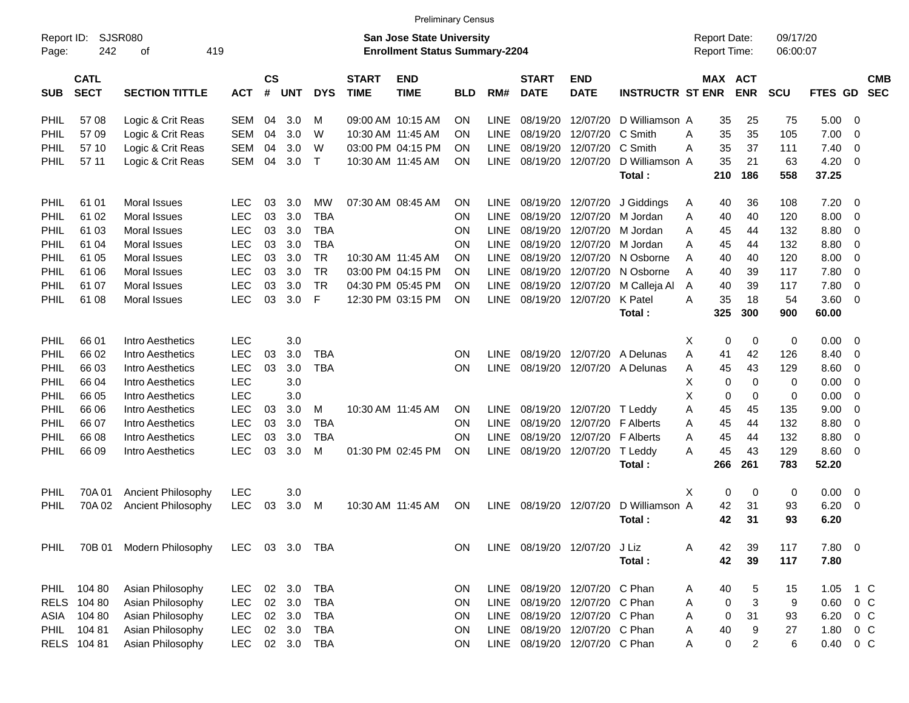Preliminary Census

Report ID: SJSR080
Page: 242 of 419

**San Jose State University**
**Enrollment Status Summary-2204**

Report Date: 09/17/20
Report Time: 06:00:07

| SUB | CATL SECT | SECTION TITTLE | ACT | CS # | UNT | DYS | START TIME | END TIME | BLD | RM# | START DATE | END DATE | INSTRUCTR | ST | MAX ENR | ACT ENR | SCU | FTES | GD | CMB SEC |
|---|---|---|---|---|---|---|---|---|---|---|---|---|---|---|---|---|---|---|---|---|
| PHIL | 57 08 | Logic & Crit Reas | SEM | 04 | 3.0 | M | 09:00 AM | 10:15 AM | ON | LINE | 08/19/20 | 12/07/20 | D Williamson | A | 35 | 25 | 75 | 5.00 | 0 | |
| PHIL | 57 09 | Logic & Crit Reas | SEM | 04 | 3.0 | W | 10:30 AM | 11:45 AM | ON | LINE | 08/19/20 | 12/07/20 | C Smith | A | 35 | 35 | 105 | 7.00 | 0 | |
| PHIL | 57 10 | Logic & Crit Reas | SEM | 04 | 3.0 | W | 03:00 PM | 04:15 PM | ON | LINE | 08/19/20 | 12/07/20 | C Smith | A | 35 | 37 | 111 | 7.40 | 0 | |
| PHIL | 57 11 | Logic & Crit Reas | SEM | 04 | 3.0 | T | 10:30 AM | 11:45 AM | ON | LINE | 08/19/20 | 12/07/20 | D Williamson | A | 35 | 21 | 63 | 4.20 | 0 | |
| | | | | | | | | | | | | | **Total :** | | **210** | **186** | **558** | **37.25** | | |
| PHIL | 61 01 | Moral Issues | LEC | 03 | 3.0 | MW | 07:30 AM | 08:45 AM | ON | LINE | 08/19/20 | 12/07/20 | J Giddings | A | 40 | 36 | 108 | 7.20 | 0 | |
| PHIL | 61 02 | Moral Issues | LEC | 03 | 3.0 | TBA | | | ON | LINE | 08/19/20 | 12/07/20 | M Jordan | A | 40 | 40 | 120 | 8.00 | 0 | |
| PHIL | 61 03 | Moral Issues | LEC | 03 | 3.0 | TBA | | | ON | LINE | 08/19/20 | 12/07/20 | M Jordan | A | 45 | 44 | 132 | 8.80 | 0 | |
| PHIL | 61 04 | Moral Issues | LEC | 03 | 3.0 | TBA | | | ON | LINE | 08/19/20 | 12/07/20 | M Jordan | A | 45 | 44 | 132 | 8.80 | 0 | |
| PHIL | 61 05 | Moral Issues | LEC | 03 | 3.0 | TR | 10:30 AM | 11:45 AM | ON | LINE | 08/19/20 | 12/07/20 | N Osborne | A | 40 | 40 | 120 | 8.00 | 0 | |
| PHIL | 61 06 | Moral Issues | LEC | 03 | 3.0 | TR | 03:00 PM | 04:15 PM | ON | LINE | 08/19/20 | 12/07/20 | N Osborne | A | 40 | 39 | 117 | 7.80 | 0 | |
| PHIL | 61 07 | Moral Issues | LEC | 03 | 3.0 | TR | 04:30 PM | 05:45 PM | ON | LINE | 08/19/20 | 12/07/20 | M Calleja Al | A | 40 | 39 | 117 | 7.80 | 0 | |
| PHIL | 61 08 | Moral Issues | LEC | 03 | 3.0 | F | 12:30 PM | 03:15 PM | ON | LINE | 08/19/20 | 12/07/20 | K Patel | A | 35 | 18 | 54 | 3.60 | 0 | |
| | | | | | | | | | | | | | **Total :** | | **325** | **300** | **900** | **60.00** | | |
| PHIL | 66 01 | Intro Aesthetics | LEC | | 3.0 | | | | | | | | | X | 0 | 0 | 0 | 0.00 | 0 | |
| PHIL | 66 02 | Intro Aesthetics | LEC | 03 | 3.0 | TBA | | | ON | LINE | 08/19/20 | 12/07/20 | A Delunas | A | 41 | 42 | 126 | 8.40 | 0 | |
| PHIL | 66 03 | Intro Aesthetics | LEC | 03 | 3.0 | TBA | | | ON | LINE | 08/19/20 | 12/07/20 | A Delunas | A | 45 | 43 | 129 | 8.60 | 0 | |
| PHIL | 66 04 | Intro Aesthetics | LEC | | 3.0 | | | | | | | | | X | 0 | 0 | 0 | 0.00 | 0 | |
| PHIL | 66 05 | Intro Aesthetics | LEC | | 3.0 | | | | | | | | | X | 0 | 0 | 0 | 0.00 | 0 | |
| PHIL | 66 06 | Intro Aesthetics | LEC | 03 | 3.0 | M | 10:30 AM | 11:45 AM | ON | LINE | 08/19/20 | 12/07/20 | T Leddy | A | 45 | 45 | 135 | 9.00 | 0 | |
| PHIL | 66 07 | Intro Aesthetics | LEC | 03 | 3.0 | TBA | | | ON | LINE | 08/19/20 | 12/07/20 | F Alberts | A | 45 | 44 | 132 | 8.80 | 0 | |
| PHIL | 66 08 | Intro Aesthetics | LEC | 03 | 3.0 | TBA | | | ON | LINE | 08/19/20 | 12/07/20 | F Alberts | A | 45 | 44 | 132 | 8.80 | 0 | |
| PHIL | 66 09 | Intro Aesthetics | LEC | 03 | 3.0 | M | 01:30 PM | 02:45 PM | ON | LINE | 08/19/20 | 12/07/20 | T Leddy | A | 45 | 43 | 129 | 8.60 | 0 | |
| | | | | | | | | | | | | | **Total :** | | **266** | **261** | **783** | **52.20** | | |
| PHIL | 70A 01 | Ancient Philosophy | LEC | | 3.0 | | | | | | | | | X | 0 | 0 | 0 | 0.00 | 0 | |
| PHIL | 70A 02 | Ancient Philosophy | LEC | 03 | 3.0 | M | 10:30 AM | 11:45 AM | ON | LINE | 08/19/20 | 12/07/20 | D Williamson | A | 42 | 31 | 93 | 6.20 | 0 | |
| | | | | | | | | | | | | | **Total :** | | **42** | **31** | **93** | **6.20** | | |
| PHIL | 70B 01 | Modern Philosophy | LEC | 03 | 3.0 | TBA | | | ON | LINE | 08/19/20 | 12/07/20 | J Liz | A | 42 | 39 | 117 | 7.80 | 0 | |
| | | | | | | | | | | | | | **Total :** | | **42** | **39** | **117** | **7.80** | | |
| PHIL | 104 80 | Asian Philosophy | LEC | 02 | 3.0 | TBA | | | ON | LINE | 08/19/20 | 12/07/20 | C Phan | A | 40 | 5 | 15 | 1.05 | 1 | C |
| RELS | 104 80 | Asian Philosophy | LEC | 02 | 3.0 | TBA | | | ON | LINE | 08/19/20 | 12/07/20 | C Phan | A | 0 | 3 | 9 | 0.60 | 0 | C |
| ASIA | 104 80 | Asian Philosophy | LEC | 02 | 3.0 | TBA | | | ON | LINE | 08/19/20 | 12/07/20 | C Phan | A | 0 | 31 | 93 | 6.20 | 0 | C |
| PHIL | 104 81 | Asian Philosophy | LEC | 02 | 3.0 | TBA | | | ON | LINE | 08/19/20 | 12/07/20 | C Phan | A | 40 | 9 | 27 | 1.80 | 0 | C |
| RELS | 104 81 | Asian Philosophy | LEC | 02 | 3.0 | TBA | | | ON | LINE | 08/19/20 | 12/07/20 | C Phan | A | 0 | 2 | 6 | 0.40 | 0 | C |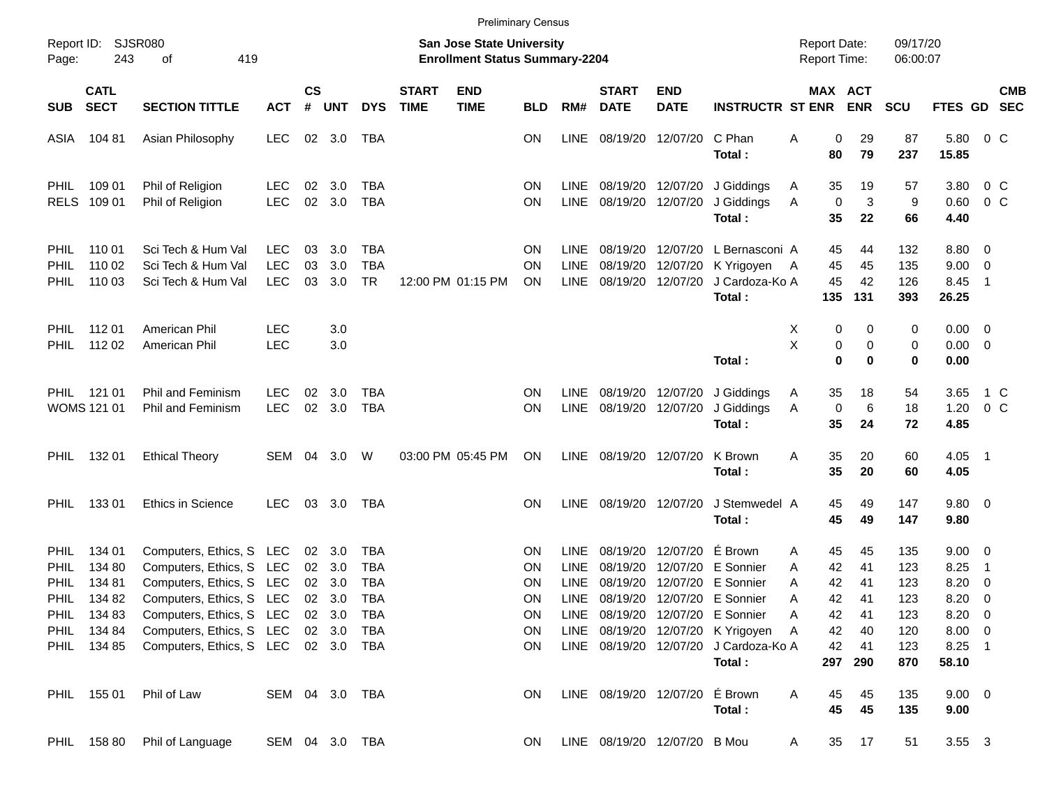Preliminary Census

Report ID: SJSR080
Page: 243 of 419

**San Jose State University**
**Enrollment Status Summary-2204**

Report Date: 09/17/20
Report Time: 06:00:07

| SUB | CATL SECT | SECTION TITTLE | ACT | CS # | UNT | DYS | START TIME | END TIME | BLD | RM# | START DATE | END DATE | INSTRUCTR | ST | MAX ENR | ACT ENR | SCU | FTES | GD | CMB SEC |
|---|---|---|---|---|---|---|---|---|---|---|---|---|---|---|---|---|---|---|---|---|
| ASIA | 104 81 | Asian Philosophy | LEC | 02 | 3.0 | TBA | | | ON | LINE | 08/19/20 | 12/07/20 | C Phan | A | 0 | 29 | 87 | 5.80 | 0 | C |
| | | | | | | | | | | | | | **Total :** | | **80** | **79** | **237** | **15.85** | | |
| PHIL | 109 01 | Phil of Religion | LEC | 02 | 3.0 | TBA | | | ON | LINE | 08/19/20 | 12/07/20 | J Giddings | A | 35 | 19 | 57 | 3.80 | 0 | C |
| RELS | 109 01 | Phil of Religion | LEC | 02 | 3.0 | TBA | | | ON | LINE | 08/19/20 | 12/07/20 | J Giddings | A | 0 | 3 | 9 | 0.60 | 0 | C |
| | | | | | | | | | | | | | **Total :** | | **35** | **22** | **66** | **4.40** | | |
| PHIL | 110 01 | Sci Tech & Hum Val | LEC | 03 | 3.0 | TBA | | | ON | LINE | 08/19/20 | 12/07/20 | L Bernasconi | A | 45 | 44 | 132 | 8.80 | 0 | |
| PHIL | 110 02 | Sci Tech & Hum Val | LEC | 03 | 3.0 | TBA | | | ON | LINE | 08/19/20 | 12/07/20 | K Yrigoyen | A | 45 | 45 | 135 | 9.00 | 0 | |
| PHIL | 110 03 | Sci Tech & Hum Val | LEC | 03 | 3.0 | TR | 12:00 PM | 01:15 PM | ON | LINE | 08/19/20 | 12/07/20 | J Cardoza-Ko | A | 45 | 42 | 126 | 8.45 | 1 | |
| | | | | | | | | | | | | | **Total :** | | **135** | **131** | **393** | **26.25** | | |
| PHIL | 112 01 | American Phil | LEC | | 3.0 | | | | | | | | | X | 0 | 0 | 0 | 0.00 | 0 | |
| PHIL | 112 02 | American Phil | LEC | | 3.0 | | | | | | | | | X | 0 | 0 | 0 | 0.00 | 0 | |
| | | | | | | | | | | | | | **Total :** | | **0** | **0** | **0** | **0.00** | | |
| PHIL | 121 01 | Phil and Feminism | LEC | 02 | 3.0 | TBA | | | ON | LINE | 08/19/20 | 12/07/20 | J Giddings | A | 35 | 18 | 54 | 3.65 | 1 | C |
| WOMS | 121 01 | Phil and Feminism | LEC | 02 | 3.0 | TBA | | | ON | LINE | 08/19/20 | 12/07/20 | J Giddings | A | 0 | 6 | 18 | 1.20 | 0 | C |
| | | | | | | | | | | | | | **Total :** | | **35** | **24** | **72** | **4.85** | | |
| PHIL | 132 01 | Ethical Theory | SEM | 04 | 3.0 | W | 03:00 PM | 05:45 PM | ON | LINE | 08/19/20 | 12/07/20 | K Brown | A | 35 | 20 | 60 | 4.05 | 1 | |
| | | | | | | | | | | | | | **Total :** | | **35** | **20** | **60** | **4.05** | | |
| PHIL | 133 01 | Ethics in Science | LEC | 03 | 3.0 | TBA | | | ON | LINE | 08/19/20 | 12/07/20 | J Stemwedel | A | 45 | 49 | 147 | 9.80 | 0 | |
| | | | | | | | | | | | | | **Total :** | | **45** | **49** | **147** | **9.80** | | |
| PHIL | 134 01 | Computers, Ethics, S | LEC | 02 | 3.0 | TBA | | | ON | LINE | 08/19/20 | 12/07/20 | É Brown | A | 45 | 45 | 135 | 9.00 | 0 | |
| PHIL | 134 80 | Computers, Ethics, S | LEC | 02 | 3.0 | TBA | | | ON | LINE | 08/19/20 | 12/07/20 | E Sonnier | A | 42 | 41 | 123 | 8.25 | 1 | |
| PHIL | 134 81 | Computers, Ethics, S | LEC | 02 | 3.0 | TBA | | | ON | LINE | 08/19/20 | 12/07/20 | E Sonnier | A | 42 | 41 | 123 | 8.20 | 0 | |
| PHIL | 134 82 | Computers, Ethics, S | LEC | 02 | 3.0 | TBA | | | ON | LINE | 08/19/20 | 12/07/20 | E Sonnier | A | 42 | 41 | 123 | 8.20 | 0 | |
| PHIL | 134 83 | Computers, Ethics, S | LEC | 02 | 3.0 | TBA | | | ON | LINE | 08/19/20 | 12/07/20 | E Sonnier | A | 42 | 41 | 123 | 8.20 | 0 | |
| PHIL | 134 84 | Computers, Ethics, S | LEC | 02 | 3.0 | TBA | | | ON | LINE | 08/19/20 | 12/07/20 | K Yrigoyen | A | 42 | 40 | 120 | 8.00 | 0 | |
| PHIL | 134 85 | Computers, Ethics, S | LEC | 02 | 3.0 | TBA | | | ON | LINE | 08/19/20 | 12/07/20 | J Cardoza-Ko | A | 42 | 41 | 123 | 8.25 | 1 | |
| | | | | | | | | | | | | | **Total :** | | **297** | **290** | **870** | **58.10** | | |
| PHIL | 155 01 | Phil of Law | SEM | 04 | 3.0 | TBA | | | ON | LINE | 08/19/20 | 12/07/20 | É Brown | A | 45 | 45 | 135 | 9.00 | 0 | |
| | | | | | | | | | | | | | **Total :** | | **45** | **45** | **135** | **9.00** | | |
| PHIL | 158 80 | Phil of Language | SEM | 04 | 3.0 | TBA | | | ON | LINE | 08/19/20 | 12/07/20 | B Mou | A | 35 | 17 | 51 | 3.55 | 3 | |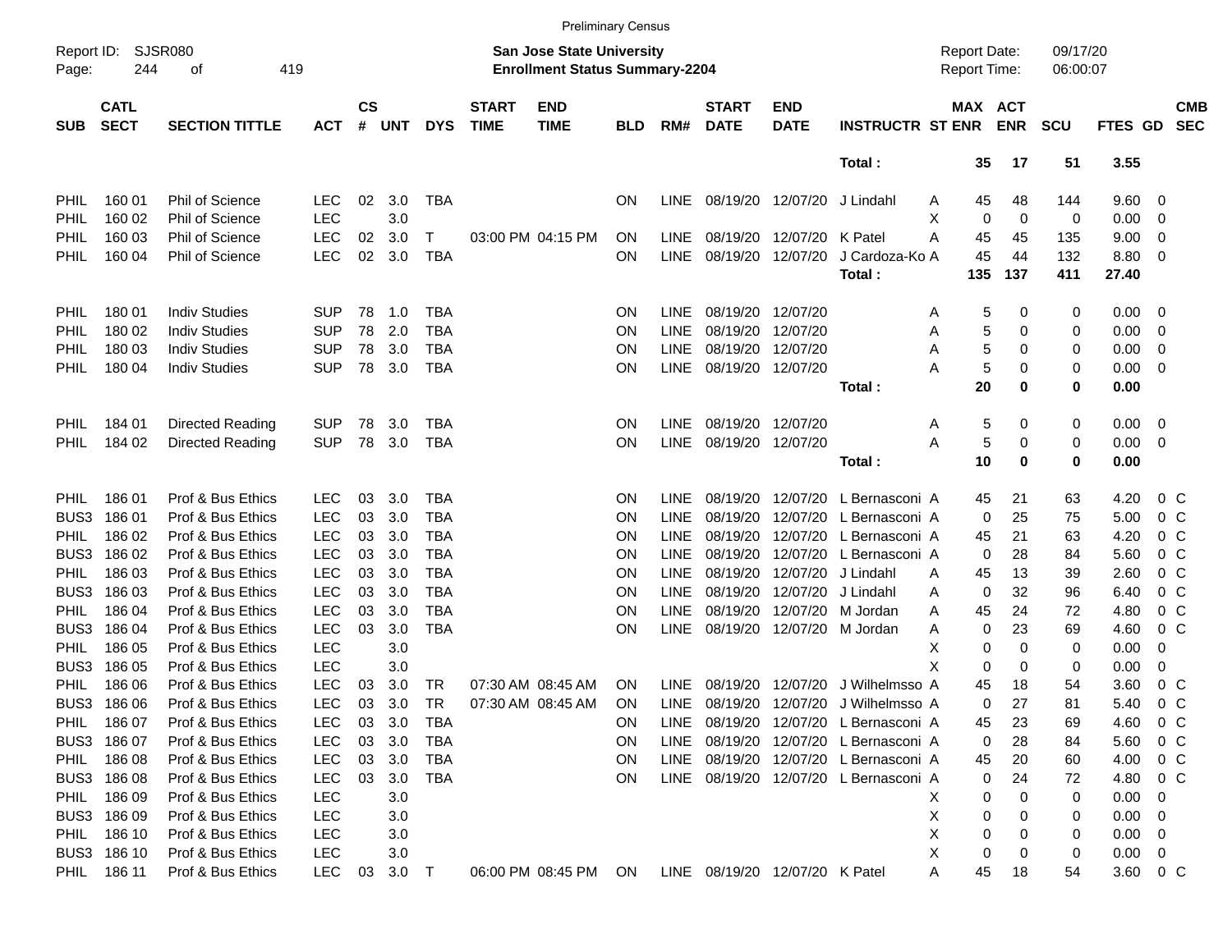Preliminary Census

Report ID: SJSR080 
Page: 244 of 419

**San Jose State University**
**Enrollment Status Summary-2204**

Report Date: 09/17/20
Report Time: 06:00:07

| SUB | CATL SECT | SECTION TITTLE | ACT | CS # | UNT | DYS | START TIME | END TIME | BLD | RM# | START DATE | END DATE | INSTRUCTR | ST | MAX ENR | ACT ENR | SCU | FTES | GD | CMB SEC |
|---|---|---|---|---|---|---|---|---|---|---|---|---|---|---|---|---|---|---|---|---|
| | | | | | | | | | | | | | Total : | | 35 | 17 | 51 | 3.55 | | |
| PHIL | 160 01 | Phil of Science | LEC | 02 | 3.0 | TBA | | | ON | LINE | 08/19/20 | 12/07/20 | J Lindahl | A | 45 | 48 | 144 | 9.60 | 0 | |
| PHIL | 160 02 | Phil of Science | LEC | | 3.0 | | | | | | | | | X | 0 | 0 | 0 | 0.00 | 0 | |
| PHIL | 160 03 | Phil of Science | LEC | 02 | 3.0 | T | 03:00 PM | 04:15 PM | ON | LINE | 08/19/20 | 12/07/20 | K Patel | A | 45 | 45 | 135 | 9.00 | 0 | |
| PHIL | 160 04 | Phil of Science | LEC | 02 | 3.0 | TBA | | | ON | LINE | 08/19/20 | 12/07/20 | J Cardoza-Ko | A | 45 | 44 | 132 | 8.80 | 0 | |
| | | | | | | | | | | | | | Total : | | 135 | 137 | 411 | 27.40 | | |
| PHIL | 180 01 | Indiv Studies | SUP | 78 | 1.0 | TBA | | | ON | LINE | 08/19/20 | 12/07/20 | | A | 5 | 0 | 0 | 0.00 | 0 | |
| PHIL | 180 02 | Indiv Studies | SUP | 78 | 2.0 | TBA | | | ON | LINE | 08/19/20 | 12/07/20 | | A | 5 | 0 | 0 | 0.00 | 0 | |
| PHIL | 180 03 | Indiv Studies | SUP | 78 | 3.0 | TBA | | | ON | LINE | 08/19/20 | 12/07/20 | | A | 5 | 0 | 0 | 0.00 | 0 | |
| PHIL | 180 04 | Indiv Studies | SUP | 78 | 3.0 | TBA | | | ON | LINE | 08/19/20 | 12/07/20 | | A | 5 | 0 | 0 | 0.00 | 0 | |
| | | | | | | | | | | | | | Total : | | 20 | 0 | 0 | 0.00 | | |
| PHIL | 184 01 | Directed Reading | SUP | 78 | 3.0 | TBA | | | ON | LINE | 08/19/20 | 12/07/20 | | A | 5 | 0 | 0 | 0.00 | 0 | |
| PHIL | 184 02 | Directed Reading | SUP | 78 | 3.0 | TBA | | | ON | LINE | 08/19/20 | 12/07/20 | | A | 5 | 0 | 0 | 0.00 | 0 | |
| | | | | | | | | | | | | | Total : | | 10 | 0 | 0 | 0.00 | | |
| PHIL | 186 01 | Prof & Bus Ethics | LEC | 03 | 3.0 | TBA | | | ON | LINE | 08/19/20 | 12/07/20 | L Bernasconi | A | 45 | 21 | 63 | 4.20 | 0 | C |
| BUS3 | 186 01 | Prof & Bus Ethics | LEC | 03 | 3.0 | TBA | | | ON | LINE | 08/19/20 | 12/07/20 | L Bernasconi | A | 0 | 25 | 75 | 5.00 | 0 | C |
| PHIL | 186 02 | Prof & Bus Ethics | LEC | 03 | 3.0 | TBA | | | ON | LINE | 08/19/20 | 12/07/20 | L Bernasconi | A | 45 | 21 | 63 | 4.20 | 0 | C |
| BUS3 | 186 02 | Prof & Bus Ethics | LEC | 03 | 3.0 | TBA | | | ON | LINE | 08/19/20 | 12/07/20 | L Bernasconi | A | 0 | 28 | 84 | 5.60 | 0 | C |
| PHIL | 186 03 | Prof & Bus Ethics | LEC | 03 | 3.0 | TBA | | | ON | LINE | 08/19/20 | 12/07/20 | J Lindahl | A | 45 | 13 | 39 | 2.60 | 0 | C |
| BUS3 | 186 03 | Prof & Bus Ethics | LEC | 03 | 3.0 | TBA | | | ON | LINE | 08/19/20 | 12/07/20 | J Lindahl | A | 0 | 32 | 96 | 6.40 | 0 | C |
| PHIL | 186 04 | Prof & Bus Ethics | LEC | 03 | 3.0 | TBA | | | ON | LINE | 08/19/20 | 12/07/20 | M Jordan | A | 45 | 24 | 72 | 4.80 | 0 | C |
| BUS3 | 186 04 | Prof & Bus Ethics | LEC | 03 | 3.0 | TBA | | | ON | LINE | 08/19/20 | 12/07/20 | M Jordan | A | 0 | 23 | 69 | 4.60 | 0 | C |
| PHIL | 186 05 | Prof & Bus Ethics | LEC | | 3.0 | | | | | | | | | X | 0 | 0 | 0 | 0.00 | 0 | |
| BUS3 | 186 05 | Prof & Bus Ethics | LEC | | 3.0 | | | | | | | | | X | 0 | 0 | 0 | 0.00 | 0 | |
| PHIL | 186 06 | Prof & Bus Ethics | LEC | 03 | 3.0 | TR | 07:30 AM | 08:45 AM | ON | LINE | 08/19/20 | 12/07/20 | J Wilhelmsso | A | 45 | 18 | 54 | 3.60 | 0 | C |
| BUS3 | 186 06 | Prof & Bus Ethics | LEC | 03 | 3.0 | TR | 07:30 AM | 08:45 AM | ON | LINE | 08/19/20 | 12/07/20 | J Wilhelmsso | A | 0 | 27 | 81 | 5.40 | 0 | C |
| PHIL | 186 07 | Prof & Bus Ethics | LEC | 03 | 3.0 | TBA | | | ON | LINE | 08/19/20 | 12/07/20 | L Bernasconi | A | 45 | 23 | 69 | 4.60 | 0 | C |
| BUS3 | 186 07 | Prof & Bus Ethics | LEC | 03 | 3.0 | TBA | | | ON | LINE | 08/19/20 | 12/07/20 | L Bernasconi | A | 0 | 28 | 84 | 5.60 | 0 | C |
| PHIL | 186 08 | Prof & Bus Ethics | LEC | 03 | 3.0 | TBA | | | ON | LINE | 08/19/20 | 12/07/20 | L Bernasconi | A | 45 | 20 | 60 | 4.00 | 0 | C |
| BUS3 | 186 08 | Prof & Bus Ethics | LEC | 03 | 3.0 | TBA | | | ON | LINE | 08/19/20 | 12/07/20 | L Bernasconi | A | 0 | 24 | 72 | 4.80 | 0 | C |
| PHIL | 186 09 | Prof & Bus Ethics | LEC | | 3.0 | | | | | | | | | X | 0 | 0 | 0 | 0.00 | 0 | |
| BUS3 | 186 09 | Prof & Bus Ethics | LEC | | 3.0 | | | | | | | | | X | 0 | 0 | 0 | 0.00 | 0 | |
| PHIL | 186 10 | Prof & Bus Ethics | LEC | | 3.0 | | | | | | | | | X | 0 | 0 | 0 | 0.00 | 0 | |
| BUS3 | 186 10 | Prof & Bus Ethics | LEC | | 3.0 | | | | | | | | | X | 0 | 0 | 0 | 0.00 | 0 | |
| PHIL | 186 11 | Prof & Bus Ethics | LEC | 03 | 3.0 | T | 06:00 PM | 08:45 PM | ON | LINE | 08/19/20 | 12/07/20 | K Patel | A | 45 | 18 | 54 | 3.60 | 0 | C |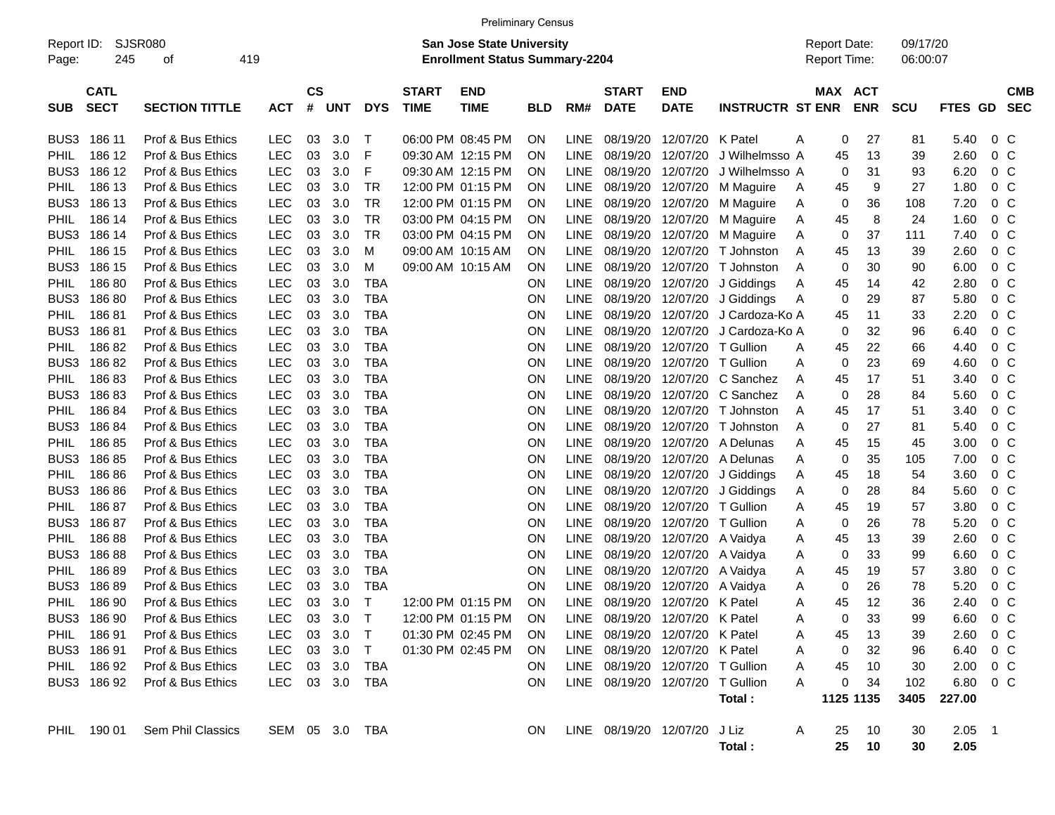Preliminary Census

Report ID: SJSR080

**San Jose State University**
**Enrollment Status Summary-2204**

Report Date: 09/17/20
Report Time: 06:00:07

| SUB | CATL SECT | SECTION TITTLE | ACT | CS # | UNT | DYS | START TIME | END TIME | BLD | RM# | START DATE | END DATE | INSTRUCTR | ST | MAX ENR | ACT ENR | SCU | FTES | GD | CMB SEC |
|---|---|---|---|---|---|---|---|---|---|---|---|---|---|---|---|---|---|---|---|---|
| BUS3 | 186 11 | Prof & Bus Ethics | LEC | 03 | 3.0 | T | 06:00 PM | 08:45 PM | ON | LINE | 08/19/20 | 12/07/20 | K Patel | A | 0 | 27 | 81 | 5.40 | 0 | C |
| PHIL | 186 12 | Prof & Bus Ethics | LEC | 03 | 3.0 | F | 09:30 AM | 12:15 PM | ON | LINE | 08/19/20 | 12/07/20 | J Wilhelmsso | A | 45 | 13 | 39 | 2.60 | 0 | C |
| BUS3 | 186 12 | Prof & Bus Ethics | LEC | 03 | 3.0 | F | 09:30 AM | 12:15 PM | ON | LINE | 08/19/20 | 12/07/20 | J Wilhelmsso | A | 0 | 31 | 93 | 6.20 | 0 | C |
| PHIL | 186 13 | Prof & Bus Ethics | LEC | 03 | 3.0 | TR | 12:00 PM | 01:15 PM | ON | LINE | 08/19/20 | 12/07/20 | M Maguire | A | 45 | 9 | 27 | 1.80 | 0 | C |
| BUS3 | 186 13 | Prof & Bus Ethics | LEC | 03 | 3.0 | TR | 12:00 PM | 01:15 PM | ON | LINE | 08/19/20 | 12/07/20 | M Maguire | A | 0 | 36 | 108 | 7.20 | 0 | C |
| PHIL | 186 14 | Prof & Bus Ethics | LEC | 03 | 3.0 | TR | 03:00 PM | 04:15 PM | ON | LINE | 08/19/20 | 12/07/20 | M Maguire | A | 45 | 8 | 24 | 1.60 | 0 | C |
| BUS3 | 186 14 | Prof & Bus Ethics | LEC | 03 | 3.0 | TR | 03:00 PM | 04:15 PM | ON | LINE | 08/19/20 | 12/07/20 | M Maguire | A | 0 | 37 | 111 | 7.40 | 0 | C |
| PHIL | 186 15 | Prof & Bus Ethics | LEC | 03 | 3.0 | M | 09:00 AM | 10:15 AM | ON | LINE | 08/19/20 | 12/07/20 | T Johnston | A | 45 | 13 | 39 | 2.60 | 0 | C |
| BUS3 | 186 15 | Prof & Bus Ethics | LEC | 03 | 3.0 | M | 09:00 AM | 10:15 AM | ON | LINE | 08/19/20 | 12/07/20 | T Johnston | A | 0 | 30 | 90 | 6.00 | 0 | C |
| PHIL | 186 80 | Prof & Bus Ethics | LEC | 03 | 3.0 | TBA | | | ON | LINE | 08/19/20 | 12/07/20 | J Giddings | A | 45 | 14 | 42 | 2.80 | 0 | C |
| BUS3 | 186 80 | Prof & Bus Ethics | LEC | 03 | 3.0 | TBA | | | ON | LINE | 08/19/20 | 12/07/20 | J Giddings | A | 0 | 29 | 87 | 5.80 | 0 | C |
| PHIL | 186 81 | Prof & Bus Ethics | LEC | 03 | 3.0 | TBA | | | ON | LINE | 08/19/20 | 12/07/20 | J Cardoza-Ko | A | 45 | 11 | 33 | 2.20 | 0 | C |
| BUS3 | 186 81 | Prof & Bus Ethics | LEC | 03 | 3.0 | TBA | | | ON | LINE | 08/19/20 | 12/07/20 | J Cardoza-Ko | A | 0 | 32 | 96 | 6.40 | 0 | C |
| PHIL | 186 82 | Prof & Bus Ethics | LEC | 03 | 3.0 | TBA | | | ON | LINE | 08/19/20 | 12/07/20 | T Gullion | A | 45 | 22 | 66 | 4.40 | 0 | C |
| BUS3 | 186 82 | Prof & Bus Ethics | LEC | 03 | 3.0 | TBA | | | ON | LINE | 08/19/20 | 12/07/20 | T Gullion | A | 0 | 23 | 69 | 4.60 | 0 | C |
| PHIL | 186 83 | Prof & Bus Ethics | LEC | 03 | 3.0 | TBA | | | ON | LINE | 08/19/20 | 12/07/20 | C Sanchez | A | 45 | 17 | 51 | 3.40 | 0 | C |
| BUS3 | 186 83 | Prof & Bus Ethics | LEC | 03 | 3.0 | TBA | | | ON | LINE | 08/19/20 | 12/07/20 | C Sanchez | A | 0 | 28 | 84 | 5.60 | 0 | C |
| PHIL | 186 84 | Prof & Bus Ethics | LEC | 03 | 3.0 | TBA | | | ON | LINE | 08/19/20 | 12/07/20 | T Johnston | A | 45 | 17 | 51 | 3.40 | 0 | C |
| BUS3 | 186 84 | Prof & Bus Ethics | LEC | 03 | 3.0 | TBA | | | ON | LINE | 08/19/20 | 12/07/20 | T Johnston | A | 0 | 27 | 81 | 5.40 | 0 | C |
| PHIL | 186 85 | Prof & Bus Ethics | LEC | 03 | 3.0 | TBA | | | ON | LINE | 08/19/20 | 12/07/20 | A Delunas | A | 45 | 15 | 45 | 3.00 | 0 | C |
| BUS3 | 186 85 | Prof & Bus Ethics | LEC | 03 | 3.0 | TBA | | | ON | LINE | 08/19/20 | 12/07/20 | A Delunas | A | 0 | 35 | 105 | 7.00 | 0 | C |
| PHIL | 186 86 | Prof & Bus Ethics | LEC | 03 | 3.0 | TBA | | | ON | LINE | 08/19/20 | 12/07/20 | J Giddings | A | 45 | 18 | 54 | 3.60 | 0 | C |
| BUS3 | 186 86 | Prof & Bus Ethics | LEC | 03 | 3.0 | TBA | | | ON | LINE | 08/19/20 | 12/07/20 | J Giddings | A | 0 | 28 | 84 | 5.60 | 0 | C |
| PHIL | 186 87 | Prof & Bus Ethics | LEC | 03 | 3.0 | TBA | | | ON | LINE | 08/19/20 | 12/07/20 | T Gullion | A | 45 | 19 | 57 | 3.80 | 0 | C |
| BUS3 | 186 87 | Prof & Bus Ethics | LEC | 03 | 3.0 | TBA | | | ON | LINE | 08/19/20 | 12/07/20 | T Gullion | A | 0 | 26 | 78 | 5.20 | 0 | C |
| PHIL | 186 88 | Prof & Bus Ethics | LEC | 03 | 3.0 | TBA | | | ON | LINE | 08/19/20 | 12/07/20 | A Vaidya | A | 45 | 13 | 39 | 2.60 | 0 | C |
| BUS3 | 186 88 | Prof & Bus Ethics | LEC | 03 | 3.0 | TBA | | | ON | LINE | 08/19/20 | 12/07/20 | A Vaidya | A | 0 | 33 | 99 | 6.60 | 0 | C |
| PHIL | 186 89 | Prof & Bus Ethics | LEC | 03 | 3.0 | TBA | | | ON | LINE | 08/19/20 | 12/07/20 | A Vaidya | A | 45 | 19 | 57 | 3.80 | 0 | C |
| BUS3 | 186 89 | Prof & Bus Ethics | LEC | 03 | 3.0 | TBA | | | ON | LINE | 08/19/20 | 12/07/20 | A Vaidya | A | 0 | 26 | 78 | 5.20 | 0 | C |
| PHIL | 186 90 | Prof & Bus Ethics | LEC | 03 | 3.0 | T | 12:00 PM | 01:15 PM | ON | LINE | 08/19/20 | 12/07/20 | K Patel | A | 45 | 12 | 36 | 2.40 | 0 | C |
| BUS3 | 186 90 | Prof & Bus Ethics | LEC | 03 | 3.0 | T | 12:00 PM | 01:15 PM | ON | LINE | 08/19/20 | 12/07/20 | K Patel | A | 0 | 33 | 99 | 6.60 | 0 | C |
| PHIL | 186 91 | Prof & Bus Ethics | LEC | 03 | 3.0 | T | 01:30 PM | 02:45 PM | ON | LINE | 08/19/20 | 12/07/20 | K Patel | A | 45 | 13 | 39 | 2.60 | 0 | C |
| BUS3 | 186 91 | Prof & Bus Ethics | LEC | 03 | 3.0 | T | 01:30 PM | 02:45 PM | ON | LINE | 08/19/20 | 12/07/20 | K Patel | A | 0 | 32 | 96 | 6.40 | 0 | C |
| PHIL | 186 92 | Prof & Bus Ethics | LEC | 03 | 3.0 | TBA | | | ON | LINE | 08/19/20 | 12/07/20 | T Gullion | A | 45 | 10 | 30 | 2.00 | 0 | C |
| BUS3 | 186 92 | Prof & Bus Ethics | LEC | 03 | 3.0 | TBA | | | ON | LINE | 08/19/20 | 12/07/20 | T Gullion | A | 0 | 34 | 102 | 6.80 | 0 | C |
| | | | | | | | | | | | | | **Total :** | | **1125** | **1135** | **3405** | **227.00** | | |
| PHIL | 190 01 | Sem Phil Classics | SEM | 05 | 3.0 | TBA | | | ON | LINE | 08/19/20 | 12/07/20 | J Liz | A | 25 | 10 | 30 | 2.05 | 1 | |
| | | | | | | | | | | | | | **Total :** | | **25** | **10** | **30** | **2.05** | | |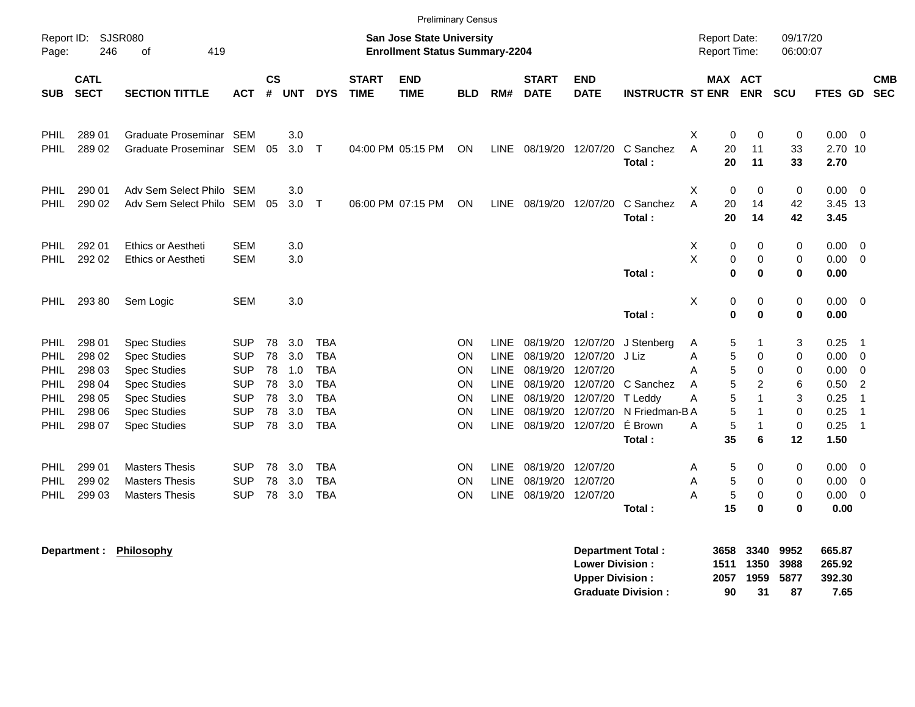Preliminary Census

Report ID: SJSR080
Page: 246 of 419

**San Jose State University**
**Enrollment Status Summary-2204**

Report Date: 09/17/20
Report Time: 06:00:07

| SUB | CATL SECT | SECTION TITTLE | ACT | CS # | UNT | DYS | START TIME | END TIME | BLD | RM# | START DATE | END DATE | INSTRUCTR | ST | MAX ENR | ACT ENR | SCU | FTES | GD | CMB SEC |
|---|---|---|---|---|---|---|---|---|---|---|---|---|---|---|---|---|---|---|---|---|
| PHIL | 289 01 | Graduate Proseminar | SEM | | 3.0 | | | | | | | | | X | 0 | 0 | 0 | 0.00 | 0 | |
| PHIL | 289 02 | Graduate Proseminar | SEM | 05 | 3.0 | T | 04:00 PM | 05:15 PM | ON | LINE | 08/19/20 | 12/07/20 | C Sanchez | A | 20 | 11 | 33 | 2.70 | 10 | |
| | | | | | | | | | | | | | **Total :** | | **20** | **11** | **33** | **2.70** | | |
| PHIL | 290 01 | Adv Sem Select Philo | SEM | | 3.0 | | | | | | | | | X | 0 | 0 | 0 | 0.00 | 0 | |
| PHIL | 290 02 | Adv Sem Select Philo | SEM | 05 | 3.0 | T | 06:00 PM | 07:15 PM | ON | LINE | 08/19/20 | 12/07/20 | C Sanchez | A | 20 | 14 | 42 | 3.45 | 13 | |
| | | | | | | | | | | | | | **Total :** | | **20** | **14** | **42** | **3.45** | | |
| PHIL | 292 01 | Ethics or Aestheti | SEM | | 3.0 | | | | | | | | | X | 0 | 0 | 0 | 0.00 | 0 | |
| PHIL | 292 02 | Ethics or Aestheti | SEM | | 3.0 | | | | | | | | | X | 0 | 0 | 0 | 0.00 | 0 | |
| | | | | | | | | | | | | | **Total :** | | **0** | **0** | **0** | **0.00** | | |
| PHIL | 293 80 | Sem Logic | SEM | | 3.0 | | | | | | | | | X | 0 | 0 | 0 | 0.00 | 0 | |
| | | | | | | | | | | | | | **Total :** | | **0** | **0** | **0** | **0.00** | | |
| PHIL | 298 01 | Spec Studies | SUP | 78 | 3.0 | TBA | | | ON | LINE | 08/19/20 | 12/07/20 | J Stenberg | A | 5 | 1 | 3 | 0.25 | 1 | |
| PHIL | 298 02 | Spec Studies | SUP | 78 | 3.0 | TBA | | | ON | LINE | 08/19/20 | 12/07/20 | J Liz | A | 5 | 0 | 0 | 0.00 | 0 | |
| PHIL | 298 03 | Spec Studies | SUP | 78 | 1.0 | TBA | | | ON | LINE | 08/19/20 | 12/07/20 | | A | 5 | 0 | 0 | 0.00 | 0 | |
| PHIL | 298 04 | Spec Studies | SUP | 78 | 3.0 | TBA | | | ON | LINE | 08/19/20 | 12/07/20 | C Sanchez | A | 5 | 2 | 6 | 0.50 | 2 | |
| PHIL | 298 05 | Spec Studies | SUP | 78 | 3.0 | TBA | | | ON | LINE | 08/19/20 | 12/07/20 | T Leddy | A | 5 | 1 | 3 | 0.25 | 1 | |
| PHIL | 298 06 | Spec Studies | SUP | 78 | 3.0 | TBA | | | ON | LINE | 08/19/20 | 12/07/20 | N Friedman-B | A | 5 | 1 | 0 | 0.25 | 1 | |
| PHIL | 298 07 | Spec Studies | SUP | 78 | 3.0 | TBA | | | ON | LINE | 08/19/20 | 12/07/20 | É Brown | A | 5 | 1 | 0 | 0.25 | 1 | |
| | | | | | | | | | | | | | **Total :** | | **35** | **6** | **12** | **1.50** | | |
| PHIL | 299 01 | Masters Thesis | SUP | 78 | 3.0 | TBA | | | ON | LINE | 08/19/20 | 12/07/20 | | A | 5 | 0 | 0 | 0.00 | 0 | |
| PHIL | 299 02 | Masters Thesis | SUP | 78 | 3.0 | TBA | | | ON | LINE | 08/19/20 | 12/07/20 | | A | 5 | 0 | 0 | 0.00 | 0 | |
| PHIL | 299 03 | Masters Thesis | SUP | 78 | 3.0 | TBA | | | ON | LINE | 08/19/20 | 12/07/20 | | A | 5 | 0 | 0 | 0.00 | 0 | |
| | | | | | | | | | | | | | **Total :** | | **15** | **0** | **0** | **0.00** | | |

**Department : Philosophy**

| | MAX ENR | ACT ENR | SCU | FTES |
|---|---|---|---|---|
| **Department Total :** | **3658** | **3340** | **9952** | **665.87** |
| **Lower Division :** | **1511** | **1350** | **3988** | **265.92** |
| **Upper Division :** | **2057** | **1959** | **5877** | **392.30** |
| **Graduate Division :** | **90** | **31** | **87** | **7.65** |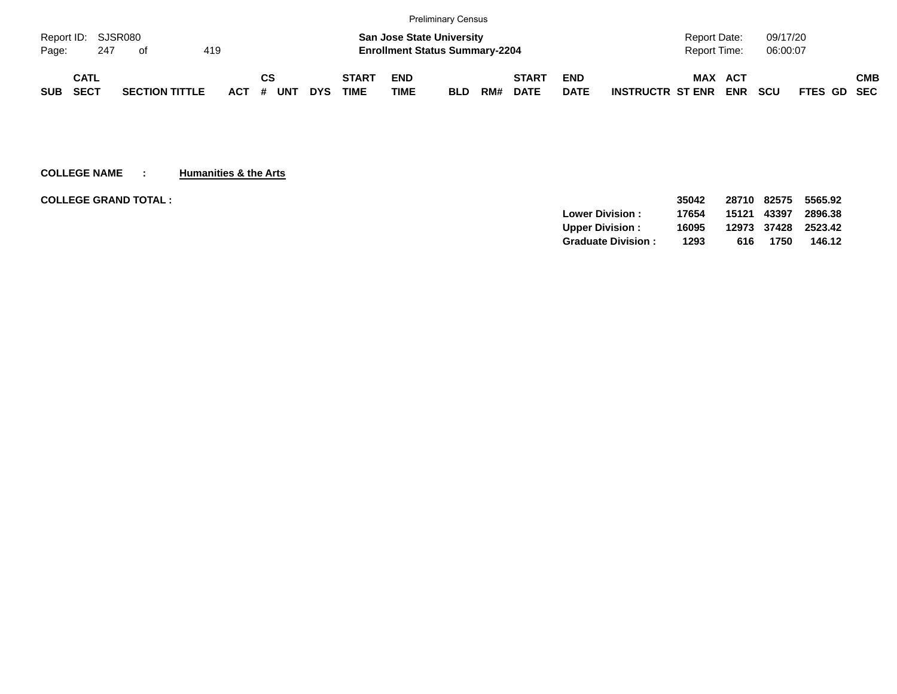Preliminary Census

Report ID: SJSR080

**San Jose State University**
**Enrollment Status Summary-2204**

Report Date: 09/17/20
Report Time: 06:00:07

| SUB | CATL SECT | SECTION TITTLE | ACT | CS # | UNT | DYS | START TIME | END TIME | BLD | RM# | START DATE | END DATE | INSTRUCTR | MAX ST ENR | ACT ENR | SCU | FTES | GD | CMB SEC |
|---|---|---|---|---|---|---|---|---|---|---|---|---|---|---|---|---|---|---|---|

**COLLEGE NAME : Humanities & the Arts**

| | | MAX ST ENR | ACT ENR | SCU | FTES |
|---|---|---|---|---|---|
| **COLLEGE GRAND TOTAL :** | | **35042** | **28710** | **82575** | **5565.92** |
| | **Lower Division :** | **17654** | **15121** | **43397** | **2896.38** |
| | **Upper Division :** | **16095** | **12973** | **37428** | **2523.42** |
| | **Graduate Division :** | **1293** | **616** | **1750** | **146.12** |